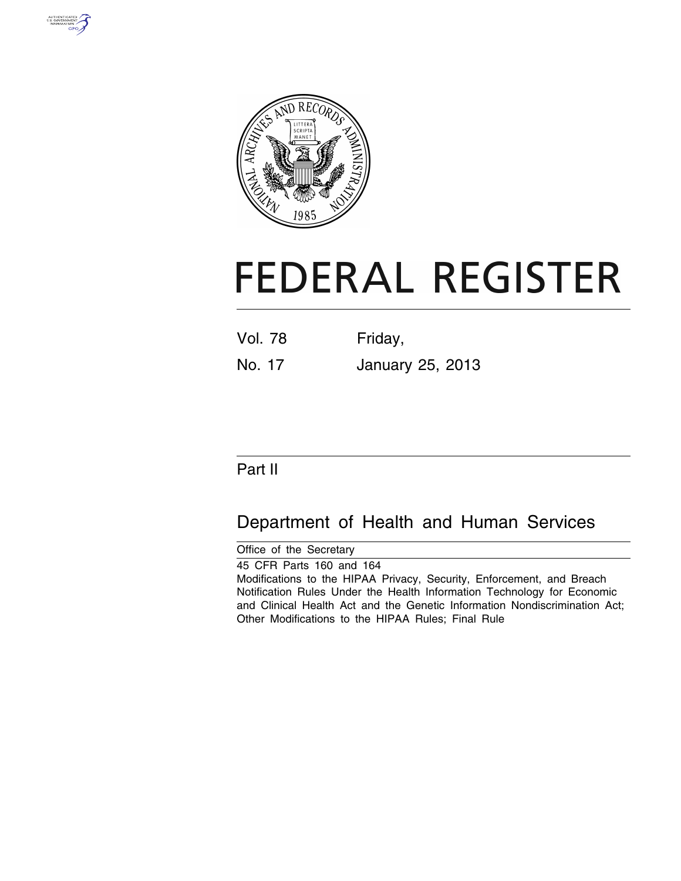# FEDERAL REGISTER

Vol. 78 Friday,

No. 17 January 25, 2013

## Part II

## Department of Health and Human Services

Office of the Secretary

45 CFR Parts 160 and 164

Modifications to the HIPAA Privacy, Security, Enforcement, and Breach Notification Rules Under the Health Information Technology for Economic and Clinical Health Act and the Genetic Information Nondiscrimination Act; Other Modifications to the HIPAA Rules; Final Rule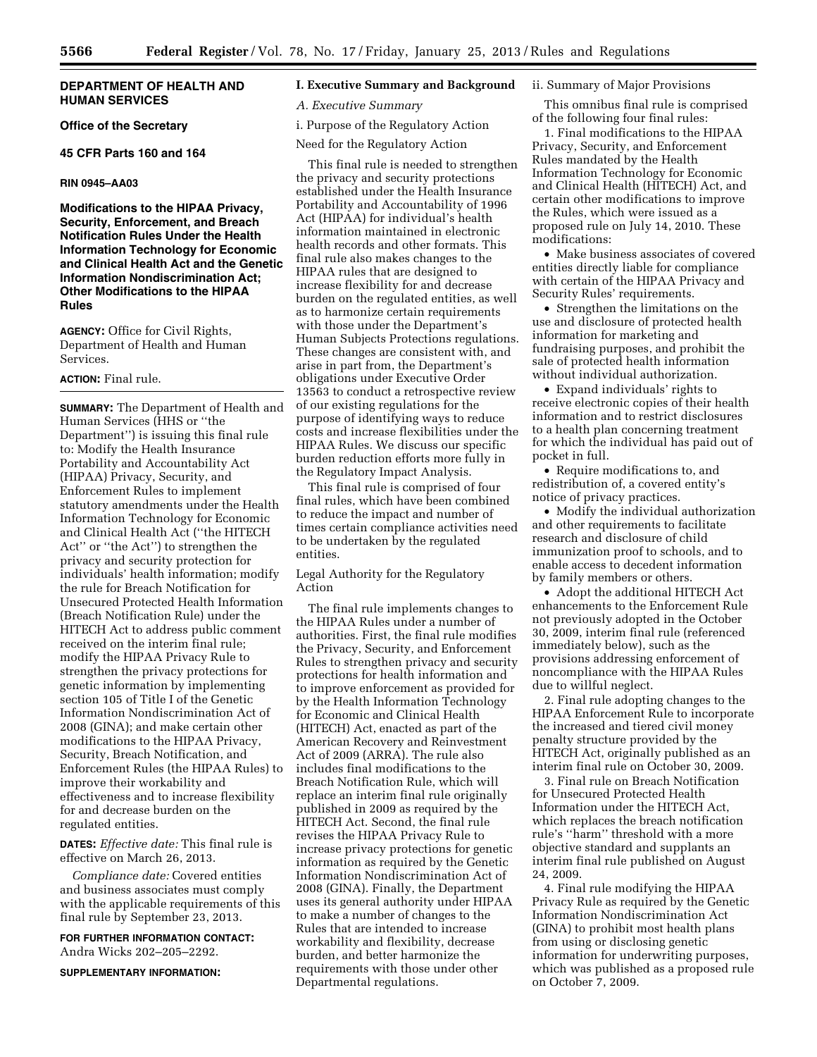**DEPARTMENT OF HEALTH AND HUMAN SERVICES**

**Office of the Secretary**

**45 CFR Parts 160 and 164**

**RIN 0945–AA03**

# Modifications to the HIPAA Privacy, Security, Enforcement, and Breach Notification Rules Under the Health Information Technology for Economic and Clinical Health Act and the Genetic Information Nondiscrimination Act; Other Modifications to the HIPAA Rules

**AGENCY:** Office for Civil Rights, Department of Health and Human Services.

**ACTION:** Final rule.

**SUMMARY:** The Department of Health and Human Services (HHS or ''the Department'') is issuing this final rule to: Modify the Health Insurance Portability and Accountability Act (HIPAA) Privacy, Security, and Enforcement Rules to implement statutory amendments under the Health Information Technology for Economic and Clinical Health Act (''the HITECH Act'' or ''the Act'') to strengthen the privacy and security protection for individuals' health information; modify the rule for Breach Notification for Unsecured Protected Health Information (Breach Notification Rule) under the HITECH Act to address public comment received on the interim final rule; modify the HIPAA Privacy Rule to strengthen the privacy protections for genetic information by implementing section 105 of Title I of the Genetic Information Nondiscrimination Act of 2008 (GINA); and make certain other modifications to the HIPAA Privacy, Security, Breach Notification, and Enforcement Rules (the HIPAA Rules) to improve their workability and effectiveness and to increase flexibility for and decrease burden on the regulated entities.

**DATES:** *Effective date:* This final rule is effective on March 26, 2013.

*Compliance date:* Covered entities and business associates must comply with the applicable requirements of this final rule by September 23, 2013.

**FOR FURTHER INFORMATION CONTACT:** Andra Wicks 202–205–2292.

**SUPPLEMENTARY INFORMATION:**

## I. Executive Summary and Background

### *A. Executive Summary*

i. Purpose of the Regulatory Action

Need for the Regulatory Action

This final rule is needed to strengthen the privacy and security protections established under the Health Insurance Portability and Accountability of 1996 Act (HIPAA) for individual's health information maintained in electronic health records and other formats. This final rule also makes changes to the HIPAA rules that are designed to increase flexibility for and decrease burden on the regulated entities, as well as to harmonize certain requirements with those under the Department's Human Subjects Protections regulations. These changes are consistent with, and arise in part from, the Department's obligations under Executive Order 13563 to conduct a retrospective review of our existing regulations for the purpose of identifying ways to reduce costs and increase flexibilities under the HIPAA Rules. We discuss our specific burden reduction efforts more fully in the Regulatory Impact Analysis.

This final rule is comprised of four final rules, which have been combined to reduce the impact and number of times certain compliance activities need to be undertaken by the regulated entities.

Legal Authority for the Regulatory Action

The final rule implements changes to the HIPAA Rules under a number of authorities. First, the final rule modifies the Privacy, Security, and Enforcement Rules to strengthen privacy and security protections for health information and to improve enforcement as provided for by the Health Information Technology for Economic and Clinical Health (HITECH) Act, enacted as part of the American Recovery and Reinvestment Act of 2009 (ARRA). The rule also includes final modifications to the Breach Notification Rule, which will replace an interim final rule originally published in 2009 as required by the HITECH Act. Second, the final rule revises the HIPAA Privacy Rule to increase privacy protections for genetic information as required by the Genetic Information Nondiscrimination Act of 2008 (GINA). Finally, the Department uses its general authority under HIPAA to make a number of changes to the Rules that are intended to increase workability and flexibility, decrease burden, and better harmonize the requirements with those under other Departmental regulations.

ii. Summary of Major Provisions

This omnibus final rule is comprised of the following four final rules:

1. Final modifications to the HIPAA Privacy, Security, and Enforcement Rules mandated by the Health Information Technology for Economic and Clinical Health (HITECH) Act, and certain other modifications to improve the Rules, which were issued as a proposed rule on July 14, 2010. These modifications:

- Make business associates of covered entities directly liable for compliance with certain of the HIPAA Privacy and Security Rules' requirements.
- Strengthen the limitations on the use and disclosure of protected health information for marketing and fundraising purposes, and prohibit the sale of protected health information without individual authorization.
- Expand individuals' rights to receive electronic copies of their health information and to restrict disclosures to a health plan concerning treatment for which the individual has paid out of pocket in full.
- Require modifications to, and redistribution of, a covered entity's notice of privacy practices.
- Modify the individual authorization and other requirements to facilitate research and disclosure of child immunization proof to schools, and to enable access to decedent information by family members or others.
- Adopt the additional HITECH Act enhancements to the Enforcement Rule not previously adopted in the October 30, 2009, interim final rule (referenced immediately below), such as the provisions addressing enforcement of noncompliance with the HIPAA Rules due to willful neglect.

2. Final rule adopting changes to the HIPAA Enforcement Rule to incorporate the increased and tiered civil money penalty structure provided by the HITECH Act, originally published as an interim final rule on October 30, 2009.

3. Final rule on Breach Notification for Unsecured Protected Health Information under the HITECH Act, which replaces the breach notification rule's ''harm'' threshold with a more objective standard and supplants an interim final rule published on August 24, 2009.

4. Final rule modifying the HIPAA Privacy Rule as required by the Genetic Information Nondiscrimination Act (GINA) to prohibit most health plans from using or disclosing genetic information for underwriting purposes, which was published as a proposed rule on October 7, 2009.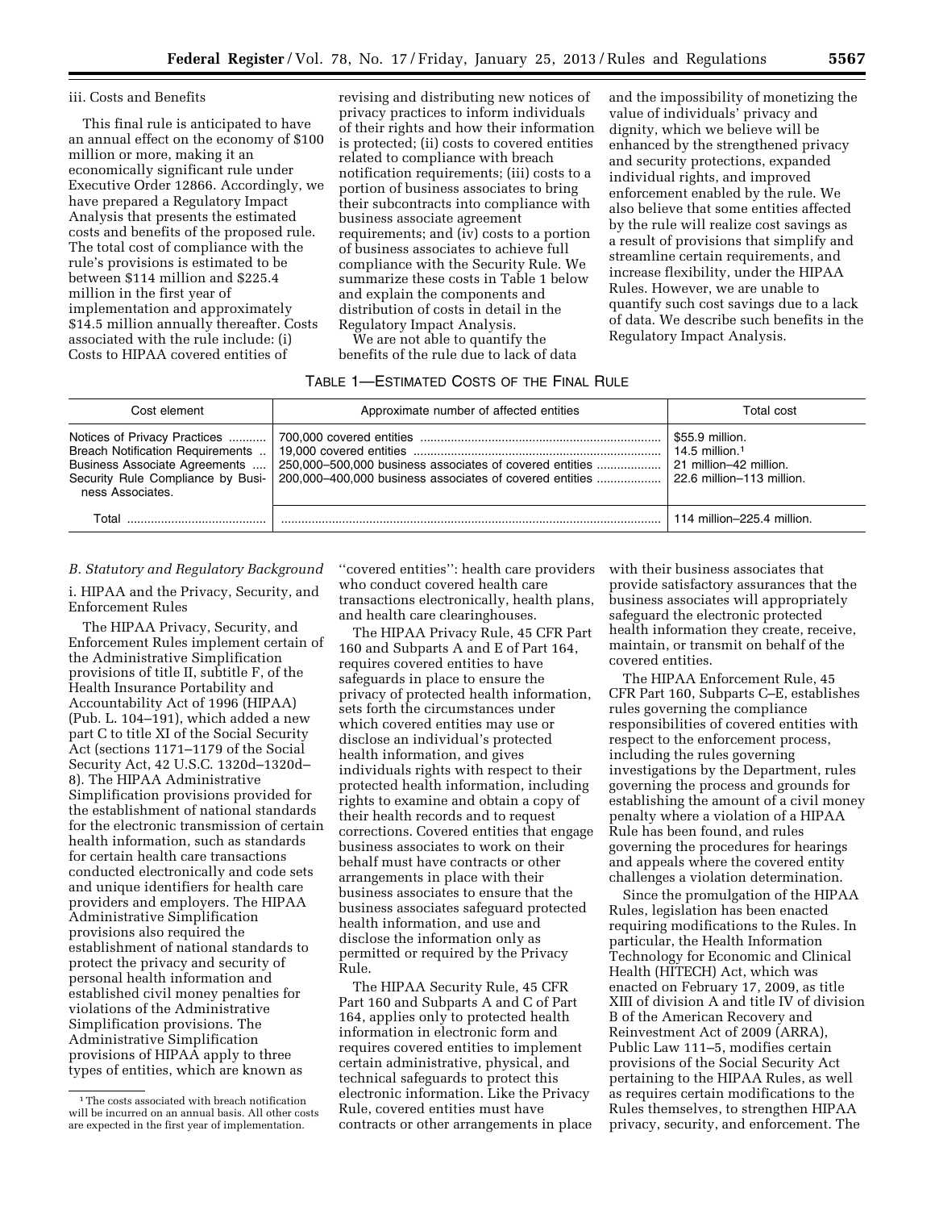iii. Costs and Benefits

This final rule is anticipated to have an annual effect on the economy of $100 million or more, making it an economically significant rule under Executive Order 12866. Accordingly, we have prepared a Regulatory Impact Analysis that presents the estimated costs and benefits of the proposed rule. The total cost of compliance with the rule's provisions is estimated to be between $114 million and $225.4 million in the first year of implementation and approximately $14.5 million annually thereafter. Costs associated with the rule include: (i) Costs to HIPAA covered entities of revising and distributing new notices of privacy practices to inform individuals of their rights and how their information is protected; (ii) costs to covered entities related to compliance with breach notification requirements; (iii) costs to a portion of business associates to bring their subcontracts into compliance with business associate agreement requirements; and (iv) costs to a portion of business associates to achieve full compliance with the Security Rule. We summarize these costs in Table 1 below and explain the components and distribution of costs in detail in the Regulatory Impact Analysis.

We are not able to quantify the benefits of the rule due to lack of data and the impossibility of monetizing the value of individuals' privacy and dignity, which we believe will be enhanced by the strengthened privacy and security protections, expanded individual rights, and improved enforcement enabled by the rule. We also believe that some entities affected by the rule will realize cost savings as a result of provisions that simplify and streamline certain requirements, and increase flexibility, under the HIPAA Rules. However, we are unable to quantify such cost savings due to a lack of data. We describe such benefits in the Regulatory Impact Analysis.

TABLE 1—ESTIMATED COSTS OF THE FINAL RULE

| Cost element | Approximate number of affected entities | Total cost |
|---|---|---|
| Notices of Privacy Practices | 700,000 covered entities | $55.9 million. |
| Breach Notification Requirements | 19,000 covered entities | 14.5 million.[1] |
| Business Associate Agreements | 250,000–500,000 business associates of covered entities | 21 million–42 million. |
| Security Rule Compliance by Business Associates. | 200,000–400,000 business associates of covered entities | 22.6 million–113 million. |
| Total | | 114 million–225.4 million. |

[1] The costs associated with breach notification will be incurred on an annual basis. All other costs are expected in the first year of implementation.

## B. Statutory and Regulatory Background

### i. HIPAA and the Privacy, Security, and Enforcement Rules

The HIPAA Privacy, Security, and Enforcement Rules implement certain of the Administrative Simplification provisions of title II, subtitle F, of the Health Insurance Portability and Accountability Act of 1996 (HIPAA) (Pub. L. 104–191), which added a new part C to title XI of the Social Security Act (sections 1171–1179 of the Social Security Act, 42 U.S.C. 1320d–1320d–8). The HIPAA Administrative Simplification provisions provided for the establishment of national standards for the electronic transmission of certain health information, such as standards for certain health care transactions conducted electronically and code sets and unique identifiers for health care providers and employers. The HIPAA Administrative Simplification provisions also required the establishment of national standards to protect the privacy and security of personal health information and established civil money penalties for violations of the Administrative Simplification provisions. The Administrative Simplification provisions of HIPAA apply to three types of entities, which are known as "covered entities": health care providers who conduct covered health care transactions electronically, health plans, and health care clearinghouses.

The HIPAA Privacy Rule, 45 CFR Part 160 and Subparts A and E of Part 164, requires covered entities to have safeguards in place to ensure the privacy of protected health information, sets forth the circumstances under which covered entities may use or disclose an individual's protected health information, and gives individuals rights with respect to their protected health information, including rights to examine and obtain a copy of their health records and to request corrections. Covered entities that engage business associates to work on their behalf must have contracts or other arrangements in place with their business associates to ensure that the business associates safeguard protected health information, and use and disclose the information only as permitted or required by the Privacy Rule.

The HIPAA Security Rule, 45 CFR Part 160 and Subparts A and C of Part 164, applies only to protected health information in electronic form and requires covered entities to implement certain administrative, physical, and technical safeguards to protect this electronic information. Like the Privacy Rule, covered entities must have contracts or other arrangements in place with their business associates that provide satisfactory assurances that the business associates will appropriately safeguard the electronic protected health information they create, receive, maintain, or transmit on behalf of the covered entities.

The HIPAA Enforcement Rule, 45 CFR Part 160, Subparts C–E, establishes rules governing the compliance responsibilities of covered entities with respect to the enforcement process, including the rules governing investigations by the Department, rules governing the process and grounds for establishing the amount of a civil money penalty where a violation of a HIPAA Rule has been found, and rules governing the procedures for hearings and appeals where the covered entity challenges a violation determination.

Since the promulgation of the HIPAA Rules, legislation has been enacted requiring modifications to the Rules. In particular, the Health Information Technology for Economic and Clinical Health (HITECH) Act, which was enacted on February 17, 2009, as title XIII of division A and title IV of division B of the American Recovery and Reinvestment Act of 2009 (ARRA), Public Law 111–5, modifies certain provisions of the Social Security Act pertaining to the HIPAA Rules, as well as requires certain modifications to the Rules themselves, to strengthen HIPAA privacy, security, and enforcement. The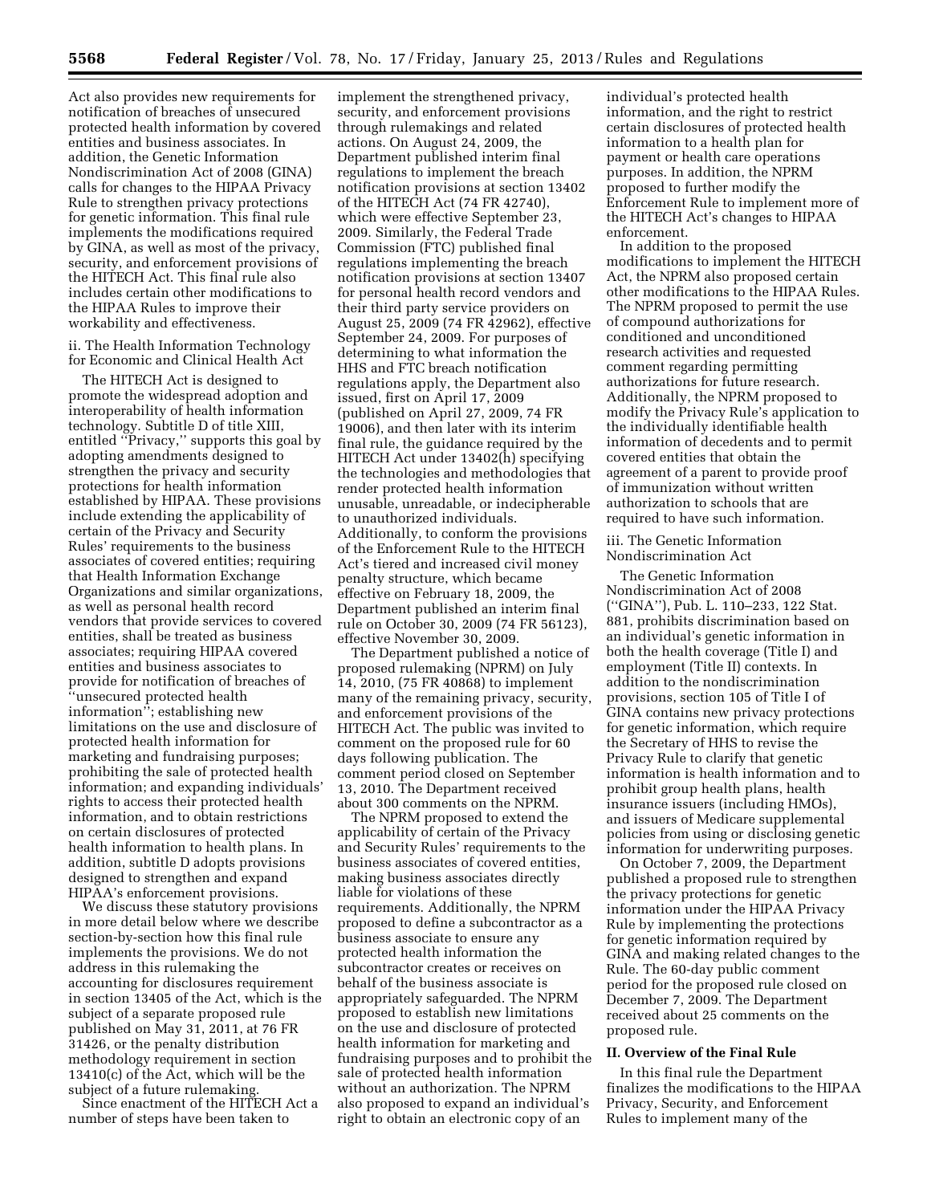Act also provides new requirements for notification of breaches of unsecured protected health information by covered entities and business associates. In addition, the Genetic Information Nondiscrimination Act of 2008 (GINA) calls for changes to the HIPAA Privacy Rule to strengthen privacy protections for genetic information. This final rule implements the modifications required by GINA, as well as most of the privacy, security, and enforcement provisions of the HITECH Act. This final rule also includes certain other modifications to the HIPAA Rules to improve their workability and effectiveness.

ii. The Health Information Technology for Economic and Clinical Health Act

The HITECH Act is designed to promote the widespread adoption and interoperability of health information technology. Subtitle D of title XIII, entitled ''Privacy,'' supports this goal by adopting amendments designed to strengthen the privacy and security protections for health information established by HIPAA. These provisions include extending the applicability of certain of the Privacy and Security Rules' requirements to the business associates of covered entities; requiring that Health Information Exchange Organizations and similar organizations, as well as personal health record vendors that provide services to covered entities, shall be treated as business associates; requiring HIPAA covered entities and business associates to provide for notification of breaches of ''unsecured protected health information''; establishing new limitations on the use and disclosure of protected health information for marketing and fundraising purposes; prohibiting the sale of protected health information; and expanding individuals' rights to access their protected health information, and to obtain restrictions on certain disclosures of protected health information to health plans. In addition, subtitle D adopts provisions designed to strengthen and expand HIPAA's enforcement provisions.

We discuss these statutory provisions in more detail below where we describe section-by-section how this final rule implements the provisions. We do not address in this rulemaking the accounting for disclosures requirement in section 13405 of the Act, which is the subject of a separate proposed rule published on May 31, 2011, at 76 FR 31426, or the penalty distribution methodology requirement in section 13410(c) of the Act, which will be the subject of a future rulemaking.

Since enactment of the HITECH Act a number of steps have been taken to implement the strengthened privacy, security, and enforcement provisions through rulemakings and related actions. On August 24, 2009, the Department published interim final regulations to implement the breach notification provisions at section 13402 of the HITECH Act (74 FR 42740), which were effective September 23, 2009. Similarly, the Federal Trade Commission (FTC) published final regulations implementing the breach notification provisions at section 13407 for personal health record vendors and their third party service providers on August 25, 2009 (74 FR 42962), effective September 24, 2009. For purposes of determining to what information the HHS and FTC breach notification regulations apply, the Department also issued, first on April 17, 2009 (published on April 27, 2009, 74 FR 19006), and then later with its interim final rule, the guidance required by the HITECH Act under 13402(h) specifying the technologies and methodologies that render protected health information unusable, unreadable, or indecipherable to unauthorized individuals. Additionally, to conform the provisions of the Enforcement Rule to the HITECH Act's tiered and increased civil money penalty structure, which became effective on February 18, 2009, the Department published an interim final rule on October 30, 2009 (74 FR 56123), effective November 30, 2009.

The Department published a notice of proposed rulemaking (NPRM) on July 14, 2010, (75 FR 40868) to implement many of the remaining privacy, security, and enforcement provisions of the HITECH Act. The public was invited to comment on the proposed rule for 60 days following publication. The comment period closed on September 13, 2010. The Department received about 300 comments on the NPRM.

The NPRM proposed to extend the applicability of certain of the Privacy and Security Rules' requirements to the business associates of covered entities, making business associates directly liable for violations of these requirements. Additionally, the NPRM proposed to define a subcontractor as a business associate to ensure any protected health information the subcontractor creates or receives on behalf of the business associate is appropriately safeguarded. The NPRM proposed to establish new limitations on the use and disclosure of protected health information for marketing and fundraising purposes and to prohibit the sale of protected health information without an authorization. The NPRM also proposed to expand an individual's right to obtain an electronic copy of an individual's protected health information, and the right to restrict certain disclosures of protected health information to a health plan for payment or health care operations purposes. In addition, the NPRM proposed to further modify the Enforcement Rule to implement more of the HITECH Act's changes to HIPAA enforcement.

In addition to the proposed modifications to implement the HITECH Act, the NPRM also proposed certain other modifications to the HIPAA Rules. The NPRM proposed to permit the use of compound authorizations for conditioned and unconditioned research activities and requested comment regarding permitting authorizations for future research. Additionally, the NPRM proposed to modify the Privacy Rule's application to the individually identifiable health information of decedents and to permit covered entities that obtain the agreement of a parent to provide proof of immunization without written authorization to schools that are required to have such information.

iii. The Genetic Information Nondiscrimination Act

The Genetic Information Nondiscrimination Act of 2008 (''GINA''), Pub. L. 110–233, 122 Stat. 881, prohibits discrimination based on an individual's genetic information in both the health coverage (Title I) and employment (Title II) contexts. In addition to the nondiscrimination provisions, section 105 of Title I of GINA contains new privacy protections for genetic information, which require the Secretary of HHS to revise the Privacy Rule to clarify that genetic information is health information and to prohibit group health plans, health insurance issuers (including HMOs), and issuers of Medicare supplemental policies from using or disclosing genetic information for underwriting purposes.

On October 7, 2009, the Department published a proposed rule to strengthen the privacy protections for genetic information under the HIPAA Privacy Rule by implementing the protections for genetic information required by GINA and making related changes to the Rule. The 60-day public comment period for the proposed rule closed on December 7, 2009. The Department received about 25 comments on the proposed rule.

## II. Overview of the Final Rule

In this final rule the Department finalizes the modifications to the HIPAA Privacy, Security, and Enforcement Rules to implement many of the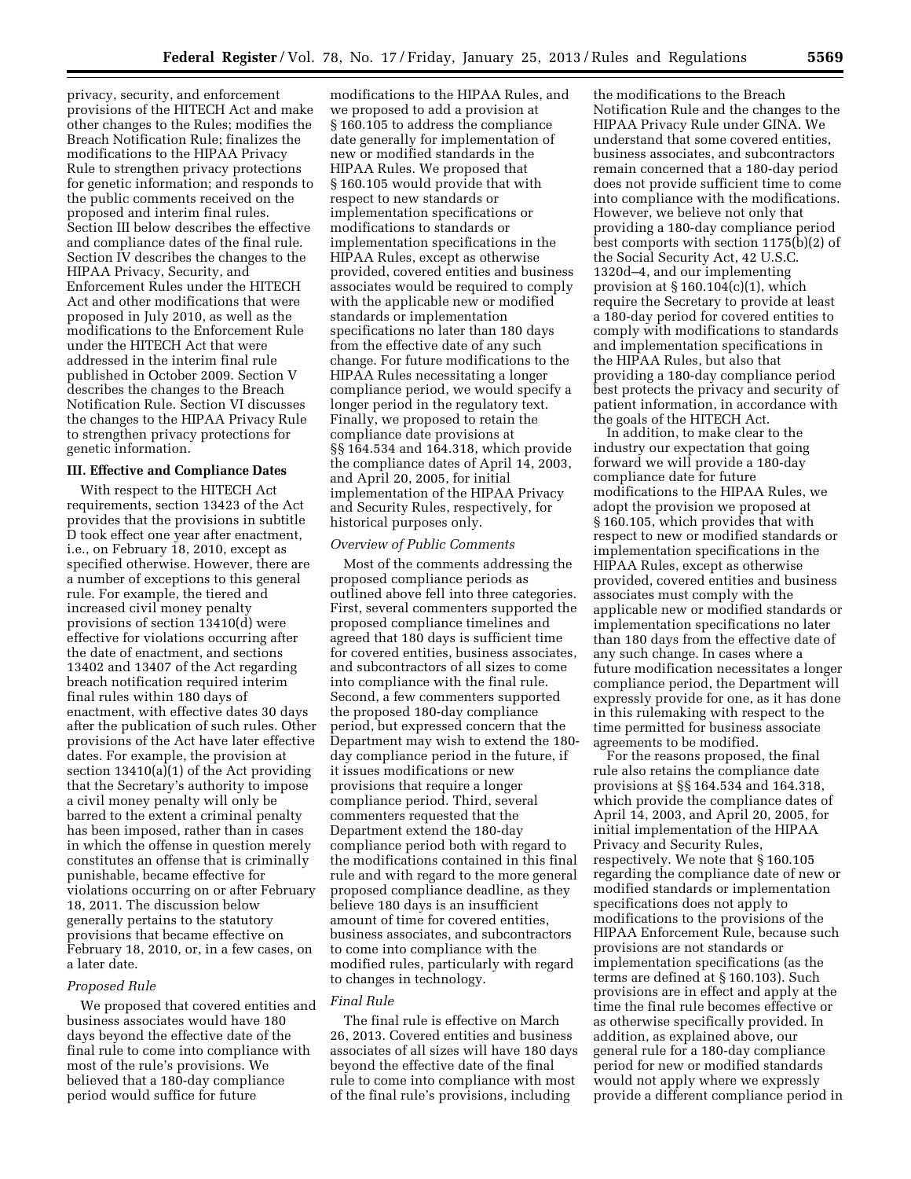privacy, security, and enforcement provisions of the HITECH Act and make other changes to the Rules; modifies the Breach Notification Rule; finalizes the modifications to the HIPAA Privacy Rule to strengthen privacy protections for genetic information; and responds to the public comments received on the proposed and interim final rules. Section III below describes the effective and compliance dates of the final rule. Section IV describes the changes to the HIPAA Privacy, Security, and Enforcement Rules under the HITECH Act and other modifications that were proposed in July 2010, as well as the modifications to the Enforcement Rule under the HITECH Act that were addressed in the interim final rule published in October 2009. Section V describes the changes to the Breach Notification Rule. Section VI discusses the changes to the HIPAA Privacy Rule to strengthen privacy protections for genetic information.

## III. Effective and Compliance Dates

With respect to the HITECH Act requirements, section 13423 of the Act provides that the provisions in subtitle D took effect one year after enactment, i.e., on February 18, 2010, except as specified otherwise. However, there are a number of exceptions to this general rule. For example, the tiered and increased civil money penalty provisions of section 13410(d) were effective for violations occurring after the date of enactment, and sections 13402 and 13407 of the Act regarding breach notification required interim final rules within 180 days of enactment, with effective dates 30 days after the publication of such rules. Other provisions of the Act have later effective dates. For example, the provision at section 13410(a)(1) of the Act providing that the Secretary's authority to impose a civil money penalty will only be barred to the extent a criminal penalty has been imposed, rather than in cases in which the offense in question merely constitutes an offense that is criminally punishable, became effective for violations occurring on or after February 18, 2011. The discussion below generally pertains to the statutory provisions that became effective on February 18, 2010, or, in a few cases, on a later date.

### *Proposed Rule*

We proposed that covered entities and business associates would have 180 days beyond the effective date of the final rule to come into compliance with most of the rule's provisions. We believed that a 180-day compliance period would suffice for future modifications to the HIPAA Rules, and we proposed to add a provision at § 160.105 to address the compliance date generally for implementation of new or modified standards in the HIPAA Rules. We proposed that § 160.105 would provide that with respect to new standards or implementation specifications or modifications to standards or implementation specifications in the HIPAA Rules, except as otherwise provided, covered entities and business associates would be required to comply with the applicable new or modified standards or implementation specifications no later than 180 days from the effective date of any such change. For future modifications to the HIPAA Rules necessitating a longer compliance period, we would specify a longer period in the regulatory text. Finally, we proposed to retain the compliance date provisions at §§ 164.534 and 164.318, which provide the compliance dates of April 14, 2003, and April 20, 2005, for initial implementation of the HIPAA Privacy and Security Rules, respectively, for historical purposes only.

### *Overview of Public Comments*

Most of the comments addressing the proposed compliance periods as outlined above fell into three categories. First, several commenters supported the proposed compliance timelines and agreed that 180 days is sufficient time for covered entities, business associates, and subcontractors of all sizes to come into compliance with the final rule. Second, a few commenters supported the proposed 180-day compliance period, but expressed concern that the Department may wish to extend the 180-day compliance period in the future, if it issues modifications or new provisions that require a longer compliance period. Third, several commenters requested that the Department extend the 180-day compliance period both with regard to the modifications contained in this final rule and with regard to the more general proposed compliance deadline, as they believe 180 days is an insufficient amount of time for covered entities, business associates, and subcontractors to come into compliance with the modified rules, particularly with regard to changes in technology.

### *Final Rule*

The final rule is effective on March 26, 2013. Covered entities and business associates of all sizes will have 180 days beyond the effective date of the final rule to come into compliance with most of the final rule's provisions, including the modifications to the Breach Notification Rule and the changes to the HIPAA Privacy Rule under GINA. We understand that some covered entities, business associates, and subcontractors remain concerned that a 180-day period does not provide sufficient time to come into compliance with the modifications. However, we believe not only that providing a 180-day compliance period best comports with section 1175(b)(2) of the Social Security Act, 42 U.S.C. 1320d–4, and our implementing provision at § 160.104(c)(1), which require the Secretary to provide at least a 180-day period for covered entities to comply with modifications to standards and implementation specifications in the HIPAA Rules, but also that providing a 180-day compliance period best protects the privacy and security of patient information, in accordance with the goals of the HITECH Act.

In addition, to make clear to the industry our expectation that going forward we will provide a 180-day compliance date for future modifications to the HIPAA Rules, we adopt the provision we proposed at § 160.105, which provides that with respect to new or modified standards or implementation specifications in the HIPAA Rules, except as otherwise provided, covered entities and business associates must comply with the applicable new or modified standards or implementation specifications no later than 180 days from the effective date of any such change. In cases where a future modification necessitates a longer compliance period, the Department will expressly provide for one, as it has done in this rulemaking with respect to the time permitted for business associate agreements to be modified.

For the reasons proposed, the final rule also retains the compliance date provisions at §§ 164.534 and 164.318, which provide the compliance dates of April 14, 2003, and April 20, 2005, for initial implementation of the HIPAA Privacy and Security Rules, respectively. We note that § 160.105 regarding the compliance date of new or modified standards or implementation specifications does not apply to modifications to the provisions of the HIPAA Enforcement Rule, because such provisions are not standards or implementation specifications (as the terms are defined at § 160.103). Such provisions are in effect and apply at the time the final rule becomes effective or as otherwise specifically provided. In addition, as explained above, our general rule for a 180-day compliance period for new or modified standards would not apply where we expressly provide a different compliance period in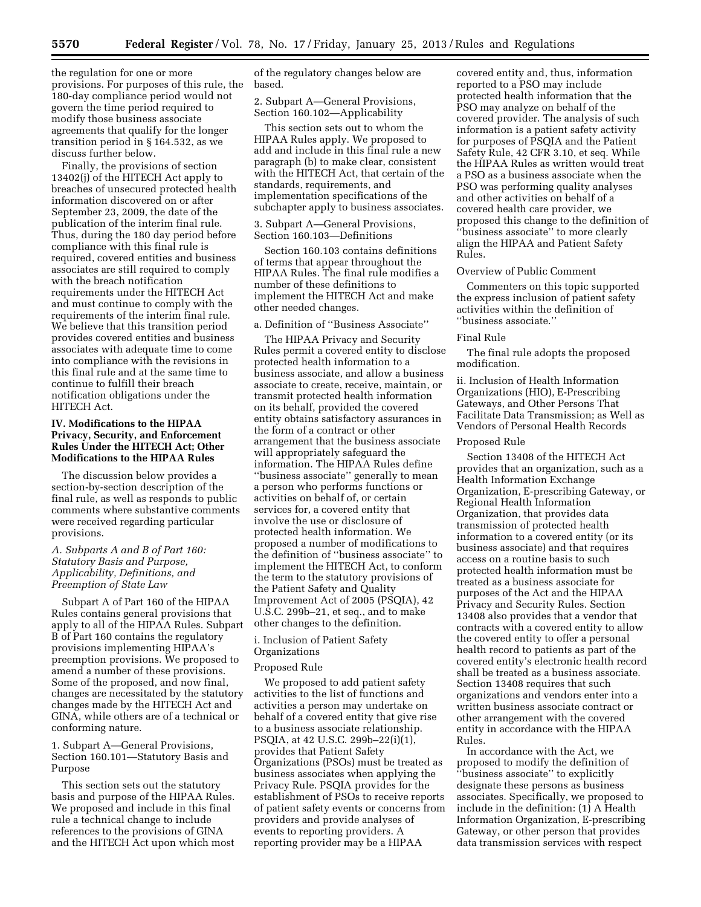the regulation for one or more provisions. For purposes of this rule, the 180-day compliance period would not govern the time period required to modify those business associate agreements that qualify for the longer transition period in § 164.532, as we discuss further below.

Finally, the provisions of section 13402(j) of the HITECH Act apply to breaches of unsecured protected health information discovered on or after September 23, 2009, the date of the publication of the interim final rule. Thus, during the 180 day period before compliance with this final rule is required, covered entities and business associates are still required to comply with the breach notification requirements under the HITECH Act and must continue to comply with the requirements of the interim final rule. We believe that this transition period provides covered entities and business associates with adequate time to come into compliance with the revisions in this final rule and at the same time to continue to fulfill their breach notification obligations under the HITECH Act.

## IV. Modifications to the HIPAA Privacy, Security, and Enforcement Rules Under the HITECH Act; Other Modifications to the HIPAA Rules

The discussion below provides a section-by-section description of the final rule, as well as responds to public comments where substantive comments were received regarding particular provisions.

### *A. Subparts A and B of Part 160: Statutory Basis and Purpose, Applicability, Definitions, and Preemption of State Law*

Subpart A of Part 160 of the HIPAA Rules contains general provisions that apply to all of the HIPAA Rules. Subpart B of Part 160 contains the regulatory provisions implementing HIPAA's preemption provisions. We proposed to amend a number of these provisions. Some of the proposed, and now final, changes are necessitated by the statutory changes made by the HITECH Act and GINA, while others are of a technical or conforming nature.

1. Subpart A—General Provisions, Section 160.101—Statutory Basis and Purpose

This section sets out the statutory basis and purpose of the HIPAA Rules. We proposed and include in this final rule a technical change to include references to the provisions of GINA and the HITECH Act upon which most of the regulatory changes below are based.

2. Subpart A—General Provisions, Section 160.102—Applicability

This section sets out to whom the HIPAA Rules apply. We proposed to add and include in this final rule a new paragraph (b) to make clear, consistent with the HITECH Act, that certain of the standards, requirements, and implementation specifications of the subchapter apply to business associates.

3. Subpart A—General Provisions, Section 160.103—Definitions

Section 160.103 contains definitions of terms that appear throughout the HIPAA Rules. The final rule modifies a number of these definitions to implement the HITECH Act and make other needed changes.

a. Definition of ''Business Associate''

The HIPAA Privacy and Security Rules permit a covered entity to disclose protected health information to a business associate, and allow a business associate to create, receive, maintain, or transmit protected health information on its behalf, provided the covered entity obtains satisfactory assurances in the form of a contract or other arrangement that the business associate will appropriately safeguard the information. The HIPAA Rules define ''business associate'' generally to mean a person who performs functions or activities on behalf of, or certain services for, a covered entity that involve the use or disclosure of protected health information. We proposed a number of modifications to the definition of ''business associate'' to implement the HITECH Act, to conform the term to the statutory provisions of the Patient Safety and Quality Improvement Act of 2005 (PSQIA), 42 U.S.C. 299b–21, et seq., and to make other changes to the definition.

i. Inclusion of Patient Safety Organizations

Proposed Rule

We proposed to add patient safety activities to the list of functions and activities a person may undertake on behalf of a covered entity that give rise to a business associate relationship. PSQIA, at 42 U.S.C. 299b–22(i)(1), provides that Patient Safety Organizations (PSOs) must be treated as business associates when applying the Privacy Rule. PSQIA provides for the establishment of PSOs to receive reports of patient safety events or concerns from providers and provide analyses of events to reporting providers. A reporting provider may be a HIPAA covered entity and, thus, information reported to a PSO may include protected health information that the PSO may analyze on behalf of the covered provider. The analysis of such information is a patient safety activity for purposes of PSQIA and the Patient Safety Rule, 42 CFR 3.10, et seq. While the HIPAA Rules as written would treat a PSO as a business associate when the PSO was performing quality analyses and other activities on behalf of a covered health care provider, we proposed this change to the definition of ''business associate'' to more clearly align the HIPAA and Patient Safety Rules.

Overview of Public Comment

Commenters on this topic supported the express inclusion of patient safety activities within the definition of ''business associate.''

Final Rule

The final rule adopts the proposed modification.

ii. Inclusion of Health Information Organizations (HIO), E-Prescribing Gateways, and Other Persons That Facilitate Data Transmission; as Well as Vendors of Personal Health Records

Proposed Rule

Section 13408 of the HITECH Act provides that an organization, such as a Health Information Exchange Organization, E-prescribing Gateway, or Regional Health Information Organization, that provides data transmission of protected health information to a covered entity (or its business associate) and that requires access on a routine basis to such protected health information must be treated as a business associate for purposes of the Act and the HIPAA Privacy and Security Rules. Section 13408 also provides that a vendor that contracts with a covered entity to allow the covered entity to offer a personal health record to patients as part of the covered entity's electronic health record shall be treated as a business associate. Section 13408 requires that such organizations and vendors enter into a written business associate contract or other arrangement with the covered entity in accordance with the HIPAA Rules.

In accordance with the Act, we proposed to modify the definition of ''business associate'' to explicitly designate these persons as business associates. Specifically, we proposed to include in the definition: (1) A Health Information Organization, E-prescribing Gateway, or other person that provides data transmission services with respect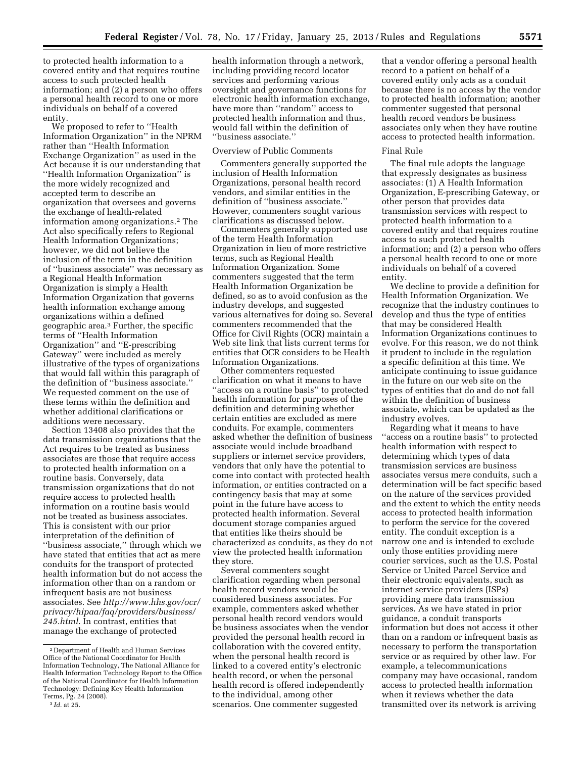to protected health information to a covered entity and that requires routine access to such protected health information; and (2) a person who offers a personal health record to one or more individuals on behalf of a covered entity.

We proposed to refer to ''Health Information Organization'' in the NPRM rather than ''Health Information Exchange Organization'' as used in the Act because it is our understanding that ''Health Information Organization'' is the more widely recognized and accepted term to describe an organization that oversees and governs the exchange of health-related information among organizations.[2] The Act also specifically refers to Regional Health Information Organizations; however, we did not believe the inclusion of the term in the definition of ''business associate'' was necessary as a Regional Health Information Organization is simply a Health Information Organization that governs health information exchange among organizations within a defined geographic area.[3] Further, the specific terms of ''Health Information Organization'' and ''E-prescribing Gateway'' were included as merely illustrative of the types of organizations that would fall within this paragraph of the definition of ''business associate.'' We requested comment on the use of these terms within the definition and whether additional clarifications or additions were necessary.

Section 13408 also provides that the data transmission organizations that the Act requires to be treated as business associates are those that require access to protected health information on a routine basis. Conversely, data transmission organizations that do not require access to protected health information on a routine basis would not be treated as business associates. This is consistent with our prior interpretation of the definition of ''business associate,'' through which we have stated that entities that act as mere conduits for the transport of protected health information but do not access the information other than on a random or infrequent basis are not business associates. See *http://www.hhs.gov/ocr/privacy/hipaa/faq/providers/business/245.html*. In contrast, entities that manage the exchange of protected health information through a network, including providing record locator services and performing various oversight and governance functions for electronic health information exchange, have more than ''random'' access to protected health information and thus, would fall within the definition of ''business associate.''

Overview of Public Comments

Commenters generally supported the inclusion of Health Information Organizations, personal health record vendors, and similar entities in the definition of ''business associate.'' However, commenters sought various clarifications as discussed below.

Commenters generally supported use of the term Health Information Organization in lieu of more restrictive terms, such as Regional Health Information Organization. Some commenters suggested that the term Health Information Organization be defined, so as to avoid confusion as the industry develops, and suggested various alternatives for doing so. Several commenters recommended that the Office for Civil Rights (OCR) maintain a Web site link that lists current terms for entities that OCR considers to be Health Information Organizations.

Other commenters requested clarification on what it means to have ''access on a routine basis'' to protected health information for purposes of the definition and determining whether certain entities are excluded as mere conduits. For example, commenters asked whether the definition of business associate would include broadband suppliers or internet service providers, vendors that only have the potential to come into contact with protected health information, or entities contracted on a contingency basis that may at some point in the future have access to protected health information. Several document storage companies argued that entities like theirs should be characterized as conduits, as they do not view the protected health information they store.

Several commenters sought clarification regarding when personal health record vendors would be considered business associates. For example, commenters asked whether personal health record vendors would be business associates when the vendor provided the personal health record in collaboration with the covered entity, when the personal health record is linked to a covered entity's electronic health record, or when the personal health record is offered independently to the individual, among other scenarios. One commenter suggested that a vendor offering a personal health record to a patient on behalf of a covered entity only acts as a conduit because there is no access by the vendor to protected health information; another commenter suggested that personal health record vendors be business associates only when they have routine access to protected health information.

Final Rule

The final rule adopts the language that expressly designates as business associates: (1) A Health Information Organization, E-prescribing Gateway, or other person that provides data transmission services with respect to protected health information to a covered entity and that requires routine access to such protected health information; and (2) a person who offers a personal health record to one or more individuals on behalf of a covered entity.

We decline to provide a definition for Health Information Organization. We recognize that the industry continues to develop and thus the type of entities that may be considered Health Information Organizations continues to evolve. For this reason, we do not think it prudent to include in the regulation a specific definition at this time. We anticipate continuing to issue guidance in the future on our web site on the types of entities that do and do not fall within the definition of business associate, which can be updated as the industry evolves.

Regarding what it means to have ''access on a routine basis'' to protected health information with respect to determining which types of data transmission services are business associates versus mere conduits, such a determination will be fact specific based on the nature of the services provided and the extent to which the entity needs access to protected health information to perform the service for the covered entity. The conduit exception is a narrow one and is intended to exclude only those entities providing mere courier services, such as the U.S. Postal Service or United Parcel Service and their electronic equivalents, such as internet service providers (ISPs) providing mere data transmission services. As we have stated in prior guidance, a conduit transports information but does not access it other than on a random or infrequent basis as necessary to perform the transportation service or as required by other law. For example, a telecommunications company may have occasional, random access to protected health information when it reviews whether the data transmitted over its network is arriving

[2] Department of Health and Human Services Office of the National Coordinator for Health Information Technology, The National Alliance for Health Information Technology Report to the Office of the National Coordinator for Health Information Technology: Defining Key Health Information Terms, Pg. 24 (2008).

[3] *Id.* at 25.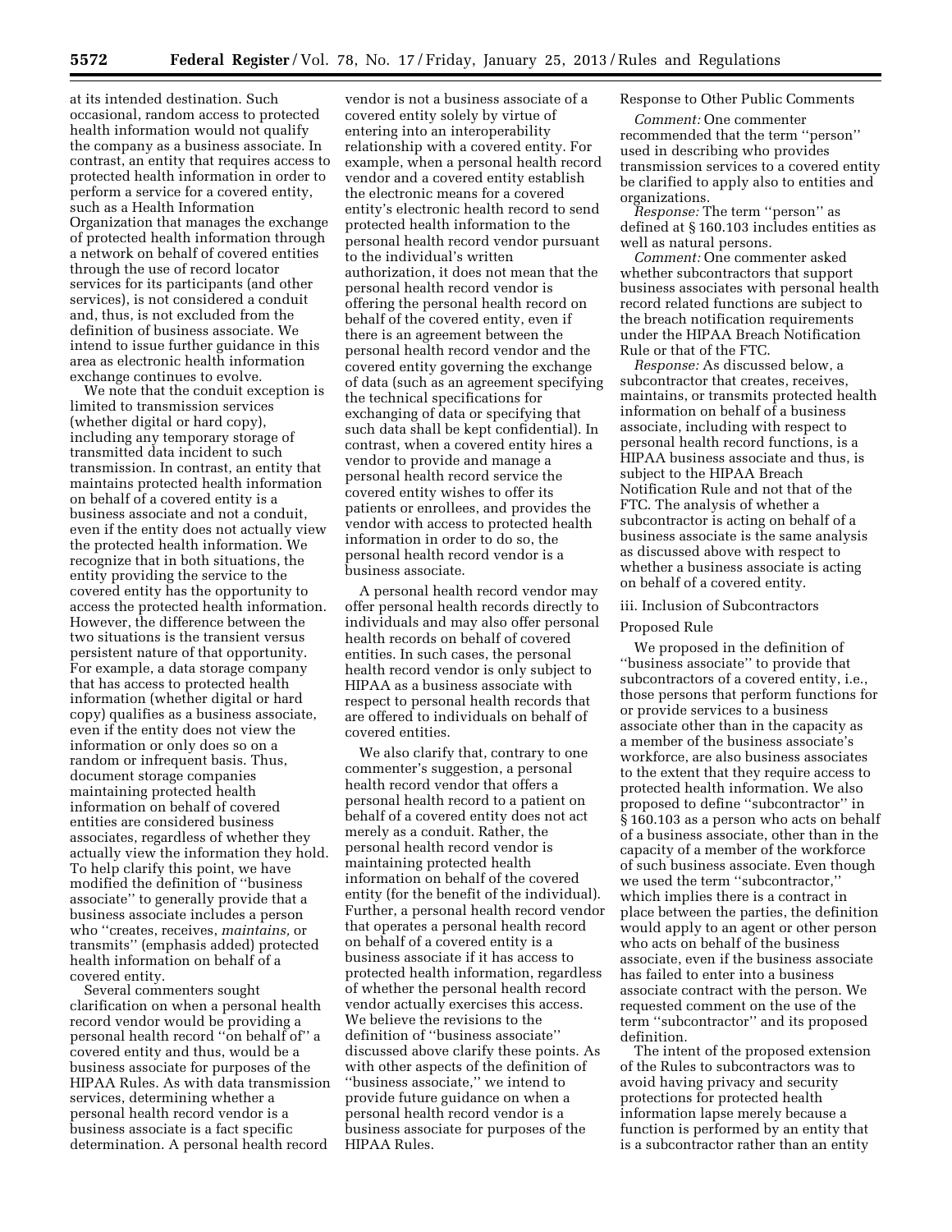at its intended destination. Such occasional, random access to protected health information would not qualify the company as a business associate. In contrast, an entity that requires access to protected health information in order to perform a service for a covered entity, such as a Health Information Organization that manages the exchange of protected health information through a network on behalf of covered entities through the use of record locator services for its participants (and other services), is not considered a conduit and, thus, is not excluded from the definition of business associate. We intend to issue further guidance in this area as electronic health information exchange continues to evolve.

We note that the conduit exception is limited to transmission services (whether digital or hard copy), including any temporary storage of transmitted data incident to such transmission. In contrast, an entity that maintains protected health information on behalf of a covered entity is a business associate and not a conduit, even if the entity does not actually view the protected health information. We recognize that in both situations, the entity providing the service to the covered entity has the opportunity to access the protected health information. However, the difference between the two situations is the transient versus persistent nature of that opportunity. For example, a data storage company that has access to protected health information (whether digital or hard copy) qualifies as a business associate, even if the entity does not view the information or only does so on a random or infrequent basis. Thus, document storage companies maintaining protected health information on behalf of covered entities are considered business associates, regardless of whether they actually view the information they hold. To help clarify this point, we have modified the definition of ''business associate'' to generally provide that a business associate includes a person who ''creates, receives, *maintains,* or transmits'' (emphasis added) protected health information on behalf of a covered entity.

Several commenters sought clarification on when a personal health record vendor would be providing a personal health record ''on behalf of'' a covered entity and thus, would be a business associate for purposes of the HIPAA Rules. As with data transmission services, determining whether a personal health record vendor is a business associate is a fact specific determination. A personal health record vendor is not a business associate of a covered entity solely by virtue of entering into an interoperability relationship with a covered entity. For example, when a personal health record vendor and a covered entity establish the electronic means for a covered entity's electronic health record to send protected health information to the personal health record vendor pursuant to the individual's written authorization, it does not mean that the personal health record vendor is offering the personal health record on behalf of the covered entity, even if there is an agreement between the personal health record vendor and the covered entity governing the exchange of data (such as an agreement specifying the technical specifications for exchanging of data or specifying that such data shall be kept confidential). In contrast, when a covered entity hires a vendor to provide and manage a personal health record service the covered entity wishes to offer its patients or enrollees, and provides the vendor with access to protected health information in order to do so, the personal health record vendor is a business associate.

A personal health record vendor may offer personal health records directly to individuals and may also offer personal health records on behalf of covered entities. In such cases, the personal health record vendor is only subject to HIPAA as a business associate with respect to personal health records that are offered to individuals on behalf of covered entities.

We also clarify that, contrary to one commenter's suggestion, a personal health record vendor that offers a personal health record to a patient on behalf of a covered entity does not act merely as a conduit. Rather, the personal health record vendor is maintaining protected health information on behalf of the covered entity (for the benefit of the individual). Further, a personal health record vendor that operates a personal health record on behalf of a covered entity is a business associate if it has access to protected health information, regardless of whether the personal health record vendor actually exercises this access. We believe the revisions to the definition of ''business associate'' discussed above clarify these points. As with other aspects of the definition of ''business associate,'' we intend to provide future guidance on when a personal health record vendor is a business associate for purposes of the HIPAA Rules.

Response to Other Public Comments

*Comment:* One commenter recommended that the term ''person'' used in describing who provides transmission services to a covered entity be clarified to apply also to entities and organizations.

*Response:* The term ''person'' as defined at § 160.103 includes entities as well as natural persons.

*Comment:* One commenter asked whether subcontractors that support business associates with personal health record related functions are subject to the breach notification requirements under the HIPAA Breach Notification Rule or that of the FTC.

*Response:* As discussed below, a subcontractor that creates, receives, maintains, or transmits protected health information on behalf of a business associate, including with respect to personal health record functions, is a HIPAA business associate and thus, is subject to the HIPAA Breach Notification Rule and not that of the FTC. The analysis of whether a subcontractor is acting on behalf of a business associate is the same analysis as discussed above with respect to whether a business associate is acting on behalf of a covered entity.

iii. Inclusion of Subcontractors

Proposed Rule

We proposed in the definition of ''business associate'' to provide that subcontractors of a covered entity, i.e., those persons that perform functions for or provide services to a business associate other than in the capacity as a member of the business associate's workforce, are also business associates to the extent that they require access to protected health information. We also proposed to define ''subcontractor'' in § 160.103 as a person who acts on behalf of a business associate, other than in the capacity of a member of the workforce of such business associate. Even though we used the term ''subcontractor,'' which implies there is a contract in place between the parties, the definition would apply to an agent or other person who acts on behalf of the business associate, even if the business associate has failed to enter into a business associate contract with the person. We requested comment on the use of the term ''subcontractor'' and its proposed definition.

The intent of the proposed extension of the Rules to subcontractors was to avoid having privacy and security protections for protected health information lapse merely because a function is performed by an entity that is a subcontractor rather than an entity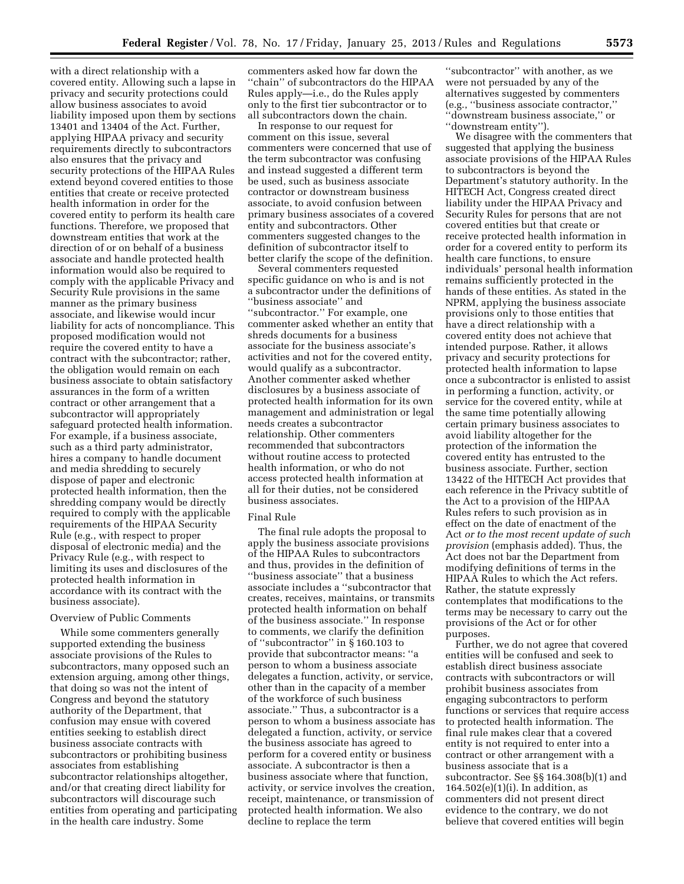with a direct relationship with a covered entity. Allowing such a lapse in privacy and security protections could allow business associates to avoid liability imposed upon them by sections 13401 and 13404 of the Act. Further, applying HIPAA privacy and security requirements directly to subcontractors also ensures that the privacy and security protections of the HIPAA Rules extend beyond covered entities to those entities that create or receive protected health information in order for the covered entity to perform its health care functions. Therefore, we proposed that downstream entities that work at the direction of or on behalf of a business associate and handle protected health information would also be required to comply with the applicable Privacy and Security Rule provisions in the same manner as the primary business associate, and likewise would incur liability for acts of noncompliance. This proposed modification would not require the covered entity to have a contract with the subcontractor; rather, the obligation would remain on each business associate to obtain satisfactory assurances in the form of a written contract or other arrangement that a subcontractor will appropriately safeguard protected health information. For example, if a business associate, such as a third party administrator, hires a company to handle document and media shredding to securely dispose of paper and electronic protected health information, then the shredding company would be directly required to comply with the applicable requirements of the HIPAA Security Rule (e.g., with respect to proper disposal of electronic media) and the Privacy Rule (e.g., with respect to limiting its uses and disclosures of the protected health information in accordance with its contract with the business associate).

Overview of Public Comments

While some commenters generally supported extending the business associate provisions of the Rules to subcontractors, many opposed such an extension arguing, among other things, that doing so was not the intent of Congress and beyond the statutory authority of the Department, that confusion may ensue with covered entities seeking to establish direct business associate contracts with subcontractors or prohibiting business associates from establishing subcontractor relationships altogether, and/or that creating direct liability for subcontractors will discourage such entities from operating and participating in the health care industry. Some commenters asked how far down the "chain" of subcontractors do the HIPAA Rules apply—i.e., do the Rules apply only to the first tier subcontractor or to all subcontractors down the chain.

In response to our request for comment on this issue, several commenters were concerned that use of the term subcontractor was confusing and instead suggested a different term be used, such as business associate contractor or downstream business associate, to avoid confusion between primary business associates of a covered entity and subcontractors. Other commenters suggested changes to the definition of subcontractor itself to better clarify the scope of the definition.

Several commenters requested specific guidance on who is and is not a subcontractor under the definitions of "business associate" and "subcontractor." For example, one commenter asked whether an entity that shreds documents for a business associate for the business associate's activities and not for the covered entity, would qualify as a subcontractor. Another commenter asked whether disclosures by a business associate of protected health information for its own management and administration or legal needs creates a subcontractor relationship. Other commenters recommended that subcontractors without routine access to protected health information, or who do not access protected health information at all for their duties, not be considered business associates.

Final Rule

The final rule adopts the proposal to apply the business associate provisions of the HIPAA Rules to subcontractors and thus, provides in the definition of "business associate" that a business associate includes a "subcontractor that creates, receives, maintains, or transmits protected health information on behalf of the business associate." In response to comments, we clarify the definition of "subcontractor" in § 160.103 to provide that subcontractor means: "a person to whom a business associate delegates a function, activity, or service, other than in the capacity of a member of the workforce of such business associate." Thus, a subcontractor is a person to whom a business associate has delegated a function, activity, or service the business associate has agreed to perform for a covered entity or business associate. A subcontractor is then a business associate where that function, activity, or service involves the creation, receipt, maintenance, or transmission of protected health information. We also decline to replace the term "subcontractor" with another, as we were not persuaded by any of the alternatives suggested by commenters (e.g., "business associate contractor," "downstream business associate," or "downstream entity").

We disagree with the commenters that suggested that applying the business associate provisions of the HIPAA Rules to subcontractors is beyond the Department's statutory authority. In the HITECH Act, Congress created direct liability under the HIPAA Privacy and Security Rules for persons that are not covered entities but that create or receive protected health information in order for a covered entity to perform its health care functions, to ensure individuals' personal health information remains sufficiently protected in the hands of these entities. As stated in the NPRM, applying the business associate provisions only to those entities that have a direct relationship with a covered entity does not achieve that intended purpose. Rather, it allows privacy and security protections for protected health information to lapse once a subcontractor is enlisted to assist in performing a function, activity, or service for the covered entity, while at the same time potentially allowing certain primary business associates to avoid liability altogether for the protection of the information the covered entity has entrusted to the business associate. Further, section 13422 of the HITECH Act provides that each reference in the Privacy subtitle of the Act to a provision of the HIPAA Rules refers to such provision as in effect on the date of enactment of the Act *or to the most recent update of such provision* (emphasis added). Thus, the Act does not bar the Department from modifying definitions of terms in the HIPAA Rules to which the Act refers. Rather, the statute expressly contemplates that modifications to the terms may be necessary to carry out the provisions of the Act or for other purposes.

Further, we do not agree that covered entities will be confused and seek to establish direct business associate contracts with subcontractors or will prohibit business associates from engaging subcontractors to perform functions or services that require access to protected health information. The final rule makes clear that a covered entity is not required to enter into a contract or other arrangement with a business associate that is a subcontractor. See §§ 164.308(b)(1) and 164.502(e)(1)(i). In addition, as commenters did not present direct evidence to the contrary, we do not believe that covered entities will begin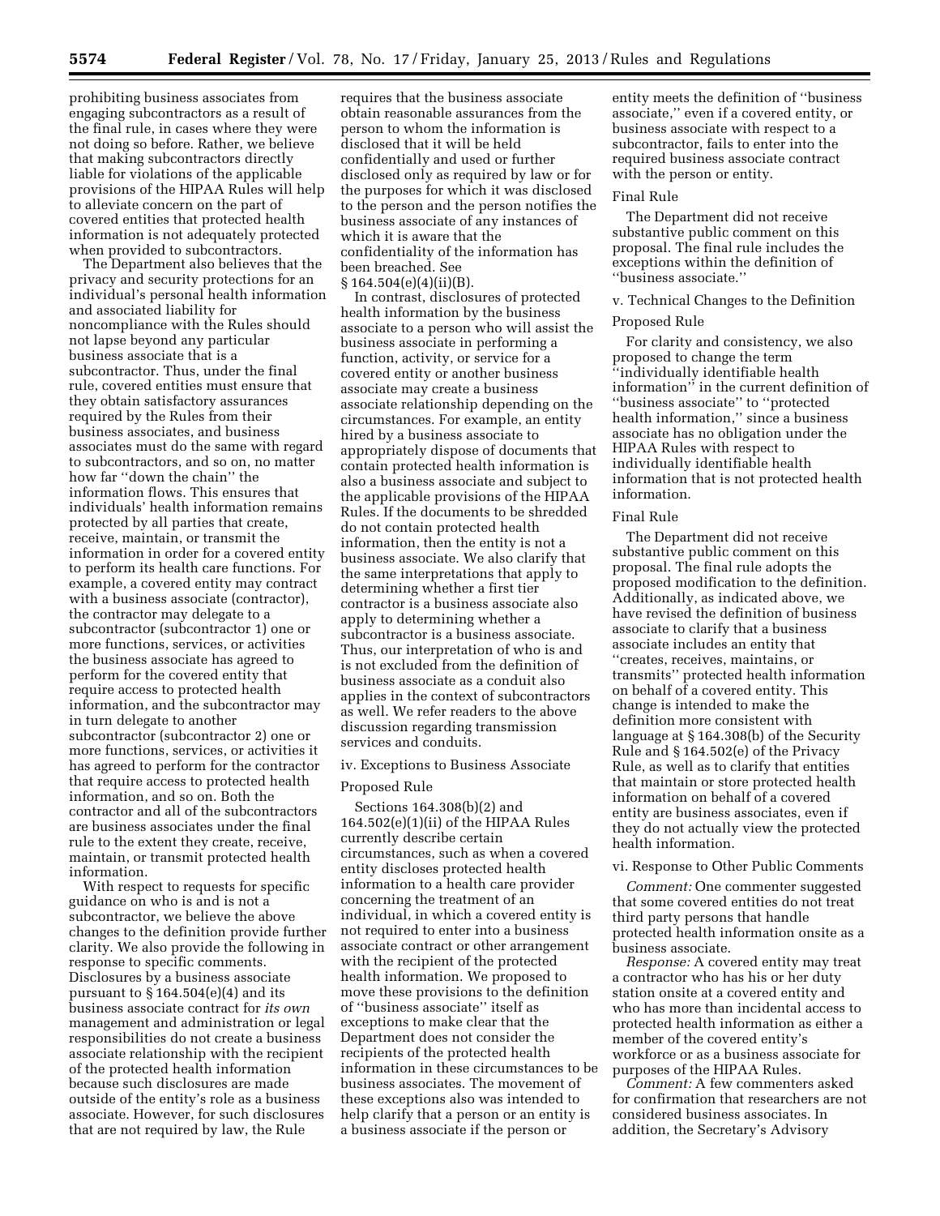prohibiting business associates from engaging subcontractors as a result of the final rule, in cases where they were not doing so before. Rather, we believe that making subcontractors directly liable for violations of the applicable provisions of the HIPAA Rules will help to alleviate concern on the part of covered entities that protected health information is not adequately protected when provided to subcontractors.

The Department also believes that the privacy and security protections for an individual's personal health information and associated liability for noncompliance with the Rules should not lapse beyond any particular business associate that is a subcontractor. Thus, under the final rule, covered entities must ensure that they obtain satisfactory assurances required by the Rules from their business associates, and business associates must do the same with regard to subcontractors, and so on, no matter how far ''down the chain'' the information flows. This ensures that individuals' health information remains protected by all parties that create, receive, maintain, or transmit the information in order for a covered entity to perform its health care functions. For example, a covered entity may contract with a business associate (contractor), the contractor may delegate to a subcontractor (subcontractor 1) one or more functions, services, or activities the business associate has agreed to perform for the covered entity that require access to protected health information, and the subcontractor may in turn delegate to another subcontractor (subcontractor 2) one or more functions, services, or activities it has agreed to perform for the contractor that require access to protected health information, and so on. Both the contractor and all of the subcontractors are business associates under the final rule to the extent they create, receive, maintain, or transmit protected health information.

With respect to requests for specific guidance on who is and is not a subcontractor, we believe the above changes to the definition provide further clarity. We also provide the following in response to specific comments. Disclosures by a business associate pursuant to § 164.504(e)(4) and its business associate contract for *its own* management and administration or legal responsibilities do not create a business associate relationship with the recipient of the protected health information because such disclosures are made outside of the entity's role as a business associate. However, for such disclosures that are not required by law, the Rule requires that the business associate obtain reasonable assurances from the person to whom the information is disclosed that it will be held confidentially and used or further disclosed only as required by law or for the purposes for which it was disclosed to the person and the person notifies the business associate of any instances of which it is aware that the confidentiality of the information has been breached. See § 164.504(e)(4)(ii)(B).

In contrast, disclosures of protected health information by the business associate to a person who will assist the business associate in performing a function, activity, or service for a covered entity or another business associate may create a business associate relationship depending on the circumstances. For example, an entity hired by a business associate to appropriately dispose of documents that contain protected health information is also a business associate and subject to the applicable provisions of the HIPAA Rules. If the documents to be shredded do not contain protected health information, then the entity is not a business associate. We also clarify that the same interpretations that apply to determining whether a first tier contractor is a business associate also apply to determining whether a subcontractor is a business associate. Thus, our interpretation of who is and is not excluded from the definition of business associate as a conduit also applies in the context of subcontractors as well. We refer readers to the above discussion regarding transmission services and conduits.

iv. Exceptions to Business Associate

Proposed Rule

Sections 164.308(b)(2) and 164.502(e)(1)(ii) of the HIPAA Rules currently describe certain circumstances, such as when a covered entity discloses protected health information to a health care provider concerning the treatment of an individual, in which a covered entity is not required to enter into a business associate contract or other arrangement with the recipient of the protected health information. We proposed to move these provisions to the definition of ''business associate'' itself as exceptions to make clear that the Department does not consider the recipients of the protected health information in these circumstances to be business associates. The movement of these exceptions also was intended to help clarify that a person or an entity is a business associate if the person or entity meets the definition of ''business associate,'' even if a covered entity, or business associate with respect to a subcontractor, fails to enter into the required business associate contract with the person or entity.

Final Rule

The Department did not receive substantive public comment on this proposal. The final rule includes the exceptions within the definition of ''business associate.''

v. Technical Changes to the Definition

Proposed Rule

For clarity and consistency, we also proposed to change the term ''individually identifiable health information'' in the current definition of ''business associate'' to ''protected health information,'' since a business associate has no obligation under the HIPAA Rules with respect to individually identifiable health information that is not protected health information.

Final Rule

The Department did not receive substantive public comment on this proposal. The final rule adopts the proposed modification to the definition. Additionally, as indicated above, we have revised the definition of business associate to clarify that a business associate includes an entity that ''creates, receives, maintains, or transmits'' protected health information on behalf of a covered entity. This change is intended to make the definition more consistent with language at § 164.308(b) of the Security Rule and § 164.502(e) of the Privacy Rule, as well as to clarify that entities that maintain or store protected health information on behalf of a covered entity are business associates, even if they do not actually view the protected health information.

vi. Response to Other Public Comments

*Comment:* One commenter suggested that some covered entities do not treat third party persons that handle protected health information onsite as a business associate.

*Response:* A covered entity may treat a contractor who has his or her duty station onsite at a covered entity and who has more than incidental access to protected health information as either a member of the covered entity's workforce or as a business associate for purposes of the HIPAA Rules.

*Comment:* A few commenters asked for confirmation that researchers are not considered business associates. In addition, the Secretary's Advisory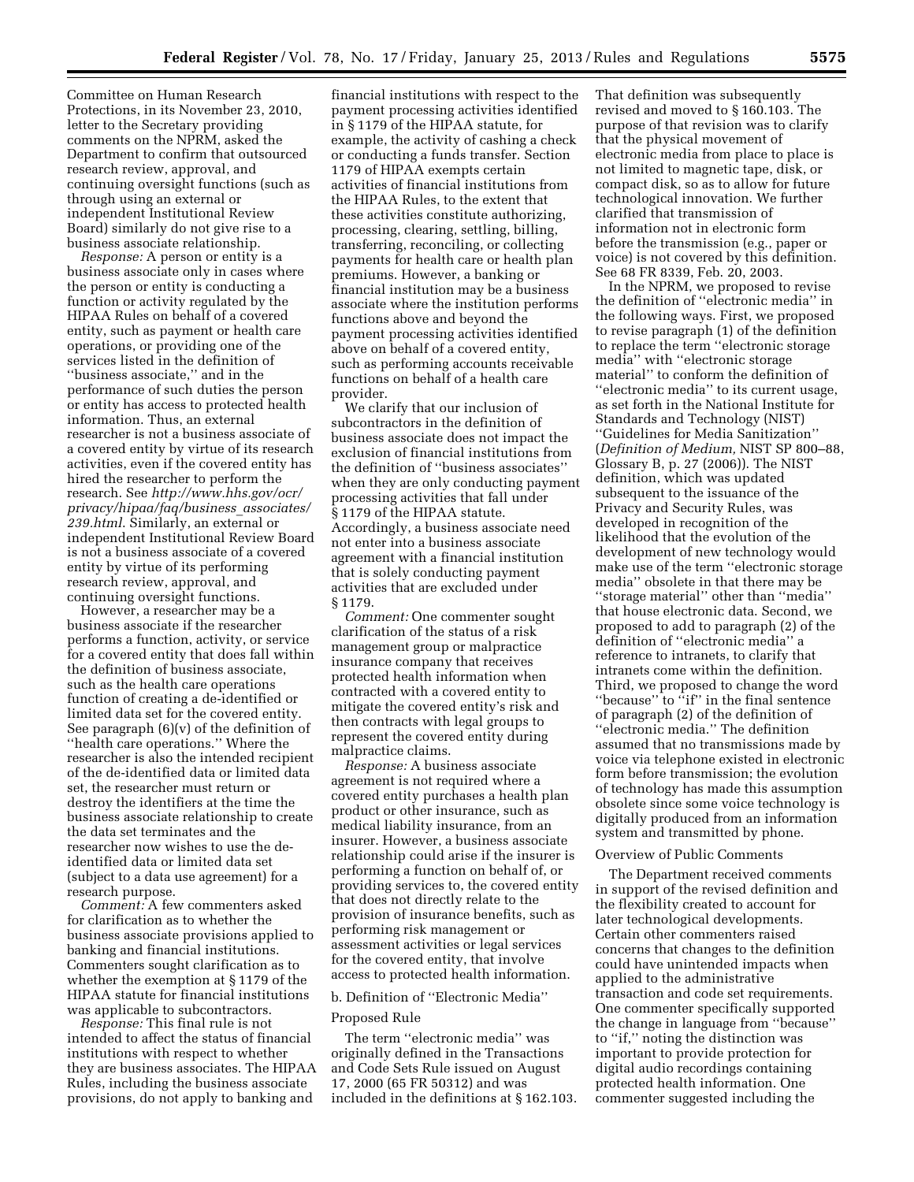Committee on Human Research Protections, in its November 23, 2010, letter to the Secretary providing comments on the NPRM, asked the Department to confirm that outsourced research review, approval, and continuing oversight functions (such as through using an external or independent Institutional Review Board) similarly do not give rise to a business associate relationship.

*Response:* A person or entity is a business associate only in cases where the person or entity is conducting a function or activity regulated by the HIPAA Rules on behalf of a covered entity, such as payment or health care operations, or providing one of the services listed in the definition of ''business associate,'' and in the performance of such duties the person or entity has access to protected health information. Thus, an external researcher is not a business associate of a covered entity by virtue of its research activities, even if the covered entity has hired the researcher to perform the research. See *http://www.hhs.gov/ocr/privacy/hipaa/faq/business_associates/239.html*. Similarly, an external or independent Institutional Review Board is not a business associate of a covered entity by virtue of its performing research review, approval, and continuing oversight functions.

However, a researcher may be a business associate if the researcher performs a function, activity, or service for a covered entity that does fall within the definition of business associate, such as the health care operations function of creating a de-identified or limited data set for the covered entity. See paragraph (6)(v) of the definition of ''health care operations.'' Where the researcher is also the intended recipient of the de-identified data or limited data set, the researcher must return or destroy the identifiers at the time the business associate relationship to create the data set terminates and the researcher now wishes to use the de-identified data or limited data set (subject to a data use agreement) for a research purpose.

*Comment:* A few commenters asked for clarification as to whether the business associate provisions applied to banking and financial institutions. Commenters sought clarification as to whether the exemption at § 1179 of the HIPAA statute for financial institutions was applicable to subcontractors.

*Response:* This final rule is not intended to affect the status of financial institutions with respect to whether they are business associates. The HIPAA Rules, including the business associate provisions, do not apply to banking and financial institutions with respect to the payment processing activities identified in § 1179 of the HIPAA statute, for example, the activity of cashing a check or conducting a funds transfer. Section 1179 of HIPAA exempts certain activities of financial institutions from the HIPAA Rules, to the extent that these activities constitute authorizing, processing, clearing, settling, billing, transferring, reconciling, or collecting payments for health care or health plan premiums. However, a banking or financial institution may be a business associate where the institution performs functions above and beyond the payment processing activities identified above on behalf of a covered entity, such as performing accounts receivable functions on behalf of a health care provider.

We clarify that our inclusion of subcontractors in the definition of business associate does not impact the exclusion of financial institutions from the definition of ''business associates'' when they are only conducting payment processing activities that fall under § 1179 of the HIPAA statute. Accordingly, a business associate need not enter into a business associate agreement with a financial institution that is solely conducting payment activities that are excluded under § 1179.

*Comment:* One commenter sought clarification of the status of a risk management group or malpractice insurance company that receives protected health information when contracted with a covered entity to mitigate the covered entity's risk and then contracts with legal groups to represent the covered entity during malpractice claims.

*Response:* A business associate agreement is not required where a covered entity purchases a health plan product or other insurance, such as medical liability insurance, from an insurer. However, a business associate relationship could arise if the insurer is performing a function on behalf of, or providing services to, the covered entity that does not directly relate to the provision of insurance benefits, such as performing risk management or assessment activities or legal services for the covered entity, that involve access to protected health information.

b. Definition of ''Electronic Media''

Proposed Rule

The term ''electronic media'' was originally defined in the Transactions and Code Sets Rule issued on August 17, 2000 (65 FR 50312) and was included in the definitions at § 162.103. That definition was subsequently revised and moved to § 160.103. The purpose of that revision was to clarify that the physical movement of electronic media from place to place is not limited to magnetic tape, disk, or compact disk, so as to allow for future technological innovation. We further clarified that transmission of information not in electronic form before the transmission (e.g., paper or voice) is not covered by this definition. See 68 FR 8339, Feb. 20, 2003.

In the NPRM, we proposed to revise the definition of ''electronic media'' in the following ways. First, we proposed to revise paragraph (1) of the definition to replace the term ''electronic storage media'' with ''electronic storage material'' to conform the definition of ''electronic media'' to its current usage, as set forth in the National Institute for Standards and Technology (NIST) ''Guidelines for Media Sanitization'' (*Definition of Medium,* NIST SP 800–88, Glossary B, p. 27 (2006)). The NIST definition, which was updated subsequent to the issuance of the Privacy and Security Rules, was developed in recognition of the likelihood that the evolution of the development of new technology would make use of the term ''electronic storage media'' obsolete in that there may be ''storage material'' other than ''media'' that house electronic data. Second, we proposed to add to paragraph (2) of the definition of ''electronic media'' a reference to intranets, to clarify that intranets come within the definition. Third, we proposed to change the word ''because'' to ''if'' in the final sentence of paragraph (2) of the definition of ''electronic media.'' The definition assumed that no transmissions made by voice via telephone existed in electronic form before transmission; the evolution of technology has made this assumption obsolete since some voice technology is digitally produced from an information system and transmitted by phone.

Overview of Public Comments

The Department received comments in support of the revised definition and the flexibility created to account for later technological developments. Certain other commenters raised concerns that changes to the definition could have unintended impacts when applied to the administrative transaction and code set requirements. One commenter specifically supported the change in language from ''because'' to ''if,'' noting the distinction was important to provide protection for digital audio recordings containing protected health information. One commenter suggested including the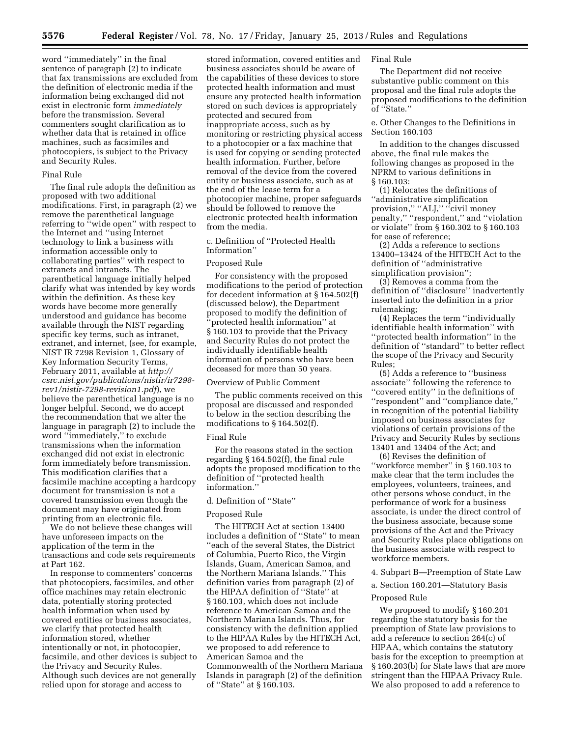word ''immediately'' in the final sentence of paragraph (2) to indicate that fax transmissions are excluded from the definition of electronic media if the information being exchanged did not exist in electronic form *immediately* before the transmission. Several commenters sought clarification as to whether data that is retained in office machines, such as facsimiles and photocopiers, is subject to the Privacy and Security Rules.

Final Rule

The final rule adopts the definition as proposed with two additional modifications. First, in paragraph (2) we remove the parenthetical language referring to ''wide open'' with respect to the Internet and ''using Internet technology to link a business with information accessible only to collaborating parties'' with respect to extranets and intranets. The parenthetical language initially helped clarify what was intended by key words within the definition. As these key words have become more generally understood and guidance has become available through the NIST regarding specific key terms, such as intranet, extranet, and internet, (see, for example, NIST IR 7298 Revision 1, Glossary of Key Information Security Terms, February 2011, available at *http://csrc.nist.gov/publications/nistir/ir7298-rev1/nistir-7298-revision1.pdf*), we believe the parenthetical language is no longer helpful. Second, we do accept the recommendation that we alter the language in paragraph (2) to include the word ''immediately,'' to exclude transmissions when the information exchanged did not exist in electronic form immediately before transmission. This modification clarifies that a facsimile machine accepting a hardcopy document for transmission is not a covered transmission even though the document may have originated from printing from an electronic file.

We do not believe these changes will have unforeseen impacts on the application of the term in the transactions and code sets requirements at Part 162.

In response to commenters' concerns that photocopiers, facsimiles, and other office machines may retain electronic data, potentially storing protected health information when used by covered entities or business associates, we clarify that protected health information stored, whether intentionally or not, in photocopier, facsimile, and other devices is subject to the Privacy and Security Rules. Although such devices are not generally relied upon for storage and access to stored information, covered entities and business associates should be aware of the capabilities of these devices to store protected health information and must ensure any protected health information stored on such devices is appropriately protected and secured from inappropriate access, such as by monitoring or restricting physical access to a photocopier or a fax machine that is used for copying or sending protected health information. Further, before removal of the device from the covered entity or business associate, such as at the end of the lease term for a photocopier machine, proper safeguards should be followed to remove the electronic protected health information from the media.

c. Definition of ''Protected Health Information''

Proposed Rule

For consistency with the proposed modifications to the period of protection for decedent information at § 164.502(f) (discussed below), the Department proposed to modify the definition of ''protected health information'' at § 160.103 to provide that the Privacy and Security Rules do not protect the individually identifiable health information of persons who have been deceased for more than 50 years.

Overview of Public Comment

The public comments received on this proposal are discussed and responded to below in the section describing the modifications to § 164.502(f).

Final Rule

For the reasons stated in the section regarding § 164.502(f), the final rule adopts the proposed modification to the definition of ''protected health information.''

d. Definition of ''State''

Proposed Rule

The HITECH Act at section 13400 includes a definition of ''State'' to mean ''each of the several States, the District of Columbia, Puerto Rico, the Virgin Islands, Guam, American Samoa, and the Northern Mariana Islands.'' This definition varies from paragraph (2) of the HIPAA definition of ''State'' at § 160.103, which does not include reference to American Samoa and the Northern Mariana Islands. Thus, for consistency with the definition applied to the HIPAA Rules by the HITECH Act, we proposed to add reference to American Samoa and the Commonwealth of the Northern Mariana Islands in paragraph (2) of the definition of ''State'' at § 160.103.

Final Rule

The Department did not receive substantive public comment on this proposal and the final rule adopts the proposed modifications to the definition of ''State.''

e. Other Changes to the Definitions in Section 160.103

In addition to the changes discussed above, the final rule makes the following changes as proposed in the NPRM to various definitions in § 160.103:

(1) Relocates the definitions of ''administrative simplification provision,'' ''ALJ,'' ''civil money penalty,'' ''respondent,'' and ''violation or violate'' from § 160.302 to § 160.103 for ease of reference;

(2) Adds a reference to sections 13400–13424 of the HITECH Act to the definition of ''administrative simplification provision'';

(3) Removes a comma from the definition of ''disclosure'' inadvertently inserted into the definition in a prior rulemaking;

(4) Replaces the term ''individually identifiable health information'' with ''protected health information'' in the definition of ''standard'' to better reflect the scope of the Privacy and Security Rules;

(5) Adds a reference to ''business associate'' following the reference to ''covered entity'' in the definitions of ''respondent'' and ''compliance date,'' in recognition of the potential liability imposed on business associates for violations of certain provisions of the Privacy and Security Rules by sections 13401 and 13404 of the Act; and

(6) Revises the definition of ''workforce member'' in § 160.103 to make clear that the term includes the employees, volunteers, trainees, and other persons whose conduct, in the performance of work for a business associate, is under the direct control of the business associate, because some provisions of the Act and the Privacy and Security Rules place obligations on the business associate with respect to workforce members.

4. Subpart B—Preemption of State Law

a. Section 160.201—Statutory Basis

Proposed Rule

We proposed to modify § 160.201 regarding the statutory basis for the preemption of State law provisions to add a reference to section 264(c) of HIPAA, which contains the statutory basis for the exception to preemption at § 160.203(b) for State laws that are more stringent than the HIPAA Privacy Rule. We also proposed to add a reference to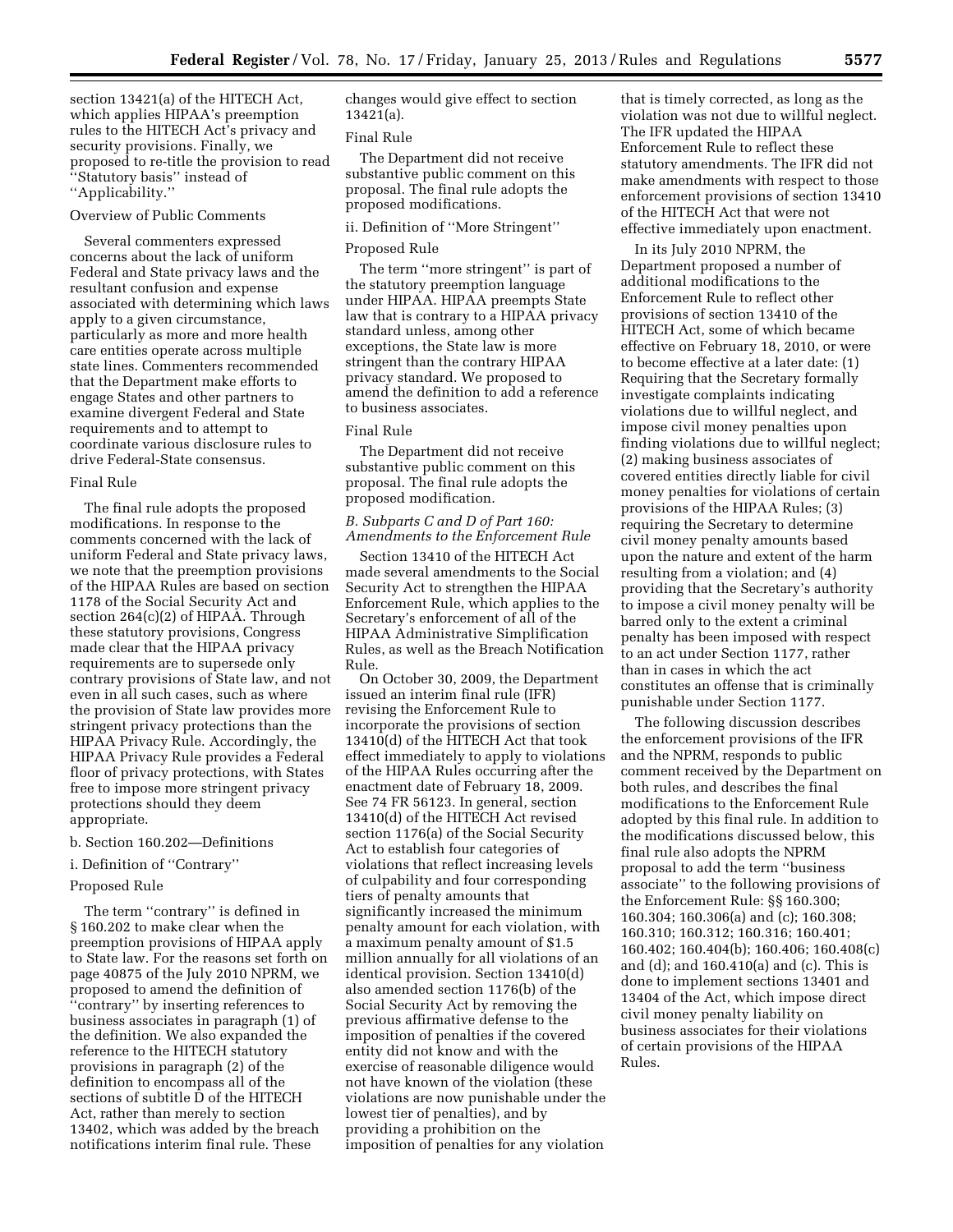section 13421(a) of the HITECH Act, which applies HIPAA's preemption rules to the HITECH Act's privacy and security provisions. Finally, we proposed to re-title the provision to read ''Statutory basis'' instead of ''Applicability.''

Overview of Public Comments

Several commenters expressed concerns about the lack of uniform Federal and State privacy laws and the resultant confusion and expense associated with determining which laws apply to a given circumstance, particularly as more and more health care entities operate across multiple state lines. Commenters recommended that the Department make efforts to engage States and other partners to examine divergent Federal and State requirements and to attempt to coordinate various disclosure rules to drive Federal-State consensus.

Final Rule

The final rule adopts the proposed modifications. In response to the comments concerned with the lack of uniform Federal and State privacy laws, we note that the preemption provisions of the HIPAA Rules are based on section 1178 of the Social Security Act and section 264(c)(2) of HIPAA. Through these statutory provisions, Congress made clear that the HIPAA privacy requirements are to supersede only contrary provisions of State law, and not even in all such cases, such as where the provision of State law provides more stringent privacy protections than the HIPAA Privacy Rule. Accordingly, the HIPAA Privacy Rule provides a Federal floor of privacy protections, with States free to impose more stringent privacy protections should they deem appropriate.

b. Section 160.202—Definitions

i. Definition of ''Contrary''

Proposed Rule

The term ''contrary'' is defined in § 160.202 to make clear when the preemption provisions of HIPAA apply to State law. For the reasons set forth on page 40875 of the July 2010 NPRM, we proposed to amend the definition of ''contrary'' by inserting references to business associates in paragraph (1) of the definition. We also expanded the reference to the HITECH statutory provisions in paragraph (2) of the definition to encompass all of the sections of subtitle D of the HITECH Act, rather than merely to section 13402, which was added by the breach notifications interim final rule. These changes would give effect to section 13421(a).

Final Rule

The Department did not receive substantive public comment on this proposal. The final rule adopts the proposed modifications.

ii. Definition of ''More Stringent''

Proposed Rule

The term ''more stringent'' is part of the statutory preemption language under HIPAA. HIPAA preempts State law that is contrary to a HIPAA privacy standard unless, among other exceptions, the State law is more stringent than the contrary HIPAA privacy standard. We proposed to amend the definition to add a reference to business associates.

Final Rule

The Department did not receive substantive public comment on this proposal. The final rule adopts the proposed modification.

### *B. Subparts C and D of Part 160: Amendments to the Enforcement Rule*

Section 13410 of the HITECH Act made several amendments to the Social Security Act to strengthen the HIPAA Enforcement Rule, which applies to the Secretary's enforcement of all of the HIPAA Administrative Simplification Rules, as well as the Breach Notification Rule.

On October 30, 2009, the Department issued an interim final rule (IFR) revising the Enforcement Rule to incorporate the provisions of section 13410(d) of the HITECH Act that took effect immediately to apply to violations of the HIPAA Rules occurring after the enactment date of February 18, 2009. See 74 FR 56123. In general, section 13410(d) of the HITECH Act revised section 1176(a) of the Social Security Act to establish four categories of violations that reflect increasing levels of culpability and four corresponding tiers of penalty amounts that significantly increased the minimum penalty amount for each violation, with a maximum penalty amount of $1.5 million annually for all violations of an identical provision. Section 13410(d) also amended section 1176(b) of the Social Security Act by removing the previous affirmative defense to the imposition of penalties if the covered entity did not know and with the exercise of reasonable diligence would not have known of the violation (these violations are now punishable under the lowest tier of penalties), and by providing a prohibition on the imposition of penalties for any violation that is timely corrected, as long as the violation was not due to willful neglect. The IFR updated the HIPAA Enforcement Rule to reflect these statutory amendments. The IFR did not make amendments with respect to those enforcement provisions of section 13410 of the HITECH Act that were not effective immediately upon enactment.

In its July 2010 NPRM, the Department proposed a number of additional modifications to the Enforcement Rule to reflect other provisions of section 13410 of the HITECH Act, some of which became effective on February 18, 2010, or were to become effective at a later date: (1) Requiring that the Secretary formally investigate complaints indicating violations due to willful neglect, and impose civil money penalties upon finding violations due to willful neglect; (2) making business associates of covered entities directly liable for civil money penalties for violations of certain provisions of the HIPAA Rules; (3) requiring the Secretary to determine civil money penalty amounts based upon the nature and extent of the harm resulting from a violation; and (4) providing that the Secretary's authority to impose a civil money penalty will be barred only to the extent a criminal penalty has been imposed with respect to an act under Section 1177, rather than in cases in which the act constitutes an offense that is criminally punishable under Section 1177.

The following discussion describes the enforcement provisions of the IFR and the NPRM, responds to public comment received by the Department on both rules, and describes the final modifications to the Enforcement Rule adopted by this final rule. In addition to the modifications discussed below, this final rule also adopts the NPRM proposal to add the term ''business associate'' to the following provisions of the Enforcement Rule: §§ 160.300; 160.304; 160.306(a) and (c); 160.308; 160.310; 160.312; 160.316; 160.401; 160.402; 160.404(b); 160.406; 160.408(c) and (d); and 160.410(a) and (c). This is done to implement sections 13401 and 13404 of the Act, which impose direct civil money penalty liability on business associates for their violations of certain provisions of the HIPAA Rules.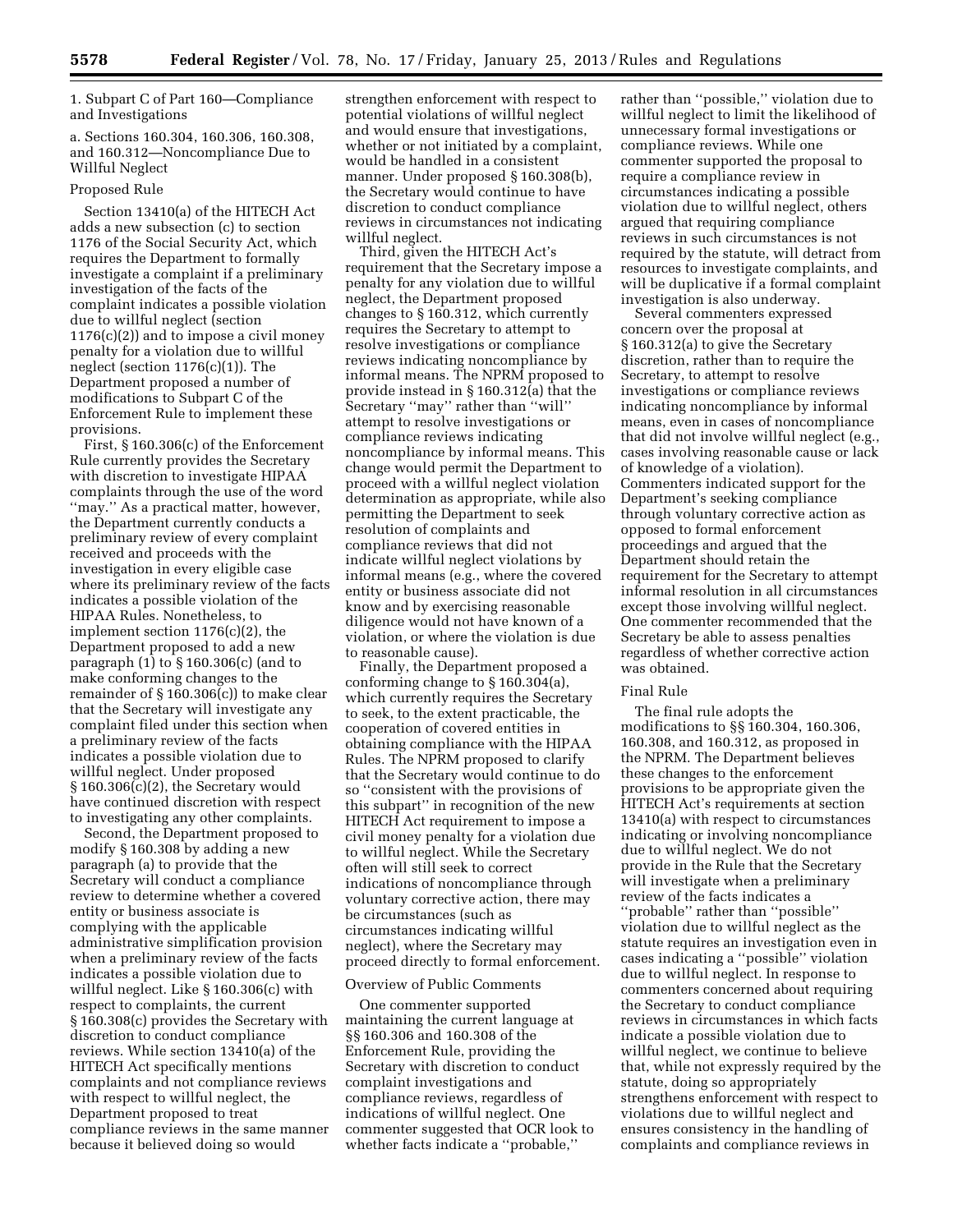1. Subpart C of Part 160—Compliance and Investigations

a. Sections 160.304, 160.306, 160.308, and 160.312—Noncompliance Due to Willful Neglect

Proposed Rule

Section 13410(a) of the HITECH Act adds a new subsection (c) to section 1176 of the Social Security Act, which requires the Department to formally investigate a complaint if a preliminary investigation of the facts of the complaint indicates a possible violation due to willful neglect (section 1176(c)(2)) and to impose a civil money penalty for a violation due to willful neglect (section 1176(c)(1)). The Department proposed a number of modifications to Subpart C of the Enforcement Rule to implement these provisions.

First, § 160.306(c) of the Enforcement Rule currently provides the Secretary with discretion to investigate HIPAA complaints through the use of the word ''may.'' As a practical matter, however, the Department currently conducts a preliminary review of every complaint received and proceeds with the investigation in every eligible case where its preliminary review of the facts indicates a possible violation of the HIPAA Rules. Nonetheless, to implement section 1176(c)(2), the Department proposed to add a new paragraph (1) to § 160.306(c) (and to make conforming changes to the remainder of § 160.306(c)) to make clear that the Secretary will investigate any complaint filed under this section when a preliminary review of the facts indicates a possible violation due to willful neglect. Under proposed § 160.306(c)(2), the Secretary would have continued discretion with respect to investigating any other complaints.

Second, the Department proposed to modify § 160.308 by adding a new paragraph (a) to provide that the Secretary will conduct a compliance review to determine whether a covered entity or business associate is complying with the applicable administrative simplification provision when a preliminary review of the facts indicates a possible violation due to willful neglect. Like § 160.306(c) with respect to complaints, the current § 160.308(c) provides the Secretary with discretion to conduct compliance reviews. While section 13410(a) of the HITECH Act specifically mentions complaints and not compliance reviews with respect to willful neglect, the Department proposed to treat compliance reviews in the same manner because it believed doing so would strengthen enforcement with respect to potential violations of willful neglect and would ensure that investigations, whether or not initiated by a complaint, would be handled in a consistent manner. Under proposed § 160.308(b), the Secretary would continue to have discretion to conduct compliance reviews in circumstances not indicating willful neglect.

Third, given the HITECH Act's requirement that the Secretary impose a penalty for any violation due to willful neglect, the Department proposed changes to § 160.312, which currently requires the Secretary to attempt to resolve investigations or compliance reviews indicating noncompliance by informal means. The NPRM proposed to provide instead in § 160.312(a) that the Secretary ''may'' rather than ''will'' attempt to resolve investigations or compliance reviews indicating noncompliance by informal means. This change would permit the Department to proceed with a willful neglect violation determination as appropriate, while also permitting the Department to seek resolution of complaints and compliance reviews that did not indicate willful neglect violations by informal means (e.g., where the covered entity or business associate did not know and by exercising reasonable diligence would not have known of a violation, or where the violation is due to reasonable cause).

Finally, the Department proposed a conforming change to § 160.304(a), which currently requires the Secretary to seek, to the extent practicable, the cooperation of covered entities in obtaining compliance with the HIPAA Rules. The NPRM proposed to clarify that the Secretary would continue to do so ''consistent with the provisions of this subpart'' in recognition of the new HITECH Act requirement to impose a civil money penalty for a violation due to willful neglect. While the Secretary often will still seek to correct indications of noncompliance through voluntary corrective action, there may be circumstances (such as circumstances indicating willful neglect), where the Secretary may proceed directly to formal enforcement.

Overview of Public Comments

One commenter supported maintaining the current language at §§ 160.306 and 160.308 of the Enforcement Rule, providing the Secretary with discretion to conduct complaint investigations and compliance reviews, regardless of indications of willful neglect. One commenter suggested that OCR look to whether facts indicate a ''probable,'' rather than ''possible,'' violation due to willful neglect to limit the likelihood of unnecessary formal investigations or compliance reviews. While one commenter supported the proposal to require a compliance review in circumstances indicating a possible violation due to willful neglect, others argued that requiring compliance reviews in such circumstances is not required by the statute, will detract from resources to investigate complaints, and will be duplicative if a formal complaint investigation is also underway.

Several commenters expressed concern over the proposal at § 160.312(a) to give the Secretary discretion, rather than to require the Secretary, to attempt to resolve investigations or compliance reviews indicating noncompliance by informal means, even in cases of noncompliance that did not involve willful neglect (e.g., cases involving reasonable cause or lack of knowledge of a violation). Commenters indicated support for the Department's seeking compliance through voluntary corrective action as opposed to formal enforcement proceedings and argued that the Department should retain the requirement for the Secretary to attempt informal resolution in all circumstances except those involving willful neglect. One commenter recommended that the Secretary be able to assess penalties regardless of whether corrective action was obtained.

Final Rule

The final rule adopts the modifications to §§ 160.304, 160.306, 160.308, and 160.312, as proposed in the NPRM. The Department believes these changes to the enforcement provisions to be appropriate given the HITECH Act's requirements at section 13410(a) with respect to circumstances indicating or involving noncompliance due to willful neglect. We do not provide in the Rule that the Secretary will investigate when a preliminary review of the facts indicates a ''probable'' rather than ''possible'' violation due to willful neglect as the statute requires an investigation even in cases indicating a ''possible'' violation due to willful neglect. In response to commenters concerned about requiring the Secretary to conduct compliance reviews in circumstances in which facts indicate a possible violation due to willful neglect, we continue to believe that, while not expressly required by the statute, doing so appropriately strengthens enforcement with respect to violations due to willful neglect and ensures consistency in the handling of complaints and compliance reviews in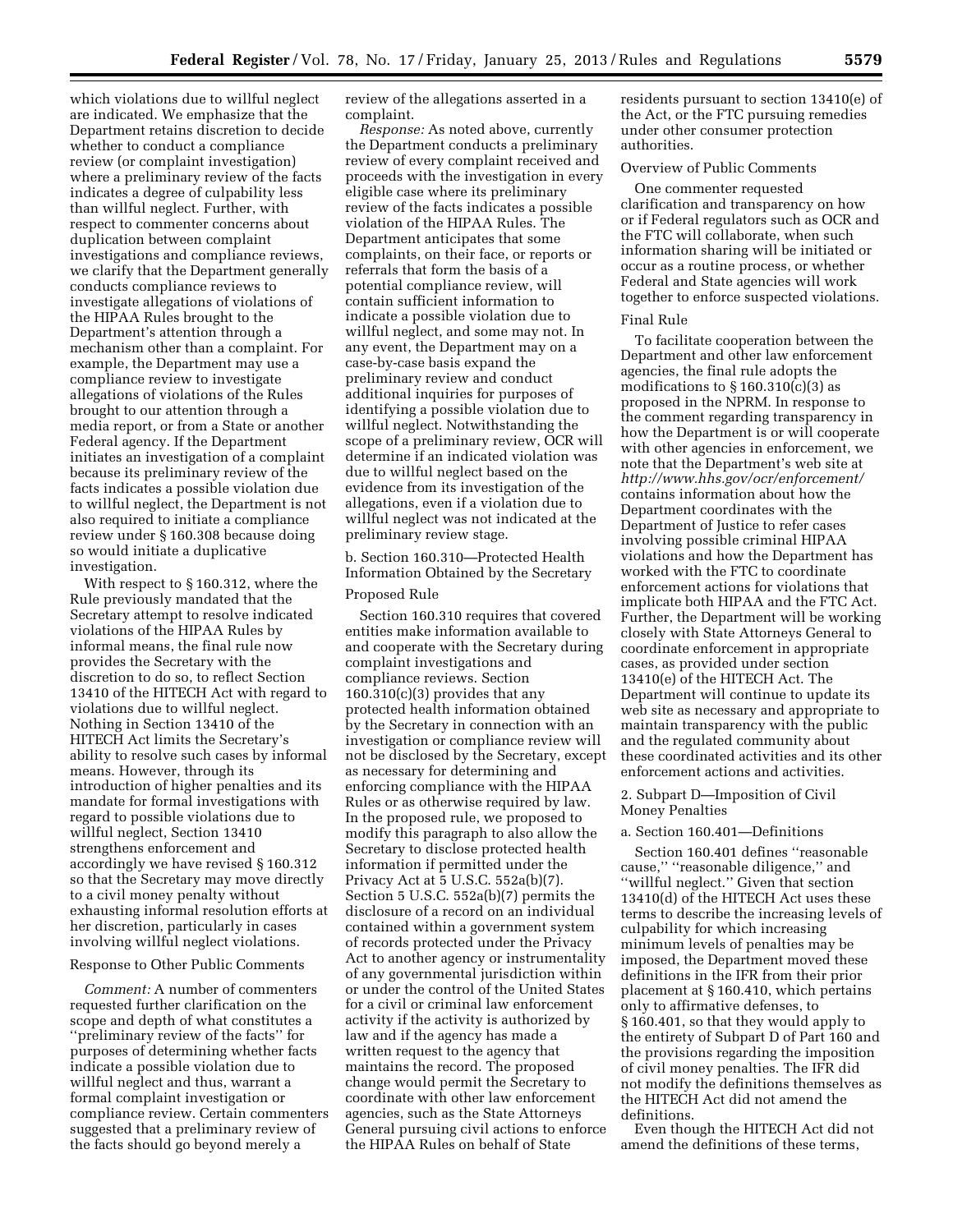which violations due to willful neglect are indicated. We emphasize that the Department retains discretion to decide whether to conduct a compliance review (or complaint investigation) where a preliminary review of the facts indicates a degree of culpability less than willful neglect. Further, with respect to commenter concerns about duplication between complaint investigations and compliance reviews, we clarify that the Department generally conducts compliance reviews to investigate allegations of violations of the HIPAA Rules brought to the Department's attention through a mechanism other than a complaint. For example, the Department may use a compliance review to investigate allegations of violations of the Rules brought to our attention through a media report, or from a State or another Federal agency. If the Department initiates an investigation of a complaint because its preliminary review of the facts indicates a possible violation due to willful neglect, the Department is not also required to initiate a compliance review under § 160.308 because doing so would initiate a duplicative investigation.

With respect to § 160.312, where the Rule previously mandated that the Secretary attempt to resolve indicated violations of the HIPAA Rules by informal means, the final rule now provides the Secretary with the discretion to do so, to reflect Section 13410 of the HITECH Act with regard to violations due to willful neglect. Nothing in Section 13410 of the HITECH Act limits the Secretary's ability to resolve such cases by informal means. However, through its introduction of higher penalties and its mandate for formal investigations with regard to possible violations due to willful neglect, Section 13410 strengthens enforcement and accordingly we have revised § 160.312 so that the Secretary may move directly to a civil money penalty without exhausting informal resolution efforts at her discretion, particularly in cases involving willful neglect violations.

Response to Other Public Comments

*Comment:* A number of commenters requested further clarification on the scope and depth of what constitutes a ''preliminary review of the facts'' for purposes of determining whether facts indicate a possible violation due to willful neglect and thus, warrant a formal complaint investigation or compliance review. Certain commenters suggested that a preliminary review of the facts should go beyond merely a review of the allegations asserted in a complaint.

*Response:* As noted above, currently the Department conducts a preliminary review of every complaint received and proceeds with the investigation in every eligible case where its preliminary review of the facts indicates a possible violation of the HIPAA Rules. The Department anticipates that some complaints, on their face, or reports or referrals that form the basis of a potential compliance review, will contain sufficient information to indicate a possible violation due to willful neglect, and some may not. In any event, the Department may on a case-by-case basis expand the preliminary review and conduct additional inquiries for purposes of identifying a possible violation due to willful neglect. Notwithstanding the scope of a preliminary review, OCR will determine if an indicated violation was due to willful neglect based on the evidence from its investigation of the allegations, even if a violation due to willful neglect was not indicated at the preliminary review stage.

b. Section 160.310—Protected Health Information Obtained by the Secretary

Proposed Rule

Section 160.310 requires that covered entities make information available to and cooperate with the Secretary during complaint investigations and compliance reviews. Section 160.310(c)(3) provides that any protected health information obtained by the Secretary in connection with an investigation or compliance review will not be disclosed by the Secretary, except as necessary for determining and enforcing compliance with the HIPAA Rules or as otherwise required by law. In the proposed rule, we proposed to modify this paragraph to also allow the Secretary to disclose protected health information if permitted under the Privacy Act at 5 U.S.C. 552a(b)(7). Section 5 U.S.C. 552a(b)(7) permits the disclosure of a record on an individual contained within a government system of records protected under the Privacy Act to another agency or instrumentality of any governmental jurisdiction within or under the control of the United States for a civil or criminal law enforcement activity if the activity is authorized by law and if the agency has made a written request to the agency that maintains the record. The proposed change would permit the Secretary to coordinate with other law enforcement agencies, such as the State Attorneys General pursuing civil actions to enforce the HIPAA Rules on behalf of State residents pursuant to section 13410(e) of the Act, or the FTC pursuing remedies under other consumer protection authorities.

Overview of Public Comments

One commenter requested clarification and transparency on how or if Federal regulators such as OCR and the FTC will collaborate, when such information sharing will be initiated or occur as a routine process, or whether Federal and State agencies will work together to enforce suspected violations.

Final Rule

To facilitate cooperation between the Department and other law enforcement agencies, the final rule adopts the modifications to § 160.310(c)(3) as proposed in the NPRM. In response to the comment regarding transparency in how the Department is or will cooperate with other agencies in enforcement, we note that the Department's web site at *http://www.hhs.gov/ocr/enforcement/* contains information about how the Department coordinates with the Department of Justice to refer cases involving possible criminal HIPAA violations and how the Department has worked with the FTC to coordinate enforcement actions for violations that implicate both HIPAA and the FTC Act. Further, the Department will be working closely with State Attorneys General to coordinate enforcement in appropriate cases, as provided under section 13410(e) of the HITECH Act. The Department will continue to update its web site as necessary and appropriate to maintain transparency with the public and the regulated community about these coordinated activities and its other enforcement actions and activities.

2. Subpart D—Imposition of Civil Money Penalties

a. Section 160.401—Definitions

Section 160.401 defines ''reasonable cause,'' ''reasonable diligence,'' and ''willful neglect.'' Given that section 13410(d) of the HITECH Act uses these terms to describe the increasing levels of culpability for which increasing minimum levels of penalties may be imposed, the Department moved these definitions in the IFR from their prior placement at § 160.410, which pertains only to affirmative defenses, to § 160.401, so that they would apply to the entirety of Subpart D of Part 160 and the provisions regarding the imposition of civil money penalties. The IFR did not modify the definitions themselves as the HITECH Act did not amend the definitions.

Even though the HITECH Act did not amend the definitions of these terms,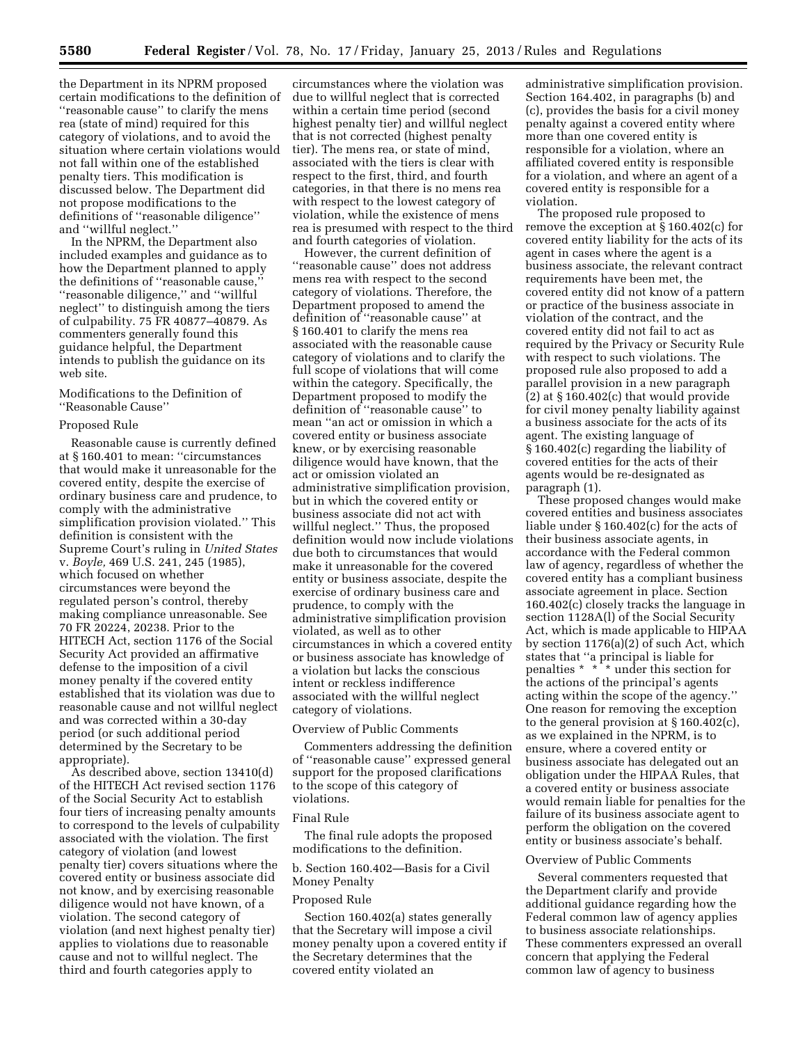the Department in its NPRM proposed certain modifications to the definition of ''reasonable cause'' to clarify the mens rea (state of mind) required for this category of violations, and to avoid the situation where certain violations would not fall within one of the established penalty tiers. This modification is discussed below. The Department did not propose modifications to the definitions of ''reasonable diligence'' and ''willful neglect.''

In the NPRM, the Department also included examples and guidance as to how the Department planned to apply the definitions of ''reasonable cause,'' ''reasonable diligence,'' and ''willful neglect'' to distinguish among the tiers of culpability. 75 FR 40877–40879. As commenters generally found this guidance helpful, the Department intends to publish the guidance on its web site.

Modifications to the Definition of ''Reasonable Cause''

Proposed Rule

Reasonable cause is currently defined at § 160.401 to mean: ''circumstances that would make it unreasonable for the covered entity, despite the exercise of ordinary business care and prudence, to comply with the administrative simplification provision violated.'' This definition is consistent with the Supreme Court's ruling in *United States* v. *Boyle,* 469 U.S. 241, 245 (1985), which focused on whether circumstances were beyond the regulated person's control, thereby making compliance unreasonable. See 70 FR 20224, 20238. Prior to the HITECH Act, section 1176 of the Social Security Act provided an affirmative defense to the imposition of a civil money penalty if the covered entity established that its violation was due to reasonable cause and not willful neglect and was corrected within a 30-day period (or such additional period determined by the Secretary to be appropriate).

As described above, section 13410(d) of the HITECH Act revised section 1176 of the Social Security Act to establish four tiers of increasing penalty amounts to correspond to the levels of culpability associated with the violation. The first category of violation (and lowest penalty tier) covers situations where the covered entity or business associate did not know, and by exercising reasonable diligence would not have known, of a violation. The second category of violation (and next highest penalty tier) applies to violations due to reasonable cause and not to willful neglect. The third and fourth categories apply to circumstances where the violation was due to willful neglect that is corrected within a certain time period (second highest penalty tier) and willful neglect that is not corrected (highest penalty tier). The mens rea, or state of mind, associated with the tiers is clear with respect to the first, third, and fourth categories, in that there is no mens rea with respect to the lowest category of violation, while the existence of mens rea is presumed with respect to the third and fourth categories of violation.

However, the current definition of ''reasonable cause'' does not address mens rea with respect to the second category of violations. Therefore, the Department proposed to amend the definition of ''reasonable cause'' at § 160.401 to clarify the mens rea associated with the reasonable cause category of violations and to clarify the full scope of violations that will come within the category. Specifically, the Department proposed to modify the definition of ''reasonable cause'' to mean ''an act or omission in which a covered entity or business associate knew, or by exercising reasonable diligence would have known, that the act or omission violated an administrative simplification provision, but in which the covered entity or business associate did not act with willful neglect.'' Thus, the proposed definition would now include violations due both to circumstances that would make it unreasonable for the covered entity or business associate, despite the exercise of ordinary business care and prudence, to comply with the administrative simplification provision violated, as well as to other circumstances in which a covered entity or business associate has knowledge of a violation but lacks the conscious intent or reckless indifference associated with the willful neglect category of violations.

Overview of Public Comments

Commenters addressing the definition of ''reasonable cause'' expressed general support for the proposed clarifications to the scope of this category of violations.

Final Rule

The final rule adopts the proposed modifications to the definition.

b. Section 160.402—Basis for a Civil Money Penalty

Proposed Rule

Section 160.402(a) states generally that the Secretary will impose a civil money penalty upon a covered entity if the Secretary determines that the covered entity violated an administrative simplification provision. Section 164.402, in paragraphs (b) and (c), provides the basis for a civil money penalty against a covered entity where more than one covered entity is responsible for a violation, where an affiliated covered entity is responsible for a violation, and where an agent of a covered entity is responsible for a violation.

The proposed rule proposed to remove the exception at § 160.402(c) for covered entity liability for the acts of its agent in cases where the agent is a business associate, the relevant contract requirements have been met, the covered entity did not know of a pattern or practice of the business associate in violation of the contract, and the covered entity did not fail to act as required by the Privacy or Security Rule with respect to such violations. The proposed rule also proposed to add a parallel provision in a new paragraph (2) at § 160.402(c) that would provide for civil money penalty liability against a business associate for the acts of its agent. The existing language of § 160.402(c) regarding the liability of covered entities for the acts of their agents would be re-designated as paragraph (1).

These proposed changes would make covered entities and business associates liable under § 160.402(c) for the acts of their business associate agents, in accordance with the Federal common law of agency, regardless of whether the covered entity has a compliant business associate agreement in place. Section 160.402(c) closely tracks the language in section 1128A(l) of the Social Security Act, which is made applicable to HIPAA by section 1176(a)(2) of such Act, which states that ''a principal is liable for penalties * * * under this section for the actions of the principal's agents acting within the scope of the agency.'' One reason for removing the exception to the general provision at § 160.402(c), as we explained in the NPRM, is to ensure, where a covered entity or business associate has delegated out an obligation under the HIPAA Rules, that a covered entity or business associate would remain liable for penalties for the failure of its business associate agent to perform the obligation on the covered entity or business associate's behalf.

Overview of Public Comments

Several commenters requested that the Department clarify and provide additional guidance regarding how the Federal common law of agency applies to business associate relationships. These commenters expressed an overall concern that applying the Federal common law of agency to business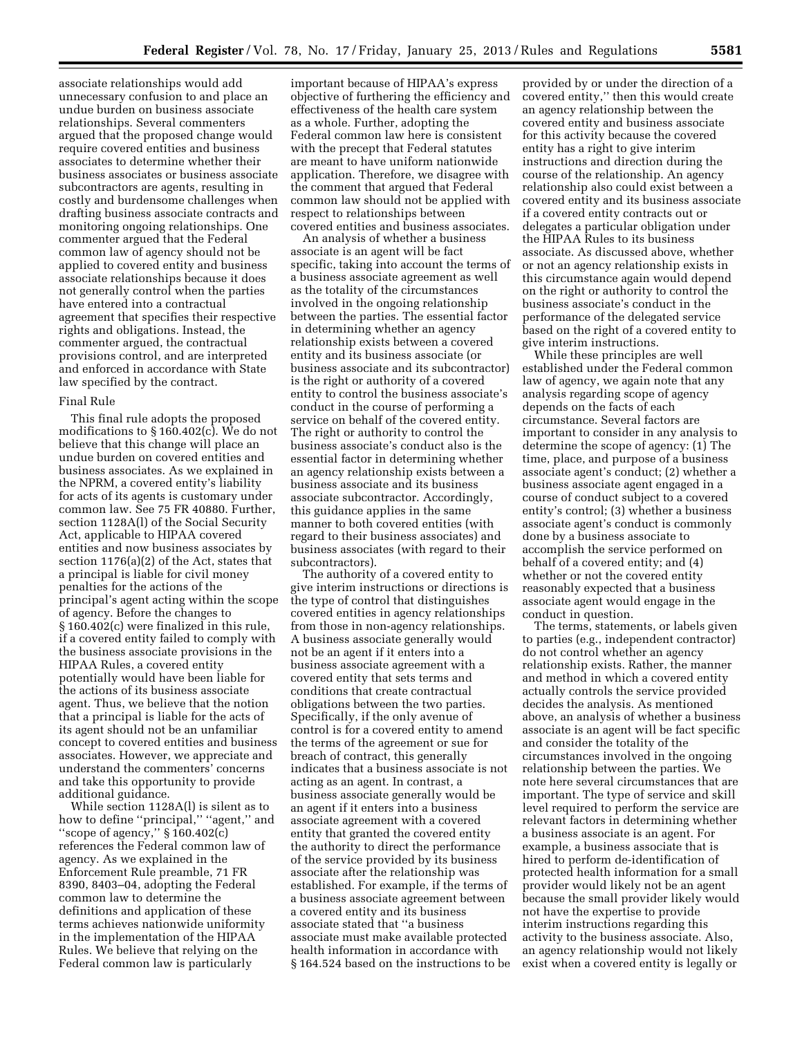associate relationships would add unnecessary confusion to and place an undue burden on business associate relationships. Several commenters argued that the proposed change would require covered entities and business associates to determine whether their business associates or business associate subcontractors are agents, resulting in costly and burdensome challenges when drafting business associate contracts and monitoring ongoing relationships. One commenter argued that the Federal common law of agency should not be applied to covered entity and business associate relationships because it does not generally control when the parties have entered into a contractual agreement that specifies their respective rights and obligations. Instead, the commenter argued, the contractual provisions control, and are interpreted and enforced in accordance with State law specified by the contract.

Final Rule

This final rule adopts the proposed modifications to § 160.402(c). We do not believe that this change will place an undue burden on covered entities and business associates. As we explained in the NPRM, a covered entity's liability for acts of its agents is customary under common law. See 75 FR 40880. Further, section 1128A(l) of the Social Security Act, applicable to HIPAA covered entities and now business associates by section 1176(a)(2) of the Act, states that a principal is liable for civil money penalties for the actions of the principal's agent acting within the scope of agency. Before the changes to § 160.402(c) were finalized in this rule, if a covered entity failed to comply with the business associate provisions in the HIPAA Rules, a covered entity potentially would have been liable for the actions of its business associate agent. Thus, we believe that the notion that a principal is liable for the acts of its agent should not be an unfamiliar concept to covered entities and business associates. However, we appreciate and understand the commenters' concerns and take this opportunity to provide additional guidance.

While section 1128A(l) is silent as to how to define "principal," "agent," and "scope of agency," § 160.402(c) references the Federal common law of agency. As we explained in the Enforcement Rule preamble, 71 FR 8390, 8403–04, adopting the Federal common law to determine the definitions and application of these terms achieves nationwide uniformity in the implementation of the HIPAA Rules. We believe that relying on the Federal common law is particularly important because of HIPAA's express objective of furthering the efficiency and effectiveness of the health care system as a whole. Further, adopting the Federal common law here is consistent with the precept that Federal statutes are meant to have uniform nationwide application. Therefore, we disagree with the comment that argued that Federal common law should not be applied with respect to relationships between covered entities and business associates.

An analysis of whether a business associate is an agent will be fact specific, taking into account the terms of a business associate agreement as well as the totality of the circumstances involved in the ongoing relationship between the parties. The essential factor in determining whether an agency relationship exists between a covered entity and its business associate (or business associate and its subcontractor) is the right or authority of a covered entity to control the business associate's conduct in the course of performing a service on behalf of the covered entity. The right or authority to control the business associate's conduct also is the essential factor in determining whether an agency relationship exists between a business associate and its business associate subcontractor. Accordingly, this guidance applies in the same manner to both covered entities (with regard to their business associates) and business associates (with regard to their subcontractors).

The authority of a covered entity to give interim instructions or directions is the type of control that distinguishes covered entities in agency relationships from those in non-agency relationships. A business associate generally would not be an agent if it enters into a business associate agreement with a covered entity that sets terms and conditions that create contractual obligations between the two parties. Specifically, if the only avenue of control is for a covered entity to amend the terms of the agreement or sue for breach of contract, this generally indicates that a business associate is not acting as an agent. In contrast, a business associate generally would be an agent if it enters into a business associate agreement with a covered entity that granted the covered entity the authority to direct the performance of the service provided by its business associate after the relationship was established. For example, if the terms of a business associate agreement between a covered entity and its business associate stated that "a business associate must make available protected health information in accordance with § 164.524 based on the instructions to be provided by or under the direction of a covered entity," then this would create an agency relationship between the covered entity and business associate for this activity because the covered entity has a right to give interim instructions and direction during the course of the relationship. An agency relationship also could exist between a covered entity and its business associate if a covered entity contracts out or delegates a particular obligation under the HIPAA Rules to its business associate. As discussed above, whether or not an agency relationship exists in this circumstance again would depend on the right or authority to control the business associate's conduct in the performance of the delegated service based on the right of a covered entity to give interim instructions.

While these principles are well established under the Federal common law of agency, we again note that any analysis regarding scope of agency depends on the facts of each circumstance. Several factors are important to consider in any analysis to determine the scope of agency: (1) The time, place, and purpose of a business associate agent's conduct; (2) whether a business associate agent engaged in a course of conduct subject to a covered entity's control; (3) whether a business associate agent's conduct is commonly done by a business associate to accomplish the service performed on behalf of a covered entity; and (4) whether or not the covered entity reasonably expected that a business associate agent would engage in the conduct in question.

The terms, statements, or labels given to parties (e.g., independent contractor) do not control whether an agency relationship exists. Rather, the manner and method in which a covered entity actually controls the service provided decides the analysis. As mentioned above, an analysis of whether a business associate is an agent will be fact specific and consider the totality of the circumstances involved in the ongoing relationship between the parties. We note here several circumstances that are important. The type of service and skill level required to perform the service are relevant factors in determining whether a business associate is an agent. For example, a business associate that is hired to perform de-identification of protected health information for a small provider would likely not be an agent because the small provider likely would not have the expertise to provide interim instructions regarding this activity to the business associate. Also, an agency relationship would not likely exist when a covered entity is legally or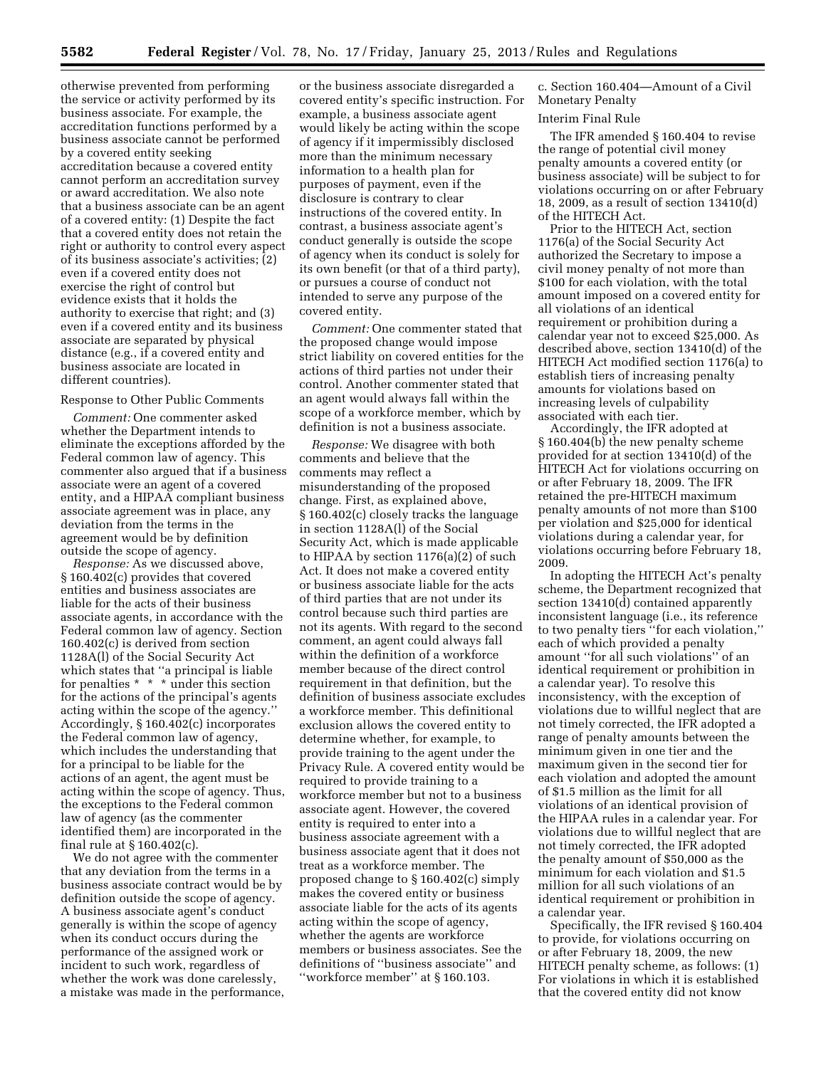otherwise prevented from performing the service or activity performed by its business associate. For example, the accreditation functions performed by a business associate cannot be performed by a covered entity seeking accreditation because a covered entity cannot perform an accreditation survey or award accreditation. We also note that a business associate can be an agent of a covered entity: (1) Despite the fact that a covered entity does not retain the right or authority to control every aspect of its business associate's activities; (2) even if a covered entity does not exercise the right of control but evidence exists that it holds the authority to exercise that right; and (3) even if a covered entity and its business associate are separated by physical distance (e.g., if a covered entity and business associate are located in different countries).

Response to Other Public Comments

*Comment:* One commenter asked whether the Department intends to eliminate the exceptions afforded by the Federal common law of agency. This commenter also argued that if a business associate were an agent of a covered entity, and a HIPAA compliant business associate agreement was in place, any deviation from the terms in the agreement would be by definition outside the scope of agency.

*Response:* As we discussed above, § 160.402(c) provides that covered entities and business associates are liable for the acts of their business associate agents, in accordance with the Federal common law of agency. Section 160.402(c) is derived from section 1128A(l) of the Social Security Act which states that "a principal is liable for penalties * * * under this section for the actions of the principal's agents acting within the scope of the agency." Accordingly, § 160.402(c) incorporates the Federal common law of agency, which includes the understanding that for a principal to be liable for the actions of an agent, the agent must be acting within the scope of agency. Thus, the exceptions to the Federal common law of agency (as the commenter identified them) are incorporated in the final rule at § 160.402(c).

We do not agree with the commenter that any deviation from the terms in a business associate contract would be by definition outside the scope of agency. A business associate agent's conduct generally is within the scope of agency when its conduct occurs during the performance of the assigned work or incident to such work, regardless of whether the work was done carelessly, a mistake was made in the performance, or the business associate disregarded a covered entity's specific instruction. For example, a business associate agent would likely be acting within the scope of agency if it impermissibly disclosed more than the minimum necessary information to a health plan for purposes of payment, even if the disclosure is contrary to clear instructions of the covered entity. In contrast, a business associate agent's conduct generally is outside the scope of agency when its conduct is solely for its own benefit (or that of a third party), or pursues a course of conduct not intended to serve any purpose of the covered entity.

*Comment:* One commenter stated that the proposed change would impose strict liability on covered entities for the actions of third parties not under their control. Another commenter stated that an agent would always fall within the scope of a workforce member, which by definition is not a business associate.

*Response:* We disagree with both comments and believe that the comments may reflect a misunderstanding of the proposed change. First, as explained above, § 160.402(c) closely tracks the language in section 1128A(l) of the Social Security Act, which is made applicable to HIPAA by section 1176(a)(2) of such Act. It does not make a covered entity or business associate liable for the acts of third parties that are not under its control because such third parties are not its agents. With regard to the second comment, an agent could always fall within the definition of a workforce member because of the direct control requirement in that definition, but the definition of business associate excludes a workforce member. This definitional exclusion allows the covered entity to determine whether, for example, to provide training to the agent under the Privacy Rule. A covered entity would be required to provide training to a workforce member but not to a business associate agent. However, the covered entity is required to enter into a business associate agreement with a business associate agent that it does not treat as a workforce member. The proposed change to § 160.402(c) simply makes the covered entity or business associate liable for the acts of its agents acting within the scope of agency, whether the agents are workforce members or business associates. See the definitions of "business associate" and "workforce member" at § 160.103.

c. Section 160.404—Amount of a Civil Monetary Penalty

Interim Final Rule

The IFR amended § 160.404 to revise the range of potential civil money penalty amounts a covered entity (or business associate) will be subject to for violations occurring on or after February 18, 2009, as a result of section 13410(d) of the HITECH Act.

Prior to the HITECH Act, section 1176(a) of the Social Security Act authorized the Secretary to impose a civil money penalty of not more than $100 for each violation, with the total amount imposed on a covered entity for all violations of an identical requirement or prohibition during a calendar year not to exceed $25,000. As described above, section 13410(d) of the HITECH Act modified section 1176(a) to establish tiers of increasing penalty amounts for violations based on increasing levels of culpability associated with each tier.

Accordingly, the IFR adopted at § 160.404(b) the new penalty scheme provided for at section 13410(d) of the HITECH Act for violations occurring on or after February 18, 2009. The IFR retained the pre-HITECH maximum penalty amounts of not more than $100 per violation and $25,000 for identical violations during a calendar year, for violations occurring before February 18, 2009.

In adopting the HITECH Act's penalty scheme, the Department recognized that section 13410(d) contained apparently inconsistent language (i.e., its reference to two penalty tiers "for each violation," each of which provided a penalty amount "for all such violations" of an identical requirement or prohibition in a calendar year). To resolve this inconsistency, with the exception of violations due to willful neglect that are not timely corrected, the IFR adopted a range of penalty amounts between the minimum given in one tier and the maximum given in the second tier for each violation and adopted the amount of $1.5 million as the limit for all violations of an identical provision of the HIPAA rules in a calendar year. For violations due to willful neglect that are not timely corrected, the IFR adopted the penalty amount of $50,000 as the minimum for each violation and $1.5 million for all such violations of an identical requirement or prohibition in a calendar year.

Specifically, the IFR revised § 160.404 to provide, for violations occurring on or after February 18, 2009, the new HITECH penalty scheme, as follows: (1) For violations in which it is established that the covered entity did not know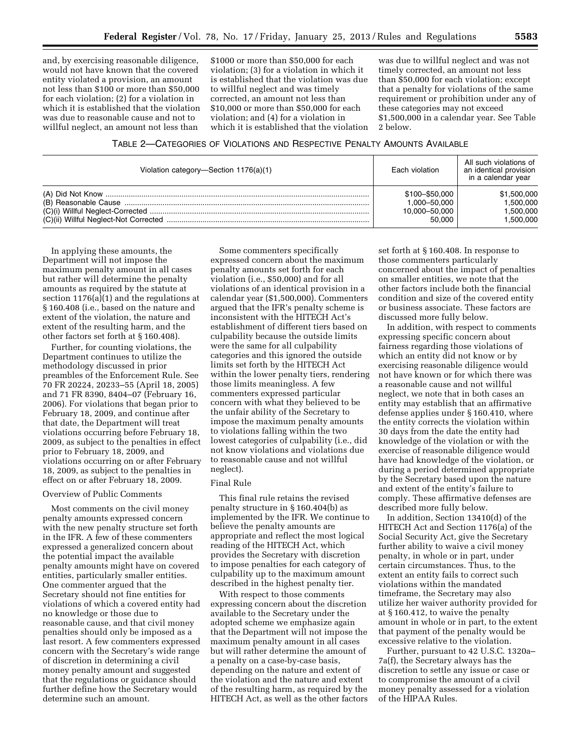and, by exercising reasonable diligence, would not have known that the covered entity violated a provision, an amount not less than $100 or more than $50,000 for each violation; (2) for a violation in which it is established that the violation was due to reasonable cause and not to willful neglect, an amount not less than $1000 or more than $50,000 for each violation; (3) for a violation in which it is established that the violation was due to willful neglect and was timely corrected, an amount not less than $10,000 or more than $50,000 for each violation; and (4) for a violation in which it is established that the violation was due to willful neglect and was not timely corrected, an amount not less than $50,000 for each violation; except that a penalty for violations of the same requirement or prohibition under any of these categories may not exceed $1,500,000 in a calendar year. See Table 2 below.

TABLE 2—CATEGORIES OF VIOLATIONS AND RESPECTIVE PENALTY AMOUNTS AVAILABLE

| Violation category—Section 1176(a)(1) | Each violation | All such violations of an identical provision in a calendar year |
|---|---|---|
| (A) Did Not Know | $100–$50,000 | $1,500,000 |
| (B) Reasonable Cause | 1,000–50,000 | 1,500,000 |
| (C)(i) Willful Neglect-Corrected | 10,000–50,000 | 1,500,000 |
| (C)(ii) Willful Neglect-Not Corrected | 50,000 | 1,500,000 |

In applying these amounts, the Department will not impose the maximum penalty amount in all cases but rather will determine the penalty amounts as required by the statute at section 1176(a)(1) and the regulations at § 160.408 (i.e., based on the nature and extent of the violation, the nature and extent of the resulting harm, and the other factors set forth at § 160.408).

Further, for counting violations, the Department continues to utilize the methodology discussed in prior preambles of the Enforcement Rule. See 70 FR 20224, 20233–55 (April 18, 2005) and 71 FR 8390, 8404–07 (February 16, 2006). For violations that began prior to February 18, 2009, and continue after that date, the Department will treat violations occurring before February 18, 2009, as subject to the penalties in effect prior to February 18, 2009, and violations occurring on or after February 18, 2009, as subject to the penalties in effect on or after February 18, 2009.

Overview of Public Comments

Most comments on the civil money penalty amounts expressed concern with the new penalty structure set forth in the IFR. A few of these commenters expressed a generalized concern about the potential impact the available penalty amounts might have on covered entities, particularly smaller entities. One commenter argued that the Secretary should not fine entities for violations of which a covered entity had no knowledge or those due to reasonable cause, and that civil money penalties should only be imposed as a last resort. A few commenters expressed concern with the Secretary's wide range of discretion in determining a civil money penalty amount and suggested that the regulations or guidance should further define how the Secretary would determine such an amount.

Some commenters specifically expressed concern about the maximum penalty amounts set forth for each violation (i.e., $50,000) and for all violations of an identical provision in a calendar year ($1,500,000). Commenters argued that the IFR's penalty scheme is inconsistent with the HITECH Act's establishment of different tiers based on culpability because the outside limits were the same for all culpability categories and this ignored the outside limits set forth by the HITECH Act within the lower penalty tiers, rendering those limits meaningless. A few commenters expressed particular concern with what they believed to be the unfair ability of the Secretary to impose the maximum penalty amounts to violations falling within the two lowest categories of culpability (i.e., did not know violations and violations due to reasonable cause and not willful neglect).

Final Rule

This final rule retains the revised penalty structure in § 160.404(b) as implemented by the IFR. We continue to believe the penalty amounts are appropriate and reflect the most logical reading of the HITECH Act, which provides the Secretary with discretion to impose penalties for each category of culpability up to the maximum amount described in the highest penalty tier.

With respect to those comments expressing concern about the discretion available to the Secretary under the adopted scheme we emphasize again that the Department will not impose the maximum penalty amount in all cases but will rather determine the amount of a penalty on a case-by-case basis, depending on the nature and extent of the violation and the nature and extent of the resulting harm, as required by the HITECH Act, as well as the other factors set forth at § 160.408. In response to those commenters particularly concerned about the impact of penalties on smaller entities, we note that the other factors include both the financial condition and size of the covered entity or business associate. These factors are discussed more fully below.

In addition, with respect to comments expressing specific concern about fairness regarding those violations of which an entity did not know or by exercising reasonable diligence would not have known or for which there was a reasonable cause and not willful neglect, we note that in both cases an entity may establish that an affirmative defense applies under § 160.410, where the entity corrects the violation within 30 days from the date the entity had knowledge of the violation or with the exercise of reasonable diligence would have had knowledge of the violation, or during a period determined appropriate by the Secretary based upon the nature and extent of the entity's failure to comply. These affirmative defenses are described more fully below.

In addition, Section 13410(d) of the HITECH Act and Section 1176(a) of the Social Security Act, give the Secretary further ability to waive a civil money penalty, in whole or in part, under certain circumstances. Thus, to the extent an entity fails to correct such violations within the mandated timeframe, the Secretary may also utilize her waiver authority provided for at § 160.412, to waive the penalty amount in whole or in part, to the extent that payment of the penalty would be excessive relative to the violation.

Further, pursuant to 42 U.S.C. 1320a–7a(f), the Secretary always has the discretion to settle any issue or case or to compromise the amount of a civil money penalty assessed for a violation of the HIPAA Rules.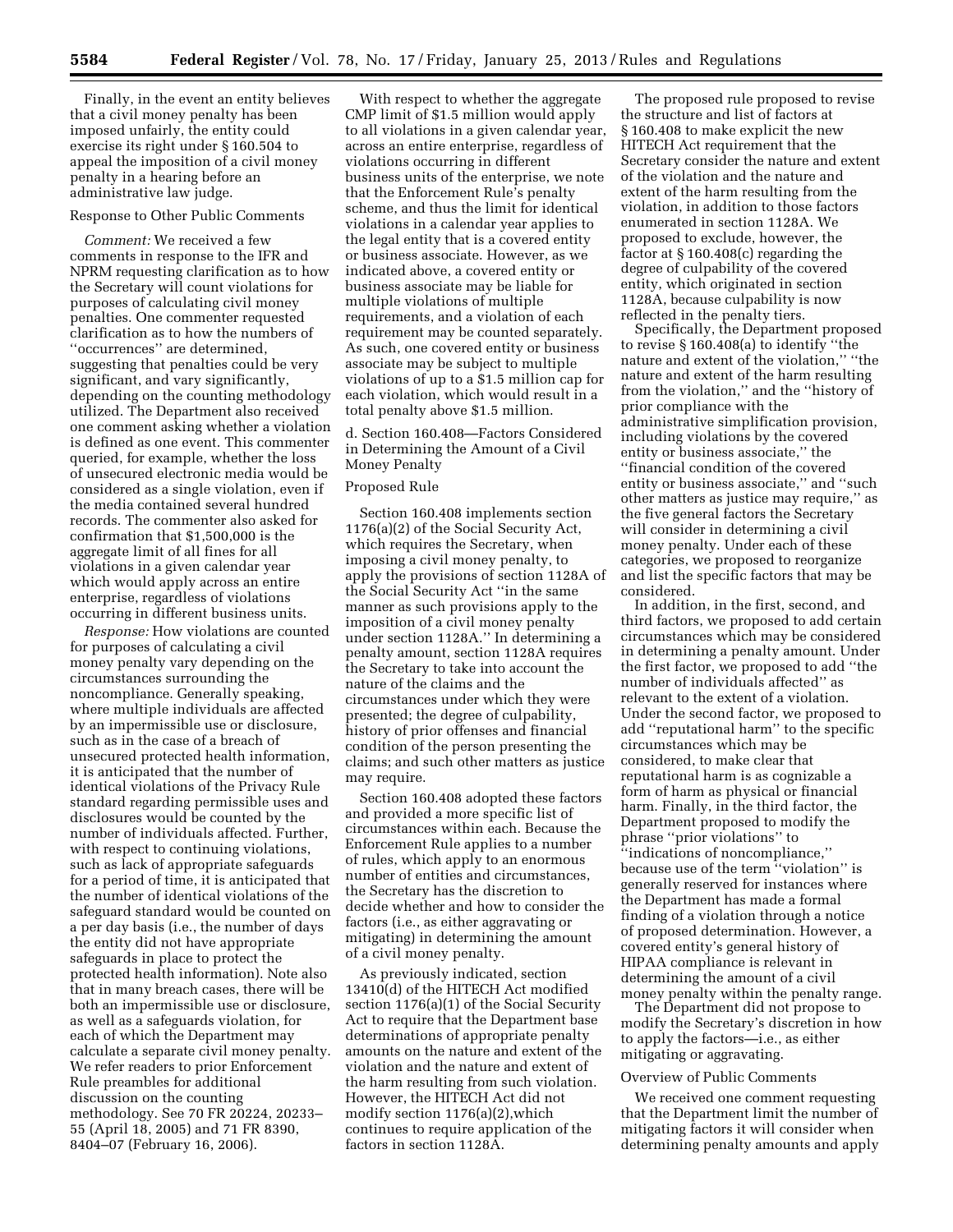Finally, in the event an entity believes that a civil money penalty has been imposed unfairly, the entity could exercise its right under § 160.504 to appeal the imposition of a civil money penalty in a hearing before an administrative law judge.

Response to Other Public Comments

*Comment:* We received a few comments in response to the IFR and NPRM requesting clarification as to how the Secretary will count violations for purposes of calculating civil money penalties. One commenter requested clarification as to how the numbers of ''occurrences'' are determined, suggesting that penalties could be very significant, and vary significantly, depending on the counting methodology utilized. The Department also received one comment asking whether a violation is defined as one event. This commenter queried, for example, whether the loss of unsecured electronic media would be considered as a single violation, even if the media contained several hundred records. The commenter also asked for confirmation that $1,500,000 is the aggregate limit of all fines for all violations in a given calendar year which would apply across an entire enterprise, regardless of violations occurring in different business units.

*Response:* How violations are counted for purposes of calculating a civil money penalty vary depending on the circumstances surrounding the noncompliance. Generally speaking, where multiple individuals are affected by an impermissible use or disclosure, such as in the case of a breach of unsecured protected health information, it is anticipated that the number of identical violations of the Privacy Rule standard regarding permissible uses and disclosures would be counted by the number of individuals affected. Further, with respect to continuing violations, such as lack of appropriate safeguards for a period of time, it is anticipated that the number of identical violations of the safeguard standard would be counted on a per day basis (i.e., the number of days the entity did not have appropriate safeguards in place to protect the protected health information). Note also that in many breach cases, there will be both an impermissible use or disclosure, as well as a safeguards violation, for each of which the Department may calculate a separate civil money penalty. We refer readers to prior Enforcement Rule preambles for additional discussion on the counting methodology. See 70 FR 20224, 20233–55 (April 18, 2005) and 71 FR 8390, 8404–07 (February 16, 2006).

With respect to whether the aggregate CMP limit of $1.5 million would apply to all violations in a given calendar year, across an entire enterprise, regardless of violations occurring in different business units of the enterprise, we note that the Enforcement Rule's penalty scheme, and thus the limit for identical violations in a calendar year applies to the legal entity that is a covered entity or business associate. However, as we indicated above, a covered entity or business associate may be liable for multiple violations of multiple requirements, and a violation of each requirement may be counted separately. As such, one covered entity or business associate may be subject to multiple violations of up to a $1.5 million cap for each violation, which would result in a total penalty above $1.5 million.

d. Section 160.408—Factors Considered in Determining the Amount of a Civil Money Penalty

Proposed Rule

Section 160.408 implements section 1176(a)(2) of the Social Security Act, which requires the Secretary, when imposing a civil money penalty, to apply the provisions of section 1128A of the Social Security Act ''in the same manner as such provisions apply to the imposition of a civil money penalty under section 1128A.'' In determining a penalty amount, section 1128A requires the Secretary to take into account the nature of the claims and the circumstances under which they were presented; the degree of culpability, history of prior offenses and financial condition of the person presenting the claims; and such other matters as justice may require.

Section 160.408 adopted these factors and provided a more specific list of circumstances within each. Because the Enforcement Rule applies to a number of rules, which apply to an enormous number of entities and circumstances, the Secretary has the discretion to decide whether and how to consider the factors (i.e., as either aggravating or mitigating) in determining the amount of a civil money penalty.

As previously indicated, section 13410(d) of the HITECH Act modified section 1176(a)(1) of the Social Security Act to require that the Department base determinations of appropriate penalty amounts on the nature and extent of the violation and the nature and extent of the harm resulting from such violation. However, the HITECH Act did not modify section 1176(a)(2),which continues to require application of the factors in section 1128A.

The proposed rule proposed to revise the structure and list of factors at § 160.408 to make explicit the new HITECH Act requirement that the Secretary consider the nature and extent of the violation and the nature and extent of the harm resulting from the violation, in addition to those factors enumerated in section 1128A. We proposed to exclude, however, the factor at § 160.408(c) regarding the degree of culpability of the covered entity, which originated in section 1128A, because culpability is now reflected in the penalty tiers.

Specifically, the Department proposed to revise § 160.408(a) to identify ''the nature and extent of the violation,'' ''the nature and extent of the harm resulting from the violation,'' and the ''history of prior compliance with the administrative simplification provision, including violations by the covered entity or business associate,'' the ''financial condition of the covered entity or business associate,'' and ''such other matters as justice may require,'' as the five general factors the Secretary will consider in determining a civil money penalty. Under each of these categories, we proposed to reorganize and list the specific factors that may be considered.

In addition, in the first, second, and third factors, we proposed to add certain circumstances which may be considered in determining a penalty amount. Under the first factor, we proposed to add ''the number of individuals affected'' as relevant to the extent of a violation. Under the second factor, we proposed to add ''reputational harm'' to the specific circumstances which may be considered, to make clear that reputational harm is as cognizable a form of harm as physical or financial harm. Finally, in the third factor, the Department proposed to modify the phrase ''prior violations'' to ''indications of noncompliance,'' because use of the term ''violation'' is generally reserved for instances where the Department has made a formal finding of a violation through a notice of proposed determination. However, a covered entity's general history of HIPAA compliance is relevant in determining the amount of a civil money penalty within the penalty range.

The Department did not propose to modify the Secretary's discretion in how to apply the factors—i.e., as either mitigating or aggravating.

Overview of Public Comments

We received one comment requesting that the Department limit the number of mitigating factors it will consider when determining penalty amounts and apply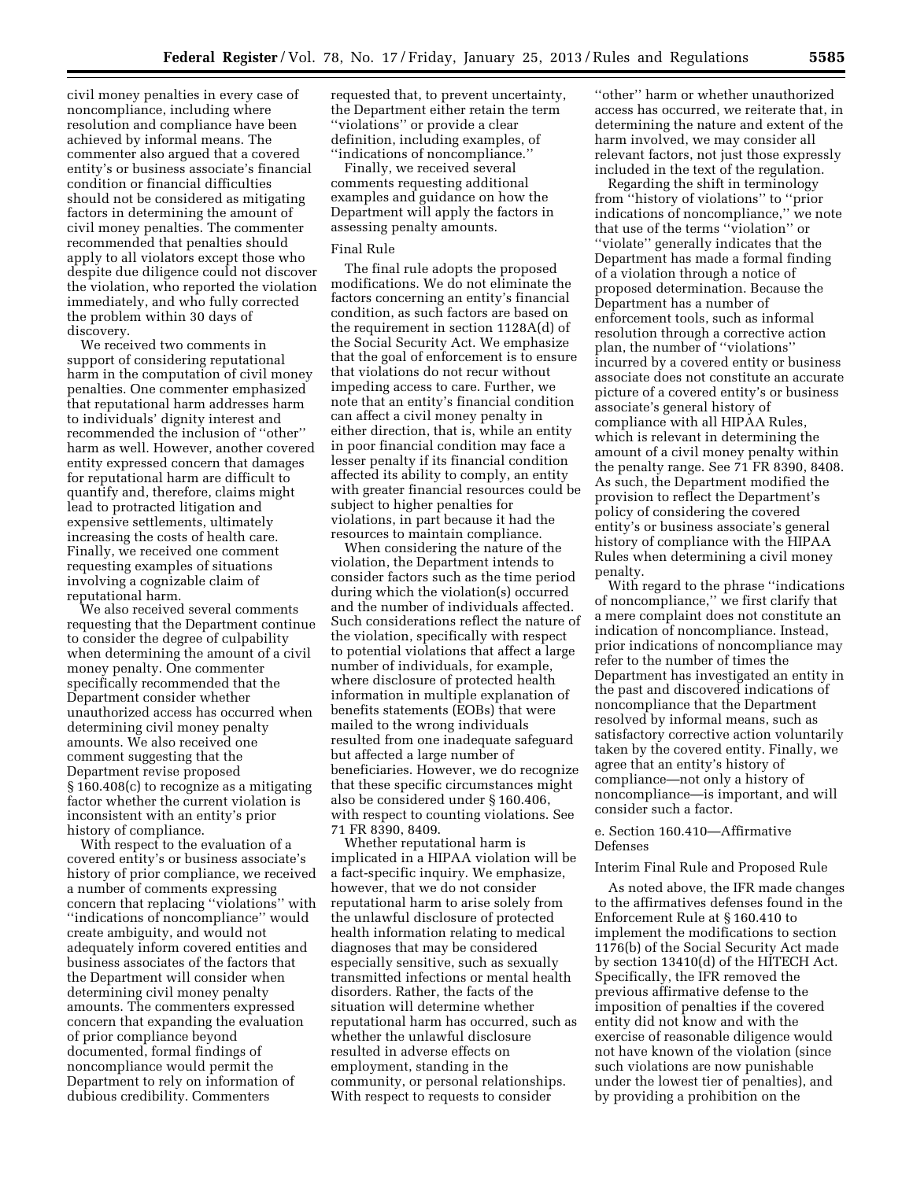civil money penalties in every case of noncompliance, including where resolution and compliance have been achieved by informal means. The commenter also argued that a covered entity's or business associate's financial condition or financial difficulties should not be considered as mitigating factors in determining the amount of civil money penalties. The commenter recommended that penalties should apply to all violators except those who despite due diligence could not discover the violation, who reported the violation immediately, and who fully corrected the problem within 30 days of discovery.

We received two comments in support of considering reputational harm in the computation of civil money penalties. One commenter emphasized that reputational harm addresses harm to individuals' dignity interest and recommended the inclusion of ''other'' harm as well. However, another covered entity expressed concern that damages for reputational harm are difficult to quantify and, therefore, claims might lead to protracted litigation and expensive settlements, ultimately increasing the costs of health care. Finally, we received one comment requesting examples of situations involving a cognizable claim of reputational harm.

We also received several comments requesting that the Department continue to consider the degree of culpability when determining the amount of a civil money penalty. One commenter specifically recommended that the Department consider whether unauthorized access has occurred when determining civil money penalty amounts. We also received one comment suggesting that the Department revise proposed § 160.408(c) to recognize as a mitigating factor whether the current violation is inconsistent with an entity's prior history of compliance.

With respect to the evaluation of a covered entity's or business associate's history of prior compliance, we received a number of comments expressing concern that replacing ''violations'' with ''indications of noncompliance'' would create ambiguity, and would not adequately inform covered entities and business associates of the factors that the Department will consider when determining civil money penalty amounts. The commenters expressed concern that expanding the evaluation of prior compliance beyond documented, formal findings of noncompliance would permit the Department to rely on information of dubious credibility. Commenters requested that, to prevent uncertainty, the Department either retain the term ''violations'' or provide a clear definition, including examples, of ''indications of noncompliance.''

Finally, we received several comments requesting additional examples and guidance on how the Department will apply the factors in assessing penalty amounts.

Final Rule

The final rule adopts the proposed modifications. We do not eliminate the factors concerning an entity's financial condition, as such factors are based on the requirement in section 1128A(d) of the Social Security Act. We emphasize that the goal of enforcement is to ensure that violations do not recur without impeding access to care. Further, we note that an entity's financial condition can affect a civil money penalty in either direction, that is, while an entity in poor financial condition may face a lesser penalty if its financial condition affected its ability to comply, an entity with greater financial resources could be subject to higher penalties for violations, in part because it had the resources to maintain compliance.

When considering the nature of the violation, the Department intends to consider factors such as the time period during which the violation(s) occurred and the number of individuals affected. Such considerations reflect the nature of the violation, specifically with respect to potential violations that affect a large number of individuals, for example, where disclosure of protected health information in multiple explanation of benefits statements (EOBs) that were mailed to the wrong individuals resulted from one inadequate safeguard but affected a large number of beneficiaries. However, we do recognize that these specific circumstances might also be considered under § 160.406, with respect to counting violations. See 71 FR 8390, 8409.

Whether reputational harm is implicated in a HIPAA violation will be a fact-specific inquiry. We emphasize, however, that we do not consider reputational harm to arise solely from the unlawful disclosure of protected health information relating to medical diagnoses that may be considered especially sensitive, such as sexually transmitted infections or mental health disorders. Rather, the facts of the situation will determine whether reputational harm has occurred, such as whether the unlawful disclosure resulted in adverse effects on employment, standing in the community, or personal relationships. With respect to requests to consider ''other'' harm or whether unauthorized access has occurred, we reiterate that, in determining the nature and extent of the harm involved, we may consider all relevant factors, not just those expressly included in the text of the regulation.

Regarding the shift in terminology from ''history of violations'' to ''prior indications of noncompliance,'' we note that use of the terms ''violation'' or ''violate'' generally indicates that the Department has made a formal finding of a violation through a notice of proposed determination. Because the Department has a number of enforcement tools, such as informal resolution through a corrective action plan, the number of ''violations'' incurred by a covered entity or business associate does not constitute an accurate picture of a covered entity's or business associate's general history of compliance with all HIPAA Rules, which is relevant in determining the amount of a civil money penalty within the penalty range. See 71 FR 8390, 8408. As such, the Department modified the provision to reflect the Department's policy of considering the covered entity's or business associate's general history of compliance with the HIPAA Rules when determining a civil money penalty.

With regard to the phrase ''indications of noncompliance,'' we first clarify that a mere complaint does not constitute an indication of noncompliance. Instead, prior indications of noncompliance may refer to the number of times the Department has investigated an entity in the past and discovered indications of noncompliance that the Department resolved by informal means, such as satisfactory corrective action voluntarily taken by the covered entity. Finally, we agree that an entity's history of compliance—not only a history of noncompliance—is important, and will consider such a factor.

e. Section 160.410—Affirmative Defenses

Interim Final Rule and Proposed Rule

As noted above, the IFR made changes to the affirmatives defenses found in the Enforcement Rule at § 160.410 to implement the modifications to section 1176(b) of the Social Security Act made by section 13410(d) of the HITECH Act. Specifically, the IFR removed the previous affirmative defense to the imposition of penalties if the covered entity did not know and with the exercise of reasonable diligence would not have known of the violation (since such violations are now punishable under the lowest tier of penalties), and by providing a prohibition on the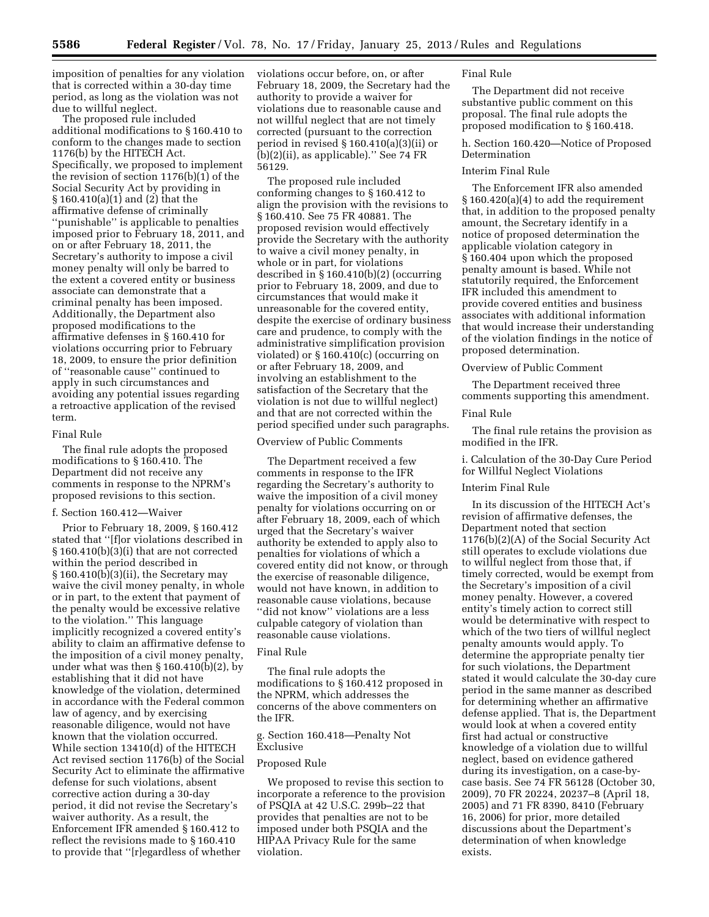imposition of penalties for any violation that is corrected within a 30-day time period, as long as the violation was not due to willful neglect.

The proposed rule included additional modifications to § 160.410 to conform to the changes made to section 1176(b) by the HITECH Act. Specifically, we proposed to implement the revision of section 1176(b)(1) of the Social Security Act by providing in § 160.410(a)(1) and (2) that the affirmative defense of criminally "punishable" is applicable to penalties imposed prior to February 18, 2011, and on or after February 18, 2011, the Secretary's authority to impose a civil money penalty will only be barred to the extent a covered entity or business associate can demonstrate that a criminal penalty has been imposed. Additionally, the Department also proposed modifications to the affirmative defenses in § 160.410 for violations occurring prior to February 18, 2009, to ensure the prior definition of "reasonable cause" continued to apply in such circumstances and avoiding any potential issues regarding a retroactive application of the revised term.

Final Rule

The final rule adopts the proposed modifications to § 160.410. The Department did not receive any comments in response to the NPRM's proposed revisions to this section.

f. Section 160.412—Waiver

Prior to February 18, 2009, § 160.412 stated that "[f]or violations described in § 160.410(b)(3)(i) that are not corrected within the period described in § 160.410(b)(3)(ii), the Secretary may waive the civil money penalty, in whole or in part, to the extent that payment of the penalty would be excessive relative to the violation." This language implicitly recognized a covered entity's ability to claim an affirmative defense to the imposition of a civil money penalty, under what was then § 160.410(b)(2), by establishing that it did not have knowledge of the violation, determined in accordance with the Federal common law of agency, and by exercising reasonable diligence, would not have known that the violation occurred. While section 13410(d) of the HITECH Act revised section 1176(b) of the Social Security Act to eliminate the affirmative defense for such violations, absent corrective action during a 30-day period, it did not revise the Secretary's waiver authority. As a result, the Enforcement IFR amended § 160.412 to reflect the revisions made to § 160.410 to provide that "[r]egardless of whether violations occur before, on, or after February 18, 2009, the Secretary had the authority to provide a waiver for violations due to reasonable cause and not willful neglect that are not timely corrected (pursuant to the correction period in revised § 160.410(a)(3)(ii) or (b)(2)(ii), as applicable)." See 74 FR 56129.

The proposed rule included conforming changes to § 160.412 to align the provision with the revisions to § 160.410. See 75 FR 40881. The proposed revision would effectively provide the Secretary with the authority to waive a civil money penalty, in whole or in part, for violations described in § 160.410(b)(2) (occurring prior to February 18, 2009, and due to circumstances that would make it unreasonable for the covered entity, despite the exercise of ordinary business care and prudence, to comply with the administrative simplification provision violated) or § 160.410(c) (occurring on or after February 18, 2009, and involving an establishment to the satisfaction of the Secretary that the violation is not due to willful neglect) and that are not corrected within the period specified under such paragraphs.

Overview of Public Comments

The Department received a few comments in response to the IFR regarding the Secretary's authority to waive the imposition of a civil money penalty for violations occurring on or after February 18, 2009, each of which urged that the Secretary's waiver authority be extended to apply also to penalties for violations of which a covered entity did not know, or through the exercise of reasonable diligence, would not have known, in addition to reasonable cause violations, because "did not know" violations are a less culpable category of violation than reasonable cause violations.

Final Rule

The final rule adopts the modifications to § 160.412 proposed in the NPRM, which addresses the concerns of the above commenters on the IFR.

g. Section 160.418—Penalty Not Exclusive

Proposed Rule

We proposed to revise this section to incorporate a reference to the provision of PSQIA at 42 U.S.C. 299b–22 that provides that penalties are not to be imposed under both PSQIA and the HIPAA Privacy Rule for the same violation.

Final Rule

The Department did not receive substantive public comment on this proposal. The final rule adopts the proposed modification to § 160.418.

h. Section 160.420—Notice of Proposed Determination

Interim Final Rule

The Enforcement IFR also amended § 160.420(a)(4) to add the requirement that, in addition to the proposed penalty amount, the Secretary identify in a notice of proposed determination the applicable violation category in § 160.404 upon which the proposed penalty amount is based. While not statutorily required, the Enforcement IFR included this amendment to provide covered entities and business associates with additional information that would increase their understanding of the violation findings in the notice of proposed determination.

Overview of Public Comment

The Department received three comments supporting this amendment.

Final Rule

The final rule retains the provision as modified in the IFR.

i. Calculation of the 30-Day Cure Period for Willful Neglect Violations

Interim Final Rule

In its discussion of the HITECH Act's revision of affirmative defenses, the Department noted that section 1176(b)(2)(A) of the Social Security Act still operates to exclude violations due to willful neglect from those that, if timely corrected, would be exempt from the Secretary's imposition of a civil money penalty. However, a covered entity's timely action to correct still would be determinative with respect to which of the two tiers of willful neglect penalty amounts would apply. To determine the appropriate penalty tier for such violations, the Department stated it would calculate the 30-day cure period in the same manner as described for determining whether an affirmative defense applied. That is, the Department would look at when a covered entity first had actual or constructive knowledge of a violation due to willful neglect, based on evidence gathered during its investigation, on a case-by-case basis. See 74 FR 56128 (October 30, 2009), 70 FR 20224, 20237–8 (April 18, 2005) and 71 FR 8390, 8410 (February 16, 2006) for prior, more detailed discussions about the Department's determination of when knowledge exists.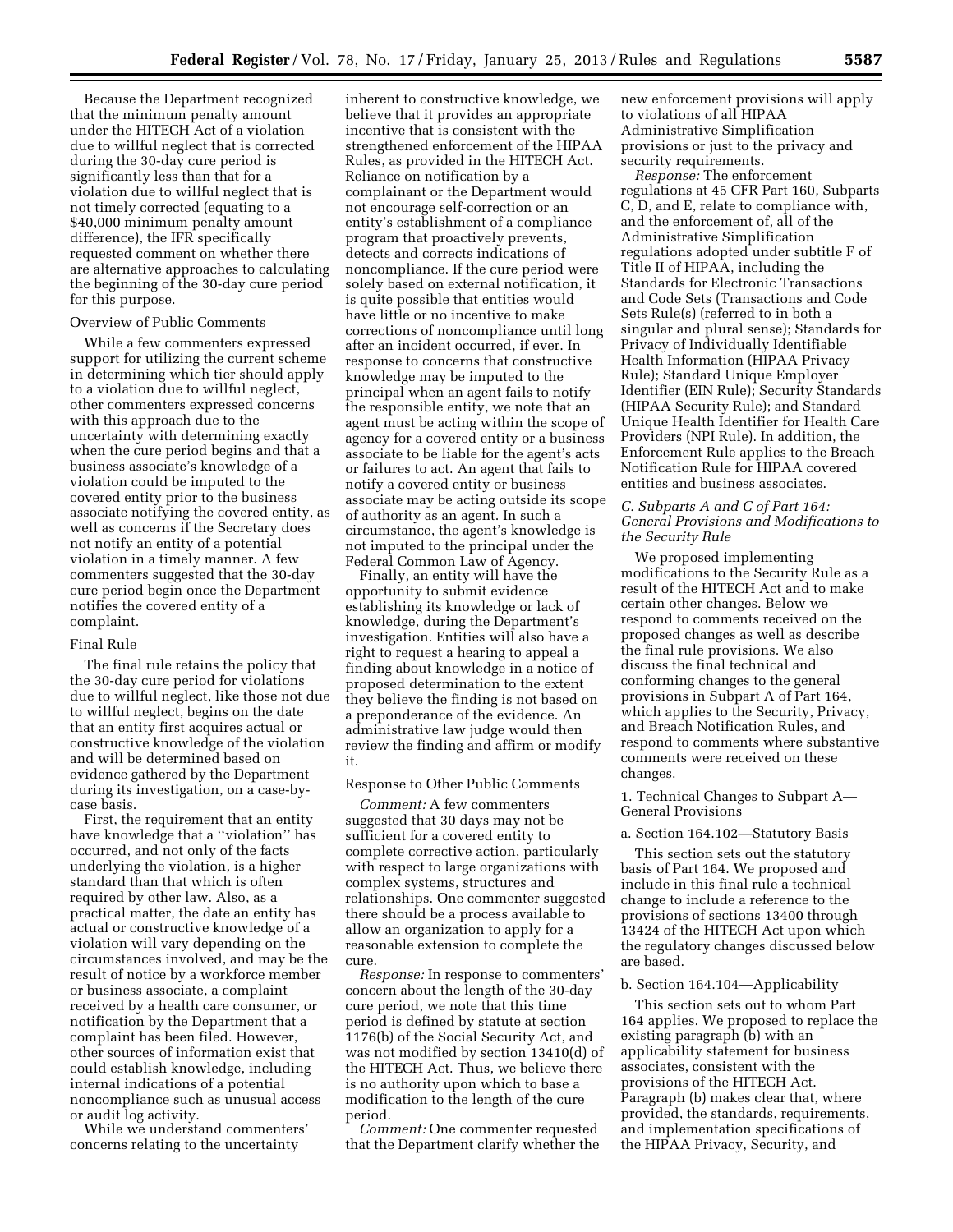Because the Department recognized that the minimum penalty amount under the HITECH Act of a violation due to willful neglect that is corrected during the 30-day cure period is significantly less than that for a violation due to willful neglect that is not timely corrected (equating to a $40,000 minimum penalty amount difference), the IFR specifically requested comment on whether there are alternative approaches to calculating the beginning of the 30-day cure period for this purpose.

Overview of Public Comments

While a few commenters expressed support for utilizing the current scheme in determining which tier should apply to a violation due to willful neglect, other commenters expressed concerns with this approach due to the uncertainty with determining exactly when the cure period begins and that a business associate's knowledge of a violation could be imputed to the covered entity prior to the business associate notifying the covered entity, as well as concerns if the Secretary does not notify an entity of a potential violation in a timely manner. A few commenters suggested that the 30-day cure period begin once the Department notifies the covered entity of a complaint.

Final Rule

The final rule retains the policy that the 30-day cure period for violations due to willful neglect, like those not due to willful neglect, begins on the date that an entity first acquires actual or constructive knowledge of the violation and will be determined based on evidence gathered by the Department during its investigation, on a case-by-case basis.

First, the requirement that an entity have knowledge that a ''violation'' has occurred, and not only of the facts underlying the violation, is a higher standard than that which is often required by other law. Also, as a practical matter, the date an entity has actual or constructive knowledge of a violation will vary depending on the circumstances involved, and may be the result of notice by a workforce member or business associate, a complaint received by a health care consumer, or notification by the Department that a complaint has been filed. However, other sources of information exist that could establish knowledge, including internal indications of a potential noncompliance such as unusual access or audit log activity.

While we understand commenters' concerns relating to the uncertainty inherent to constructive knowledge, we believe that it provides an appropriate incentive that is consistent with the strengthened enforcement of the HIPAA Rules, as provided in the HITECH Act. Reliance on notification by a complainant or the Department would not encourage self-correction or an entity's establishment of a compliance program that proactively prevents, detects and corrects indications of noncompliance. If the cure period were solely based on external notification, it is quite possible that entities would have little or no incentive to make corrections of noncompliance until long after an incident occurred, if ever. In response to concerns that constructive knowledge may be imputed to the principal when an agent fails to notify the responsible entity, we note that an agent must be acting within the scope of agency for a covered entity or a business associate to be liable for the agent's acts or failures to act. An agent that fails to notify a covered entity or business associate may be acting outside its scope of authority as an agent. In such a circumstance, the agent's knowledge is not imputed to the principal under the Federal Common Law of Agency.

Finally, an entity will have the opportunity to submit evidence establishing its knowledge or lack of knowledge, during the Department's investigation. Entities will also have a right to request a hearing to appeal a finding about knowledge in a notice of proposed determination to the extent they believe the finding is not based on a preponderance of the evidence. An administrative law judge would then review the finding and affirm or modify it.

Response to Other Public Comments

*Comment:* A few commenters suggested that 30 days may not be sufficient for a covered entity to complete corrective action, particularly with respect to large organizations with complex systems, structures and relationships. One commenter suggested there should be a process available to allow an organization to apply for a reasonable extension to complete the cure.

*Response:* In response to commenters' concern about the length of the 30-day cure period, we note that this time period is defined by statute at section 1176(b) of the Social Security Act, and was not modified by section 13410(d) of the HITECH Act. Thus, we believe there is no authority upon which to base a modification to the length of the cure period.

*Comment:* One commenter requested that the Department clarify whether the new enforcement provisions will apply to violations of all HIPAA Administrative Simplification provisions or just to the privacy and security requirements.

*Response:* The enforcement regulations at 45 CFR Part 160, Subparts C, D, and E, relate to compliance with, and the enforcement of, all of the Administrative Simplification regulations adopted under subtitle F of Title II of HIPAA, including the Standards for Electronic Transactions and Code Sets (Transactions and Code Sets Rule(s) (referred to in both a singular and plural sense); Standards for Privacy of Individually Identifiable Health Information (HIPAA Privacy Rule); Standard Unique Employer Identifier (EIN Rule); Security Standards (HIPAA Security Rule); and Standard Unique Health Identifier for Health Care Providers (NPI Rule). In addition, the Enforcement Rule applies to the Breach Notification Rule for HIPAA covered entities and business associates.

### C. Subparts A and C of Part 164: General Provisions and Modifications to the Security Rule

We proposed implementing modifications to the Security Rule as a result of the HITECH Act and to make certain other changes. Below we respond to comments received on the proposed changes as well as describe the final rule provisions. We also discuss the final technical and conforming changes to the general provisions in Subpart A of Part 164, which applies to the Security, Privacy, and Breach Notification Rules, and respond to comments where substantive comments were received on these changes.

1. Technical Changes to Subpart A—General Provisions

a. Section 164.102—Statutory Basis

This section sets out the statutory basis of Part 164. We proposed and include in this final rule a technical change to include a reference to the provisions of sections 13400 through 13424 of the HITECH Act upon which the regulatory changes discussed below are based.

b. Section 164.104—Applicability

This section sets out to whom Part 164 applies. We proposed to replace the existing paragraph (b) with an applicability statement for business associates, consistent with the provisions of the HITECH Act. Paragraph (b) makes clear that, where provided, the standards, requirements, and implementation specifications of the HIPAA Privacy, Security, and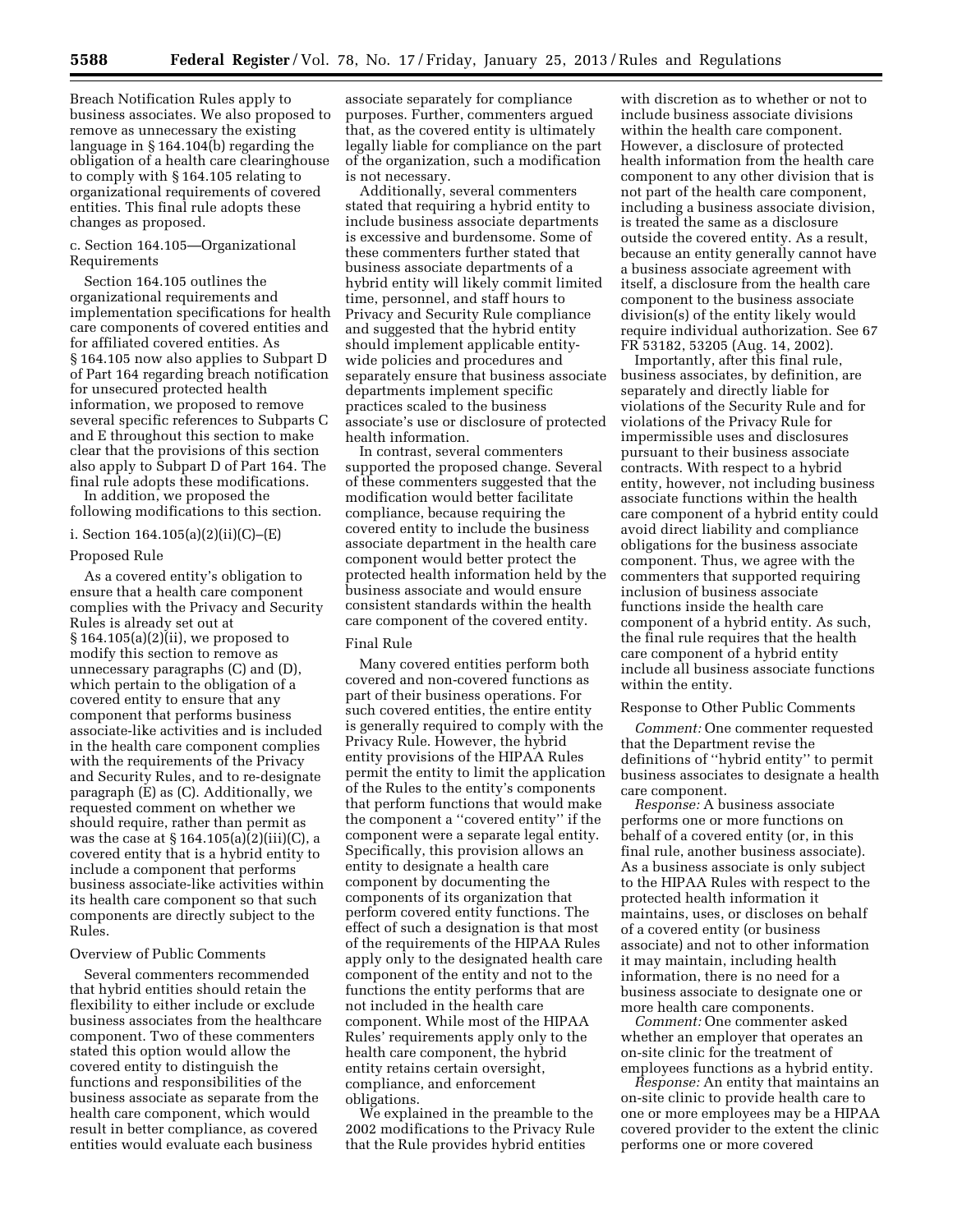Breach Notification Rules apply to business associates. We also proposed to remove as unnecessary the existing language in § 164.104(b) regarding the obligation of a health care clearinghouse to comply with § 164.105 relating to organizational requirements of covered entities. This final rule adopts these changes as proposed.

c. Section 164.105—Organizational Requirements

Section 164.105 outlines the organizational requirements and implementation specifications for health care components of covered entities and for affiliated covered entities. As § 164.105 now also applies to Subpart D of Part 164 regarding breach notification for unsecured protected health information, we proposed to remove several specific references to Subparts C and E throughout this section to make clear that the provisions of this section also apply to Subpart D of Part 164. The final rule adopts these modifications.

In addition, we proposed the following modifications to this section.

i. Section 164.105(a)(2)(ii)(C)–(E)

Proposed Rule

As a covered entity's obligation to ensure that a health care component complies with the Privacy and Security Rules is already set out at § 164.105(a)(2)(ii), we proposed to modify this section to remove as unnecessary paragraphs (C) and (D), which pertain to the obligation of a covered entity to ensure that any component that performs business associate-like activities and is included in the health care component complies with the requirements of the Privacy and Security Rules, and to re-designate paragraph (E) as (C). Additionally, we requested comment on whether we should require, rather than permit as was the case at § 164.105(a)(2)(iii)(C), a covered entity that is a hybrid entity to include a component that performs business associate-like activities within its health care component so that such components are directly subject to the Rules.

Overview of Public Comments

Several commenters recommended that hybrid entities should retain the flexibility to either include or exclude business associates from the healthcare component. Two of these commenters stated this option would allow the covered entity to distinguish the functions and responsibilities of the business associate as separate from the health care component, which would result in better compliance, as covered entities would evaluate each business associate separately for compliance purposes. Further, commenters argued that, as the covered entity is ultimately legally liable for compliance on the part of the organization, such a modification is not necessary.

Additionally, several commenters stated that requiring a hybrid entity to include business associate departments is excessive and burdensome. Some of these commenters further stated that business associate departments of a hybrid entity will likely commit limited time, personnel, and staff hours to Privacy and Security Rule compliance and suggested that the hybrid entity should implement applicable entity-wide policies and procedures and separately ensure that business associate departments implement specific practices scaled to the business associate's use or disclosure of protected health information.

In contrast, several commenters supported the proposed change. Several of these commenters suggested that the modification would better facilitate compliance, because requiring the covered entity to include the business associate department in the health care component would better protect the protected health information held by the business associate and would ensure consistent standards within the health care component of the covered entity.

Final Rule

Many covered entities perform both covered and non-covered functions as part of their business operations. For such covered entities, the entire entity is generally required to comply with the Privacy Rule. However, the hybrid entity provisions of the HIPAA Rules permit the entity to limit the application of the Rules to the entity's components that perform functions that would make the component a "covered entity" if the component were a separate legal entity. Specifically, this provision allows an entity to designate a health care component by documenting the components of its organization that perform covered entity functions. The effect of such a designation is that most of the requirements of the HIPAA Rules apply only to the designated health care component of the entity and not to the functions the entity performs that are not included in the health care component. While most of the HIPAA Rules' requirements apply only to the health care component, the hybrid entity retains certain oversight, compliance, and enforcement obligations.

We explained in the preamble to the 2002 modifications to the Privacy Rule that the Rule provides hybrid entities with discretion as to whether or not to include business associate divisions within the health care component. However, a disclosure of protected health information from the health care component to any other division that is not part of the health care component, including a business associate division, is treated the same as a disclosure outside the covered entity. As a result, because an entity generally cannot have a business associate agreement with itself, a disclosure from the health care component to the business associate division(s) of the entity likely would require individual authorization. See 67 FR 53182, 53205 (Aug. 14, 2002).

Importantly, after this final rule, business associates, by definition, are separately and directly liable for violations of the Security Rule and for violations of the Privacy Rule for impermissible uses and disclosures pursuant to their business associate contracts. With respect to a hybrid entity, however, not including business associate functions within the health care component of a hybrid entity could avoid direct liability and compliance obligations for the business associate component. Thus, we agree with the commenters that supported requiring inclusion of business associate functions inside the health care component of a hybrid entity. As such, the final rule requires that the health care component of a hybrid entity include all business associate functions within the entity.

Response to Other Public Comments

*Comment:* One commenter requested that the Department revise the definitions of "hybrid entity" to permit business associates to designate a health care component.

*Response:* A business associate performs one or more functions on behalf of a covered entity (or, in this final rule, another business associate). As a business associate is only subject to the HIPAA Rules with respect to the protected health information it maintains, uses, or discloses on behalf of a covered entity (or business associate) and not to other information it may maintain, including health information, there is no need for a business associate to designate one or more health care components.

*Comment:* One commenter asked whether an employer that operates an on-site clinic for the treatment of employees functions as a hybrid entity.

*Response:* An entity that maintains an on-site clinic to provide health care to one or more employees may be a HIPAA covered provider to the extent the clinic performs one or more covered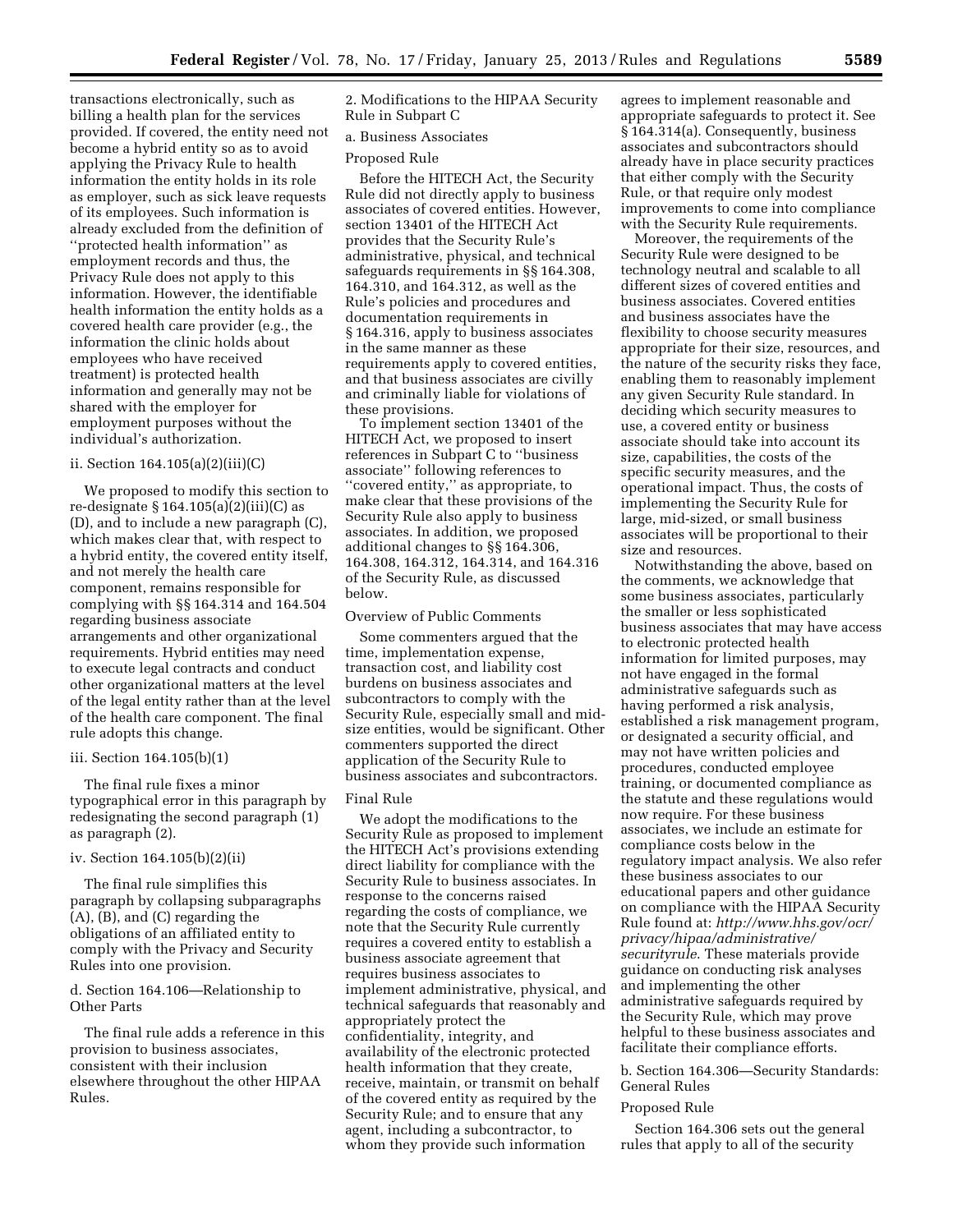transactions electronically, such as billing a health plan for the services provided. If covered, the entity need not become a hybrid entity so as to avoid applying the Privacy Rule to health information the entity holds in its role as employer, such as sick leave requests of its employees. Such information is already excluded from the definition of ''protected health information'' as employment records and thus, the Privacy Rule does not apply to this information. However, the identifiable health information the entity holds as a covered health care provider (e.g., the information the clinic holds about employees who have received treatment) is protected health information and generally may not be shared with the employer for employment purposes without the individual's authorization.

ii. Section 164.105(a)(2)(iii)(C)

We proposed to modify this section to re-designate § 164.105(a)(2)(iii)(C) as (D), and to include a new paragraph (C), which makes clear that, with respect to a hybrid entity, the covered entity itself, and not merely the health care component, remains responsible for complying with §§ 164.314 and 164.504 regarding business associate arrangements and other organizational requirements. Hybrid entities may need to execute legal contracts and conduct other organizational matters at the level of the legal entity rather than at the level of the health care component. The final rule adopts this change.

iii. Section 164.105(b)(1)

The final rule fixes a minor typographical error in this paragraph by redesignating the second paragraph (1) as paragraph (2).

iv. Section 164.105(b)(2)(ii)

The final rule simplifies this paragraph by collapsing subparagraphs (A), (B), and (C) regarding the obligations of an affiliated entity to comply with the Privacy and Security Rules into one provision.

d. Section 164.106—Relationship to Other Parts

The final rule adds a reference in this provision to business associates, consistent with their inclusion elsewhere throughout the other HIPAA Rules.

2. Modifications to the HIPAA Security Rule in Subpart C

a. Business Associates

Proposed Rule

Before the HITECH Act, the Security Rule did not directly apply to business associates of covered entities. However, section 13401 of the HITECH Act provides that the Security Rule's administrative, physical, and technical safeguards requirements in §§ 164.308, 164.310, and 164.312, as well as the Rule's policies and procedures and documentation requirements in § 164.316, apply to business associates in the same manner as these requirements apply to covered entities, and that business associates are civilly and criminally liable for violations of these provisions.

To implement section 13401 of the HITECH Act, we proposed to insert references in Subpart C to ''business associate'' following references to ''covered entity,'' as appropriate, to make clear that these provisions of the Security Rule also apply to business associates. In addition, we proposed additional changes to §§ 164.306, 164.308, 164.312, 164.314, and 164.316 of the Security Rule, as discussed below.

Overview of Public Comments

Some commenters argued that the time, implementation expense, transaction cost, and liability cost burdens on business associates and subcontractors to comply with the Security Rule, especially small and mid-size entities, would be significant. Other commenters supported the direct application of the Security Rule to business associates and subcontractors.

Final Rule

We adopt the modifications to the Security Rule as proposed to implement the HITECH Act's provisions extending direct liability for compliance with the Security Rule to business associates. In response to the concerns raised regarding the costs of compliance, we note that the Security Rule currently requires a covered entity to establish a business associate agreement that requires business associates to implement administrative, physical, and technical safeguards that reasonably and appropriately protect the confidentiality, integrity, and availability of the electronic protected health information that they create, receive, maintain, or transmit on behalf of the covered entity as required by the Security Rule; and to ensure that any agent, including a subcontractor, to whom they provide such information agrees to implement reasonable and appropriate safeguards to protect it. See § 164.314(a). Consequently, business associates and subcontractors should already have in place security practices that either comply with the Security Rule, or that require only modest improvements to come into compliance with the Security Rule requirements.

Moreover, the requirements of the Security Rule were designed to be technology neutral and scalable to all different sizes of covered entities and business associates. Covered entities and business associates have the flexibility to choose security measures appropriate for their size, resources, and the nature of the security risks they face, enabling them to reasonably implement any given Security Rule standard. In deciding which security measures to use, a covered entity or business associate should take into account its size, capabilities, the costs of the specific security measures, and the operational impact. Thus, the costs of implementing the Security Rule for large, mid-sized, or small business associates will be proportional to their size and resources.

Notwithstanding the above, based on the comments, we acknowledge that some business associates, particularly the smaller or less sophisticated business associates that may have access to electronic protected health information for limited purposes, may not have engaged in the formal administrative safeguards such as having performed a risk analysis, established a risk management program, or designated a security official, and may not have written policies and procedures, conducted employee training, or documented compliance as the statute and these regulations would now require. For these business associates, we include an estimate for compliance costs below in the regulatory impact analysis. We also refer these business associates to our educational papers and other guidance on compliance with the HIPAA Security Rule found at: *http://www.hhs.gov/ocr/privacy/hipaa/administrative/securityrule*. These materials provide guidance on conducting risk analyses and implementing the other administrative safeguards required by the Security Rule, which may prove helpful to these business associates and facilitate their compliance efforts.

b. Section 164.306—Security Standards: General Rules

Proposed Rule

Section 164.306 sets out the general rules that apply to all of the security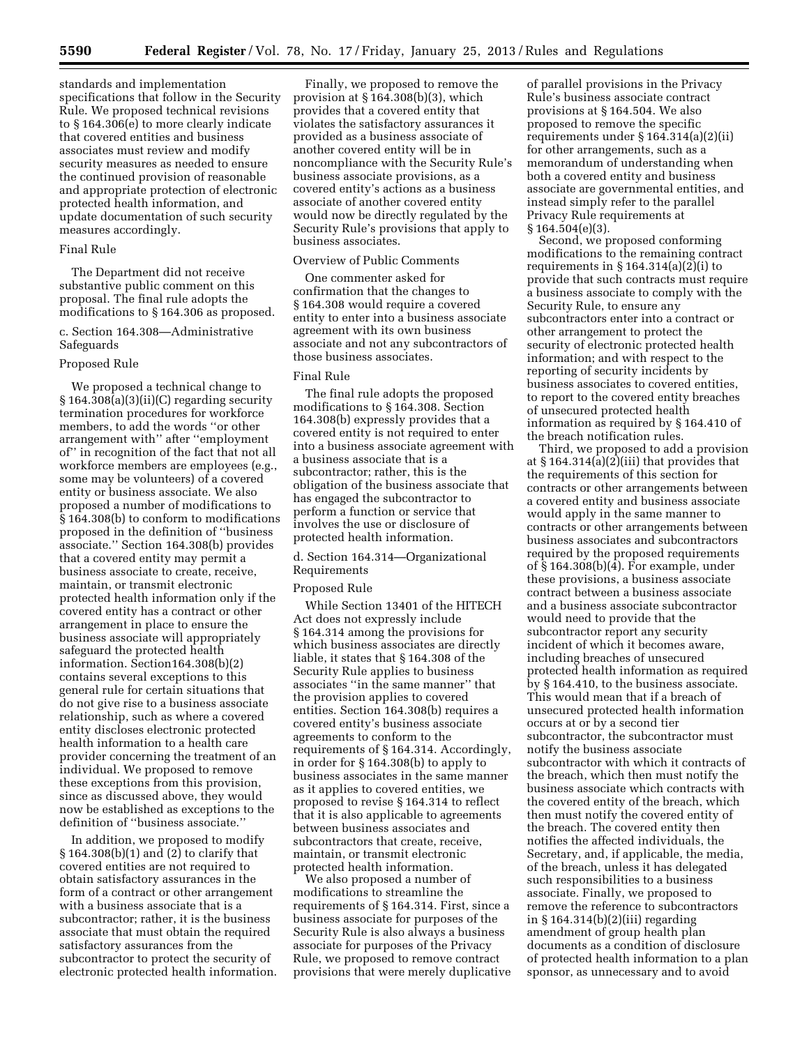standards and implementation specifications that follow in the Security Rule. We proposed technical revisions to § 164.306(e) to more clearly indicate that covered entities and business associates must review and modify security measures as needed to ensure the continued provision of reasonable and appropriate protection of electronic protected health information, and update documentation of such security measures accordingly.

Final Rule

The Department did not receive substantive public comment on this proposal. The final rule adopts the modifications to § 164.306 as proposed.

c. Section 164.308—Administrative Safeguards

Proposed Rule

We proposed a technical change to § 164.308(a)(3)(ii)(C) regarding security termination procedures for workforce members, to add the words ''or other arrangement with'' after ''employment of'' in recognition of the fact that not all workforce members are employees (e.g., some may be volunteers) of a covered entity or business associate. We also proposed a number of modifications to § 164.308(b) to conform to modifications proposed in the definition of ''business associate.'' Section 164.308(b) provides that a covered entity may permit a business associate to create, receive, maintain, or transmit electronic protected health information only if the covered entity has a contract or other arrangement in place to ensure the business associate will appropriately safeguard the protected health information. Section164.308(b)(2) contains several exceptions to this general rule for certain situations that do not give rise to a business associate relationship, such as where a covered entity discloses electronic protected health information to a health care provider concerning the treatment of an individual. We proposed to remove these exceptions from this provision, since as discussed above, they would now be established as exceptions to the definition of ''business associate.''

In addition, we proposed to modify § 164.308(b)(1) and (2) to clarify that covered entities are not required to obtain satisfactory assurances in the form of a contract or other arrangement with a business associate that is a subcontractor; rather, it is the business associate that must obtain the required satisfactory assurances from the subcontractor to protect the security of electronic protected health information.

Finally, we proposed to remove the provision at § 164.308(b)(3), which provides that a covered entity that violates the satisfactory assurances it provided as a business associate of another covered entity will be in noncompliance with the Security Rule's business associate provisions, as a covered entity's actions as a business associate of another covered entity would now be directly regulated by the Security Rule's provisions that apply to business associates.

Overview of Public Comments

One commenter asked for confirmation that the changes to § 164.308 would require a covered entity to enter into a business associate agreement with its own business associate and not any subcontractors of those business associates.

Final Rule

The final rule adopts the proposed modifications to § 164.308. Section 164.308(b) expressly provides that a covered entity is not required to enter into a business associate agreement with a business associate that is a subcontractor; rather, this is the obligation of the business associate that has engaged the subcontractor to perform a function or service that involves the use or disclosure of protected health information.

d. Section 164.314—Organizational Requirements

Proposed Rule

While Section 13401 of the HITECH Act does not expressly include § 164.314 among the provisions for which business associates are directly liable, it states that § 164.308 of the Security Rule applies to business associates ''in the same manner'' that the provision applies to covered entities. Section 164.308(b) requires a covered entity's business associate agreements to conform to the requirements of § 164.314. Accordingly, in order for § 164.308(b) to apply to business associates in the same manner as it applies to covered entities, we proposed to revise § 164.314 to reflect that it is also applicable to agreements between business associates and subcontractors that create, receive, maintain, or transmit electronic protected health information.

We also proposed a number of modifications to streamline the requirements of § 164.314. First, since a business associate for purposes of the Security Rule is also always a business associate for purposes of the Privacy Rule, we proposed to remove contract provisions that were merely duplicative of parallel provisions in the Privacy Rule's business associate contract provisions at § 164.504. We also proposed to remove the specific requirements under § 164.314(a)(2)(ii) for other arrangements, such as a memorandum of understanding when both a covered entity and business associate are governmental entities, and instead simply refer to the parallel Privacy Rule requirements at § 164.504(e)(3).

Second, we proposed conforming modifications to the remaining contract requirements in § 164.314(a)(2)(i) to provide that such contracts must require a business associate to comply with the Security Rule, to ensure any subcontractors enter into a contract or other arrangement to protect the security of electronic protected health information; and with respect to the reporting of security incidents by business associates to covered entities, to report to the covered entity breaches of unsecured protected health information as required by § 164.410 of the breach notification rules.

Third, we proposed to add a provision at § 164.314(a)(2)(iii) that provides that the requirements of this section for contracts or other arrangements between a covered entity and business associate would apply in the same manner to contracts or other arrangements between business associates and subcontractors required by the proposed requirements of § 164.308(b)(4). For example, under these provisions, a business associate contract between a business associate and a business associate subcontractor would need to provide that the subcontractor report any security incident of which it becomes aware, including breaches of unsecured protected health information as required by § 164.410, to the business associate. This would mean that if a breach of unsecured protected health information occurs at or by a second tier subcontractor, the subcontractor must notify the business associate subcontractor with which it contracts of the breach, which then must notify the business associate which contracts with the covered entity of the breach, which then must notify the covered entity of the breach. The covered entity then notifies the affected individuals, the Secretary, and, if applicable, the media, of the breach, unless it has delegated such responsibilities to a business associate. Finally, we proposed to remove the reference to subcontractors in § 164.314(b)(2)(iii) regarding amendment of group health plan documents as a condition of disclosure of protected health information to a plan sponsor, as unnecessary and to avoid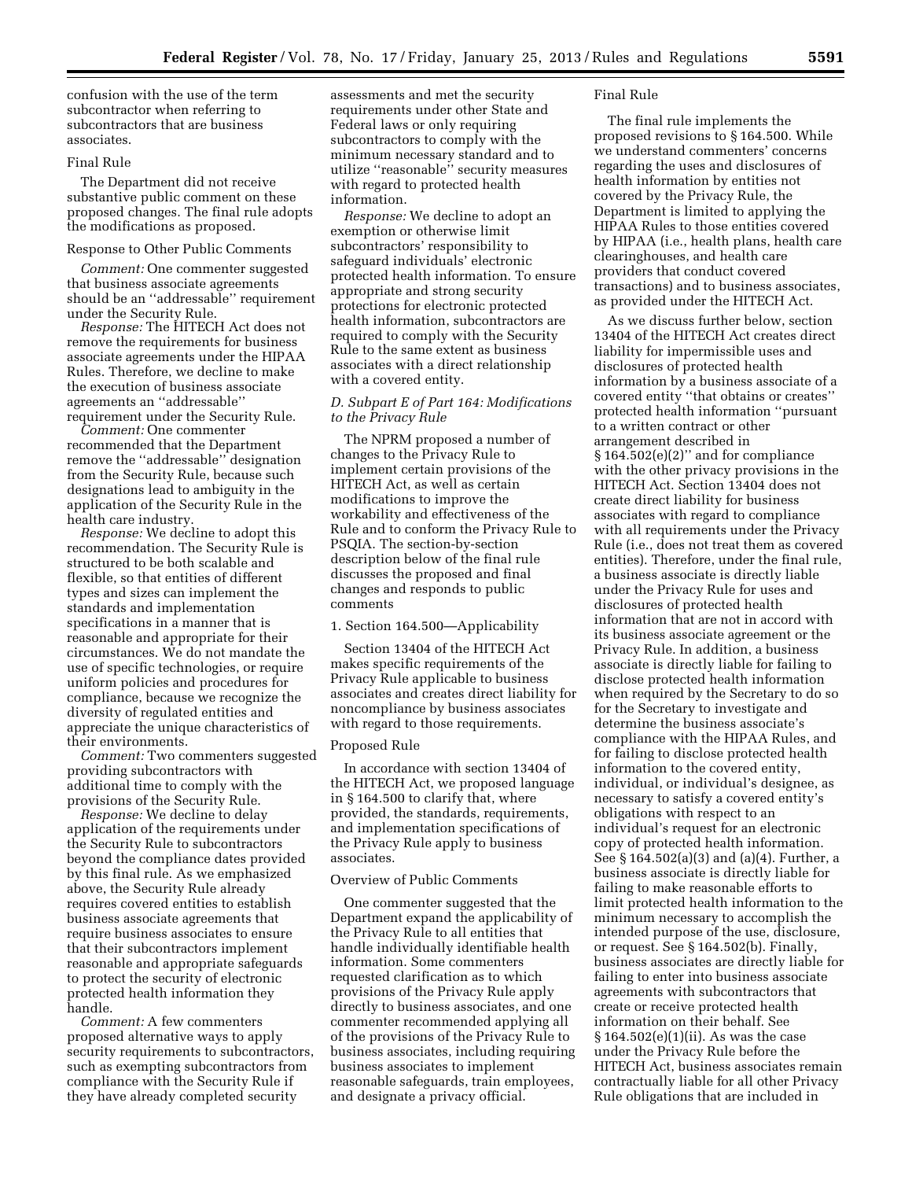confusion with the use of the term subcontractor when referring to subcontractors that are business associates.

Final Rule

The Department did not receive substantive public comment on these proposed changes. The final rule adopts the modifications as proposed.

Response to Other Public Comments

*Comment:* One commenter suggested that business associate agreements should be an ''addressable'' requirement under the Security Rule.

*Response:* The HITECH Act does not remove the requirements for business associate agreements under the HIPAA Rules. Therefore, we decline to make the execution of business associate agreements an ''addressable'' requirement under the Security Rule.

*Comment:* One commenter recommended that the Department remove the ''addressable'' designation from the Security Rule, because such designations lead to ambiguity in the application of the Security Rule in the health care industry.

*Response:* We decline to adopt this recommendation. The Security Rule is structured to be both scalable and flexible, so that entities of different types and sizes can implement the standards and implementation specifications in a manner that is reasonable and appropriate for their circumstances. We do not mandate the use of specific technologies, or require uniform policies and procedures for compliance, because we recognize the diversity of regulated entities and appreciate the unique characteristics of their environments.

*Comment:* Two commenters suggested providing subcontractors with additional time to comply with the provisions of the Security Rule.

*Response:* We decline to delay application of the requirements under the Security Rule to subcontractors beyond the compliance dates provided by this final rule. As we emphasized above, the Security Rule already requires covered entities to establish business associate agreements that require business associates to ensure that their subcontractors implement reasonable and appropriate safeguards to protect the security of electronic protected health information they handle.

*Comment:* A few commenters proposed alternative ways to apply security requirements to subcontractors, such as exempting subcontractors from compliance with the Security Rule if they have already completed security assessments and met the security requirements under other State and Federal laws or only requiring subcontractors to comply with the minimum necessary standard and to utilize ''reasonable'' security measures with regard to protected health information.

*Response:* We decline to adopt an exemption or otherwise limit subcontractors' responsibility to safeguard individuals' electronic protected health information. To ensure appropriate and strong security protections for electronic protected health information, subcontractors are required to comply with the Security Rule to the same extent as business associates with a direct relationship with a covered entity.

### *D. Subpart E of Part 164: Modifications to the Privacy Rule*

The NPRM proposed a number of changes to the Privacy Rule to implement certain provisions of the HITECH Act, as well as certain modifications to improve the workability and effectiveness of the Rule and to conform the Privacy Rule to PSQIA. The section-by-section description below of the final rule discusses the proposed and final changes and responds to public comments

1. Section 164.500—Applicability

Section 13404 of the HITECH Act makes specific requirements of the Privacy Rule applicable to business associates and creates direct liability for noncompliance by business associates with regard to those requirements.

Proposed Rule

In accordance with section 13404 of the HITECH Act, we proposed language in § 164.500 to clarify that, where provided, the standards, requirements, and implementation specifications of the Privacy Rule apply to business associates.

Overview of Public Comments

One commenter suggested that the Department expand the applicability of the Privacy Rule to all entities that handle individually identifiable health information. Some commenters requested clarification as to which provisions of the Privacy Rule apply directly to business associates, and one commenter recommended applying all of the provisions of the Privacy Rule to business associates, including requiring business associates to implement reasonable safeguards, train employees, and designate a privacy official.

Final Rule

The final rule implements the proposed revisions to § 164.500. While we understand commenters' concerns regarding the uses and disclosures of health information by entities not covered by the Privacy Rule, the Department is limited to applying the HIPAA Rules to those entities covered by HIPAA (i.e., health plans, health care clearinghouses, and health care providers that conduct covered transactions) and to business associates, as provided under the HITECH Act.

As we discuss further below, section 13404 of the HITECH Act creates direct liability for impermissible uses and disclosures of protected health information by a business associate of a covered entity ''that obtains or creates'' protected health information ''pursuant to a written contract or other arrangement described in § 164.502(e)(2)'' and for compliance with the other privacy provisions in the HITECH Act. Section 13404 does not create direct liability for business associates with regard to compliance with all requirements under the Privacy Rule (i.e., does not treat them as covered entities). Therefore, under the final rule, a business associate is directly liable under the Privacy Rule for uses and disclosures of protected health information that are not in accord with its business associate agreement or the Privacy Rule. In addition, a business associate is directly liable for failing to disclose protected health information when required by the Secretary to do so for the Secretary to investigate and determine the business associate's compliance with the HIPAA Rules, and for failing to disclose protected health information to the covered entity, individual, or individual's designee, as necessary to satisfy a covered entity's obligations with respect to an individual's request for an electronic copy of protected health information. See § 164.502(a)(3) and (a)(4). Further, a business associate is directly liable for failing to make reasonable efforts to limit protected health information to the minimum necessary to accomplish the intended purpose of the use, disclosure, or request. See § 164.502(b). Finally, business associates are directly liable for failing to enter into business associate agreements with subcontractors that create or receive protected health information on their behalf. See § 164.502(e)(1)(ii). As was the case under the Privacy Rule before the HITECH Act, business associates remain contractually liable for all other Privacy Rule obligations that are included in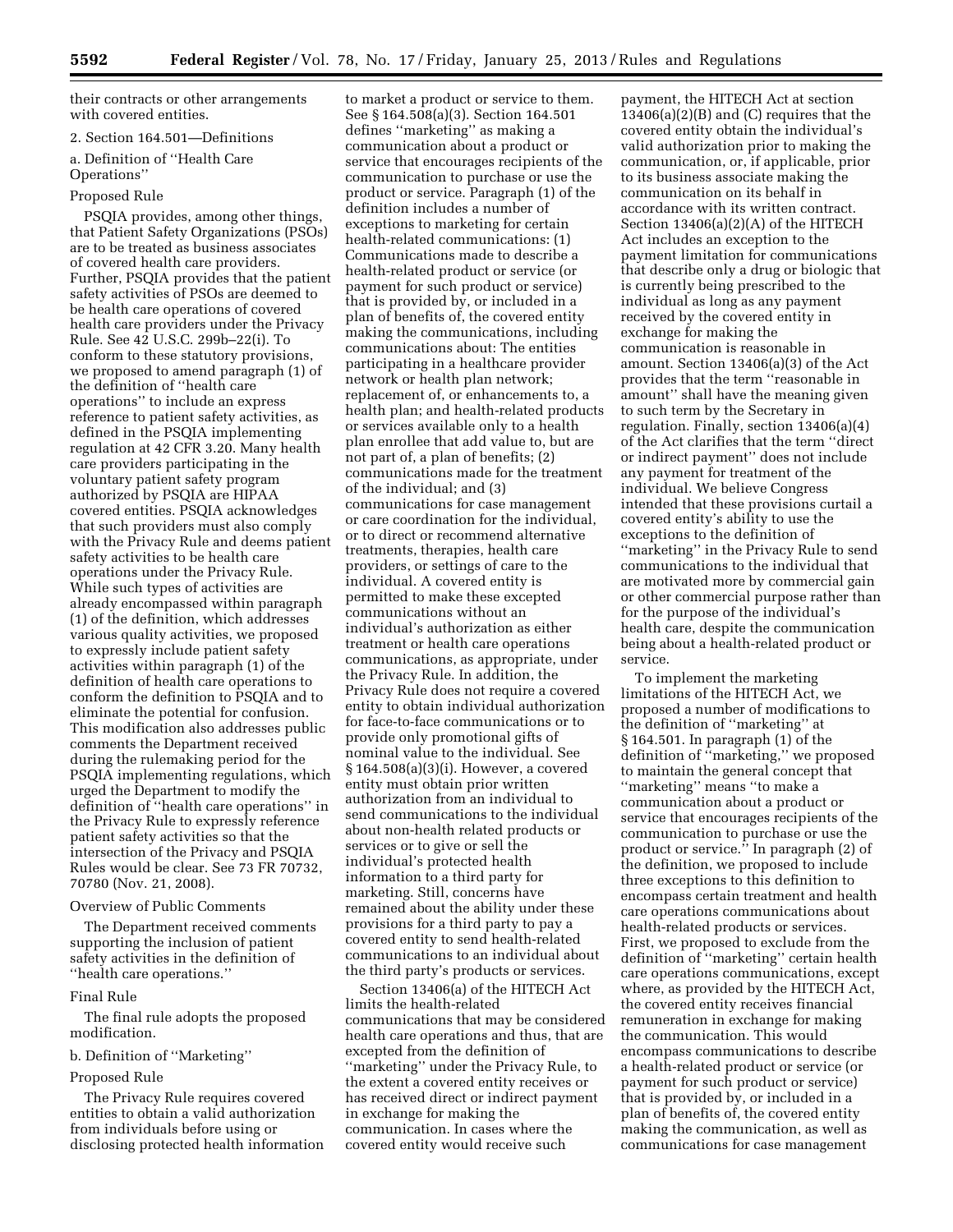their contracts or other arrangements with covered entities.

2. Section 164.501—Definitions

a. Definition of ''Health Care Operations''

Proposed Rule

PSQIA provides, among other things, that Patient Safety Organizations (PSOs) are to be treated as business associates of covered health care providers. Further, PSQIA provides that the patient safety activities of PSOs are deemed to be health care operations of covered health care providers under the Privacy Rule. See 42 U.S.C. 299b–22(i). To conform to these statutory provisions, we proposed to amend paragraph (1) of the definition of ''health care operations'' to include an express reference to patient safety activities, as defined in the PSQIA implementing regulation at 42 CFR 3.20. Many health care providers participating in the voluntary patient safety program authorized by PSQIA are HIPAA covered entities. PSQIA acknowledges that such providers must also comply with the Privacy Rule and deems patient safety activities to be health care operations under the Privacy Rule. While such types of activities are already encompassed within paragraph (1) of the definition, which addresses various quality activities, we proposed to expressly include patient safety activities within paragraph (1) of the definition of health care operations to conform the definition to PSQIA and to eliminate the potential for confusion. This modification also addresses public comments the Department received during the rulemaking period for the PSQIA implementing regulations, which urged the Department to modify the definition of ''health care operations'' in the Privacy Rule to expressly reference patient safety activities so that the intersection of the Privacy and PSQIA Rules would be clear. See 73 FR 70732, 70780 (Nov. 21, 2008).

Overview of Public Comments

The Department received comments supporting the inclusion of patient safety activities in the definition of ''health care operations.''

Final Rule

The final rule adopts the proposed modification.

b. Definition of ''Marketing''

Proposed Rule

The Privacy Rule requires covered entities to obtain a valid authorization from individuals before using or disclosing protected health information to market a product or service to them. See § 164.508(a)(3). Section 164.501 defines ''marketing'' as making a communication about a product or service that encourages recipients of the communication to purchase or use the product or service. Paragraph (1) of the definition includes a number of exceptions to marketing for certain health-related communications: (1) Communications made to describe a health-related product or service (or payment for such product or service) that is provided by, or included in a plan of benefits of, the covered entity making the communications, including communications about: The entities participating in a healthcare provider network or health plan network; replacement of, or enhancements to, a health plan; and health-related products or services available only to a health plan enrollee that add value to, but are not part of, a plan of benefits; (2) communications made for the treatment of the individual; and (3) communications for case management or care coordination for the individual, or to direct or recommend alternative treatments, therapies, health care providers, or settings of care to the individual. A covered entity is permitted to make these excepted communications without an individual's authorization as either treatment or health care operations communications, as appropriate, under the Privacy Rule. In addition, the Privacy Rule does not require a covered entity to obtain individual authorization for face-to-face communications or to provide only promotional gifts of nominal value to the individual. See § 164.508(a)(3)(i). However, a covered entity must obtain prior written authorization from an individual to send communications to the individual about non-health related products or services or to give or sell the individual's protected health information to a third party for marketing. Still, concerns have remained about the ability under these provisions for a third party to pay a covered entity to send health-related communications to an individual about the third party's products or services.

Section 13406(a) of the HITECH Act limits the health-related communications that may be considered health care operations and thus, that are excepted from the definition of ''marketing'' under the Privacy Rule, to the extent a covered entity receives or has received direct or indirect payment in exchange for making the communication. In cases where the covered entity would receive such payment, the HITECH Act at section 13406(a)(2)(B) and (C) requires that the covered entity obtain the individual's valid authorization prior to making the communication, or, if applicable, prior to its business associate making the communication on its behalf in accordance with its written contract. Section 13406(a)(2)(A) of the HITECH Act includes an exception to the payment limitation for communications that describe only a drug or biologic that is currently being prescribed to the individual as long as any payment received by the covered entity in exchange for making the communication is reasonable in amount. Section 13406(a)(3) of the Act provides that the term ''reasonable in amount'' shall have the meaning given to such term by the Secretary in regulation. Finally, section 13406(a)(4) of the Act clarifies that the term ''direct or indirect payment'' does not include any payment for treatment of the individual. We believe Congress intended that these provisions curtail a covered entity's ability to use the exceptions to the definition of ''marketing'' in the Privacy Rule to send communications to the individual that are motivated more by commercial gain or other commercial purpose rather than for the purpose of the individual's health care, despite the communication being about a health-related product or service.

To implement the marketing limitations of the HITECH Act, we proposed a number of modifications to the definition of ''marketing'' at § 164.501. In paragraph (1) of the definition of ''marketing,'' we proposed to maintain the general concept that ''marketing'' means ''to make a communication about a product or service that encourages recipients of the communication to purchase or use the product or service.'' In paragraph (2) of the definition, we proposed to include three exceptions to this definition to encompass certain treatment and health care operations communications about health-related products or services. First, we proposed to exclude from the definition of ''marketing'' certain health care operations communications, except where, as provided by the HITECH Act, the covered entity receives financial remuneration in exchange for making the communication. This would encompass communications to describe a health-related product or service (or payment for such product or service) that is provided by, or included in a plan of benefits of, the covered entity making the communication, as well as communications for case management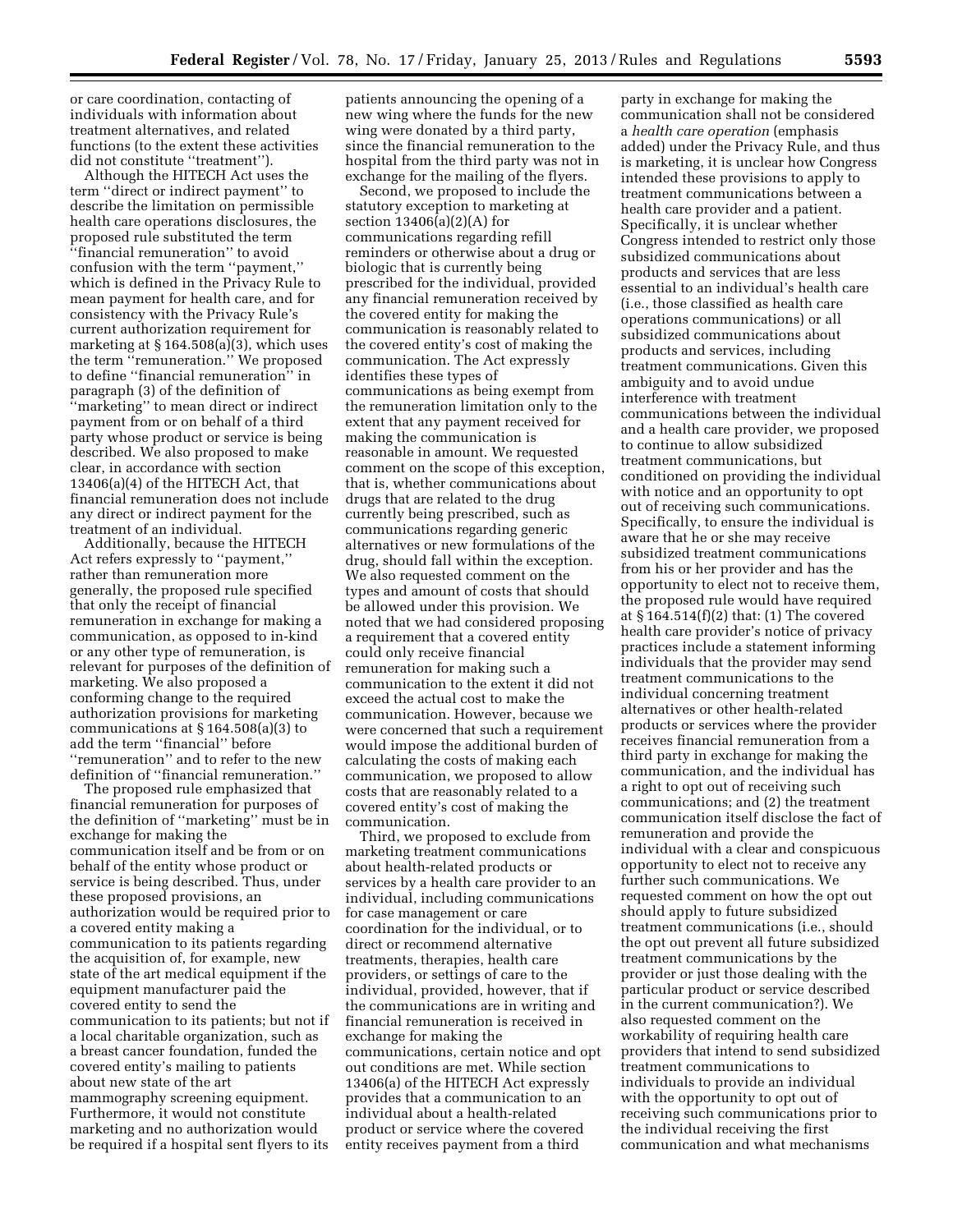or care coordination, contacting of individuals with information about treatment alternatives, and related functions (to the extent these activities did not constitute ''treatment'').

Although the HITECH Act uses the term ''direct or indirect payment'' to describe the limitation on permissible health care operations disclosures, the proposed rule substituted the term ''financial remuneration'' to avoid confusion with the term ''payment,'' which is defined in the Privacy Rule to mean payment for health care, and for consistency with the Privacy Rule's current authorization requirement for marketing at § 164.508(a)(3), which uses the term ''remuneration.'' We proposed to define ''financial remuneration'' in paragraph (3) of the definition of ''marketing'' to mean direct or indirect payment from or on behalf of a third party whose product or service is being described. We also proposed to make clear, in accordance with section 13406(a)(4) of the HITECH Act, that financial remuneration does not include any direct or indirect payment for the treatment of an individual.

Additionally, because the HITECH Act refers expressly to ''payment,'' rather than remuneration more generally, the proposed rule specified that only the receipt of financial remuneration in exchange for making a communication, as opposed to in-kind or any other type of remuneration, is relevant for purposes of the definition of marketing. We also proposed a conforming change to the required authorization provisions for marketing communications at § 164.508(a)(3) to add the term ''financial'' before ''remuneration'' and to refer to the new definition of ''financial remuneration.''

The proposed rule emphasized that financial remuneration for purposes of the definition of ''marketing'' must be in exchange for making the communication itself and be from or on behalf of the entity whose product or service is being described. Thus, under these proposed provisions, an authorization would be required prior to a covered entity making a communication to its patients regarding the acquisition of, for example, new state of the art medical equipment if the equipment manufacturer paid the covered entity to send the communication to its patients; but not if a local charitable organization, such as a breast cancer foundation, funded the covered entity's mailing to patients about new state of the art mammography screening equipment. Furthermore, it would not constitute marketing and no authorization would be required if a hospital sent flyers to its patients announcing the opening of a new wing where the funds for the new wing were donated by a third party, since the financial remuneration to the hospital from the third party was not in exchange for the mailing of the flyers.

Second, we proposed to include the statutory exception to marketing at section 13406(a)(2)(A) for communications regarding refill reminders or otherwise about a drug or biologic that is currently being prescribed for the individual, provided any financial remuneration received by the covered entity for making the communication is reasonably related to the covered entity's cost of making the communication. The Act expressly identifies these types of communications as being exempt from the remuneration limitation only to the extent that any payment received for making the communication is reasonable in amount. We requested comment on the scope of this exception, that is, whether communications about drugs that are related to the drug currently being prescribed, such as communications regarding generic alternatives or new formulations of the drug, should fall within the exception. We also requested comment on the types and amount of costs that should be allowed under this provision. We noted that we had considered proposing a requirement that a covered entity could only receive financial remuneration for making such a communication to the extent it did not exceed the actual cost to make the communication. However, because we were concerned that such a requirement would impose the additional burden of calculating the costs of making each communication, we proposed to allow costs that are reasonably related to a covered entity's cost of making the communication.

Third, we proposed to exclude from marketing treatment communications about health-related products or services by a health care provider to an individual, including communications for case management or care coordination for the individual, or to direct or recommend alternative treatments, therapies, health care providers, or settings of care to the individual, provided, however, that if the communications are in writing and financial remuneration is received in exchange for making the communications, certain notice and opt out conditions are met. While section 13406(a) of the HITECH Act expressly provides that a communication to an individual about a health-related product or service where the covered entity receives payment from a third party in exchange for making the communication shall not be considered a *health care operation* (emphasis added) under the Privacy Rule, and thus is marketing, it is unclear how Congress intended these provisions to apply to treatment communications between a health care provider and a patient. Specifically, it is unclear whether Congress intended to restrict only those subsidized communications about products and services that are less essential to an individual's health care (i.e., those classified as health care operations communications) or all subsidized communications about products and services, including treatment communications. Given this ambiguity and to avoid undue interference with treatment communications between the individual and a health care provider, we proposed to continue to allow subsidized treatment communications, but conditioned on providing the individual with notice and an opportunity to opt out of receiving such communications. Specifically, to ensure the individual is aware that he or she may receive subsidized treatment communications from his or her provider and has the opportunity to elect not to receive them, the proposed rule would have required at § 164.514(f)(2) that: (1) The covered health care provider's notice of privacy practices include a statement informing individuals that the provider may send treatment communications to the individual concerning treatment alternatives or other health-related products or services where the provider receives financial remuneration from a third party in exchange for making the communication, and the individual has a right to opt out of receiving such communications; and (2) the treatment communication itself disclose the fact of remuneration and provide the individual with a clear and conspicuous opportunity to elect not to receive any further such communications. We requested comment on how the opt out should apply to future subsidized treatment communications (i.e., should the opt out prevent all future subsidized treatment communications by the provider or just those dealing with the particular product or service described in the current communication?). We also requested comment on the workability of requiring health care providers that intend to send subsidized treatment communications to individuals to provide an individual with the opportunity to opt out of receiving such communications prior to the individual receiving the first communication and what mechanisms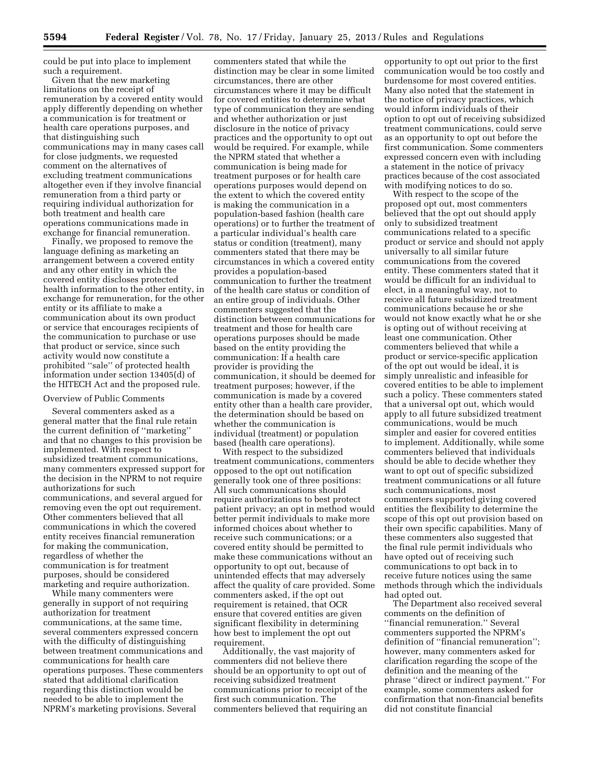could be put into place to implement such a requirement.

Given that the new marketing limitations on the receipt of remuneration by a covered entity would apply differently depending on whether a communication is for treatment or health care operations purposes, and that distinguishing such communications may in many cases call for close judgments, we requested comment on the alternatives of excluding treatment communications altogether even if they involve financial remuneration from a third party or requiring individual authorization for both treatment and health care operations communications made in exchange for financial remuneration.

Finally, we proposed to remove the language defining as marketing an arrangement between a covered entity and any other entity in which the covered entity discloses protected health information to the other entity, in exchange for remuneration, for the other entity or its affiliate to make a communication about its own product or service that encourages recipients of the communication to purchase or use that product or service, since such activity would now constitute a prohibited ''sale'' of protected health information under section 13405(d) of the HITECH Act and the proposed rule.

Overview of Public Comments

Several commenters asked as a general matter that the final rule retain the current definition of ''marketing'' and that no changes to this provision be implemented. With respect to subsidized treatment communications, many commenters expressed support for the decision in the NPRM to not require authorizations for such communications, and several argued for removing even the opt out requirement. Other commenters believed that all communications in which the covered entity receives financial remuneration for making the communication, regardless of whether the communication is for treatment purposes, should be considered marketing and require authorization.

While many commenters were generally in support of not requiring authorization for treatment communications, at the same time, several commenters expressed concern with the difficulty of distinguishing between treatment communications and communications for health care operations purposes. These commenters stated that additional clarification regarding this distinction would be needed to be able to implement the NPRM's marketing provisions. Several commenters stated that while the distinction may be clear in some limited circumstances, there are other circumstances where it may be difficult for covered entities to determine what type of communication they are sending and whether authorization or just disclosure in the notice of privacy practices and the opportunity to opt out would be required. For example, while the NPRM stated that whether a communication is being made for treatment purposes or for health care operations purposes would depend on the extent to which the covered entity is making the communication in a population-based fashion (health care operations) or to further the treatment of a particular individual's health care status or condition (treatment), many commenters stated that there may be circumstances in which a covered entity provides a population-based communication to further the treatment of the health care status or condition of an entire group of individuals. Other commenters suggested that the distinction between communications for treatment and those for health care operations purposes should be made based on the entity providing the communication: If a health care provider is providing the communication, it should be deemed for treatment purposes; however, if the communication is made by a covered entity other than a health care provider, the determination should be based on whether the communication is individual (treatment) or population based (health care operations).

With respect to the subsidized treatment communications, commenters opposed to the opt out notification generally took one of three positions: All such communications should require authorizations to best protect patient privacy; an opt in method would better permit individuals to make more informed choices about whether to receive such communications; or a covered entity should be permitted to make these communications without an opportunity to opt out, because of unintended effects that may adversely affect the quality of care provided. Some commenters asked, if the opt out requirement is retained, that OCR ensure that covered entities are given significant flexibility in determining how best to implement the opt out requirement.

Additionally, the vast majority of commenters did not believe there should be an opportunity to opt out of receiving subsidized treatment communications prior to receipt of the first such communication. The commenters believed that requiring an opportunity to opt out prior to the first communication would be too costly and burdensome for most covered entities. Many also noted that the statement in the notice of privacy practices, which would inform individuals of their option to opt out of receiving subsidized treatment communications, could serve as an opportunity to opt out before the first communication. Some commenters expressed concern even with including a statement in the notice of privacy practices because of the cost associated with modifying notices to do so.

With respect to the scope of the proposed opt out, most commenters believed that the opt out should apply only to subsidized treatment communications related to a specific product or service and should not apply universally to all similar future communications from the covered entity. These commenters stated that it would be difficult for an individual to elect, in a meaningful way, not to receive all future subsidized treatment communications because he or she would not know exactly what he or she is opting out of without receiving at least one communication. Other commenters believed that while a product or service-specific application of the opt out would be ideal, it is simply unrealistic and infeasible for covered entities to be able to implement such a policy. These commenters stated that a universal opt out, which would apply to all future subsidized treatment communications, would be much simpler and easier for covered entities to implement. Additionally, while some commenters believed that individuals should be able to decide whether they want to opt out of specific subsidized treatment communications or all future such communications, most commenters supported giving covered entities the flexibility to determine the scope of this opt out provision based on their own specific capabilities. Many of these commenters also suggested that the final rule permit individuals who have opted out of receiving such communications to opt back in to receive future notices using the same methods through which the individuals had opted out.

The Department also received several comments on the definition of ''financial remuneration.'' Several commenters supported the NPRM's definition of ''financial remuneration''; however, many commenters asked for clarification regarding the scope of the definition and the meaning of the phrase ''direct or indirect payment.'' For example, some commenters asked for confirmation that non-financial benefits did not constitute financial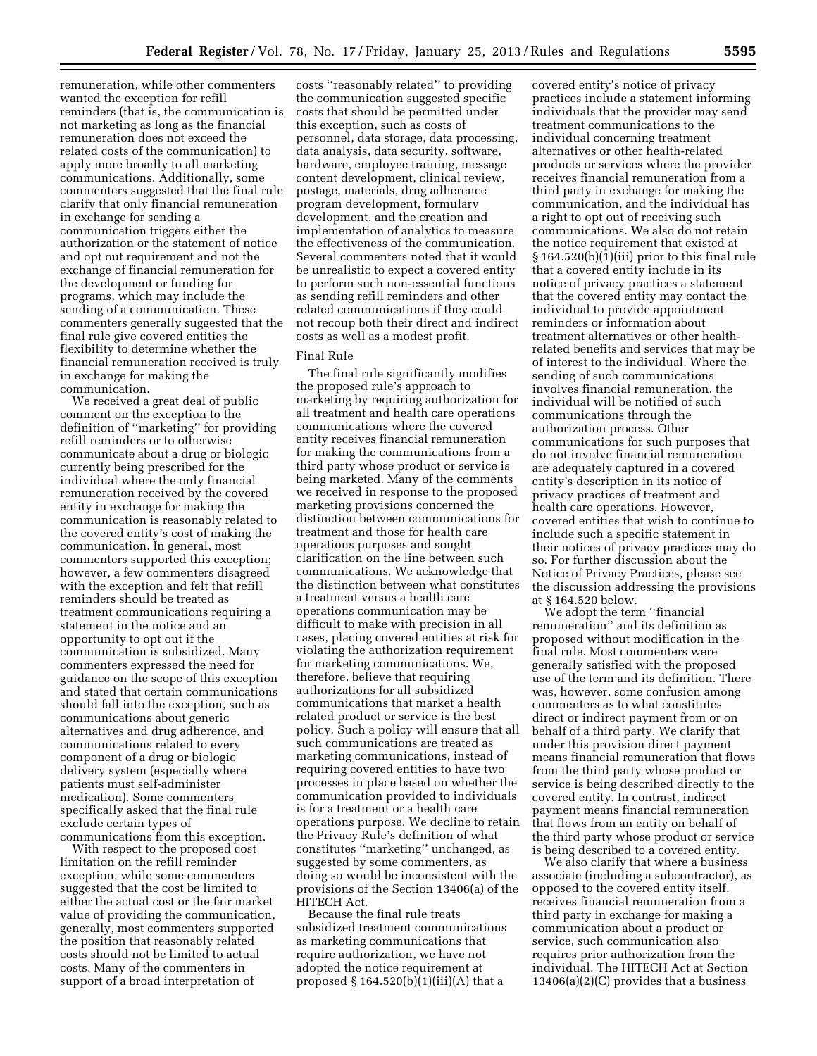remuneration, while other commenters wanted the exception for refill reminders (that is, the communication is not marketing as long as the financial remuneration does not exceed the related costs of the communication) to apply more broadly to all marketing communications. Additionally, some commenters suggested that the final rule clarify that only financial remuneration in exchange for sending a communication triggers either the authorization or the statement of notice and opt out requirement and not the exchange of financial remuneration for the development or funding for programs, which may include the sending of a communication. These commenters generally suggested that the final rule give covered entities the flexibility to determine whether the financial remuneration received is truly in exchange for making the communication.

We received a great deal of public comment on the exception to the definition of ''marketing'' for providing refill reminders or to otherwise communicate about a drug or biologic currently being prescribed for the individual where the only financial remuneration received by the covered entity in exchange for making the communication is reasonably related to the covered entity's cost of making the communication. In general, most commenters supported this exception; however, a few commenters disagreed with the exception and felt that refill reminders should be treated as treatment communications requiring a statement in the notice and an opportunity to opt out if the communication is subsidized. Many commenters expressed the need for guidance on the scope of this exception and stated that certain communications should fall into the exception, such as communications about generic alternatives and drug adherence, and communications related to every component of a drug or biologic delivery system (especially where patients must self-administer medication). Some commenters specifically asked that the final rule exclude certain types of communications from this exception.

With respect to the proposed cost limitation on the refill reminder exception, while some commenters suggested that the cost be limited to either the actual cost or the fair market value of providing the communication, generally, most commenters supported the position that reasonably related costs should not be limited to actual costs. Many of the commenters in support of a broad interpretation of costs ''reasonably related'' to providing the communication suggested specific costs that should be permitted under this exception, such as costs of personnel, data storage, data processing, data analysis, data security, software, hardware, employee training, message content development, clinical review, postage, materials, drug adherence program development, formulary development, and the creation and implementation of analytics to measure the effectiveness of the communication. Several commenters noted that it would be unrealistic to expect a covered entity to perform such non-essential functions as sending refill reminders and other related communications if they could not recoup both their direct and indirect costs as well as a modest profit.

Final Rule

The final rule significantly modifies the proposed rule's approach to marketing by requiring authorization for all treatment and health care operations communications where the covered entity receives financial remuneration for making the communications from a third party whose product or service is being marketed. Many of the comments we received in response to the proposed marketing provisions concerned the distinction between communications for treatment and those for health care operations purposes and sought clarification on the line between such communications. We acknowledge that the distinction between what constitutes a treatment versus a health care operations communication may be difficult to make with precision in all cases, placing covered entities at risk for violating the authorization requirement for marketing communications. We, therefore, believe that requiring authorizations for all subsidized communications that market a health related product or service is the best policy. Such a policy will ensure that all such communications are treated as marketing communications, instead of requiring covered entities to have two processes in place based on whether the communication provided to individuals is for a treatment or a health care operations purpose. We decline to retain the Privacy Rule's definition of what constitutes ''marketing'' unchanged, as suggested by some commenters, as doing so would be inconsistent with the provisions of the Section 13406(a) of the HITECH Act.

Because the final rule treats subsidized treatment communications as marketing communications that require authorization, we have not adopted the notice requirement at proposed § 164.520(b)(1)(iii)(A) that a covered entity's notice of privacy practices include a statement informing individuals that the provider may send treatment communications to the individual concerning treatment alternatives or other health-related products or services where the provider receives financial remuneration from a third party in exchange for making the communication, and the individual has a right to opt out of receiving such communications. We also do not retain the notice requirement that existed at § 164.520(b)(1)(iii) prior to this final rule that a covered entity include in its notice of privacy practices a statement that the covered entity may contact the individual to provide appointment reminders or information about treatment alternatives or other health-related benefits and services that may be of interest to the individual. Where the sending of such communications involves financial remuneration, the individual will be notified of such communications through the authorization process. Other communications for such purposes that do not involve financial remuneration are adequately captured in a covered entity's description in its notice of privacy practices of treatment and health care operations. However, covered entities that wish to continue to include such a specific statement in their notices of privacy practices may do so. For further discussion about the Notice of Privacy Practices, please see the discussion addressing the provisions at § 164.520 below.

We adopt the term ''financial remuneration'' and its definition as proposed without modification in the final rule. Most commenters were generally satisfied with the proposed use of the term and its definition. There was, however, some confusion among commenters as to what constitutes direct or indirect payment from or on behalf of a third party. We clarify that under this provision direct payment means financial remuneration that flows from the third party whose product or service is being described directly to the covered entity. In contrast, indirect payment means financial remuneration that flows from an entity on behalf of the third party whose product or service is being described to a covered entity.

We also clarify that where a business associate (including a subcontractor), as opposed to the covered entity itself, receives financial remuneration from a third party in exchange for making a communication about a product or service, such communication also requires prior authorization from the individual. The HITECH Act at Section 13406(a)(2)(C) provides that a business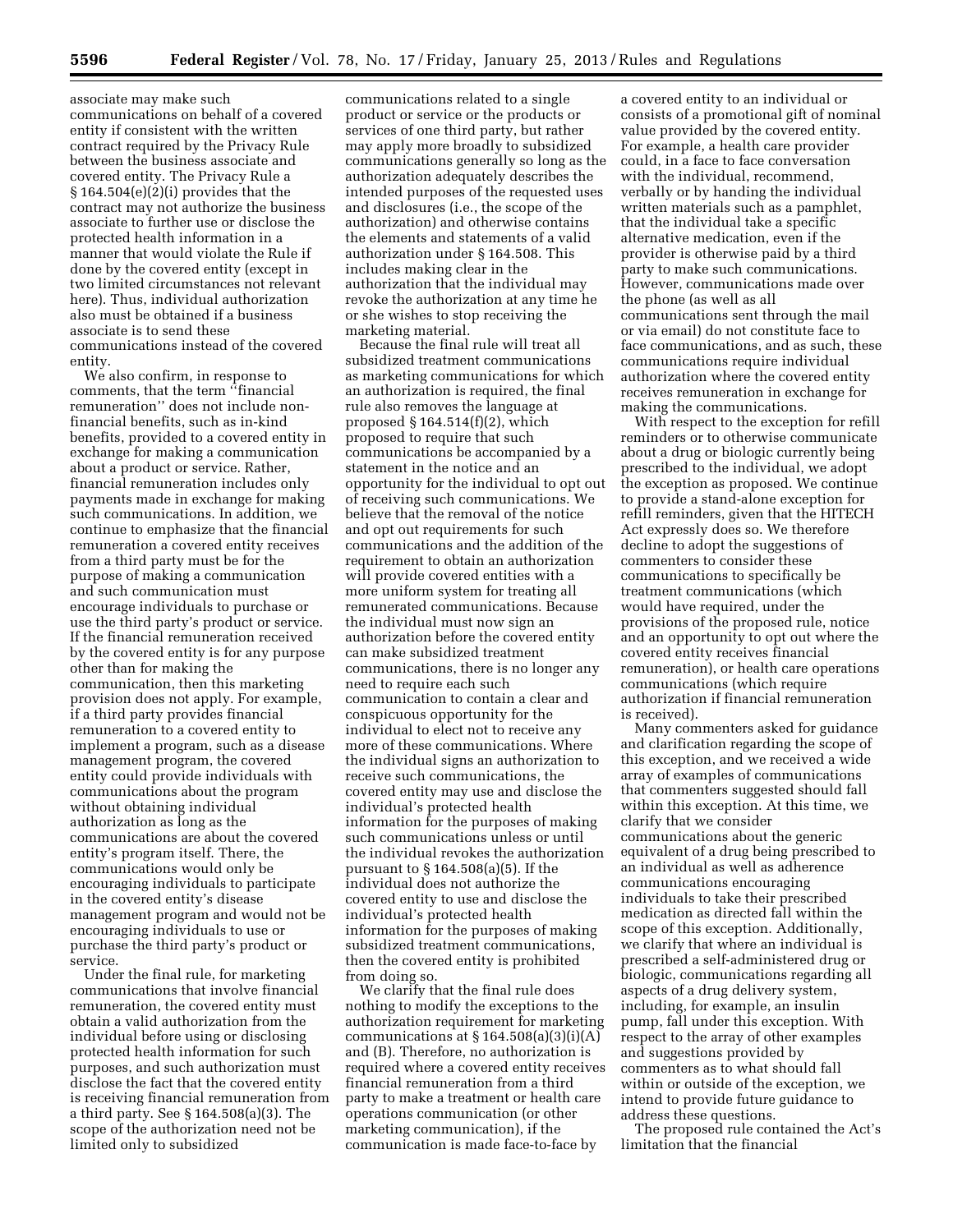associate may make such communications on behalf of a covered entity if consistent with the written contract required by the Privacy Rule between the business associate and covered entity. The Privacy Rule at § 164.504(e)(2)(i) provides that the contract may not authorize the business associate to further use or disclose the protected health information in a manner that would violate the Rule if done by the covered entity (except in two limited circumstances not relevant here). Thus, individual authorization also must be obtained if a business associate is to send these communications instead of the covered entity.

We also confirm, in response to comments, that the term ''financial remuneration'' does not include non-financial benefits, such as in-kind benefits, provided to a covered entity in exchange for making a communication about a product or service. Rather, financial remuneration includes only payments made in exchange for making such communications. In addition, we continue to emphasize that the financial remuneration a covered entity receives from a third party must be for the purpose of making a communication and such communication must encourage individuals to purchase or use the third party's product or service. If the financial remuneration received by the covered entity is for any purpose other than for making the communication, then this marketing provision does not apply. For example, if a third party provides financial remuneration to a covered entity to implement a program, such as a disease management program, the covered entity could provide individuals with communications about the program without obtaining individual authorization as long as the communications are about the covered entity's program itself. There, the communications would only be encouraging individuals to participate in the covered entity's disease management program and would not be encouraging individuals to use or purchase the third party's product or service.

Under the final rule, for marketing communications that involve financial remuneration, the covered entity must obtain a valid authorization from the individual before using or disclosing protected health information for such purposes, and such authorization must disclose the fact that the covered entity is receiving financial remuneration from a third party. See § 164.508(a)(3). The scope of the authorization need not be limited only to subsidized communications related to a single product or service or the products or services of one third party, but rather may apply more broadly to subsidized communications generally so long as the authorization adequately describes the intended purposes of the requested uses and disclosures (i.e., the scope of the authorization) and otherwise contains the elements and statements of a valid authorization under § 164.508. This includes making clear in the authorization that the individual may revoke the authorization at any time he or she wishes to stop receiving the marketing material.

Because the final rule will treat all subsidized treatment communications as marketing communications for which an authorization is required, the final rule also removes the language at proposed § 164.514(f)(2), which proposed to require that such communications be accompanied by a statement in the notice and an opportunity for the individual to opt out of receiving such communications. We believe that the removal of the notice and opt out requirements for such communications and the addition of the requirement to obtain an authorization will provide covered entities with a more uniform system for treating all remunerated communications. Because the individual must now sign an authorization before the covered entity can make subsidized treatment communications, there is no longer any need to require each such communication to contain a clear and conspicuous opportunity for the individual to elect not to receive any more of these communications. Where the individual signs an authorization to receive such communications, the covered entity may use and disclose the individual's protected health information for the purposes of making such communications unless or until the individual revokes the authorization pursuant to § 164.508(a)(5). If the individual does not authorize the covered entity to use and disclose the individual's protected health information for the purposes of making subsidized treatment communications, then the covered entity is prohibited from doing so.

We clarify that the final rule does nothing to modify the exceptions to the authorization requirement for marketing communications at § 164.508(a)(3)(i)(A) and (B). Therefore, no authorization is required where a covered entity receives financial remuneration from a third party to make a treatment or health care operations communication (or other marketing communication), if the communication is made face-to-face by a covered entity to an individual or consists of a promotional gift of nominal value provided by the covered entity. For example, a health care provider could, in a face to face conversation with the individual, recommend, verbally or by handing the individual written materials such as a pamphlet, that the individual take a specific alternative medication, even if the provider is otherwise paid by a third party to make such communications. However, communications made over the phone (as well as all communications sent through the mail or via email) do not constitute face to face communications, and as such, these communications require individual authorization where the covered entity receives remuneration in exchange for making the communications.

With respect to the exception for refill reminders or to otherwise communicate about a drug or biologic currently being prescribed to the individual, we adopt the exception as proposed. We continue to provide a stand-alone exception for refill reminders, given that the HITECH Act expressly does so. We therefore decline to adopt the suggestions of commenters to consider these communications to specifically be treatment communications (which would have required, under the provisions of the proposed rule, notice and an opportunity to opt out where the covered entity receives financial remuneration), or health care operations communications (which require authorization if financial remuneration is received).

Many commenters asked for guidance and clarification regarding the scope of this exception, and we received a wide array of examples of communications that commenters suggested should fall within this exception. At this time, we clarify that we consider communications about the generic equivalent of a drug being prescribed to an individual as well as adherence communications encouraging individuals to take their prescribed medication as directed fall within the scope of this exception. Additionally, we clarify that where an individual is prescribed a self-administered drug or biologic, communications regarding all aspects of a drug delivery system, including, for example, an insulin pump, fall under this exception. With respect to the array of other examples and suggestions provided by commenters as to what should fall within or outside of the exception, we intend to provide future guidance to address these questions.

The proposed rule contained the Act's limitation that the financial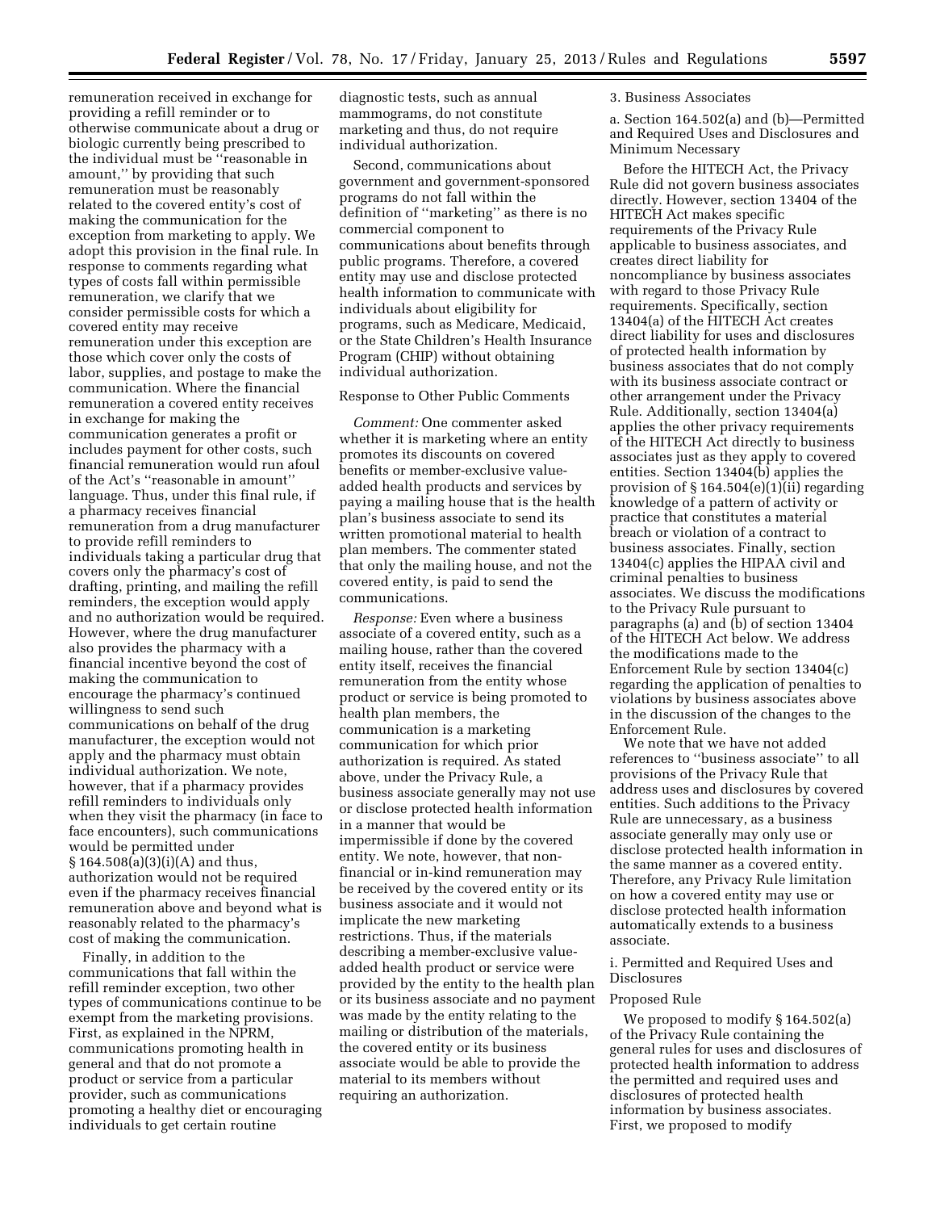remuneration received in exchange for providing a refill reminder or to otherwise communicate about a drug or biologic currently being prescribed to the individual must be ''reasonable in amount,'' by providing that such remuneration must be reasonably related to the covered entity's cost of making the communication for the exception from marketing to apply. We adopt this provision in the final rule. In response to comments regarding what types of costs fall within permissible remuneration, we clarify that we consider permissible costs for which a covered entity may receive remuneration under this exception are those which cover only the costs of labor, supplies, and postage to make the communication. Where the financial remuneration a covered entity receives in exchange for making the communication generates a profit or includes payment for other costs, such financial remuneration would run afoul of the Act's ''reasonable in amount'' language. Thus, under this final rule, if a pharmacy receives financial remuneration from a drug manufacturer to provide refill reminders to individuals taking a particular drug that covers only the pharmacy's cost of drafting, printing, and mailing the refill reminders, the exception would apply and no authorization would be required. However, where the drug manufacturer also provides the pharmacy with a financial incentive beyond the cost of making the communication to encourage the pharmacy's continued willingness to send such communications on behalf of the drug manufacturer, the exception would not apply and the pharmacy must obtain individual authorization. We note, however, that if a pharmacy provides refill reminders to individuals only when they visit the pharmacy (in face to face encounters), such communications would be permitted under § 164.508(a)(3)(i)(A) and thus, authorization would not be required even if the pharmacy receives financial remuneration above and beyond what is reasonably related to the pharmacy's cost of making the communication.

Finally, in addition to the communications that fall within the refill reminder exception, two other types of communications continue to be exempt from the marketing provisions. First, as explained in the NPRM, communications promoting health in general and that do not promote a product or service from a particular provider, such as communications promoting a healthy diet or encouraging individuals to get certain routine diagnostic tests, such as annual mammograms, do not constitute marketing and thus, do not require individual authorization.

Second, communications about government and government-sponsored programs do not fall within the definition of ''marketing'' as there is no commercial component to communications about benefits through public programs. Therefore, a covered entity may use and disclose protected health information to communicate with individuals about eligibility for programs, such as Medicare, Medicaid, or the State Children's Health Insurance Program (CHIP) without obtaining individual authorization.

Response to Other Public Comments

*Comment:* One commenter asked whether it is marketing where an entity promotes its discounts on covered benefits or member-exclusive value-added health products and services by paying a mailing house that is the health plan's business associate to send its written promotional material to health plan members. The commenter stated that only the mailing house, and not the covered entity, is paid to send the communications.

*Response:* Even where a business associate of a covered entity, such as a mailing house, rather than the covered entity itself, receives the financial remuneration from the entity whose product or service is being promoted to health plan members, the communication is a marketing communication for which prior authorization is required. As stated above, under the Privacy Rule, a business associate generally may not use or disclose protected health information in a manner that would be impermissible if done by the covered entity. We note, however, that non-financial or in-kind remuneration may be received by the covered entity or its business associate and it would not implicate the new marketing restrictions. Thus, if the materials describing a member-exclusive value-added health product or service were provided by the entity to the health plan or its business associate and no payment was made by the entity relating to the mailing or distribution of the materials, the covered entity or its business associate would be able to provide the material to its members without requiring an authorization.

3. Business Associates

a. Section 164.502(a) and (b)—Permitted and Required Uses and Disclosures and Minimum Necessary

Before the HITECH Act, the Privacy Rule did not govern business associates directly. However, section 13404 of the HITECH Act makes specific requirements of the Privacy Rule applicable to business associates, and creates direct liability for noncompliance by business associates with regard to those Privacy Rule requirements. Specifically, section 13404(a) of the HITECH Act creates direct liability for uses and disclosures of protected health information by business associates that do not comply with its business associate contract or other arrangement under the Privacy Rule. Additionally, section 13404(a) applies the other privacy requirements of the HITECH Act directly to business associates just as they apply to covered entities. Section 13404(b) applies the provision of § 164.504(e)(1)(ii) regarding knowledge of a pattern of activity or practice that constitutes a material breach or violation of a contract to business associates. Finally, section 13404(c) applies the HIPAA civil and criminal penalties to business associates. We discuss the modifications to the Privacy Rule pursuant to paragraphs (a) and (b) of section 13404 of the HITECH Act below. We address the modifications made to the Enforcement Rule by section 13404(c) regarding the application of penalties to violations by business associates above in the discussion of the changes to the Enforcement Rule.

We note that we have not added references to ''business associate'' to all provisions of the Privacy Rule that address uses and disclosures by covered entities. Such additions to the Privacy Rule are unnecessary, as a business associate generally may only use or disclose protected health information in the same manner as a covered entity. Therefore, any Privacy Rule limitation on how a covered entity may use or disclose protected health information automatically extends to a business associate.

i. Permitted and Required Uses and Disclosures

Proposed Rule

We proposed to modify § 164.502(a) of the Privacy Rule containing the general rules for uses and disclosures of protected health information to address the permitted and required uses and disclosures of protected health information by business associates. First, we proposed to modify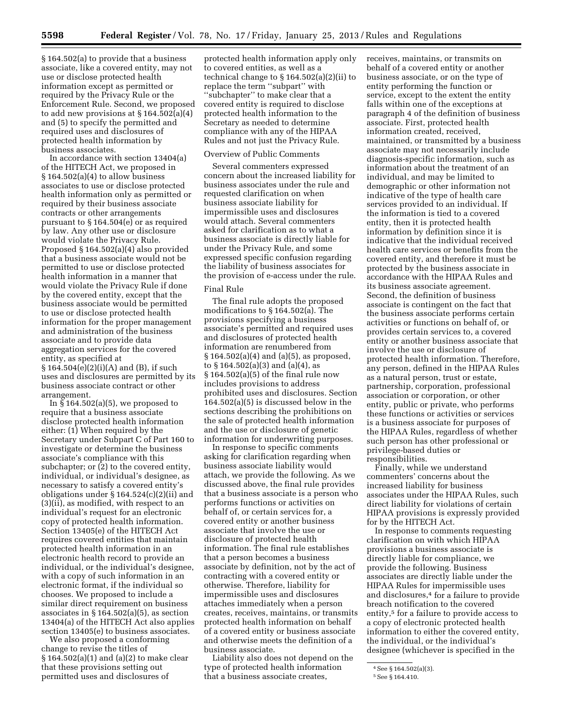§ 164.502(a) to provide that a business associate, like a covered entity, may not use or disclose protected health information except as permitted or required by the Privacy Rule or the Enforcement Rule. Second, we proposed to add new provisions at § 164.502(a)(4) and (5) to specify the permitted and required uses and disclosures of protected health information by business associates.

In accordance with section 13404(a) of the HITECH Act, we proposed in § 164.502(a)(4) to allow business associates to use or disclose protected health information only as permitted or required by their business associate contracts or other arrangements pursuant to § 164.504(e) or as required by law. Any other use or disclosure would violate the Privacy Rule. Proposed § 164.502(a)(4) also provided that a business associate would not be permitted to use or disclose protected health information in a manner that would violate the Privacy Rule if done by the covered entity, except that the business associate would be permitted to use or disclose protected health information for the proper management and administration of the business associate and to provide data aggregation services for the covered entity, as specified at § 164.504(e)(2)(i)(A) and (B), if such uses and disclosures are permitted by its business associate contract or other arrangement.

In § 164.502(a)(5), we proposed to require that a business associate disclose protected health information either: (1) When required by the Secretary under Subpart C of Part 160 to investigate or determine the business associate's compliance with this subchapter; or (2) to the covered entity, individual, or individual's designee, as necessary to satisfy a covered entity's obligations under § 164.524(c)(2)(ii) and (3)(ii), as modified, with respect to an individual's request for an electronic copy of protected health information. Section 13405(e) of the HITECH Act requires covered entities that maintain protected health information in an electronic health record to provide an individual, or the individual's designee, with a copy of such information in an electronic format, if the individual so chooses. We proposed to include a similar direct requirement on business associates in § 164.502(a)(5), as section 13404(a) of the HITECH Act also applies section 13405(e) to business associates.

We also proposed a conforming change to revise the titles of § 164.502(a)(1) and (a)(2) to make clear that these provisions setting out permitted uses and disclosures of protected health information apply only to covered entities, as well as a technical change to § 164.502(a)(2)(ii) to replace the term ''subpart'' with ''subchapter'' to make clear that a covered entity is required to disclose protected health information to the Secretary as needed to determine compliance with any of the HIPAA Rules and not just the Privacy Rule.

Overview of Public Comments

Several commenters expressed concern about the increased liability for business associates under the rule and requested clarification on when business associate liability for impermissible uses and disclosures would attach. Several commenters asked for clarification as to what a business associate is directly liable for under the Privacy Rule, and some expressed specific confusion regarding the liability of business associates for the provision of e-access under the rule.

Final Rule

The final rule adopts the proposed modifications to § 164.502(a). The provisions specifying a business associate's permitted and required uses and disclosures of protected health information are renumbered from § 164.502(a)(4) and (a)(5), as proposed, to § 164.502(a)(3) and (a)(4), as § 164.502(a)(5) of the final rule now includes provisions to address prohibited uses and disclosures. Section 164.502(a)(5) is discussed below in the sections describing the prohibitions on the sale of protected health information and the use or disclosure of genetic information for underwriting purposes.

In response to specific comments asking for clarification regarding when business associate liability would attach, we provide the following. As we discussed above, the final rule provides that a business associate is a person who performs functions or activities on behalf of, or certain services for, a covered entity or another business associate that involve the use or disclosure of protected health information. The final rule establishes that a person becomes a business associate by definition, not by the act of contracting with a covered entity or otherwise. Therefore, liability for impermissible uses and disclosures attaches immediately when a person creates, receives, maintains, or transmits protected health information on behalf of a covered entity or business associate and otherwise meets the definition of a business associate.

Liability also does not depend on the type of protected health information that a business associate creates, receives, maintains, or transmits on behalf of a covered entity or another business associate, or on the type of entity performing the function or service, except to the extent the entity falls within one of the exceptions at paragraph 4 of the definition of business associate. First, protected health information created, received, maintained, or transmitted by a business associate may not necessarily include diagnosis-specific information, such as information about the treatment of an individual, and may be limited to demographic or other information not indicative of the type of health care services provided to an individual. If the information is tied to a covered entity, then it is protected health information by definition since it is indicative that the individual received health care services or benefits from the covered entity, and therefore it must be protected by the business associate in accordance with the HIPAA Rules and its business associate agreement. Second, the definition of business associate is contingent on the fact that the business associate performs certain activities or functions on behalf of, or provides certain services to, a covered entity or another business associate that involve the use or disclosure of protected health information. Therefore, any person, defined in the HIPAA Rules as a natural person, trust or estate, partnership, corporation, professional association or corporation, or other entity, public or private, who performs these functions or activities or services is a business associate for purposes of the HIPAA Rules, regardless of whether such person has other professional or privilege-based duties or responsibilities.

Finally, while we understand commenters' concerns about the increased liability for business associates under the HIPAA Rules, such direct liability for violations of certain HIPAA provisions is expressly provided for by the HITECH Act.

In response to comments requesting clarification on with which HIPAA provisions a business associate is directly liable for compliance, we provide the following. Business associates are directly liable under the HIPAA Rules for impermissible uses and disclosures,[4] for a failure to provide breach notification to the covered entity,[5] for a failure to provide access to a copy of electronic protected health information to either the covered entity, the individual, or the individual's designee (whichever is specified in the

[4] See § 164.502(a)(3).

[5] See § 164.410.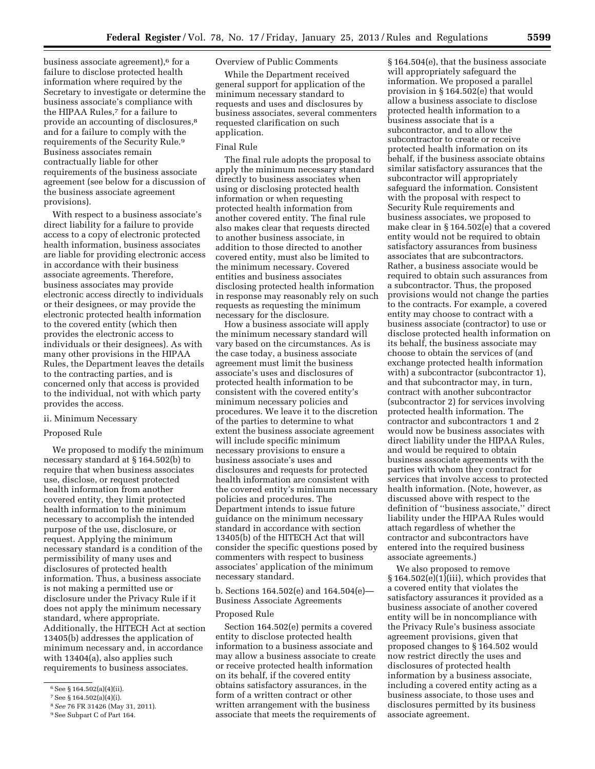business associate agreement),[6] for a failure to disclose protected health information where required by the Secretary to investigate or determine the business associate's compliance with the HIPAA Rules,[7] for a failure to provide an accounting of disclosures,[8] and for a failure to comply with the requirements of the Security Rule.[9] Business associates remain contractually liable for other requirements of the business associate agreement (see below for a discussion of the business associate agreement provisions).

With respect to a business associate's direct liability for a failure to provide access to a copy of electronic protected health information, business associates are liable for providing electronic access in accordance with their business associate agreements. Therefore, business associates may provide electronic access directly to individuals or their designees, or may provide the electronic protected health information to the covered entity (which then provides the electronic access to individuals or their designees). As with many other provisions in the HIPAA Rules, the Department leaves the details to the contracting parties, and is concerned only that access is provided to the individual, not with which party provides the access.

ii. Minimum Necessary

Proposed Rule

We proposed to modify the minimum necessary standard at § 164.502(b) to require that when business associates use, disclose, or request protected health information from another covered entity, they limit protected health information to the minimum necessary to accomplish the intended purpose of the use, disclosure, or request. Applying the minimum necessary standard is a condition of the permissibility of many uses and disclosures of protected health information. Thus, a business associate is not making a permitted use or disclosure under the Privacy Rule if it does not apply the minimum necessary standard, where appropriate. Additionally, the HITECH Act at section 13405(b) addresses the application of minimum necessary and, in accordance with 13404(a), also applies such requirements to business associates.

[6] See § 164.502(a)(4)(ii).

[7] See § 164.502(a)(4)(i).

[8] *See* 76 FR 31426 (May 31, 2011).

[9] See Subpart C of Part 164.

Overview of Public Comments

While the Department received general support for application of the minimum necessary standard to requests and uses and disclosures by business associates, several commenters requested clarification on such application.

Final Rule

The final rule adopts the proposal to apply the minimum necessary standard directly to business associates when using or disclosing protected health information or when requesting protected health information from another covered entity. The final rule also makes clear that requests directed to another business associate, in addition to those directed to another covered entity, must also be limited to the minimum necessary. Covered entities and business associates disclosing protected health information in response may reasonably rely on such requests as requesting the minimum necessary for the disclosure.

How a business associate will apply the minimum necessary standard will vary based on the circumstances. As is the case today, a business associate agreement must limit the business associate's uses and disclosures of protected health information to be consistent with the covered entity's minimum necessary policies and procedures. We leave it to the discretion of the parties to determine to what extent the business associate agreement will include specific minimum necessary provisions to ensure a business associate's uses and disclosures and requests for protected health information are consistent with the covered entity's minimum necessary policies and procedures. The Department intends to issue future guidance on the minimum necessary standard in accordance with section 13405(b) of the HITECH Act that will consider the specific questions posed by commenters with respect to business associates' application of the minimum necessary standard.

b. Sections 164.502(e) and 164.504(e)—Business Associate Agreements

Proposed Rule

Section 164.502(e) permits a covered entity to disclose protected health information to a business associate and may allow a business associate to create or receive protected health information on its behalf, if the covered entity obtains satisfactory assurances, in the form of a written contract or other written arrangement with the business associate that meets the requirements of § 164.504(e), that the business associate will appropriately safeguard the information. We proposed a parallel provision in § 164.502(e) that would allow a business associate to disclose protected health information to a business associate that is a subcontractor, and to allow the subcontractor to create or receive protected health information on its behalf, if the business associate obtains similar satisfactory assurances that the subcontractor will appropriately safeguard the information. Consistent with the proposal with respect to Security Rule requirements and business associates, we proposed to make clear in § 164.502(e) that a covered entity would not be required to obtain satisfactory assurances from business associates that are subcontractors. Rather, a business associate would be required to obtain such assurances from a subcontractor. Thus, the proposed provisions would not change the parties to the contracts. For example, a covered entity may choose to contract with a business associate (contractor) to use or disclose protected health information on its behalf, the business associate may choose to obtain the services of (and exchange protected health information with) a subcontractor (subcontractor 1), and that subcontractor may, in turn, contract with another subcontractor (subcontractor 2) for services involving protected health information. The contractor and subcontractors 1 and 2 would now be business associates with direct liability under the HIPAA Rules, and would be required to obtain business associate agreements with the parties with whom they contract for services that involve access to protected health information. (Note, however, as discussed above with respect to the definition of ''business associate,'' direct liability under the HIPAA Rules would attach regardless of whether the contractor and subcontractors have entered into the required business associate agreements.)

We also proposed to remove § 164.502(e)(1)(iii), which provides that a covered entity that violates the satisfactory assurances it provided as a business associate of another covered entity will be in noncompliance with the Privacy Rule's business associate agreement provisions, given that proposed changes to § 164.502 would now restrict directly the uses and disclosures of protected health information by a business associate, including a covered entity acting as a business associate, to those uses and disclosures permitted by its business associate agreement.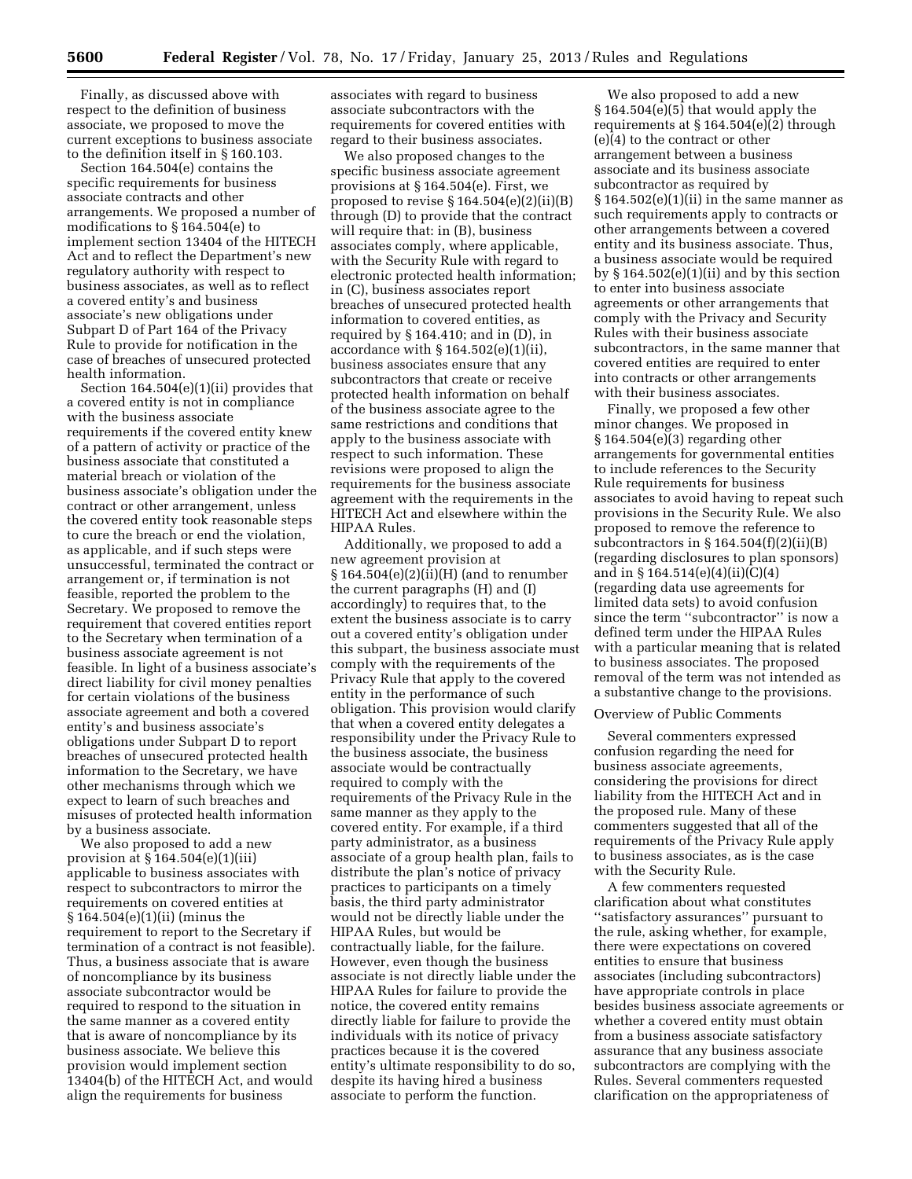Finally, as discussed above with respect to the definition of business associate, we proposed to move the current exceptions to business associate to the definition itself in § 160.103.

Section 164.504(e) contains the specific requirements for business associate contracts and other arrangements. We proposed a number of modifications to § 164.504(e) to implement section 13404 of the HITECH Act and to reflect the Department's new regulatory authority with respect to business associates, as well as to reflect a covered entity's and business associate's new obligations under Subpart D of Part 164 of the Privacy Rule to provide for notification in the case of breaches of unsecured protected health information.

Section 164.504(e)(1)(ii) provides that a covered entity is not in compliance with the business associate requirements if the covered entity knew of a pattern of activity or practice of the business associate that constituted a material breach or violation of the business associate's obligation under the contract or other arrangement, unless the covered entity took reasonable steps to cure the breach or end the violation, as applicable, and if such steps were unsuccessful, terminated the contract or arrangement or, if termination is not feasible, reported the problem to the Secretary. We proposed to remove the requirement that covered entities report to the Secretary when termination of a business associate agreement is not feasible. In light of a business associate's direct liability for civil money penalties for certain violations of the business associate agreement and both a covered entity's and business associate's obligations under Subpart D to report breaches of unsecured protected health information to the Secretary, we have other mechanisms through which we expect to learn of such breaches and misuses of protected health information by a business associate.

We also proposed to add a new provision at § 164.504(e)(1)(iii) applicable to business associates with respect to subcontractors to mirror the requirements on covered entities at § 164.504(e)(1)(ii) (minus the requirement to report to the Secretary if termination of a contract is not feasible). Thus, a business associate that is aware of noncompliance by its business associate subcontractor would be required to respond to the situation in the same manner as a covered entity that is aware of noncompliance by its business associate. We believe this provision would implement section 13404(b) of the HITECH Act, and would align the requirements for business associates with regard to business associate subcontractors with the requirements for covered entities with regard to their business associates.

We also proposed changes to the specific business associate agreement provisions at § 164.504(e). First, we proposed to revise § 164.504(e)(2)(ii)(B) through (D) to provide that the contract will require that: in (B), business associates comply, where applicable, with the Security Rule with regard to electronic protected health information; in (C), business associates report breaches of unsecured protected health information to covered entities, as required by § 164.410; and in (D), in accordance with § 164.502(e)(1)(ii), business associates ensure that any subcontractors that create or receive protected health information on behalf of the business associate agree to the same restrictions and conditions that apply to the business associate with respect to such information. These revisions were proposed to align the requirements for the business associate agreement with the requirements in the HITECH Act and elsewhere within the HIPAA Rules.

Additionally, we proposed to add a new agreement provision at § 164.504(e)(2)(ii)(H) (and to renumber the current paragraphs (H) and (I) accordingly) to requires that, to the extent the business associate is to carry out a covered entity's obligation under this subpart, the business associate must comply with the requirements of the Privacy Rule that apply to the covered entity in the performance of such obligation. This provision would clarify that when a covered entity delegates a responsibility under the Privacy Rule to the business associate, the business associate would be contractually required to comply with the requirements of the Privacy Rule in the same manner as they apply to the covered entity. For example, if a third party administrator, as a business associate of a group health plan, fails to distribute the plan's notice of privacy practices to participants on a timely basis, the third party administrator would not be directly liable under the HIPAA Rules, but would be contractually liable, for the failure. However, even though the business associate is not directly liable under the HIPAA Rules for failure to provide the notice, the covered entity remains directly liable for failure to provide the individuals with its notice of privacy practices because it is the covered entity's ultimate responsibility to do so, despite its having hired a business associate to perform the function.

We also proposed to add a new § 164.504(e)(5) that would apply the requirements at § 164.504(e)(2) through (e)(4) to the contract or other arrangement between a business associate and its business associate subcontractor as required by § 164.502(e)(1)(ii) in the same manner as such requirements apply to contracts or other arrangements between a covered entity and its business associate. Thus, a business associate would be required by § 164.502(e)(1)(ii) and by this section to enter into business associate agreements or other arrangements that comply with the Privacy and Security Rules with their business associate subcontractors, in the same manner that covered entities are required to enter into contracts or other arrangements with their business associates.

Finally, we proposed a few other minor changes. We proposed in § 164.504(e)(3) regarding other arrangements for governmental entities to include references to the Security Rule requirements for business associates to avoid having to repeat such provisions in the Security Rule. We also proposed to remove the reference to subcontractors in § 164.504(f)(2)(ii)(B) (regarding disclosures to plan sponsors) and in § 164.514(e)(4)(ii)(C)(4) (regarding data use agreements for limited data sets) to avoid confusion since the term ''subcontractor'' is now a defined term under the HIPAA Rules with a particular meaning that is related to business associates. The proposed removal of the term was not intended as a substantive change to the provisions.

Overview of Public Comments

Several commenters expressed confusion regarding the need for business associate agreements, considering the provisions for direct liability from the HITECH Act and in the proposed rule. Many of these commenters suggested that all of the requirements of the Privacy Rule apply to business associates, as is the case with the Security Rule.

A few commenters requested clarification about what constitutes ''satisfactory assurances'' pursuant to the rule, asking whether, for example, there were expectations on covered entities to ensure that business associates (including subcontractors) have appropriate controls in place besides business associate agreements or whether a covered entity must obtain from a business associate satisfactory assurance that any business associate subcontractors are complying with the Rules. Several commenters requested clarification on the appropriateness of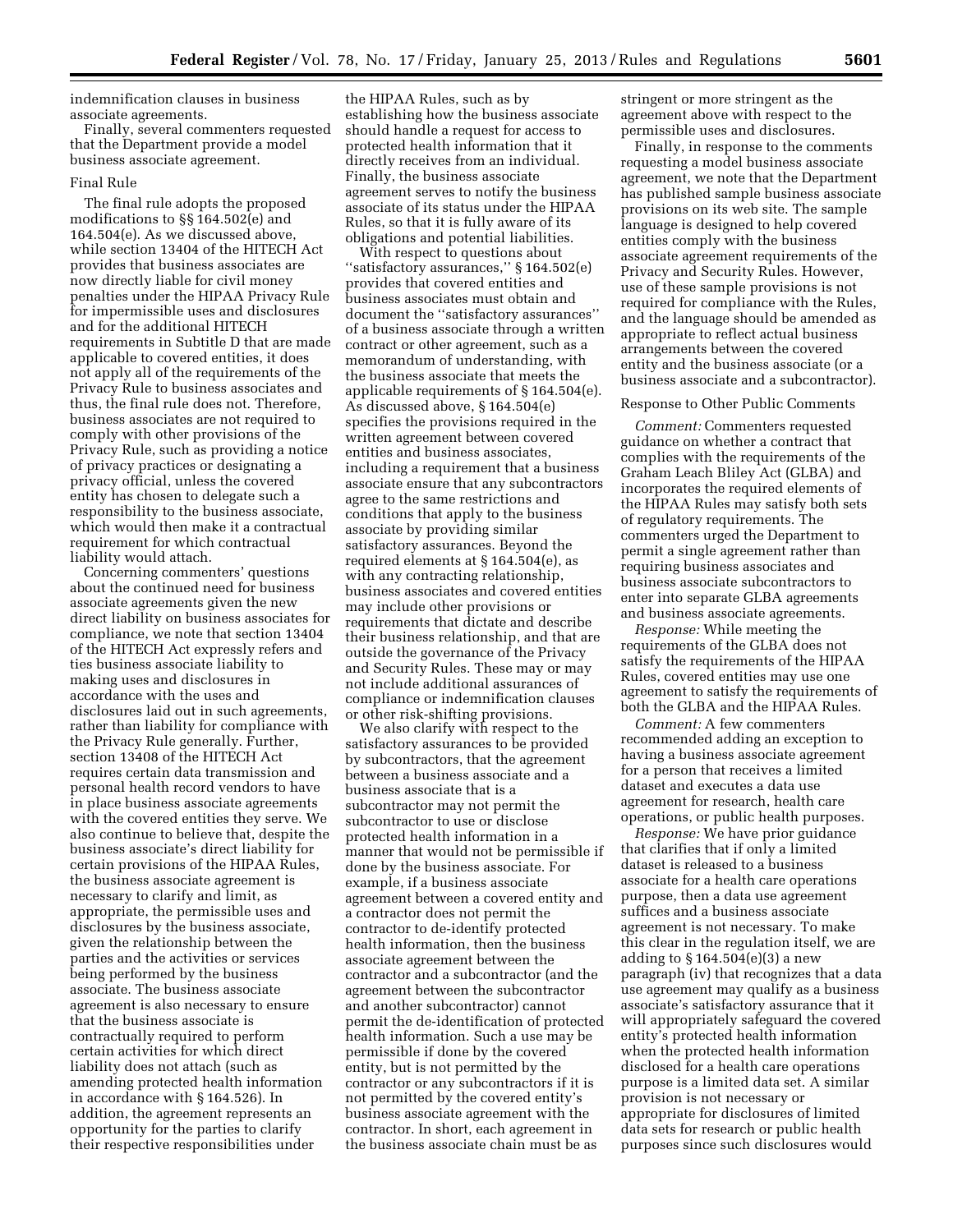indemnification clauses in business associate agreements.

Finally, several commenters requested that the Department provide a model business associate agreement.

Final Rule

The final rule adopts the proposed modifications to §§ 164.502(e) and 164.504(e). As we discussed above, while section 13404 of the HITECH Act provides that business associates are now directly liable for civil money penalties under the HIPAA Privacy Rule for impermissible uses and disclosures and for the additional HITECH requirements in Subtitle D that are made applicable to covered entities, it does not apply all of the requirements of the Privacy Rule to business associates and thus, the final rule does not. Therefore, business associates are not required to comply with other provisions of the Privacy Rule, such as providing a notice of privacy practices or designating a privacy official, unless the covered entity has chosen to delegate such a responsibility to the business associate, which would then make it a contractual requirement for which contractual liability would attach.

Concerning commenters' questions about the continued need for business associate agreements given the new direct liability on business associates for compliance, we note that section 13404 of the HITECH Act expressly refers and ties business associate liability to making uses and disclosures in accordance with the uses and disclosures laid out in such agreements, rather than liability for compliance with the Privacy Rule generally. Further, section 13408 of the HITECH Act requires certain data transmission and personal health record vendors to have in place business associate agreements with the covered entities they serve. We also continue to believe that, despite the business associate's direct liability for certain provisions of the HIPAA Rules, the business associate agreement is necessary to clarify and limit, as appropriate, the permissible uses and disclosures by the business associate, given the relationship between the parties and the activities or services being performed by the business associate. The business associate agreement is also necessary to ensure that the business associate is contractually required to perform certain activities for which direct liability does not attach (such as amending protected health information in accordance with § 164.526). In addition, the agreement represents an opportunity for the parties to clarify their respective responsibilities under the HIPAA Rules, such as by establishing how the business associate should handle a request for access to protected health information that it directly receives from an individual. Finally, the business associate agreement serves to notify the business associate of its status under the HIPAA Rules, so that it is fully aware of its obligations and potential liabilities.

With respect to questions about "satisfactory assurances," § 164.502(e) provides that covered entities and business associates must obtain and document the "satisfactory assurances" of a business associate through a written contract or other agreement, such as a memorandum of understanding, with the business associate that meets the applicable requirements of § 164.504(e). As discussed above, § 164.504(e) specifies the provisions required in the written agreement between covered entities and business associates, including a requirement that a business associate ensure that any subcontractors agree to the same restrictions and conditions that apply to the business associate by providing similar satisfactory assurances. Beyond the required elements at § 164.504(e), as with any contracting relationship, business associates and covered entities may include other provisions or requirements that dictate and describe their business relationship, and that are outside the governance of the Privacy and Security Rules. These may or may not include additional assurances of compliance or indemnification clauses or other risk-shifting provisions.

We also clarify with respect to the satisfactory assurances to be provided by subcontractors, that the agreement between a business associate and a business associate that is a subcontractor may not permit the subcontractor to use or disclose protected health information in a manner that would not be permissible if done by the business associate. For example, if a business associate agreement between a covered entity and a contractor does not permit the contractor to de-identify protected health information, then the business associate agreement between the contractor and a subcontractor (and the agreement between the subcontractor and another subcontractor) cannot permit the de-identification of protected health information. Such a use may be permissible if done by the covered entity, but is not permitted by the contractor or any subcontractors if it is not permitted by the covered entity's business associate agreement with the contractor. In short, each agreement in the business associate chain must be as stringent or more stringent as the agreement above with respect to the permissible uses and disclosures.

Finally, in response to the comments requesting a model business associate agreement, we note that the Department has published sample business associate provisions on its web site. The sample language is designed to help covered entities comply with the business associate agreement requirements of the Privacy and Security Rules. However, use of these sample provisions is not required for compliance with the Rules, and the language should be amended as appropriate to reflect actual business arrangements between the covered entity and the business associate (or a business associate and a subcontractor).

Response to Other Public Comments

*Comment:* Commenters requested guidance on whether a contract that complies with the requirements of the Graham Leach Bliley Act (GLBA) and incorporates the required elements of the HIPAA Rules may satisfy both sets of regulatory requirements. The commenters urged the Department to permit a single agreement rather than requiring business associates and business associate subcontractors to enter into separate GLBA agreements and business associate agreements.

*Response:* While meeting the requirements of the GLBA does not satisfy the requirements of the HIPAA Rules, covered entities may use one agreement to satisfy the requirements of both the GLBA and the HIPAA Rules.

*Comment:* A few commenters recommended adding an exception to having a business associate agreement for a person that receives a limited dataset and executes a data use agreement for research, health care operations, or public health purposes.

*Response:* We have prior guidance that clarifies that if only a limited dataset is released to a business associate for a health care operations purpose, then a data use agreement suffices and a business associate agreement is not necessary. To make this clear in the regulation itself, we are adding to § 164.504(e)(3) a new paragraph (iv) that recognizes that a data use agreement may qualify as a business associate's satisfactory assurance that it will appropriately safeguard the covered entity's protected health information when the protected health information disclosed for a health care operations purpose is a limited data set. A similar provision is not necessary or appropriate for disclosures of limited data sets for research or public health purposes since such disclosures would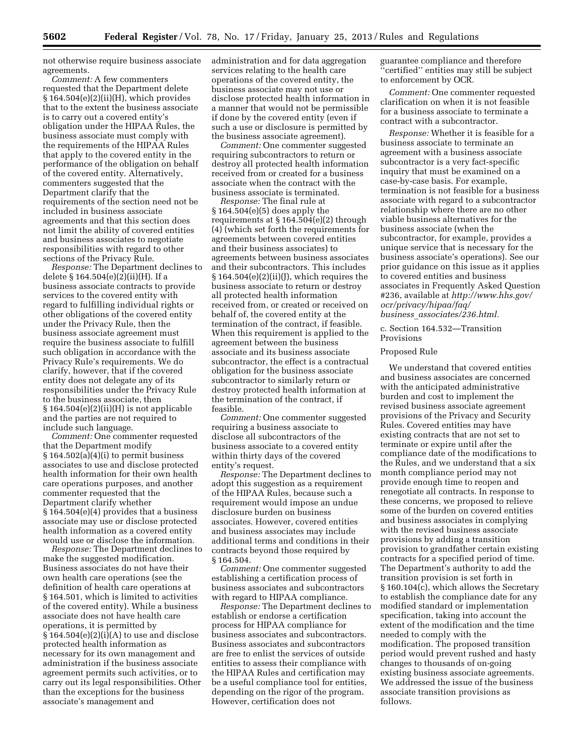not otherwise require business associate agreements.

*Comment:* A few commenters requested that the Department delete § 164.504(e)(2)(ii)(H), which provides that to the extent the business associate is to carry out a covered entity's obligation under the HIPAA Rules, the business associate must comply with the requirements of the HIPAA Rules that apply to the covered entity in the performance of the obligation on behalf of the covered entity. Alternatively, commenters suggested that the Department clarify that the requirements of the section need not be included in business associate agreements and that this section does not limit the ability of covered entities and business associates to negotiate responsibilities with regard to other sections of the Privacy Rule.

*Response:* The Department declines to delete § 164.504(e)(2)(ii)(H). If a business associate contracts to provide services to the covered entity with regard to fulfilling individual rights or other obligations of the covered entity under the Privacy Rule, then the business associate agreement must require the business associate to fulfill such obligation in accordance with the Privacy Rule's requirements. We do clarify, however, that if the covered entity does not delegate any of its responsibilities under the Privacy Rule to the business associate, then § 164.504(e)(2)(ii)(H) is not applicable and the parties are not required to include such language.

*Comment:* One commenter requested that the Department modify § 164.502(a)(4)(i) to permit business associates to use and disclose protected health information for their own health care operations purposes, and another commenter requested that the Department clarify whether § 164.504(e)(4) provides that a business associate may use or disclose protected health information as a covered entity would use or disclose the information.

*Response:* The Department declines to make the suggested modification. Business associates do not have their own health care operations (see the definition of health care operations at § 164.501, which is limited to activities of the covered entity). While a business associate does not have health care operations, it is permitted by § 164.504(e)(2)(i)(A) to use and disclose protected health information as necessary for its own management and administration if the business associate agreement permits such activities, or to carry out its legal responsibilities. Other than the exceptions for the business associate's management and administration and for data aggregation services relating to the health care operations of the covered entity, the business associate may not use or disclose protected health information in a manner that would not be permissible if done by the covered entity (even if such a use or disclosure is permitted by the business associate agreement).

*Comment:* One commenter suggested requiring subcontractors to return or destroy all protected health information received from or created for a business associate when the contract with the business associate is terminated.

*Response:* The final rule at § 164.504(e)(5) does apply the requirements at § 164.504(e)(2) through (4) (which set forth the requirements for agreements between covered entities and their business associates) to agreements between business associates and their subcontractors. This includes § 164.504(e)(2)(ii)(J), which requires the business associate to return or destroy all protected health information received from, or created or received on behalf of, the covered entity at the termination of the contract, if feasible. When this requirement is applied to the agreement between the business associate and its business associate subcontractor, the effect is a contractual obligation for the business associate subcontractor to similarly return or destroy protected health information at the termination of the contract, if feasible.

*Comment:* One commenter suggested requiring a business associate to disclose all subcontractors of the business associate to a covered entity within thirty days of the covered entity's request.

*Response:* The Department declines to adopt this suggestion as a requirement of the HIPAA Rules, because such a requirement would impose an undue disclosure burden on business associates. However, covered entities and business associates may include additional terms and conditions in their contracts beyond those required by § 164.504.

*Comment:* One commenter suggested establishing a certification process of business associates and subcontractors with regard to HIPAA compliance.

*Response:* The Department declines to establish or endorse a certification process for HIPAA compliance for business associates and subcontractors. Business associates and subcontractors are free to enlist the services of outside entities to assess their compliance with the HIPAA Rules and certification may be a useful compliance tool for entities, depending on the rigor of the program. However, certification does not guarantee compliance and therefore ''certified'' entities may still be subject to enforcement by OCR.

*Comment:* One commenter requested clarification on when it is not feasible for a business associate to terminate a contract with a subcontractor.

*Response:* Whether it is feasible for a business associate to terminate an agreement with a business associate subcontractor is a very fact-specific inquiry that must be examined on a case-by-case basis. For example, termination is not feasible for a business associate with regard to a subcontractor relationship where there are no other viable business alternatives for the business associate (when the subcontractor, for example, provides a unique service that is necessary for the business associate's operations). See our prior guidance on this issue as it applies to covered entities and business associates in Frequently Asked Question #236, available at *http://www.hhs.gov/ocr/privacy/hipaa/faq/business_associates/236.html.*

c. Section 164.532—Transition Provisions

Proposed Rule

We understand that covered entities and business associates are concerned with the anticipated administrative burden and cost to implement the revised business associate agreement provisions of the Privacy and Security Rules. Covered entities may have existing contracts that are not set to terminate or expire until after the compliance date of the modifications to the Rules, and we understand that a six month compliance period may not provide enough time to reopen and renegotiate all contracts. In response to these concerns, we proposed to relieve some of the burden on covered entities and business associates in complying with the revised business associate provisions by adding a transition provision to grandfather certain existing contracts for a specified period of time. The Department's authority to add the transition provision is set forth in § 160.104(c), which allows the Secretary to establish the compliance date for any modified standard or implementation specification, taking into account the extent of the modification and the time needed to comply with the modification. The proposed transition period would prevent rushed and hasty changes to thousands of on-going existing business associate agreements. We addressed the issue of the business associate transition provisions as follows.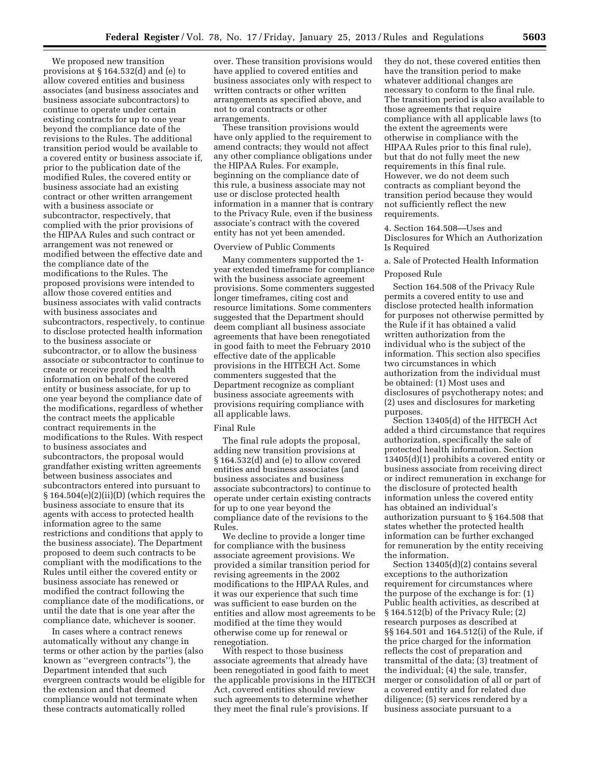We proposed new transition provisions at § 164.532(d) and (e) to allow covered entities and business associates (and business associates and business associate subcontractors) to continue to operate under certain existing contracts for up to one year beyond the compliance date of the revisions to the Rules. The additional transition period would be available to a covered entity or business associate if, prior to the publication date of the modified Rules, the covered entity or business associate had an existing contract or other written arrangement with a business associate or subcontractor, respectively, that complied with the prior provisions of the HIPAA Rules and such contract or arrangement was not renewed or modified between the effective date and the compliance date of the modifications to the Rules. The proposed provisions were intended to allow those covered entities and business associates with valid contracts with business associates and subcontractors, respectively, to continue to disclose protected health information to the business associate or subcontractor, or to allow the business associate or subcontractor to continue to create or receive protected health information on behalf of the covered entity or business associate, for up to one year beyond the compliance date of the modifications, regardless of whether the contract meets the applicable contract requirements in the modifications to the Rules. With respect to business associates and subcontractors, the proposal would grandfather existing written agreements between business associates and subcontractors entered into pursuant to § 164.504(e)(2)(ii)(D) (which requires the business associate to ensure that its agents with access to protected health information agree to the same restrictions and conditions that apply to the business associate). The Department proposed to deem such contracts to be compliant with the modifications to the Rules until either the covered entity or business associate has renewed or modified the contract following the compliance date of the modifications, or until the date that is one year after the compliance date, whichever is sooner.

In cases where a contract renews automatically without any change in terms or other action by the parties (also known as ''evergreen contracts''), the Department intended that such evergreen contracts would be eligible for the extension and that deemed compliance would not terminate when these contracts automatically rolled over. These transition provisions would have applied to covered entities and business associates only with respect to written contracts or other written arrangements as specified above, and not to oral contracts or other arrangements.

These transition provisions would have only applied to the requirement to amend contracts; they would not affect any other compliance obligations under the HIPAA Rules. For example, beginning on the compliance date of this rule, a business associate may not use or disclose protected health information in a manner that is contrary to the Privacy Rule, even if the business associate's contract with the covered entity has not yet been amended.

Overview of Public Comments

Many commenters supported the 1-year extended timeframe for compliance with the business associate agreement provisions. Some commenters suggested longer timeframes, citing cost and resource limitations. Some commenters suggested that the Department should deem compliant all business associate agreements that have been renegotiated in good faith to meet the February 2010 effective date of the applicable provisions in the HITECH Act. Some commenters suggested that the Department recognize as compliant business associate agreements with provisions requiring compliance with all applicable laws.

Final Rule

The final rule adopts the proposal, adding new transition provisions at § 164.532(d) and (e) to allow covered entities and business associates (and business associates and business associate subcontractors) to continue to operate under certain existing contracts for up to one year beyond the compliance date of the revisions to the Rules.

We decline to provide a longer time for compliance with the business associate agreement provisions. We provided a similar transition period for revising agreements in the 2002 modifications to the HIPAA Rules, and it was our experience that such time was sufficient to ease burden on the entities and allow most agreements to be modified at the time they would otherwise come up for renewal or renegotiation.

With respect to those business associate agreements that already have been renegotiated in good faith to meet the applicable provisions in the HITECH Act, covered entities should review such agreements to determine whether they meet the final rule's provisions. If they do not, these covered entities then have the transition period to make whatever additional changes are necessary to conform to the final rule. The transition period is also available to those agreements that require compliance with all applicable laws (to the extent the agreements were otherwise in compliance with the HIPAA Rules prior to this final rule), but that do not fully meet the new requirements in this final rule. However, we do not deem such contracts as compliant beyond the transition period because they would not sufficiently reflect the new requirements.

4. Section 164.508—Uses and Disclosures for Which an Authorization Is Required

a. Sale of Protected Health Information

Proposed Rule

Section 164.508 of the Privacy Rule permits a covered entity to use and disclose protected health information for purposes not otherwise permitted by the Rule if it has obtained a valid written authorization from the individual who is the subject of the information. This section also specifies two circumstances in which authorization from the individual must be obtained: (1) Most uses and disclosures of psychotherapy notes; and (2) uses and disclosures for marketing purposes.

Section 13405(d) of the HITECH Act added a third circumstance that requires authorization, specifically the sale of protected health information. Section 13405(d)(1) prohibits a covered entity or business associate from receiving direct or indirect remuneration in exchange for the disclosure of protected health information unless the covered entity has obtained an individual's authorization pursuant to § 164.508 that states whether the protected health information can be further exchanged for remuneration by the entity receiving the information.

Section 13405(d)(2) contains several exceptions to the authorization requirement for circumstances where the purpose of the exchange is for: (1) Public health activities, as described at § 164.512(b) of the Privacy Rule; (2) research purposes as described at §§ 164.501 and 164.512(i) of the Rule, if the price charged for the information reflects the cost of preparation and transmittal of the data; (3) treatment of the individual; (4) the sale, transfer, merger or consolidation of all or part of a covered entity and for related due diligence; (5) services rendered by a business associate pursuant to a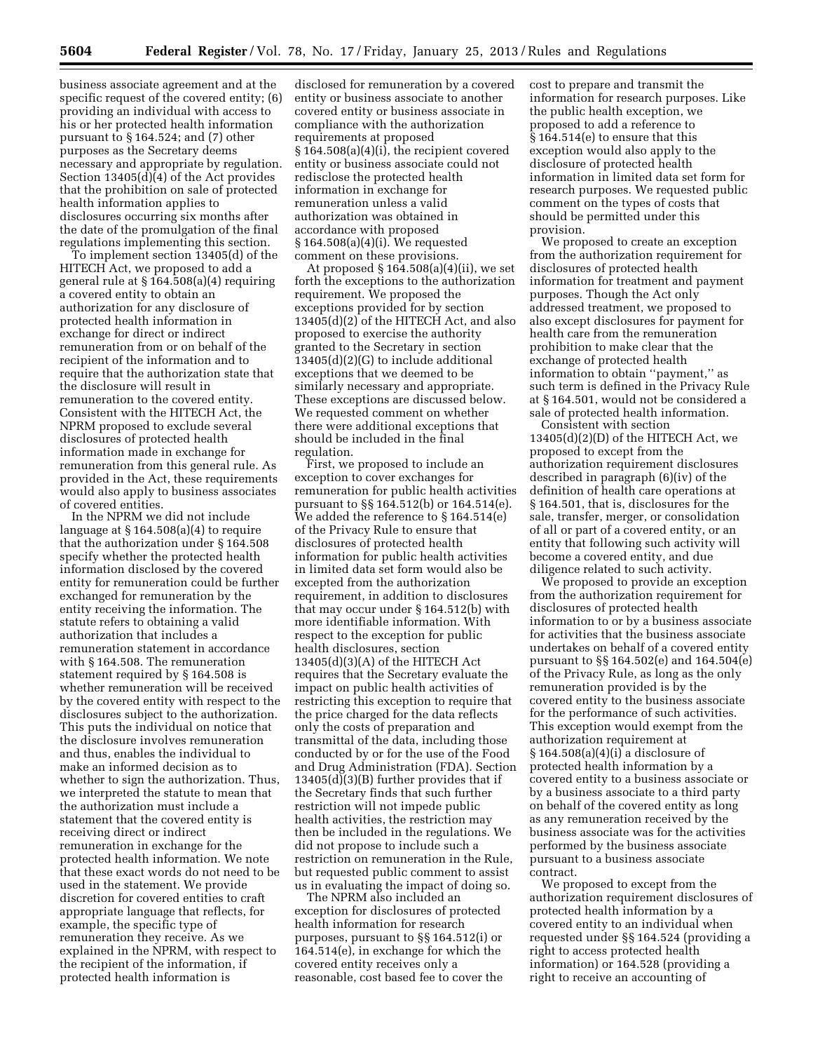business associate agreement and at the specific request of the covered entity; (6) providing an individual with access to his or her protected health information pursuant to § 164.524; and (7) other purposes as the Secretary deems necessary and appropriate by regulation. Section 13405(d)(4) of the Act provides that the prohibition on sale of protected health information applies to disclosures occurring six months after the date of the promulgation of the final regulations implementing this section.

To implement section 13405(d) of the HITECH Act, we proposed to add a general rule at § 164.508(a)(4) requiring a covered entity to obtain an authorization for any disclosure of protected health information in exchange for direct or indirect remuneration from or on behalf of the recipient of the information and to require that the authorization state that the disclosure will result in remuneration to the covered entity. Consistent with the HITECH Act, the NPRM proposed to exclude several disclosures of protected health information made in exchange for remuneration from this general rule. As provided in the Act, these requirements would also apply to business associates of covered entities.

In the NPRM we did not include language at § 164.508(a)(4) to require that the authorization under § 164.508 specify whether the protected health information disclosed by the covered entity for remuneration could be further exchanged for remuneration by the entity receiving the information. The statute refers to obtaining a valid authorization that includes a remuneration statement in accordance with § 164.508. The remuneration statement required by § 164.508 is whether remuneration will be received by the covered entity with respect to the disclosures subject to the authorization. This puts the individual on notice that the disclosure involves remuneration and thus, enables the individual to make an informed decision as to whether to sign the authorization. Thus, we interpreted the statute to mean that the authorization must include a statement that the covered entity is receiving direct or indirect remuneration in exchange for the protected health information. We note that these exact words do not need to be used in the statement. We provide discretion for covered entities to craft appropriate language that reflects, for example, the specific type of remuneration they receive. As we explained in the NPRM, with respect to the recipient of the information, if protected health information is disclosed for remuneration by a covered entity or business associate to another covered entity or business associate in compliance with the authorization requirements at proposed § 164.508(a)(4)(i), the recipient covered entity or business associate could not redisclose the protected health information in exchange for remuneration unless a valid authorization was obtained in accordance with proposed § 164.508(a)(4)(i). We requested comment on these provisions.

At proposed § 164.508(a)(4)(ii), we set forth the exceptions to the authorization requirement. We proposed the exceptions provided for by section 13405(d)(2) of the HITECH Act, and also proposed to exercise the authority granted to the Secretary in section 13405(d)(2)(G) to include additional exceptions that we deemed to be similarly necessary and appropriate. These exceptions are discussed below. We requested comment on whether there were additional exceptions that should be included in the final regulation.

First, we proposed to include an exception to cover exchanges for remuneration for public health activities pursuant to §§ 164.512(b) or 164.514(e). We added the reference to § 164.514(e) of the Privacy Rule to ensure that disclosures of protected health information for public health activities in limited data set form would also be excepted from the authorization requirement, in addition to disclosures that may occur under § 164.512(b) with more identifiable information. With respect to the exception for public health disclosures, section 13405(d)(3)(A) of the HITECH Act requires that the Secretary evaluate the impact on public health activities of restricting this exception to require that the price charged for the data reflects only the costs of preparation and transmittal of the data, including those conducted by or for the use of the Food and Drug Administration (FDA). Section 13405(d)(3)(B) further provides that if the Secretary finds that such further restriction will not impede public health activities, the restriction may then be included in the regulations. We did not propose to include such a restriction on remuneration in the Rule, but requested public comment to assist us in evaluating the impact of doing so.

The NPRM also included an exception for disclosures of protected health information for research purposes, pursuant to §§ 164.512(i) or 164.514(e), in exchange for which the covered entity receives only a reasonable, cost based fee to cover the cost to prepare and transmit the information for research purposes. Like the public health exception, we proposed to add a reference to § 164.514(e) to ensure that this exception would also apply to the disclosure of protected health information in limited data set form for research purposes. We requested public comment on the types of costs that should be permitted under this provision.

We proposed to create an exception from the authorization requirement for disclosures of protected health information for treatment and payment purposes. Though the Act only addressed treatment, we proposed to also except disclosures for payment for health care from the remuneration prohibition to make clear that the exchange of protected health information to obtain ''payment,'' as such term is defined in the Privacy Rule at § 164.501, would not be considered a sale of protected health information.

Consistent with section 13405(d)(2)(D) of the HITECH Act, we proposed to except from the authorization requirement disclosures described in paragraph (6)(iv) of the definition of health care operations at § 164.501, that is, disclosures for the sale, transfer, merger, or consolidation of all or part of a covered entity, or an entity that following such activity will become a covered entity, and due diligence related to such activity.

We proposed to provide an exception from the authorization requirement for disclosures of protected health information to or by a business associate for activities that the business associate undertakes on behalf of a covered entity pursuant to §§ 164.502(e) and 164.504(e) of the Privacy Rule, as long as the only remuneration provided is by the covered entity to the business associate for the performance of such activities. This exception would exempt from the authorization requirement at § 164.508(a)(4)(i) a disclosure of protected health information by a covered entity to a business associate or by a business associate to a third party on behalf of the covered entity as long as any remuneration received by the business associate was for the activities performed by the business associate pursuant to a business associate contract.

We proposed to except from the authorization requirement disclosures of protected health information by a covered entity to an individual when requested under §§ 164.524 (providing a right to access protected health information) or 164.528 (providing a right to receive an accounting of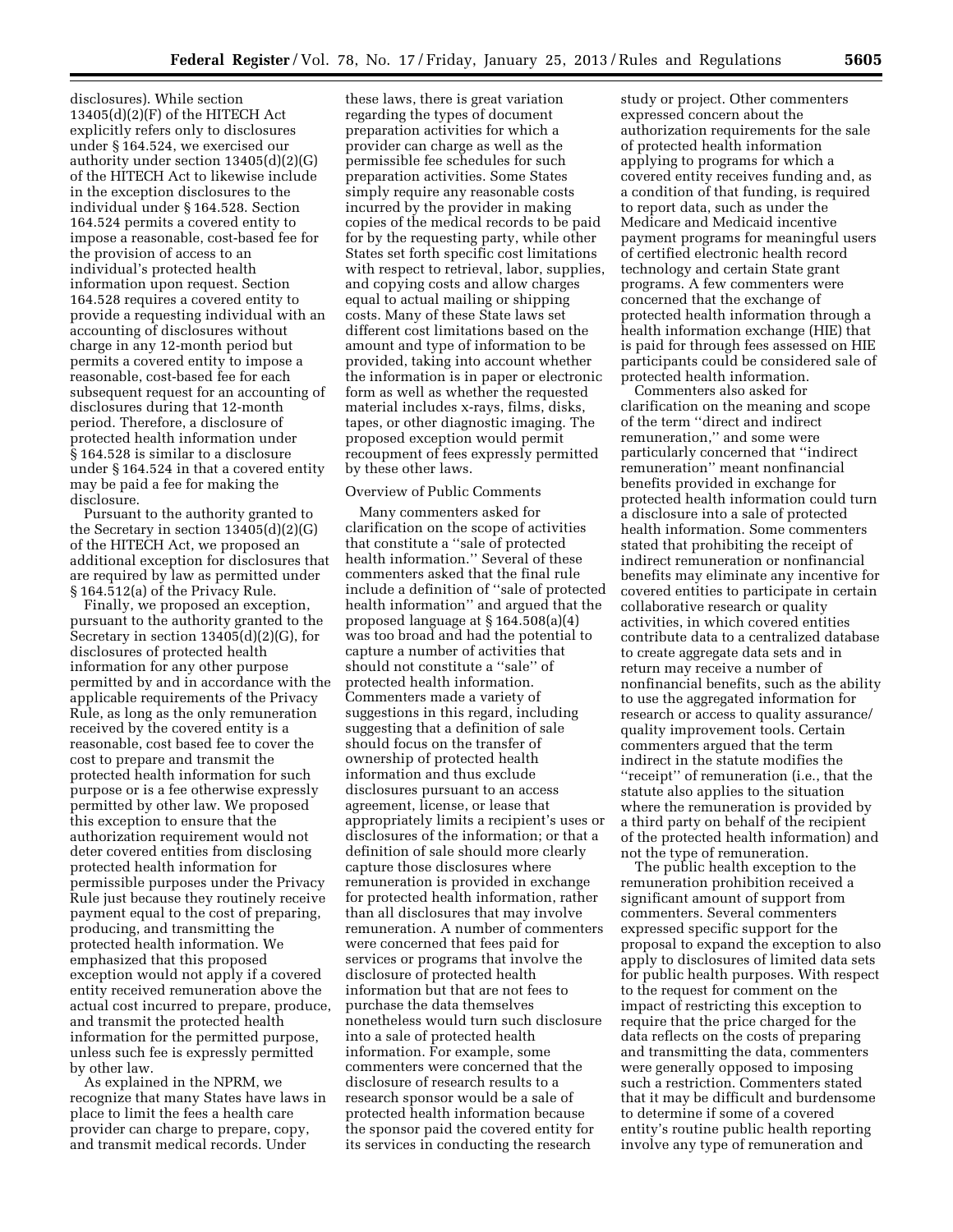disclosures). While section 13405(d)(2)(F) of the HITECH Act explicitly refers only to disclosures under § 164.524, we exercised our authority under section 13405(d)(2)(G) of the HITECH Act to likewise include in the exception disclosures to the individual under § 164.528. Section 164.524 permits a covered entity to impose a reasonable, cost-based fee for the provision of access to an individual's protected health information upon request. Section 164.528 requires a covered entity to provide a requesting individual with an accounting of disclosures without charge in any 12-month period but permits a covered entity to impose a reasonable, cost-based fee for each subsequent request for an accounting of disclosures during that 12-month period. Therefore, a disclosure of protected health information under § 164.528 is similar to a disclosure under § 164.524 in that a covered entity may be paid a fee for making the disclosure.

Pursuant to the authority granted to the Secretary in section 13405(d)(2)(G) of the HITECH Act, we proposed an additional exception for disclosures that are required by law as permitted under § 164.512(a) of the Privacy Rule.

Finally, we proposed an exception, pursuant to the authority granted to the Secretary in section 13405(d)(2)(G), for disclosures of protected health information for any other purpose permitted by and in accordance with the applicable requirements of the Privacy Rule, as long as the only remuneration received by the covered entity is a reasonable, cost based fee to cover the cost to prepare and transmit the protected health information for such purpose or is a fee otherwise expressly permitted by other law. We proposed this exception to ensure that the authorization requirement would not deter covered entities from disclosing protected health information for permissible purposes under the Privacy Rule just because they routinely receive payment equal to the cost of preparing, producing, and transmitting the protected health information. We emphasized that this proposed exception would not apply if a covered entity received remuneration above the actual cost incurred to prepare, produce, and transmit the protected health information for the permitted purpose, unless such fee is expressly permitted by other law.

As explained in the NPRM, we recognize that many States have laws in place to limit the fees a health care provider can charge to prepare, copy, and transmit medical records. Under these laws, there is great variation regarding the types of document preparation activities for which a provider can charge as well as the permissible fee schedules for such preparation activities. Some States simply require any reasonable costs incurred by the provider in making copies of the medical records to be paid for by the requesting party, while other States set forth specific cost limitations with respect to retrieval, labor, supplies, and copying costs and allow charges equal to actual mailing or shipping costs. Many of these State laws set different cost limitations based on the amount and type of information to be provided, taking into account whether the information is in paper or electronic form as well as whether the requested material includes x-rays, films, disks, tapes, or other diagnostic imaging. The proposed exception would permit recoupment of fees expressly permitted by these other laws.

Overview of Public Comments

Many commenters asked for clarification on the scope of activities that constitute a ''sale of protected health information.'' Several of these commenters asked that the final rule include a definition of ''sale of protected health information'' and argued that the proposed language at § 164.508(a)(4) was too broad and had the potential to capture a number of activities that should not constitute a ''sale'' of protected health information. Commenters made a variety of suggestions in this regard, including suggesting that a definition of sale should focus on the transfer of ownership of protected health information and thus exclude disclosures pursuant to an access agreement, license, or lease that appropriately limits a recipient's uses or disclosures of the information; or that a definition of sale should more clearly capture those disclosures where remuneration is provided in exchange for protected health information, rather than all disclosures that may involve remuneration. A number of commenters were concerned that fees paid for services or programs that involve the disclosure of protected health information but that are not fees to purchase the data themselves nonetheless would turn such disclosure into a sale of protected health information. For example, some commenters were concerned that the disclosure of research results to a research sponsor would be a sale of protected health information because the sponsor paid the covered entity for its services in conducting the research study or project. Other commenters expressed concern about the authorization requirements for the sale of protected health information applying to programs for which a covered entity receives funding and, as a condition of that funding, is required to report data, such as under the Medicare and Medicaid incentive payment programs for meaningful users of certified electronic health record technology and certain State grant programs. A few commenters were concerned that the exchange of protected health information through a health information exchange (HIE) that is paid for through fees assessed on HIE participants could be considered sale of protected health information.

Commenters also asked for clarification on the meaning and scope of the term ''direct and indirect remuneration,'' and some were particularly concerned that ''indirect remuneration'' meant nonfinancial benefits provided in exchange for protected health information could turn a disclosure into a sale of protected health information. Some commenters stated that prohibiting the receipt of indirect remuneration or nonfinancial benefits may eliminate any incentive for covered entities to participate in certain collaborative research or quality activities, in which covered entities contribute data to a centralized database to create aggregate data sets and in return may receive a number of nonfinancial benefits, such as the ability to use the aggregated information for research or access to quality assurance/ quality improvement tools. Certain commenters argued that the term indirect in the statute modifies the ''receipt'' of remuneration (i.e., that the statute also applies to the situation where the remuneration is provided by a third party on behalf of the recipient of the protected health information) and not the type of remuneration.

The public health exception to the remuneration prohibition received a significant amount of support from commenters. Several commenters expressed specific support for the proposal to expand the exception to also apply to disclosures of limited data sets for public health purposes. With respect to the request for comment on the impact of restricting this exception to require that the price charged for the data reflects on the costs of preparing and transmitting the data, commenters were generally opposed to imposing such a restriction. Commenters stated that it may be difficult and burdensome to determine if some of a covered entity's routine public health reporting involve any type of remuneration and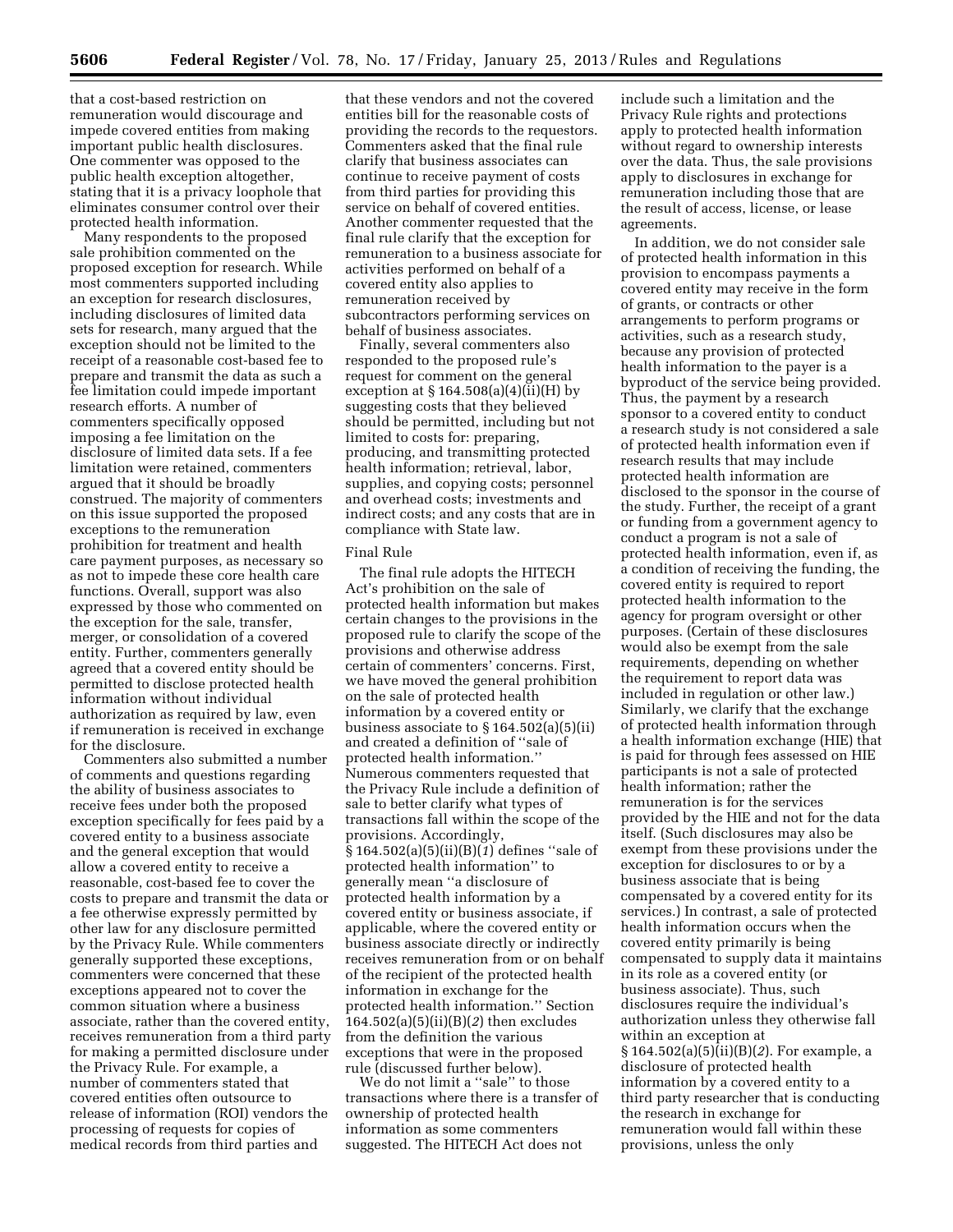that a cost-based restriction on remuneration would discourage and impede covered entities from making important public health disclosures. One commenter was opposed to the public health exception altogether, stating that it is a privacy loophole that eliminates consumer control over their protected health information.

Many respondents to the proposed sale prohibition commented on the proposed exception for research. While most commenters supported including an exception for research disclosures, including disclosures of limited data sets for research, many argued that the exception should not be limited to the receipt of a reasonable cost-based fee to prepare and transmit the data as such a fee limitation could impede important research efforts. A number of commenters specifically opposed imposing a fee limitation on the disclosure of limited data sets. If a fee limitation were retained, commenters argued that it should be broadly construed. The majority of commenters on this issue supported the proposed exceptions to the remuneration prohibition for treatment and health care payment purposes, as necessary so as not to impede these core health care functions. Overall, support was also expressed by those who commented on the exception for the sale, transfer, merger, or consolidation of a covered entity. Further, commenters generally agreed that a covered entity should be permitted to disclose protected health information without individual authorization as required by law, even if remuneration is received in exchange for the disclosure.

Commenters also submitted a number of comments and questions regarding the ability of business associates to receive fees under both the proposed exception specifically for fees paid by a covered entity to a business associate and the general exception that would allow a covered entity to receive a reasonable, cost-based fee to cover the costs to prepare and transmit the data or a fee otherwise expressly permitted by other law for any disclosure permitted by the Privacy Rule. While commenters generally supported these exceptions, commenters were concerned that these exceptions appeared not to cover the common situation where a business associate, rather than the covered entity, receives remuneration from a third party for making a permitted disclosure under the Privacy Rule. For example, a number of commenters stated that covered entities often outsource to release of information (ROI) vendors the processing of requests for copies of medical records from third parties and that these vendors and not the covered entities bill for the reasonable costs of providing the records to the requestors. Commenters asked that the final rule clarify that business associates can continue to receive payment of costs from third parties for providing this service on behalf of covered entities. Another commenter requested that the final rule clarify that the exception for remuneration to a business associate for activities performed on behalf of a covered entity also applies to remuneration received by subcontractors performing services on behalf of business associates.

Finally, several commenters also responded to the proposed rule's request for comment on the general exception at § 164.508(a)(4)(ii)(H) by suggesting costs that they believed should be permitted, including but not limited to costs for: preparing, producing, and transmitting protected health information; retrieval, labor, supplies, and copying costs; personnel and overhead costs; investments and indirect costs; and any costs that are in compliance with State law.

Final Rule

The final rule adopts the HITECH Act's prohibition on the sale of protected health information but makes certain changes to the provisions in the proposed rule to clarify the scope of the provisions and otherwise address certain of commenters' concerns. First, we have moved the general prohibition on the sale of protected health information by a covered entity or business associate to § 164.502(a)(5)(ii) and created a definition of ''sale of protected health information.'' Numerous commenters requested that the Privacy Rule include a definition of sale to better clarify what types of transactions fall within the scope of the provisions. Accordingly, § 164.502(a)(5)(ii)(B)(*1*) defines ''sale of protected health information'' to generally mean ''a disclosure of protected health information by a covered entity or business associate, if applicable, where the covered entity or business associate directly or indirectly receives remuneration from or on behalf of the recipient of the protected health information in exchange for the protected health information.'' Section 164.502(a)(5)(ii)(B)(*2*) then excludes from the definition the various exceptions that were in the proposed rule (discussed further below).

We do not limit a ''sale'' to those transactions where there is a transfer of ownership of protected health information as some commenters suggested. The HITECH Act does not include such a limitation and the Privacy Rule rights and protections apply to protected health information without regard to ownership interests over the data. Thus, the sale provisions apply to disclosures in exchange for remuneration including those that are the result of access, license, or lease agreements.

In addition, we do not consider sale of protected health information in this provision to encompass payments a covered entity may receive in the form of grants, or contracts or other arrangements to perform programs or activities, such as a research study, because any provision of protected health information to the payer is a byproduct of the service being provided. Thus, the payment by a research sponsor to a covered entity to conduct a research study is not considered a sale of protected health information even if research results that may include protected health information are disclosed to the sponsor in the course of the study. Further, the receipt of a grant or funding from a government agency to conduct a program is not a sale of protected health information, even if, as a condition of receiving the funding, the covered entity is required to report protected health information to the agency for program oversight or other purposes. (Certain of these disclosures would also be exempt from the sale requirements, depending on whether the requirement to report data was included in regulation or other law.) Similarly, we clarify that the exchange of protected health information through a health information exchange (HIE) that is paid for through fees assessed on HIE participants is not a sale of protected health information; rather the remuneration is for the services provided by the HIE and not for the data itself. (Such disclosures may also be exempt from these provisions under the exception for disclosures to or by a business associate that is being compensated by a covered entity for its services.) In contrast, a sale of protected health information occurs when the covered entity primarily is being compensated to supply data it maintains in its role as a covered entity (or business associate). Thus, such disclosures require the individual's authorization unless they otherwise fall within an exception at § 164.502(a)(5)(ii)(B)(*2*). For example, a disclosure of protected health information by a covered entity to a third party researcher that is conducting the research in exchange for remuneration would fall within these provisions, unless the only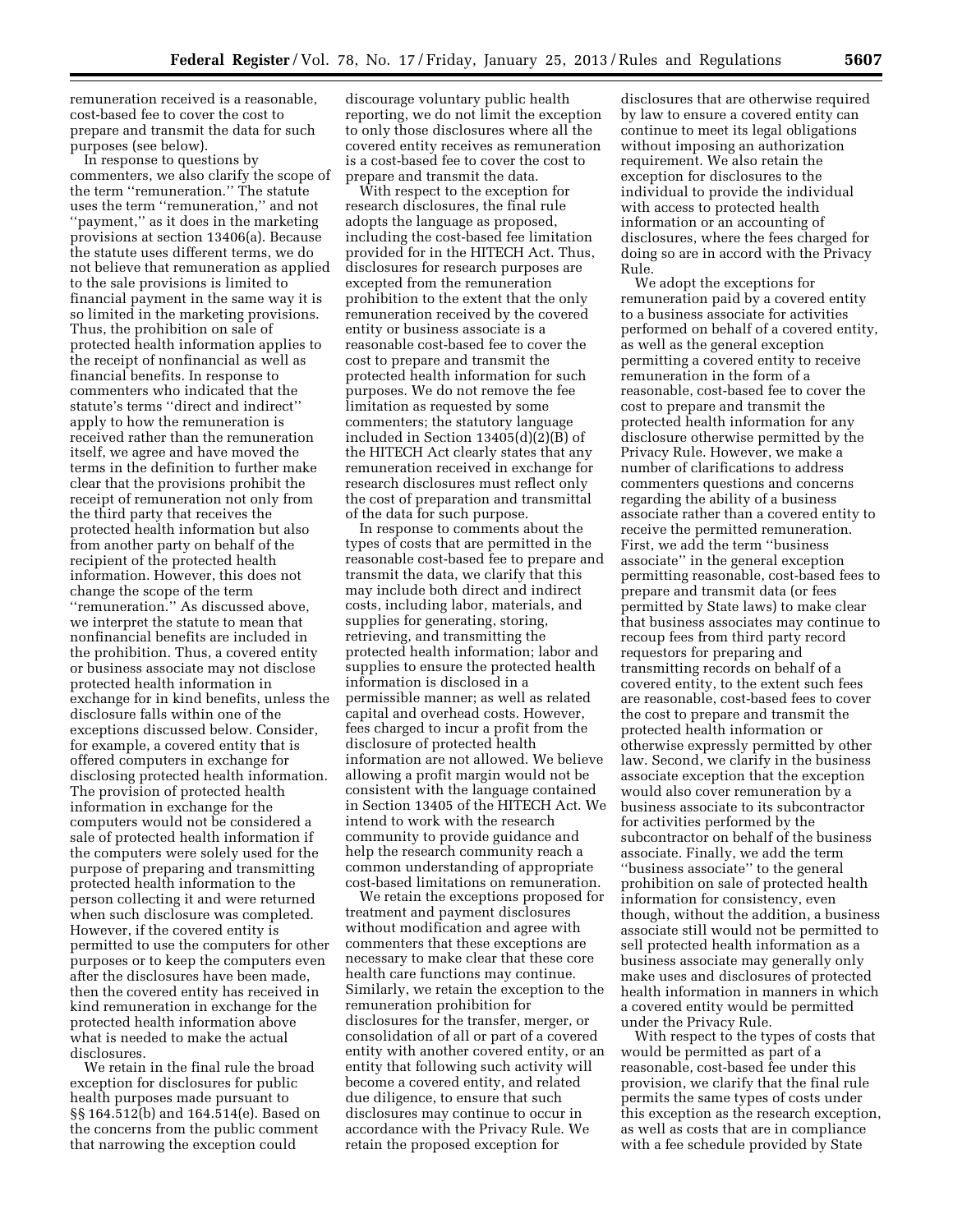remuneration received is a reasonable, cost-based fee to cover the cost to prepare and transmit the data for such purposes (see below).

In response to questions by commenters, we also clarify the scope of the term ''remuneration.'' The statute uses the term ''remuneration,'' and not ''payment,'' as it does in the marketing provisions at section 13406(a). Because the statute uses different terms, we do not believe that remuneration as applied to the sale provisions is limited to financial payment in the same way it is so limited in the marketing provisions. Thus, the prohibition on sale of protected health information applies to the receipt of nonfinancial as well as financial benefits. In response to commenters who indicated that the statute's terms ''direct and indirect'' apply to how the remuneration is received rather than the remuneration itself, we agree and have moved the terms in the definition to further make clear that the provisions prohibit the receipt of remuneration not only from the third party that receives the protected health information but also from another party on behalf of the recipient of the protected health information. However, this does not change the scope of the term ''remuneration.'' As discussed above, we interpret the statute to mean that nonfinancial benefits are included in the prohibition. Thus, a covered entity or business associate may not disclose protected health information in exchange for in kind benefits, unless the disclosure falls within one of the exceptions discussed below. Consider, for example, a covered entity that is offered computers in exchange for disclosing protected health information. The provision of protected health information in exchange for the computers would not be considered a sale of protected health information if the computers were solely used for the purpose of preparing and transmitting protected health information to the person collecting it and were returned when such disclosure was completed. However, if the covered entity is permitted to use the computers for other purposes or to keep the computers even after the disclosures have been made, then the covered entity has received in kind remuneration in exchange for the protected health information above what is needed to make the actual disclosures.

We retain in the final rule the broad exception for disclosures for public health purposes made pursuant to §§ 164.512(b) and 164.514(e). Based on the concerns from the public comment that narrowing the exception could discourage voluntary public health reporting, we do not limit the exception to only those disclosures where all the covered entity receives as remuneration is a cost-based fee to cover the cost to prepare and transmit the data.

With respect to the exception for research disclosures, the final rule adopts the language as proposed, including the cost-based fee limitation provided for in the HITECH Act. Thus, disclosures for research purposes are excepted from the remuneration prohibition to the extent that the only remuneration received by the covered entity or business associate is a reasonable cost-based fee to cover the cost to prepare and transmit the protected health information for such purposes. We do not remove the fee limitation as requested by some commenters; the statutory language included in Section 13405(d)(2)(B) of the HITECH Act clearly states that any remuneration received in exchange for research disclosures must reflect only the cost of preparation and transmittal of the data for such purpose.

In response to comments about the types of costs that are permitted in the reasonable cost-based fee to prepare and transmit the data, we clarify that this may include both direct and indirect costs, including labor, materials, and supplies for generating, storing, retrieving, and transmitting the protected health information; labor and supplies to ensure the protected health information is disclosed in a permissible manner; as well as related capital and overhead costs. However, fees charged to incur a profit from the disclosure of protected health information are not allowed. We believe allowing a profit margin would not be consistent with the language contained in Section 13405 of the HITECH Act. We intend to work with the research community to provide guidance and help the research community reach a common understanding of appropriate cost-based limitations on remuneration.

We retain the exceptions proposed for treatment and payment disclosures without modification and agree with commenters that these exceptions are necessary to make clear that these core health care functions may continue. Similarly, we retain the exception to the remuneration prohibition for disclosures for the transfer, merger, or consolidation of all or part of a covered entity with another covered entity, or an entity that following such activity will become a covered entity, and related due diligence, to ensure that such disclosures may continue to occur in accordance with the Privacy Rule. We retain the proposed exception for disclosures that are otherwise required by law to ensure a covered entity can continue to meet its legal obligations without imposing an authorization requirement. We also retain the exception for disclosures to the individual to provide the individual with access to protected health information or an accounting of disclosures, where the fees charged for doing so are in accord with the Privacy Rule.

We adopt the exceptions for remuneration paid by a covered entity to a business associate for activities performed on behalf of a covered entity, as well as the general exception permitting a covered entity to receive remuneration in the form of a reasonable, cost-based fee to cover the cost to prepare and transmit the protected health information for any disclosure otherwise permitted by the Privacy Rule. However, we make a number of clarifications to address commenters questions and concerns regarding the ability of a business associate rather than a covered entity to receive the permitted remuneration. First, we add the term ''business associate'' in the general exception permitting reasonable, cost-based fees to prepare and transmit data (or fees permitted by State laws) to make clear that business associates may continue to recoup fees from third party record requestors for preparing and transmitting records on behalf of a covered entity, to the extent such fees are reasonable, cost-based fees to cover the cost to prepare and transmit the protected health information or otherwise expressly permitted by other law. Second, we clarify in the business associate exception that the exception would also cover remuneration by a business associate to its subcontractor for activities performed by the subcontractor on behalf of the business associate. Finally, we add the term ''business associate'' to the general prohibition on sale of protected health information for consistency, even though, without the addition, a business associate still would not be permitted to sell protected health information as a business associate may generally only make uses and disclosures of protected health information in manners in which a covered entity would be permitted under the Privacy Rule.

With respect to the types of costs that would be permitted as part of a reasonable, cost-based fee under this provision, we clarify that the final rule permits the same types of costs under this exception as the research exception, as well as costs that are in compliance with a fee schedule provided by State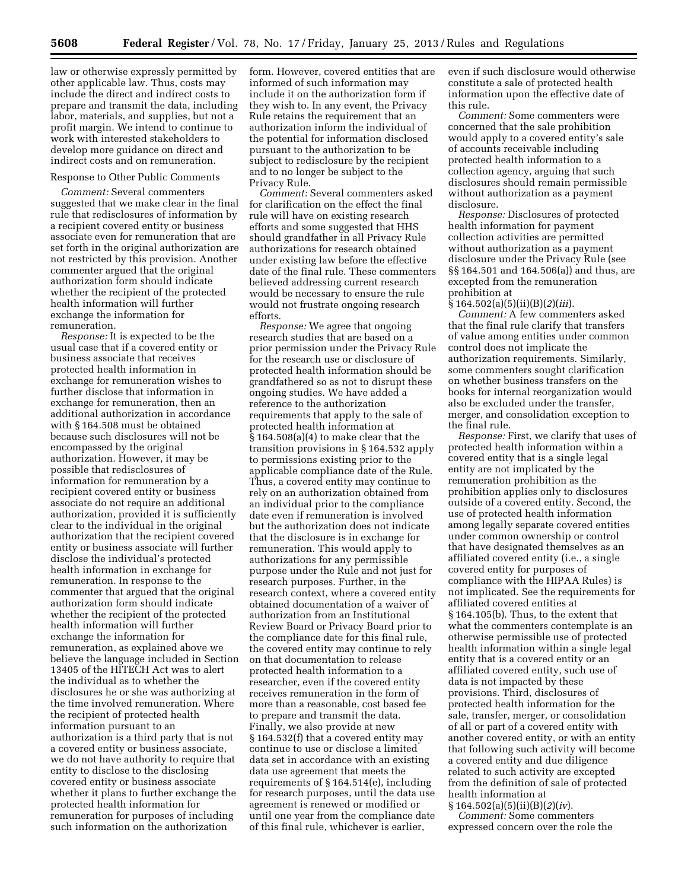law or otherwise expressly permitted by other applicable law. Thus, costs may include the direct and indirect costs to prepare and transmit the data, including labor, materials, and supplies, but not a profit margin. We intend to continue to work with interested stakeholders to develop more guidance on direct and indirect costs and on remuneration.

Response to Other Public Comments

*Comment:* Several commenters suggested that we make clear in the final rule that redisclosures of information by a recipient covered entity or business associate even for remuneration that are set forth in the original authorization are not restricted by this provision. Another commenter argued that the original authorization form should indicate whether the recipient of the protected health information will further exchange the information for remuneration.

*Response:* It is expected to be the usual case that if a covered entity or business associate that receives protected health information in exchange for remuneration wishes to further disclose that information in exchange for remuneration, then an additional authorization in accordance with § 164.508 must be obtained because such disclosures will not be encompassed by the original authorization. However, it may be possible that redisclosures of information for remuneration by a recipient covered entity or business associate do not require an additional authorization, provided it is sufficiently clear to the individual in the original authorization that the recipient covered entity or business associate will further disclose the individual's protected health information in exchange for remuneration. In response to the commenter that argued that the original authorization form should indicate whether the recipient of the protected health information will further exchange the information for remuneration, as explained above we believe the language included in Section 13405 of the HITECH Act was to alert the individual as to whether the disclosures he or she was authorizing at the time involved remuneration. Where the recipient of protected health information pursuant to an authorization is a third party that is not a covered entity or business associate, we do not have authority to require that entity to disclose to the disclosing covered entity or business associate whether it plans to further exchange the protected health information for remuneration for purposes of including such information on the authorization form. However, covered entities that are informed of such information may include it on the authorization form if they wish to. In any event, the Privacy Rule retains the requirement that an authorization inform the individual of the potential for information disclosed pursuant to the authorization to be subject to redisclosure by the recipient and to no longer be subject to the Privacy Rule.

*Comment:* Several commenters asked for clarification on the effect the final rule will have on existing research efforts and some suggested that HHS should grandfather in all Privacy Rule authorizations for research obtained under existing law before the effective date of the final rule. These commenters believed addressing current research would be necessary to ensure the rule would not frustrate ongoing research efforts.

*Response:* We agree that ongoing research studies that are based on a prior permission under the Privacy Rule for the research use or disclosure of protected health information should be grandfathered so as not to disrupt these ongoing studies. We have added a reference to the authorization requirements that apply to the sale of protected health information at § 164.508(a)(4) to make clear that the transition provisions in § 164.532 apply to permissions existing prior to the applicable compliance date of the Rule. Thus, a covered entity may continue to rely on an authorization obtained from an individual prior to the compliance date even if remuneration is involved but the authorization does not indicate that the disclosure is in exchange for remuneration. This would apply to authorizations for any permissible purpose under the Rule and not just for research purposes. Further, in the research context, where a covered entity obtained documentation of a waiver of authorization from an Institutional Review Board or Privacy Board prior to the compliance date for this final rule, the covered entity may continue to rely on that documentation to release protected health information to a researcher, even if the covered entity receives remuneration in the form of more than a reasonable, cost based fee to prepare and transmit the data. Finally, we also provide at new § 164.532(f) that a covered entity may continue to use or disclose a limited data set in accordance with an existing data use agreement that meets the requirements of § 164.514(e), including for research purposes, until the data use agreement is renewed or modified or until one year from the compliance date of this final rule, whichever is earlier, even if such disclosure would otherwise constitute a sale of protected health information upon the effective date of this rule.

*Comment:* Some commenters were concerned that the sale prohibition would apply to a covered entity's sale of accounts receivable including protected health information to a collection agency, arguing that such disclosures should remain permissible without authorization as a payment disclosure.

*Response:* Disclosures of protected health information for payment collection activities are permitted without authorization as a payment disclosure under the Privacy Rule (see §§ 164.501 and 164.506(a)) and thus, are excepted from the remuneration prohibition at § 164.502(a)(5)(ii)(B)(*2*)(*iii*).

*Comment:* A few commenters asked that the final rule clarify that transfers of value among entities under common control does not implicate the authorization requirements. Similarly, some commenters sought clarification on whether business transfers on the books for internal reorganization would also be excluded under the transfer, merger, and consolidation exception to the final rule.

*Response:* First, we clarify that uses of protected health information within a covered entity that is a single legal entity are not implicated by the remuneration prohibition as the prohibition applies only to disclosures outside of a covered entity. Second, the use of protected health information among legally separate covered entities under common ownership or control that have designated themselves as an affiliated covered entity (i.e., a single covered entity for purposes of compliance with the HIPAA Rules) is not implicated. See the requirements for affiliated covered entities at § 164.105(b). Thus, to the extent that what the commenters contemplate is an otherwise permissible use of protected health information within a single legal entity that is a covered entity or an affiliated covered entity, such use of data is not impacted by these provisions. Third, disclosures of protected health information for the sale, transfer, merger, or consolidation of all or part of a covered entity with another covered entity, or with an entity that following such activity will become a covered entity and due diligence related to such activity are excepted from the definition of sale of protected health information at § 164.502(a)(5)(ii)(B)(*2*)(*iv*).

*Comment:* Some commenters expressed concern over the role the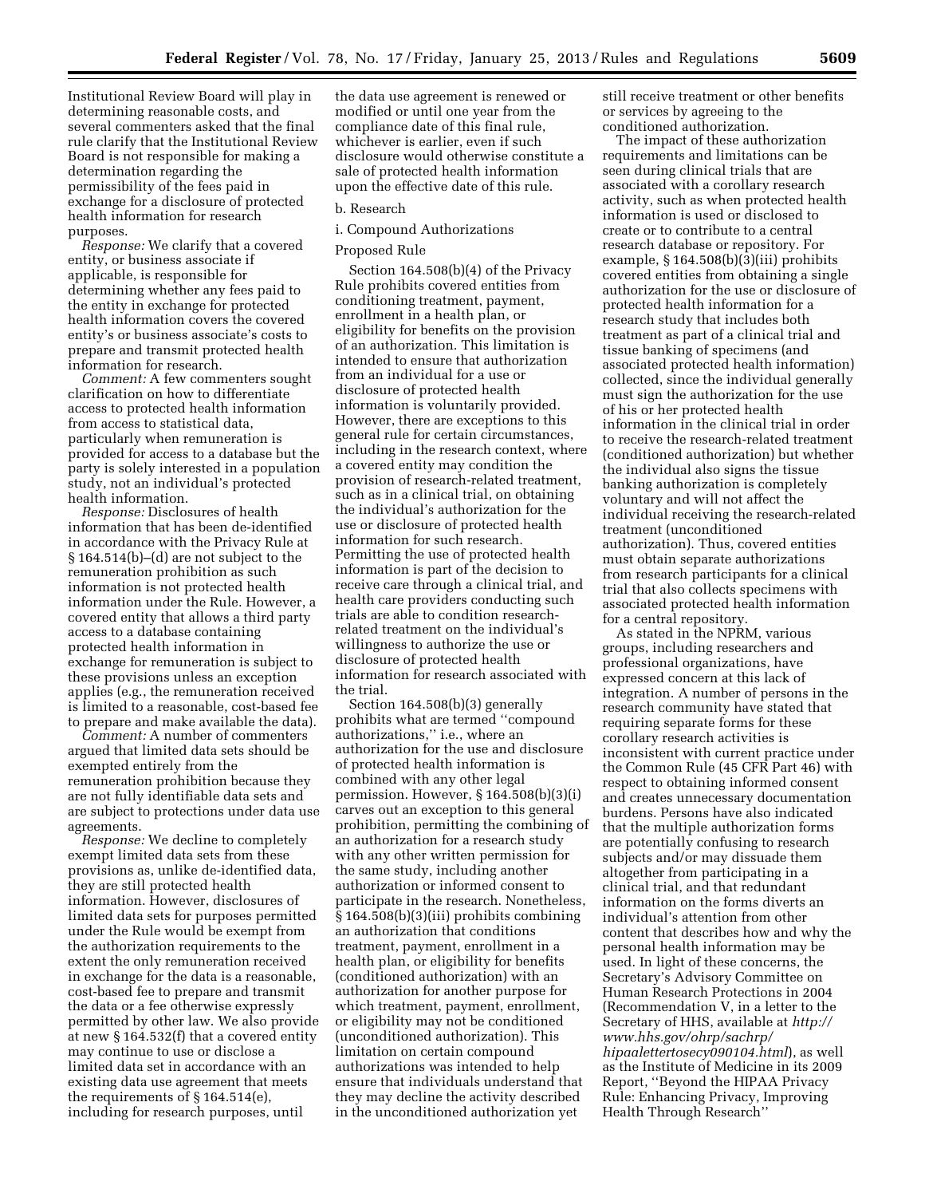Institutional Review Board will play in determining reasonable costs, and several commenters asked that the final rule clarify that the Institutional Review Board is not responsible for making a determination regarding the permissibility of the fees paid in exchange for a disclosure of protected health information for research purposes.

*Response:* We clarify that a covered entity, or business associate if applicable, is responsible for determining whether any fees paid to the entity in exchange for protected health information covers the covered entity's or business associate's costs to prepare and transmit protected health information for research.

*Comment:* A few commenters sought clarification on how to differentiate access to protected health information from access to statistical data, particularly when remuneration is provided for access to a database but the party is solely interested in a population study, not an individual's protected health information.

*Response:* Disclosures of health information that has been de-identified in accordance with the Privacy Rule at § 164.514(b)–(d) are not subject to the remuneration prohibition as such information is not protected health information under the Rule. However, a covered entity that allows a third party access to a database containing protected health information in exchange for remuneration is subject to these provisions unless an exception applies (e.g., the remuneration received is limited to a reasonable, cost-based fee to prepare and make available the data).

*Comment:* A number of commenters argued that limited data sets should be exempted entirely from the remuneration prohibition because they are not fully identifiable data sets and are subject to protections under data use agreements.

*Response:* We decline to completely exempt limited data sets from these provisions as, unlike de-identified data, they are still protected health information. However, disclosures of limited data sets for purposes permitted under the Rule would be exempt from the authorization requirements to the extent the only remuneration received in exchange for the data is a reasonable, cost-based fee to prepare and transmit the data or a fee otherwise expressly permitted by other law. We also provide at new § 164.532(f) that a covered entity may continue to use or disclose a limited data set in accordance with an existing data use agreement that meets the requirements of § 164.514(e), including for research purposes, until the data use agreement is renewed or modified or until one year from the compliance date of this final rule, whichever is earlier, even if such disclosure would otherwise constitute a sale of protected health information upon the effective date of this rule.

b. Research

i. Compound Authorizations

Proposed Rule

Section 164.508(b)(4) of the Privacy Rule prohibits covered entities from conditioning treatment, payment, enrollment in a health plan, or eligibility for benefits on the provision of an authorization. This limitation is intended to ensure that authorization from an individual for a use or disclosure of protected health information is voluntarily provided. However, there are exceptions to this general rule for certain circumstances, including in the research context, where a covered entity may condition the provision of research-related treatment, such as in a clinical trial, on obtaining the individual's authorization for the use or disclosure of protected health information for such research. Permitting the use of protected health information is part of the decision to receive care through a clinical trial, and health care providers conducting such trials are able to condition research-related treatment on the individual's willingness to authorize the use or disclosure of protected health information for research associated with the trial.

Section 164.508(b)(3) generally prohibits what are termed "compound authorizations," i.e., where an authorization for the use and disclosure of protected health information is combined with any other legal permission. However, § 164.508(b)(3)(i) carves out an exception to this general prohibition, permitting the combining of an authorization for a research study with any other written permission for the same study, including another authorization or informed consent to participate in the research. Nonetheless, § 164.508(b)(3)(iii) prohibits combining an authorization that conditions treatment, payment, enrollment in a health plan, or eligibility for benefits (conditioned authorization) with an authorization for another purpose for which treatment, payment, enrollment, or eligibility may not be conditioned (unconditioned authorization). This limitation on certain compound authorizations was intended to help ensure that individuals understand that they may decline the activity described in the unconditioned authorization yet still receive treatment or other benefits or services by agreeing to the conditioned authorization.

The impact of these authorization requirements and limitations can be seen during clinical trials that are associated with a corollary research activity, such as when protected health information is used or disclosed to create or to contribute to a central research database or repository. For example, § 164.508(b)(3)(iii) prohibits covered entities from obtaining a single authorization for the use or disclosure of protected health information for a research study that includes both treatment as part of a clinical trial and tissue banking of specimens (and associated protected health information) collected, since the individual generally must sign the authorization for the use of his or her protected health information in the clinical trial in order to receive the research-related treatment (conditioned authorization) but whether the individual also signs the tissue banking authorization is completely voluntary and will not affect the individual receiving the research-related treatment (unconditioned authorization). Thus, covered entities must obtain separate authorizations from research participants for a clinical trial that also collects specimens with associated protected health information for a central repository.

As stated in the NPRM, various groups, including researchers and professional organizations, have expressed concern at this lack of integration. A number of persons in the research community have stated that requiring separate forms for these corollary research activities is inconsistent with current practice under the Common Rule (45 CFR Part 46) with respect to obtaining informed consent and creates unnecessary documentation burdens. Persons have also indicated that the multiple authorization forms are potentially confusing to research subjects and/or may dissuade them altogether from participating in a clinical trial, and that redundant information on the forms diverts an individual's attention from other content that describes how and why the personal health information may be used. In light of these concerns, the Secretary's Advisory Committee on Human Research Protections in 2004 (Recommendation V, in a letter to the Secretary of HHS, available at *http://www.hhs.gov/ohrp/sachrp/hipaalettertosecy090104.html*), as well as the Institute of Medicine in its 2009 Report, "Beyond the HIPAA Privacy Rule: Enhancing Privacy, Improving Health Through Research"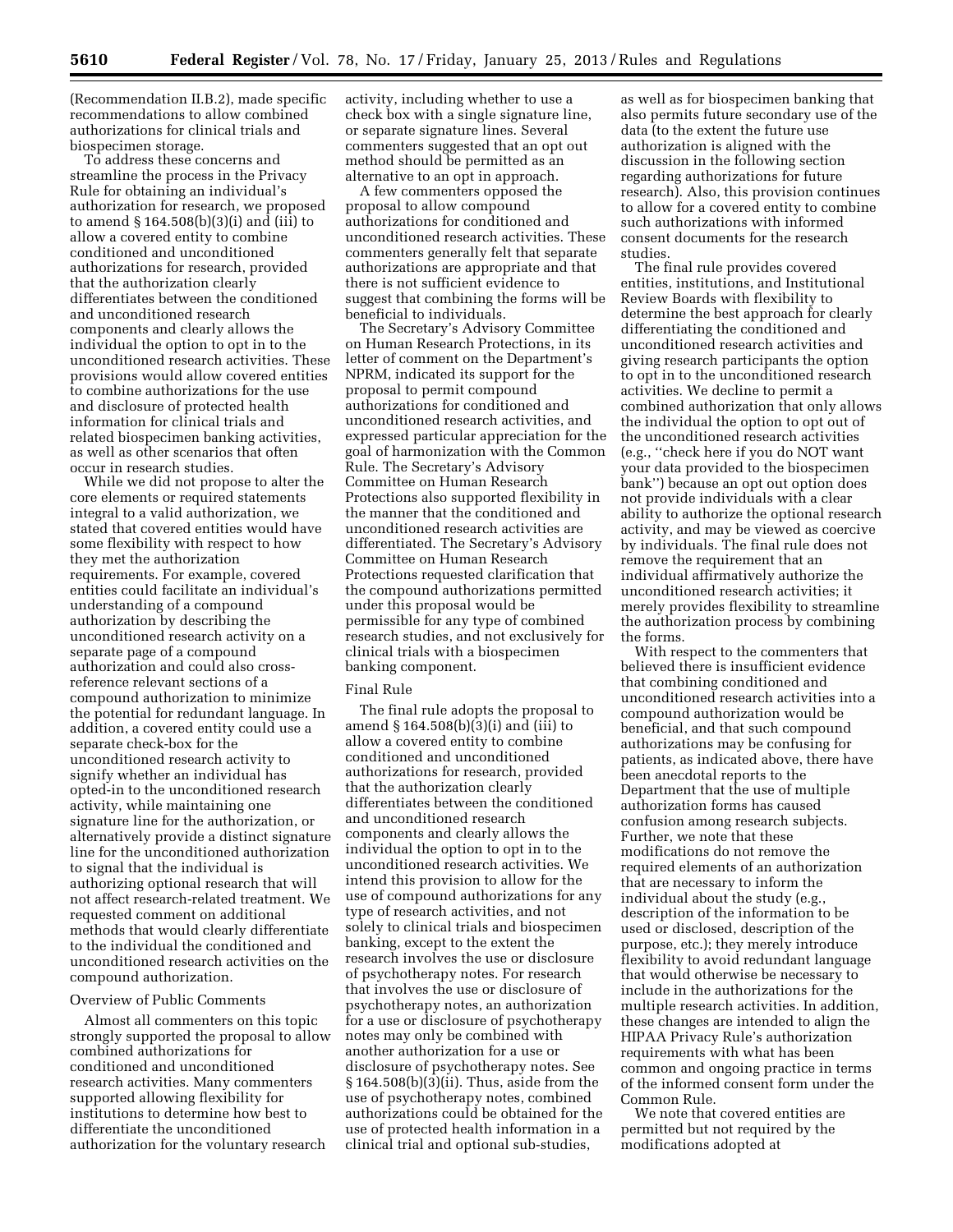(Recommendation II.B.2), made specific recommendations to allow combined authorizations for clinical trials and biospecimen storage.

To address these concerns and streamline the process in the Privacy Rule for obtaining an individual's authorization for research, we proposed to amend § 164.508(b)(3)(i) and (iii) to allow a covered entity to combine conditioned and unconditioned authorizations for research, provided that the authorization clearly differentiates between the conditioned and unconditioned research components and clearly allows the individual the option to opt in to the unconditioned research activities. These provisions would allow covered entities to combine authorizations for the use and disclosure of protected health information for clinical trials and related biospecimen banking activities, as well as other scenarios that often occur in research studies.

While we did not propose to alter the core elements or required statements integral to a valid authorization, we stated that covered entities would have some flexibility with respect to how they met the authorization requirements. For example, covered entities could facilitate an individual's understanding of a compound authorization by describing the unconditioned research activity on a separate page of a compound authorization and could also cross-reference relevant sections of a compound authorization to minimize the potential for redundant language. In addition, a covered entity could use a separate check-box for the unconditioned research activity to signify whether an individual has opted-in to the unconditioned research activity, while maintaining one signature line for the authorization, or alternatively provide a distinct signature line for the unconditioned authorization to signal that the individual is authorizing optional research that will not affect research-related treatment. We requested comment on additional methods that would clearly differentiate to the individual the conditioned and unconditioned research activities on the compound authorization.

Overview of Public Comments

Almost all commenters on this topic strongly supported the proposal to allow combined authorizations for conditioned and unconditioned research activities. Many commenters supported allowing flexibility for institutions to determine how best to differentiate the unconditioned authorization for the voluntary research activity, including whether to use a check box with a single signature line, or separate signature lines. Several commenters suggested that an opt out method should be permitted as an alternative to an opt in approach.

A few commenters opposed the proposal to allow compound authorizations for conditioned and unconditioned research activities. These commenters generally felt that separate authorizations are appropriate and that there is not sufficient evidence to suggest that combining the forms will be beneficial to individuals.

The Secretary's Advisory Committee on Human Research Protections, in its letter of comment on the Department's NPRM, indicated its support for the proposal to permit compound authorizations for conditioned and unconditioned research activities, and expressed particular appreciation for the goal of harmonization with the Common Rule. The Secretary's Advisory Committee on Human Research Protections also supported flexibility in the manner that the conditioned and unconditioned research activities are differentiated. The Secretary's Advisory Committee on Human Research Protections requested clarification that the compound authorizations permitted under this proposal would be permissible for any type of combined research studies, and not exclusively for clinical trials with a biospecimen banking component.

Final Rule

The final rule adopts the proposal to amend § 164.508(b)(3)(i) and (iii) to allow a covered entity to combine conditioned and unconditioned authorizations for research, provided that the authorization clearly differentiates between the conditioned and unconditioned research components and clearly allows the individual the option to opt in to the unconditioned research activities. We intend this provision to allow for the use of compound authorizations for any type of research activities, and not solely to clinical trials and biospecimen banking, except to the extent the research involves the use or disclosure of psychotherapy notes. For research that involves the use or disclosure of psychotherapy notes, an authorization for a use or disclosure of psychotherapy notes may only be combined with another authorization for a use or disclosure of psychotherapy notes. See § 164.508(b)(3)(ii). Thus, aside from the use of psychotherapy notes, combined authorizations could be obtained for the use of protected health information in a clinical trial and optional sub-studies, as well as for biospecimen banking that also permits future secondary use of the data (to the extent the future use authorization is aligned with the discussion in the following section regarding authorizations for future research). Also, this provision continues to allow for a covered entity to combine such authorizations with informed consent documents for the research studies.

The final rule provides covered entities, institutions, and Institutional Review Boards with flexibility to determine the best approach for clearly differentiating the conditioned and unconditioned research activities and giving research participants the option to opt in to the unconditioned research activities. We decline to permit a combined authorization that only allows the individual the option to opt out of the unconditioned research activities (e.g., "check here if you do NOT want your data provided to the biospecimen bank") because an opt out option does not provide individuals with a clear ability to authorize the optional research activity, and may be viewed as coercive by individuals. The final rule does not remove the requirement that an individual affirmatively authorize the unconditioned research activities; it merely provides flexibility to streamline the authorization process by combining the forms.

With respect to the commenters that believed there is insufficient evidence that combining conditioned and unconditioned research activities into a compound authorization would be beneficial, and that such compound authorizations may be confusing for patients, as indicated above, there have been anecdotal reports to the Department that the use of multiple authorization forms has caused confusion among research subjects. Further, we note that these modifications do not remove the required elements of an authorization that are necessary to inform the individual about the study (e.g., description of the information to be used or disclosed, description of the purpose, etc.); they merely introduce flexibility to avoid redundant language that would otherwise be necessary to include in the authorizations for the multiple research activities. In addition, these changes are intended to align the HIPAA Privacy Rule's authorization requirements with what has been common and ongoing practice in terms of the informed consent form under the Common Rule.

We note that covered entities are permitted but not required by the modifications adopted at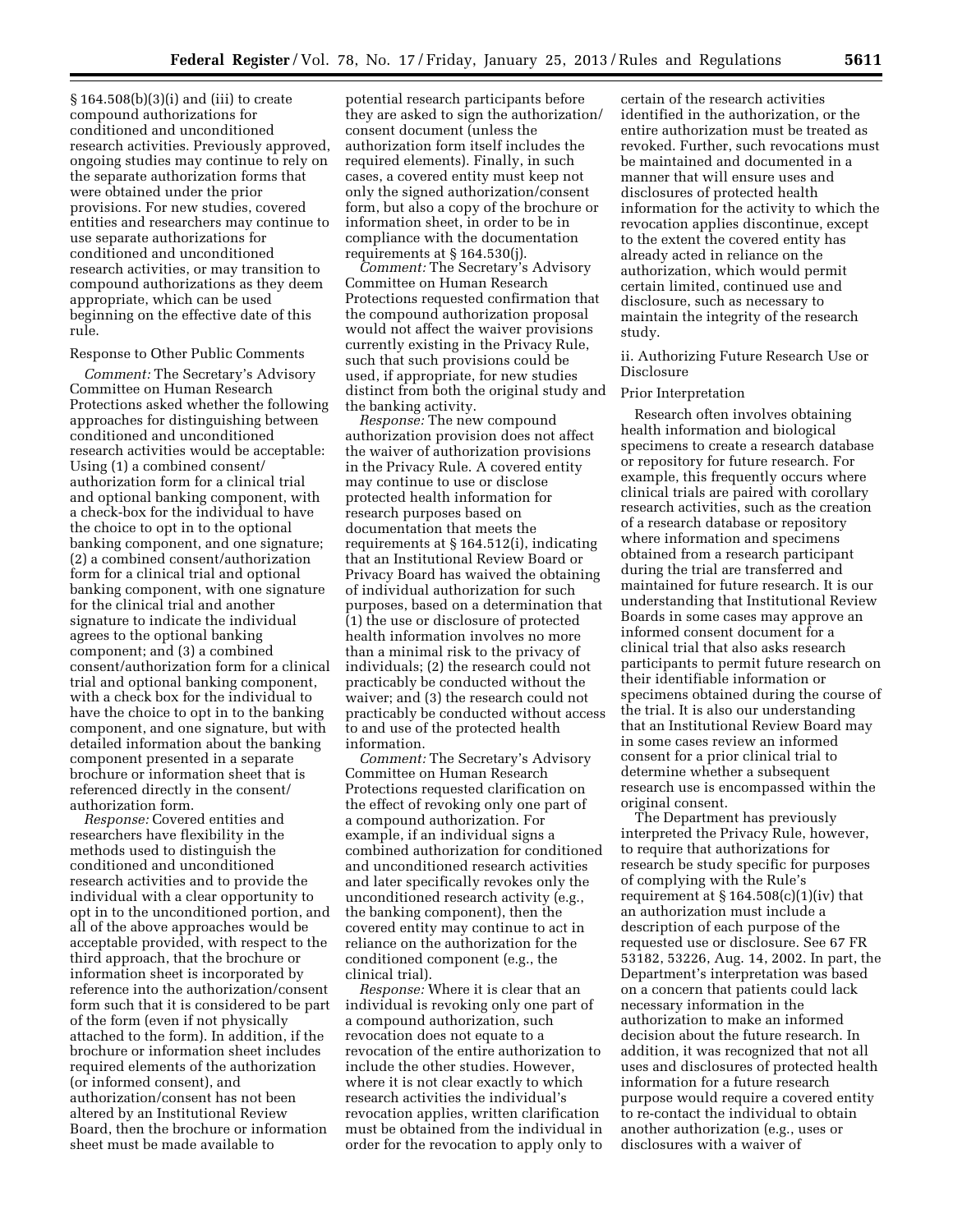§ 164.508(b)(3)(i) and (iii) to create compound authorizations for conditioned and unconditioned research activities. Previously approved, ongoing studies may continue to rely on the separate authorization forms that were obtained under the prior provisions. For new studies, covered entities and researchers may continue to use separate authorizations for conditioned and unconditioned research activities, or may transition to compound authorizations as they deem appropriate, which can be used beginning on the effective date of this rule.

Response to Other Public Comments

*Comment:* The Secretary's Advisory Committee on Human Research Protections asked whether the following approaches for distinguishing between conditioned and unconditioned research activities would be acceptable: Using (1) a combined consent/authorization form for a clinical trial and optional banking component, with a check-box for the individual to have the choice to opt in to the optional banking component, and one signature; (2) a combined consent/authorization form for a clinical trial and optional banking component, with one signature for the clinical trial and another signature to indicate the individual agrees to the optional banking component; and (3) a combined consent/authorization form for a clinical trial and optional banking component, with a check box for the individual to have the choice to opt in to the banking component, and one signature, but with detailed information about the banking component presented in a separate brochure or information sheet that is referenced directly in the consent/authorization form.

*Response:* Covered entities and researchers have flexibility in the methods used to distinguish the conditioned and unconditioned research activities and to provide the individual with a clear opportunity to opt in to the unconditioned portion, and all of the above approaches would be acceptable provided, with respect to the third approach, that the brochure or information sheet is incorporated by reference into the authorization/consent form such that it is considered to be part of the form (even if not physically attached to the form). In addition, if the brochure or information sheet includes required elements of the authorization (or informed consent), and authorization/consent has not been altered by an Institutional Review Board, then the brochure or information sheet must be made available to potential research participants before they are asked to sign the authorization/consent document (unless the authorization form itself includes the required elements). Finally, in such cases, a covered entity must keep not only the signed authorization/consent form, but also a copy of the brochure or information sheet, in order to be in compliance with the documentation requirements at § 164.530(j).

*Comment:* The Secretary's Advisory Committee on Human Research Protections requested confirmation that the compound authorization proposal would not affect the waiver provisions currently existing in the Privacy Rule, such that such provisions could be used, if appropriate, for new studies distinct from both the original study and the banking activity.

*Response:* The new compound authorization provision does not affect the waiver of authorization provisions in the Privacy Rule. A covered entity may continue to use or disclose protected health information for research purposes based on documentation that meets the requirements at § 164.512(i), indicating that an Institutional Review Board or Privacy Board has waived the obtaining of individual authorization for such purposes, based on a determination that (1) the use or disclosure of protected health information involves no more than a minimal risk to the privacy of individuals; (2) the research could not practicably be conducted without the waiver; and (3) the research could not practicably be conducted without access to and use of the protected health information.

*Comment:* The Secretary's Advisory Committee on Human Research Protections requested clarification on the effect of revoking only one part of a compound authorization. For example, if an individual signs a combined authorization for conditioned and unconditioned research activities and later specifically revokes only the unconditioned research activity (e.g., the banking component), then the covered entity may continue to act in reliance on the authorization for the conditioned component (e.g., the clinical trial).

*Response:* Where it is clear that an individual is revoking only one part of a compound authorization, such revocation does not equate to a revocation of the entire authorization to include the other studies. However, where it is not clear exactly to which research activities the individual's revocation applies, written clarification must be obtained from the individual in order for the revocation to apply only to certain of the research activities identified in the authorization, or the entire authorization must be treated as revoked. Further, such revocations must be maintained and documented in a manner that will ensure uses and disclosures of protected health information for the activity to which the revocation applies discontinue, except to the extent the covered entity has already acted in reliance on the authorization, which would permit certain limited, continued use and disclosure, such as necessary to maintain the integrity of the research study.

ii. Authorizing Future Research Use or Disclosure

Prior Interpretation

Research often involves obtaining health information and biological specimens to create a research database or repository for future research. For example, this frequently occurs where clinical trials are paired with corollary research activities, such as the creation of a research database or repository where information and specimens obtained from a research participant during the trial are transferred and maintained for future research. It is our understanding that Institutional Review Boards in some cases may approve an informed consent document for a clinical trial that also asks research participants to permit future research on their identifiable information or specimens obtained during the course of the trial. It is also our understanding that an Institutional Review Board may in some cases review an informed consent for a prior clinical trial to determine whether a subsequent research use is encompassed within the original consent.

The Department has previously interpreted the Privacy Rule, however, to require that authorizations for research be study specific for purposes of complying with the Rule's requirement at § 164.508(c)(1)(iv) that an authorization must include a description of each purpose of the requested use or disclosure. See 67 FR 53182, 53226, Aug. 14, 2002. In part, the Department's interpretation was based on a concern that patients could lack necessary information in the authorization to make an informed decision about the future research. In addition, it was recognized that not all uses and disclosures of protected health information for a future research purpose would require a covered entity to re-contact the individual to obtain another authorization (e.g., uses or disclosures with a waiver of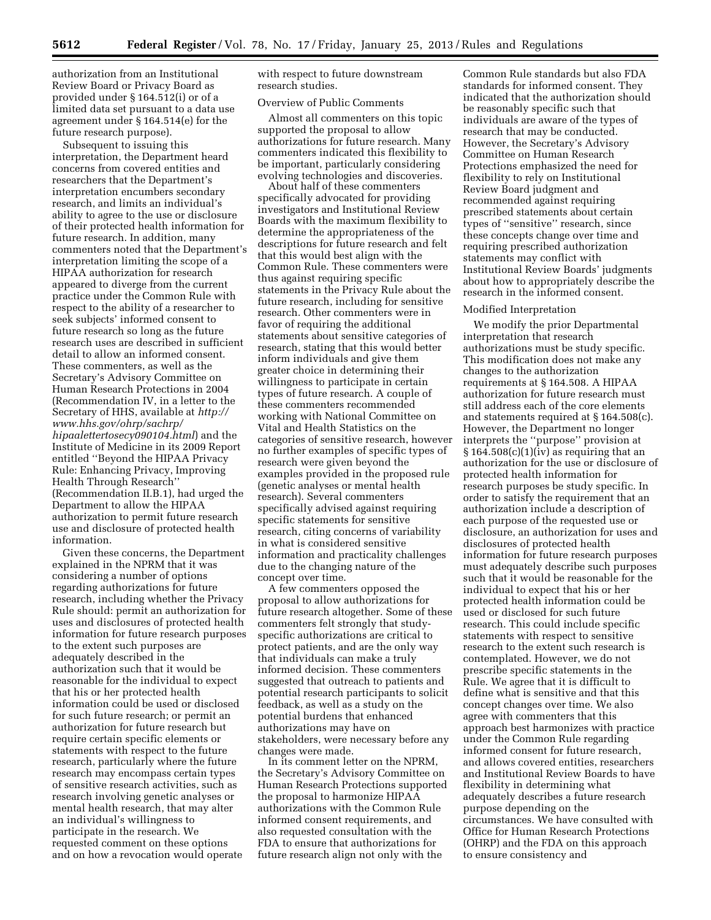authorization from an Institutional Review Board or Privacy Board as provided under § 164.512(i) or of a limited data set pursuant to a data use agreement under § 164.514(e) for the future research purpose).

Subsequent to issuing this interpretation, the Department heard concerns from covered entities and researchers that the Department's interpretation encumbers secondary research, and limits an individual's ability to agree to the use or disclosure of their protected health information for future research. In addition, many commenters noted that the Department's interpretation limiting the scope of a HIPAA authorization for research appeared to diverge from the current practice under the Common Rule with respect to the ability of a researcher to seek subjects' informed consent to future research so long as the future research uses are described in sufficient detail to allow an informed consent. These commenters, as well as the Secretary's Advisory Committee on Human Research Protections in 2004 (Recommendation IV, in a letter to the Secretary of HHS, available at *http://www.hhs.gov/ohrp/sachrp/hipaalettertosecy090104.html*) and the Institute of Medicine in its 2009 Report entitled ''Beyond the HIPAA Privacy Rule: Enhancing Privacy, Improving Health Through Research'' (Recommendation II.B.1), had urged the Department to allow the HIPAA authorization to permit future research use and disclosure of protected health information.

Given these concerns, the Department explained in the NPRM that it was considering a number of options regarding authorizations for future research, including whether the Privacy Rule should: permit an authorization for uses and disclosures of protected health information for future research purposes to the extent such purposes are adequately described in the authorization such that it would be reasonable for the individual to expect that his or her protected health information could be used or disclosed for such future research; or permit an authorization for future research but require certain specific elements or statements with respect to the future research, particularly where the future research may encompass certain types of sensitive research activities, such as research involving genetic analyses or mental health research, that may alter an individual's willingness to participate in the research. We requested comment on these options and on how a revocation would operate with respect to future downstream research studies.

Overview of Public Comments

Almost all commenters on this topic supported the proposal to allow authorizations for future research. Many commenters indicated this flexibility to be important, particularly considering evolving technologies and discoveries.

About half of these commenters specifically advocated for providing investigators and Institutional Review Boards with the maximum flexibility to determine the appropriateness of the descriptions for future research and felt that this would best align with the Common Rule. These commenters were thus against requiring specific statements in the Privacy Rule about the future research, including for sensitive research. Other commenters were in favor of requiring the additional statements about sensitive categories of research, stating that this would better inform individuals and give them greater choice in determining their willingness to participate in certain types of future research. A couple of these commenters recommended working with National Committee on Vital and Health Statistics on the categories of sensitive research, however no further examples of specific types of research were given beyond the examples provided in the proposed rule (genetic analyses or mental health research). Several commenters specifically advised against requiring specific statements for sensitive research, citing concerns of variability in what is considered sensitive information and practicality challenges due to the changing nature of the concept over time.

A few commenters opposed the proposal to allow authorizations for future research altogether. Some of these commenters felt strongly that study-specific authorizations are critical to protect patients, and are the only way that individuals can make a truly informed decision. These commenters suggested that outreach to patients and potential research participants to solicit feedback, as well as a study on the potential burdens that enhanced authorizations may have on stakeholders, was necessary before any changes were made.

In its comment letter on the NPRM, the Secretary's Advisory Committee on Human Research Protections supported the proposal to harmonize HIPAA authorizations with the Common Rule informed consent requirements, and also requested consultation with the FDA to ensure that authorizations for future research align not only with the Common Rule standards but also FDA standards for informed consent. They indicated that the authorization should be reasonably specific such that individuals are aware of the types of research that may be conducted. However, the Secretary's Advisory Committee on Human Research Protections emphasized the need for flexibility to rely on Institutional Review Board judgment and recommended against requiring prescribed statements about certain types of ''sensitive'' research, since these concepts change over time and requiring prescribed authorization statements may conflict with Institutional Review Boards' judgments about how to appropriately describe the research in the informed consent.

Modified Interpretation

We modify the prior Departmental interpretation that research authorizations must be study specific. This modification does not make any changes to the authorization requirements at § 164.508. A HIPAA authorization for future research must still address each of the core elements and statements required at § 164.508(c). However, the Department no longer interprets the ''purpose'' provision at § 164.508(c)(1)(iv) as requiring that an authorization for the use or disclosure of protected health information for research purposes be study specific. In order to satisfy the requirement that an authorization include a description of each purpose of the requested use or disclosure, an authorization for uses and disclosures of protected health information for future research purposes must adequately describe such purposes such that it would be reasonable for the individual to expect that his or her protected health information could be used or disclosed for such future research. This could include specific statements with respect to sensitive research to the extent such research is contemplated. However, we do not prescribe specific statements in the Rule. We agree that it is difficult to define what is sensitive and that this concept changes over time. We also agree with commenters that this approach best harmonizes with practice under the Common Rule regarding informed consent for future research, and allows covered entities, researchers and Institutional Review Boards to have flexibility in determining what adequately describes a future research purpose depending on the circumstances. We have consulted with Office for Human Research Protections (OHRP) and the FDA on this approach to ensure consistency and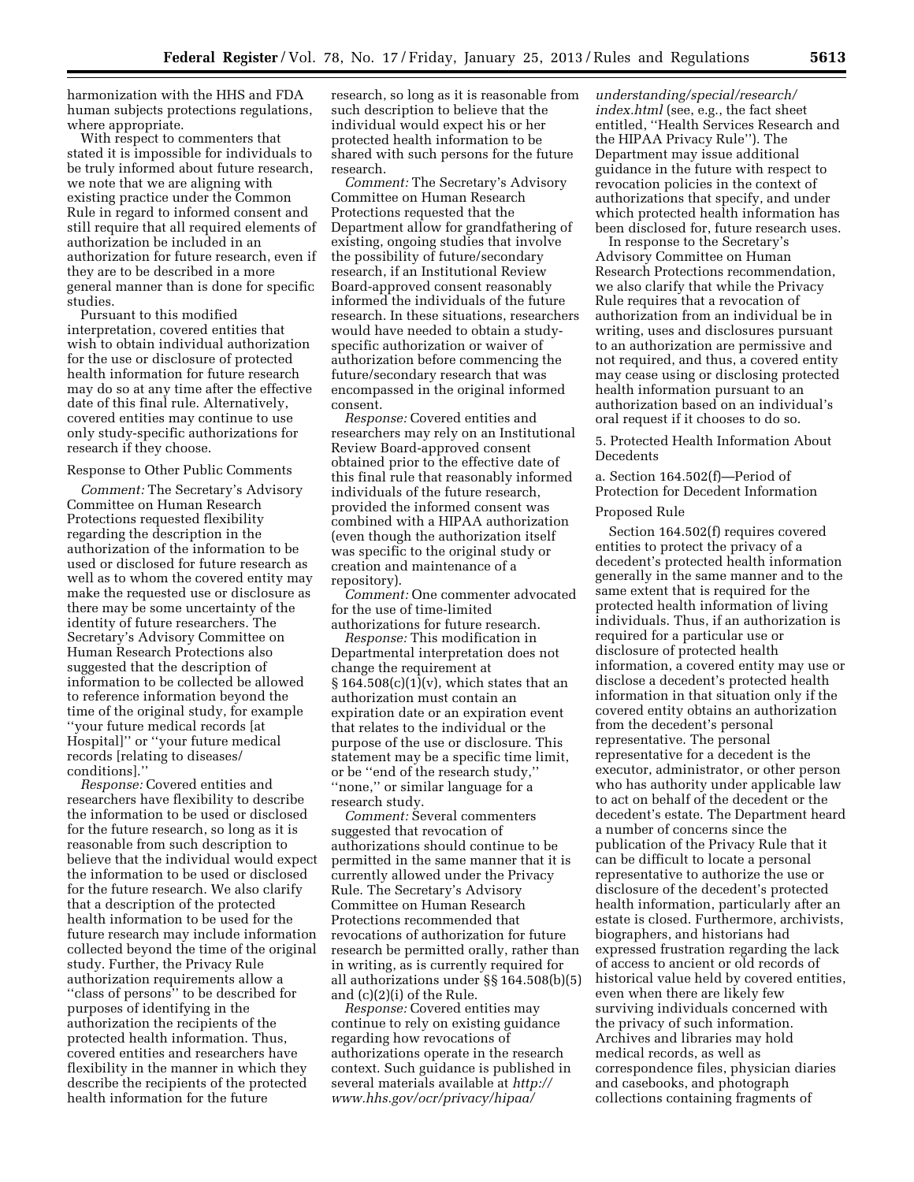harmonization with the HHS and FDA human subjects protections regulations, where appropriate.

With respect to commenters that stated it is impossible for individuals to be truly informed about future research, we note that we are aligning with existing practice under the Common Rule in regard to informed consent and still require that all required elements of authorization be included in an authorization for future research, even if they are to be described in a more general manner than is done for specific studies.

Pursuant to this modified interpretation, covered entities that wish to obtain individual authorization for the use or disclosure of protected health information for future research may do so at any time after the effective date of this final rule. Alternatively, covered entities may continue to use only study-specific authorizations for research if they choose.

Response to Other Public Comments

*Comment:* The Secretary's Advisory Committee on Human Research Protections requested flexibility regarding the description in the authorization of the information to be used or disclosed for future research as well as to whom the covered entity may make the requested use or disclosure as there may be some uncertainty of the identity of future researchers. The Secretary's Advisory Committee on Human Research Protections also suggested that the description of information to be collected be allowed to reference information beyond the time of the original study, for example ''your future medical records [at Hospital]'' or ''your future medical records [relating to diseases/conditions].''

*Response:* Covered entities and researchers have flexibility to describe the information to be used or disclosed for the future research, so long as it is reasonable from such description to believe that the individual would expect the information to be used or disclosed for the future research. We also clarify that a description of the protected health information to be used for the future research may include information collected beyond the time of the original study. Further, the Privacy Rule authorization requirements allow a ''class of persons'' to be described for purposes of identifying in the authorization the recipients of the protected health information. Thus, covered entities and researchers have flexibility in the manner in which they describe the recipients of the protected health information for the future research, so long as it is reasonable from such description to believe that the individual would expect his or her protected health information to be shared with such persons for the future research.

*Comment:* The Secretary's Advisory Committee on Human Research Protections requested that the Department allow for grandfathering of existing, ongoing studies that involve the possibility of future/secondary research, if an Institutional Review Board-approved consent reasonably informed the individuals of the future research. In these situations, researchers would have needed to obtain a study-specific authorization or waiver of authorization before commencing the future/secondary research that was encompassed in the original informed consent.

*Response:* Covered entities and researchers may rely on an Institutional Review Board-approved consent obtained prior to the effective date of this final rule that reasonably informed individuals of the future research, provided the informed consent was combined with a HIPAA authorization (even though the authorization itself was specific to the original study or creation and maintenance of a repository).

*Comment:* One commenter advocated for the use of time-limited authorizations for future research.

*Response:* This modification in Departmental interpretation does not change the requirement at § 164.508(c)(1)(v), which states that an authorization must contain an expiration date or an expiration event that relates to the individual or the purpose of the use or disclosure. This statement may be a specific time limit, or be ''end of the research study,'' ''none,'' or similar language for a research study.

*Comment:* Several commenters suggested that revocation of authorizations should continue to be permitted in the same manner that it is currently allowed under the Privacy Rule. The Secretary's Advisory Committee on Human Research Protections recommended that revocations of authorization for future research be permitted orally, rather than in writing, as is currently required for all authorizations under §§ 164.508(b)(5) and (c)(2)(i) of the Rule.

*Response:* Covered entities may continue to rely on existing guidance regarding how revocations of authorizations operate in the research context. Such guidance is published in several materials available at *http://www.hhs.gov/ocr/privacy/hipaa/understanding/special/research/index.html* (see, e.g., the fact sheet entitled, ''Health Services Research and the HIPAA Privacy Rule''). The Department may issue additional guidance in the future with respect to revocation policies in the context of authorizations that specify, and under which protected health information has been disclosed for, future research uses.

In response to the Secretary's Advisory Committee on Human Research Protections recommendation, we also clarify that while the Privacy Rule requires that a revocation of authorization from an individual be in writing, uses and disclosures pursuant to an authorization are permissive and not required, and thus, a covered entity may cease using or disclosing protected health information pursuant to an authorization based on an individual's oral request if it chooses to do so.

5. Protected Health Information About Decedents

a. Section 164.502(f)—Period of Protection for Decedent Information

Proposed Rule

Section 164.502(f) requires covered entities to protect the privacy of a decedent's protected health information generally in the same manner and to the same extent that is required for the protected health information of living individuals. Thus, if an authorization is required for a particular use or disclosure of protected health information, a covered entity may use or disclose a decedent's protected health information in that situation only if the covered entity obtains an authorization from the decedent's personal representative. The personal representative for a decedent is the executor, administrator, or other person who has authority under applicable law to act on behalf of the decedent or the decedent's estate. The Department heard a number of concerns since the publication of the Privacy Rule that it can be difficult to locate a personal representative to authorize the use or disclosure of the decedent's protected health information, particularly after an estate is closed. Furthermore, archivists, biographers, and historians had expressed frustration regarding the lack of access to ancient or old records of historical value held by covered entities, even when there are likely few surviving individuals concerned with the privacy of such information. Archives and libraries may hold medical records, as well as correspondence files, physician diaries and casebooks, and photograph collections containing fragments of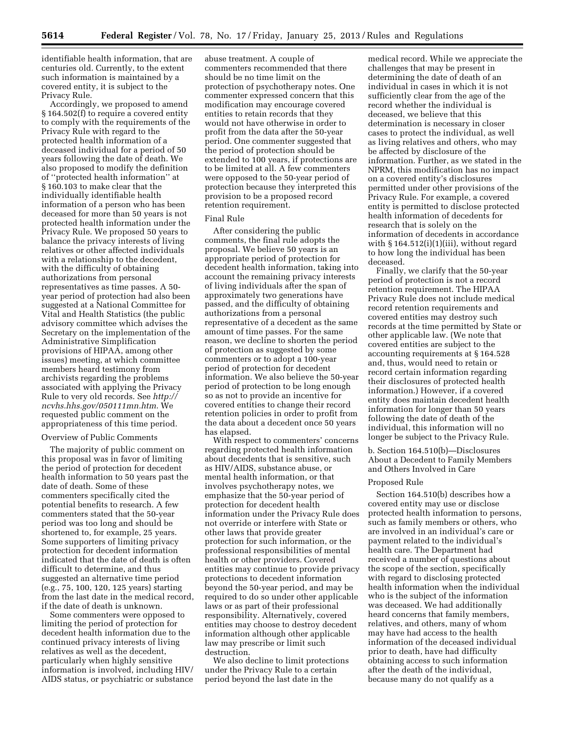identifiable health information, that are centuries old. Currently, to the extent such information is maintained by a covered entity, it is subject to the Privacy Rule.

Accordingly, we proposed to amend § 164.502(f) to require a covered entity to comply with the requirements of the Privacy Rule with regard to the protected health information of a deceased individual for a period of 50 years following the date of death. We also proposed to modify the definition of ''protected health information'' at § 160.103 to make clear that the individually identifiable health information of a person who has been deceased for more than 50 years is not protected health information under the Privacy Rule. We proposed 50 years to balance the privacy interests of living relatives or other affected individuals with a relationship to the decedent, with the difficulty of obtaining authorizations from personal representatives as time passes. A 50-year period of protection had also been suggested at a National Committee for Vital and Health Statistics (the public advisory committee which advises the Secretary on the implementation of the Administrative Simplification provisions of HIPAA, among other issues) meeting, at which committee members heard testimony from archivists regarding the problems associated with applying the Privacy Rule to very old records. See *http://ncvhs.hhs.gov/050111mn.htm*. We requested public comment on the appropriateness of this time period.

Overview of Public Comments

The majority of public comment on this proposal was in favor of limiting the period of protection for decedent health information to 50 years past the date of death. Some of these commenters specifically cited the potential benefits to research. A few commenters stated that the 50-year period was too long and should be shortened to, for example, 25 years. Some supporters of limiting privacy protection for decedent information indicated that the date of death is often difficult to determine, and thus suggested an alternative time period (e.g., 75, 100, 120, 125 years) starting from the last date in the medical record, if the date of death is unknown.

Some commenters were opposed to limiting the period of protection for decedent health information due to the continued privacy interests of living relatives as well as the decedent, particularly when highly sensitive information is involved, including HIV/AIDS status, or psychiatric or substance abuse treatment. A couple of commenters recommended that there should be no time limit on the protection of psychotherapy notes. One commenter expressed concern that this modification may encourage covered entities to retain records that they would not have otherwise in order to profit from the data after the 50-year period. One commenter suggested that the period of protection should be extended to 100 years, if protections are to be limited at all. A few commenters were opposed to the 50-year period of protection because they interpreted this provision to be a proposed record retention requirement.

Final Rule

After considering the public comments, the final rule adopts the proposal. We believe 50 years is an appropriate period of protection for decedent health information, taking into account the remaining privacy interests of living individuals after the span of approximately two generations have passed, and the difficulty of obtaining authorizations from a personal representative of a decedent as the same amount of time passes. For the same reason, we decline to shorten the period of protection as suggested by some commenters or to adopt a 100-year period of protection for decedent information. We also believe the 50-year period of protection to be long enough so as not to provide an incentive for covered entities to change their record retention policies in order to profit from the data about a decedent once 50 years has elapsed.

With respect to commenters' concerns regarding protected health information about decedents that is sensitive, such as HIV/AIDS, substance abuse, or mental health information, or that involves psychotherapy notes, we emphasize that the 50-year period of protection for decedent health information under the Privacy Rule does not override or interfere with State or other laws that provide greater protection for such information, or the professional responsibilities of mental health or other providers. Covered entities may continue to provide privacy protections to decedent information beyond the 50-year period, and may be required to do so under other applicable laws or as part of their professional responsibility. Alternatively, covered entities may choose to destroy decedent information although other applicable law may prescribe or limit such destruction.

We also decline to limit protections under the Privacy Rule to a certain period beyond the last date in the medical record. While we appreciate the challenges that may be present in determining the date of death of an individual in cases in which it is not sufficiently clear from the age of the record whether the individual is deceased, we believe that this determination is necessary in closer cases to protect the individual, as well as living relatives and others, who may be affected by disclosure of the information. Further, as we stated in the NPRM, this modification has no impact on a covered entity's disclosures permitted under other provisions of the Privacy Rule. For example, a covered entity is permitted to disclose protected health information of decedents for research that is solely on the information of decedents in accordance with § 164.512(i)(1)(iii), without regard to how long the individual has been deceased.

Finally, we clarify that the 50-year period of protection is not a record retention requirement. The HIPAA Privacy Rule does not include medical record retention requirements and covered entities may destroy such records at the time permitted by State or other applicable law. (We note that covered entities are subject to the accounting requirements at § 164.528 and, thus, would need to retain or record certain information regarding their disclosures of protected health information.) However, if a covered entity does maintain decedent health information for longer than 50 years following the date of death of the individual, this information will no longer be subject to the Privacy Rule.

b. Section 164.510(b)—Disclosures About a Decedent to Family Members and Others Involved in Care

Proposed Rule

Section 164.510(b) describes how a covered entity may use or disclose protected health information to persons, such as family members or others, who are involved in an individual's care or payment related to the individual's health care. The Department had received a number of questions about the scope of the section, specifically with regard to disclosing protected health information when the individual who is the subject of the information was deceased. We had additionally heard concerns that family members, relatives, and others, many of whom may have had access to the health information of the deceased individual prior to death, have had difficulty obtaining access to such information after the death of the individual, because many do not qualify as a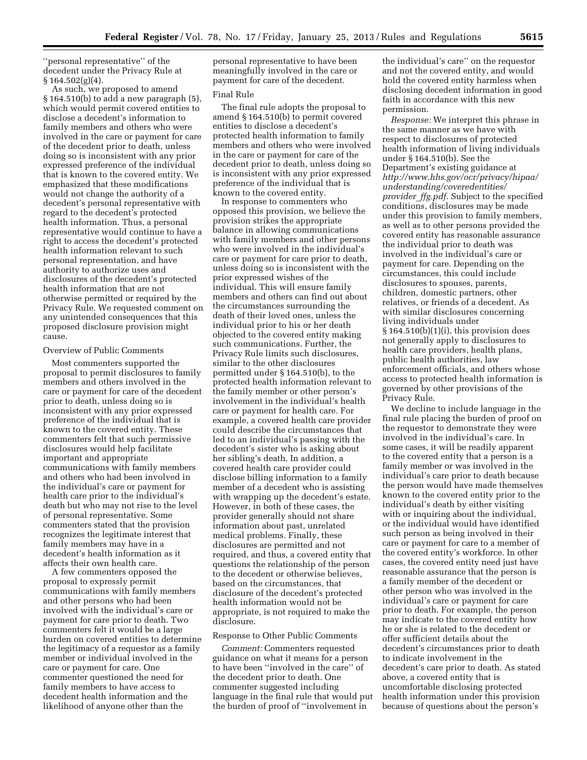''personal representative'' of the decedent under the Privacy Rule at § 164.502(g)(4).

As such, we proposed to amend § 164.510(b) to add a new paragraph (5), which would permit covered entities to disclose a decedent's information to family members and others who were involved in the care or payment for care of the decedent prior to death, unless doing so is inconsistent with any prior expressed preference of the individual that is known to the covered entity. We emphasized that these modifications would not change the authority of a decedent's personal representative with regard to the decedent's protected health information. Thus, a personal representative would continue to have a right to access the decedent's protected health information relevant to such personal representation, and have authority to authorize uses and disclosures of the decedent's protected health information that are not otherwise permitted or required by the Privacy Rule. We requested comment on any unintended consequences that this proposed disclosure provision might cause.

Overview of Public Comments

Most commenters supported the proposal to permit disclosures to family members and others involved in the care or payment for care of the decedent prior to death, unless doing so is inconsistent with any prior expressed preference of the individual that is known to the covered entity. These commenters felt that such permissive disclosures would help facilitate important and appropriate communications with family members and others who had been involved in the individual's care or payment for health care prior to the individual's death but who may not rise to the level of personal representative. Some commenters stated that the provision recognizes the legitimate interest that family members may have in a decedent's health information as it affects their own health care.

A few commenters opposed the proposal to expressly permit communications with family members and other persons who had been involved with the individual's care or payment for care prior to death. Two commenters felt it would be a large burden on covered entities to determine the legitimacy of a requestor as a family member or individual involved in the care or payment for care. One commenter questioned the need for family members to have access to decedent health information and the likelihood of anyone other than the personal representative to have been meaningfully involved in the care or payment for care of the decedent.

Final Rule

The final rule adopts the proposal to amend § 164.510(b) to permit covered entities to disclose a decedent's protected health information to family members and others who were involved in the care or payment for care of the decedent prior to death, unless doing so is inconsistent with any prior expressed preference of the individual that is known to the covered entity.

In response to commenters who opposed this provision, we believe the provision strikes the appropriate balance in allowing communications with family members and other persons who were involved in the individual's care or payment for care prior to death, unless doing so is inconsistent with the prior expressed wishes of the individual. This will ensure family members and others can find out about the circumstances surrounding the death of their loved ones, unless the individual prior to his or her death objected to the covered entity making such communications. Further, the Privacy Rule limits such disclosures, similar to the other disclosures permitted under § 164.510(b), to the protected health information relevant to the family member or other person's involvement in the individual's health care or payment for health care. For example, a covered health care provider could describe the circumstances that led to an individual's passing with the decedent's sister who is asking about her sibling's death. In addition, a covered health care provider could disclose billing information to a family member of a decedent who is assisting with wrapping up the decedent's estate. However, in both of these cases, the provider generally should not share information about past, unrelated medical problems. Finally, these disclosures are permitted and not required, and thus, a covered entity that questions the relationship of the person to the decedent or otherwise believes, based on the circumstances, that disclosure of the decedent's protected health information would not be appropriate, is not required to make the disclosure.

Response to Other Public Comments

*Comment:* Commenters requested guidance on what it means for a person to have been ''involved in the care'' of the decedent prior to death. One commenter suggested including language in the final rule that would put the burden of proof of ''involvement in the individual's care'' on the requestor and not the covered entity, and would hold the covered entity harmless when disclosing decedent information in good faith in accordance with this new permission.

*Response:* We interpret this phrase in the same manner as we have with respect to disclosures of protected health information of living individuals under § 164.510(b). See the Department's existing guidance at *http://www.hhs.gov/ocr/privacy/hipaa/understanding/coveredentities/provider_ffg.pdf.* Subject to the specified conditions, disclosures may be made under this provision to family members, as well as to other persons provided the covered entity has reasonable assurance the individual prior to death was involved in the individual's care or payment for care. Depending on the circumstances, this could include disclosures to spouses, parents, children, domestic partners, other relatives, or friends of a decedent. As with similar disclosures concerning living individuals under § 164.510(b)(1)(i), this provision does not generally apply to disclosures to health care providers, health plans, public health authorities, law enforcement officials, and others whose access to protected health information is governed by other provisions of the Privacy Rule.

We decline to include language in the final rule placing the burden of proof on the requestor to demonstrate they were involved in the individual's care. In some cases, it will be readily apparent to the covered entity that a person is a family member or was involved in the individual's care prior to death because the person would have made themselves known to the covered entity prior to the individual's death by either visiting with or inquiring about the individual, or the individual would have identified such person as being involved in their care or payment for care to a member of the covered entity's workforce. In other cases, the covered entity need just have reasonable assurance that the person is a family member of the decedent or other person who was involved in the individual's care or payment for care prior to death. For example, the person may indicate to the covered entity how he or she is related to the decedent or offer sufficient details about the decedent's circumstances prior to death to indicate involvement in the decedent's care prior to death. As stated above, a covered entity that is uncomfortable disclosing protected health information under this provision because of questions about the person's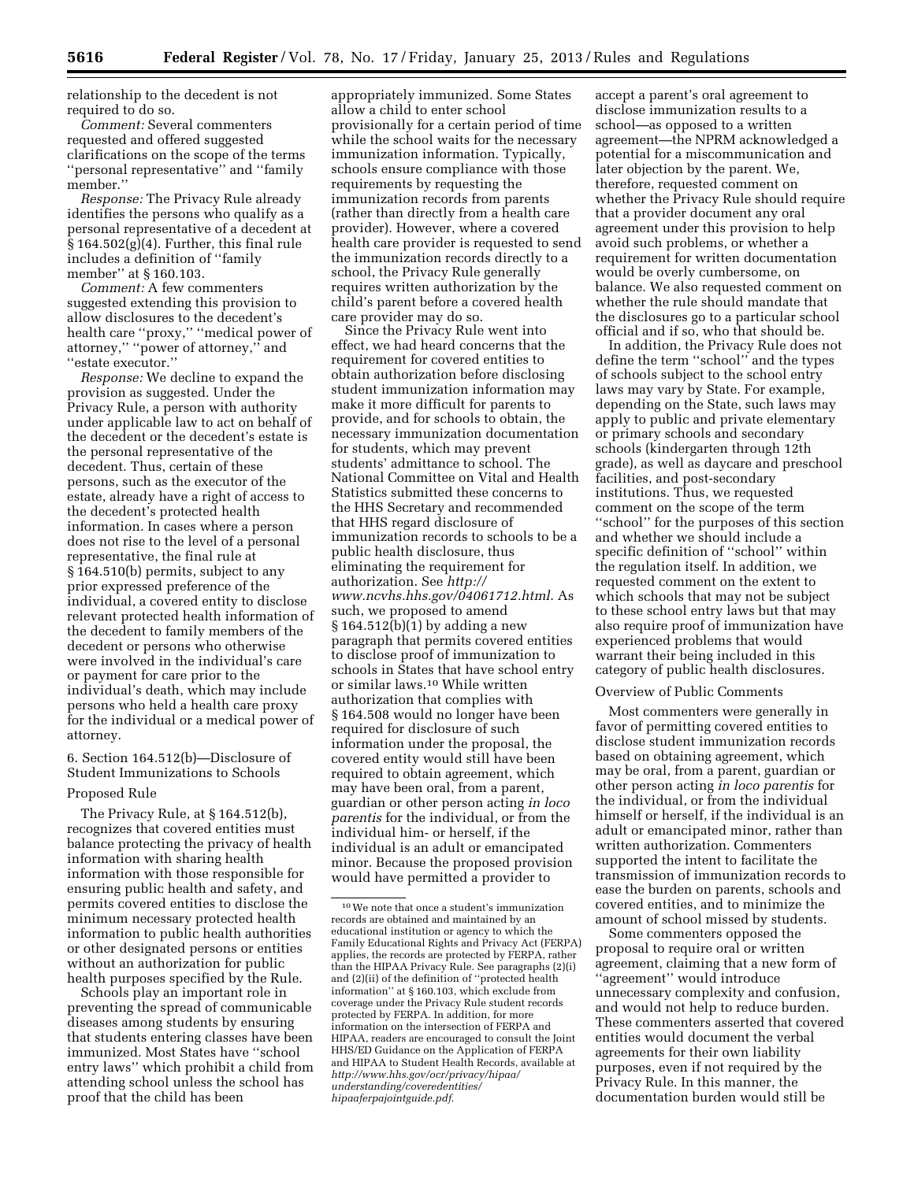relationship to the decedent is not required to do so.

*Comment:* Several commenters requested and offered suggested clarifications on the scope of the terms ''personal representative'' and ''family member.''

*Response:* The Privacy Rule already identifies the persons who qualify as a personal representative of a decedent at § 164.502(g)(4). Further, this final rule includes a definition of ''family member'' at § 160.103.

*Comment:* A few commenters suggested extending this provision to allow disclosures to the decedent's health care ''proxy,'' ''medical power of attorney,'' ''power of attorney,'' and ''estate executor.''

*Response:* We decline to expand the provision as suggested. Under the Privacy Rule, a person with authority under applicable law to act on behalf of the decedent or the decedent's estate is the personal representative of the decedent. Thus, certain of these persons, such as the executor of the estate, already have a right of access to the decedent's protected health information. In cases where a person does not rise to the level of a personal representative, the final rule at § 164.510(b) permits, subject to any prior expressed preference of the individual, a covered entity to disclose relevant protected health information of the decedent to family members of the decedent or persons who otherwise were involved in the individual's care or payment for care prior to the individual's death, which may include persons who held a health care proxy for the individual or a medical power of attorney.

6. Section 164.512(b)—Disclosure of Student Immunizations to Schools

Proposed Rule

The Privacy Rule, at § 164.512(b), recognizes that covered entities must balance protecting the privacy of health information with sharing health information with those responsible for ensuring public health and safety, and permits covered entities to disclose the minimum necessary protected health information to public health authorities or other designated persons or entities without an authorization for public health purposes specified by the Rule.

Schools play an important role in preventing the spread of communicable diseases among students by ensuring that students entering classes have been immunized. Most States have ''school entry laws'' which prohibit a child from attending school unless the school has proof that the child has been appropriately immunized. Some States allow a child to enter school provisionally for a certain period of time while the school waits for the necessary immunization information. Typically, schools ensure compliance with those requirements by requesting the immunization records from parents (rather than directly from a health care provider). However, where a covered health care provider is requested to send the immunization records directly to a school, the Privacy Rule generally requires written authorization by the child's parent before a covered health care provider may do so.

Since the Privacy Rule went into effect, we had heard concerns that the requirement for covered entities to obtain authorization before disclosing student immunization information may make it more difficult for parents to provide, and for schools to obtain, the necessary immunization documentation for students, which may prevent students' admittance to school. The National Committee on Vital and Health Statistics submitted these concerns to the HHS Secretary and recommended that HHS regard disclosure of immunization records to schools to be a public health disclosure, thus eliminating the requirement for authorization. See *http://www.ncvhs.hhs.gov/04061712.html*. As such, we proposed to amend § 164.512(b)(1) by adding a new paragraph that permits covered entities to disclose proof of immunization to schools in States that have school entry or similar laws.[10] While written authorization that complies with § 164.508 would no longer have been required for disclosure of such information under the proposal, the covered entity would still have been required to obtain agreement, which may have been oral, from a parent, guardian or other person acting *in loco parentis* for the individual, or from the individual him- or herself, if the individual is an adult or emancipated minor. Because the proposed provision would have permitted a provider to accept a parent's oral agreement to disclose immunization results to a school—as opposed to a written agreement—the NPRM acknowledged a potential for a miscommunication and later objection by the parent. We, therefore, requested comment on whether the Privacy Rule should require that a provider document any oral agreement under this provision to help avoid such problems, or whether a requirement for written documentation would be overly cumbersome, on balance. We also requested comment on whether the rule should mandate that the disclosures go to a particular school official and if so, who that should be.

In addition, the Privacy Rule does not define the term ''school'' and the types of schools subject to the school entry laws may vary by State. For example, depending on the State, such laws may apply to public and private elementary or primary schools and secondary schools (kindergarten through 12th grade), as well as daycare and preschool facilities, and post-secondary institutions. Thus, we requested comment on the scope of the term ''school'' for the purposes of this section and whether we should include a specific definition of ''school'' within the regulation itself. In addition, we requested comment on the extent to which schools that may not be subject to these school entry laws but that may also require proof of immunization have experienced problems that would warrant their being included in this category of public health disclosures.

Overview of Public Comments

Most commenters were generally in favor of permitting covered entities to disclose student immunization records based on obtaining agreement, which may be oral, from a parent, guardian or other person acting *in loco parentis* for the individual, or from the individual himself or herself, if the individual is an adult or emancipated minor, rather than written authorization. Commenters supported the intent to facilitate the transmission of immunization records to ease the burden on parents, schools and covered entities, and to minimize the amount of school missed by students.

Some commenters opposed the proposal to require oral or written agreement, claiming that a new form of ''agreement'' would introduce unnecessary complexity and confusion, and would not help to reduce burden. These commenters asserted that covered entities would document the verbal agreements for their own liability purposes, even if not required by the Privacy Rule. In this manner, the documentation burden would still be

[10] We note that once a student's immunization records are obtained and maintained by an educational institution or agency to which the Family Educational Rights and Privacy Act (FERPA) applies, the records are protected by FERPA, rather than the HIPAA Privacy Rule. See paragraphs (2)(i) and (2)(ii) of the definition of ''protected health information'' at § 160.103, which exclude from coverage under the Privacy Rule student records protected by FERPA. In addition, for more information on the intersection of FERPA and HIPAA, readers are encouraged to consult the Joint HHS/ED Guidance on the Application of FERPA and HIPAA to Student Health Records, available at *http://www.hhs.gov/ocr/privacy/hipaa/understanding/coveredentities/hipaaferpajointguide.pdf*.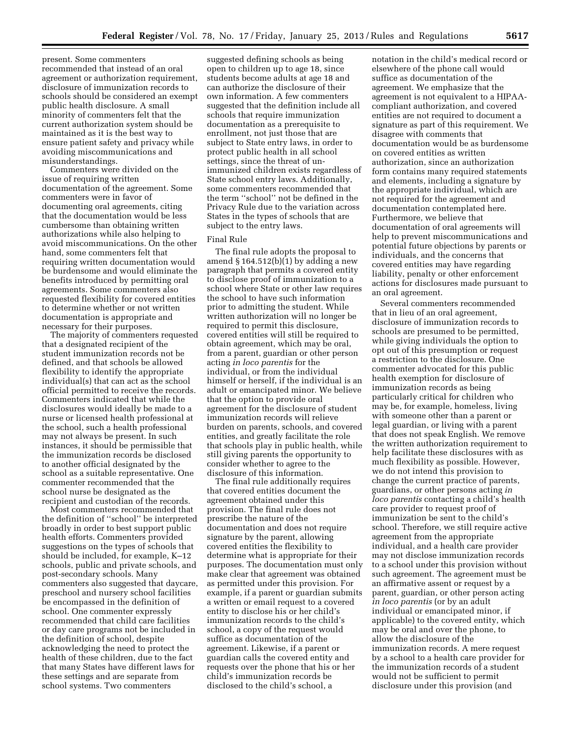present. Some commenters recommended that instead of an oral agreement or authorization requirement, disclosure of immunization records to schools should be considered an exempt public health disclosure. A small minority of commenters felt that the current authorization system should be maintained as it is the best way to ensure patient safety and privacy while avoiding miscommunications and misunderstandings.

Commenters were divided on the issue of requiring written documentation of the agreement. Some commenters were in favor of documenting oral agreements, citing that the documentation would be less cumbersome than obtaining written authorizations while also helping to avoid miscommunications. On the other hand, some commenters felt that requiring written documentation would be burdensome and would eliminate the benefits introduced by permitting oral agreements. Some commenters also requested flexibility for covered entities to determine whether or not written documentation is appropriate and necessary for their purposes.

The majority of commenters requested that a designated recipient of the student immunization records not be defined, and that schools be allowed flexibility to identify the appropriate individual(s) that can act as the school official permitted to receive the records. Commenters indicated that while the disclosures would ideally be made to a nurse or licensed health professional at the school, such a health professional may not always be present. In such instances, it should be permissible that the immunization records be disclosed to another official designated by the school as a suitable representative. One commenter recommended that the school nurse be designated as the recipient and custodian of the records.

Most commenters recommended that the definition of ''school'' be interpreted broadly in order to best support public health efforts. Commenters provided suggestions on the types of schools that should be included, for example, K–12 schools, public and private schools, and post-secondary schools. Many commenters also suggested that daycare, preschool and nursery school facilities be encompassed in the definition of school. One commenter expressly recommended that child care facilities or day care programs not be included in the definition of school, despite acknowledging the need to protect the health of these children, due to the fact that many States have different laws for these settings and are separate from school systems. Two commenters suggested defining schools as being open to children up to age 18, since students become adults at age 18 and can authorize the disclosure of their own information. A few commenters suggested that the definition include all schools that require immunization documentation as a prerequisite to enrollment, not just those that are subject to State entry laws, in order to protect public health in all school settings, since the threat of un-immunized children exists regardless of State school entry laws. Additionally, some commenters recommended that the term ''school'' not be defined in the Privacy Rule due to the variation across States in the types of schools that are subject to the entry laws.

Final Rule

The final rule adopts the proposal to amend § 164.512(b)(1) by adding a new paragraph that permits a covered entity to disclose proof of immunization to a school where State or other law requires the school to have such information prior to admitting the student. While written authorization will no longer be required to permit this disclosure, covered entities will still be required to obtain agreement, which may be oral, from a parent, guardian or other person acting *in loco parentis* for the individual, or from the individual himself or herself, if the individual is an adult or emancipated minor. We believe that the option to provide oral agreement for the disclosure of student immunization records will relieve burden on parents, schools, and covered entities, and greatly facilitate the role that schools play in public health, while still giving parents the opportunity to consider whether to agree to the disclosure of this information.

The final rule additionally requires that covered entities document the agreement obtained under this provision. The final rule does not prescribe the nature of the documentation and does not require signature by the parent, allowing covered entities the flexibility to determine what is appropriate for their purposes. The documentation must only make clear that agreement was obtained as permitted under this provision. For example, if a parent or guardian submits a written or email request to a covered entity to disclose his or her child's immunization records to the child's school, a copy of the request would suffice as documentation of the agreement. Likewise, if a parent or guardian calls the covered entity and requests over the phone that his or her child's immunization records be disclosed to the child's school, a notation in the child's medical record or elsewhere of the phone call would suffice as documentation of the agreement. We emphasize that the agreement is not equivalent to a HIPAA-compliant authorization, and covered entities are not required to document a signature as part of this requirement. We disagree with comments that documentation would be as burdensome on covered entities as written authorization, since an authorization form contains many required statements and elements, including a signature by the appropriate individual, which are not required for the agreement and documentation contemplated here. Furthermore, we believe that documentation of oral agreements will help to prevent miscommunications and potential future objections by parents or individuals, and the concerns that covered entities may have regarding liability, penalty or other enforcement actions for disclosures made pursuant to an oral agreement.

Several commenters recommended that in lieu of an oral agreement, disclosure of immunization records to schools are presumed to be permitted, while giving individuals the option to opt out of this presumption or request a restriction to the disclosure. One commenter advocated for this public health exemption for disclosure of immunization records as being particularly critical for children who may be, for example, homeless, living with someone other than a parent or legal guardian, or living with a parent that does not speak English. We remove the written authorization requirement to help facilitate these disclosures with as much flexibility as possible. However, we do not intend this provision to change the current practice of parents, guardians, or other persons acting *in loco parentis* contacting a child's health care provider to request proof of immunization be sent to the child's school. Therefore, we still require active agreement from the appropriate individual, and a health care provider may not disclose immunization records to a school under this provision without such agreement. The agreement must be an affirmative assent or request by a parent, guardian, or other person acting *in loco parentis* (or by an adult individual or emancipated minor, if applicable) to the covered entity, which may be oral and over the phone, to allow the disclosure of the immunization records. A mere request by a school to a health care provider for the immunization records of a student would not be sufficient to permit disclosure under this provision (and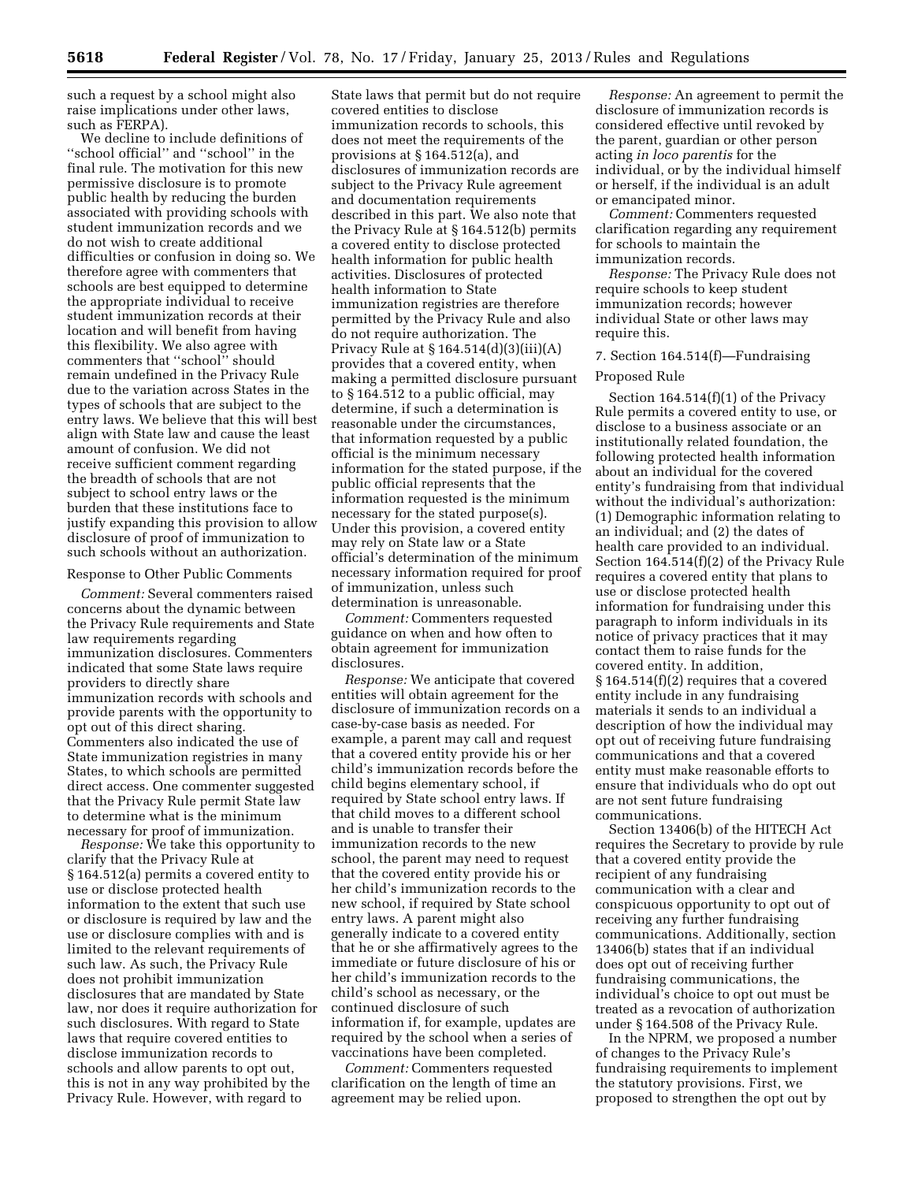such a request by a school might also raise implications under other laws, such as FERPA).

We decline to include definitions of ''school official'' and ''school'' in the final rule. The motivation for this new permissive disclosure is to promote public health by reducing the burden associated with providing schools with student immunization records and we do not wish to create additional difficulties or confusion in doing so. We therefore agree with commenters that schools are best equipped to determine the appropriate individual to receive student immunization records at their location and will benefit from having this flexibility. We also agree with commenters that ''school'' should remain undefined in the Privacy Rule due to the variation across States in the types of schools that are subject to the entry laws. We believe that this will best align with State law and cause the least amount of confusion. We did not receive sufficient comment regarding the breadth of schools that are not subject to school entry laws or the burden that these institutions face to justify expanding this provision to allow disclosure of proof of immunization to such schools without an authorization.

Response to Other Public Comments

*Comment:* Several commenters raised concerns about the dynamic between the Privacy Rule requirements and State law requirements regarding immunization disclosures. Commenters indicated that some State laws require providers to directly share immunization records with schools and provide parents with the opportunity to opt out of this direct sharing. Commenters also indicated the use of State immunization registries in many States, to which schools are permitted direct access. One commenter suggested that the Privacy Rule permit State law to determine what is the minimum necessary for proof of immunization.

*Response:* We take this opportunity to clarify that the Privacy Rule at § 164.512(a) permits a covered entity to use or disclose protected health information to the extent that such use or disclosure is required by law and the use or disclosure complies with and is limited to the relevant requirements of such law. As such, the Privacy Rule does not prohibit immunization disclosures that are mandated by State law, nor does it require authorization for such disclosures. With regard to State laws that require covered entities to disclose immunization records to schools and allow parents to opt out, this is not in any way prohibited by the Privacy Rule. However, with regard to State laws that permit but do not require covered entities to disclose immunization records to schools, this does not meet the requirements of the provisions at § 164.512(a), and disclosures of immunization records are subject to the Privacy Rule agreement and documentation requirements described in this part. We also note that the Privacy Rule at § 164.512(b) permits a covered entity to disclose protected health information for public health activities. Disclosures of protected health information to State immunization registries are therefore permitted by the Privacy Rule and also do not require authorization. The Privacy Rule at § 164.514(d)(3)(iii)(A) provides that a covered entity, when making a permitted disclosure pursuant to § 164.512 to a public official, may determine, if such a determination is reasonable under the circumstances, that information requested by a public official is the minimum necessary information for the stated purpose, if the public official represents that the information requested is the minimum necessary for the stated purpose(s). Under this provision, a covered entity may rely on State law or a State official's determination of the minimum necessary information required for proof of immunization, unless such determination is unreasonable.

*Comment:* Commenters requested guidance on when and how often to obtain agreement for immunization disclosures.

*Response:* We anticipate that covered entities will obtain agreement for the disclosure of immunization records on a case-by-case basis as needed. For example, a parent may call and request that a covered entity provide his or her child's immunization records before the child begins elementary school, if required by State school entry laws. If that child moves to a different school and is unable to transfer their immunization records to the new school, the parent may need to request that the covered entity provide his or her child's immunization records to the new school, if required by State school entry laws. A parent might also generally indicate to a covered entity that he or she affirmatively agrees to the immediate or future disclosure of his or her child's immunization records to the child's school as necessary, or the continued disclosure of such information if, for example, updates are required by the school when a series of vaccinations have been completed.

*Comment:* Commenters requested clarification on the length of time an agreement may be relied upon.

*Response:* An agreement to permit the disclosure of immunization records is considered effective until revoked by the parent, guardian or other person acting *in loco parentis* for the individual, or by the individual himself or herself, if the individual is an adult or emancipated minor.

*Comment:* Commenters requested clarification regarding any requirement for schools to maintain the immunization records.

*Response:* The Privacy Rule does not require schools to keep student immunization records; however individual State or other laws may require this.

7. Section 164.514(f)—Fundraising

Proposed Rule

Section 164.514(f)(1) of the Privacy Rule permits a covered entity to use, or disclose to a business associate or an institutionally related foundation, the following protected health information about an individual for the covered entity's fundraising from that individual without the individual's authorization: (1) Demographic information relating to an individual; and (2) the dates of health care provided to an individual. Section 164.514(f)(2) of the Privacy Rule requires a covered entity that plans to use or disclose protected health information for fundraising under this paragraph to inform individuals in its notice of privacy practices that it may contact them to raise funds for the covered entity. In addition, § 164.514(f)(2) requires that a covered entity include in any fundraising materials it sends to an individual a description of how the individual may opt out of receiving future fundraising communications and that a covered entity must make reasonable efforts to ensure that individuals who do opt out are not sent future fundraising communications.

Section 13406(b) of the HITECH Act requires the Secretary to provide by rule that a covered entity provide the recipient of any fundraising communication with a clear and conspicuous opportunity to opt out of receiving any further fundraising communications. Additionally, section 13406(b) states that if an individual does opt out of receiving further fundraising communications, the individual's choice to opt out must be treated as a revocation of authorization under § 164.508 of the Privacy Rule.

In the NPRM, we proposed a number of changes to the Privacy Rule's fundraising requirements to implement the statutory provisions. First, we proposed to strengthen the opt out by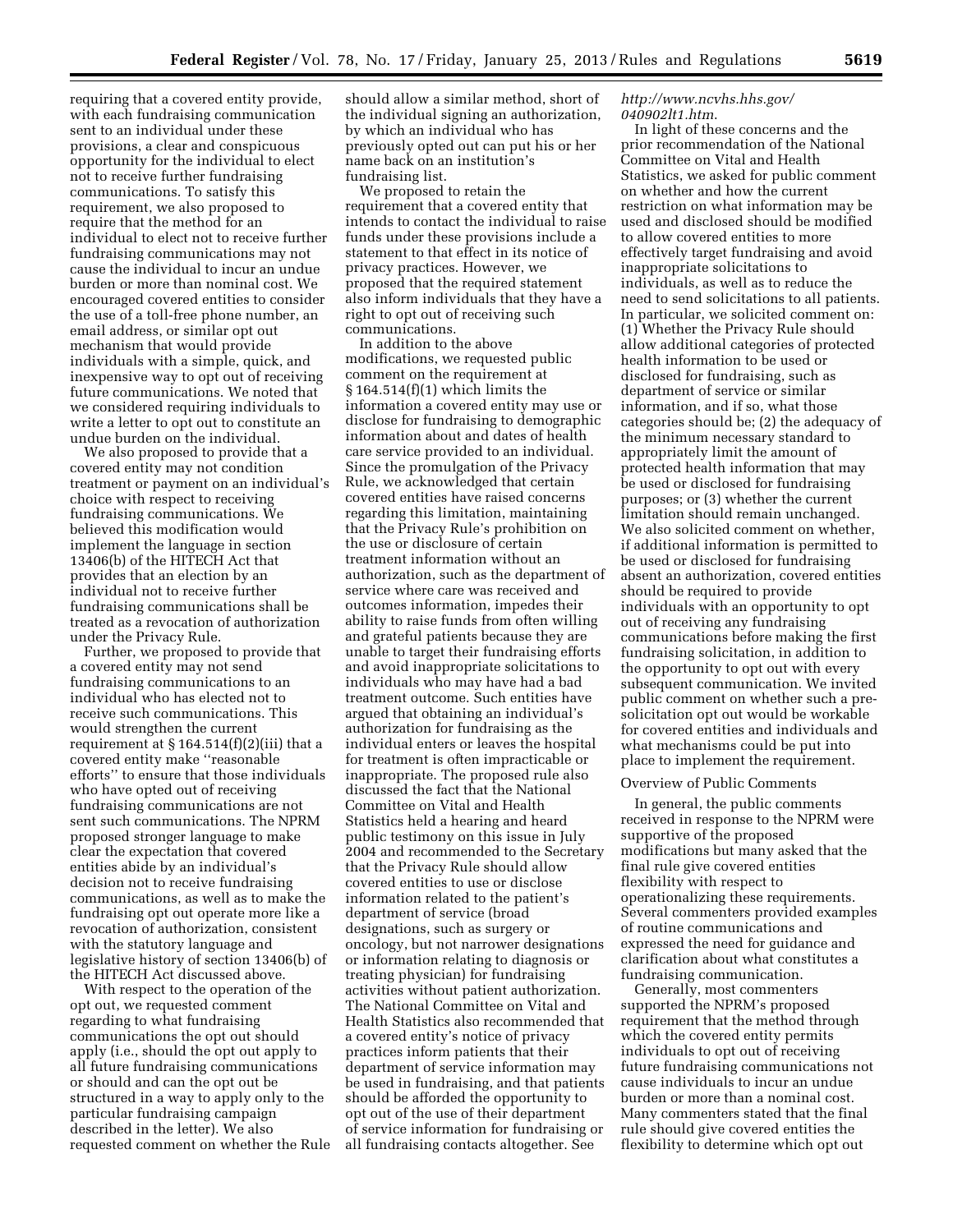requiring that a covered entity provide, with each fundraising communication sent to an individual under these provisions, a clear and conspicuous opportunity for the individual to elect not to receive further fundraising communications. To satisfy this requirement, we also proposed to require that the method for an individual to elect not to receive further fundraising communications may not cause the individual to incur an undue burden or more than nominal cost. We encouraged covered entities to consider the use of a toll-free phone number, an email address, or similar opt out mechanism that would provide individuals with a simple, quick, and inexpensive way to opt out of receiving future communications. We noted that we considered requiring individuals to write a letter to opt out to constitute an undue burden on the individual.

We also proposed to provide that a covered entity may not condition treatment or payment on an individual's choice with respect to receiving fundraising communications. We believed this modification would implement the language in section 13406(b) of the HITECH Act that provides that an election by an individual not to receive further fundraising communications shall be treated as a revocation of authorization under the Privacy Rule.

Further, we proposed to provide that a covered entity may not send fundraising communications to an individual who has elected not to receive such communications. This would strengthen the current requirement at § 164.514(f)(2)(iii) that a covered entity make ''reasonable efforts'' to ensure that those individuals who have opted out of receiving fundraising communications are not sent such communications. The NPRM proposed stronger language to make clear the expectation that covered entities abide by an individual's decision not to receive fundraising communications, as well as to make the fundraising opt out operate more like a revocation of authorization, consistent with the statutory language and legislative history of section 13406(b) of the HITECH Act discussed above.

With respect to the operation of the opt out, we requested comment regarding to what fundraising communications the opt out should apply (i.e., should the opt out apply to all future fundraising communications or should and can the opt out be structured in a way to apply only to the particular fundraising campaign described in the letter). We also requested comment on whether the Rule should allow a similar method, short of the individual signing an authorization, by which an individual who has previously opted out can put his or her name back on an institution's fundraising list.

We proposed to retain the requirement that a covered entity that intends to contact the individual to raise funds under these provisions include a statement to that effect in its notice of privacy practices. However, we proposed that the required statement also inform individuals that they have a right to opt out of receiving such communications.

In addition to the above modifications, we requested public comment on the requirement at § 164.514(f)(1) which limits the information a covered entity may use or disclose for fundraising to demographic information about and dates of health care service provided to an individual. Since the promulgation of the Privacy Rule, we acknowledged that certain covered entities have raised concerns regarding this limitation, maintaining that the Privacy Rule's prohibition on the use or disclosure of certain treatment information without an authorization, such as the department of service where care was received and outcomes information, impedes their ability to raise funds from often willing and grateful patients because they are unable to target their fundraising efforts and avoid inappropriate solicitations to individuals who may have had a bad treatment outcome. Such entities have argued that obtaining an individual's authorization for fundraising as the individual enters or leaves the hospital for treatment is often impracticable or inappropriate. The proposed rule also discussed the fact that the National Committee on Vital and Health Statistics held a hearing and heard public testimony on this issue in July 2004 and recommended to the Secretary that the Privacy Rule should allow covered entities to use or disclose information related to the patient's department of service (broad designations, such as surgery or oncology, but not narrower designations or information relating to diagnosis or treating physician) for fundraising activities without patient authorization. The National Committee on Vital and Health Statistics also recommended that a covered entity's notice of privacy practices inform patients that their department of service information may be used in fundraising, and that patients should be afforded the opportunity to opt out of the use of their department of service information for fundraising or all fundraising contacts altogether. See *http://www.ncvhs.hhs.gov/040902lt1.htm*.

In light of these concerns and the prior recommendation of the National Committee on Vital and Health Statistics, we asked for public comment on whether and how the current restriction on what information may be used and disclosed should be modified to allow covered entities to more effectively target fundraising and avoid inappropriate solicitations to individuals, as well as to reduce the need to send solicitations to all patients. In particular, we solicited comment on: (1) Whether the Privacy Rule should allow additional categories of protected health information to be used or disclosed for fundraising, such as department of service or similar information, and if so, what those categories should be; (2) the adequacy of the minimum necessary standard to appropriately limit the amount of protected health information that may be used or disclosed for fundraising purposes; or (3) whether the current limitation should remain unchanged. We also solicited comment on whether, if additional information is permitted to be used or disclosed for fundraising absent an authorization, covered entities should be required to provide individuals with an opportunity to opt out of receiving any fundraising communications before making the first fundraising solicitation, in addition to the opportunity to opt out with every subsequent communication. We invited public comment on whether such a pre-solicitation opt out would be workable for covered entities and individuals and what mechanisms could be put into place to implement the requirement.

Overview of Public Comments

In general, the public comments received in response to the NPRM were supportive of the proposed modifications but many asked that the final rule give covered entities flexibility with respect to operationalizing these requirements. Several commenters provided examples of routine communications and expressed the need for guidance and clarification about what constitutes a fundraising communication.

Generally, most commenters supported the NPRM's proposed requirement that the method through which the covered entity permits individuals to opt out of receiving future fundraising communications not cause individuals to incur an undue burden or more than a nominal cost. Many commenters stated that the final rule should give covered entities the flexibility to determine which opt out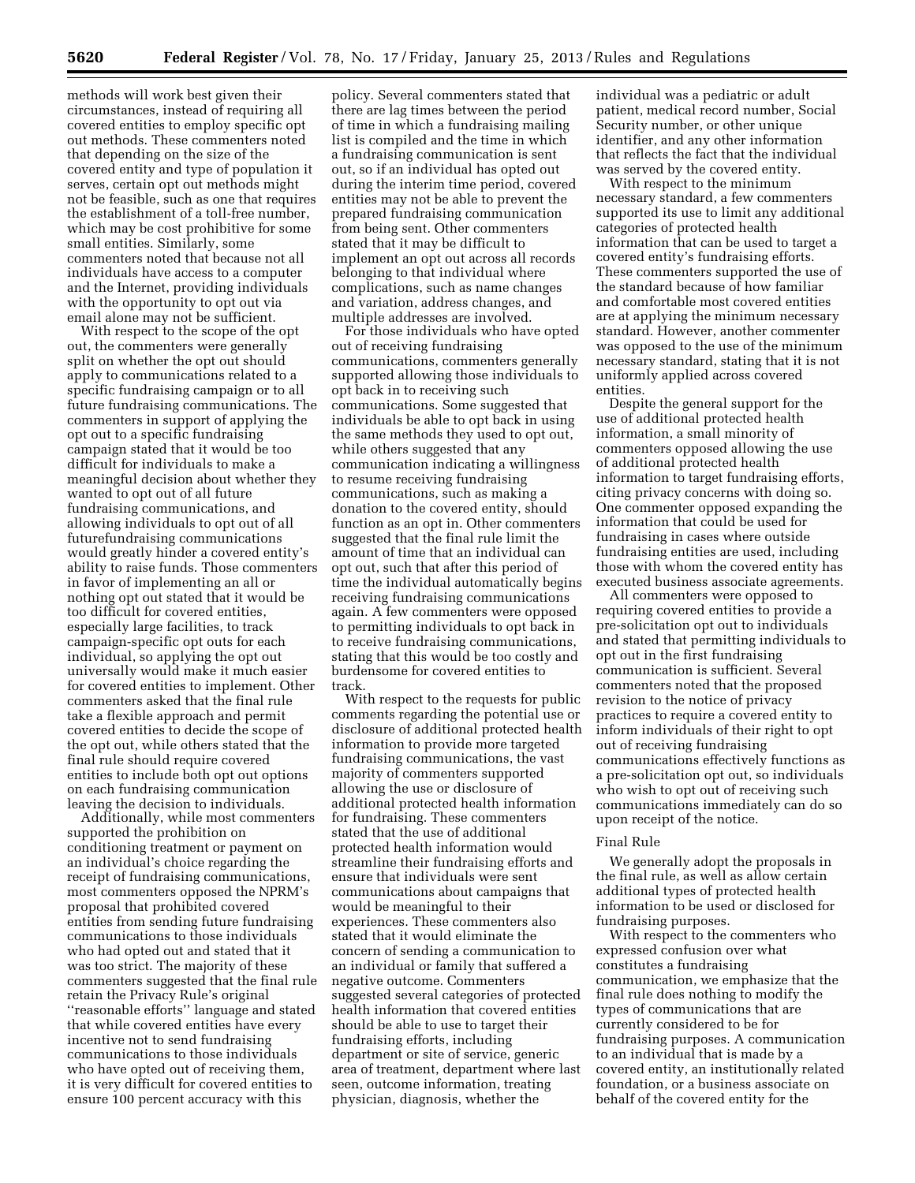methods will work best given their circumstances, instead of requiring all covered entities to employ specific opt out methods. These commenters noted that depending on the size of the covered entity and type of population it serves, certain opt out methods might not be feasible, such as one that requires the establishment of a toll-free number, which may be cost prohibitive for some small entities. Similarly, some commenters noted that because not all individuals have access to a computer and the Internet, providing individuals with the opportunity to opt out via email alone may not be sufficient.

With respect to the scope of the opt out, the commenters were generally split on whether the opt out should apply to communications related to a specific fundraising campaign or to all future fundraising communications. The commenters in support of applying the opt out to a specific fundraising campaign stated that it would be too difficult for individuals to make a meaningful decision about whether they wanted to opt out of all future fundraising communications, and allowing individuals to opt out of all futurefundraising communications would greatly hinder a covered entity's ability to raise funds. Those commenters in favor of implementing an all or nothing opt out stated that it would be too difficult for covered entities, especially large facilities, to track campaign-specific opt outs for each individual, so applying the opt out universally would make it much easier for covered entities to implement. Other commenters asked that the final rule take a flexible approach and permit covered entities to decide the scope of the opt out, while others stated that the final rule should require covered entities to include both opt out options on each fundraising communication leaving the decision to individuals.

Additionally, while most commenters supported the prohibition on conditioning treatment or payment on an individual's choice regarding the receipt of fundraising communications, most commenters opposed the NPRM's proposal that prohibited covered entities from sending future fundraising communications to those individuals who had opted out and stated that it was too strict. The majority of these commenters suggested that the final rule retain the Privacy Rule's original ''reasonable efforts'' language and stated that while covered entities have every incentive not to send fundraising communications to those individuals who have opted out of receiving them, it is very difficult for covered entities to ensure 100 percent accuracy with this policy. Several commenters stated that there are lag times between the period of time in which a fundraising mailing list is compiled and the time in which a fundraising communication is sent out, so if an individual has opted out during the interim time period, covered entities may not be able to prevent the prepared fundraising communication from being sent. Other commenters stated that it may be difficult to implement an opt out across all records belonging to that individual where complications, such as name changes and variation, address changes, and multiple addresses are involved.

For those individuals who have opted out of receiving fundraising communications, commenters generally supported allowing those individuals to opt back in to receiving such communications. Some suggested that individuals be able to opt back in using the same methods they used to opt out, while others suggested that any communication indicating a willingness to resume receiving fundraising communications, such as making a donation to the covered entity, should function as an opt in. Other commenters suggested that the final rule limit the amount of time that an individual can opt out, such that after this period of time the individual automatically begins receiving fundraising communications again. A few commenters were opposed to permitting individuals to opt back in to receive fundraising communications, stating that this would be too costly and burdensome for covered entities to track.

With respect to the requests for public comments regarding the potential use or disclosure of additional protected health information to provide more targeted fundraising communications, the vast majority of commenters supported allowing the use or disclosure of additional protected health information for fundraising. These commenters stated that the use of additional protected health information would streamline their fundraising efforts and ensure that individuals were sent communications about campaigns that would be meaningful to their experiences. These commenters also stated that it would eliminate the concern of sending a communication to an individual or family that suffered a negative outcome. Commenters suggested several categories of protected health information that covered entities should be able to use to target their fundraising efforts, including department or site of service, generic area of treatment, department where last seen, outcome information, treating physician, diagnosis, whether the individual was a pediatric or adult patient, medical record number, Social Security number, or other unique identifier, and any other information that reflects the fact that the individual was served by the covered entity.

With respect to the minimum necessary standard, a few commenters supported its use to limit any additional categories of protected health information that can be used to target a covered entity's fundraising efforts. These commenters supported the use of the standard because of how familiar and comfortable most covered entities are at applying the minimum necessary standard. However, another commenter was opposed to the use of the minimum necessary standard, stating that it is not uniformly applied across covered entities.

Despite the general support for the use of additional protected health information, a small minority of commenters opposed allowing the use of additional protected health information to target fundraising efforts, citing privacy concerns with doing so. One commenter opposed expanding the information that could be used for fundraising in cases where outside fundraising entities are used, including those with whom the covered entity has executed business associate agreements.

All commenters were opposed to requiring covered entities to provide a pre-solicitation opt out to individuals and stated that permitting individuals to opt out in the first fundraising communication is sufficient. Several commenters noted that the proposed revision to the notice of privacy practices to require a covered entity to inform individuals of their right to opt out of receiving fundraising communications effectively functions as a pre-solicitation opt out, so individuals who wish to opt out of receiving such communications immediately can do so upon receipt of the notice.

Final Rule

We generally adopt the proposals in the final rule, as well as allow certain additional types of protected health information to be used or disclosed for fundraising purposes.

With respect to the commenters who expressed confusion over what constitutes a fundraising communication, we emphasize that the final rule does nothing to modify the types of communications that are currently considered to be for fundraising purposes. A communication to an individual that is made by a covered entity, an institutionally related foundation, or a business associate on behalf of the covered entity for the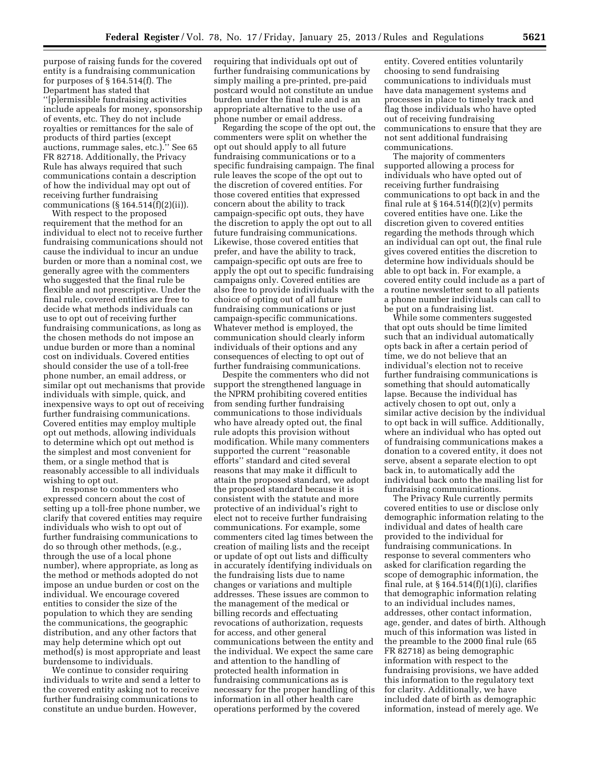purpose of raising funds for the covered entity is a fundraising communication for purposes of § 164.514(f). The Department has stated that ''[p]ermissible fundraising activities include appeals for money, sponsorship of events, etc. They do not include royalties or remittances for the sale of products of third parties (except auctions, rummage sales, etc.).'' See 65 FR 82718. Additionally, the Privacy Rule has always required that such communications contain a description of how the individual may opt out of receiving further fundraising communications (§ 164.514(f)(2)(ii)).

With respect to the proposed requirement that the method for an individual to elect not to receive further fundraising communications should not cause the individual to incur an undue burden or more than a nominal cost, we generally agree with the commenters who suggested that the final rule be flexible and not prescriptive. Under the final rule, covered entities are free to decide what methods individuals can use to opt out of receiving further fundraising communications, as long as the chosen methods do not impose an undue burden or more than a nominal cost on individuals. Covered entities should consider the use of a toll-free phone number, an email address, or similar opt out mechanisms that provide individuals with simple, quick, and inexpensive ways to opt out of receiving further fundraising communications. Covered entities may employ multiple opt out methods, allowing individuals to determine which opt out method is the simplest and most convenient for them, or a single method that is reasonably accessible to all individuals wishing to opt out.

In response to commenters who expressed concern about the cost of setting up a toll-free phone number, we clarify that covered entities may require individuals who wish to opt out of further fundraising communications to do so through other methods, (e.g., through the use of a local phone number), where appropriate, as long as the method or methods adopted do not impose an undue burden or cost on the individual. We encourage covered entities to consider the size of the population to which they are sending the communications, the geographic distribution, and any other factors that may help determine which opt out method(s) is most appropriate and least burdensome to individuals.

We continue to consider requiring individuals to write and send a letter to the covered entity asking not to receive further fundraising communications to constitute an undue burden. However, requiring that individuals opt out of further fundraising communications by simply mailing a pre-printed, pre-paid postcard would not constitute an undue burden under the final rule and is an appropriate alternative to the use of a phone number or email address.

Regarding the scope of the opt out, the commenters were split on whether the opt out should apply to all future fundraising communications or to a specific fundraising campaign. The final rule leaves the scope of the opt out to the discretion of covered entities. For those covered entities that expressed concern about the ability to track campaign-specific opt outs, they have the discretion to apply the opt out to all future fundraising communications. Likewise, those covered entities that prefer, and have the ability to track, campaign-specific opt outs are free to apply the opt out to specific fundraising campaigns only. Covered entities are also free to provide individuals with the choice of opting out of all future fundraising communications or just campaign-specific communications. Whatever method is employed, the communication should clearly inform individuals of their options and any consequences of electing to opt out of further fundraising communications.

Despite the commenters who did not support the strengthened language in the NPRM prohibiting covered entities from sending further fundraising communications to those individuals who have already opted out, the final rule adopts this provision without modification. While many commenters supported the current ''reasonable efforts'' standard and cited several reasons that may make it difficult to attain the proposed standard, we adopt the proposed standard because it is consistent with the statute and more protective of an individual's right to elect not to receive further fundraising communications. For example, some commenters cited lag times between the creation of mailing lists and the receipt or update of opt out lists and difficulty in accurately identifying individuals on the fundraising lists due to name changes or variations and multiple addresses. These issues are common to the management of the medical or billing records and effectuating revocations of authorization, requests for access, and other general communications between the entity and the individual. We expect the same care and attention to the handling of protected health information in fundraising communications as is necessary for the proper handling of this information in all other health care operations performed by the covered entity. Covered entities voluntarily choosing to send fundraising communications to individuals must have data management systems and processes in place to timely track and flag those individuals who have opted out of receiving fundraising communications to ensure that they are not sent additional fundraising communications.

The majority of commenters supported allowing a process for individuals who have opted out of receiving further fundraising communications to opt back in and the final rule at § 164.514(f)(2)(v) permits covered entities have one. Like the discretion given to covered entities regarding the methods through which an individual can opt out, the final rule gives covered entities the discretion to determine how individuals should be able to opt back in. For example, a covered entity could include as a part of a routine newsletter sent to all patients a phone number individuals can call to be put on a fundraising list.

While some commenters suggested that opt outs should be time limited such that an individual automatically opts back in after a certain period of time, we do not believe that an individual's election not to receive further fundraising communications is something that should automatically lapse. Because the individual has actively chosen to opt out, only a similar active decision by the individual to opt back in will suffice. Additionally, where an individual who has opted out of fundraising communications makes a donation to a covered entity, it does not serve, absent a separate election to opt back in, to automatically add the individual back onto the mailing list for fundraising communications.

The Privacy Rule currently permits covered entities to use or disclose only demographic information relating to the individual and dates of health care provided to the individual for fundraising communications. In response to several commenters who asked for clarification regarding the scope of demographic information, the final rule, at § 164.514(f)(1)(i), clarifies that demographic information relating to an individual includes names, addresses, other contact information, age, gender, and dates of birth. Although much of this information was listed in the preamble to the 2000 final rule (65 FR 82718) as being demographic information with respect to the fundraising provisions, we have added this information to the regulatory text for clarity. Additionally, we have included date of birth as demographic information, instead of merely age. We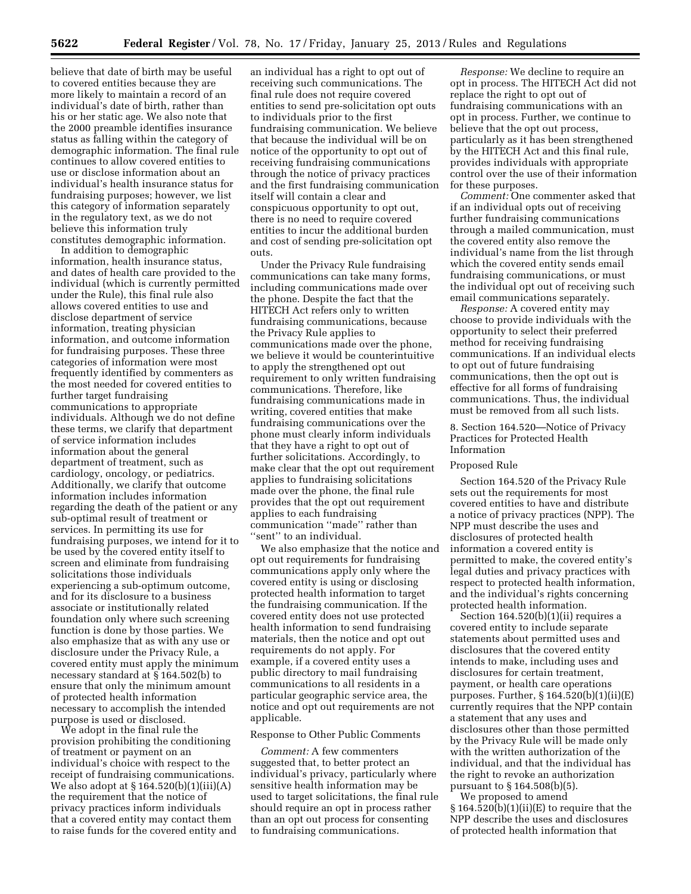believe that date of birth may be useful to covered entities because they are more likely to maintain a record of an individual's date of birth, rather than his or her static age. We also note that the 2000 preamble identifies insurance status as falling within the category of demographic information. The final rule continues to allow covered entities to use or disclose information about an individual's health insurance status for fundraising purposes; however, we list this category of information separately in the regulatory text, as we do not believe this information truly constitutes demographic information.

In addition to demographic information, health insurance status, and dates of health care provided to the individual (which is currently permitted under the Rule), this final rule also allows covered entities to use and disclose department of service information, treating physician information, and outcome information for fundraising purposes. These three categories of information were most frequently identified by commenters as the most needed for covered entities to further target fundraising communications to appropriate individuals. Although we do not define these terms, we clarify that department of service information includes information about the general department of treatment, such as cardiology, oncology, or pediatrics. Additionally, we clarify that outcome information includes information regarding the death of the patient or any sub-optimal result of treatment or services. In permitting its use for fundraising purposes, we intend for it to be used by the covered entity itself to screen and eliminate from fundraising solicitations those individuals experiencing a sub-optimum outcome, and for its disclosure to a business associate or institutionally related foundation only where such screening function is done by those parties. We also emphasize that as with any use or disclosure under the Privacy Rule, a covered entity must apply the minimum necessary standard at § 164.502(b) to ensure that only the minimum amount of protected health information necessary to accomplish the intended purpose is used or disclosed.

We adopt in the final rule the provision prohibiting the conditioning of treatment or payment on an individual's choice with respect to the receipt of fundraising communications. We also adopt at § 164.520(b)(1)(iii)(A) the requirement that the notice of privacy practices inform individuals that a covered entity may contact them to raise funds for the covered entity and an individual has a right to opt out of receiving such communications. The final rule does not require covered entities to send pre-solicitation opt outs to individuals prior to the first fundraising communication. We believe that because the individual will be on notice of the opportunity to opt out of receiving fundraising communications through the notice of privacy practices and the first fundraising communication itself will contain a clear and conspicuous opportunity to opt out, there is no need to require covered entities to incur the additional burden and cost of sending pre-solicitation opt outs.

Under the Privacy Rule fundraising communications can take many forms, including communications made over the phone. Despite the fact that the HITECH Act refers only to written fundraising communications, because the Privacy Rule applies to communications made over the phone, we believe it would be counterintuitive to apply the strengthened opt out requirement to only written fundraising communications. Therefore, like fundraising communications made in writing, covered entities that make fundraising communications over the phone must clearly inform individuals that they have a right to opt out of further solicitations. Accordingly, to make clear that the opt out requirement applies to fundraising solicitations made over the phone, the final rule provides that the opt out requirement applies to each fundraising communication "made" rather than "sent" to an individual.

We also emphasize that the notice and opt out requirements for fundraising communications apply only where the covered entity is using or disclosing protected health information to target the fundraising communication. If the covered entity does not use protected health information to send fundraising materials, then the notice and opt out requirements do not apply. For example, if a covered entity uses a public directory to mail fundraising communications to all residents in a particular geographic service area, the notice and opt out requirements are not applicable.

Response to Other Public Comments

*Comment:* A few commenters suggested that, to better protect an individual's privacy, particularly where sensitive health information may be used to target solicitations, the final rule should require an opt in process rather than an opt out process for consenting to fundraising communications.

*Response:* We decline to require an opt in process. The HITECH Act did not replace the right to opt out of fundraising communications with an opt in process. Further, we continue to believe that the opt out process, particularly as it has been strengthened by the HITECH Act and this final rule, provides individuals with appropriate control over the use of their information for these purposes.

*Comment:* One commenter asked that if an individual opts out of receiving further fundraising communications through a mailed communication, must the covered entity also remove the individual's name from the list through which the covered entity sends email fundraising communications, or must the individual opt out of receiving such email communications separately.

*Response:* A covered entity may choose to provide individuals with the opportunity to select their preferred method for receiving fundraising communications. If an individual elects to opt out of future fundraising communications, then the opt out is effective for all forms of fundraising communications. Thus, the individual must be removed from all such lists.

8. Section 164.520—Notice of Privacy Practices for Protected Health Information

Proposed Rule

Section 164.520 of the Privacy Rule sets out the requirements for most covered entities to have and distribute a notice of privacy practices (NPP). The NPP must describe the uses and disclosures of protected health information a covered entity is permitted to make, the covered entity's legal duties and privacy practices with respect to protected health information, and the individual's rights concerning protected health information.

Section 164.520(b)(1)(ii) requires a covered entity to include separate statements about permitted uses and disclosures that the covered entity intends to make, including uses and disclosures for certain treatment, payment, or health care operations purposes. Further, § 164.520(b)(1)(ii)(E) currently requires that the NPP contain a statement that any uses and disclosures other than those permitted by the Privacy Rule will be made only with the written authorization of the individual, and that the individual has the right to revoke an authorization pursuant to § 164.508(b)(5).

We proposed to amend § 164.520(b)(1)(ii)(E) to require that the NPP describe the uses and disclosures of protected health information that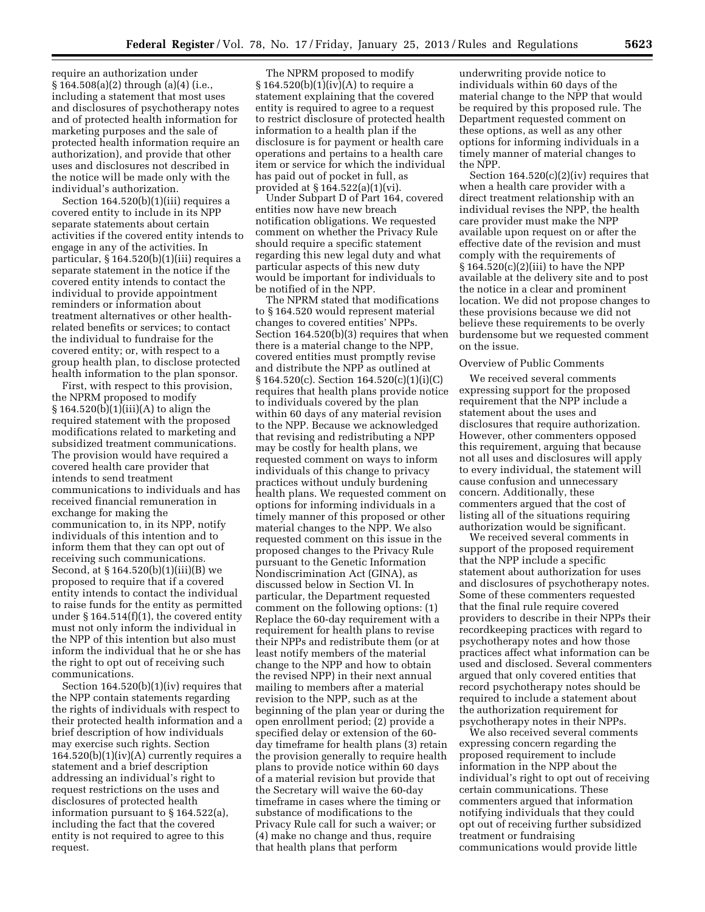require an authorization under § 164.508(a)(2) through (a)(4) (i.e., including a statement that most uses and disclosures of psychotherapy notes and of protected health information for marketing purposes and the sale of protected health information require an authorization), and provide that other uses and disclosures not described in the notice will be made only with the individual's authorization.

Section 164.520(b)(1)(iii) requires a covered entity to include in its NPP separate statements about certain activities if the covered entity intends to engage in any of the activities. In particular, § 164.520(b)(1)(iii) requires a separate statement in the notice if the covered entity intends to contact the individual to provide appointment reminders or information about treatment alternatives or other health-related benefits or services; to contact the individual to fundraise for the covered entity; or, with respect to a group health plan, to disclose protected health information to the plan sponsor.

First, with respect to this provision, the NPRM proposed to modify § 164.520(b)(1)(iii)(A) to align the required statement with the proposed modifications related to marketing and subsidized treatment communications. The provision would have required a covered health care provider that intends to send treatment communications to individuals and has received financial remuneration in exchange for making the communication to, in its NPP, notify individuals of this intention and to inform them that they can opt out of receiving such communications. Second, at § 164.520(b)(1)(iii)(B) we proposed to require that if a covered entity intends to contact the individual to raise funds for the entity as permitted under § 164.514(f)(1), the covered entity must not only inform the individual in the NPP of this intention but also must inform the individual that he or she has the right to opt out of receiving such communications.

Section 164.520(b)(1)(iv) requires that the NPP contain statements regarding the rights of individuals with respect to their protected health information and a brief description of how individuals may exercise such rights. Section 164.520(b)(1)(iv)(A) currently requires a statement and a brief description addressing an individual's right to request restrictions on the uses and disclosures of protected health information pursuant to § 164.522(a), including the fact that the covered entity is not required to agree to this request.

The NPRM proposed to modify § 164.520(b)(1)(iv)(A) to require a statement explaining that the covered entity is required to agree to a request to restrict disclosure of protected health information to a health plan if the disclosure is for payment or health care operations and pertains to a health care item or service for which the individual has paid out of pocket in full, as provided at § 164.522(a)(1)(vi).

Under Subpart D of Part 164, covered entities now have new breach notification obligations. We requested comment on whether the Privacy Rule should require a specific statement regarding this new legal duty and what particular aspects of this new duty would be important for individuals to be notified of in the NPP.

The NPRM stated that modifications to § 164.520 would represent material changes to covered entities' NPPs. Section 164.520(b)(3) requires that when there is a material change to the NPP, covered entities must promptly revise and distribute the NPP as outlined at § 164.520(c). Section 164.520(c)(1)(i)(C) requires that health plans provide notice to individuals covered by the plan within 60 days of any material revision to the NPP. Because we acknowledged that revising and redistributing a NPP may be costly for health plans, we requested comment on ways to inform individuals of this change to privacy practices without unduly burdening health plans. We requested comment on options for informing individuals in a timely manner of this proposed or other material changes to the NPP. We also requested comment on this issue in the proposed changes to the Privacy Rule pursuant to the Genetic Information Nondiscrimination Act (GINA), as discussed below in Section VI. In particular, the Department requested comment on the following options: (1) Replace the 60-day requirement with a requirement for health plans to revise their NPPs and redistribute them (or at least notify members of the material change to the NPP and how to obtain the revised NPP) in their next annual mailing to members after a material revision to the NPP, such as at the beginning of the plan year or during the open enrollment period; (2) provide a specified delay or extension of the 60-day timeframe for health plans (3) retain the provision generally to require health plans to provide notice within 60 days of a material revision but provide that the Secretary will waive the 60-day timeframe in cases where the timing or substance of modifications to the Privacy Rule call for such a waiver; or (4) make no change and thus, require that health plans that perform underwriting provide notice to individuals within 60 days of the material change to the NPP that would be required by this proposed rule. The Department requested comment on these options, as well as any other options for informing individuals in a timely manner of material changes to the NPP.

Section 164.520(c)(2)(iv) requires that when a health care provider with a direct treatment relationship with an individual revises the NPP, the health care provider must make the NPP available upon request on or after the effective date of the revision and must comply with the requirements of § 164.520(c)(2)(iii) to have the NPP available at the delivery site and to post the notice in a clear and prominent location. We did not propose changes to these provisions because we did not believe these requirements to be overly burdensome but we requested comment on the issue.

Overview of Public Comments

We received several comments expressing support for the proposed requirement that the NPP include a statement about the uses and disclosures that require authorization. However, other commenters opposed this requirement, arguing that because not all uses and disclosures will apply to every individual, the statement will cause confusion and unnecessary concern. Additionally, these commenters argued that the cost of listing all of the situations requiring authorization would be significant.

We received several comments in support of the proposed requirement that the NPP include a specific statement about authorization for uses and disclosures of psychotherapy notes. Some of these commenters requested that the final rule require covered providers to describe in their NPPs their recordkeeping practices with regard to psychotherapy notes and how those practices affect what information can be used and disclosed. Several commenters argued that only covered entities that record psychotherapy notes should be required to include a statement about the authorization requirement for psychotherapy notes in their NPPs.

We also received several comments expressing concern regarding the proposed requirement to include information in the NPP about the individual's right to opt out of receiving certain communications. These commenters argued that information notifying individuals that they could opt out of receiving further subsidized treatment or fundraising communications would provide little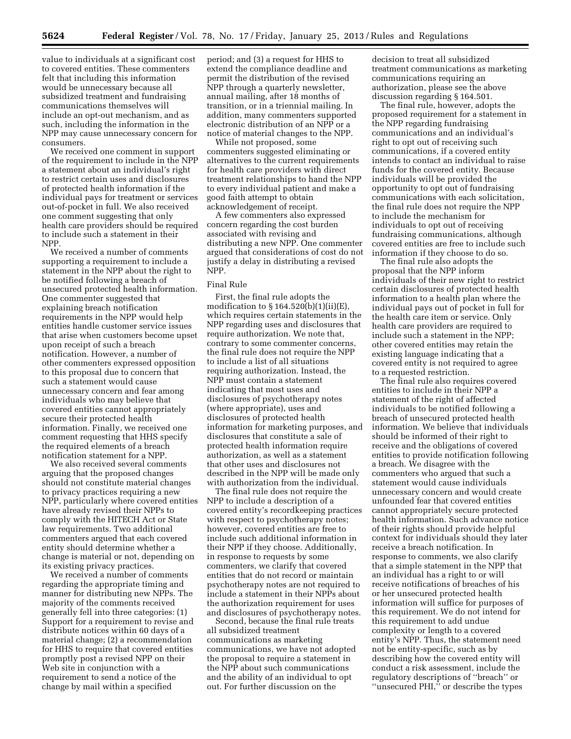value to individuals at a significant cost to covered entities. These commenters felt that including this information would be unnecessary because all subsidized treatment and fundraising communications themselves will include an opt-out mechanism, and as such, including the information in the NPP may cause unnecessary concern for consumers.

We received one comment in support of the requirement to include in the NPP a statement about an individual's right to restrict certain uses and disclosures of protected health information if the individual pays for treatment or services out-of-pocket in full. We also received one comment suggesting that only health care providers should be required to include such a statement in their NPP.

We received a number of comments supporting a requirement to include a statement in the NPP about the right to be notified following a breach of unsecured protected health information. One commenter suggested that explaining breach notification requirements in the NPP would help entities handle customer service issues that arise when customers become upset upon receipt of such a breach notification. However, a number of other commenters expressed opposition to this proposal due to concern that such a statement would cause unnecessary concern and fear among individuals who may believe that covered entities cannot appropriately secure their protected health information. Finally, we received one comment requesting that HHS specify the required elements of a breach notification statement for a NPP.

We also received several comments arguing that the proposed changes should not constitute material changes to privacy practices requiring a new NPP, particularly where covered entities have already revised their NPPs to comply with the HITECH Act or State law requirements. Two additional commenters argued that each covered entity should determine whether a change is material or not, depending on its existing privacy practices.

We received a number of comments regarding the appropriate timing and manner for distributing new NPPs. The majority of the comments received generally fell into three categories: (1) Support for a requirement to revise and distribute notices within 60 days of a material change; (2) a recommendation for HHS to require that covered entities promptly post a revised NPP on their Web site in conjunction with a requirement to send a notice of the change by mail within a specified period; and (3) a request for HHS to extend the compliance deadline and permit the distribution of the revised NPP through a quarterly newsletter, annual mailing, after 18 months of transition, or in a triennial mailing. In addition, many commenters supported electronic distribution of an NPP or a notice of material changes to the NPP.

While not proposed, some commenters suggested eliminating or alternatives to the current requirements for health care providers with direct treatment relationships to hand the NPP to every individual patient and make a good faith attempt to obtain acknowledgement of receipt.

A few commenters also expressed concern regarding the cost burden associated with revising and distributing a new NPP. One commenter argued that considerations of cost do not justify a delay in distributing a revised NPP.

### Final Rule

First, the final rule adopts the modification to § 164.520(b)(1)(ii)(E), which requires certain statements in the NPP regarding uses and disclosures that require authorization. We note that, contrary to some commenter concerns, the final rule does not require the NPP to include a list of all situations requiring authorization. Instead, the NPP must contain a statement indicating that most uses and disclosures of psychotherapy notes (where appropriate), uses and disclosures of protected health information for marketing purposes, and disclosures that constitute a sale of protected health information require authorization, as well as a statement that other uses and disclosures not described in the NPP will be made only with authorization from the individual.

The final rule does not require the NPP to include a description of a covered entity's recordkeeping practices with respect to psychotherapy notes; however, covered entities are free to include such additional information in their NPP if they choose. Additionally, in response to requests by some commenters, we clarify that covered entities that do not record or maintain psychotherapy notes are not required to include a statement in their NPPs about the authorization requirement for uses and disclosures of psychotherapy notes.

Second, because the final rule treats all subsidized treatment communications as marketing communications, we have not adopted the proposal to require a statement in the NPP about such communications and the ability of an individual to opt out. For further discussion on the decision to treat all subsidized treatment communications as marketing communications requiring an authorization, please see the above discussion regarding § 164.501.

The final rule, however, adopts the proposed requirement for a statement in the NPP regarding fundraising communications and an individual's right to opt out of receiving such communications, if a covered entity intends to contact an individual to raise funds for the covered entity. Because individuals will be provided the opportunity to opt out of fundraising communications with each solicitation, the final rule does not require the NPP to include the mechanism for individuals to opt out of receiving fundraising communications, although covered entities are free to include such information if they choose to do so.

The final rule also adopts the proposal that the NPP inform individuals of their new right to restrict certain disclosures of protected health information to a health plan where the individual pays out of pocket in full for the health care item or service. Only health care providers are required to include such a statement in the NPP; other covered entities may retain the existing language indicating that a covered entity is not required to agree to a requested restriction.

The final rule also requires covered entities to include in their NPP a statement of the right of affected individuals to be notified following a breach of unsecured protected health information. We believe that individuals should be informed of their right to receive and the obligations of covered entities to provide notification following a breach. We disagree with the commenters who argued that such a statement would cause individuals unnecessary concern and would create unfounded fear that covered entities cannot appropriately secure protected health information. Such advance notice of their rights should provide helpful context for individuals should they later receive a breach notification. In response to comments, we also clarify that a simple statement in the NPP that an individual has a right to or will receive notifications of breaches of his or her unsecured protected health information will suffice for purposes of this requirement. We do not intend for this requirement to add undue complexity or length to a covered entity's NPP. Thus, the statement need not be entity-specific, such as by describing how the covered entity will conduct a risk assessment, include the regulatory descriptions of "breach" or "unsecured PHI," or describe the types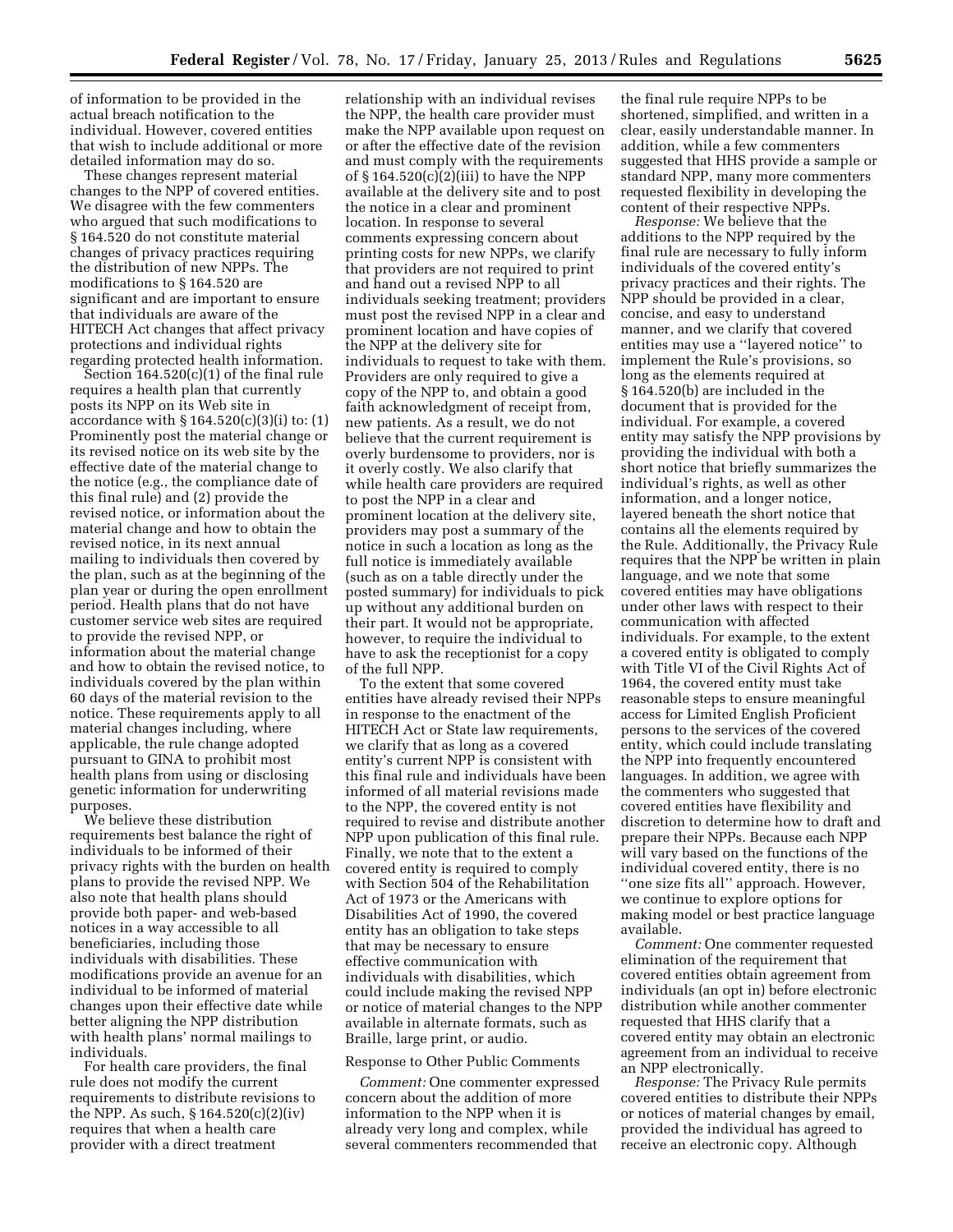of information to be provided in the actual breach notification to the individual. However, covered entities that wish to include additional or more detailed information may do so.

These changes represent material changes to the NPP of covered entities. We disagree with the few commenters who argued that such modifications to § 164.520 do not constitute material changes of privacy practices requiring the distribution of new NPPs. The modifications to § 164.520 are significant and are important to ensure that individuals are aware of the HITECH Act changes that affect privacy protections and individual rights regarding protected health information.

Section 164.520(c)(1) of the final rule requires a health plan that currently posts its NPP on its Web site in accordance with § 164.520(c)(3)(i) to: (1) Prominently post the material change or its revised notice on its web site by the effective date of the material change to the notice (e.g., the compliance date of this final rule) and (2) provide the revised notice, or information about the material change and how to obtain the revised notice, in its next annual mailing to individuals then covered by the plan, such as at the beginning of the plan year or during the open enrollment period. Health plans that do not have customer service web sites are required to provide the revised NPP, or information about the material change and how to obtain the revised notice, to individuals covered by the plan within 60 days of the material revision to the notice. These requirements apply to all material changes including, where applicable, the rule change adopted pursuant to GINA to prohibit most health plans from using or disclosing genetic information for underwriting purposes.

We believe these distribution requirements best balance the right of individuals to be informed of their privacy rights with the burden on health plans to provide the revised NPP. We also note that health plans should provide both paper- and web-based notices in a way accessible to all beneficiaries, including those individuals with disabilities. These modifications provide an avenue for an individual to be informed of material changes upon their effective date while better aligning the NPP distribution with health plans' normal mailings to individuals.

For health care providers, the final rule does not modify the current requirements to distribute revisions to the NPP. As such, § 164.520(c)(2)(iv) requires that when a health care provider with a direct treatment relationship with an individual revises the NPP, the health care provider must make the NPP available upon request on or after the effective date of the revision and must comply with the requirements of § 164.520(c)(2)(iii) to have the NPP available at the delivery site and to post the notice in a clear and prominent location. In response to several comments expressing concern about printing costs for new NPPs, we clarify that providers are not required to print and hand out a revised NPP to all individuals seeking treatment; providers must post the revised NPP in a clear and prominent location and have copies of the NPP at the delivery site for individuals to request to take with them. Providers are only required to give a copy of the NPP to, and obtain a good faith acknowledgment of receipt from, new patients. As a result, we do not believe that the current requirement is overly burdensome to providers, nor is it overly costly. We also clarify that while health care providers are required to post the NPP in a clear and prominent location at the delivery site, providers may post a summary of the notice in such a location as long as the full notice is immediately available (such as on a table directly under the posted summary) for individuals to pick up without any additional burden on their part. It would not be appropriate, however, to require the individual to have to ask the receptionist for a copy of the full NPP.

To the extent that some covered entities have already revised their NPPs in response to the enactment of the HITECH Act or State law requirements, we clarify that as long as a covered entity's current NPP is consistent with this final rule and individuals have been informed of all material revisions made to the NPP, the covered entity is not required to revise and distribute another NPP upon publication of this final rule. Finally, we note that to the extent a covered entity is required to comply with Section 504 of the Rehabilitation Act of 1973 or the Americans with Disabilities Act of 1990, the covered entity has an obligation to take steps that may be necessary to ensure effective communication with individuals with disabilities, which could include making the revised NPP or notice of material changes to the NPP available in alternate formats, such as Braille, large print, or audio.

Response to Other Public Comments

*Comment:* One commenter expressed concern about the addition of more information to the NPP when it is already very long and complex, while several commenters recommended that the final rule require NPPs to be shortened, simplified, and written in a clear, easily understandable manner. In addition, while a few commenters suggested that HHS provide a sample or standard NPP, many more commenters requested flexibility in developing the content of their respective NPPs.

*Response:* We believe that the additions to the NPP required by the final rule are necessary to fully inform individuals of the covered entity's privacy practices and their rights. The NPP should be provided in a clear, concise, and easy to understand manner, and we clarify that covered entities may use a ''layered notice'' to implement the Rule's provisions, so long as the elements required at § 164.520(b) are included in the document that is provided for the individual. For example, a covered entity may satisfy the NPP provisions by providing the individual with both a short notice that briefly summarizes the individual's rights, as well as other information, and a longer notice, layered beneath the short notice that contains all the elements required by the Rule. Additionally, the Privacy Rule requires that the NPP be written in plain language, and we note that some covered entities may have obligations under other laws with respect to their communication with affected individuals. For example, to the extent a covered entity is obligated to comply with Title VI of the Civil Rights Act of 1964, the covered entity must take reasonable steps to ensure meaningful access for Limited English Proficient persons to the services of the covered entity, which could include translating the NPP into frequently encountered languages. In addition, we agree with the commenters who suggested that covered entities have flexibility and discretion to determine how to draft and prepare their NPPs. Because each NPP will vary based on the functions of the individual covered entity, there is no ''one size fits all'' approach. However, we continue to explore options for making model or best practice language available.

*Comment:* One commenter requested elimination of the requirement that covered entities obtain agreement from individuals (an opt in) before electronic distribution while another commenter requested that HHS clarify that a covered entity may obtain an electronic agreement from an individual to receive an NPP electronically.

*Response:* The Privacy Rule permits covered entities to distribute their NPPs or notices of material changes by email, provided the individual has agreed to receive an electronic copy. Although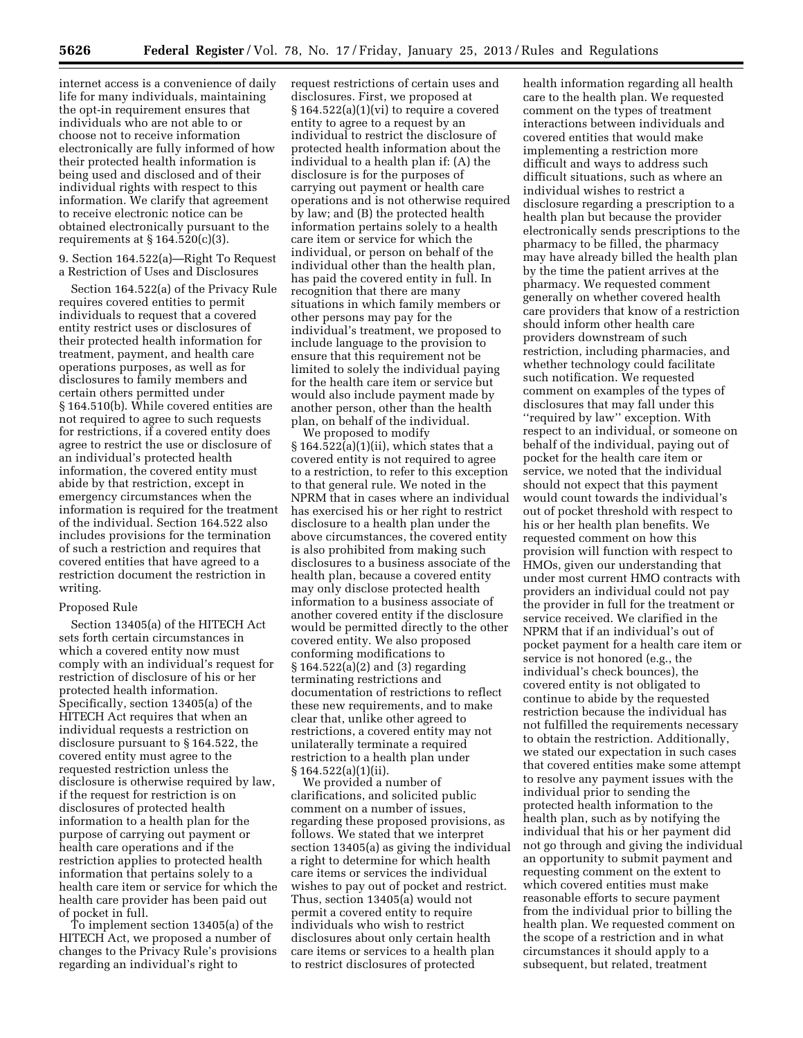internet access is a convenience of daily life for many individuals, maintaining the opt-in requirement ensures that individuals who are not able to or choose not to receive information electronically are fully informed of how their protected health information is being used and disclosed and of their individual rights with respect to this information. We clarify that agreement to receive electronic notice can be obtained electronically pursuant to the requirements at § 164.520(c)(3).

9. Section 164.522(a)—Right To Request a Restriction of Uses and Disclosures

Section 164.522(a) of the Privacy Rule requires covered entities to permit individuals to request that a covered entity restrict uses or disclosures of their protected health information for treatment, payment, and health care operations purposes, as well as for disclosures to family members and certain others permitted under § 164.510(b). While covered entities are not required to agree to such requests for restrictions, if a covered entity does agree to restrict the use or disclosure of an individual's protected health information, the covered entity must abide by that restriction, except in emergency circumstances when the information is required for the treatment of the individual. Section 164.522 also includes provisions for the termination of such a restriction and requires that covered entities that have agreed to a restriction document the restriction in writing.

Proposed Rule

Section 13405(a) of the HITECH Act sets forth certain circumstances in which a covered entity now must comply with an individual's request for restriction of disclosure of his or her protected health information. Specifically, section 13405(a) of the HITECH Act requires that when an individual requests a restriction on disclosure pursuant to § 164.522, the covered entity must agree to the requested restriction unless the disclosure is otherwise required by law, if the request for restriction is on disclosures of protected health information to a health plan for the purpose of carrying out payment or health care operations and if the restriction applies to protected health information that pertains solely to a health care item or service for which the health care provider has been paid out of pocket in full.

To implement section 13405(a) of the HITECH Act, we proposed a number of changes to the Privacy Rule's provisions regarding an individual's right to request restrictions of certain uses and disclosures. First, we proposed at § 164.522(a)(1)(vi) to require a covered entity to agree to a request by an individual to restrict the disclosure of protected health information about the individual to a health plan if: (A) the disclosure is for the purposes of carrying out payment or health care operations and is not otherwise required by law; and (B) the protected health information pertains solely to a health care item or service for which the individual, or person on behalf of the individual other than the health plan, has paid the covered entity in full. In recognition that there are many situations in which family members or other persons may pay for the individual's treatment, we proposed to include language to the provision to ensure that this requirement not be limited to solely the individual paying for the health care item or service but would also include payment made by another person, other than the health plan, on behalf of the individual.

We proposed to modify § 164.522(a)(1)(ii), which states that a covered entity is not required to agree to a restriction, to refer to this exception to that general rule. We noted in the NPRM that in cases where an individual has exercised his or her right to restrict disclosure to a health plan under the above circumstances, the covered entity is also prohibited from making such disclosures to a business associate of the health plan, because a covered entity may only disclose protected health information to a business associate of another covered entity if the disclosure would be permitted directly to the other covered entity. We also proposed conforming modifications to § 164.522(a)(2) and (3) regarding terminating restrictions and documentation of restrictions to reflect these new requirements, and to make clear that, unlike other agreed to restrictions, a covered entity may not unilaterally terminate a required restriction to a health plan under § 164.522(a)(1)(ii).

We provided a number of clarifications, and solicited public comment on a number of issues, regarding these proposed provisions, as follows. We stated that we interpret section 13405(a) as giving the individual a right to determine for which health care items or services the individual wishes to pay out of pocket and restrict. Thus, section 13405(a) would not permit a covered entity to require individuals who wish to restrict disclosures about only certain health care items or services to a health plan to restrict disclosures of protected health information regarding all health care to the health plan. We requested comment on the types of treatment interactions between individuals and covered entities that would make implementing a restriction more difficult and ways to address such difficult situations, such as where an individual wishes to restrict a disclosure regarding a prescription to a health plan but because the provider electronically sends prescriptions to the pharmacy to be filled, the pharmacy may have already billed the health plan by the time the patient arrives at the pharmacy. We requested comment generally on whether covered health care providers that know of a restriction should inform other health care providers downstream of such restriction, including pharmacies, and whether technology could facilitate such notification. We requested comment on examples of the types of disclosures that may fall under this "required by law" exception. With respect to an individual, or someone on behalf of the individual, paying out of pocket for the health care item or service, we noted that the individual should not expect that this payment would count towards the individual's out of pocket threshold with respect to his or her health plan benefits. We requested comment on how this provision will function with respect to HMOs, given our understanding that under most current HMO contracts with providers an individual could not pay the provider in full for the treatment or service received. We clarified in the NPRM that if an individual's out of pocket payment for a health care item or service is not honored (e.g., the individual's check bounces), the covered entity is not obligated to continue to abide by the requested restriction because the individual has not fulfilled the requirements necessary to obtain the restriction. Additionally, we stated our expectation in such cases that covered entities make some attempt to resolve any payment issues with the individual prior to sending the protected health information to the health plan, such as by notifying the individual that his or her payment did not go through and giving the individual an opportunity to submit payment and requesting comment on the extent to which covered entities must make reasonable efforts to secure payment from the individual prior to billing the health plan. We requested comment on the scope of a restriction and in what circumstances it should apply to a subsequent, but related, treatment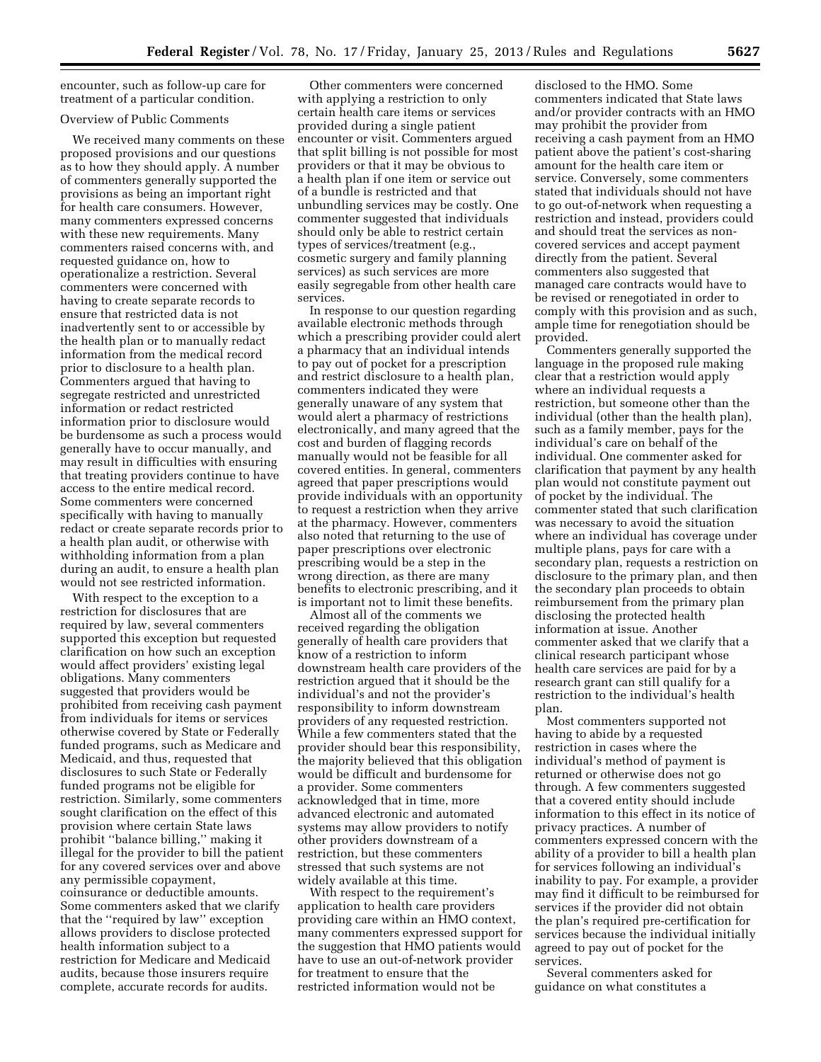encounter, such as follow-up care for treatment of a particular condition.

Overview of Public Comments

We received many comments on these proposed provisions and our questions as to how they should apply. A number of commenters generally supported the provisions as being an important right for health care consumers. However, many commenters expressed concerns with these new requirements. Many commenters raised concerns with, and requested guidance on, how to operationalize a restriction. Several commenters were concerned with having to create separate records to ensure that restricted data is not inadvertently sent to or accessible by the health plan or to manually redact information from the medical record prior to disclosure to a health plan. Commenters argued that having to segregate restricted and unrestricted information or redact restricted information prior to disclosure would be burdensome as such a process would generally have to occur manually, and may result in difficulties with ensuring that treating providers continue to have access to the entire medical record. Some commenters were concerned specifically with having to manually redact or create separate records prior to a health plan audit, or otherwise with withholding information from a plan during an audit, to ensure a health plan would not see restricted information.

With respect to the exception to a restriction for disclosures that are required by law, several commenters supported this exception but requested clarification on how such an exception would affect providers' existing legal obligations. Many commenters suggested that providers would be prohibited from receiving cash payment from individuals for items or services otherwise covered by State or Federally funded programs, such as Medicare and Medicaid, and thus, requested that disclosures to such State or Federally funded programs not be eligible for restriction. Similarly, some commenters sought clarification on the effect of this provision where certain State laws prohibit "balance billing," making it illegal for the provider to bill the patient for any covered services over and above any permissible copayment, coinsurance or deductible amounts. Some commenters asked that we clarify that the "required by law" exception allows providers to disclose protected health information subject to a restriction for Medicare and Medicaid audits, because those insurers require complete, accurate records for audits.

Other commenters were concerned with applying a restriction to only certain health care items or services provided during a single patient encounter or visit. Commenters argued that split billing is not possible for most providers or that it may be obvious to a health plan if one item or service out of a bundle is restricted and that unbundling services may be costly. One commenter suggested that individuals should only be able to restrict certain types of services/treatment (e.g., cosmetic surgery and family planning services) as such services are more easily segregable from other health care services.

In response to our question regarding available electronic methods through which a prescribing provider could alert a pharmacy that an individual intends to pay out of pocket for a prescription and restrict disclosure to a health plan, commenters indicated they were generally unaware of any system that would alert a pharmacy of restrictions electronically, and many agreed that the cost and burden of flagging records manually would not be feasible for all covered entities. In general, commenters agreed that paper prescriptions would provide individuals with an opportunity to request a restriction when they arrive at the pharmacy. However, commenters also noted that returning to the use of paper prescriptions over electronic prescribing would be a step in the wrong direction, as there are many benefits to electronic prescribing, and it is important not to limit these benefits.

Almost all of the comments we received regarding the obligation generally of health care providers that know of a restriction to inform downstream health care providers of the restriction argued that it should be the individual's and not the provider's responsibility to inform downstream providers of any requested restriction. While a few commenters stated that the provider should bear this responsibility, the majority believed that this obligation would be difficult and burdensome for a provider. Some commenters acknowledged that in time, more advanced electronic and automated systems may allow providers to notify other providers downstream of a restriction, but these commenters stressed that such systems are not widely available at this time.

With respect to the requirement's application to health care providers providing care within an HMO context, many commenters expressed support for the suggestion that HMO patients would have to use an out-of-network provider for treatment to ensure that the restricted information would not be disclosed to the HMO. Some commenters indicated that State laws and/or provider contracts with an HMO may prohibit the provider from receiving a cash payment from an HMO patient above the patient's cost-sharing amount for the health care item or service. Conversely, some commenters stated that individuals should not have to go out-of-network when requesting a restriction and instead, providers could and should treat the services as non-covered services and accept payment directly from the patient. Several commenters also suggested that managed care contracts would have to be revised or renegotiated in order to comply with this provision and as such, ample time for renegotiation should be provided.

Commenters generally supported the language in the proposed rule making clear that a restriction would apply where an individual requests a restriction, but someone other than the individual (other than the health plan), such as a family member, pays for the individual's care on behalf of the individual. One commenter asked for clarification that payment by any health plan would not constitute payment out of pocket by the individual. The commenter stated that such clarification was necessary to avoid the situation where an individual has coverage under multiple plans, pays for care with a secondary plan, requests a restriction on disclosure to the primary plan, and then the secondary plan proceeds to obtain reimbursement from the primary plan disclosing the protected health information at issue. Another commenter asked that we clarify that a clinical research participant whose health care services are paid for by a research grant can still qualify for a restriction to the individual's health plan.

Most commenters supported not having to abide by a requested restriction in cases where the individual's method of payment is returned or otherwise does not go through. A few commenters suggested that a covered entity should include information to this effect in its notice of privacy practices. A number of commenters expressed concern with the ability of a provider to bill a health plan for services following an individual's inability to pay. For example, a provider may find it difficult to be reimbursed for services if the provider did not obtain the plan's required pre-certification for services because the individual initially agreed to pay out of pocket for the services.

Several commenters asked for guidance on what constitutes a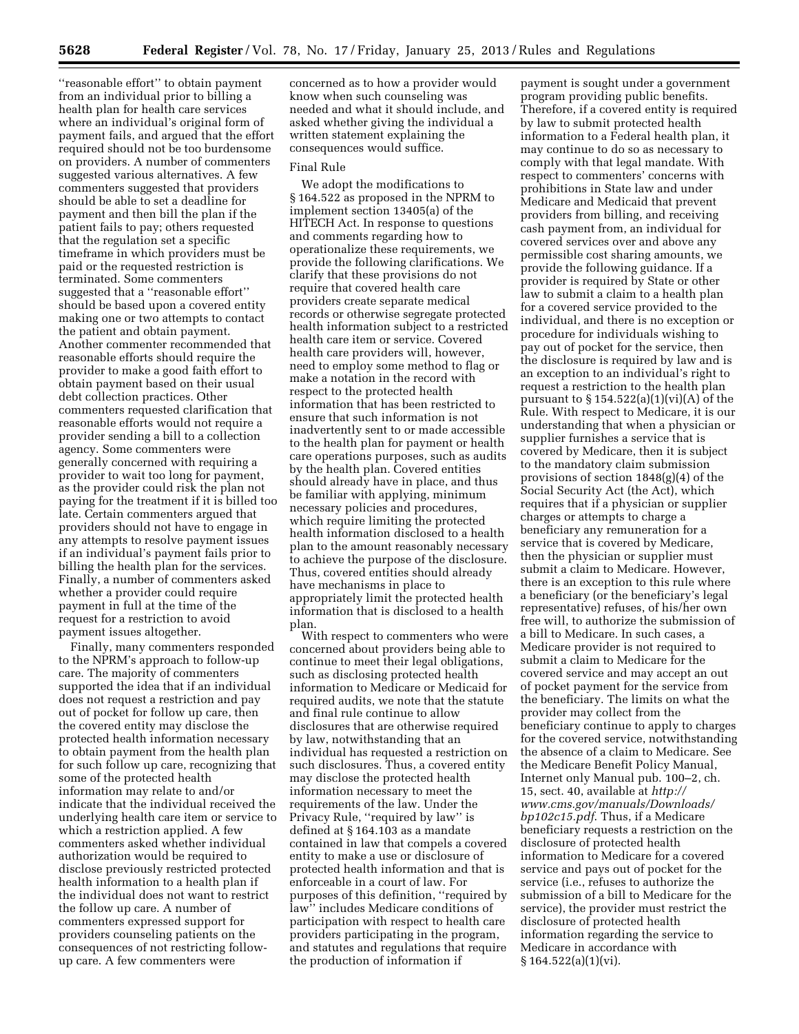''reasonable effort'' to obtain payment from an individual prior to billing a health plan for health care services where an individual's original form of payment fails, and argued that the effort required should not be too burdensome on providers. A number of commenters suggested various alternatives. A few commenters suggested that providers should be able to set a deadline for payment and then bill the plan if the patient fails to pay; others requested that the regulation set a specific timeframe in which providers must be paid or the requested restriction is terminated. Some commenters suggested that a ''reasonable effort'' should be based upon a covered entity making one or two attempts to contact the patient and obtain payment. Another commenter recommended that reasonable efforts should require the provider to make a good faith effort to obtain payment based on their usual debt collection practices. Other commenters requested clarification that reasonable efforts would not require a provider sending a bill to a collection agency. Some commenters were generally concerned with requiring a provider to wait too long for payment, as the provider could risk the plan not paying for the treatment if it is billed too late. Certain commenters argued that providers should not have to engage in any attempts to resolve payment issues if an individual's payment fails prior to billing the health plan for the services. Finally, a number of commenters asked whether a provider could require payment in full at the time of the request for a restriction to avoid payment issues altogether.

Finally, many commenters responded to the NPRM's approach to follow-up care. The majority of commenters supported the idea that if an individual does not request a restriction and pay out of pocket for follow up care, then the covered entity may disclose the protected health information necessary to obtain payment from the health plan for such follow up care, recognizing that some of the protected health information may relate to and/or indicate that the individual received the underlying health care item or service to which a restriction applied. A few commenters asked whether individual authorization would be required to disclose previously restricted protected health information to a health plan if the individual does not want to restrict the follow up care. A number of commenters expressed support for providers counseling patients on the consequences of not restricting follow-up care. A few commenters were concerned as to how a provider would know when such counseling was needed and what it should include, and asked whether giving the individual a written statement explaining the consequences would suffice.

Final Rule

We adopt the modifications to § 164.522 as proposed in the NPRM to implement section 13405(a) of the HITECH Act. In response to questions and comments regarding how to operationalize these requirements, we provide the following clarifications. We clarify that these provisions do not require that covered health care providers create separate medical records or otherwise segregate protected health information subject to a restricted health care item or service. Covered health care providers will, however, need to employ some method to flag or make a notation in the record with respect to the protected health information that has been restricted to ensure that such information is not inadvertently sent to or made accessible to the health plan for payment or health care operations purposes, such as audits by the health plan. Covered entities should already have in place, and thus be familiar with applying, minimum necessary policies and procedures, which require limiting the protected health information disclosed to a health plan to the amount reasonably necessary to achieve the purpose of the disclosure. Thus, covered entities should already have mechanisms in place to appropriately limit the protected health information that is disclosed to a health plan.

With respect to commenters who were concerned about providers being able to continue to meet their legal obligations, such as disclosing protected health information to Medicare or Medicaid for required audits, we note that the statute and final rule continue to allow disclosures that are otherwise required by law, notwithstanding that an individual has requested a restriction on such disclosures. Thus, a covered entity may disclose the protected health information necessary to meet the requirements of the law. Under the Privacy Rule, ''required by law'' is defined at § 164.103 as a mandate contained in law that compels a covered entity to make a use or disclosure of protected health information and that is enforceable in a court of law. For purposes of this definition, ''required by law'' includes Medicare conditions of participation with respect to health care providers participating in the program, and statutes and regulations that require the production of information if payment is sought under a government program providing public benefits. Therefore, if a covered entity is required by law to submit protected health information to a Federal health plan, it may continue to do so as necessary to comply with that legal mandate. With respect to commenters' concerns with prohibitions in State law and under Medicare and Medicaid that prevent providers from billing, and receiving cash payment from, an individual for covered services over and above any permissible cost sharing amounts, we provide the following guidance. If a provider is required by State or other law to submit a claim to a health plan for a covered service provided to the individual, and there is no exception or procedure for individuals wishing to pay out of pocket for the service, then the disclosure is required by law and is an exception to an individual's right to request a restriction to the health plan pursuant to § 154.522(a)(1)(vi)(A) of the Rule. With respect to Medicare, it is our understanding that when a physician or supplier furnishes a service that is covered by Medicare, then it is subject to the mandatory claim submission provisions of section 1848(g)(4) of the Social Security Act (the Act), which requires that if a physician or supplier charges or attempts to charge a beneficiary any remuneration for a service that is covered by Medicare, then the physician or supplier must submit a claim to Medicare. However, there is an exception to this rule where a beneficiary (or the beneficiary's legal representative) refuses, of his/her own free will, to authorize the submission of a bill to Medicare. In such cases, a Medicare provider is not required to submit a claim to Medicare for the covered service and may accept an out of pocket payment for the service from the beneficiary. The limits on what the provider may collect from the beneficiary continue to apply to charges for the covered service, notwithstanding the absence of a claim to Medicare. See the Medicare Benefit Policy Manual, Internet only Manual pub. 100–2, ch. 15, sect. 40, available at *http://www.cms.gov/manuals/Downloads/bp102c15.pdf*. Thus, if a Medicare beneficiary requests a restriction on the disclosure of protected health information to Medicare for a covered service and pays out of pocket for the service (i.e., refuses to authorize the submission of a bill to Medicare for the service), the provider must restrict the disclosure of protected health information regarding the service to Medicare in accordance with § 164.522(a)(1)(vi).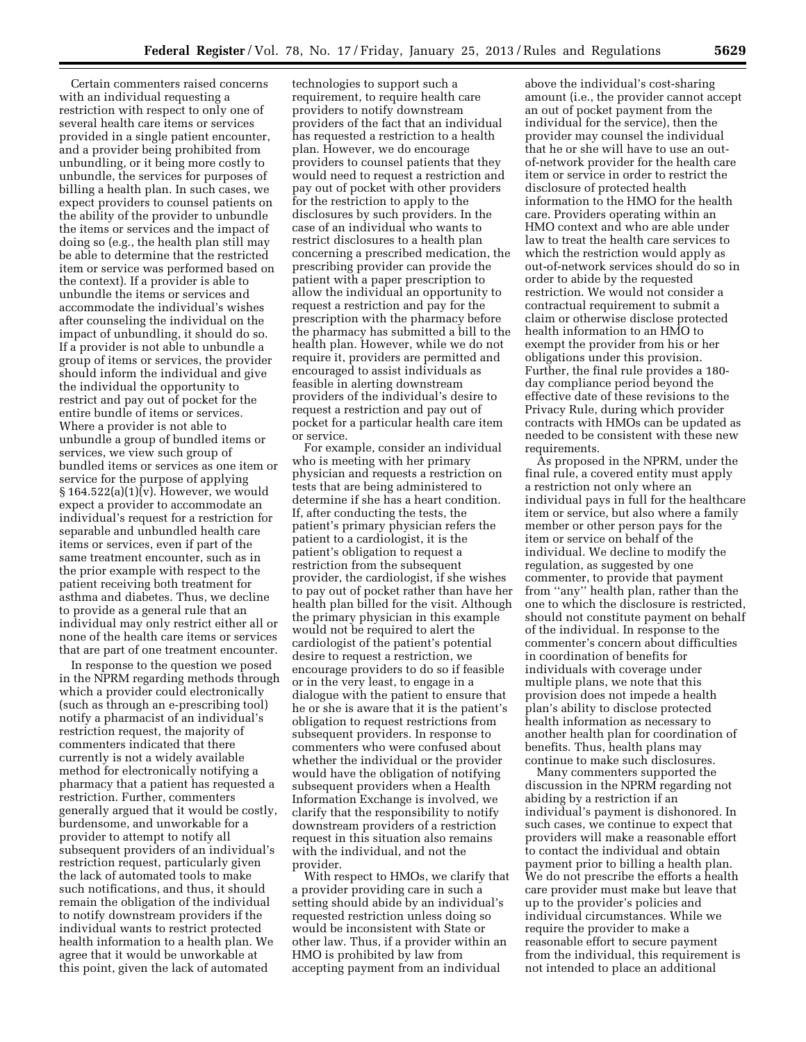Certain commenters raised concerns with an individual requesting a restriction with respect to only one of several health care items or services provided in a single patient encounter, and a provider being prohibited from unbundling, or it being more costly to unbundle, the services for purposes of billing a health plan. In such cases, we expect providers to counsel patients on the ability of the provider to unbundle the items or services and the impact of doing so (e.g., the health plan still may be able to determine that the restricted item or service was performed based on the context). If a provider is able to unbundle the items or services and accommodate the individual's wishes after counseling the individual on the impact of unbundling, it should do so. If a provider is not able to unbundle a group of items or services, the provider should inform the individual and give the individual the opportunity to restrict and pay out of pocket for the entire bundle of items or services. Where a provider is not able to unbundle a group of bundled items or services, we view such group of bundled items or services as one item or service for the purpose of applying § 164.522(a)(1)(v). However, we would expect a provider to accommodate an individual's request for a restriction for separable and unbundled health care items or services, even if part of the same treatment encounter, such as in the prior example with respect to the patient receiving both treatment for asthma and diabetes. Thus, we decline to provide as a general rule that an individual may only restrict either all or none of the health care items or services that are part of one treatment encounter.

In response to the question we posed in the NPRM regarding methods through which a provider could electronically (such as through an e-prescribing tool) notify a pharmacist of an individual's restriction request, the majority of commenters indicated that there currently is not a widely available method for electronically notifying a pharmacy that a patient has requested a restriction. Further, commenters generally argued that it would be costly, burdensome, and unworkable for a provider to attempt to notify all subsequent providers of an individual's restriction request, particularly given the lack of automated tools to make such notifications, and thus, it should remain the obligation of the individual to notify downstream providers if the individual wants to restrict protected health information to a health plan. We agree that it would be unworkable at this point, given the lack of automated technologies to support such a requirement, to require health care providers to notify downstream providers of the fact that an individual has requested a restriction to a health plan. However, we do encourage providers to counsel patients that they would need to request a restriction and pay out of pocket with other providers for the restriction to apply to the disclosures by such providers. In the case of an individual who wants to restrict disclosures to a health plan concerning a prescribed medication, the prescribing provider can provide the patient with a paper prescription to allow the individual an opportunity to request a restriction and pay for the prescription with the pharmacy before the pharmacy has submitted a bill to the health plan. However, while we do not require it, providers are permitted and encouraged to assist individuals as feasible in alerting downstream providers of the individual's desire to request a restriction and pay out of pocket for a particular health care item or service.

For example, consider an individual who is meeting with her primary physician and requests a restriction on tests that are being administered to determine if she has a heart condition. If, after conducting the tests, the patient's primary physician refers the patient to a cardiologist, it is the patient's obligation to request a restriction from the subsequent provider, the cardiologist, if she wishes to pay out of pocket rather than have her health plan billed for the visit. Although the primary physician in this example would not be required to alert the cardiologist of the patient's potential desire to request a restriction, we encourage providers to do so if feasible or in the very least, to engage in a dialogue with the patient to ensure that he or she is aware that it is the patient's obligation to request restrictions from subsequent providers. In response to commenters who were confused about whether the individual or the provider would have the obligation of notifying subsequent providers when a Health Information Exchange is involved, we clarify that the responsibility to notify downstream providers of a restriction request in this situation also remains with the individual, and not the provider.

With respect to HMOs, we clarify that a provider providing care in such a setting should abide by an individual's requested restriction unless doing so would be inconsistent with State or other law. Thus, if a provider within an HMO is prohibited by law from accepting payment from an individual above the individual's cost-sharing amount (i.e., the provider cannot accept an out of pocket payment from the individual for the service), then the provider may counsel the individual that he or she will have to use an out-of-network provider for the health care item or service in order to restrict the disclosure of protected health information to the HMO for the health care. Providers operating within an HMO context and who are able under law to treat the health care services to which the restriction would apply as out-of-network services should do so in order to abide by the requested restriction. We would not consider a contractual requirement to submit a claim or otherwise disclose protected health information to an HMO to exempt the provider from his or her obligations under this provision. Further, the final rule provides a 180-day compliance period beyond the effective date of these revisions to the Privacy Rule, during which provider contracts with HMOs can be updated as needed to be consistent with these new requirements.

As proposed in the NPRM, under the final rule, a covered entity must apply a restriction not only where an individual pays in full for the healthcare item or service, but also where a family member or other person pays for the item or service on behalf of the individual. We decline to modify the regulation, as suggested by one commenter, to provide that payment from "any" health plan, rather than the one to which the disclosure is restricted, should not constitute payment on behalf of the individual. In response to the commenter's concern about difficulties in coordination of benefits for individuals with coverage under multiple plans, we note that this provision does not impede a health plan's ability to disclose protected health information as necessary to another health plan for coordination of benefits. Thus, health plans may continue to make such disclosures.

Many commenters supported the discussion in the NPRM regarding not abiding by a restriction if an individual's payment is dishonored. In such cases, we continue to expect that providers will make a reasonable effort to contact the individual and obtain payment prior to billing a health plan. We do not prescribe the efforts a health care provider must make but leave that up to the provider's policies and individual circumstances. While we require the provider to make a reasonable effort to secure payment from the individual, this requirement is not intended to place an additional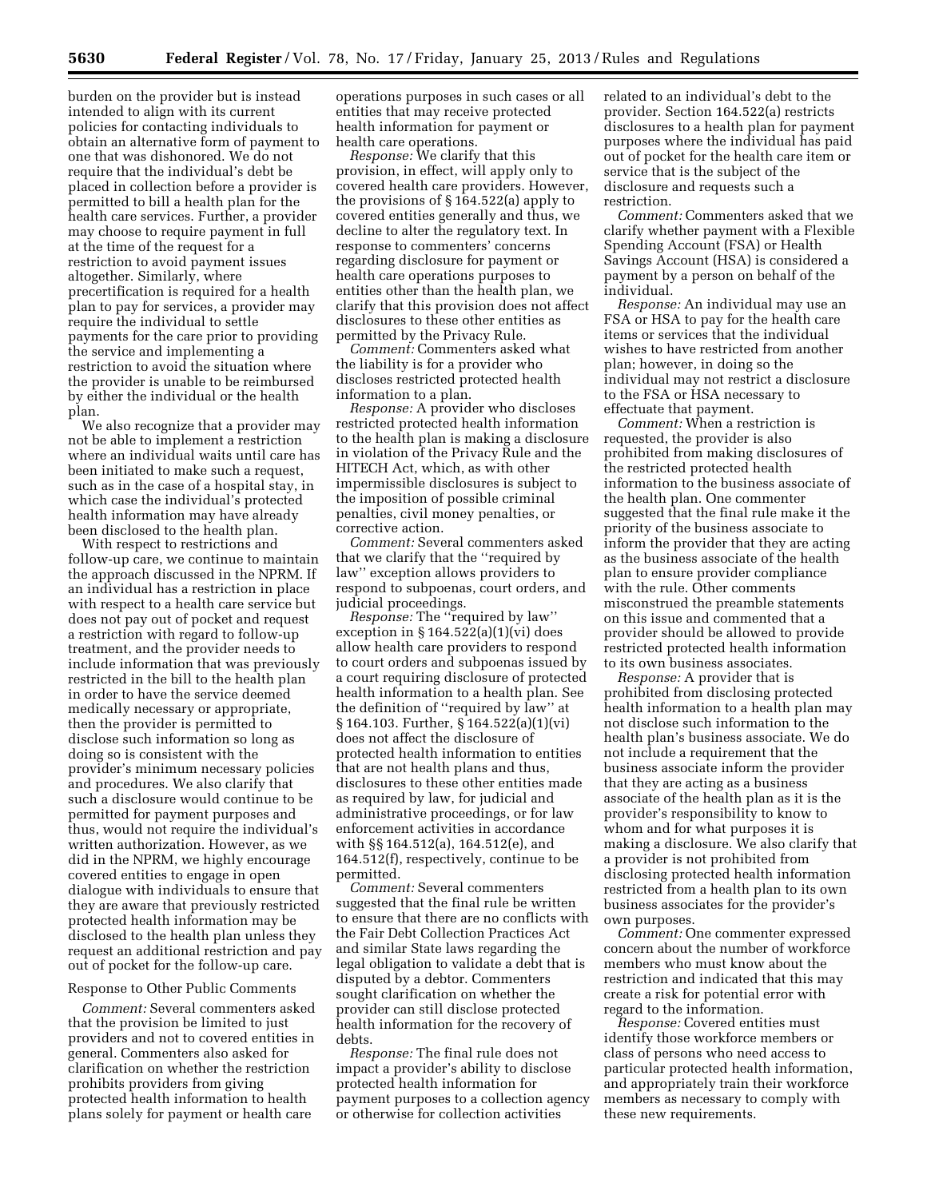burden on the provider but is instead intended to align with its current policies for contacting individuals to obtain an alternative form of payment to one that was dishonored. We do not require that the individual's debt be placed in collection before a provider is permitted to bill a health plan for the health care services. Further, a provider may choose to require payment in full at the time of the request for a restriction to avoid payment issues altogether. Similarly, where precertification is required for a health plan to pay for services, a provider may require the individual to settle payments for the care prior to providing the service and implementing a restriction to avoid the situation where the provider is unable to be reimbursed by either the individual or the health plan.

We also recognize that a provider may not be able to implement a restriction where an individual waits until care has been initiated to make such a request, such as in the case of a hospital stay, in which case the individual's protected health information may have already been disclosed to the health plan.

With respect to restrictions and follow-up care, we continue to maintain the approach discussed in the NPRM. If an individual has a restriction in place with respect to a health care service but does not pay out of pocket and request a restriction with regard to follow-up treatment, and the provider needs to include information that was previously restricted in the bill to the health plan in order to have the service deemed medically necessary or appropriate, then the provider is permitted to disclose such information so long as doing so is consistent with the provider's minimum necessary policies and procedures. We also clarify that such a disclosure would continue to be permitted for payment purposes and thus, would not require the individual's written authorization. However, as we did in the NPRM, we highly encourage covered entities to engage in open dialogue with individuals to ensure that they are aware that previously restricted protected health information may be disclosed to the health plan unless they request an additional restriction and pay out of pocket for the follow-up care.

Response to Other Public Comments

*Comment:* Several commenters asked that the provision be limited to just providers and not to covered entities in general. Commenters also asked for clarification on whether the restriction prohibits providers from giving protected health information to health plans solely for payment or health care operations purposes in such cases or all entities that may receive protected health information for payment or health care operations.

*Response:* We clarify that this provision, in effect, will apply only to covered health care providers. However, the provisions of § 164.522(a) apply to covered entities generally and thus, we decline to alter the regulatory text. In response to commenters' concerns regarding disclosure for payment or health care operations purposes to entities other than the health plan, we clarify that this provision does not affect disclosures to these other entities as permitted by the Privacy Rule.

*Comment:* Commenters asked what the liability is for a provider who discloses restricted protected health information to a plan.

*Response:* A provider who discloses restricted protected health information to the health plan is making a disclosure in violation of the Privacy Rule and the HITECH Act, which, as with other impermissible disclosures is subject to the imposition of possible criminal penalties, civil money penalties, or corrective action.

*Comment:* Several commenters asked that we clarify that the ''required by law'' exception allows providers to respond to subpoenas, court orders, and judicial proceedings.

*Response:* The ''required by law'' exception in § 164.522(a)(1)(vi) does allow health care providers to respond to court orders and subpoenas issued by a court requiring disclosure of protected health information to a health plan. See the definition of ''required by law'' at § 164.103. Further, § 164.522(a)(1)(vi) does not affect the disclosure of protected health information to entities that are not health plans and thus, disclosures to these other entities made as required by law, for judicial and administrative proceedings, or for law enforcement activities in accordance with §§ 164.512(a), 164.512(e), and 164.512(f), respectively, continue to be permitted.

*Comment:* Several commenters suggested that the final rule be written to ensure that there are no conflicts with the Fair Debt Collection Practices Act and similar State laws regarding the legal obligation to validate a debt that is disputed by a debtor. Commenters sought clarification on whether the provider can still disclose protected health information for the recovery of debts.

*Response:* The final rule does not impact a provider's ability to disclose protected health information for payment purposes to a collection agency or otherwise for collection activities related to an individual's debt to the provider. Section 164.522(a) restricts disclosures to a health plan for payment purposes where the individual has paid out of pocket for the health care item or service that is the subject of the disclosure and requests such a restriction.

*Comment:* Commenters asked that we clarify whether payment with a Flexible Spending Account (FSA) or Health Savings Account (HSA) is considered a payment by a person on behalf of the individual.

*Response:* An individual may use an FSA or HSA to pay for the health care items or services that the individual wishes to have restricted from another plan; however, in doing so the individual may not restrict a disclosure to the FSA or HSA necessary to effectuate that payment.

*Comment:* When a restriction is requested, the provider is also prohibited from making disclosures of the restricted protected health information to the business associate of the health plan. One commenter suggested that the final rule make it the priority of the business associate to inform the provider that they are acting as the business associate of the health plan to ensure provider compliance with the rule. Other comments misconstrued the preamble statements on this issue and commented that a provider should be allowed to provide restricted protected health information to its own business associates.

*Response:* A provider that is prohibited from disclosing protected health information to a health plan may not disclose such information to the health plan's business associate. We do not include a requirement that the business associate inform the provider that they are acting as a business associate of the health plan as it is the provider's responsibility to know to whom and for what purposes it is making a disclosure. We also clarify that a provider is not prohibited from disclosing protected health information restricted from a health plan to its own business associates for the provider's own purposes.

*Comment:* One commenter expressed concern about the number of workforce members who must know about the restriction and indicated that this may create a risk for potential error with regard to the information.

*Response:* Covered entities must identify those workforce members or class of persons who need access to particular protected health information, and appropriately train their workforce members as necessary to comply with these new requirements.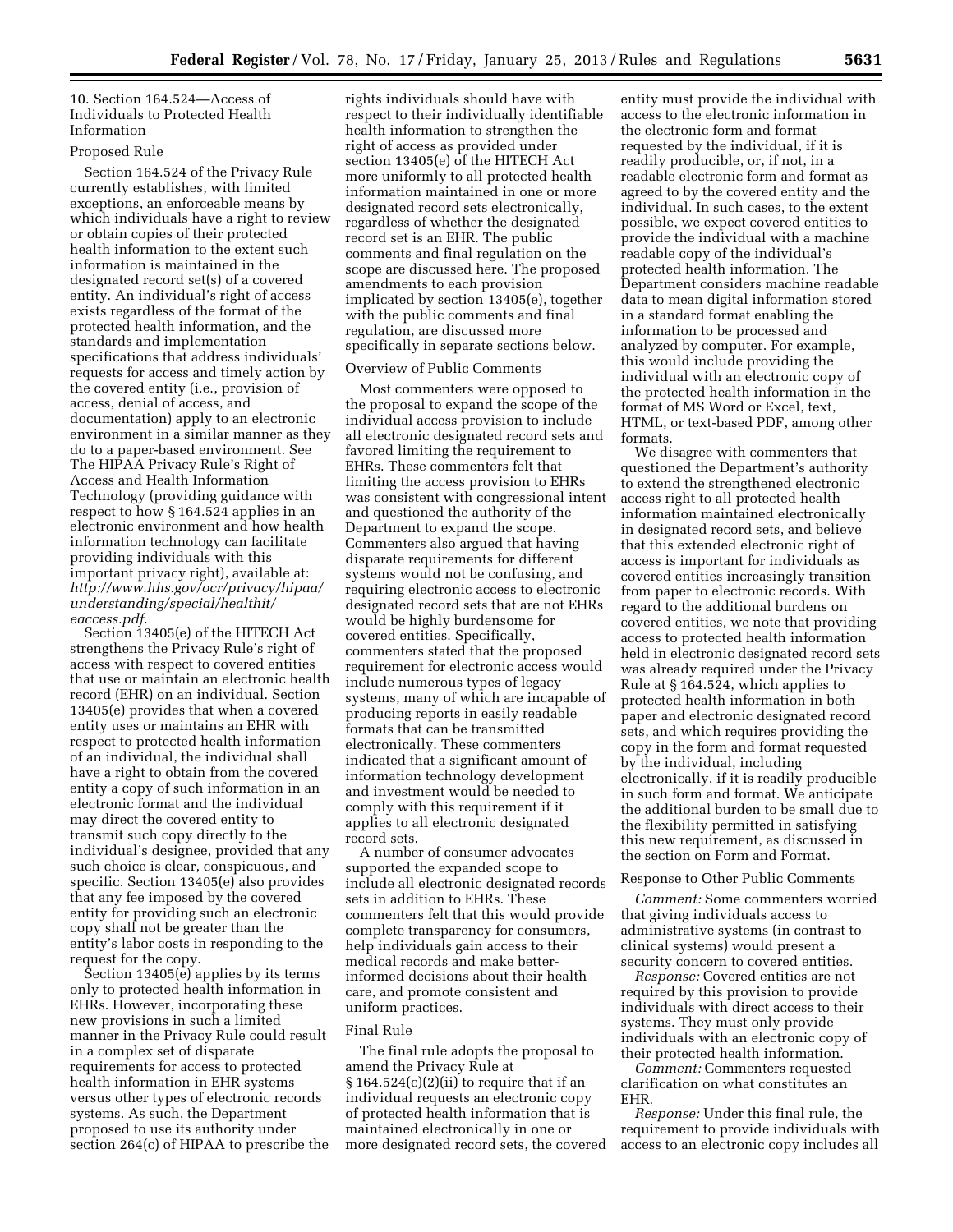10. Section 164.524—Access of Individuals to Protected Health Information

Proposed Rule

Section 164.524 of the Privacy Rule currently establishes, with limited exceptions, an enforceable means by which individuals have a right to review or obtain copies of their protected health information to the extent such information is maintained in the designated record set(s) of a covered entity. An individual's right of access exists regardless of the format of the protected health information, and the standards and implementation specifications that address individuals' requests for access and timely action by the covered entity (i.e., provision of access, denial of access, and documentation) apply to an electronic environment in a similar manner as they do to a paper-based environment. See The HIPAA Privacy Rule's Right of Access and Health Information Technology (providing guidance with respect to how § 164.524 applies in an electronic environment and how health information technology can facilitate providing individuals with this important privacy right), available at: *http://www.hhs.gov/ocr/privacy/hipaa/understanding/special/healthit/eaccess.pdf*.

Section 13405(e) of the HITECH Act strengthens the Privacy Rule's right of access with respect to covered entities that use or maintain an electronic health record (EHR) on an individual. Section 13405(e) provides that when a covered entity uses or maintains an EHR with respect to protected health information of an individual, the individual shall have a right to obtain from the covered entity a copy of such information in an electronic format and the individual may direct the covered entity to transmit such copy directly to the individual's designee, provided that any such choice is clear, conspicuous, and specific. Section 13405(e) also provides that any fee imposed by the covered entity for providing such an electronic copy shall not be greater than the entity's labor costs in responding to the request for the copy.

Section 13405(e) applies by its terms only to protected health information in EHRs. However, incorporating these new provisions in such a limited manner in the Privacy Rule could result in a complex set of disparate requirements for access to protected health information in EHR systems versus other types of electronic records systems. As such, the Department proposed to use its authority under section 264(c) of HIPAA to prescribe the rights individuals should have with respect to their individually identifiable health information to strengthen the right of access as provided under section 13405(e) of the HITECH Act more uniformly to all protected health information maintained in one or more designated record sets electronically, regardless of whether the designated record set is an EHR. The public comments and final regulation on the scope are discussed here. The proposed amendments to each provision implicated by section 13405(e), together with the public comments and final regulation, are discussed more specifically in separate sections below.

Overview of Public Comments

Most commenters were opposed to the proposal to expand the scope of the individual access provision to include all electronic designated record sets and favored limiting the requirement to EHRs. These commenters felt that limiting the access provision to EHRs was consistent with congressional intent and questioned the authority of the Department to expand the scope. Commenters also argued that having disparate requirements for different systems would not be confusing, and requiring electronic access to electronic designated record sets that are not EHRs would be highly burdensome for covered entities. Specifically, commenters stated that the proposed requirement for electronic access would include numerous types of legacy systems, many of which are incapable of producing reports in easily readable formats that can be transmitted electronically. These commenters indicated that a significant amount of information technology development and investment would be needed to comply with this requirement if it applies to all electronic designated record sets.

A number of consumer advocates supported the expanded scope to include all electronic designated records sets in addition to EHRs. These commenters felt that this would provide complete transparency for consumers, help individuals gain access to their medical records and make better-informed decisions about their health care, and promote consistent and uniform practices.

Final Rule

The final rule adopts the proposal to amend the Privacy Rule at § 164.524(c)(2)(ii) to require that if an individual requests an electronic copy of protected health information that is maintained electronically in one or more designated record sets, the covered entity must provide the individual with access to the electronic information in the electronic form and format requested by the individual, if it is readily producible, or, if not, in a readable electronic form and format as agreed to by the covered entity and the individual. In such cases, to the extent possible, we expect covered entities to provide the individual with a machine readable copy of the individual's protected health information. The Department considers machine readable data to mean digital information stored in a standard format enabling the information to be processed and analyzed by computer. For example, this would include providing the individual with an electronic copy of the protected health information in the format of MS Word or Excel, text, HTML, or text-based PDF, among other formats.

We disagree with commenters that questioned the Department's authority to extend the strengthened electronic access right to all protected health information maintained electronically in designated record sets, and believe that this extended electronic right of access is important for individuals as covered entities increasingly transition from paper to electronic records. With regard to the additional burdens on covered entities, we note that providing access to protected health information held in electronic designated record sets was already required under the Privacy Rule at § 164.524, which applies to protected health information in both paper and electronic designated record sets, and which requires providing the copy in the form and format requested by the individual, including electronically, if it is readily producible in such form and format. We anticipate the additional burden to be small due to the flexibility permitted in satisfying this new requirement, as discussed in the section on Form and Format.

Response to Other Public Comments

*Comment:* Some commenters worried that giving individuals access to administrative systems (in contrast to clinical systems) would present a security concern to covered entities.

*Response:* Covered entities are not required by this provision to provide individuals with direct access to their systems. They must only provide individuals with an electronic copy of their protected health information.

*Comment:* Commenters requested clarification on what constitutes an EHR.

*Response:* Under this final rule, the requirement to provide individuals with access to an electronic copy includes all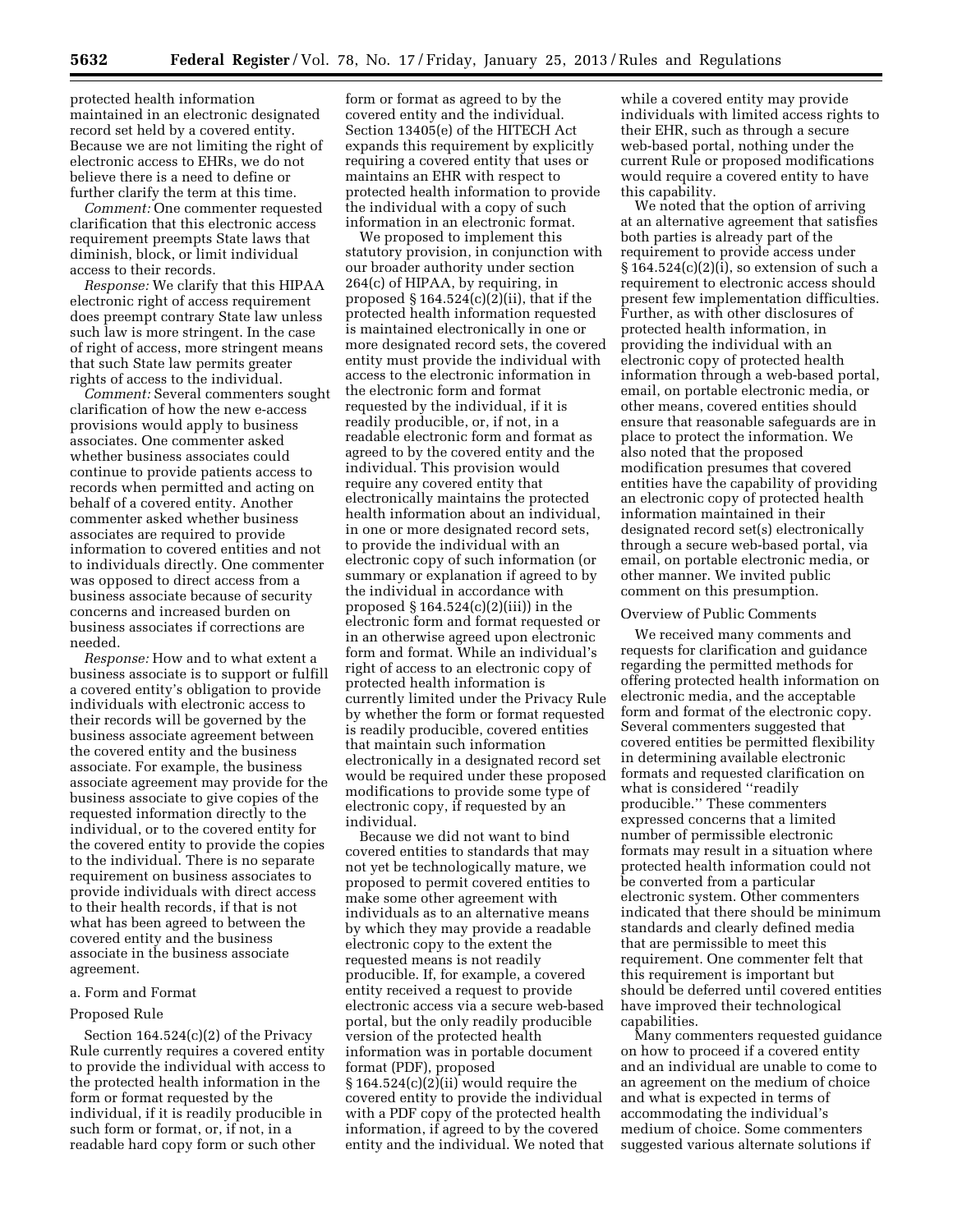protected health information maintained in an electronic designated record set held by a covered entity. Because we are not limiting the right of electronic access to EHRs, we do not believe there is a need to define or further clarify the term at this time.

*Comment:* One commenter requested clarification that this electronic access requirement preempts State laws that diminish, block, or limit individual access to their records.

*Response:* We clarify that this HIPAA electronic right of access requirement does preempt contrary State law unless such law is more stringent. In the case of right of access, more stringent means that such State law permits greater rights of access to the individual.

*Comment:* Several commenters sought clarification of how the new e-access provisions would apply to business associates. One commenter asked whether business associates could continue to provide patients access to records when permitted and acting on behalf of a covered entity. Another commenter asked whether business associates are required to provide information to covered entities and not to individuals directly. One commenter was opposed to direct access from a business associate because of security concerns and increased burden on business associates if corrections are needed.

*Response:* How and to what extent a business associate is to support or fulfill a covered entity's obligation to provide individuals with electronic access to their records will be governed by the business associate agreement between the covered entity and the business associate. For example, the business associate agreement may provide for the business associate to give copies of the requested information directly to the individual, or to the covered entity for the covered entity to provide the copies to the individual. There is no separate requirement on business associates to provide individuals with direct access to their health records, if that is not what has been agreed to between the covered entity and the business associate in the business associate agreement.

a. Form and Format

Proposed Rule

Section 164.524(c)(2) of the Privacy Rule currently requires a covered entity to provide the individual with access to the protected health information in the form or format requested by the individual, if it is readily producible in such form or format, or, if not, in a readable hard copy form or such other form or format as agreed to by the covered entity and the individual. Section 13405(e) of the HITECH Act expands this requirement by explicitly requiring a covered entity that uses or maintains an EHR with respect to protected health information to provide the individual with a copy of such information in an electronic format.

We proposed to implement this statutory provision, in conjunction with our broader authority under section 264(c) of HIPAA, by requiring, in proposed § 164.524(c)(2)(ii), that if the protected health information requested is maintained electronically in one or more designated record sets, the covered entity must provide the individual with access to the electronic information in the electronic form and format requested by the individual, if it is readily producible, or, if not, in a readable electronic form and format as agreed to by the covered entity and the individual. This provision would require any covered entity that electronically maintains the protected health information about an individual, in one or more designated record sets, to provide the individual with an electronic copy of such information (or summary or explanation if agreed to by the individual in accordance with proposed § 164.524(c)(2)(iii)) in the electronic form and format requested or in an otherwise agreed upon electronic form and format. While an individual's right of access to an electronic copy of protected health information is currently limited under the Privacy Rule by whether the form or format requested is readily producible, covered entities that maintain such information electronically in a designated record set would be required under these proposed modifications to provide some type of electronic copy, if requested by an individual.

Because we did not want to bind covered entities to standards that may not yet be technologically mature, we proposed to permit covered entities to make some other agreement with individuals as to an alternative means by which they may provide a readable electronic copy to the extent the requested means is not readily producible. If, for example, a covered entity received a request to provide electronic access via a secure web-based portal, but the only readily producible version of the protected health information was in portable document format (PDF), proposed § 164.524(c)(2)(ii) would require the covered entity to provide the individual with a PDF copy of the protected health information, if agreed to by the covered entity and the individual. We noted that while a covered entity may provide individuals with limited access rights to their EHR, such as through a secure web-based portal, nothing under the current Rule or proposed modifications would require a covered entity to have this capability.

We noted that the option of arriving at an alternative agreement that satisfies both parties is already part of the requirement to provide access under § 164.524(c)(2)(i), so extension of such a requirement to electronic access should present few implementation difficulties. Further, as with other disclosures of protected health information, in providing the individual with an electronic copy of protected health information through a web-based portal, email, on portable electronic media, or other means, covered entities should ensure that reasonable safeguards are in place to protect the information. We also noted that the proposed modification presumes that covered entities have the capability of providing an electronic copy of protected health information maintained in their designated record set(s) electronically through a secure web-based portal, via email, on portable electronic media, or other manner. We invited public comment on this presumption.

Overview of Public Comments

We received many comments and requests for clarification and guidance regarding the permitted methods for offering protected health information on electronic media, and the acceptable form and format of the electronic copy. Several commenters suggested that covered entities be permitted flexibility in determining available electronic formats and requested clarification on what is considered ''readily producible.'' These commenters expressed concerns that a limited number of permissible electronic formats may result in a situation where protected health information could not be converted from a particular electronic system. Other commenters indicated that there should be minimum standards and clearly defined media that are permissible to meet this requirement. One commenter felt that this requirement is important but should be deferred until covered entities have improved their technological capabilities.

Many commenters requested guidance on how to proceed if a covered entity and an individual are unable to come to an agreement on the medium of choice and what is expected in terms of accommodating the individual's medium of choice. Some commenters suggested various alternate solutions if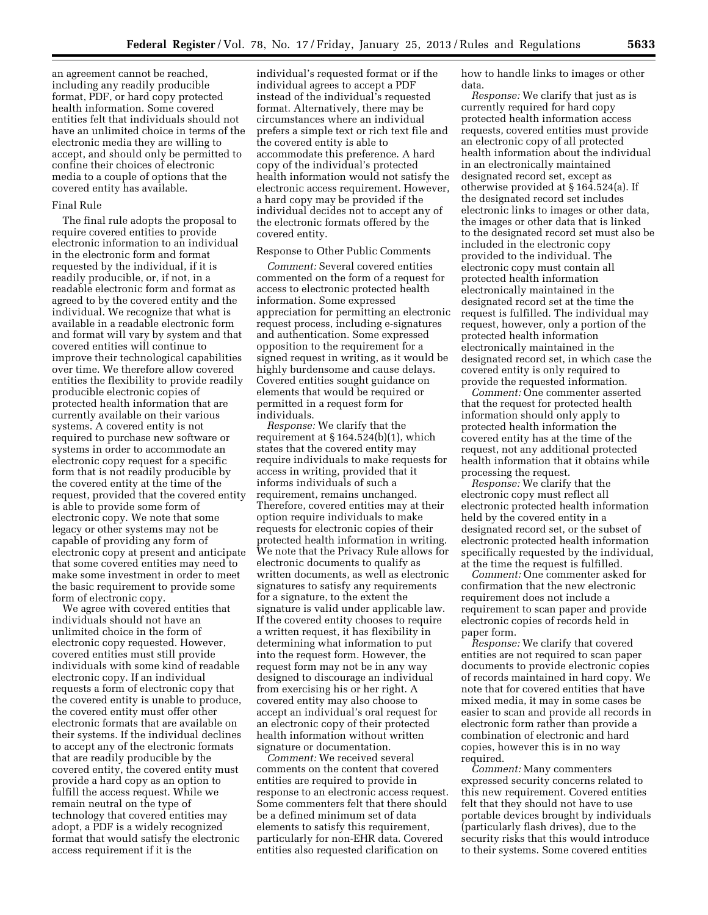an agreement cannot be reached, including any readily producible format, PDF, or hard copy protected health information. Some covered entities felt that individuals should not have an unlimited choice in terms of the electronic media they are willing to accept, and should only be permitted to confine their choices of electronic media to a couple of options that the covered entity has available.

Final Rule

The final rule adopts the proposal to require covered entities to provide electronic information to an individual in the electronic form and format requested by the individual, if it is readily producible, or, if not, in a readable electronic form and format as agreed to by the covered entity and the individual. We recognize that what is available in a readable electronic form and format will vary by system and that covered entities will continue to improve their technological capabilities over time. We therefore allow covered entities the flexibility to provide readily producible electronic copies of protected health information that are currently available on their various systems. A covered entity is not required to purchase new software or systems in order to accommodate an electronic copy request for a specific form that is not readily producible by the covered entity at the time of the request, provided that the covered entity is able to provide some form of electronic copy. We note that some legacy or other systems may not be capable of providing any form of electronic copy at present and anticipate that some covered entities may need to make some investment in order to meet the basic requirement to provide some form of electronic copy.

We agree with covered entities that individuals should not have an unlimited choice in the form of electronic copy requested. However, covered entities must still provide individuals with some kind of readable electronic copy. If an individual requests a form of electronic copy that the covered entity is unable to produce, the covered entity must offer other electronic formats that are available on their systems. If the individual declines to accept any of the electronic formats that are readily producible by the covered entity, the covered entity must provide a hard copy as an option to fulfill the access request. While we remain neutral on the type of technology that covered entities may adopt, a PDF is a widely recognized format that would satisfy the electronic access requirement if it is the individual's requested format or if the individual agrees to accept a PDF instead of the individual's requested format. Alternatively, there may be circumstances where an individual prefers a simple text or rich text file and the covered entity is able to accommodate this preference. A hard copy of the individual's protected health information would not satisfy the electronic access requirement. However, a hard copy may be provided if the individual decides not to accept any of the electronic formats offered by the covered entity.

Response to Other Public Comments

*Comment:* Several covered entities commented on the form of a request for access to electronic protected health information. Some expressed appreciation for permitting an electronic request process, including e-signatures and authentication. Some expressed opposition to the requirement for a signed request in writing, as it would be highly burdensome and cause delays. Covered entities sought guidance on elements that would be required or permitted in a request form for individuals.

*Response:* We clarify that the requirement at § 164.524(b)(1), which states that the covered entity may require individuals to make requests for access in writing, provided that it informs individuals of such a requirement, remains unchanged. Therefore, covered entities may at their option require individuals to make requests for electronic copies of their protected health information in writing. We note that the Privacy Rule allows for electronic documents to qualify as written documents, as well as electronic signatures to satisfy any requirements for a signature, to the extent the signature is valid under applicable law. If the covered entity chooses to require a written request, it has flexibility in determining what information to put into the request form. However, the request form may not be in any way designed to discourage an individual from exercising his or her right. A covered entity may also choose to accept an individual's oral request for an electronic copy of their protected health information without written signature or documentation.

*Comment:* We received several comments on the content that covered entities are required to provide in response to an electronic access request. Some commenters felt that there should be a defined minimum set of data elements to satisfy this requirement, particularly for non-EHR data. Covered entities also requested clarification on how to handle links to images or other data.

*Response:* We clarify that just as is currently required for hard copy protected health information access requests, covered entities must provide an electronic copy of all protected health information about the individual in an electronically maintained designated record set, except as otherwise provided at § 164.524(a). If the designated record set includes electronic links to images or other data, the images or other data that is linked to the designated record set must also be included in the electronic copy provided to the individual. The electronic copy must contain all protected health information electronically maintained in the designated record set at the time the request is fulfilled. The individual may request, however, only a portion of the protected health information electronically maintained in the designated record set, in which case the covered entity is only required to provide the requested information.

*Comment:* One commenter asserted that the request for protected health information should only apply to protected health information the covered entity has at the time of the request, not any additional protected health information that it obtains while processing the request.

*Response:* We clarify that the electronic copy must reflect all electronic protected health information held by the covered entity in a designated record set, or the subset of electronic protected health information specifically requested by the individual, at the time the request is fulfilled.

*Comment:* One commenter asked for confirmation that the new electronic requirement does not include a requirement to scan paper and provide electronic copies of records held in paper form.

*Response:* We clarify that covered entities are not required to scan paper documents to provide electronic copies of records maintained in hard copy. We note that for covered entities that have mixed media, it may in some cases be easier to scan and provide all records in electronic form rather than provide a combination of electronic and hard copies, however this is in no way required.

*Comment:* Many commenters expressed security concerns related to this new requirement. Covered entities felt that they should not have to use portable devices brought by individuals (particularly flash drives), due to the security risks that this would introduce to their systems. Some covered entities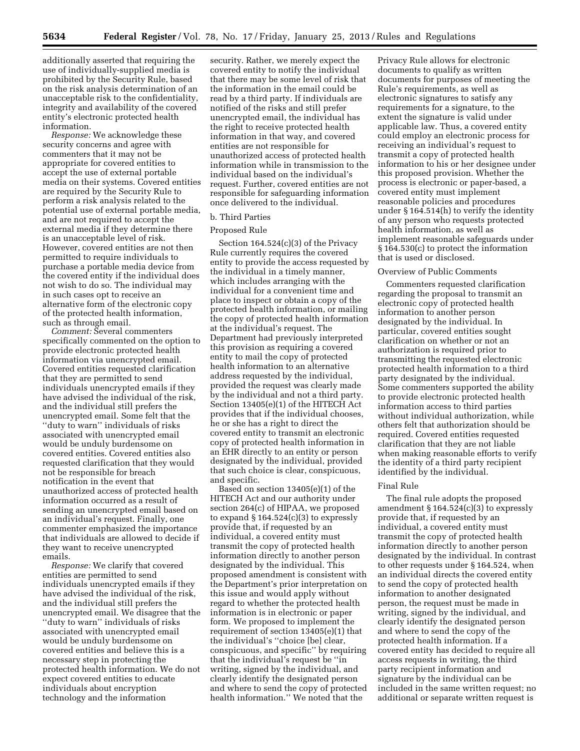additionally asserted that requiring the use of individually-supplied media is prohibited by the Security Rule, based on the risk analysis determination of an unacceptable risk to the confidentiality, integrity and availability of the covered entity's electronic protected health information.

*Response:* We acknowledge these security concerns and agree with commenters that it may not be appropriate for covered entities to accept the use of external portable media on their systems. Covered entities are required by the Security Rule to perform a risk analysis related to the potential use of external portable media, and are not required to accept the external media if they determine there is an unacceptable level of risk. However, covered entities are not then permitted to require individuals to purchase a portable media device from the covered entity if the individual does not wish to do so. The individual may in such cases opt to receive an alternative form of the electronic copy of the protected health information, such as through email.

*Comment:* Several commenters specifically commented on the option to provide electronic protected health information via unencrypted email. Covered entities requested clarification that they are permitted to send individuals unencrypted emails if they have advised the individual of the risk, and the individual still prefers the unencrypted email. Some felt that the ''duty to warn'' individuals of risks associated with unencrypted email would be unduly burdensome on covered entities. Covered entities also requested clarification that they would not be responsible for breach notification in the event that unauthorized access of protected health information occurred as a result of sending an unencrypted email based on an individual's request. Finally, one commenter emphasized the importance that individuals are allowed to decide if they want to receive unencrypted emails.

*Response:* We clarify that covered entities are permitted to send individuals unencrypted emails if they have advised the individual of the risk, and the individual still prefers the unencrypted email. We disagree that the ''duty to warn'' individuals of risks associated with unencrypted email would be unduly burdensome on covered entities and believe this is a necessary step in protecting the protected health information. We do not expect covered entities to educate individuals about encryption technology and the information security. Rather, we merely expect the covered entity to notify the individual that there may be some level of risk that the information in the email could be read by a third party. If individuals are notified of the risks and still prefer unencrypted email, the individual has the right to receive protected health information in that way, and covered entities are not responsible for unauthorized access of protected health information while in transmission to the individual based on the individual's request. Further, covered entities are not responsible for safeguarding information once delivered to the individual.

b. Third Parties

Proposed Rule

Section 164.524(c)(3) of the Privacy Rule currently requires the covered entity to provide the access requested by the individual in a timely manner, which includes arranging with the individual for a convenient time and place to inspect or obtain a copy of the protected health information, or mailing the copy of protected health information at the individual's request. The Department had previously interpreted this provision as requiring a covered entity to mail the copy of protected health information to an alternative address requested by the individual, provided the request was clearly made by the individual and not a third party. Section 13405(e)(1) of the HITECH Act provides that if the individual chooses, he or she has a right to direct the covered entity to transmit an electronic copy of protected health information in an EHR directly to an entity or person designated by the individual, provided that such choice is clear, conspicuous, and specific.

Based on section 13405(e)(1) of the HITECH Act and our authority under section 264(c) of HIPAA, we proposed to expand § 164.524(c)(3) to expressly provide that, if requested by an individual, a covered entity must transmit the copy of protected health information directly to another person designated by the individual. This proposed amendment is consistent with the Department's prior interpretation on this issue and would apply without regard to whether the protected health information is in electronic or paper form. We proposed to implement the requirement of section 13405(e)(1) that the individual's ''choice [be] clear, conspicuous, and specific'' by requiring that the individual's request be ''in writing, signed by the individual, and clearly identify the designated person and where to send the copy of protected health information.'' We noted that the Privacy Rule allows for electronic documents to qualify as written documents for purposes of meeting the Rule's requirements, as well as electronic signatures to satisfy any requirements for a signature, to the extent the signature is valid under applicable law. Thus, a covered entity could employ an electronic process for receiving an individual's request to transmit a copy of protected health information to his or her designee under this proposed provision. Whether the process is electronic or paper-based, a covered entity must implement reasonable policies and procedures under § 164.514(h) to verify the identity of any person who requests protected health information, as well as implement reasonable safeguards under § 164.530(c) to protect the information that is used or disclosed.

Overview of Public Comments

Commenters requested clarification regarding the proposal to transmit an electronic copy of protected health information to another person designated by the individual. In particular, covered entities sought clarification on whether or not an authorization is required prior to transmitting the requested electronic protected health information to a third party designated by the individual. Some commenters supported the ability to provide electronic protected health information access to third parties without individual authorization, while others felt that authorization should be required. Covered entities requested clarification that they are not liable when making reasonable efforts to verify the identity of a third party recipient identified by the individual.

Final Rule

The final rule adopts the proposed amendment § 164.524(c)(3) to expressly provide that, if requested by an individual, a covered entity must transmit the copy of protected health information directly to another person designated by the individual. In contrast to other requests under § 164.524, when an individual directs the covered entity to send the copy of protected health information to another designated person, the request must be made in writing, signed by the individual, and clearly identify the designated person and where to send the copy of the protected health information. If a covered entity has decided to require all access requests in writing, the third party recipient information and signature by the individual can be included in the same written request; no additional or separate written request is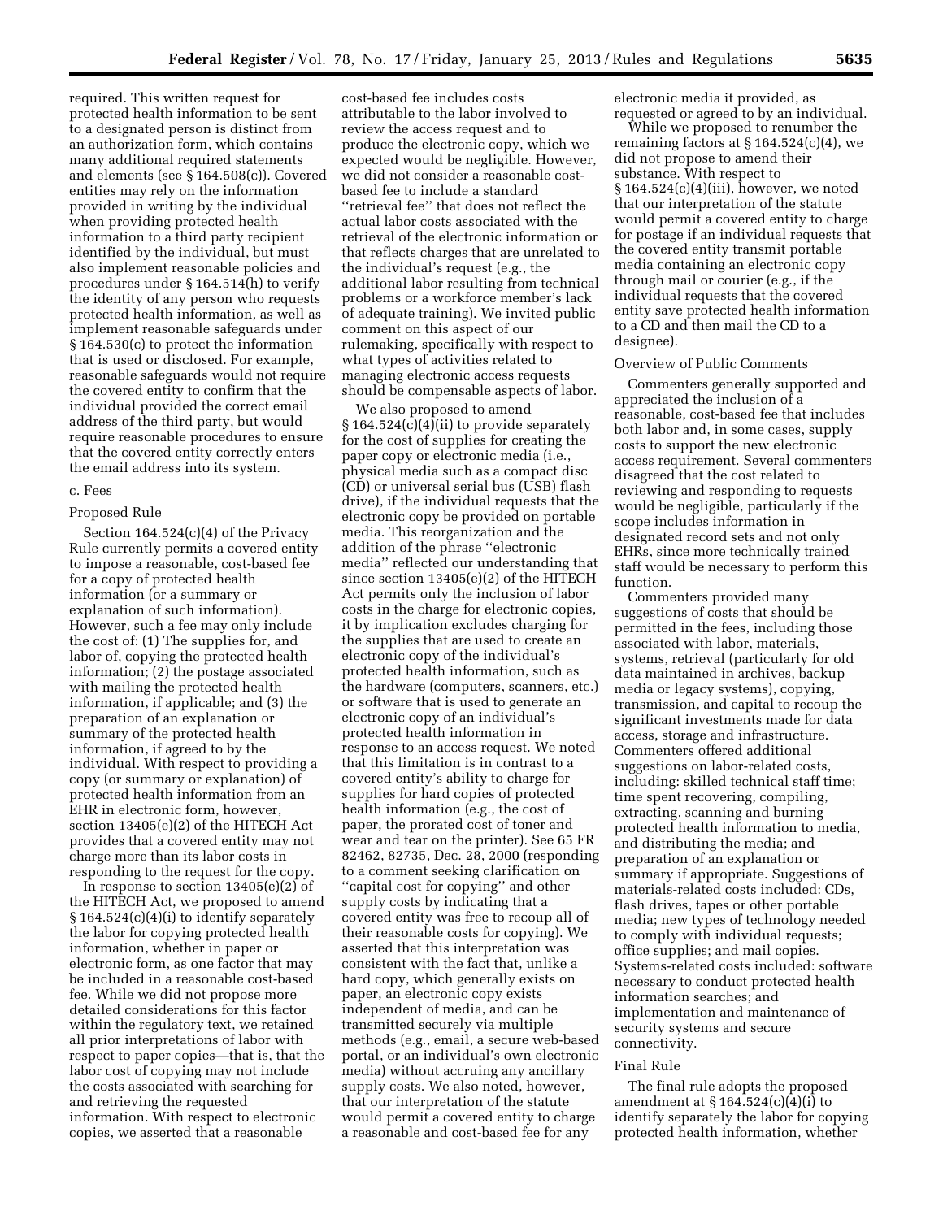required. This written request for protected health information to be sent to a designated person is distinct from an authorization form, which contains many additional required statements and elements (see § 164.508(c)). Covered entities may rely on the information provided in writing by the individual when providing protected health information to a third party recipient identified by the individual, but must also implement reasonable policies and procedures under § 164.514(h) to verify the identity of any person who requests protected health information, as well as implement reasonable safeguards under § 164.530(c) to protect the information that is used or disclosed. For example, reasonable safeguards would not require the covered entity to confirm that the individual provided the correct email address of the third party, but would require reasonable procedures to ensure that the covered entity correctly enters the email address into its system.

c. Fees

Proposed Rule

Section 164.524(c)(4) of the Privacy Rule currently permits a covered entity to impose a reasonable, cost-based fee for a copy of protected health information (or a summary or explanation of such information). However, such a fee may only include the cost of: (1) The supplies for, and labor of, copying the protected health information; (2) the postage associated with mailing the protected health information, if applicable; and (3) the preparation of an explanation or summary of the protected health information, if agreed to by the individual. With respect to providing a copy (or summary or explanation) of protected health information from an EHR in electronic form, however, section 13405(e)(2) of the HITECH Act provides that a covered entity may not charge more than its labor costs in responding to the request for the copy.

In response to section 13405(e)(2) of the HITECH Act, we proposed to amend § 164.524(c)(4)(i) to identify separately the labor for copying protected health information, whether in paper or electronic form, as one factor that may be included in a reasonable cost-based fee. While we did not propose more detailed considerations for this factor within the regulatory text, we retained all prior interpretations of labor with respect to paper copies—that is, that the labor cost of copying may not include the costs associated with searching for and retrieving the requested information. With respect to electronic copies, we asserted that a reasonable cost-based fee includes costs attributable to the labor involved to review the access request and to produce the electronic copy, which we expected would be negligible. However, we did not consider a reasonable cost-based fee to include a standard ''retrieval fee'' that does not reflect the actual labor costs associated with the retrieval of the electronic information or that reflects charges that are unrelated to the individual's request (e.g., the additional labor resulting from technical problems or a workforce member's lack of adequate training). We invited public comment on this aspect of our rulemaking, specifically with respect to what types of activities related to managing electronic access requests should be compensable aspects of labor.

We also proposed to amend § 164.524(c)(4)(ii) to provide separately for the cost of supplies for creating the paper copy or electronic media (i.e., physical media such as a compact disc (CD) or universal serial bus (USB) flash drive), if the individual requests that the electronic copy be provided on portable media. This reorganization and the addition of the phrase ''electronic media'' reflected our understanding that since section 13405(e)(2) of the HITECH Act permits only the inclusion of labor costs in the charge for electronic copies, it by implication excludes charging for the supplies that are used to create an electronic copy of the individual's protected health information, such as the hardware (computers, scanners, etc.) or software that is used to generate an electronic copy of an individual's protected health information in response to an access request. We noted that this limitation is in contrast to a covered entity's ability to charge for supplies for hard copies of protected health information (e.g., the cost of paper, the prorated cost of toner and wear and tear on the printer). See 65 FR 82462, 82735, Dec. 28, 2000 (responding to a comment seeking clarification on ''capital cost for copying'' and other supply costs by indicating that a covered entity was free to recoup all of their reasonable costs for copying). We asserted that this interpretation was consistent with the fact that, unlike a hard copy, which generally exists on paper, an electronic copy exists independent of media, and can be transmitted securely via multiple methods (e.g., email, a secure web-based portal, or an individual's own electronic media) without accruing any ancillary supply costs. We also noted, however, that our interpretation of the statute would permit a covered entity to charge a reasonable and cost-based fee for any electronic media it provided, as requested or agreed to by an individual.

While we proposed to renumber the remaining factors at § 164.524(c)(4), we did not propose to amend their substance. With respect to § 164.524(c)(4)(iii), however, we noted that our interpretation of the statute would permit a covered entity to charge for postage if an individual requests that the covered entity transmit portable media containing an electronic copy through mail or courier (e.g., if the individual requests that the covered entity save protected health information to a CD and then mail the CD to a designee).

Overview of Public Comments

Commenters generally supported and appreciated the inclusion of a reasonable, cost-based fee that includes both labor and, in some cases, supply costs to support the new electronic access requirement. Several commenters disagreed that the cost related to reviewing and responding to requests would be negligible, particularly if the scope includes information in designated record sets and not only EHRs, since more technically trained staff would be necessary to perform this function.

Commenters provided many suggestions of costs that should be permitted in the fees, including those associated with labor, materials, systems, retrieval (particularly for old data maintained in archives, backup media or legacy systems), copying, transmission, and capital to recoup the significant investments made for data access, storage and infrastructure. Commenters offered additional suggestions on labor-related costs, including: skilled technical staff time; time spent recovering, compiling, extracting, scanning and burning protected health information to media, and distributing the media; and preparation of an explanation or summary if appropriate. Suggestions of materials-related costs included: CDs, flash drives, tapes or other portable media; new types of technology needed to comply with individual requests; office supplies; and mail copies. Systems-related costs included: software necessary to conduct protected health information searches; and implementation and maintenance of security systems and secure connectivity.

Final Rule

The final rule adopts the proposed amendment at § 164.524(c)(4)(i) to identify separately the labor for copying protected health information, whether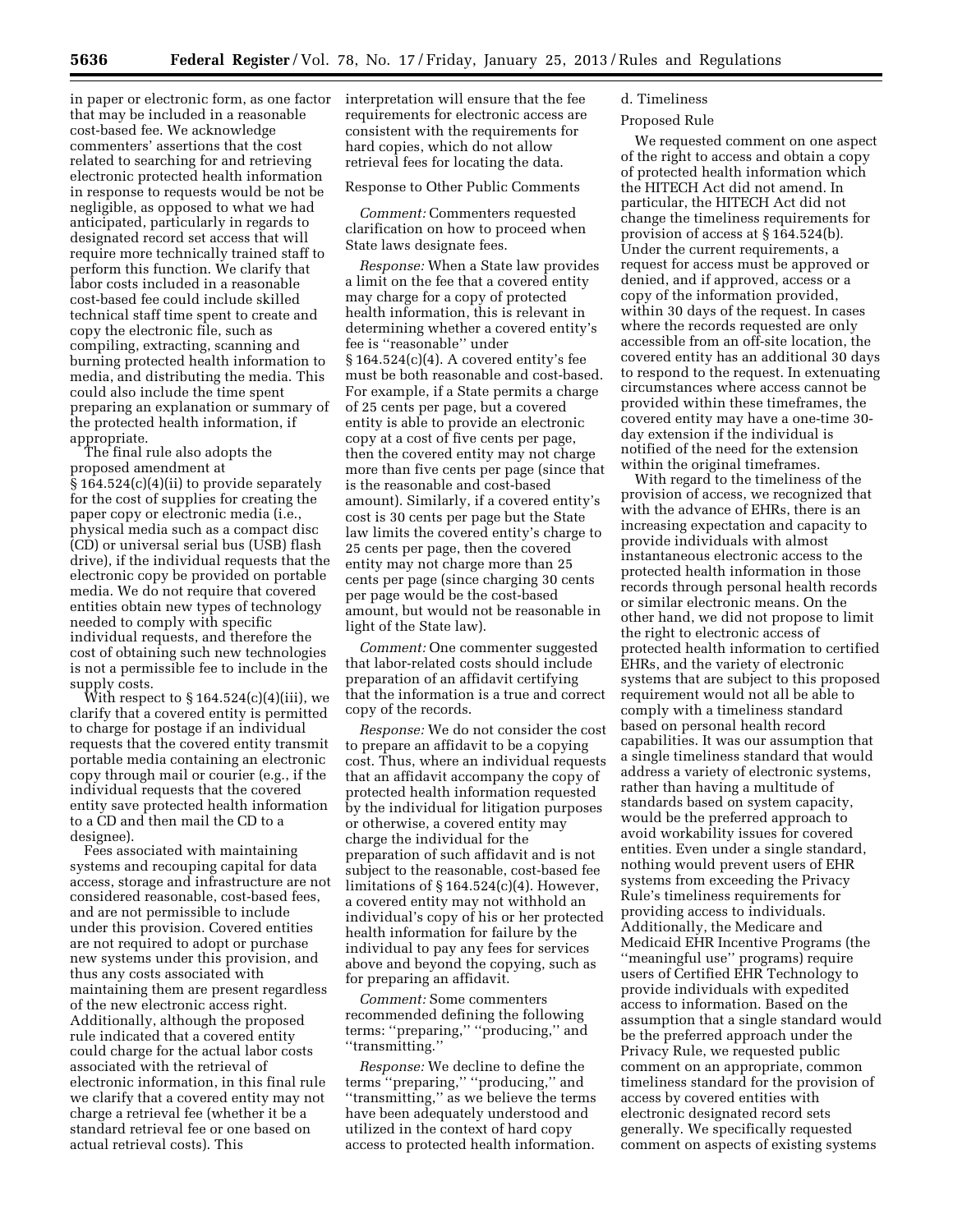in paper or electronic form, as one factor that may be included in a reasonable cost-based fee. We acknowledge commenters' assertions that the cost related to searching for and retrieving electronic protected health information in response to requests would be not be negligible, as opposed to what we had anticipated, particularly in regards to designated record set access that will require more technically trained staff to perform this function. We clarify that labor costs included in a reasonable cost-based fee could include skilled technical staff time spent to create and copy the electronic file, such as compiling, extracting, scanning and burning protected health information to media, and distributing the media. This could also include the time spent preparing an explanation or summary of the protected health information, if appropriate.

The final rule also adopts the proposed amendment at § 164.524(c)(4)(ii) to provide separately for the cost of supplies for creating the paper copy or electronic media (i.e., physical media such as a compact disc (CD) or universal serial bus (USB) flash drive), if the individual requests that the electronic copy be provided on portable media. We do not require that covered entities obtain new types of technology needed to comply with specific individual requests, and therefore the cost of obtaining such new technologies is not a permissible fee to include in the supply costs.

With respect to § 164.524(c)(4)(iii), we clarify that a covered entity is permitted to charge for postage if an individual requests that the covered entity transmit portable media containing an electronic copy through mail or courier (e.g., if the individual requests that the covered entity save protected health information to a CD and then mail the CD to a designee).

Fees associated with maintaining systems and recouping capital for data access, storage and infrastructure are not considered reasonable, cost-based fees, and are not permissible to include under this provision. Covered entities are not required to adopt or purchase new systems under this provision, and thus any costs associated with maintaining them are present regardless of the new electronic access right. Additionally, although the proposed rule indicated that a covered entity could charge for the actual labor costs associated with the retrieval of electronic information, in this final rule we clarify that a covered entity may not charge a retrieval fee (whether it be a standard retrieval fee or one based on actual retrieval costs). This interpretation will ensure that the fee requirements for electronic access are consistent with the requirements for hard copies, which do not allow retrieval fees for locating the data.

Response to Other Public Comments

*Comment:* Commenters requested clarification on how to proceed when State laws designate fees.

*Response:* When a State law provides a limit on the fee that a covered entity may charge for a copy of protected health information, this is relevant in determining whether a covered entity's fee is ''reasonable'' under § 164.524(c)(4). A covered entity's fee must be both reasonable and cost-based. For example, if a State permits a charge of 25 cents per page, but a covered entity is able to provide an electronic copy at a cost of five cents per page, then the covered entity may not charge more than five cents per page (since that is the reasonable and cost-based amount). Similarly, if a covered entity's cost is 30 cents per page but the State law limits the covered entity's charge to 25 cents per page, then the covered entity may not charge more than 25 cents per page (since charging 30 cents per page would be the cost-based amount, but would not be reasonable in light of the State law).

*Comment:* One commenter suggested that labor-related costs should include preparation of an affidavit certifying that the information is a true and correct copy of the records.

*Response:* We do not consider the cost to prepare an affidavit to be a copying cost. Thus, where an individual requests that an affidavit accompany the copy of protected health information requested by the individual for litigation purposes or otherwise, a covered entity may charge the individual for the preparation of such affidavit and is not subject to the reasonable, cost-based fee limitations of § 164.524(c)(4). However, a covered entity may not withhold an individual's copy of his or her protected health information for failure by the individual to pay any fees for services above and beyond the copying, such as for preparing an affidavit.

*Comment:* Some commenters recommended defining the following terms: ''preparing,'' ''producing,'' and ''transmitting.''

*Response:* We decline to define the terms ''preparing,'' ''producing,'' and ''transmitting,'' as we believe the terms have been adequately understood and utilized in the context of hard copy access to protected health information.

d. Timeliness

Proposed Rule

We requested comment on one aspect of the right to access and obtain a copy of protected health information which the HITECH Act did not amend. In particular, the HITECH Act did not change the timeliness requirements for provision of access at § 164.524(b). Under the current requirements, a request for access must be approved or denied, and if approved, access or a copy of the information provided, within 30 days of the request. In cases where the records requested are only accessible from an off-site location, the covered entity has an additional 30 days to respond to the request. In extenuating circumstances where access cannot be provided within these timeframes, the covered entity may have a one-time 30-day extension if the individual is notified of the need for the extension within the original timeframes.

With regard to the timeliness of the provision of access, we recognized that with the advance of EHRs, there is an increasing expectation and capacity to provide individuals with almost instantaneous electronic access to the protected health information in those records through personal health records or similar electronic means. On the other hand, we did not propose to limit the right to electronic access of protected health information to certified EHRs, and the variety of electronic systems that are subject to this proposed requirement would not all be able to comply with a timeliness standard based on personal health record capabilities. It was our assumption that a single timeliness standard that would address a variety of electronic systems, rather than having a multitude of standards based on system capacity, would be the preferred approach to avoid workability issues for covered entities. Even under a single standard, nothing would prevent users of EHR systems from exceeding the Privacy Rule's timeliness requirements for providing access to individuals. Additionally, the Medicare and Medicaid EHR Incentive Programs (the ''meaningful use'' programs) require users of Certified EHR Technology to provide individuals with expedited access to information. Based on the assumption that a single standard would be the preferred approach under the Privacy Rule, we requested public comment on an appropriate, common timeliness standard for the provision of access by covered entities with electronic designated record sets generally. We specifically requested comment on aspects of existing systems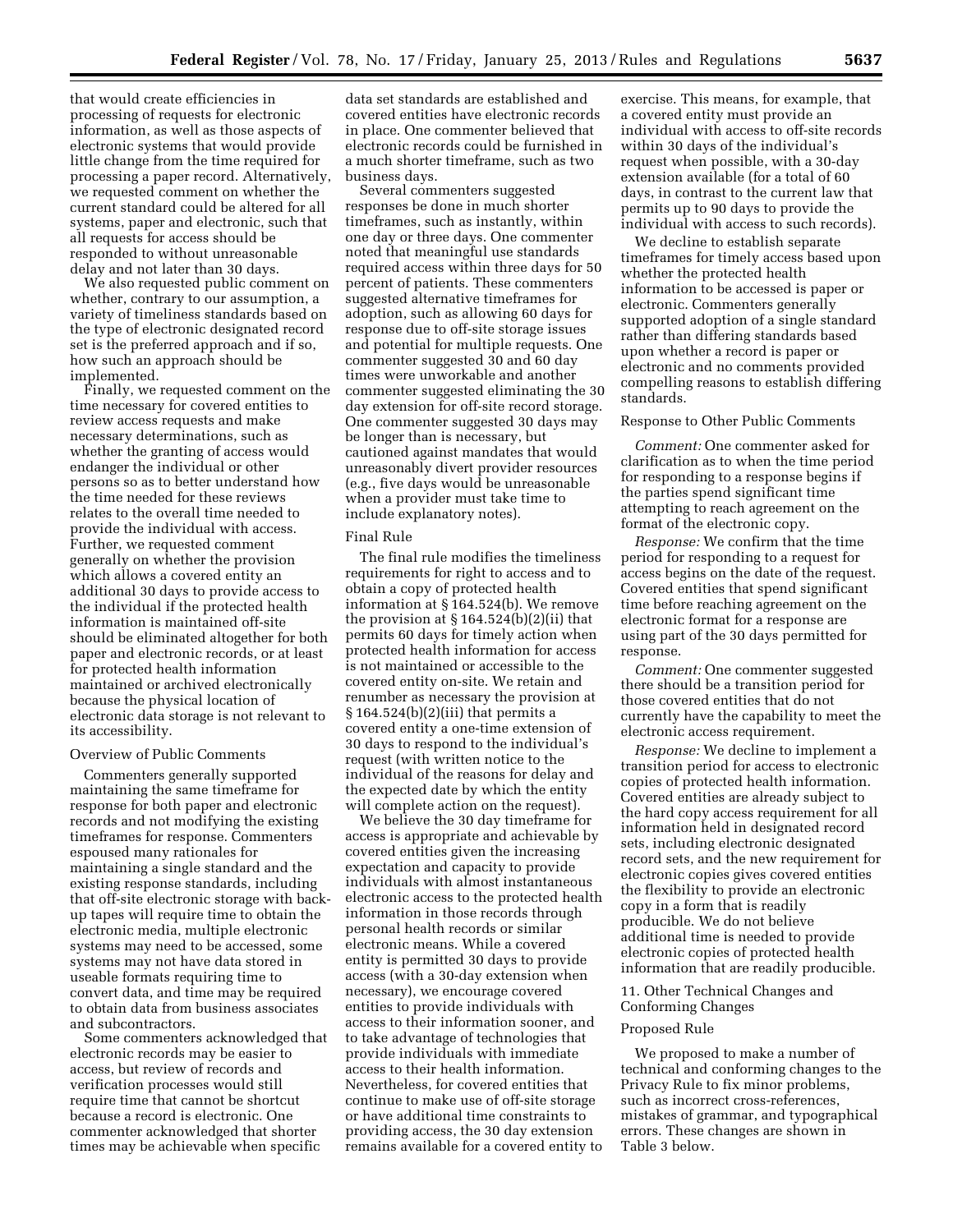that would create efficiencies in processing of requests for electronic information, as well as those aspects of electronic systems that would provide little change from the time required for processing a paper record. Alternatively, we requested comment on whether the current standard could be altered for all systems, paper and electronic, such that all requests for access should be responded to without unreasonable delay and not later than 30 days.

We also requested public comment on whether, contrary to our assumption, a variety of timeliness standards based on the type of electronic designated record set is the preferred approach and if so, how such an approach should be implemented.

Finally, we requested comment on the time necessary for covered entities to review access requests and make necessary determinations, such as whether the granting of access would endanger the individual or other persons so as to better understand how the time needed for these reviews relates to the overall time needed to provide the individual with access. Further, we requested comment generally on whether the provision which allows a covered entity an additional 30 days to provide access to the individual if the protected health information is maintained off-site should be eliminated altogether for both paper and electronic records, or at least for protected health information maintained or archived electronically because the physical location of electronic data storage is not relevant to its accessibility.

Overview of Public Comments

Commenters generally supported maintaining the same timeframe for response for both paper and electronic records and not modifying the existing timeframes for response. Commenters espoused many rationales for maintaining a single standard and the existing response standards, including that off-site electronic storage with back-up tapes will require time to obtain the electronic media, multiple electronic systems may need to be accessed, some systems may not have data stored in useable formats requiring time to convert data, and time may be required to obtain data from business associates and subcontractors.

Some commenters acknowledged that electronic records may be easier to access, but review of records and verification processes would still require time that cannot be shortcut because a record is electronic. One commenter acknowledged that shorter times may be achievable when specific data set standards are established and covered entities have electronic records in place. One commenter believed that electronic records could be furnished in a much shorter timeframe, such as two business days.

Several commenters suggested responses be done in much shorter timeframes, such as instantly, within one day or three days. One commenter noted that meaningful use standards required access within three days for 50 percent of patients. These commenters suggested alternative timeframes for adoption, such as allowing 60 days for response due to off-site storage issues and potential for multiple requests. One commenter suggested 30 and 60 day times were unworkable and another commenter suggested eliminating the 30 day extension for off-site record storage. One commenter suggested 30 days may be longer than is necessary, but cautioned against mandates that would unreasonably divert provider resources (e.g., five days would be unreasonable when a provider must take time to include explanatory notes).

Final Rule

The final rule modifies the timeliness requirements for right to access and to obtain a copy of protected health information at § 164.524(b). We remove the provision at § 164.524(b)(2)(ii) that permits 60 days for timely action when protected health information for access is not maintained or accessible to the covered entity on-site. We retain and renumber as necessary the provision at § 164.524(b)(2)(iii) that permits a covered entity a one-time extension of 30 days to respond to the individual's request (with written notice to the individual of the reasons for delay and the expected date by which the entity will complete action on the request).

We believe the 30 day timeframe for access is appropriate and achievable by covered entities given the increasing expectation and capacity to provide individuals with almost instantaneous electronic access to the protected health information in those records through personal health records or similar electronic means. While a covered entity is permitted 30 days to provide access (with a 30-day extension when necessary), we encourage covered entities to provide individuals with access to their information sooner, and to take advantage of technologies that provide individuals with immediate access to their health information. Nevertheless, for covered entities that continue to make use of off-site storage or have additional time constraints to providing access, the 30 day extension remains available for a covered entity to exercise. This means, for example, that a covered entity must provide an individual with access to off-site records within 30 days of the individual's request when possible, with a 30-day extension available (for a total of 60 days, in contrast to the current law that permits up to 90 days to provide the individual with access to such records).

We decline to establish separate timeframes for timely access based upon whether the protected health information to be accessed is paper or electronic. Commenters generally supported adoption of a single standard rather than differing standards based upon whether a record is paper or electronic and no comments provided compelling reasons to establish differing standards.

Response to Other Public Comments

*Comment:* One commenter asked for clarification as to when the time period for responding to a response begins if the parties spend significant time attempting to reach agreement on the format of the electronic copy.

*Response:* We confirm that the time period for responding to a request for access begins on the date of the request. Covered entities that spend significant time before reaching agreement on the electronic format for a response are using part of the 30 days permitted for response.

*Comment:* One commenter suggested there should be a transition period for those covered entities that do not currently have the capability to meet the electronic access requirement.

*Response:* We decline to implement a transition period for access to electronic copies of protected health information. Covered entities are already subject to the hard copy access requirement for all information held in designated record sets, including electronic designated record sets, and the new requirement for electronic copies gives covered entities the flexibility to provide an electronic copy in a form that is readily producible. We do not believe additional time is needed to provide electronic copies of protected health information that are readily producible.

11. Other Technical Changes and Conforming Changes

Proposed Rule

We proposed to make a number of technical and conforming changes to the Privacy Rule to fix minor problems, such as incorrect cross-references, mistakes of grammar, and typographical errors. These changes are shown in Table 3 below.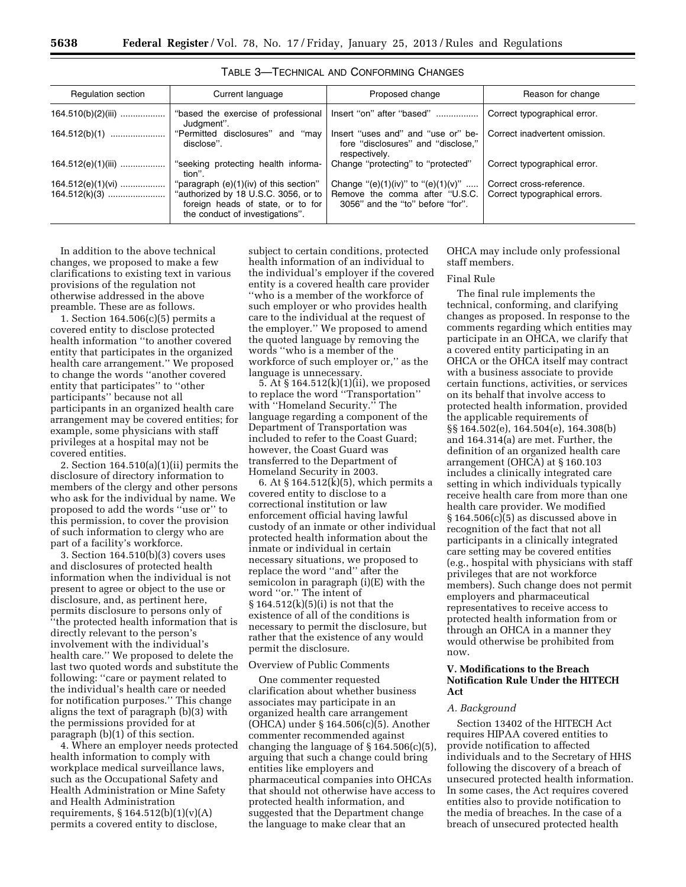TABLE 3—TECHNICAL AND CONFORMING CHANGES

| Regulation section | Current language | Proposed change | Reason for change |
| --- | --- | --- | --- |
| 164.510(b)(2)(iii) | "based the exercise of professional Judgment". | Insert "on" after "based" | Correct typographical error. |
| 164.512(b)(1) | "Permitted disclosures" and "may disclose". | Insert "uses and" and "use or" before "disclosures" and "disclose," respectively. | Correct inadvertent omission. |
| 164.512(e)(1)(iii) | "seeking protecting health information". | Change "protecting" to "protected" | Correct typographical error. |
| 164.512(e)(1)(vi) | "paragraph (e)(1)(iv) of this section" | Change "(e)(1)(iv)" to "(e)(1)(v)" | Correct cross-reference. |
| 164.512(k)(3) | "authorized by 18 U.S.C. 3056, or to foreign heads of state, or to for the conduct of investigations". | Remove the comma after "U.S.C. 3056" and the "to" before "for". | Correct typographical errors. |

In addition to the above technical changes, we proposed to make a few clarifications to existing text in various provisions of the regulation not otherwise addressed in the above preamble. These are as follows.

1. Section 164.506(c)(5) permits a covered entity to disclose protected health information "to another covered entity that participates in the organized health care arrangement." We proposed to change the words "another covered entity that participates" to "other participants" because not all participants in an organized health care arrangement may be covered entities; for example, some physicians with staff privileges at a hospital may not be covered entities.

2. Section 164.510(a)(1)(ii) permits the disclosure of directory information to members of the clergy and other persons who ask for the individual by name. We proposed to add the words "use or" to this permission, to cover the provision of such information to clergy who are part of a facility's workforce.

3. Section 164.510(b)(3) covers uses and disclosures of protected health information when the individual is not present to agree or object to the use or disclosure, and, as pertinent here, permits disclosure to persons only of "the protected health information that is directly relevant to the person's involvement with the individual's health care." We proposed to delete the last two quoted words and substitute the following: "care or payment related to the individual's health care or needed for notification purposes." This change aligns the text of paragraph (b)(3) with the permissions provided for at paragraph (b)(1) of this section.

4. Where an employer needs protected health information to comply with workplace medical surveillance laws, such as the Occupational Safety and Health Administration or Mine Safety and Health Administration requirements, § 164.512(b)(1)(v)(A) permits a covered entity to disclose, subject to certain conditions, protected health information of an individual to the individual's employer if the covered entity is a covered health care provider "who is a member of the workforce of such employer or who provides health care to the individual at the request of the employer." We proposed to amend the quoted language by removing the words "who is a member of the workforce of such employer or," as the language is unnecessary.

5. At § 164.512(k)(1)(ii), we proposed to replace the word "Transportation" with "Homeland Security." The language regarding a component of the Department of Transportation was included to refer to the Coast Guard; however, the Coast Guard was transferred to the Department of Homeland Security in 2003.

6. At § 164.512(k)(5), which permits a covered entity to disclose to a correctional institution or law enforcement official having lawful custody of an inmate or other individual protected health information about the inmate or individual in certain necessary situations, we proposed to replace the word "and" after the semicolon in paragraph (i)(E) with the word "or." The intent of § 164.512(k)(5)(i) is not that the existence of all of the conditions is necessary to permit the disclosure, but rather that the existence of any would permit the disclosure.

Overview of Public Comments

One commenter requested clarification about whether business associates may participate in an organized health care arrangement (OHCA) under § 164.506(c)(5). Another commenter recommended against changing the language of § 164.506(c)(5), arguing that such a change could bring entities like employers and pharmaceutical companies into OHCAs that should not otherwise have access to protected health information, and suggested that the Department change the language to make clear that an OHCA may include only professional staff members.

Final Rule

The final rule implements the technical, conforming, and clarifying changes as proposed. In response to the comments regarding which entities may participate in an OHCA, we clarify that a covered entity participating in an OHCA or the OHCA itself may contract with a business associate to provide certain functions, activities, or services on its behalf that involve access to protected health information, provided the applicable requirements of §§ 164.502(e), 164.504(e), 164.308(b) and 164.314(a) are met. Further, the definition of an organized health care arrangement (OHCA) at § 160.103 includes a clinically integrated care setting in which individuals typically receive health care from more than one health care provider. We modified § 164.506(c)(5) as discussed above in recognition of the fact that not all participants in a clinically integrated care setting may be covered entities (e.g., hospital with physicians with staff privileges that are not workforce members). Such change does not permit employers and pharmaceutical representatives to receive access to protected health information from or through an OHCA in a manner they would otherwise be prohibited from now.

## V. Modifications to the Breach Notification Rule Under the HITECH Act

### *A. Background*

Section 13402 of the HITECH Act requires HIPAA covered entities to provide notification to affected individuals and to the Secretary of HHS following the discovery of a breach of unsecured protected health information. In some cases, the Act requires covered entities also to provide notification to the media of breaches. In the case of a breach of unsecured protected health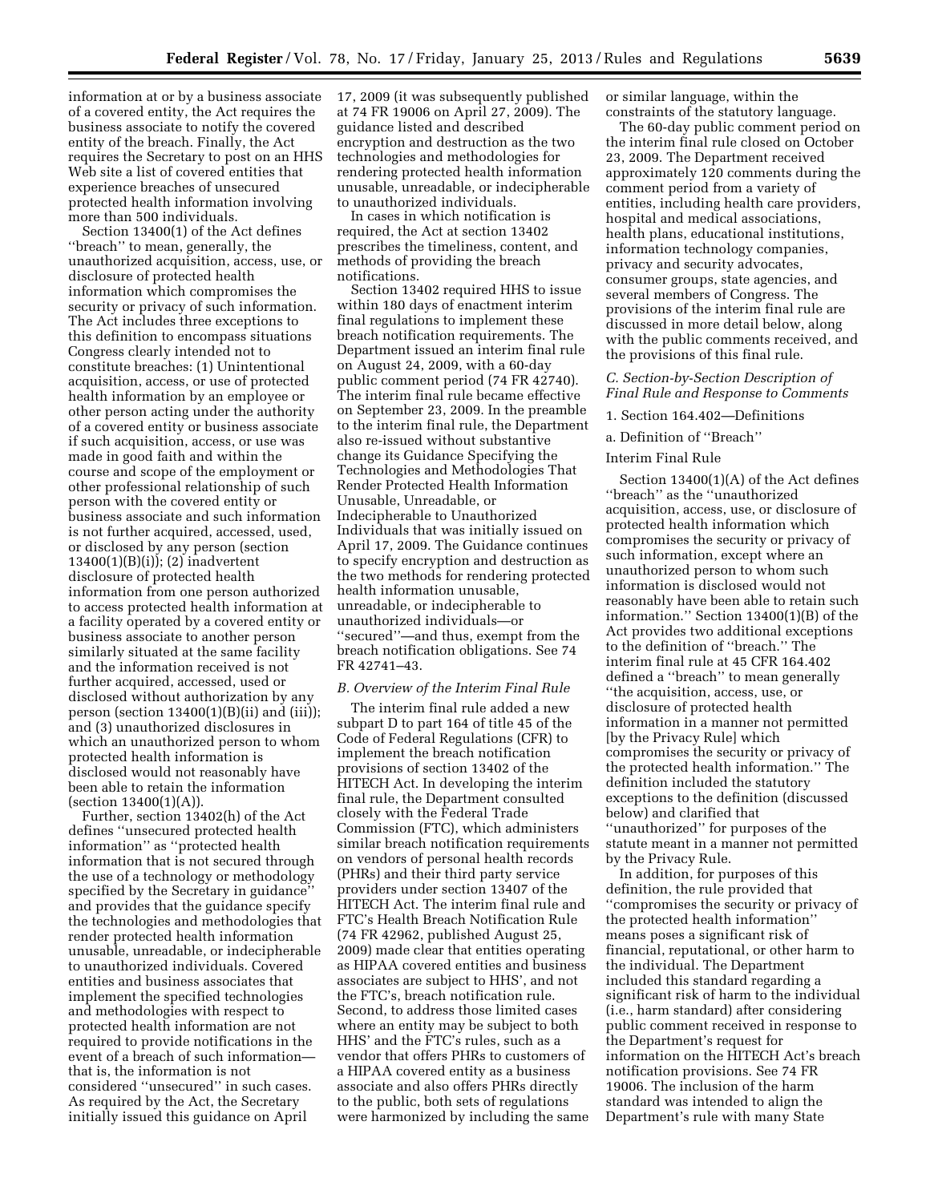information at or by a business associate of a covered entity, the Act requires the business associate to notify the covered entity of the breach. Finally, the Act requires the Secretary to post on an HHS Web site a list of covered entities that experience breaches of unsecured protected health information involving more than 500 individuals.

Section 13400(1) of the Act defines ''breach'' to mean, generally, the unauthorized acquisition, access, use, or disclosure of protected health information which compromises the security or privacy of such information. The Act includes three exceptions to this definition to encompass situations Congress clearly intended not to constitute breaches: (1) Unintentional acquisition, access, or use of protected health information by an employee or other person acting under the authority of a covered entity or business associate if such acquisition, access, or use was made in good faith and within the course and scope of the employment or other professional relationship of such person with the covered entity or business associate and such information is not further acquired, accessed, used, or disclosed by any person (section 13400(1)(B)(i)); (2) inadvertent disclosure of protected health information from one person authorized to access protected health information at a facility operated by a covered entity or business associate to another person similarly situated at the same facility and the information received is not further acquired, accessed, used or disclosed without authorization by any person (section 13400(1)(B)(ii) and (iii)); and (3) unauthorized disclosures in which an unauthorized person to whom protected health information is disclosed would not reasonably have been able to retain the information (section 13400(1)(A)).

Further, section 13402(h) of the Act defines ''unsecured protected health information'' as ''protected health information that is not secured through the use of a technology or methodology specified by the Secretary in guidance'' and provides that the guidance specify the technologies and methodologies that render protected health information unusable, unreadable, or indecipherable to unauthorized individuals. Covered entities and business associates that implement the specified technologies and methodologies with respect to protected health information are not required to provide notifications in the event of a breach of such information—that is, the information is not considered ''unsecured'' in such cases. As required by the Act, the Secretary initially issued this guidance on April 17, 2009 (it was subsequently published at 74 FR 19006 on April 27, 2009). The guidance listed and described encryption and destruction as the two technologies and methodologies for rendering protected health information unusable, unreadable, or indecipherable to unauthorized individuals.

In cases in which notification is required, the Act at section 13402 prescribes the timeliness, content, and methods of providing the breach notifications.

Section 13402 required HHS to issue within 180 days of enactment interim final regulations to implement these breach notification requirements. The Department issued an interim final rule on August 24, 2009, with a 60-day public comment period (74 FR 42740). The interim final rule became effective on September 23, 2009. In the preamble to the interim final rule, the Department also re-issued without substantive change its Guidance Specifying the Technologies and Methodologies That Render Protected Health Information Unusable, Unreadable, or Indecipherable to Unauthorized Individuals that was initially issued on April 17, 2009. The Guidance continues to specify encryption and destruction as the two methods for rendering protected health information unusable, unreadable, or indecipherable to unauthorized individuals—or ''secured''—and thus, exempt from the breach notification obligations. See 74 FR 42741–43.

### *B. Overview of the Interim Final Rule*

The interim final rule added a new subpart D to part 164 of title 45 of the Code of Federal Regulations (CFR) to implement the breach notification provisions of section 13402 of the HITECH Act. In developing the interim final rule, the Department consulted closely with the Federal Trade Commission (FTC), which administers similar breach notification requirements on vendors of personal health records (PHRs) and their third party service providers under section 13407 of the HITECH Act. The interim final rule and FTC's Health Breach Notification Rule (74 FR 42962, published August 25, 2009) made clear that entities operating as HIPAA covered entities and business associates are subject to HHS', and not the FTC's, breach notification rule. Second, to address those limited cases where an entity may be subject to both HHS' and the FTC's rules, such as a vendor that offers PHRs to customers of a HIPAA covered entity as a business associate and also offers PHRs directly to the public, both sets of regulations were harmonized by including the same or similar language, within the constraints of the statutory language.

The 60-day public comment period on the interim final rule closed on October 23, 2009. The Department received approximately 120 comments during the comment period from a variety of entities, including health care providers, hospital and medical associations, health plans, educational institutions, information technology companies, privacy and security advocates, consumer groups, state agencies, and several members of Congress. The provisions of the interim final rule are discussed in more detail below, along with the public comments received, and the provisions of this final rule.

### *C. Section-by-Section Description of Final Rule and Response to Comments*

1. Section 164.402—Definitions

a. Definition of ''Breach''

Interim Final Rule

Section 13400(1)(A) of the Act defines ''breach'' as the ''unauthorized acquisition, access, use, or disclosure of protected health information which compromises the security or privacy of such information, except where an unauthorized person to whom such information is disclosed would not reasonably have been able to retain such information.'' Section 13400(1)(B) of the Act provides two additional exceptions to the definition of ''breach.'' The interim final rule at 45 CFR 164.402 defined a ''breach'' to mean generally ''the acquisition, access, use, or disclosure of protected health information in a manner not permitted [by the Privacy Rule] which compromises the security or privacy of the protected health information.'' The definition included the statutory exceptions to the definition (discussed below) and clarified that ''unauthorized'' for purposes of the statute meant in a manner not permitted by the Privacy Rule.

In addition, for purposes of this definition, the rule provided that ''compromises the security or privacy of the protected health information'' means poses a significant risk of financial, reputational, or other harm to the individual. The Department included this standard regarding a significant risk of harm to the individual (i.e., harm standard) after considering public comment received in response to the Department's request for information on the HITECH Act's breach notification provisions. See 74 FR 19006. The inclusion of the harm standard was intended to align the Department's rule with many State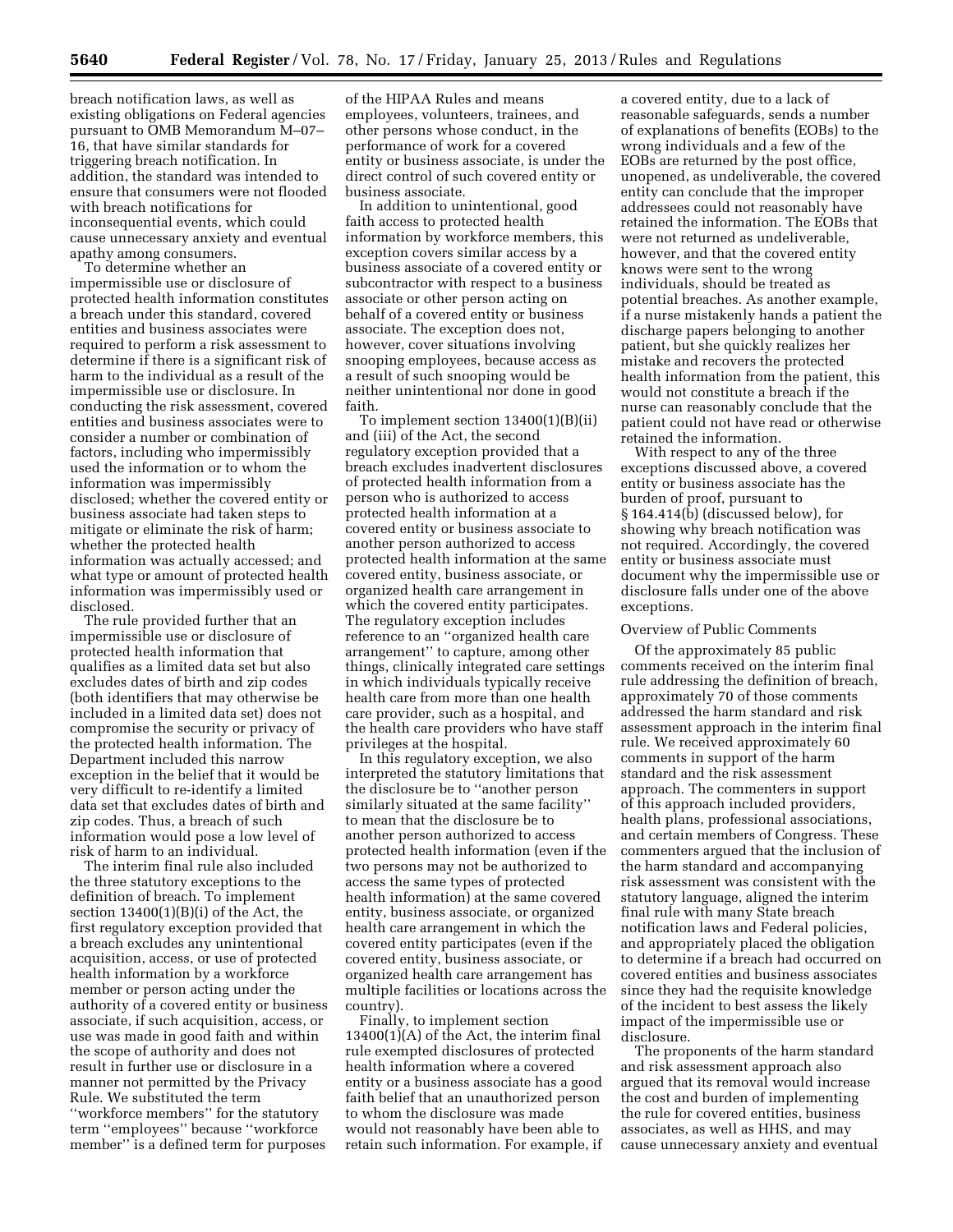breach notification laws, as well as existing obligations on Federal agencies pursuant to OMB Memorandum M–07–16, that have similar standards for triggering breach notification. In addition, the standard was intended to ensure that consumers were not flooded with breach notifications for inconsequential events, which could cause unnecessary anxiety and eventual apathy among consumers.

To determine whether an impermissible use or disclosure of protected health information constitutes a breach under this standard, covered entities and business associates were required to perform a risk assessment to determine if there is a significant risk of harm to the individual as a result of the impermissible use or disclosure. In conducting the risk assessment, covered entities and business associates were to consider a number or combination of factors, including who impermissibly used the information or to whom the information was impermissibly disclosed; whether the covered entity or business associate had taken steps to mitigate or eliminate the risk of harm; whether the protected health information was actually accessed; and what type or amount of protected health information was impermissibly used or disclosed.

The rule provided further that an impermissible use or disclosure of protected health information that qualifies as a limited data set but also excludes dates of birth and zip codes (both identifiers that may otherwise be included in a limited data set) does not compromise the security or privacy of the protected health information. The Department included this narrow exception in the belief that it would be very difficult to re-identify a limited data set that excludes dates of birth and zip codes. Thus, a breach of such information would pose a low level of risk of harm to an individual.

The interim final rule also included the three statutory exceptions to the definition of breach. To implement section 13400(1)(B)(i) of the Act, the first regulatory exception provided that a breach excludes any unintentional acquisition, access, or use of protected health information by a workforce member or person acting under the authority of a covered entity or business associate, if such acquisition, access, or use was made in good faith and within the scope of authority and does not result in further use or disclosure in a manner not permitted by the Privacy Rule. We substituted the term ''workforce members'' for the statutory term ''employees'' because ''workforce member'' is a defined term for purposes of the HIPAA Rules and means employees, volunteers, trainees, and other persons whose conduct, in the performance of work for a covered entity or business associate, is under the direct control of such covered entity or business associate.

In addition to unintentional, good faith access to protected health information by workforce members, this exception covers similar access by a business associate of a covered entity or subcontractor with respect to a business associate or other person acting on behalf of a covered entity or business associate. The exception does not, however, cover situations involving snooping employees, because access as a result of such snooping would be neither unintentional nor done in good faith.

To implement section 13400(1)(B)(ii) and (iii) of the Act, the second regulatory exception provided that a breach excludes inadvertent disclosures of protected health information from a person who is authorized to access protected health information at a covered entity or business associate to another person authorized to access protected health information at the same covered entity, business associate, or organized health care arrangement in which the covered entity participates. The regulatory exception includes reference to an ''organized health care arrangement'' to capture, among other things, clinically integrated care settings in which individuals typically receive health care from more than one health care provider, such as a hospital, and the health care providers who have staff privileges at the hospital.

In this regulatory exception, we also interpreted the statutory limitations that the disclosure be to ''another person similarly situated at the same facility'' to mean that the disclosure be to another person authorized to access protected health information (even if the two persons may not be authorized to access the same types of protected health information) at the same covered entity, business associate, or organized health care arrangement in which the covered entity participates (even if the covered entity, business associate, or organized health care arrangement has multiple facilities or locations across the country).

Finally, to implement section 13400(1)(A) of the Act, the interim final rule exempted disclosures of protected health information where a covered entity or a business associate has a good faith belief that an unauthorized person to whom the disclosure was made would not reasonably have been able to retain such information. For example, if a covered entity, due to a lack of reasonable safeguards, sends a number of explanations of benefits (EOBs) to the wrong individuals and a few of the EOBs are returned by the post office, unopened, as undeliverable, the covered entity can conclude that the improper addressees could not reasonably have retained the information. The EOBs that were not returned as undeliverable, however, and that the covered entity knows were sent to the wrong individuals, should be treated as potential breaches. As another example, if a nurse mistakenly hands a patient the discharge papers belonging to another patient, but she quickly realizes her mistake and recovers the protected health information from the patient, this would not constitute a breach if the nurse can reasonably conclude that the patient could not have read or otherwise retained the information.

With respect to any of the three exceptions discussed above, a covered entity or business associate has the burden of proof, pursuant to § 164.414(b) (discussed below), for showing why breach notification was not required. Accordingly, the covered entity or business associate must document why the impermissible use or disclosure falls under one of the above exceptions.

Overview of Public Comments

Of the approximately 85 public comments received on the interim final rule addressing the definition of breach, approximately 70 of those comments addressed the harm standard and risk assessment approach in the interim final rule. We received approximately 60 comments in support of the harm standard and the risk assessment approach. The commenters in support of this approach included providers, health plans, professional associations, and certain members of Congress. These commenters argued that the inclusion of the harm standard and accompanying risk assessment was consistent with the statutory language, aligned the interim final rule with many State breach notification laws and Federal policies, and appropriately placed the obligation to determine if a breach had occurred on covered entities and business associates since they had the requisite knowledge of the incident to best assess the likely impact of the impermissible use or disclosure.

The proponents of the harm standard and risk assessment approach also argued that its removal would increase the cost and burden of implementing the rule for covered entities, business associates, as well as HHS, and may cause unnecessary anxiety and eventual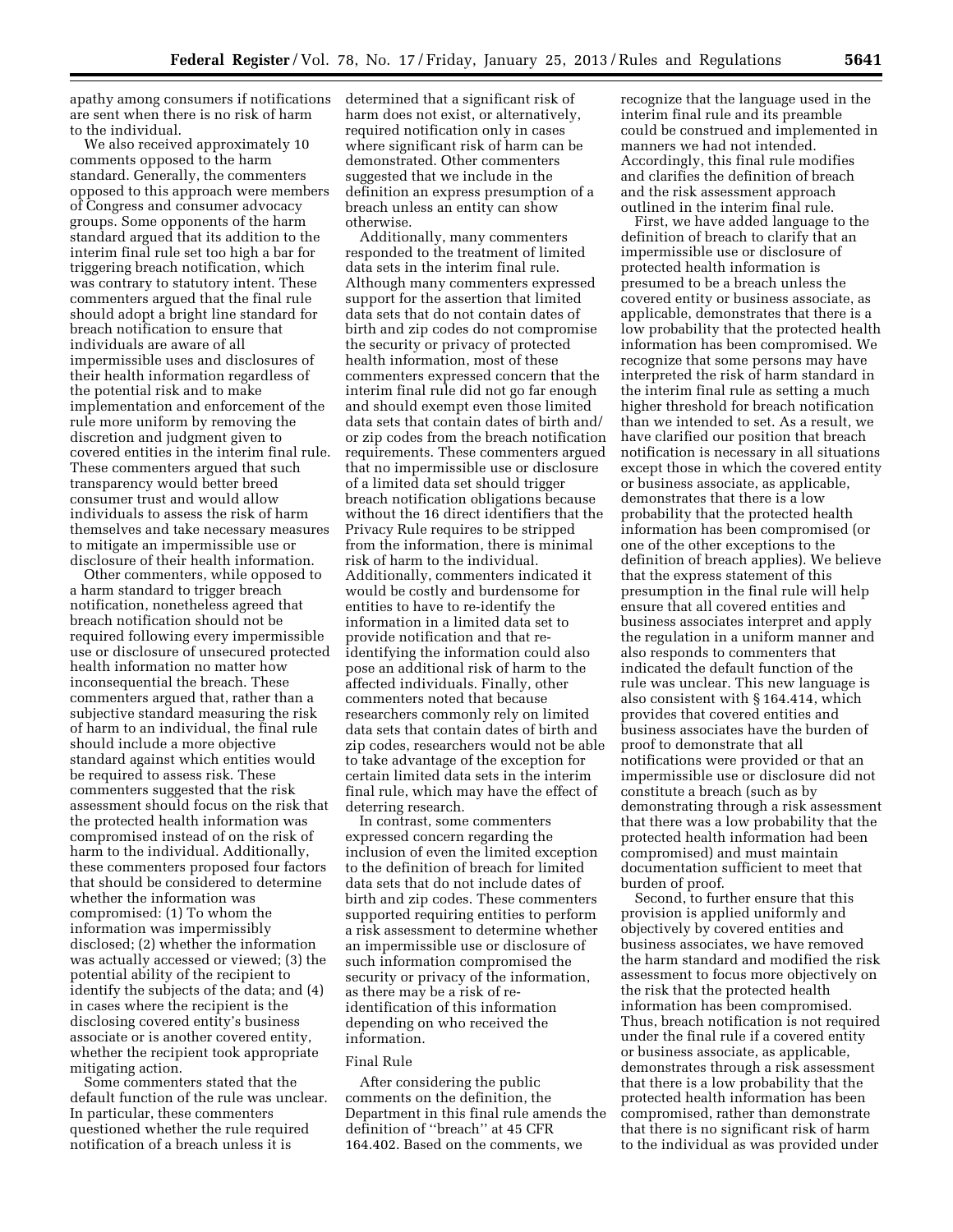apathy among consumers if notifications are sent when there is no risk of harm to the individual.

We also received approximately 10 comments opposed to the harm standard. Generally, the commenters opposed to this approach were members of Congress and consumer advocacy groups. Some opponents of the harm standard argued that its addition to the interim final rule set too high a bar for triggering breach notification, which was contrary to statutory intent. These commenters argued that the final rule should adopt a bright line standard for breach notification to ensure that individuals are aware of all impermissible uses and disclosures of their health information regardless of the potential risk and to make implementation and enforcement of the rule more uniform by removing the discretion and judgment given to covered entities in the interim final rule. These commenters argued that such transparency would better breed consumer trust and would allow individuals to assess the risk of harm themselves and take necessary measures to mitigate an impermissible use or disclosure of their health information.

Other commenters, while opposed to a harm standard to trigger breach notification, nonetheless agreed that breach notification should not be required following every impermissible use or disclosure of unsecured protected health information no matter how inconsequential the breach. These commenters argued that, rather than a subjective standard measuring the risk of harm to an individual, the final rule should include a more objective standard against which entities would be required to assess risk. These commenters suggested that the risk assessment should focus on the risk that the protected health information was compromised instead of on the risk of harm to the individual. Additionally, these commenters proposed four factors that should be considered to determine whether the information was compromised: (1) To whom the information was impermissibly disclosed; (2) whether the information was actually accessed or viewed; (3) the potential ability of the recipient to identify the subjects of the data; and (4) in cases where the recipient is the disclosing covered entity's business associate or is another covered entity, whether the recipient took appropriate mitigating action.

Some commenters stated that the default function of the rule was unclear. In particular, these commenters questioned whether the rule required notification of a breach unless it is determined that a significant risk of harm does not exist, or alternatively, required notification only in cases where significant risk of harm can be demonstrated. Other commenters suggested that we include in the definition an express presumption of a breach unless an entity can show otherwise.

Additionally, many commenters responded to the treatment of limited data sets in the interim final rule. Although many commenters expressed support for the assertion that limited data sets that do not contain dates of birth and zip codes do not compromise the security or privacy of protected health information, most of these commenters expressed concern that the interim final rule did not go far enough and should exempt even those limited data sets that contain dates of birth and/or zip codes from the breach notification requirements. These commenters argued that no impermissible use or disclosure of a limited data set should trigger breach notification obligations because without the 16 direct identifiers that the Privacy Rule requires to be stripped from the information, there is minimal risk of harm to the individual. Additionally, commenters indicated it would be costly and burdensome for entities to have to re-identify the information in a limited data set to provide notification and that re-identifying the information could also pose an additional risk of harm to the affected individuals. Finally, other commenters noted that because researchers commonly rely on limited data sets that contain dates of birth and zip codes, researchers would not be able to take advantage of the exception for certain limited data sets in the interim final rule, which may have the effect of deterring research.

In contrast, some commenters expressed concern regarding the inclusion of even the limited exception to the definition of breach for limited data sets that do not include dates of birth and zip codes. These commenters supported requiring entities to perform a risk assessment to determine whether an impermissible use or disclosure of such information compromised the security or privacy of the information, as there may be a risk of re-identification of this information depending on who received the information.

### Final Rule

After considering the public comments on the definition, the Department in this final rule amends the definition of "breach" at 45 CFR 164.402. Based on the comments, we recognize that the language used in the interim final rule and its preamble could be construed and implemented in manners we had not intended. Accordingly, this final rule modifies and clarifies the definition of breach and the risk assessment approach outlined in the interim final rule.

First, we have added language to the definition of breach to clarify that an impermissible use or disclosure of protected health information is presumed to be a breach unless the covered entity or business associate, as applicable, demonstrates that there is a low probability that the protected health information has been compromised. We recognize that some persons may have interpreted the risk of harm standard in the interim final rule as setting a much higher threshold for breach notification than we intended to set. As a result, we have clarified our position that breach notification is necessary in all situations except those in which the covered entity or business associate, as applicable, demonstrates that there is a low probability that the protected health information has been compromised (or one of the other exceptions to the definition of breach applies). We believe that the express statement of this presumption in the final rule will help ensure that all covered entities and business associates interpret and apply the regulation in a uniform manner and also responds to commenters that indicated the default function of the rule was unclear. This new language is also consistent with § 164.414, which provides that covered entities and business associates have the burden of proof to demonstrate that all notifications were provided or that an impermissible use or disclosure did not constitute a breach (such as by demonstrating through a risk assessment that there was a low probability that the protected health information had been compromised) and must maintain documentation sufficient to meet that burden of proof.

Second, to further ensure that this provision is applied uniformly and objectively by covered entities and business associates, we have removed the harm standard and modified the risk assessment to focus more objectively on the risk that the protected health information has been compromised. Thus, breach notification is not required under the final rule if a covered entity or business associate, as applicable, demonstrates through a risk assessment that there is a low probability that the protected health information has been compromised, rather than demonstrate that there is no significant risk of harm to the individual as was provided under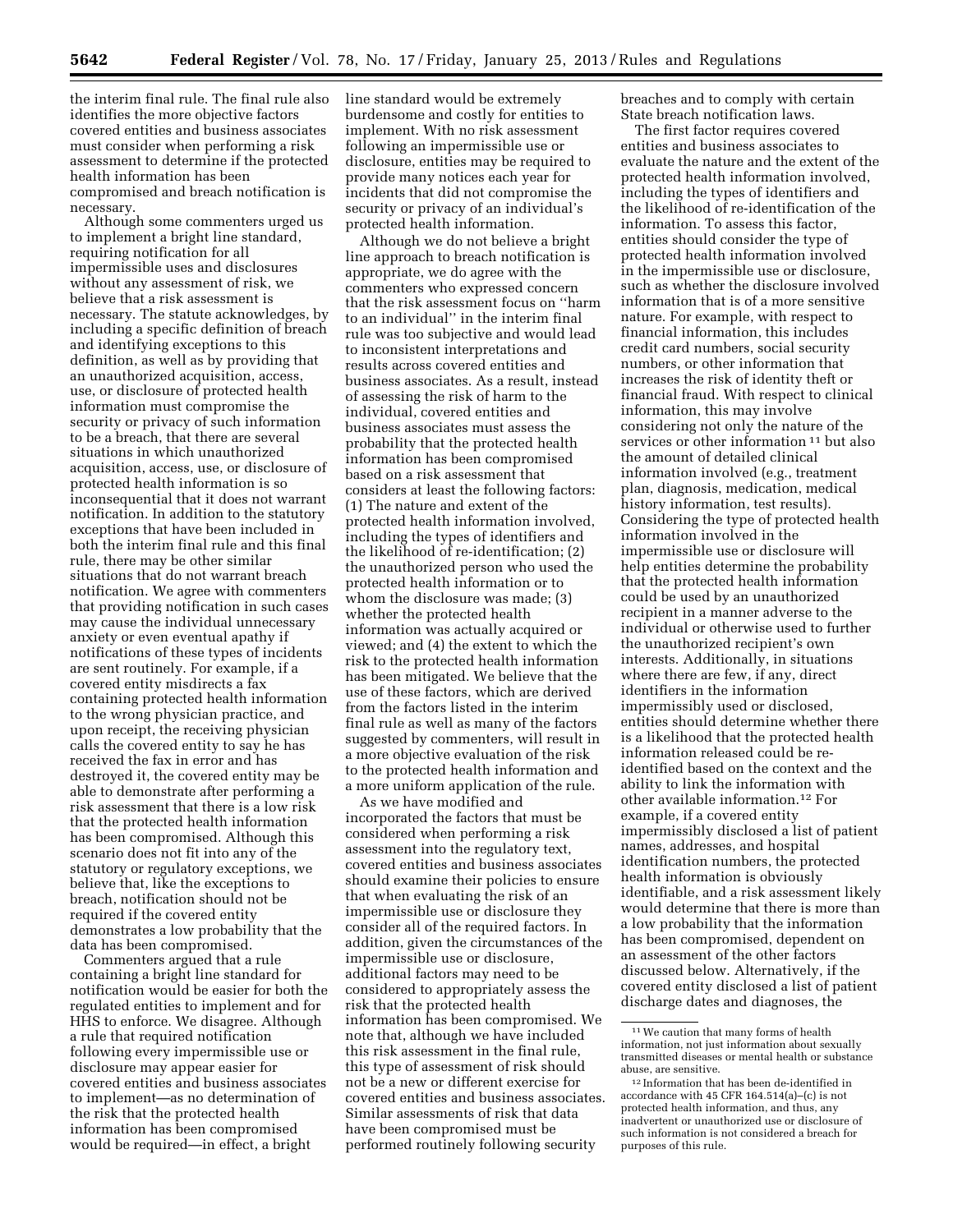the interim final rule. The final rule also identifies the more objective factors covered entities and business associates must consider when performing a risk assessment to determine if the protected health information has been compromised and breach notification is necessary.

Although some commenters urged us to implement a bright line standard, requiring notification for all impermissible uses and disclosures without any assessment of risk, we believe that a risk assessment is necessary. The statute acknowledges, by including a specific definition of breach and identifying exceptions to this definition, as well as by providing that an unauthorized acquisition, access, use, or disclosure of protected health information must compromise the security or privacy of such information to be a breach, that there are several situations in which unauthorized acquisition, access, use, or disclosure of protected health information is so inconsequential that it does not warrant notification. In addition to the statutory exceptions that have been included in both the interim final rule and this final rule, there may be other similar situations that do not warrant breach notification. We agree with commenters that providing notification in such cases may cause the individual unnecessary anxiety or even eventual apathy if notifications of these types of incidents are sent routinely. For example, if a covered entity misdirects a fax containing protected health information to the wrong physician practice, and upon receipt, the receiving physician calls the covered entity to say he has received the fax in error and has destroyed it, the covered entity may be able to demonstrate after performing a risk assessment that there is a low risk that the protected health information has been compromised. Although this scenario does not fit into any of the statutory or regulatory exceptions, we believe that, like the exceptions to breach, notification should not be required if the covered entity demonstrates a low probability that the data has been compromised.

Commenters argued that a rule containing a bright line standard for notification would be easier for both the regulated entities to implement and for HHS to enforce. We disagree. Although a rule that required notification following every impermissible use or disclosure may appear easier for covered entities and business associates to implement—as no determination of the risk that the protected health information has been compromised would be required—in effect, a bright line standard would be extremely burdensome and costly for entities to implement. With no risk assessment following an impermissible use or disclosure, entities may be required to provide many notices each year for incidents that did not compromise the security or privacy of an individual's protected health information.

Although we do not believe a bright line approach to breach notification is appropriate, we do agree with the commenters who expressed concern that the risk assessment focus on "harm to an individual" in the interim final rule was too subjective and would lead to inconsistent interpretations and results across covered entities and business associates. As a result, instead of assessing the risk of harm to the individual, covered entities and business associates must assess the probability that the protected health information has been compromised based on a risk assessment that considers at least the following factors: (1) The nature and extent of the protected health information involved, including the types of identifiers and the likelihood of re-identification; (2) the unauthorized person who used the protected health information or to whom the disclosure was made; (3) whether the protected health information was actually acquired or viewed; and (4) the extent to which the risk to the protected health information has been mitigated. We believe that the use of these factors, which are derived from the factors listed in the interim final rule as well as many of the factors suggested by commenters, will result in a more objective evaluation of the risk to the protected health information and a more uniform application of the rule.

As we have modified and incorporated the factors that must be considered when performing a risk assessment into the regulatory text, covered entities and business associates should examine their policies to ensure that when evaluating the risk of an impermissible use or disclosure they consider all of the required factors. In addition, given the circumstances of the impermissible use or disclosure, additional factors may need to be considered to appropriately assess the risk that the protected health information has been compromised. We note that, although we have included this risk assessment in the final rule, this type of assessment of risk should not be a new or different exercise for covered entities and business associates. Similar assessments of risk that data have been compromised must be performed routinely following security breaches and to comply with certain State breach notification laws.

The first factor requires covered entities and business associates to evaluate the nature and the extent of the protected health information involved, including the types of identifiers and the likelihood of re-identification of the information. To assess this factor, entities should consider the type of protected health information involved in the impermissible use or disclosure, such as whether the disclosure involved information that is of a more sensitive nature. For example, with respect to financial information, this includes credit card numbers, social security numbers, or other information that increases the risk of identity theft or financial fraud. With respect to clinical information, this may involve considering not only the nature of the services or other information [11] but also the amount of detailed clinical information involved (e.g., treatment plan, diagnosis, medication, medical history information, test results). Considering the type of protected health information involved in the impermissible use or disclosure will help entities determine the probability that the protected health information could be used by an unauthorized recipient in a manner adverse to the individual or otherwise used to further the unauthorized recipient's own interests. Additionally, in situations where there are few, if any, direct identifiers in the information impermissibly used or disclosed, entities should determine whether there is a likelihood that the protected health information released could be re-identified based on the context and the ability to link the information with other available information.[12] For example, if a covered entity impermissibly disclosed a list of patient names, addresses, and hospital identification numbers, the protected health information is obviously identifiable, and a risk assessment likely would determine that there is more than a low probability that the information has been compromised, dependent on an assessment of the other factors discussed below. Alternatively, if the covered entity disclosed a list of patient discharge dates and diagnoses, the

[11] We caution that many forms of health information, not just information about sexually transmitted diseases or mental health or substance abuse, are sensitive.

[12] Information that has been de-identified in accordance with 45 CFR 164.514(a)–(c) is not protected health information, and thus, any inadvertent or unauthorized use or disclosure of such information is not considered a breach for purposes of this rule.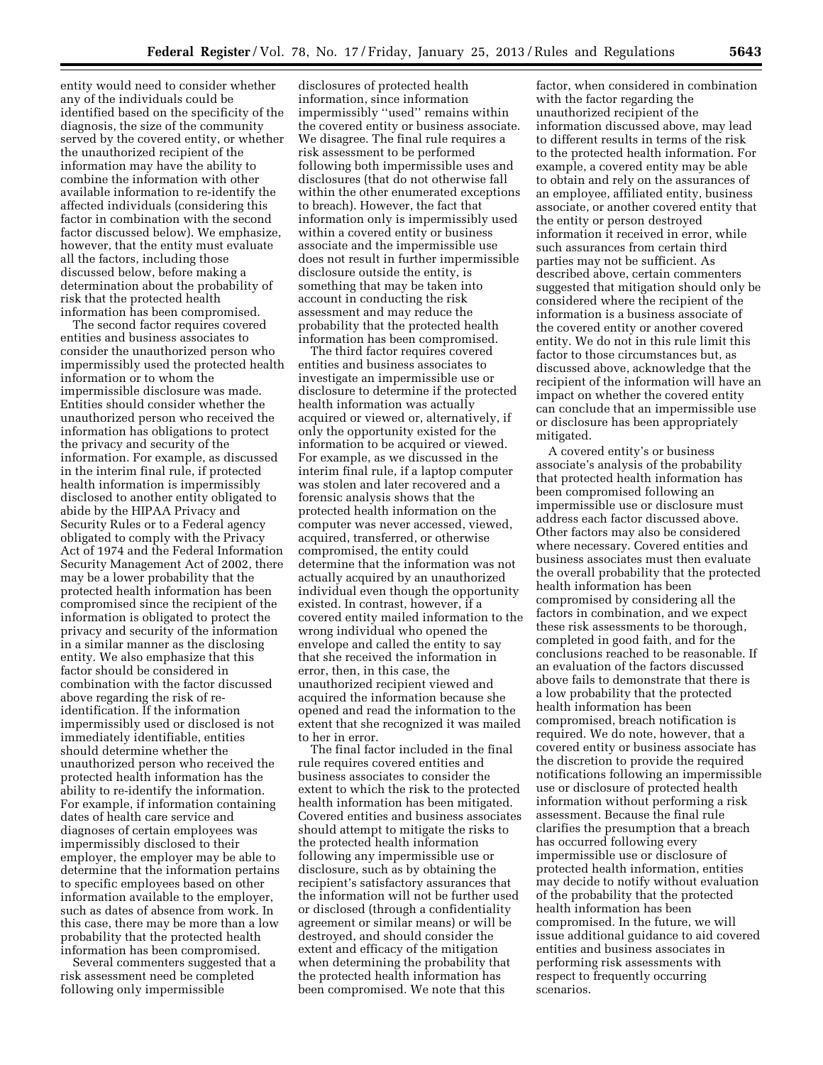entity would need to consider whether any of the individuals could be identified based on the specificity of the diagnosis, the size of the community served by the covered entity, or whether the unauthorized recipient of the information may have the ability to combine the information with other available information to re-identify the affected individuals (considering this factor in combination with the second factor discussed below). We emphasize, however, that the entity must evaluate all the factors, including those discussed below, before making a determination about the probability of risk that the protected health information has been compromised.

The second factor requires covered entities and business associates to consider the unauthorized person who impermissibly used the protected health information or to whom the impermissible disclosure was made. Entities should consider whether the unauthorized person who received the information has obligations to protect the privacy and security of the information. For example, as discussed in the interim final rule, if protected health information is impermissibly disclosed to another entity obligated to abide by the HIPAA Privacy and Security Rules or to a Federal agency obligated to comply with the Privacy Act of 1974 and the Federal Information Security Management Act of 2002, there may be a lower probability that the protected health information has been compromised since the recipient of the information is obligated to protect the privacy and security of the information in a similar manner as the disclosing entity. We also emphasize that this factor should be considered in combination with the factor discussed above regarding the risk of re-identification. If the information impermissibly used or disclosed is not immediately identifiable, entities should determine whether the unauthorized person who received the protected health information has the ability to re-identify the information. For example, if information containing dates of health care service and diagnoses of certain employees was impermissibly disclosed to their employer, the employer may be able to determine that the information pertains to specific employees based on other information available to the employer, such as dates of absence from work. In this case, there may be more than a low probability that the protected health information has been compromised.

Several commenters suggested that a risk assessment need be completed following only impermissible disclosures of protected health information, since information impermissibly "used" remains within the covered entity or business associate. We disagree. The final rule requires a risk assessment to be performed following both impermissible uses and disclosures (that do not otherwise fall within the other enumerated exceptions to breach). However, the fact that information only is impermissibly used within a covered entity or business associate and the impermissible use does not result in further impermissible disclosure outside the entity, is something that may be taken into account in conducting the risk assessment and may reduce the probability that the protected health information has been compromised.

The third factor requires covered entities and business associates to investigate an impermissible use or disclosure to determine if the protected health information was actually acquired or viewed or, alternatively, if only the opportunity existed for the information to be acquired or viewed. For example, as we discussed in the interim final rule, if a laptop computer was stolen and later recovered and a forensic analysis shows that the protected health information on the computer was never accessed, viewed, acquired, transferred, or otherwise compromised, the entity could determine that the information was not actually acquired by an unauthorized individual even though the opportunity existed. In contrast, however, if a covered entity mailed information to the wrong individual who opened the envelope and called the entity to say that she received the information in error, then, in this case, the unauthorized recipient viewed and acquired the information because she opened and read the information to the extent that she recognized it was mailed to her in error.

The final factor included in the final rule requires covered entities and business associates to consider the extent to which the risk to the protected health information has been mitigated. Covered entities and business associates should attempt to mitigate the risks to the protected health information following any impermissible use or disclosure, such as by obtaining the recipient's satisfactory assurances that the information will not be further used or disclosed (through a confidentiality agreement or similar means) or will be destroyed, and should consider the extent and efficacy of the mitigation when determining the probability that the protected health information has been compromised. We note that this factor, when considered in combination with the factor regarding the unauthorized recipient of the information discussed above, may lead to different results in terms of the risk to the protected health information. For example, a covered entity may be able to obtain and rely on the assurances of an employee, affiliated entity, business associate, or another covered entity that the entity or person destroyed information it received in error, while such assurances from certain third parties may not be sufficient. As described above, certain commenters suggested that mitigation should only be considered where the recipient of the information is a business associate of the covered entity or another covered entity. We do not in this rule limit this factor to those circumstances but, as discussed above, acknowledge that the recipient of the information will have an impact on whether the covered entity can conclude that an impermissible use or disclosure has been appropriately mitigated.

A covered entity's or business associate's analysis of the probability that protected health information has been compromised following an impermissible use or disclosure must address each factor discussed above. Other factors may also be considered where necessary. Covered entities and business associates must then evaluate the overall probability that the protected health information has been compromised by considering all the factors in combination, and we expect these risk assessments to be thorough, completed in good faith, and for the conclusions reached to be reasonable. If an evaluation of the factors discussed above fails to demonstrate that there is a low probability that the protected health information has been compromised, breach notification is required. We do note, however, that a covered entity or business associate has the discretion to provide the required notifications following an impermissible use or disclosure of protected health information without performing a risk assessment. Because the final rule clarifies the presumption that a breach has occurred following every impermissible use or disclosure of protected health information, entities may decide to notify without evaluation of the probability that the protected health information has been compromised. In the future, we will issue additional guidance to aid covered entities and business associates in performing risk assessments with respect to frequently occurring scenarios.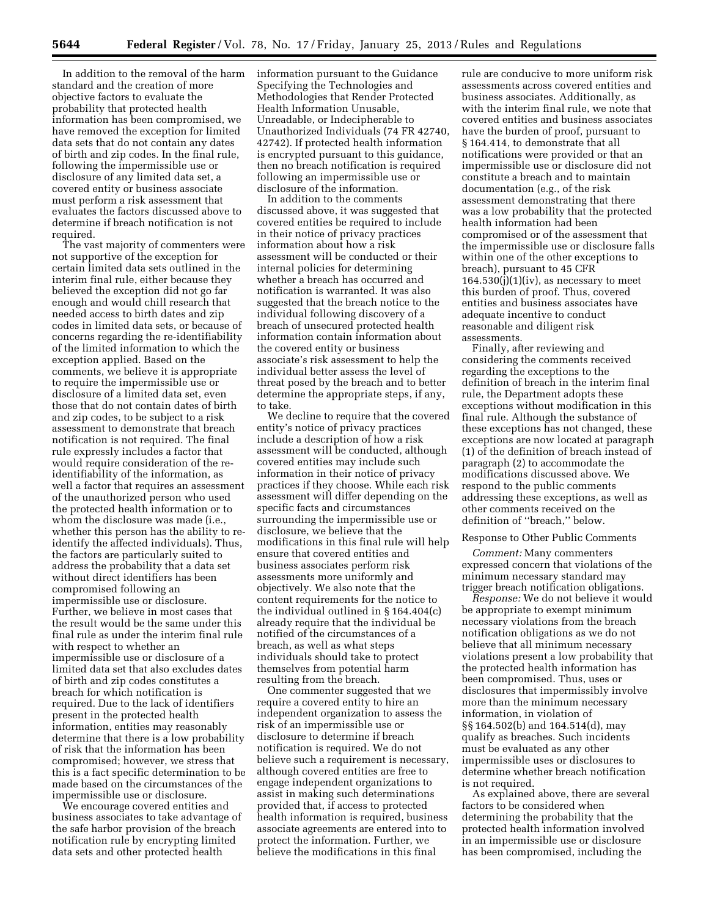In addition to the removal of the harm standard and the creation of more objective factors to evaluate the probability that protected health information has been compromised, we have removed the exception for limited data sets that do not contain any dates of birth and zip codes. In the final rule, following the impermissible use or disclosure of any limited data set, a covered entity or business associate must perform a risk assessment that evaluates the factors discussed above to determine if breach notification is not required.

The vast majority of commenters were not supportive of the exception for certain limited data sets outlined in the interim final rule, either because they believed the exception did not go far enough and would chill research that needed access to birth dates and zip codes in limited data sets, or because of concerns regarding the re-identifiability of the limited information to which the exception applied. Based on the comments, we believe it is appropriate to require the impermissible use or disclosure of a limited data set, even those that do not contain dates of birth and zip codes, to be subject to a risk assessment to demonstrate that breach notification is not required. The final rule expressly includes a factor that would require consideration of the re-identifiability of the information, as well a factor that requires an assessment of the unauthorized person who used the protected health information or to whom the disclosure was made (i.e., whether this person has the ability to re-identify the affected individuals). Thus, the factors are particularly suited to address the probability that a data set without direct identifiers has been compromised following an impermissible use or disclosure. Further, we believe in most cases that the result would be the same under this final rule as under the interim final rule with respect to whether an impermissible use or disclosure of a limited data set that also excludes dates of birth and zip codes constitutes a breach for which notification is required. Due to the lack of identifiers present in the protected health information, entities may reasonably determine that there is a low probability of risk that the information has been compromised; however, we stress that this is a fact specific determination to be made based on the circumstances of the impermissible use or disclosure.

We encourage covered entities and business associates to take advantage of the safe harbor provision of the breach notification rule by encrypting limited data sets and other protected health information pursuant to the Guidance Specifying the Technologies and Methodologies that Render Protected Health Information Unusable, Unreadable, or Indecipherable to Unauthorized Individuals (74 FR 42740, 42742). If protected health information is encrypted pursuant to this guidance, then no breach notification is required following an impermissible use or disclosure of the information.

In addition to the comments discussed above, it was suggested that covered entities be required to include in their notice of privacy practices information about how a risk assessment will be conducted or their internal policies for determining whether a breach has occurred and notification is warranted. It was also suggested that the breach notice to the individual following discovery of a breach of unsecured protected health information contain information about the covered entity or business associate's risk assessment to help the individual better assess the level of threat posed by the breach and to better determine the appropriate steps, if any, to take.

We decline to require that the covered entity's notice of privacy practices include a description of how a risk assessment will be conducted, although covered entities may include such information in their notice of privacy practices if they choose. While each risk assessment will differ depending on the specific facts and circumstances surrounding the impermissible use or disclosure, we believe that the modifications in this final rule will help ensure that covered entities and business associates perform risk assessments more uniformly and objectively. We also note that the content requirements for the notice to the individual outlined in § 164.404(c) already require that the individual be notified of the circumstances of a breach, as well as what steps individuals should take to protect themselves from potential harm resulting from the breach.

One commenter suggested that we require a covered entity to hire an independent organization to assess the risk of an impermissible use or disclosure to determine if breach notification is required. We do not believe such a requirement is necessary, although covered entities are free to engage independent organizations to assist in making such determinations provided that, if access to protected health information is required, business associate agreements are entered into to protect the information. Further, we believe the modifications in this final rule are conducive to more uniform risk assessments across covered entities and business associates. Additionally, as with the interim final rule, we note that covered entities and business associates have the burden of proof, pursuant to § 164.414, to demonstrate that all notifications were provided or that an impermissible use or disclosure did not constitute a breach and to maintain documentation (e.g., of the risk assessment demonstrating that there was a low probability that the protected health information had been compromised or of the assessment that the impermissible use or disclosure falls within one of the other exceptions to breach), pursuant to 45 CFR 164.530(j)(1)(iv), as necessary to meet this burden of proof. Thus, covered entities and business associates have adequate incentive to conduct reasonable and diligent risk assessments.

Finally, after reviewing and considering the comments received regarding the exceptions to the definition of breach in the interim final rule, the Department adopts these exceptions without modification in this final rule. Although the substance of these exceptions has not changed, these exceptions are now located at paragraph (1) of the definition of breach instead of paragraph (2) to accommodate the modifications discussed above. We respond to the public comments addressing these exceptions, as well as other comments received on the definition of "breach," below.

Response to Other Public Comments

*Comment:* Many commenters expressed concern that violations of the minimum necessary standard may trigger breach notification obligations.

*Response:* We do not believe it would be appropriate to exempt minimum necessary violations from the breach notification obligations as we do not believe that all minimum necessary violations present a low probability that the protected health information has been compromised. Thus, uses or disclosures that impermissibly involve more than the minimum necessary information, in violation of §§ 164.502(b) and 164.514(d), may qualify as breaches. Such incidents must be evaluated as any other impermissible uses or disclosures to determine whether breach notification is not required.

As explained above, there are several factors to be considered when determining the probability that the protected health information involved in an impermissible use or disclosure has been compromised, including the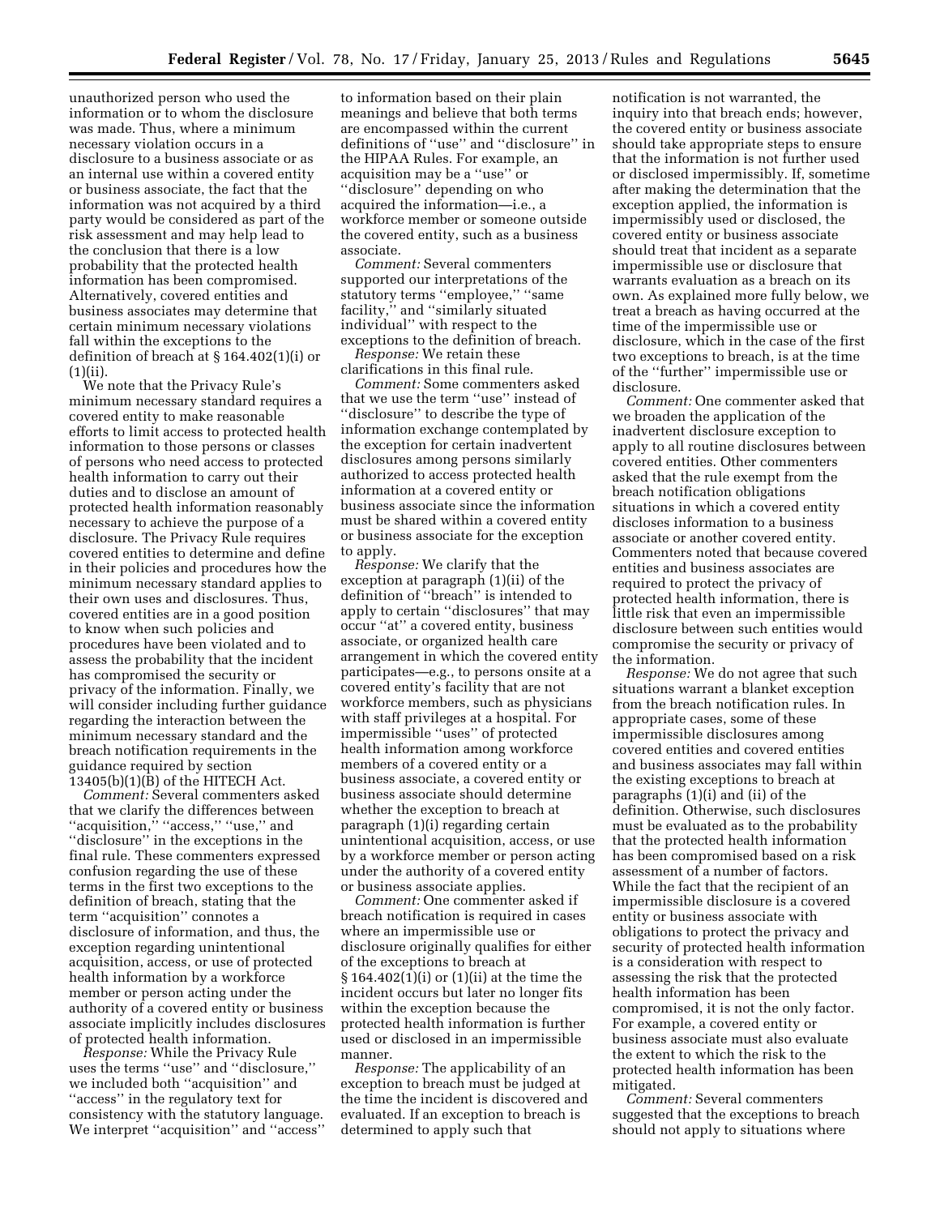unauthorized person who used the information or to whom the disclosure was made. Thus, where a minimum necessary violation occurs in a disclosure to a business associate or as an internal use within a covered entity or business associate, the fact that the information was not acquired by a third party would be considered as part of the risk assessment and may help lead to the conclusion that there is a low probability that the protected health information has been compromised. Alternatively, covered entities and business associates may determine that certain minimum necessary violations fall within the exceptions to the definition of breach at § 164.402(1)(i) or (1)(ii).

We note that the Privacy Rule's minimum necessary standard requires a covered entity to make reasonable efforts to limit access to protected health information to those persons or classes of persons who need access to protected health information to carry out their duties and to disclose an amount of protected health information reasonably necessary to achieve the purpose of a disclosure. The Privacy Rule requires covered entities to determine and define in their policies and procedures how the minimum necessary standard applies to their own uses and disclosures. Thus, covered entities are in a good position to know when such policies and procedures have been violated and to assess the probability that the incident has compromised the security or privacy of the information. Finally, we will consider including further guidance regarding the interaction between the minimum necessary standard and the breach notification requirements in the guidance required by section 13405(b)(1)(B) of the HITECH Act.

*Comment:* Several commenters asked that we clarify the differences between ''acquisition,'' ''access,'' ''use,'' and ''disclosure'' in the exceptions in the final rule. These commenters expressed confusion regarding the use of these terms in the first two exceptions to the definition of breach, stating that the term ''acquisition'' connotes a disclosure of information, and thus, the exception regarding unintentional acquisition, access, or use of protected health information by a workforce member or person acting under the authority of a covered entity or business associate implicitly includes disclosures of protected health information.

*Response:* While the Privacy Rule uses the terms ''use'' and ''disclosure,'' we included both ''acquisition'' and ''access'' in the regulatory text for consistency with the statutory language. We interpret ''acquisition'' and ''access'' to information based on their plain meanings and believe that both terms are encompassed within the current definitions of ''use'' and ''disclosure'' in the HIPAA Rules. For example, an acquisition may be a ''use'' or ''disclosure'' depending on who acquired the information—i.e., a workforce member or someone outside the covered entity, such as a business associate.

*Comment:* Several commenters supported our interpretations of the statutory terms ''employee,'' ''same facility,'' and ''similarly situated individual'' with respect to the exceptions to the definition of breach.

*Response:* We retain these clarifications in this final rule.

*Comment:* Some commenters asked that we use the term ''use'' instead of ''disclosure'' to describe the type of information exchange contemplated by the exception for certain inadvertent disclosures among persons similarly authorized to access protected health information at a covered entity or business associate since the information must be shared within a covered entity or business associate for the exception to apply.

*Response:* We clarify that the exception at paragraph (1)(ii) of the definition of ''breach'' is intended to apply to certain ''disclosures'' that may occur ''at'' a covered entity, business associate, or organized health care arrangement in which the covered entity participates—e.g., to persons onsite at a covered entity's facility that are not workforce members, such as physicians with staff privileges at a hospital. For impermissible ''uses'' of protected health information among workforce members of a covered entity or a business associate, a covered entity or business associate should determine whether the exception to breach at paragraph (1)(i) regarding certain unintentional acquisition, access, or use by a workforce member or person acting under the authority of a covered entity or business associate applies.

*Comment:* One commenter asked if breach notification is required in cases where an impermissible use or disclosure originally qualifies for either of the exceptions to breach at § 164.402(1)(i) or (1)(ii) at the time the incident occurs but later no longer fits within the exception because the protected health information is further used or disclosed in an impermissible manner.

*Response:* The applicability of an exception to breach must be judged at the time the incident is discovered and evaluated. If an exception to breach is determined to apply such that notification is not warranted, the inquiry into that breach ends; however, the covered entity or business associate should take appropriate steps to ensure that the information is not further used or disclosed impermissibly. If, sometime after making the determination that the exception applied, the information is impermissibly used or disclosed, the covered entity or business associate should treat that incident as a separate impermissible use or disclosure that warrants evaluation as a breach on its own. As explained more fully below, we treat a breach as having occurred at the time of the impermissible use or disclosure, which in the case of the first two exceptions to breach, is at the time of the ''further'' impermissible use or disclosure.

*Comment:* One commenter asked that we broaden the application of the inadvertent disclosure exception to apply to all routine disclosures between covered entities. Other commenters asked that the rule exempt from the breach notification obligations situations in which a covered entity discloses information to a business associate or another covered entity. Commenters noted that because covered entities and business associates are required to protect the privacy of protected health information, there is little risk that even an impermissible disclosure between such entities would compromise the security or privacy of the information.

*Response:* We do not agree that such situations warrant a blanket exception from the breach notification rules. In appropriate cases, some of these impermissible disclosures among covered entities and covered entities and business associates may fall within the existing exceptions to breach at paragraphs (1)(i) and (ii) of the definition. Otherwise, such disclosures must be evaluated as to the probability that the protected health information has been compromised based on a risk assessment of a number of factors. While the fact that the recipient of an impermissible disclosure is a covered entity or business associate with obligations to protect the privacy and security of protected health information is a consideration with respect to assessing the risk that the protected health information has been compromised, it is not the only factor. For example, a covered entity or business associate must also evaluate the extent to which the risk to the protected health information has been mitigated.

*Comment:* Several commenters suggested that the exceptions to breach should not apply to situations where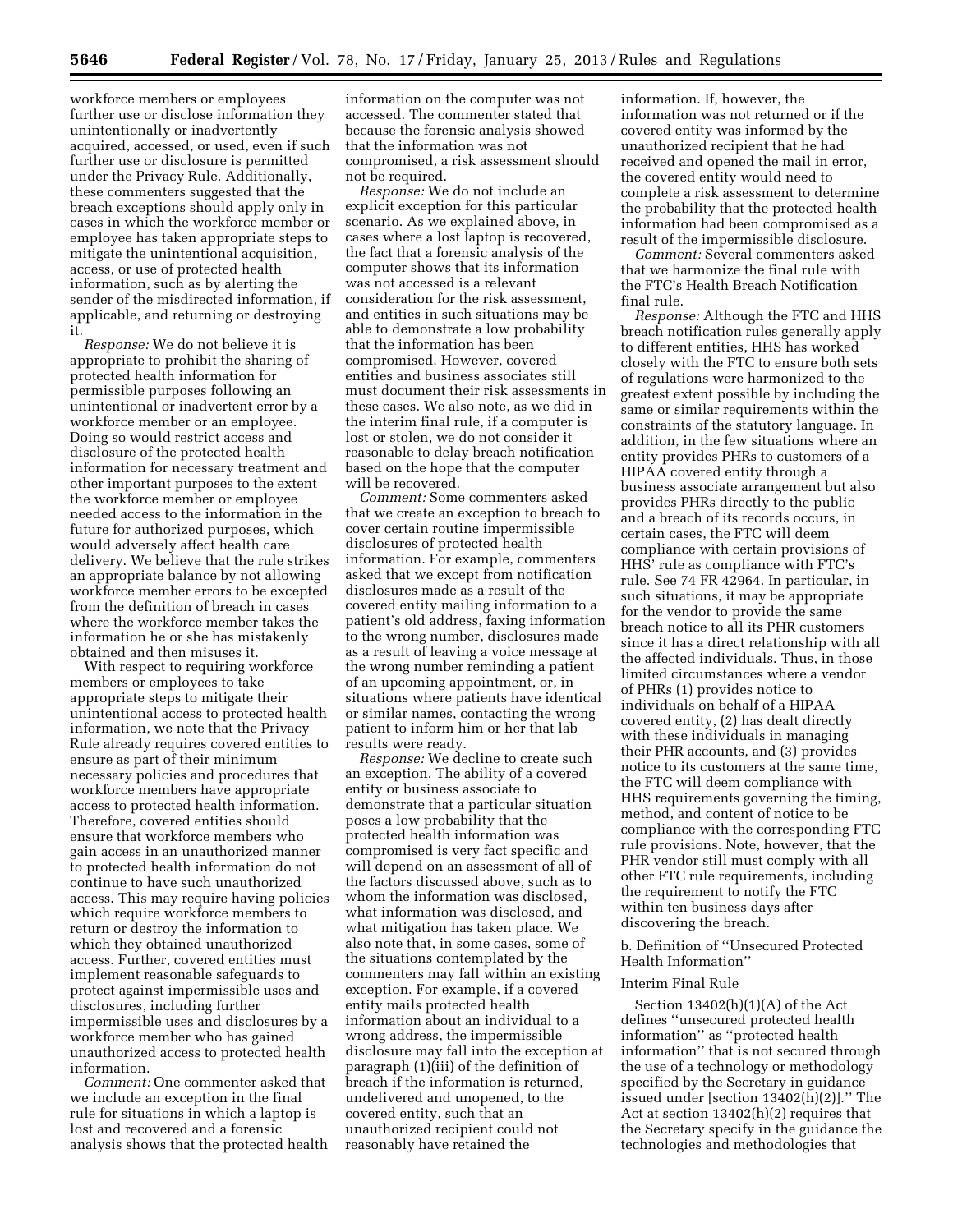workforce members or employees further use or disclose information they unintentionally or inadvertently acquired, accessed, or used, even if such further use or disclosure is permitted under the Privacy Rule. Additionally, these commenters suggested that the breach exceptions should apply only in cases in which the workforce member or employee has taken appropriate steps to mitigate the unintentional acquisition, access, or use of protected health information, such as by alerting the sender of the misdirected information, if applicable, and returning or destroying it.

*Response:* We do not believe it is appropriate to prohibit the sharing of protected health information for permissible purposes following an unintentional or inadvertent error by a workforce member or an employee. Doing so would restrict access and disclosure of the protected health information for necessary treatment and other important purposes to the extent the workforce member or employee needed access to the information in the future for authorized purposes, which would adversely affect health care delivery. We believe that the rule strikes an appropriate balance by not allowing workforce member errors to be excepted from the definition of breach in cases where the workforce member takes the information he or she has mistakenly obtained and then misuses it.

With respect to requiring workforce members or employees to take appropriate steps to mitigate their unintentional access to protected health information, we note that the Privacy Rule already requires covered entities to ensure as part of their minimum necessary policies and procedures that workforce members have appropriate access to protected health information. Therefore, covered entities should ensure that workforce members who gain access in an unauthorized manner to protected health information do not continue to have such unauthorized access. This may require having policies which require workforce members to return or destroy the information to which they obtained unauthorized access. Further, covered entities must implement reasonable safeguards to protect against impermissible uses and disclosures, including further impermissible uses and disclosures by a workforce member who has gained unauthorized access to protected health information.

*Comment:* One commenter asked that we include an exception in the final rule for situations in which a laptop is lost and recovered and a forensic analysis shows that the protected health information on the computer was not accessed. The commenter stated that because the forensic analysis showed that the information was not compromised, a risk assessment should not be required.

*Response:* We do not include an explicit exception for this particular scenario. As we explained above, in cases where a lost laptop is recovered, the fact that a forensic analysis of the computer shows that its information was not accessed is a relevant consideration for the risk assessment, and entities in such situations may be able to demonstrate a low probability that the information has been compromised. However, covered entities and business associates still must document their risk assessments in these cases. We also note, as we did in the interim final rule, if a computer is lost or stolen, we do not consider it reasonable to delay breach notification based on the hope that the computer will be recovered.

*Comment:* Some commenters asked that we create an exception to breach to cover certain routine impermissible disclosures of protected health information. For example, commenters asked that we except from notification disclosures made as a result of the covered entity mailing information to a patient's old address, faxing information to the wrong number, disclosures made as a result of leaving a voice message at the wrong number reminding a patient of an upcoming appointment, or, in situations where patients have identical or similar names, contacting the wrong patient to inform him or her that lab results were ready.

*Response:* We decline to create such an exception. The ability of a covered entity or business associate to demonstrate that a particular situation poses a low probability that the protected health information was compromised is very fact specific and will depend on an assessment of all of the factors discussed above, such as to whom the information was disclosed, what information was disclosed, and what mitigation has taken place. We also note that, in some cases, some of the situations contemplated by the commenters may fall within an existing exception. For example, if a covered entity mails protected health information about an individual to a wrong address, the impermissible disclosure may fall into the exception at paragraph (1)(iii) of the definition of breach if the information is returned, undelivered and unopened, to the covered entity, such that an unauthorized recipient could not reasonably have retained the information. If, however, the information was not returned or if the covered entity was informed by the unauthorized recipient that he had received and opened the mail in error, the covered entity would need to complete a risk assessment to determine the probability that the protected health information had been compromised as a result of the impermissible disclosure.

*Comment:* Several commenters asked that we harmonize the final rule with the FTC's Health Breach Notification final rule.

*Response:* Although the FTC and HHS breach notification rules generally apply to different entities, HHS has worked closely with the FTC to ensure both sets of regulations were harmonized to the greatest extent possible by including the same or similar requirements within the constraints of the statutory language. In addition, in the few situations where an entity provides PHRs to customers of a HIPAA covered entity through a business associate arrangement but also provides PHRs directly to the public and a breach of its records occurs, in certain cases, the FTC will deem compliance with certain provisions of HHS' rule as compliance with FTC's rule. See 74 FR 42964. In particular, in such situations, it may be appropriate for the vendor to provide the same breach notice to all its PHR customers since it has a direct relationship with all the affected individuals. Thus, in those limited circumstances where a vendor of PHRs (1) provides notice to individuals on behalf of a HIPAA covered entity, (2) has dealt directly with these individuals in managing their PHR accounts, and (3) provides notice to its customers at the same time, the FTC will deem compliance with HHS requirements governing the timing, method, and content of notice to be compliance with the corresponding FTC rule provisions. Note, however, that the PHR vendor still must comply with all other FTC rule requirements, including the requirement to notify the FTC within ten business days after discovering the breach.

### b. Definition of "Unsecured Protected Health Information"

#### Interim Final Rule

Section 13402(h)(1)(A) of the Act defines "unsecured protected health information" as "protected health information" that is not secured through the use of a technology or methodology specified by the Secretary in guidance issued under [section 13402(h)(2)]." The Act at section 13402(h)(2) requires that the Secretary specify in the guidance the technologies and methodologies that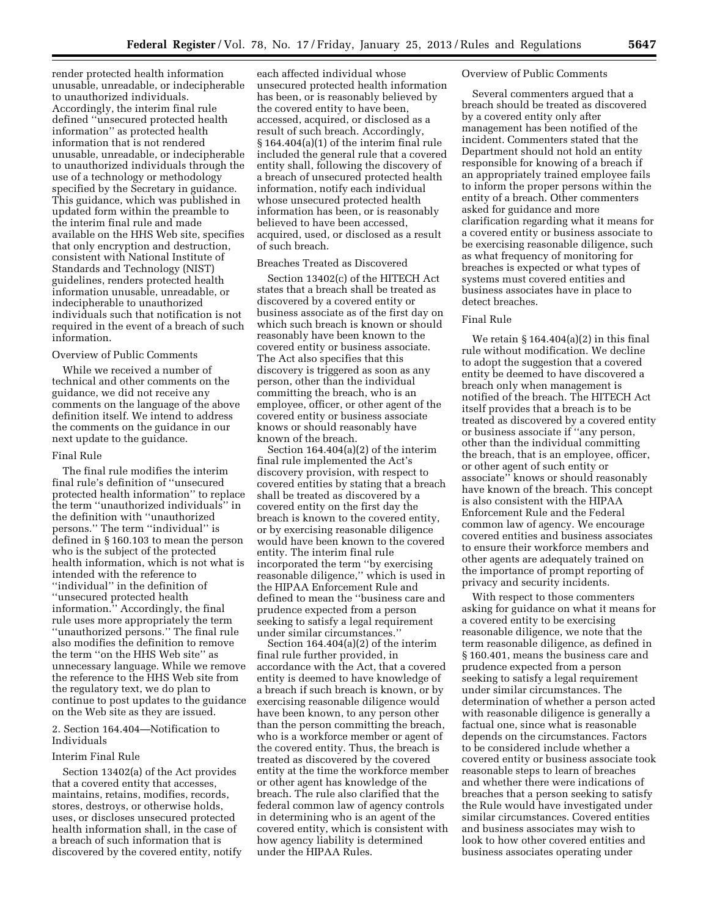render protected health information unusable, unreadable, or indecipherable to unauthorized individuals. Accordingly, the interim final rule defined ''unsecured protected health information'' as protected health information that is not rendered unusable, unreadable, or indecipherable to unauthorized individuals through the use of a technology or methodology specified by the Secretary in guidance. This guidance, which was published in updated form within the preamble to the interim final rule and made available on the HHS Web site, specifies that only encryption and destruction, consistent with National Institute of Standards and Technology (NIST) guidelines, renders protected health information unusable, unreadable, or indecipherable to unauthorized individuals such that notification is not required in the event of a breach of such information.

Overview of Public Comments

While we received a number of technical and other comments on the guidance, we did not receive any comments on the language of the above definition itself. We intend to address the comments on the guidance in our next update to the guidance.

Final Rule

The final rule modifies the interim final rule's definition of ''unsecured protected health information'' to replace the term ''unauthorized individuals'' in the definition with ''unauthorized persons.'' The term ''individual'' is defined in § 160.103 to mean the person who is the subject of the protected health information, which is not what is intended with the reference to ''individual'' in the definition of ''unsecured protected health information.'' Accordingly, the final rule uses more appropriately the term ''unauthorized persons.'' The final rule also modifies the definition to remove the term ''on the HHS Web site'' as unnecessary language. While we remove the reference to the HHS Web site from the regulatory text, we do plan to continue to post updates to the guidance on the Web site as they are issued.

2. Section 164.404—Notification to Individuals

Interim Final Rule

Section 13402(a) of the Act provides that a covered entity that accesses, maintains, retains, modifies, records, stores, destroys, or otherwise holds, uses, or discloses unsecured protected health information shall, in the case of a breach of such information that is discovered by the covered entity, notify each affected individual whose unsecured protected health information has been, or is reasonably believed by the covered entity to have been, accessed, acquired, or disclosed as a result of such breach. Accordingly, § 164.404(a)(1) of the interim final rule included the general rule that a covered entity shall, following the discovery of a breach of unsecured protected health information, notify each individual whose unsecured protected health information has been, or is reasonably believed to have been accessed, acquired, used, or disclosed as a result of such breach.

Breaches Treated as Discovered

Section 13402(c) of the HITECH Act states that a breach shall be treated as discovered by a covered entity or business associate as of the first day on which such breach is known or should reasonably have been known to the covered entity or business associate. The Act also specifies that this discovery is triggered as soon as any person, other than the individual committing the breach, who is an employee, officer, or other agent of the covered entity or business associate knows or should reasonably have known of the breach.

Section 164.404(a)(2) of the interim final rule implemented the Act's discovery provision, with respect to covered entities by stating that a breach shall be treated as discovered by a covered entity on the first day the breach is known to the covered entity, or by exercising reasonable diligence would have been known to the covered entity. The interim final rule incorporated the term ''by exercising reasonable diligence,'' which is used in the HIPAA Enforcement Rule and defined to mean the ''business care and prudence expected from a person seeking to satisfy a legal requirement under similar circumstances.''

Section 164.404(a)(2) of the interim final rule further provided, in accordance with the Act, that a covered entity is deemed to have knowledge of a breach if such breach is known, or by exercising reasonable diligence would have been known, to any person other than the person committing the breach, who is a workforce member or agent of the covered entity. Thus, the breach is treated as discovered by the covered entity at the time the workforce member or other agent has knowledge of the breach. The rule also clarified that the federal common law of agency controls in determining who is an agent of the covered entity, which is consistent with how agency liability is determined under the HIPAA Rules.

Overview of Public Comments

Several commenters argued that a breach should be treated as discovered by a covered entity only after management has been notified of the incident. Commenters stated that the Department should not hold an entity responsible for knowing of a breach if an appropriately trained employee fails to inform the proper persons within the entity of a breach. Other commenters asked for guidance and more clarification regarding what it means for a covered entity or business associate to be exercising reasonable diligence, such as what frequency of monitoring for breaches is expected or what types of systems must covered entities and business associates have in place to detect breaches.

Final Rule

We retain § 164.404(a)(2) in this final rule without modification. We decline to adopt the suggestion that a covered entity be deemed to have discovered a breach only when management is notified of the breach. The HITECH Act itself provides that a breach is to be treated as discovered by a covered entity or business associate if ''any person, other than the individual committing the breach, that is an employee, officer, or other agent of such entity or associate'' knows or should reasonably have known of the breach. This concept is also consistent with the HIPAA Enforcement Rule and the Federal common law of agency. We encourage covered entities and business associates to ensure their workforce members and other agents are adequately trained on the importance of prompt reporting of privacy and security incidents.

With respect to those commenters asking for guidance on what it means for a covered entity to be exercising reasonable diligence, we note that the term reasonable diligence, as defined in § 160.401, means the business care and prudence expected from a person seeking to satisfy a legal requirement under similar circumstances. The determination of whether a person acted with reasonable diligence is generally a factual one, since what is reasonable depends on the circumstances. Factors to be considered include whether a covered entity or business associate took reasonable steps to learn of breaches and whether there were indications of breaches that a person seeking to satisfy the Rule would have investigated under similar circumstances. Covered entities and business associates may wish to look to how other covered entities and business associates operating under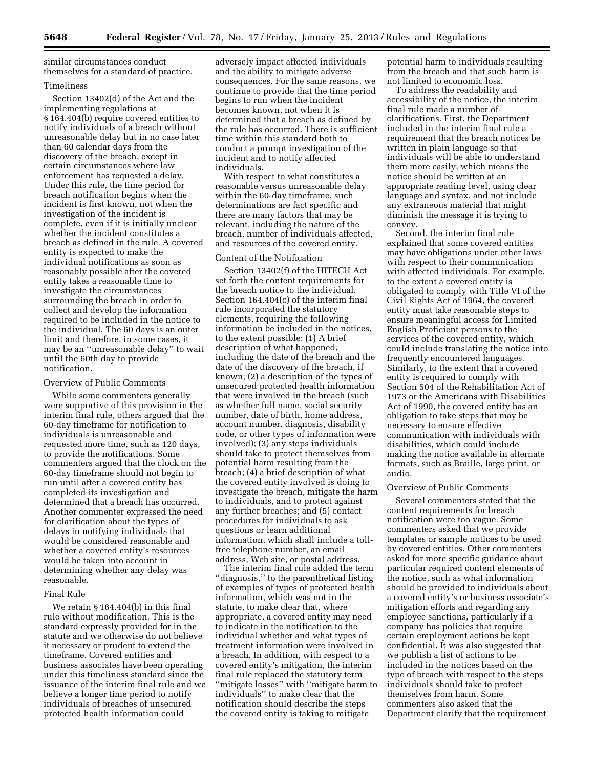similar circumstances conduct themselves for a standard of practice.

Timeliness

Section 13402(d) of the Act and the implementing regulations at § 164.404(b) require covered entities to notify individuals of a breach without unreasonable delay but in no case later than 60 calendar days from the discovery of the breach, except in certain circumstances where law enforcement has requested a delay. Under this rule, the time period for breach notification begins when the incident is first known, not when the investigation of the incident is complete, even if it is initially unclear whether the incident constitutes a breach as defined in the rule. A covered entity is expected to make the individual notifications as soon as reasonably possible after the covered entity takes a reasonable time to investigate the circumstances surrounding the breach in order to collect and develop the information required to be included in the notice to the individual. The 60 days is an outer limit and therefore, in some cases, it may be an ''unreasonable delay'' to wait until the 60th day to provide notification.

Overview of Public Comments

While some commenters generally were supportive of this provision in the interim final rule, others argued that the 60-day timeframe for notification to individuals is unreasonable and requested more time, such as 120 days, to provide the notifications. Some commenters argued that the clock on the 60-day timeframe should not begin to run until after a covered entity has completed its investigation and determined that a breach has occurred. Another commenter expressed the need for clarification about the types of delays in notifying individuals that would be considered reasonable and whether a covered entity's resources would be taken into account in determining whether any delay was reasonable.

Final Rule

We retain § 164.404(b) in this final rule without modification. This is the standard expressly provided for in the statute and we otherwise do not believe it necessary or prudent to extend the timeframe. Covered entities and business associates have been operating under this timeliness standard since the issuance of the interim final rule and we believe a longer time period to notify individuals of breaches of unsecured protected health information could adversely impact affected individuals and the ability to mitigate adverse consequences. For the same reasons, we continue to provide that the time period begins to run when the incident becomes known, not when it is determined that a breach as defined by the rule has occurred. There is sufficient time within this standard both to conduct a prompt investigation of the incident and to notify affected individuals.

With respect to what constitutes a reasonable versus unreasonable delay within the 60-day timeframe, such determinations are fact specific and there are many factors that may be relevant, including the nature of the breach, number of individuals affected, and resources of the covered entity.

Content of the Notification

Section 13402(f) of the HITECH Act set forth the content requirements for the breach notice to the individual. Section 164.404(c) of the interim final rule incorporated the statutory elements, requiring the following information be included in the notices, to the extent possible: (1) A brief description of what happened, including the date of the breach and the date of the discovery of the breach, if known; (2) a description of the types of unsecured protected health information that were involved in the breach (such as whether full name, social security number, date of birth, home address, account number, diagnosis, disability code, or other types of information were involved); (3) any steps individuals should take to protect themselves from potential harm resulting from the breach; (4) a brief description of what the covered entity involved is doing to investigate the breach, mitigate the harm to individuals, and to protect against any further breaches; and (5) contact procedures for individuals to ask questions or learn additional information, which shall include a toll-free telephone number, an email address, Web site, or postal address.

The interim final rule added the term ''diagnosis,'' to the parenthetical listing of examples of types of protected health information, which was not in the statute, to make clear that, where appropriate, a covered entity may need to indicate in the notification to the individual whether and what types of treatment information were involved in a breach. In addition, with respect to a covered entity's mitigation, the interim final rule replaced the statutory term ''mitigate losses'' with ''mitigate harm to individuals'' to make clear that the notification should describe the steps the covered entity is taking to mitigate potential harm to individuals resulting from the breach and that such harm is not limited to economic loss.

To address the readability and accessibility of the notice, the interim final rule made a number of clarifications. First, the Department included in the interim final rule a requirement that the breach notices be written in plain language so that individuals will be able to understand them more easily, which means the notice should be written at an appropriate reading level, using clear language and syntax, and not include any extraneous material that might diminish the message it is trying to convey.

Second, the interim final rule explained that some covered entities may have obligations under other laws with respect to their communication with affected individuals. For example, to the extent a covered entity is obligated to comply with Title VI of the Civil Rights Act of 1964, the covered entity must take reasonable steps to ensure meaningful access for Limited English Proficient persons to the services of the covered entity, which could include translating the notice into frequently encountered languages. Similarly, to the extent that a covered entity is required to comply with Section 504 of the Rehabilitation Act of 1973 or the Americans with Disabilities Act of 1990, the covered entity has an obligation to take steps that may be necessary to ensure effective communication with individuals with disabilities, which could include making the notice available in alternate formats, such as Braille, large print, or audio.

Overview of Public Comments

Several commenters stated that the content requirements for breach notification were too vague. Some commenters asked that we provide templates or sample notices to be used by covered entities. Other commenters asked for more specific guidance about particular required content elements of the notice, such as what information should be provided to individuals about a covered entity's or business associate's mitigation efforts and regarding any employee sanctions, particularly if a company has policies that require certain employment actions be kept confidential. It was also suggested that we publish a list of actions to be included in the notices based on the type of breach with respect to the steps individuals should take to protect themselves from harm. Some commenters also asked that the Department clarify that the requirement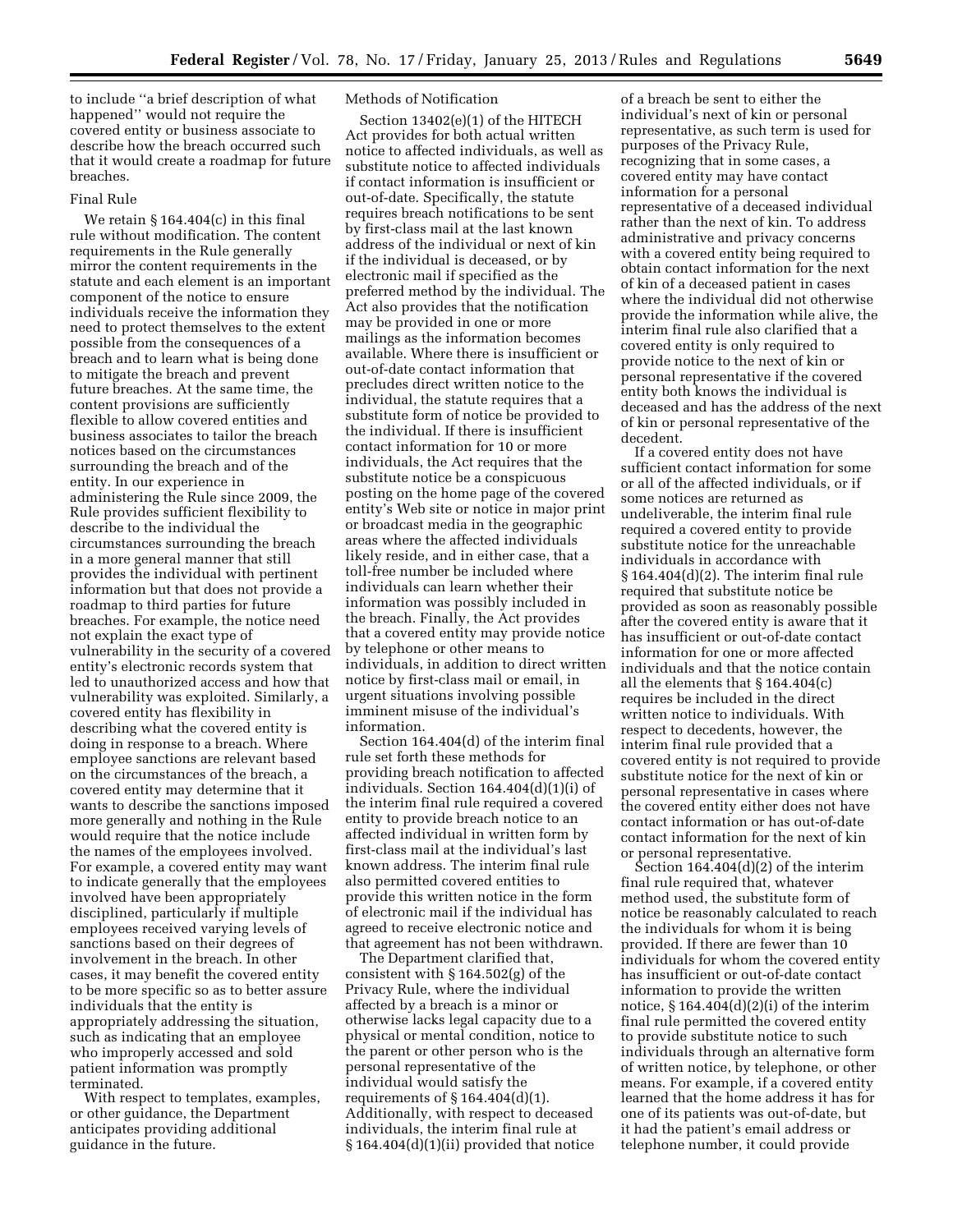to include ''a brief description of what happened'' would not require the covered entity or business associate to describe how the breach occurred such that it would create a roadmap for future breaches.

Final Rule

We retain § 164.404(c) in this final rule without modification. The content requirements in the Rule generally mirror the content requirements in the statute and each element is an important component of the notice to ensure individuals receive the information they need to protect themselves to the extent possible from the consequences of a breach and to learn what is being done to mitigate the breach and prevent future breaches. At the same time, the content provisions are sufficiently flexible to allow covered entities and business associates to tailor the breach notices based on the circumstances surrounding the breach and of the entity. In our experience in administering the Rule since 2009, the Rule provides sufficient flexibility to describe to the individual the circumstances surrounding the breach in a more general manner that still provides the individual with pertinent information but that does not provide a roadmap to third parties for future breaches. For example, the notice need not explain the exact type of vulnerability in the security of a covered entity's electronic records system that led to unauthorized access and how that vulnerability was exploited. Similarly, a covered entity has flexibility in describing what the covered entity is doing in response to a breach. Where employee sanctions are relevant based on the circumstances of the breach, a covered entity may determine that it wants to describe the sanctions imposed more generally and nothing in the Rule would require that the notice include the names of the employees involved. For example, a covered entity may want to indicate generally that the employees involved have been appropriately disciplined, particularly if multiple employees received varying levels of sanctions based on their degrees of involvement in the breach. In other cases, it may benefit the covered entity to be more specific so as to better assure individuals that the entity is appropriately addressing the situation, such as indicating that an employee who improperly accessed and sold patient information was promptly terminated.

With respect to templates, examples, or other guidance, the Department anticipates providing additional guidance in the future.

Methods of Notification

Section 13402(e)(1) of the HITECH Act provides for both actual written notice to affected individuals, as well as substitute notice to affected individuals if contact information is insufficient or out-of-date. Specifically, the statute requires breach notifications to be sent by first-class mail at the last known address of the individual or next of kin if the individual is deceased, or by electronic mail if specified as the preferred method by the individual. The Act also provides that the notification may be provided in one or more mailings as the information becomes available. Where there is insufficient or out-of-date contact information that precludes direct written notice to the individual, the statute requires that a substitute form of notice be provided to the individual. If there is insufficient contact information for 10 or more individuals, the Act requires that the substitute notice be a conspicuous posting on the home page of the covered entity's Web site or notice in major print or broadcast media in the geographic areas where the affected individuals likely reside, and in either case, that a toll-free number be included where individuals can learn whether their information was possibly included in the breach. Finally, the Act provides that a covered entity may provide notice by telephone or other means to individuals, in addition to direct written notice by first-class mail or email, in urgent situations involving possible imminent misuse of the individual's information.

Section 164.404(d) of the interim final rule set forth these methods for providing breach notification to affected individuals. Section 164.404(d)(1)(i) of the interim final rule required a covered entity to provide breach notice to an affected individual in written form by first-class mail at the individual's last known address. The interim final rule also permitted covered entities to provide this written notice in the form of electronic mail if the individual has agreed to receive electronic notice and that agreement has not been withdrawn.

The Department clarified that, consistent with § 164.502(g) of the Privacy Rule, where the individual affected by a breach is a minor or otherwise lacks legal capacity due to a physical or mental condition, notice to the parent or other person who is the personal representative of the individual would satisfy the requirements of § 164.404(d)(1). Additionally, with respect to deceased individuals, the interim final rule at § 164.404(d)(1)(ii) provided that notice of a breach be sent to either the individual's next of kin or personal representative, as such term is used for purposes of the Privacy Rule, recognizing that in some cases, a covered entity may have contact information for a personal representative of a deceased individual rather than the next of kin. To address administrative and privacy concerns with a covered entity being required to obtain contact information for the next of kin of a deceased patient in cases where the individual did not otherwise provide the information while alive, the interim final rule also clarified that a covered entity is only required to provide notice to the next of kin or personal representative if the covered entity both knows the individual is deceased and has the address of the next of kin or personal representative of the decedent.

If a covered entity does not have sufficient contact information for some or all of the affected individuals, or if some notices are returned as undeliverable, the interim final rule required a covered entity to provide substitute notice for the unreachable individuals in accordance with § 164.404(d)(2). The interim final rule required that substitute notice be provided as soon as reasonably possible after the covered entity is aware that it has insufficient or out-of-date contact information for one or more affected individuals and that the notice contain all the elements that § 164.404(c) requires be included in the direct written notice to individuals. With respect to decedents, however, the interim final rule provided that a covered entity is not required to provide substitute notice for the next of kin or personal representative in cases where the covered entity either does not have contact information or has out-of-date contact information for the next of kin or personal representative.

Section 164.404(d)(2) of the interim final rule required that, whatever method used, the substitute form of notice be reasonably calculated to reach the individuals for whom it is being provided. If there are fewer than 10 individuals for whom the covered entity has insufficient or out-of-date contact information to provide the written notice, § 164.404(d)(2)(i) of the interim final rule permitted the covered entity to provide substitute notice to such individuals through an alternative form of written notice, by telephone, or other means. For example, if a covered entity learned that the home address it has for one of its patients was out-of-date, but it had the patient's email address or telephone number, it could provide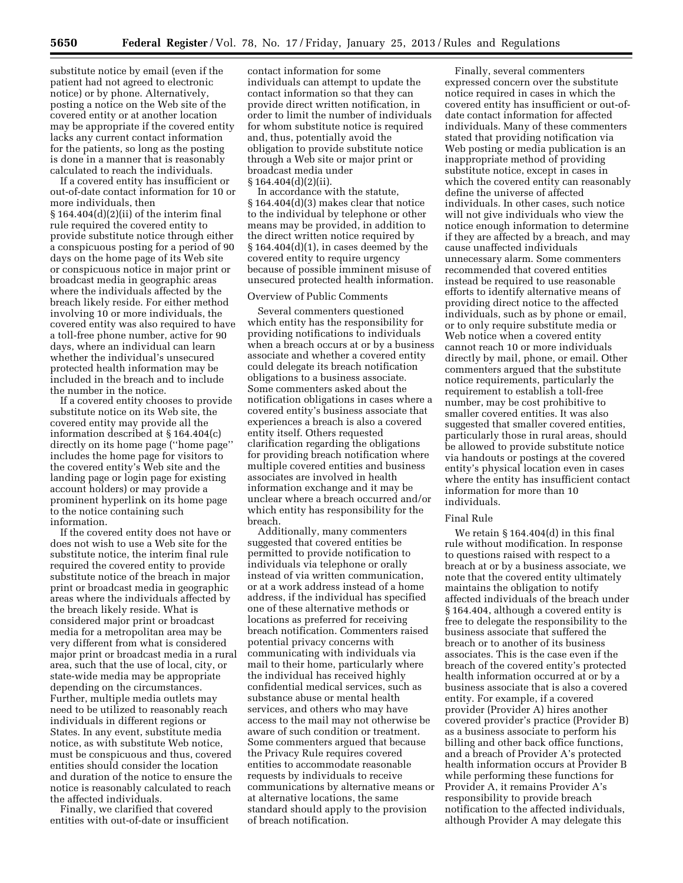substitute notice by email (even if the patient had not agreed to electronic notice) or by phone. Alternatively, posting a notice on the Web site of the covered entity or at another location may be appropriate if the covered entity lacks any current contact information for the patients, so long as the posting is done in a manner that is reasonably calculated to reach the individuals.

If a covered entity has insufficient or out-of-date contact information for 10 or more individuals, then § 164.404(d)(2)(ii) of the interim final rule required the covered entity to provide substitute notice through either a conspicuous posting for a period of 90 days on the home page of its Web site or conspicuous notice in major print or broadcast media in geographic areas where the individuals affected by the breach likely reside. For either method involving 10 or more individuals, the covered entity was also required to have a toll-free phone number, active for 90 days, where an individual can learn whether the individual's unsecured protected health information may be included in the breach and to include the number in the notice.

If a covered entity chooses to provide substitute notice on its Web site, the covered entity may provide all the information described at § 164.404(c) directly on its home page (''home page'' includes the home page for visitors to the covered entity's Web site and the landing page or login page for existing account holders) or may provide a prominent hyperlink on its home page to the notice containing such information.

If the covered entity does not have or does not wish to use a Web site for the substitute notice, the interim final rule required the covered entity to provide substitute notice of the breach in major print or broadcast media in geographic areas where the individuals affected by the breach likely reside. What is considered major print or broadcast media for a metropolitan area may be very different from what is considered major print or broadcast media in a rural area, such that the use of local, city, or state-wide media may be appropriate depending on the circumstances. Further, multiple media outlets may need to be utilized to reasonably reach individuals in different regions or States. In any event, substitute media notice, as with substitute Web notice, must be conspicuous and thus, covered entities should consider the location and duration of the notice to ensure the notice is reasonably calculated to reach the affected individuals.

Finally, we clarified that covered entities with out-of-date or insufficient contact information for some individuals can attempt to update the contact information so that they can provide direct written notification, in order to limit the number of individuals for whom substitute notice is required and, thus, potentially avoid the obligation to provide substitute notice through a Web site or major print or broadcast media under § 164.404(d)(2)(ii).

In accordance with the statute, § 164.404(d)(3) makes clear that notice to the individual by telephone or other means may be provided, in addition to the direct written notice required by § 164.404(d)(1), in cases deemed by the covered entity to require urgency because of possible imminent misuse of unsecured protected health information.

### Overview of Public Comments

Several commenters questioned which entity has the responsibility for providing notifications to individuals when a breach occurs at or by a business associate and whether a covered entity could delegate its breach notification obligations to a business associate. Some commenters asked about the notification obligations in cases where a covered entity's business associate that experiences a breach is also a covered entity itself. Others requested clarification regarding the obligations for providing breach notification where multiple covered entities and business associates are involved in health information exchange and it may be unclear where a breach occurred and/or which entity has responsibility for the breach.

Additionally, many commenters suggested that covered entities be permitted to provide notification to individuals via telephone or orally instead of via written communication, or at a work address instead of a home address, if the individual has specified one of these alternative methods or locations as preferred for receiving breach notification. Commenters raised potential privacy concerns with communicating with individuals via mail to their home, particularly where the individual has received highly confidential medical services, such as substance abuse or mental health services, and others who may have access to the mail may not otherwise be aware of such condition or treatment. Some commenters argued that because the Privacy Rule requires covered entities to accommodate reasonable requests by individuals to receive communications by alternative means or at alternative locations, the same standard should apply to the provision of breach notification.

Finally, several commenters expressed concern over the substitute notice required in cases in which the covered entity has insufficient or out-of-date contact information for affected individuals. Many of these commenters stated that providing notification via Web posting or media publication is an inappropriate method of providing substitute notice, except in cases in which the covered entity can reasonably define the universe of affected individuals. In other cases, such notice will not give individuals who view the notice enough information to determine if they are affected by a breach, and may cause unaffected individuals unnecessary alarm. Some commenters recommended that covered entities instead be required to use reasonable efforts to identify alternative means of providing direct notice to the affected individuals, such as by phone or email, or to only require substitute media or Web notice when a covered entity cannot reach 10 or more individuals directly by mail, phone, or email. Other commenters argued that the substitute notice requirements, particularly the requirement to establish a toll-free number, may be cost prohibitive to smaller covered entities. It was also suggested that smaller covered entities, particularly those in rural areas, should be allowed to provide substitute notice via handouts or postings at the covered entity's physical location even in cases where the entity has insufficient contact information for more than 10 individuals.

### Final Rule

We retain § 164.404(d) in this final rule without modification. In response to questions raised with respect to a breach at or by a business associate, we note that the covered entity ultimately maintains the obligation to notify affected individuals of the breach under § 164.404, although a covered entity is free to delegate the responsibility to the business associate that suffered the breach or to another of its business associates. This is the case even if the breach of the covered entity's protected health information occurred at or by a business associate that is also a covered entity. For example, if a covered provider (Provider A) hires another covered provider's practice (Provider B) as a business associate to perform his billing and other back office functions, and a breach of Provider A's protected health information occurs at Provider B while performing these functions for Provider A, it remains Provider A's responsibility to provide breach notification to the affected individuals, although Provider A may delegate this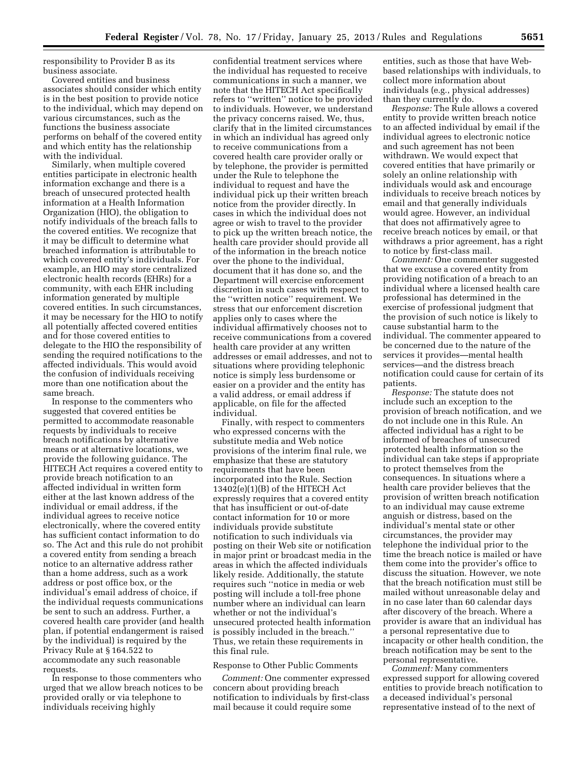responsibility to Provider B as its business associate.

Covered entities and business associates should consider which entity is in the best position to provide notice to the individual, which may depend on various circumstances, such as the functions the business associate performs on behalf of the covered entity and which entity has the relationship with the individual.

Similarly, when multiple covered entities participate in electronic health information exchange and there is a breach of unsecured protected health information at a Health Information Organization (HIO), the obligation to notify individuals of the breach falls to the covered entities. We recognize that it may be difficult to determine what breached information is attributable to which covered entity's individuals. For example, an HIO may store centralized electronic health records (EHRs) for a community, with each EHR including information generated by multiple covered entities. In such circumstances, it may be necessary for the HIO to notify all potentially affected covered entities and for those covered entities to delegate to the HIO the responsibility of sending the required notifications to the affected individuals. This would avoid the confusion of individuals receiving more than one notification about the same breach.

In response to the commenters who suggested that covered entities be permitted to accommodate reasonable requests by individuals to receive breach notifications by alternative means or at alternative locations, we provide the following guidance. The HITECH Act requires a covered entity to provide breach notification to an affected individual in written form either at the last known address of the individual or email address, if the individual agrees to receive notice electronically, where the covered entity has sufficient contact information to do so. The Act and this rule do not prohibit a covered entity from sending a breach notice to an alternative address rather than a home address, such as a work address or post office box, or the individual's email address of choice, if the individual requests communications be sent to such an address. Further, a covered health care provider (and health plan, if potential endangerment is raised by the individual) is required by the Privacy Rule at § 164.522 to accommodate any such reasonable requests.

In response to those commenters who urged that we allow breach notices to be provided orally or via telephone to individuals receiving highly confidential treatment services where the individual has requested to receive communications in such a manner, we note that the HITECH Act specifically refers to "written" notice to be provided to individuals. However, we understand the privacy concerns raised. We, thus, clarify that in the limited circumstances in which an individual has agreed only to receive communications from a covered health care provider orally or by telephone, the provider is permitted under the Rule to telephone the individual to request and have the individual pick up their written breach notice from the provider directly. In cases in which the individual does not agree or wish to travel to the provider to pick up the written breach notice, the health care provider should provide all of the information in the breach notice over the phone to the individual, document that it has done so, and the Department will exercise enforcement discretion in such cases with respect to the "written notice" requirement. We stress that our enforcement discretion applies only to cases where the individual affirmatively chooses not to receive communications from a covered health care provider at any written addresses or email addresses, and not to situations where providing telephonic notice is simply less burdensome or easier on a provider and the entity has a valid address, or email address if applicable, on file for the affected individual.

Finally, with respect to commenters who expressed concerns with the substitute media and Web notice provisions of the interim final rule, we emphasize that these are statutory requirements that have been incorporated into the Rule. Section 13402(e)(1)(B) of the HITECH Act expressly requires that a covered entity that has insufficient or out-of-date contact information for 10 or more individuals provide substitute notification to such individuals via posting on their Web site or notification in major print or broadcast media in the areas in which the affected individuals likely reside. Additionally, the statute requires such "notice in media or web posting will include a toll-free phone number where an individual can learn whether or not the individual's unsecured protected health information is possibly included in the breach." Thus, we retain these requirements in this final rule.

Response to Other Public Comments

*Comment:* One commenter expressed concern about providing breach notification to individuals by first-class mail because it could require some entities, such as those that have Web-based relationships with individuals, to collect more information about individuals (e.g., physical addresses) than they currently do.

*Response:* The Rule allows a covered entity to provide written breach notice to an affected individual by email if the individual agrees to electronic notice and such agreement has not been withdrawn. We would expect that covered entities that have primarily or solely an online relationship with individuals would ask and encourage individuals to receive breach notices by email and that generally individuals would agree. However, an individual that does not affirmatively agree to receive breach notices by email, or that withdraws a prior agreement, has a right to notice by first-class mail.

*Comment:* One commenter suggested that we excuse a covered entity from providing notification of a breach to an individual where a licensed health care professional has determined in the exercise of professional judgment that the provision of such notice is likely to cause substantial harm to the individual. The commenter appeared to be concerned due to the nature of the services it provides—mental health services—and the distress breach notification could cause for certain of its patients.

*Response:* The statute does not include such an exception to the provision of breach notification, and we do not include one in this Rule. An affected individual has a right to be informed of breaches of unsecured protected health information so the individual can take steps if appropriate to protect themselves from the consequences. In situations where a health care provider believes that the provision of written breach notification to an individual may cause extreme anguish or distress, based on the individual's mental state or other circumstances, the provider may telephone the individual prior to the time the breach notice is mailed or have them come into the provider's office to discuss the situation. However, we note that the breach notification must still be mailed without unreasonable delay and in no case later than 60 calendar days after discovery of the breach. Where a provider is aware that an individual has a personal representative due to incapacity or other health condition, the breach notification may be sent to the personal representative.

*Comment:* Many commenters expressed support for allowing covered entities to provide breach notification to a deceased individual's personal representative instead of to the next of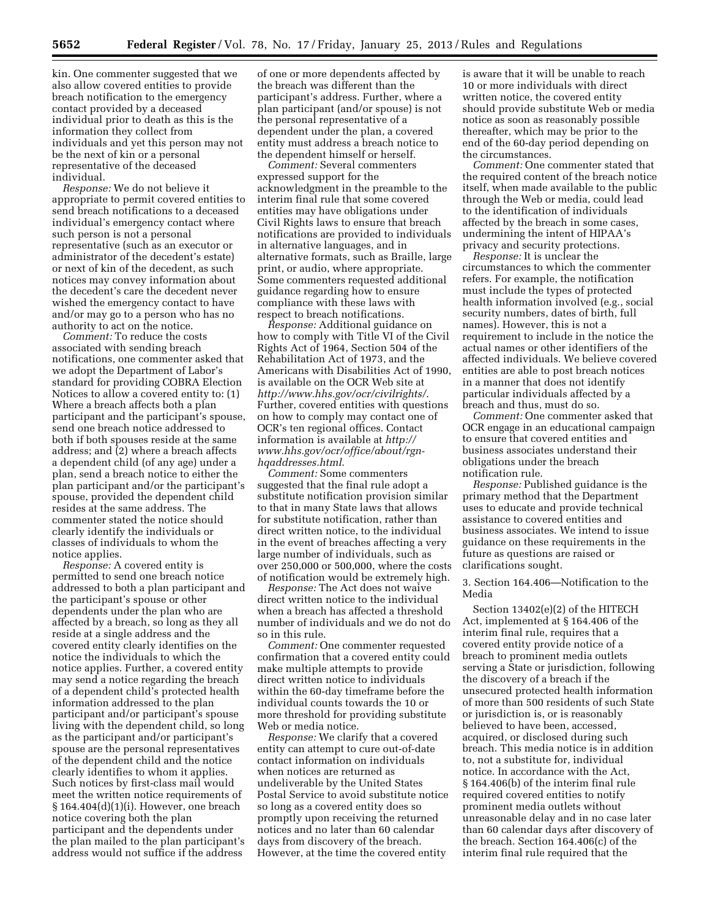kin. One commenter suggested that we also allow covered entities to provide breach notification to the emergency contact provided by a deceased individual prior to death as this is the information they collect from individuals and yet this person may not be the next of kin or a personal representative of the deceased individual.

*Response:* We do not believe it appropriate to permit covered entities to send breach notifications to a deceased individual's emergency contact where such person is not a personal representative (such as an executor or administrator of the decedent's estate) or next of kin of the decedent, as such notices may convey information about the decedent's care the decedent never wished the emergency contact to have and/or may go to a person who has no authority to act on the notice.

*Comment:* To reduce the costs associated with sending breach notifications, one commenter asked that we adopt the Department of Labor's standard for providing COBRA Election Notices to allow a covered entity to: (1) Where a breach affects both a plan participant and the participant's spouse, send one breach notice addressed to both if both spouses reside at the same address; and (2) where a breach affects a dependent child (of any age) under a plan, send a breach notice to either the plan participant and/or the participant's spouse, provided the dependent child resides at the same address. The commenter stated the notice should clearly identify the individuals or classes of individuals to whom the notice applies.

*Response:* A covered entity is permitted to send one breach notice addressed to both a plan participant and the participant's spouse or other dependents under the plan who are affected by a breach, so long as they all reside at a single address and the covered entity clearly identifies on the notice the individuals to which the notice applies. Further, a covered entity may send a notice regarding the breach of a dependent child's protected health information addressed to the plan participant and/or participant's spouse living with the dependent child, so long as the participant and/or participant's spouse are the personal representatives of the dependent child and the notice clearly identifies to whom it applies. Such notices by first-class mail would meet the written notice requirements of § 164.404(d)(1)(i). However, one breach notice covering both the plan participant and the dependents under the plan mailed to the plan participant's address would not suffice if the address of one or more dependents affected by the breach was different than the participant's address. Further, where a plan participant (and/or spouse) is not the personal representative of a dependent under the plan, a covered entity must address a breach notice to the dependent himself or herself.

*Comment:* Several commenters expressed support for the acknowledgment in the preamble to the interim final rule that some covered entities may have obligations under Civil Rights laws to ensure that breach notifications are provided to individuals in alternative languages, and in alternative formats, such as Braille, large print, or audio, where appropriate. Some commenters requested additional guidance regarding how to ensure compliance with these laws with respect to breach notifications.

*Response:* Additional guidance on how to comply with Title VI of the Civil Rights Act of 1964, Section 504 of the Rehabilitation Act of 1973, and the Americans with Disabilities Act of 1990, is available on the OCR Web site at *http://www.hhs.gov/ocr/civilrights/*. Further, covered entities with questions on how to comply may contact one of OCR's ten regional offices. Contact information is available at *http://www.hhs.gov/ocr/office/about/rgn-hqaddresses.html*.

*Comment:* Some commenters suggested that the final rule adopt a substitute notification provision similar to that in many State laws that allows for substitute notification, rather than direct written notice, to the individual in the event of breaches affecting a very large number of individuals, such as over 250,000 or 500,000, where the costs of notification would be extremely high.

*Response:* The Act does not waive direct written notice to the individual when a breach has affected a threshold number of individuals and we do not do so in this rule.

*Comment:* One commenter requested confirmation that a covered entity could make multiple attempts to provide direct written notice to individuals within the 60-day timeframe before the individual counts towards the 10 or more threshold for providing substitute Web or media notice.

*Response:* We clarify that a covered entity can attempt to cure out-of-date contact information on individuals when notices are returned as undeliverable by the United States Postal Service to avoid substitute notice so long as a covered entity does so promptly upon receiving the returned notices and no later than 60 calendar days from discovery of the breach. However, at the time the covered entity is aware that it will be unable to reach 10 or more individuals with direct written notice, the covered entity should provide substitute Web or media notice as soon as reasonably possible thereafter, which may be prior to the end of the 60-day period depending on the circumstances.

*Comment:* One commenter stated that the required content of the breach notice itself, when made available to the public through the Web or media, could lead to the identification of individuals affected by the breach in some cases, undermining the intent of HIPAA's privacy and security protections.

*Response:* It is unclear the circumstances to which the commenter refers. For example, the notification must include the types of protected health information involved (e.g., social security numbers, dates of birth, full names). However, this is not a requirement to include in the notice the actual names or other identifiers of the affected individuals. We believe covered entities are able to post breach notices in a manner that does not identify particular individuals affected by a breach and thus, must do so.

*Comment:* One commenter asked that OCR engage in an educational campaign to ensure that covered entities and business associates understand their obligations under the breach notification rule.

*Response:* Published guidance is the primary method that the Department uses to educate and provide technical assistance to covered entities and business associates. We intend to issue guidance on these requirements in the future as questions are raised or clarifications sought.

3. Section 164.406—Notification to the Media

Section 13402(e)(2) of the HITECH Act, implemented at § 164.406 of the interim final rule, requires that a covered entity provide notice of a breach to prominent media outlets serving a State or jurisdiction, following the discovery of a breach if the unsecured protected health information of more than 500 residents of such State or jurisdiction is, or is reasonably believed to have been, accessed, acquired, or disclosed during such breach. This media notice is in addition to, not a substitute for, individual notice. In accordance with the Act, § 164.406(b) of the interim final rule required covered entities to notify prominent media outlets without unreasonable delay and in no case later than 60 calendar days after discovery of the breach. Section 164.406(c) of the interim final rule required that the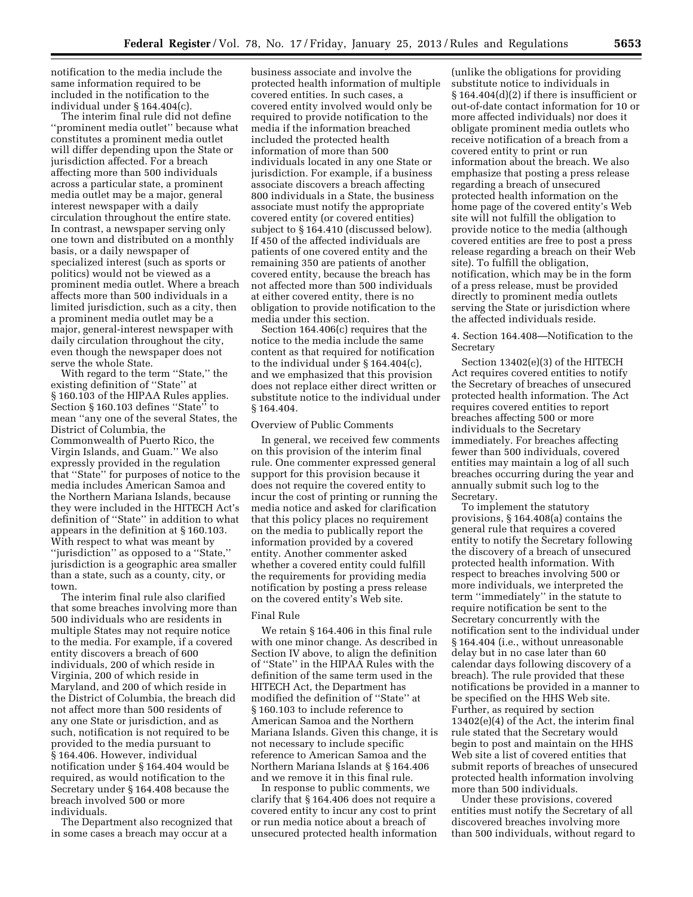notification to the media include the same information required to be included in the notification to the individual under § 164.404(c).

The interim final rule did not define ''prominent media outlet'' because what constitutes a prominent media outlet will differ depending upon the State or jurisdiction affected. For a breach affecting more than 500 individuals across a particular state, a prominent media outlet may be a major, general interest newspaper with a daily circulation throughout the entire state. In contrast, a newspaper serving only one town and distributed on a monthly basis, or a daily newspaper of specialized interest (such as sports or politics) would not be viewed as a prominent media outlet. Where a breach affects more than 500 individuals in a limited jurisdiction, such as a city, then a prominent media outlet may be a major, general-interest newspaper with daily circulation throughout the city, even though the newspaper does not serve the whole State.

With regard to the term ''State,'' the existing definition of ''State'' at § 160.103 of the HIPAA Rules applies. Section § 160.103 defines ''State'' to mean ''any one of the several States, the District of Columbia, the Commonwealth of Puerto Rico, the Virgin Islands, and Guam.'' We also expressly provided in the regulation that ''State'' for purposes of notice to the media includes American Samoa and the Northern Mariana Islands, because they were included in the HITECH Act's definition of ''State'' in addition to what appears in the definition at § 160.103. With respect to what was meant by ''jurisdiction'' as opposed to a ''State,'' jurisdiction is a geographic area smaller than a state, such as a county, city, or town.

The interim final rule also clarified that some breaches involving more than 500 individuals who are residents in multiple States may not require notice to the media. For example, if a covered entity discovers a breach of 600 individuals, 200 of which reside in Virginia, 200 of which reside in Maryland, and 200 of which reside in the District of Columbia, the breach did not affect more than 500 residents of any one State or jurisdiction, and as such, notification is not required to be provided to the media pursuant to § 164.406. However, individual notification under § 164.404 would be required, as would notification to the Secretary under § 164.408 because the breach involved 500 or more individuals.

The Department also recognized that in some cases a breach may occur at a business associate and involve the protected health information of multiple covered entities. In such cases, a covered entity involved would only be required to provide notification to the media if the information breached included the protected health information of more than 500 individuals located in any one State or jurisdiction. For example, if a business associate discovers a breach affecting 800 individuals in a State, the business associate must notify the appropriate covered entity (or covered entities) subject to § 164.410 (discussed below). If 450 of the affected individuals are patients of one covered entity and the remaining 350 are patients of another covered entity, because the breach has not affected more than 500 individuals at either covered entity, there is no obligation to provide notification to the media under this section.

Section 164.406(c) requires that the notice to the media include the same content as that required for notification to the individual under § 164.404(c), and we emphasized that this provision does not replace either direct written or substitute notice to the individual under § 164.404.

Overview of Public Comments

In general, we received few comments on this provision of the interim final rule. One commenter expressed general support for this provision because it does not require the covered entity to incur the cost of printing or running the media notice and asked for clarification that this policy places no requirement on the media to publically report the information provided by a covered entity. Another commenter asked whether a covered entity could fulfill the requirements for providing media notification by posting a press release on the covered entity's Web site.

Final Rule

We retain § 164.406 in this final rule with one minor change. As described in Section IV above, to align the definition of ''State'' in the HIPAA Rules with the definition of the same term used in the HITECH Act, the Department has modified the definition of ''State'' at § 160.103 to include reference to American Samoa and the Northern Mariana Islands. Given this change, it is not necessary to include specific reference to American Samoa and the Northern Mariana Islands at § 164.406 and we remove it in this final rule.

In response to public comments, we clarify that § 164.406 does not require a covered entity to incur any cost to print or run media notice about a breach of unsecured protected health information (unlike the obligations for providing substitute notice to individuals in § 164.404(d)(2) if there is insufficient or out-of-date contact information for 10 or more affected individuals) nor does it obligate prominent media outlets who receive notification of a breach from a covered entity to print or run information about the breach. We also emphasize that posting a press release regarding a breach of unsecured protected health information on the home page of the covered entity's Web site will not fulfill the obligation to provide notice to the media (although covered entities are free to post a press release regarding a breach on their Web site). To fulfill the obligation, notification, which may be in the form of a press release, must be provided directly to prominent media outlets serving the State or jurisdiction where the affected individuals reside.

4. Section 164.408—Notification to the Secretary

Section 13402(e)(3) of the HITECH Act requires covered entities to notify the Secretary of breaches of unsecured protected health information. The Act requires covered entities to report breaches affecting 500 or more individuals to the Secretary immediately. For breaches affecting fewer than 500 individuals, covered entities may maintain a log of all such breaches occurring during the year and annually submit such log to the Secretary.

To implement the statutory provisions, § 164.408(a) contains the general rule that requires a covered entity to notify the Secretary following the discovery of a breach of unsecured protected health information. With respect to breaches involving 500 or more individuals, we interpreted the term ''immediately'' in the statute to require notification be sent to the Secretary concurrently with the notification sent to the individual under § 164.404 (i.e., without unreasonable delay but in no case later than 60 calendar days following discovery of a breach). The rule provided that these notifications be provided in a manner to be specified on the HHS Web site. Further, as required by section 13402(e)(4) of the Act, the interim final rule stated that the Secretary would begin to post and maintain on the HHS Web site a list of covered entities that submit reports of breaches of unsecured protected health information involving more than 500 individuals.

Under these provisions, covered entities must notify the Secretary of all discovered breaches involving more than 500 individuals, without regard to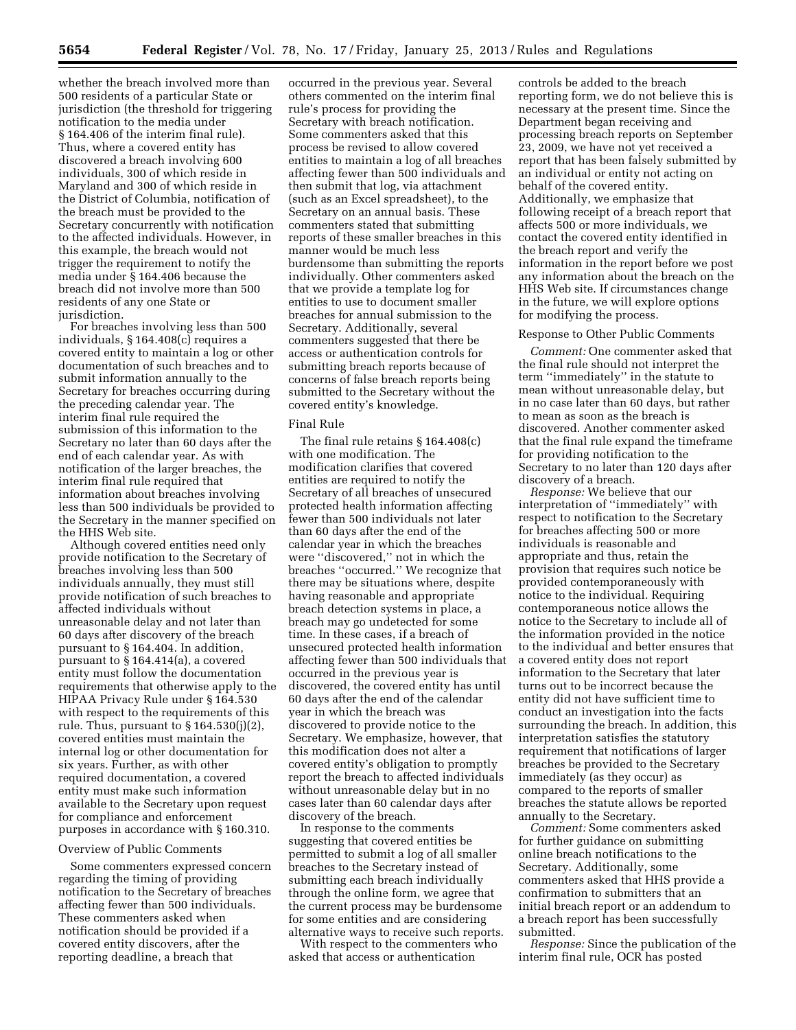whether the breach involved more than 500 residents of a particular State or jurisdiction (the threshold for triggering notification to the media under § 164.406 of the interim final rule). Thus, where a covered entity has discovered a breach involving 600 individuals, 300 of which reside in Maryland and 300 of which reside in the District of Columbia, notification of the breach must be provided to the Secretary concurrently with notification to the affected individuals. However, in this example, the breach would not trigger the requirement to notify the media under § 164.406 because the breach did not involve more than 500 residents of any one State or jurisdiction.

For breaches involving less than 500 individuals, § 164.408(c) requires a covered entity to maintain a log or other documentation of such breaches and to submit information annually to the Secretary for breaches occurring during the preceding calendar year. The interim final rule required the submission of this information to the Secretary no later than 60 days after the end of each calendar year. As with notification of the larger breaches, the interim final rule required that information about breaches involving less than 500 individuals be provided to the Secretary in the manner specified on the HHS Web site.

Although covered entities need only provide notification to the Secretary of breaches involving less than 500 individuals annually, they must still provide notification of such breaches to affected individuals without unreasonable delay and not later than 60 days after discovery of the breach pursuant to § 164.404. In addition, pursuant to § 164.414(a), a covered entity must follow the documentation requirements that otherwise apply to the HIPAA Privacy Rule under § 164.530 with respect to the requirements of this rule. Thus, pursuant to § 164.530(j)(2), covered entities must maintain the internal log or other documentation for six years. Further, as with other required documentation, a covered entity must make such information available to the Secretary upon request for compliance and enforcement purposes in accordance with § 160.310.

Overview of Public Comments

Some commenters expressed concern regarding the timing of providing notification to the Secretary of breaches affecting fewer than 500 individuals. These commenters asked when notification should be provided if a covered entity discovers, after the reporting deadline, a breach that occurred in the previous year. Several others commented on the interim final rule's process for providing the Secretary with breach notification. Some commenters asked that this process be revised to allow covered entities to maintain a log of all breaches affecting fewer than 500 individuals and then submit that log, via attachment (such as an Excel spreadsheet), to the Secretary on an annual basis. These commenters stated that submitting reports of these smaller breaches in this manner would be much less burdensome than submitting the reports individually. Other commenters asked that we provide a template log for entities to use to document smaller breaches for annual submission to the Secretary. Additionally, several commenters suggested that there be access or authentication controls for submitting breach reports because of concerns of false breach reports being submitted to the Secretary without the covered entity's knowledge.

Final Rule

The final rule retains § 164.408(c) with one modification. The modification clarifies that covered entities are required to notify the Secretary of all breaches of unsecured protected health information affecting fewer than 500 individuals not later than 60 days after the end of the calendar year in which the breaches were "discovered," not in which the breaches "occurred." We recognize that there may be situations where, despite having reasonable and appropriate breach detection systems in place, a breach may go undetected for some time. In these cases, if a breach of unsecured protected health information affecting fewer than 500 individuals that occurred in the previous year is discovered, the covered entity has until 60 days after the end of the calendar year in which the breach was discovered to provide notice to the Secretary. We emphasize, however, that this modification does not alter a covered entity's obligation to promptly report the breach to affected individuals without unreasonable delay but in no cases later than 60 calendar days after discovery of the breach.

In response to the comments suggesting that covered entities be permitted to submit a log of all smaller breaches to the Secretary instead of submitting each breach individually through the online form, we agree that the current process may be burdensome for some entities and are considering alternative ways to receive such reports.

With respect to the commenters who asked that access or authentication controls be added to the breach reporting form, we do not believe this is necessary at the present time. Since the Department began receiving and processing breach reports on September 23, 2009, we have not yet received a report that has been falsely submitted by an individual or entity not acting on behalf of the covered entity. Additionally, we emphasize that following receipt of a breach report that affects 500 or more individuals, we contact the covered entity identified in the breach report and verify the information in the report before we post any information about the breach on the HHS Web site. If circumstances change in the future, we will explore options for modifying the process.

Response to Other Public Comments

*Comment:* One commenter asked that the final rule should not interpret the term "immediately" in the statute to mean without unreasonable delay, but in no case later than 60 days, but rather to mean as soon as the breach is discovered. Another commenter asked that the final rule expand the timeframe for providing notification to the Secretary to no later than 120 days after discovery of a breach.

*Response:* We believe that our interpretation of "immediately" with respect to notification to the Secretary for breaches affecting 500 or more individuals is reasonable and appropriate and thus, retain the provision that requires such notice be provided contemporaneously with notice to the individual. Requiring contemporaneous notice allows the notice to the Secretary to include all of the information provided in the notice to the individual and better ensures that a covered entity does not report information to the Secretary that later turns out to be incorrect because the entity did not have sufficient time to conduct an investigation into the facts surrounding the breach. In addition, this interpretation satisfies the statutory requirement that notifications of larger breaches be provided to the Secretary immediately (as they occur) as compared to the reports of smaller breaches the statute allows be reported annually to the Secretary.

*Comment:* Some commenters asked for further guidance on submitting online breach notifications to the Secretary. Additionally, some commenters asked that HHS provide a confirmation to submitters that an initial breach report or an addendum to a breach report has been successfully submitted.

*Response:* Since the publication of the interim final rule, OCR has posted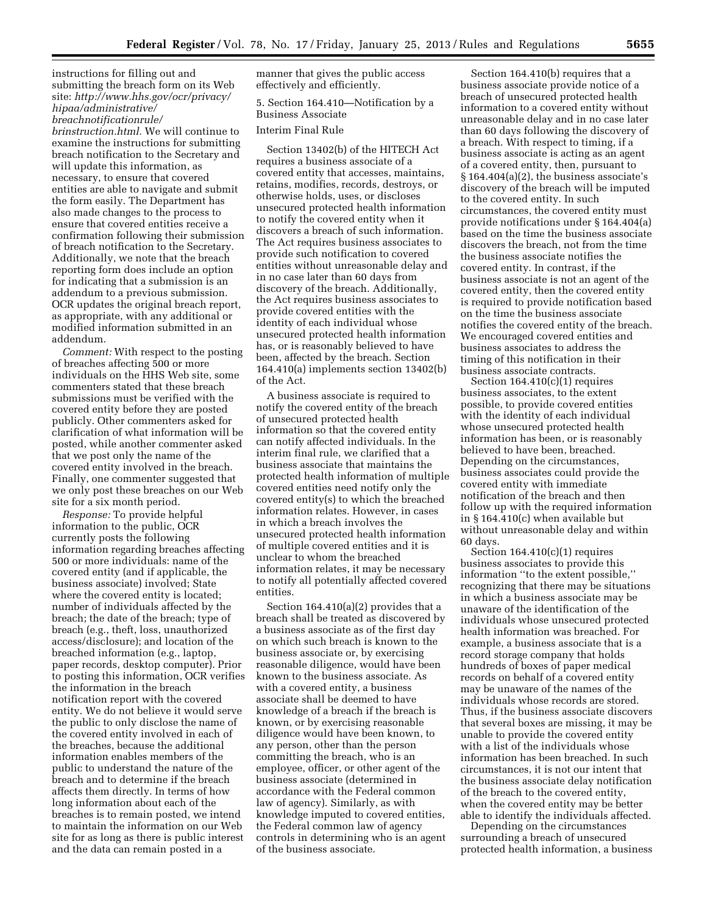instructions for filling out and submitting the breach form on its Web site: *http://www.hhs.gov/ocr/privacy/hipaa/administrative/breachnotificationrule/brinstruction.html.* We will continue to examine the instructions for submitting breach notification to the Secretary and will update this information, as necessary, to ensure that covered entities are able to navigate and submit the form easily. The Department has also made changes to the process to ensure that covered entities receive a confirmation following their submission of breach notification to the Secretary. Additionally, we note that the breach reporting form does include an option for indicating that a submission is an addendum to a previous submission. OCR updates the original breach report, as appropriate, with any additional or modified information submitted in an addendum.

*Comment:* With respect to the posting of breaches affecting 500 or more individuals on the HHS Web site, some commenters stated that these breach submissions must be verified with the covered entity before they are posted publicly. Other commenters asked for clarification of what information will be posted, while another commenter asked that we post only the name of the covered entity involved in the breach. Finally, one commenter suggested that we only post these breaches on our Web site for a six month period.

*Response:* To provide helpful information to the public, OCR currently posts the following information regarding breaches affecting 500 or more individuals: name of the covered entity (and if applicable, the business associate) involved; State where the covered entity is located; number of individuals affected by the breach; the date of the breach; type of breach (e.g., theft, loss, unauthorized access/disclosure); and location of the breached information (e.g., laptop, paper records, desktop computer). Prior to posting this information, OCR verifies the information in the breach notification report with the covered entity. We do not believe it would serve the public to only disclose the name of the covered entity involved in each of the breaches, because the additional information enables members of the public to understand the nature of the breach and to determine if the breach affects them directly. In terms of how long information about each of the breaches is to remain posted, we intend to maintain the information on our Web site for as long as there is public interest and the data can remain posted in a manner that gives the public access effectively and efficiently.

5. Section 164.410—Notification by a Business Associate

Interim Final Rule

Section 13402(b) of the HITECH Act requires a business associate of a covered entity that accesses, maintains, retains, modifies, records, destroys, or otherwise holds, uses, or discloses unsecured protected health information to notify the covered entity when it discovers a breach of such information. The Act requires business associates to provide such notification to covered entities without unreasonable delay and in no case later than 60 days from discovery of the breach. Additionally, the Act requires business associates to provide covered entities with the identity of each individual whose unsecured protected health information has, or is reasonably believed to have been, affected by the breach. Section 164.410(a) implements section 13402(b) of the Act.

A business associate is required to notify the covered entity of the breach of unsecured protected health information so that the covered entity can notify affected individuals. In the interim final rule, we clarified that a business associate that maintains the protected health information of multiple covered entities need notify only the covered entity(s) to which the breached information relates. However, in cases in which a breach involves the unsecured protected health information of multiple covered entities and it is unclear to whom the breached information relates, it may be necessary to notify all potentially affected covered entities.

Section 164.410(a)(2) provides that a breach shall be treated as discovered by a business associate as of the first day on which such breach is known to the business associate or, by exercising reasonable diligence, would have been known to the business associate. As with a covered entity, a business associate shall be deemed to have knowledge of a breach if the breach is known, or by exercising reasonable diligence would have been known, to any person, other than the person committing the breach, who is an employee, officer, or other agent of the business associate (determined in accordance with the Federal common law of agency). Similarly, as with knowledge imputed to covered entities, the Federal common law of agency controls in determining who is an agent of the business associate.

Section 164.410(b) requires that a business associate provide notice of a breach of unsecured protected health information to a covered entity without unreasonable delay and in no case later than 60 days following the discovery of a breach. With respect to timing, if a business associate is acting as an agent of a covered entity, then, pursuant to § 164.404(a)(2), the business associate's discovery of the breach will be imputed to the covered entity. In such circumstances, the covered entity must provide notifications under § 164.404(a) based on the time the business associate discovers the breach, not from the time the business associate notifies the covered entity. In contrast, if the business associate is not an agent of the covered entity, then the covered entity is required to provide notification based on the time the business associate notifies the covered entity of the breach. We encouraged covered entities and business associates to address the timing of this notification in their business associate contracts.

Section 164.410(c)(1) requires business associates, to the extent possible, to provide covered entities with the identity of each individual whose unsecured protected health information has been, or is reasonably believed to have been, breached. Depending on the circumstances, business associates could provide the covered entity with immediate notification of the breach and then follow up with the required information in § 164.410(c) when available but without unreasonable delay and within 60 days.

Section 164.410(c)(1) requires business associates to provide this information ''to the extent possible,'' recognizing that there may be situations in which a business associate may be unaware of the identification of the individuals whose unsecured protected health information was breached. For example, a business associate that is a record storage company that holds hundreds of boxes of paper medical records on behalf of a covered entity may be unaware of the names of the individuals whose records are stored. Thus, if the business associate discovers that several boxes are missing, it may be unable to provide the covered entity with a list of the individuals whose information has been breached. In such circumstances, it is not our intent that the business associate delay notification of the breach to the covered entity, when the covered entity may be better able to identify the individuals affected.

Depending on the circumstances surrounding a breach of unsecured protected health information, a business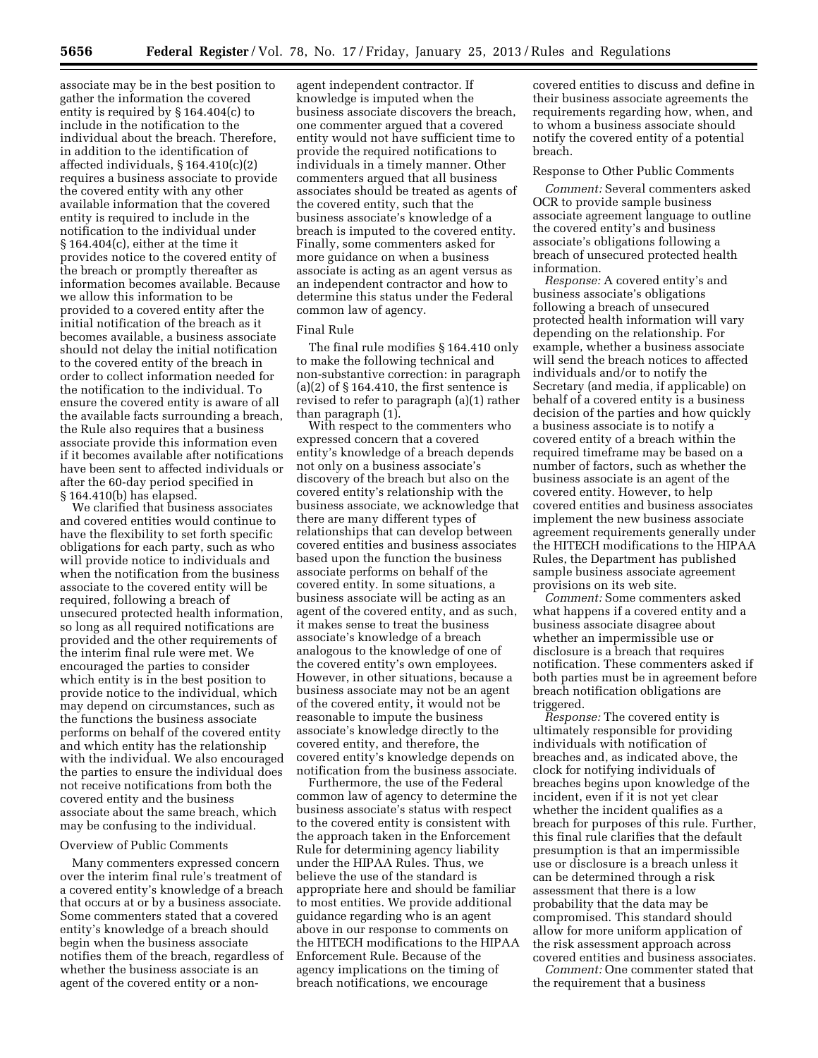associate may be in the best position to gather the information the covered entity is required by § 164.404(c) to include in the notification to the individual about the breach. Therefore, in addition to the identification of affected individuals, § 164.410(c)(2) requires a business associate to provide the covered entity with any other available information that the covered entity is required to include in the notification to the individual under § 164.404(c), either at the time it provides notice to the covered entity of the breach or promptly thereafter as information becomes available. Because we allow this information to be provided to a covered entity after the initial notification of the breach as it becomes available, a business associate should not delay the initial notification to the covered entity of the breach in order to collect information needed for the notification to the individual. To ensure the covered entity is aware of all the available facts surrounding a breach, the Rule also requires that a business associate provide this information even if it becomes available after notifications have been sent to affected individuals or after the 60-day period specified in § 164.410(b) has elapsed.

We clarified that business associates and covered entities would continue to have the flexibility to set forth specific obligations for each party, such as who will provide notice to individuals and when the notification from the business associate to the covered entity will be required, following a breach of unsecured protected health information, so long as all required notifications are provided and the other requirements of the interim final rule were met. We encouraged the parties to consider which entity is in the best position to provide notice to the individual, which may depend on circumstances, such as the functions the business associate performs on behalf of the covered entity and which entity has the relationship with the individual. We also encouraged the parties to ensure the individual does not receive notifications from both the covered entity and the business associate about the same breach, which may be confusing to the individual.

Overview of Public Comments

Many commenters expressed concern over the interim final rule's treatment of a covered entity's knowledge of a breach that occurs at or by a business associate. Some commenters stated that a covered entity's knowledge of a breach should begin when the business associate notifies them of the breach, regardless of whether the business associate is an agent of the covered entity or a non-agent independent contractor. If knowledge is imputed when the business associate discovers the breach, one commenter argued that a covered entity would not have sufficient time to provide the required notifications to individuals in a timely manner. Other commenters argued that all business associates should be treated as agents of the covered entity, such that the business associate's knowledge of a breach is imputed to the covered entity. Finally, some commenters asked for more guidance on when a business associate is acting as an agent versus as an independent contractor and how to determine this status under the Federal common law of agency.

Final Rule

The final rule modifies § 164.410 only to make the following technical and non-substantive correction: in paragraph (a)(2) of § 164.410, the first sentence is revised to refer to paragraph (a)(1) rather than paragraph (1).

With respect to the commenters who expressed concern that a covered entity's knowledge of a breach depends not only on a business associate's discovery of the breach but also on the covered entity's relationship with the business associate, we acknowledge that there are many different types of relationships that can develop between covered entities and business associates based upon the function the business associate performs on behalf of the covered entity. In some situations, a business associate will be acting as an agent of the covered entity, and as such, it makes sense to treat the business associate's knowledge of a breach analogous to the knowledge of one of the covered entity's own employees. However, in other situations, because a business associate may not be an agent of the covered entity, it would not be reasonable to impute the business associate's knowledge directly to the covered entity, and therefore, the covered entity's knowledge depends on notification from the business associate.

Furthermore, the use of the Federal common law of agency to determine the business associate's status with respect to the covered entity is consistent with the approach taken in the Enforcement Rule for determining agency liability under the HIPAA Rules. Thus, we believe the use of the standard is appropriate here and should be familiar to most entities. We provide additional guidance regarding who is an agent above in our response to comments on the HITECH modifications to the HIPAA Enforcement Rule. Because of the agency implications on the timing of breach notifications, we encourage covered entities to discuss and define in their business associate agreements the requirements regarding how, when, and to whom a business associate should notify the covered entity of a potential breach.

Response to Other Public Comments

*Comment:* Several commenters asked OCR to provide sample business associate agreement language to outline the covered entity's and business associate's obligations following a breach of unsecured protected health information.

*Response:* A covered entity's and business associate's obligations following a breach of unsecured protected health information will vary depending on the relationship. For example, whether a business associate will send the breach notices to affected individuals and/or to notify the Secretary (and media, if applicable) on behalf of a covered entity is a business decision of the parties and how quickly a business associate is to notify a covered entity of a breach within the required timeframe may be based on a number of factors, such as whether the business associate is an agent of the covered entity. However, to help covered entities and business associates implement the new business associate agreement requirements generally under the HITECH modifications to the HIPAA Rules, the Department has published sample business associate agreement provisions on its web site.

*Comment:* Some commenters asked what happens if a covered entity and a business associate disagree about whether an impermissible use or disclosure is a breach that requires notification. These commenters asked if both parties must be in agreement before breach notification obligations are triggered.

*Response:* The covered entity is ultimately responsible for providing individuals with notification of breaches and, as indicated above, the clock for notifying individuals of breaches begins upon knowledge of the incident, even if it is not yet clear whether the incident qualifies as a breach for purposes of this rule. Further, this final rule clarifies that the default presumption is that an impermissible use or disclosure is a breach unless it can be determined through a risk assessment that there is a low probability that the data may be compromised. This standard should allow for more uniform application of the risk assessment approach across covered entities and business associates.

*Comment:* One commenter stated that the requirement that a business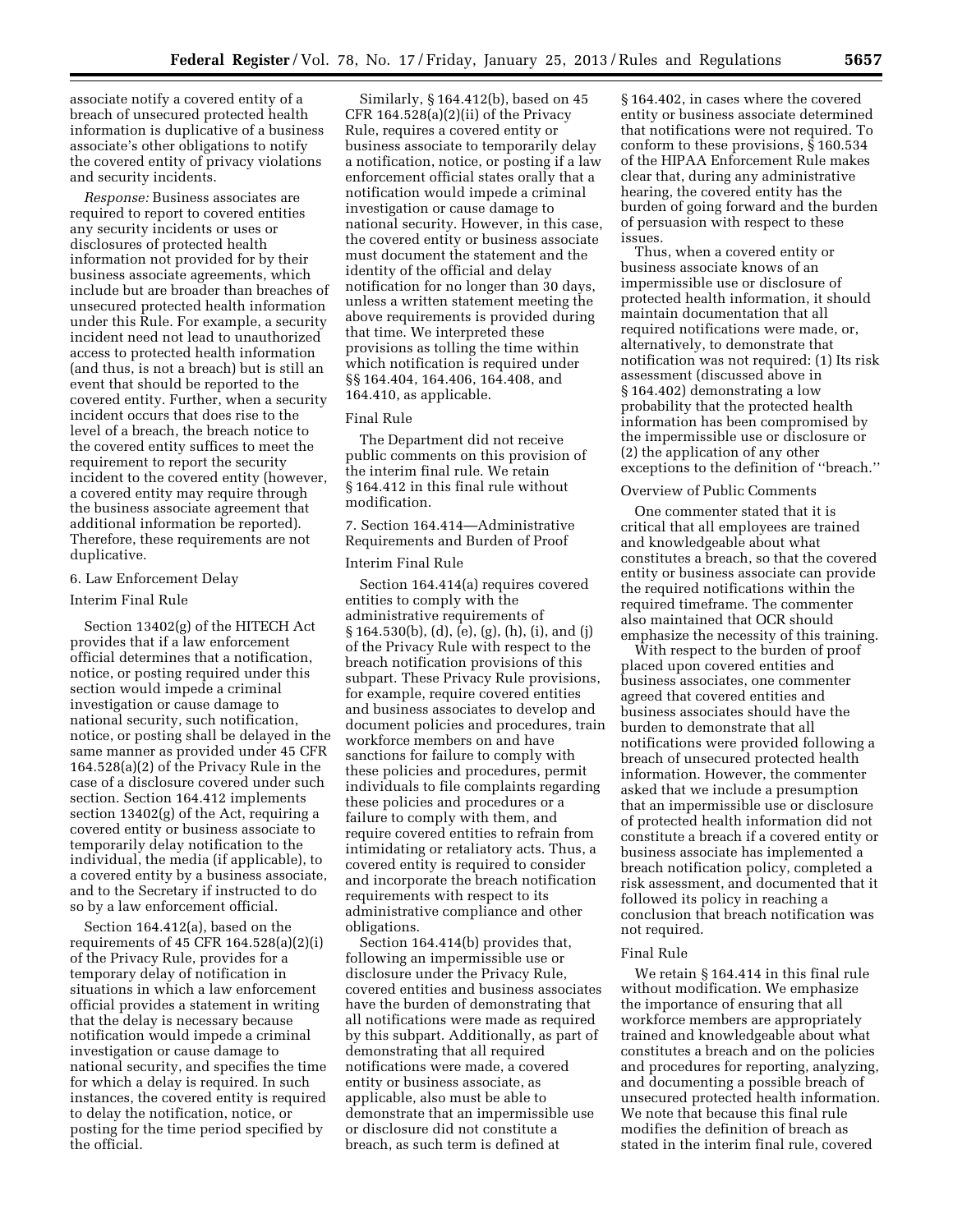associate notify a covered entity of a breach of unsecured protected health information is duplicative of a business associate's other obligations to notify the covered entity of privacy violations and security incidents.

*Response:* Business associates are required to report to covered entities any security incidents or uses or disclosures of protected health information not provided for by their business associate agreements, which include but are broader than breaches of unsecured protected health information under this Rule. For example, a security incident need not lead to unauthorized access to protected health information (and thus, is not a breach) but is still an event that should be reported to the covered entity. Further, when a security incident occurs that does rise to the level of a breach, the breach notice to the covered entity suffices to meet the requirement to report the security incident to the covered entity (however, a covered entity may require through the business associate agreement that additional information be reported). Therefore, these requirements are not duplicative.

6. Law Enforcement Delay

Interim Final Rule

Section 13402(g) of the HITECH Act provides that if a law enforcement official determines that a notification, notice, or posting required under this section would impede a criminal investigation or cause damage to national security, such notification, notice, or posting shall be delayed in the same manner as provided under 45 CFR 164.528(a)(2) of the Privacy Rule in the case of a disclosure covered under such section. Section 164.412 implements section 13402(g) of the Act, requiring a covered entity or business associate to temporarily delay notification to the individual, the media (if applicable), to a covered entity by a business associate, and to the Secretary if instructed to do so by a law enforcement official.

Section 164.412(a), based on the requirements of 45 CFR 164.528(a)(2)(i) of the Privacy Rule, provides for a temporary delay of notification in situations in which a law enforcement official provides a statement in writing that the delay is necessary because notification would impede a criminal investigation or cause damage to national security, and specifies the time for which a delay is required. In such instances, the covered entity is required to delay the notification, notice, or posting for the time period specified by the official.

Similarly, § 164.412(b), based on 45 CFR 164.528(a)(2)(ii) of the Privacy Rule, requires a covered entity or business associate to temporarily delay a notification, notice, or posting if a law enforcement official states orally that a notification would impede a criminal investigation or cause damage to national security. However, in this case, the covered entity or business associate must document the statement and the identity of the official and delay notification for no longer than 30 days, unless a written statement meeting the above requirements is provided during that time. We interpreted these provisions as tolling the time within which notification is required under §§ 164.404, 164.406, 164.408, and 164.410, as applicable.

Final Rule

The Department did not receive public comments on this provision of the interim final rule. We retain § 164.412 in this final rule without modification.

7. Section 164.414—Administrative Requirements and Burden of Proof

Interim Final Rule

Section 164.414(a) requires covered entities to comply with the administrative requirements of § 164.530(b), (d), (e), (g), (h), (i), and (j) of the Privacy Rule with respect to the breach notification provisions of this subpart. These Privacy Rule provisions, for example, require covered entities and business associates to develop and document policies and procedures, train workforce members on and have sanctions for failure to comply with these policies and procedures, permit individuals to file complaints regarding these policies and procedures or a failure to comply with them, and require covered entities to refrain from intimidating or retaliatory acts. Thus, a covered entity is required to consider and incorporate the breach notification requirements with respect to its administrative compliance and other obligations.

Section 164.414(b) provides that, following an impermissible use or disclosure under the Privacy Rule, covered entities and business associates have the burden of demonstrating that all notifications were made as required by this subpart. Additionally, as part of demonstrating that all required notifications were made, a covered entity or business associate, as applicable, also must be able to demonstrate that an impermissible use or disclosure did not constitute a breach, as such term is defined at § 164.402, in cases where the covered entity or business associate determined that notifications were not required. To conform to these provisions, § 160.534 of the HIPAA Enforcement Rule makes clear that, during any administrative hearing, the covered entity has the burden of going forward and the burden of persuasion with respect to these issues.

Thus, when a covered entity or business associate knows of an impermissible use or disclosure of protected health information, it should maintain documentation that all required notifications were made, or, alternatively, to demonstrate that notification was not required: (1) Its risk assessment (discussed above in § 164.402) demonstrating a low probability that the protected health information has been compromised by the impermissible use or disclosure or (2) the application of any other exceptions to the definition of "breach."

Overview of Public Comments

One commenter stated that it is critical that all employees are trained and knowledgeable about what constitutes a breach, so that the covered entity or business associate can provide the required notifications within the required timeframe. The commenter also maintained that OCR should emphasize the necessity of this training.

With respect to the burden of proof placed upon covered entities and business associates, one commenter agreed that covered entities and business associates should have the burden to demonstrate that all notifications were provided following a breach of unsecured protected health information. However, the commenter asked that we include a presumption that an impermissible use or disclosure of protected health information did not constitute a breach if a covered entity or business associate has implemented a breach notification policy, completed a risk assessment, and documented that it followed its policy in reaching a conclusion that breach notification was not required.

Final Rule

We retain § 164.414 in this final rule without modification. We emphasize the importance of ensuring that all workforce members are appropriately trained and knowledgeable about what constitutes a breach and on the policies and procedures for reporting, analyzing, and documenting a possible breach of unsecured protected health information. We note that because this final rule modifies the definition of breach as stated in the interim final rule, covered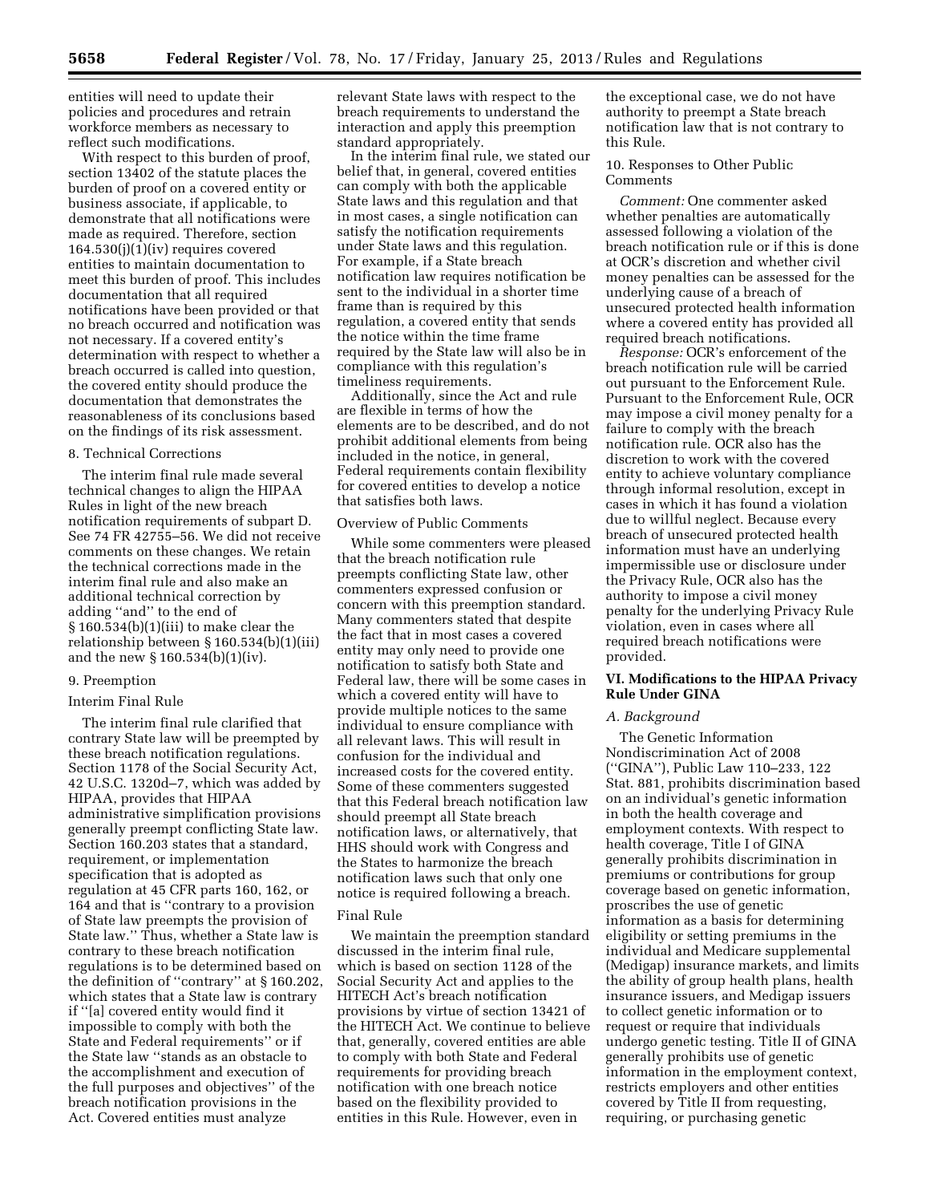entities will need to update their policies and procedures and retrain workforce members as necessary to reflect such modifications.

With respect to this burden of proof, section 13402 of the statute places the burden of proof on a covered entity or business associate, if applicable, to demonstrate that all notifications were made as required. Therefore, section 164.530(j)(1)(iv) requires covered entities to maintain documentation to meet this burden of proof. This includes documentation that all required notifications have been provided or that no breach occurred and notification was not necessary. If a covered entity's determination with respect to whether a breach occurred is called into question, the covered entity should produce the documentation that demonstrates the reasonableness of its conclusions based on the findings of its risk assessment.

8. Technical Corrections

The interim final rule made several technical changes to align the HIPAA Rules in light of the new breach notification requirements of subpart D. See 74 FR 42755–56. We did not receive comments on these changes. We retain the technical corrections made in the interim final rule and also make an additional technical correction by adding ''and'' to the end of § 160.534(b)(1)(iii) to make clear the relationship between § 160.534(b)(1)(iii) and the new § 160.534(b)(1)(iv).

9. Preemption

Interim Final Rule

The interim final rule clarified that contrary State law will be preempted by these breach notification regulations. Section 1178 of the Social Security Act, 42 U.S.C. 1320d–7, which was added by HIPAA, provides that HIPAA administrative simplification provisions generally preempt conflicting State law. Section 160.203 states that a standard, requirement, or implementation specification that is adopted as regulation at 45 CFR parts 160, 162, or 164 and that is ''contrary to a provision of State law preempts the provision of State law.'' Thus, whether a State law is contrary to these breach notification regulations is to be determined based on the definition of ''contrary'' at § 160.202, which states that a State law is contrary if ''[a] covered entity would find it impossible to comply with both the State and Federal requirements'' or if the State law ''stands as an obstacle to the accomplishment and execution of the full purposes and objectives'' of the breach notification provisions in the Act. Covered entities must analyze relevant State laws with respect to the breach requirements to understand the interaction and apply this preemption standard appropriately.

In the interim final rule, we stated our belief that, in general, covered entities can comply with both the applicable State laws and this regulation and that in most cases, a single notification can satisfy the notification requirements under State laws and this regulation. For example, if a State breach notification law requires notification be sent to the individual in a shorter time frame than is required by this regulation, a covered entity that sends the notice within the time frame required by the State law will also be in compliance with this regulation's timeliness requirements.

Additionally, since the Act and rule are flexible in terms of how the elements are to be described, and do not prohibit additional elements from being included in the notice, in general, Federal requirements contain flexibility for covered entities to develop a notice that satisfies both laws.

Overview of Public Comments

While some commenters were pleased that the breach notification rule preempts conflicting State law, other commenters expressed confusion or concern with this preemption standard. Many commenters stated that despite the fact that in most cases a covered entity may only need to provide one notification to satisfy both State and Federal law, there will be some cases in which a covered entity will have to provide multiple notices to the same individual to ensure compliance with all relevant laws. This will result in confusion for the individual and increased costs for the covered entity. Some of these commenters suggested that this Federal breach notification law should preempt all State breach notification laws, or alternatively, that HHS should work with Congress and the States to harmonize the breach notification laws such that only one notice is required following a breach.

Final Rule

We maintain the preemption standard discussed in the interim final rule, which is based on section 1128 of the Social Security Act and applies to the HITECH Act's breach notification provisions by virtue of section 13421 of the HITECH Act. We continue to believe that, generally, covered entities are able to comply with both State and Federal requirements for providing breach notification with one breach notice based on the flexibility provided to entities in this Rule. However, even in the exceptional case, we do not have authority to preempt a State breach notification law that is not contrary to this Rule.

10. Responses to Other Public Comments

*Comment:* One commenter asked whether penalties are automatically assessed following a violation of the breach notification rule or if this is done at OCR's discretion and whether civil money penalties can be assessed for the underlying cause of a breach of unsecured protected health information where a covered entity has provided all required breach notifications.

*Response:* OCR's enforcement of the breach notification rule will be carried out pursuant to the Enforcement Rule. Pursuant to the Enforcement Rule, OCR may impose a civil money penalty for a failure to comply with the breach notification rule. OCR also has the discretion to work with the covered entity to achieve voluntary compliance through informal resolution, except in cases in which it has found a violation due to willful neglect. Because every breach of unsecured protected health information must have an underlying impermissible use or disclosure under the Privacy Rule, OCR also has the authority to impose a civil money penalty for the underlying Privacy Rule violation, even in cases where all required breach notifications were provided.

## VI. Modifications to the HIPAA Privacy Rule Under GINA

### *A. Background*

The Genetic Information Nondiscrimination Act of 2008 (''GINA''), Public Law 110–233, 122 Stat. 881, prohibits discrimination based on an individual's genetic information in both the health coverage and employment contexts. With respect to health coverage, Title I of GINA generally prohibits discrimination in premiums or contributions for group coverage based on genetic information, proscribes the use of genetic information as a basis for determining eligibility or setting premiums in the individual and Medicare supplemental (Medigap) insurance markets, and limits the ability of group health plans, health insurance issuers, and Medigap issuers to collect genetic information or to request or require that individuals undergo genetic testing. Title II of GINA generally prohibits use of genetic information in the employment context, restricts employers and other entities covered by Title II from requesting, requiring, or purchasing genetic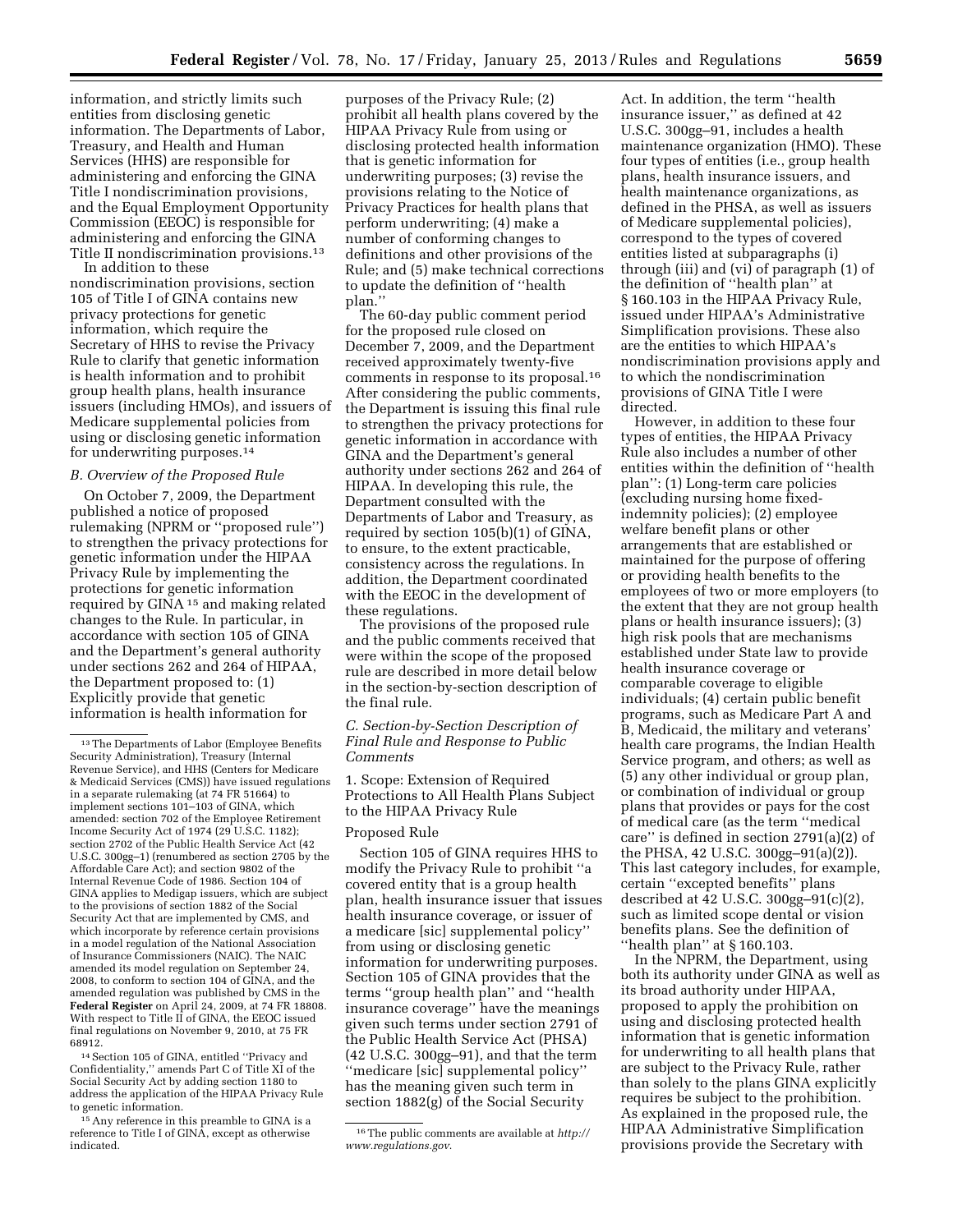information, and strictly limits such entities from disclosing genetic information. The Departments of Labor, Treasury, and Health and Human Services (HHS) are responsible for administering and enforcing the GINA Title I nondiscrimination provisions, and the Equal Employment Opportunity Commission (EEOC) is responsible for administering and enforcing the GINA Title II nondiscrimination provisions.[13]

In addition to these nondiscrimination provisions, section 105 of Title I of GINA contains new privacy protections for genetic information, which require the Secretary of HHS to revise the Privacy Rule to clarify that genetic information is health information and to prohibit group health plans, health insurance issuers (including HMOs), and issuers of Medicare supplemental policies from using or disclosing genetic information for underwriting purposes.[14]

*B. Overview of the Proposed Rule*

On October 7, 2009, the Department published a notice of proposed rulemaking (NPRM or ''proposed rule'') to strengthen the privacy protections for genetic information under the HIPAA Privacy Rule by implementing the protections for genetic information required by GINA[15] and making related changes to the Rule. In particular, in accordance with section 105 of GINA and the Department's general authority under sections 262 and 264 of HIPAA, the Department proposed to: (1) Explicitly provide that genetic information is health information for purposes of the Privacy Rule; (2) prohibit all health plans covered by the HIPAA Privacy Rule from using or disclosing protected health information that is genetic information for underwriting purposes; (3) revise the provisions relating to the Notice of Privacy Practices for health plans that perform underwriting; (4) make a number of conforming changes to definitions and other provisions of the Rule; and (5) make technical corrections to update the definition of ''health plan.''

The 60-day public comment period for the proposed rule closed on December 7, 2009, and the Department received approximately twenty-five comments in response to its proposal.[16] After considering the public comments, the Department is issuing this final rule to strengthen the privacy protections for genetic information in accordance with GINA and the Department's general authority under sections 262 and 264 of HIPAA. In developing this rule, the Department consulted with the Departments of Labor and Treasury, as required by section 105(b)(1) of GINA, to ensure, to the extent practicable, consistency across the regulations. In addition, the Department coordinated with the EEOC in the development of these regulations.

The provisions of the proposed rule and the public comments received that were within the scope of the proposed rule are described in more detail below in the section-by-section description of the final rule.

*C. Section-by-Section Description of Final Rule and Response to Public Comments*

1. Scope: Extension of Required Protections to All Health Plans Subject to the HIPAA Privacy Rule

Proposed Rule

Section 105 of GINA requires HHS to modify the Privacy Rule to prohibit ''a covered entity that is a group health plan, health insurance issuer that issues health insurance coverage, or issuer of a medicare [sic] supplemental policy'' from using or disclosing genetic information for underwriting purposes. Section 105 of GINA provides that the terms ''group health plan'' and ''health insurance coverage'' have the meanings given such terms under section 2791 of the Public Health Service Act (PHSA) (42 U.S.C. 300gg–91), and that the term ''medicare [sic] supplemental policy'' has the meaning given such term in section 1882(g) of the Social Security Act. In addition, the term ''health insurance issuer,'' as defined at 42 U.S.C. 300gg–91, includes a health maintenance organization (HMO). These four types of entities (i.e., group health plans, health insurance issuers, and health maintenance organizations, as defined in the PHSA, as well as issuers of Medicare supplemental policies), correspond to the types of covered entities listed at subparagraphs (i) through (iii) and (vi) of paragraph (1) of the definition of ''health plan'' at § 160.103 in the HIPAA Privacy Rule, issued under HIPAA's Administrative Simplification provisions. These also are the entities to which HIPAA's nondiscrimination provisions apply and to which the nondiscrimination provisions of GINA Title I were directed.

However, in addition to these four types of entities, the HIPAA Privacy Rule also includes a number of other entities within the definition of ''health plan'': (1) Long-term care policies (excluding nursing home fixed-indemnity policies); (2) employee welfare benefit plans or other arrangements that are established or maintained for the purpose of offering or providing health benefits to the employees of two or more employers (to the extent that they are not group health plans or health insurance issuers); (3) high risk pools that are mechanisms established under State law to provide health insurance coverage or comparable coverage to eligible individuals; (4) certain public benefit programs, such as Medicare Part A and B, Medicaid, the military and veterans' health care programs, the Indian Health Service program, and others; as well as (5) any other individual or group plan, or combination of individual or group plans that provides or pays for the cost of medical care (as the term ''medical care'' is defined in section 2791(a)(2) of the PHSA, 42 U.S.C. 300gg–91(a)(2)). This last category includes, for example, certain ''excepted benefits'' plans described at 42 U.S.C. 300gg–91(c)(2), such as limited scope dental or vision benefits plans. See the definition of ''health plan'' at § 160.103.

In the NPRM, the Department, using both its authority under GINA as well as its broad authority under HIPAA, proposed to apply the prohibition on using and disclosing protected health information that is genetic information for underwriting to all health plans that are subject to the Privacy Rule, rather than solely to the plans GINA explicitly requires be subject to the prohibition. As explained in the proposed rule, the HIPAA Administrative Simplification provisions provide the Secretary with

---

[13] The Departments of Labor (Employee Benefits Security Administration), Treasury (Internal Revenue Service), and HHS (Centers for Medicare & Medicaid Services (CMS)) have issued regulations in a separate rulemaking (at 74 FR 51664) to implement sections 101–103 of GINA, which amended: section 702 of the Employee Retirement Income Security Act of 1974 (29 U.S.C. 1182); section 2702 of the Public Health Service Act (42 U.S.C. 300gg–1) (renumbered as section 2705 by the Affordable Care Act); and section 9802 of the Internal Revenue Code of 1986. Section 104 of GINA applies to Medigap issuers, which are subject to the provisions of section 1882 of the Social Security Act that are implemented by CMS, and which incorporate by reference certain provisions in a model regulation of the National Association of Insurance Commissioners (NAIC). The NAIC amended its model regulation on September 24, 2008, to conform to section 104 of GINA, and the amended regulation was published by CMS in the **Federal Register** on April 24, 2009, at 74 FR 18808. With respect to Title II of GINA, the EEOC issued final regulations on November 9, 2010, at 75 FR 68912.

[14] Section 105 of GINA, entitled ''Privacy and Confidentiality,'' amends Part C of Title XI of the Social Security Act by adding section 1180 to address the application of the HIPAA Privacy Rule to genetic information.

[15] Any reference in this preamble to GINA is a reference to Title I of GINA, except as otherwise indicated.

[16] The public comments are available at *http://www.regulations.gov*.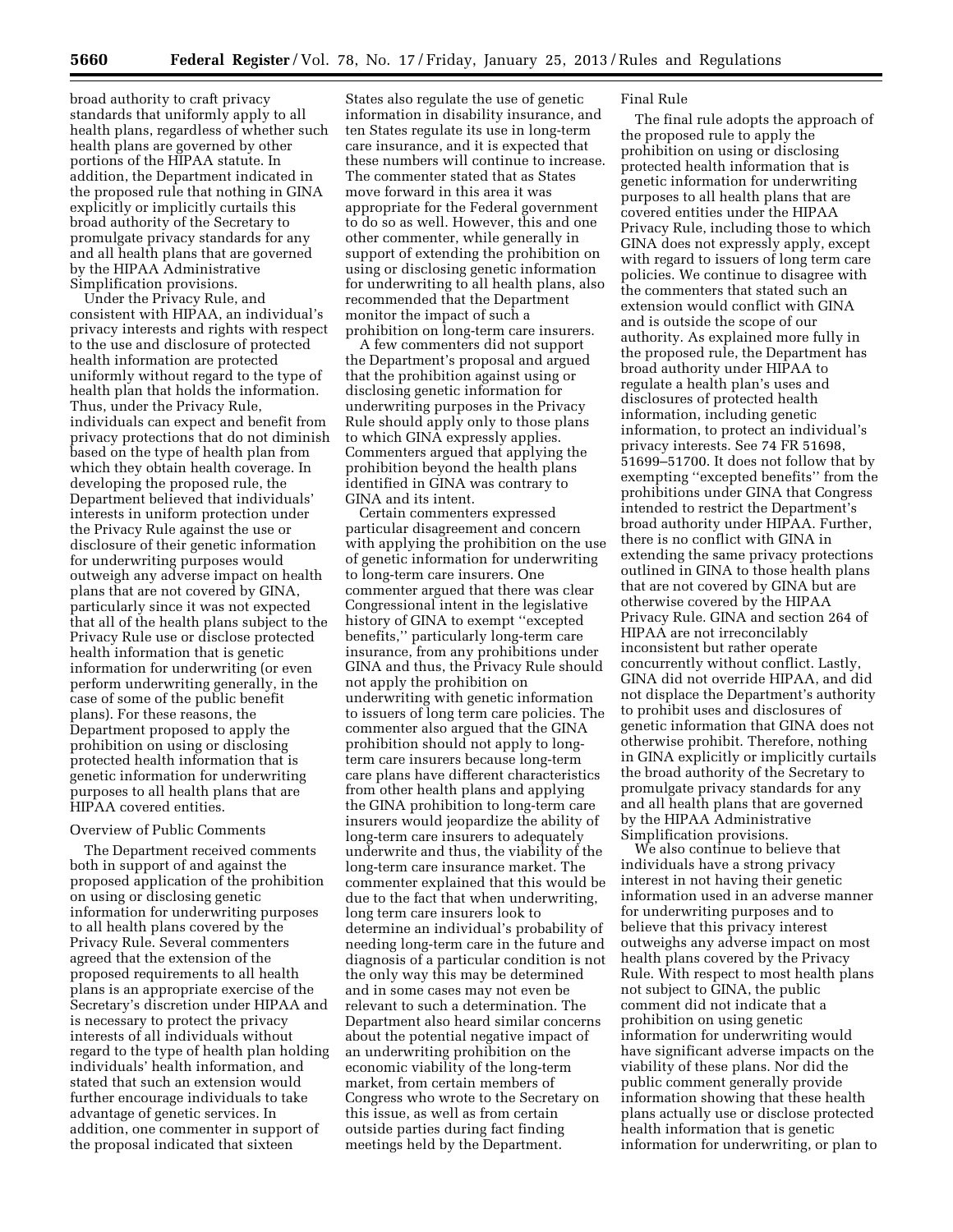broad authority to craft privacy standards that uniformly apply to all health plans, regardless of whether such health plans are governed by other portions of the HIPAA statute. In addition, the Department indicated in the proposed rule that nothing in GINA explicitly or implicitly curtails this broad authority of the Secretary to promulgate privacy standards for any and all health plans that are governed by the HIPAA Administrative Simplification provisions.

Under the Privacy Rule, and consistent with HIPAA, an individual's privacy interests and rights with respect to the use and disclosure of protected health information are protected uniformly without regard to the type of health plan that holds the information. Thus, under the Privacy Rule, individuals can expect and benefit from privacy protections that do not diminish based on the type of health plan from which they obtain health coverage. In developing the proposed rule, the Department believed that individuals' interests in uniform protection under the Privacy Rule against the use or disclosure of their genetic information for underwriting purposes would outweigh any adverse impact on health plans that are not covered by GINA, particularly since it was not expected that all of the health plans subject to the Privacy Rule use or disclose protected health information that is genetic information for underwriting (or even perform underwriting generally, in the case of some of the public benefit plans). For these reasons, the Department proposed to apply the prohibition on using or disclosing protected health information that is genetic information for underwriting purposes to all health plans that are HIPAA covered entities.

Overview of Public Comments

The Department received comments both in support of and against the proposed application of the prohibition on using or disclosing genetic information for underwriting purposes to all health plans covered by the Privacy Rule. Several commenters agreed that the extension of the proposed requirements to all health plans is an appropriate exercise of the Secretary's discretion under HIPAA and is necessary to protect the privacy interests of all individuals without regard to the type of health plan holding individuals' health information, and stated that such an extension would further encourage individuals to take advantage of genetic services. In addition, one commenter in support of the proposal indicated that sixteen States also regulate the use of genetic information in disability insurance, and ten States regulate its use in long-term care insurance, and it is expected that these numbers will continue to increase. The commenter stated that as States move forward in this area it was appropriate for the Federal government to do so as well. However, this and one other commenter, while generally in support of extending the prohibition on using or disclosing genetic information for underwriting to all health plans, also recommended that the Department monitor the impact of such a prohibition on long-term care insurers.

A few commenters did not support the Department's proposal and argued that the prohibition against using or disclosing genetic information for underwriting purposes in the Privacy Rule should apply only to those plans to which GINA expressly applies. Commenters argued that applying the prohibition beyond the health plans identified in GINA was contrary to GINA and its intent.

Certain commenters expressed particular disagreement and concern with applying the prohibition on the use of genetic information for underwriting to long-term care insurers. One commenter argued that there was clear Congressional intent in the legislative history of GINA to exempt ''excepted benefits,'' particularly long-term care insurance, from any prohibitions under GINA and thus, the Privacy Rule should not apply the prohibition on underwriting with genetic information to issuers of long term care policies. The commenter also argued that the GINA prohibition should not apply to long-term care insurers because long-term care plans have different characteristics from other health plans and applying the GINA prohibition to long-term care insurers would jeopardize the ability of long-term care insurers to adequately underwrite and thus, the viability of the long-term care insurance market. The commenter explained that this would be due to the fact that when underwriting, long term care insurers look to determine an individual's probability of needing long-term care in the future and diagnosis of a particular condition is not the only way this may be determined and in some cases may not even be relevant to such a determination. The Department also heard similar concerns about the potential negative impact of an underwriting prohibition on the economic viability of the long-term market, from certain members of Congress who wrote to the Secretary on this issue, as well as from certain outside parties during fact finding meetings held by the Department.

Final Rule

The final rule adopts the approach of the proposed rule to apply the prohibition on using or disclosing protected health information that is genetic information for underwriting purposes to all health plans that are covered entities under the HIPAA Privacy Rule, including those to which GINA does not expressly apply, except with regard to issuers of long term care policies. We continue to disagree with the commenters that stated such an extension would conflict with GINA and is outside the scope of our authority. As explained more fully in the proposed rule, the Department has broad authority under HIPAA to regulate a health plan's uses and disclosures of protected health information, including genetic information, to protect an individual's privacy interests. See 74 FR 51698, 51699–51700. It does not follow that by exempting ''excepted benefits'' from the prohibitions under GINA that Congress intended to restrict the Department's broad authority under HIPAA. Further, there is no conflict with GINA in extending the same privacy protections outlined in GINA to those health plans that are not covered by GINA but are otherwise covered by the HIPAA Privacy Rule. GINA and section 264 of HIPAA are not irreconcilably inconsistent but rather operate concurrently without conflict. Lastly, GINA did not override HIPAA, and did not displace the Department's authority to prohibit uses and disclosures of genetic information that GINA does not otherwise prohibit. Therefore, nothing in GINA explicitly or implicitly curtails the broad authority of the Secretary to promulgate privacy standards for any and all health plans that are governed by the HIPAA Administrative Simplification provisions.

We also continue to believe that individuals have a strong privacy interest in not having their genetic information used in an adverse manner for underwriting purposes and to believe that this privacy interest outweighs any adverse impact on most health plans covered by the Privacy Rule. With respect to most health plans not subject to GINA, the public comment did not indicate that a prohibition on using genetic information for underwriting would have significant adverse impacts on the viability of these plans. Nor did the public comment generally provide information showing that these health plans actually use or disclose protected health information that is genetic information for underwriting, or plan to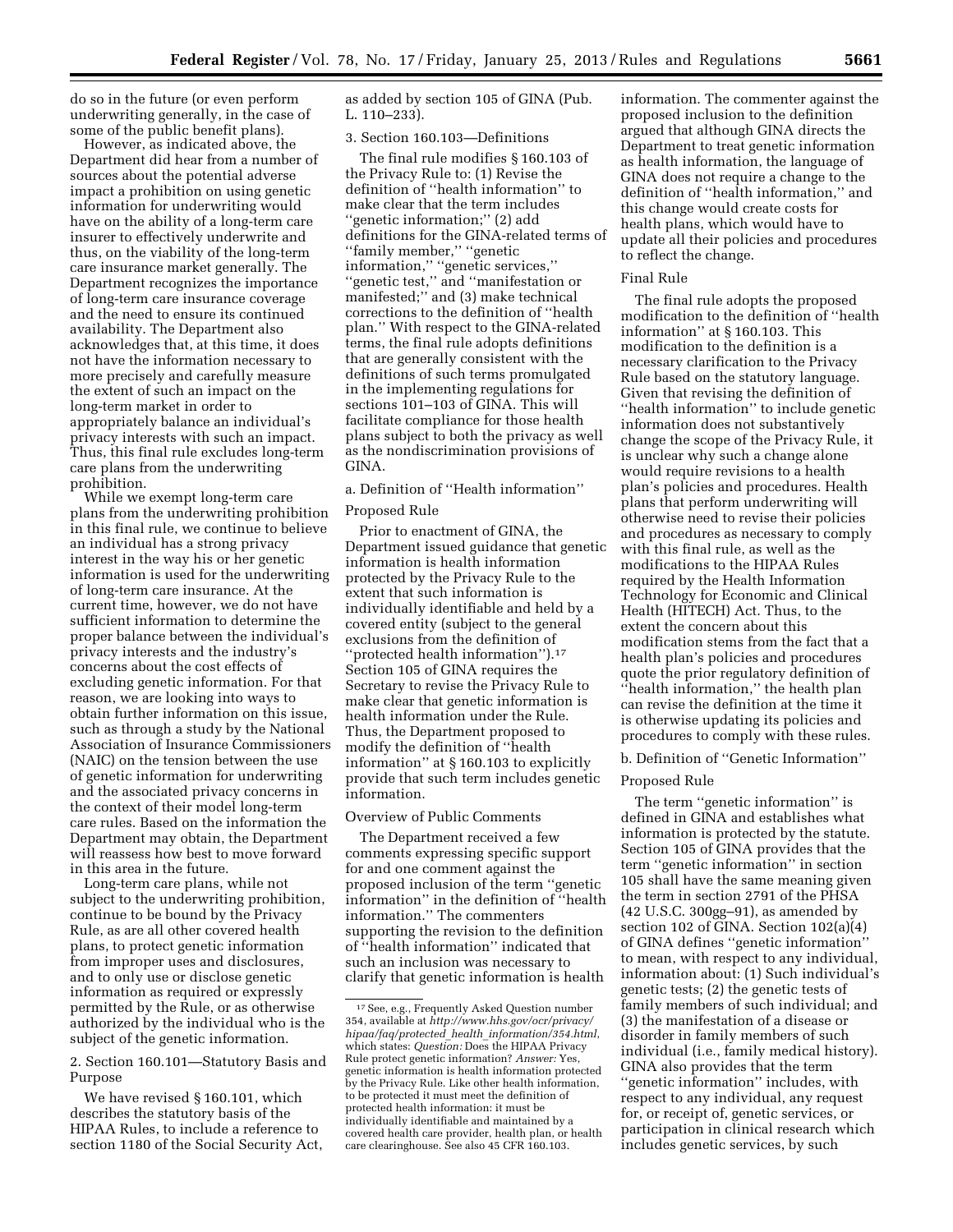do so in the future (or even perform underwriting generally, in the case of some of the public benefit plans).

However, as indicated above, the Department did hear from a number of sources about the potential adverse impact a prohibition on using genetic information for underwriting would have on the ability of a long-term care insurer to effectively underwrite and thus, on the viability of the long-term care insurance market generally. The Department recognizes the importance of long-term care insurance coverage and the need to ensure its continued availability. The Department also acknowledges that, at this time, it does not have the information necessary to more precisely and carefully measure the extent of such an impact on the long-term market in order to appropriately balance an individual's privacy interests with such an impact. Thus, this final rule excludes long-term care plans from the underwriting prohibition.

While we exempt long-term care plans from the underwriting prohibition in this final rule, we continue to believe an individual has a strong privacy interest in the way his or her genetic information is used for the underwriting of long-term care insurance. At the current time, however, we do not have sufficient information to determine the proper balance between the individual's privacy interests and the industry's concerns about the cost effects of excluding genetic information. For that reason, we are looking into ways to obtain further information on this issue, such as through a study by the National Association of Insurance Commissioners (NAIC) on the tension between the use of genetic information for underwriting and the associated privacy concerns in the context of their model long-term care rules. Based on the information the Department may obtain, the Department will reassess how best to move forward in this area in the future.

Long-term care plans, while not subject to the underwriting prohibition, continue to be bound by the Privacy Rule, as are all other covered health plans, to protect genetic information from improper uses and disclosures, and to only use or disclose genetic information as required or expressly permitted by the Rule, or as otherwise authorized by the individual who is the subject of the genetic information.

## 2. Section 160.101—Statutory Basis and Purpose

We have revised § 160.101, which describes the statutory basis of the HIPAA Rules, to include a reference to section 1180 of the Social Security Act, as added by section 105 of GINA (Pub. L. 110–233).

## 3. Section 160.103—Definitions

The final rule modifies § 160.103 of the Privacy Rule to: (1) Revise the definition of ''health information'' to make clear that the term includes ''genetic information;'' (2) add definitions for the GINA-related terms of ''family member,'' ''genetic information,'' ''genetic services,'' ''genetic test,'' and ''manifestation or manifested;'' and (3) make technical corrections to the definition of ''health plan.'' With respect to the GINA-related terms, the final rule adopts definitions that are generally consistent with the definitions of such terms promulgated in the implementing regulations for sections 101–103 of GINA. This will facilitate compliance for those health plans subject to both the privacy as well as the nondiscrimination provisions of GINA.

### a. Definition of ''Health information''

#### Proposed Rule

Prior to enactment of GINA, the Department issued guidance that genetic information is health information protected by the Privacy Rule to the extent that such information is individually identifiable and held by a covered entity (subject to the general exclusions from the definition of ''protected health information'').[17] Section 105 of GINA requires the Secretary to revise the Privacy Rule to make clear that genetic information is health information under the Rule. Thus, the Department proposed to modify the definition of ''health information'' at § 160.103 to explicitly provide that such term includes genetic information.

#### Overview of Public Comments

The Department received a few comments expressing specific support for and one comment against the proposed inclusion of the term ''genetic information'' in the definition of ''health information.'' The commenters supporting the revision to the definition of ''health information'' indicated that such an inclusion was necessary to clarify that genetic information is health information. The commenter against the proposed inclusion to the definition argued that although GINA directs the Department to treat genetic information as health information, the language of GINA does not require a change to the definition of ''health information,'' and this change would create costs for health plans, which would have to update all their policies and procedures to reflect the change.

#### Final Rule

The final rule adopts the proposed modification to the definition of ''health information'' at § 160.103. This modification to the definition is a necessary clarification to the Privacy Rule based on the statutory language. Given that revising the definition of ''health information'' to include genetic information does not substantively change the scope of the Privacy Rule, it is unclear why such a change alone would require revisions to a health plan's policies and procedures. Health plans that perform underwriting will otherwise need to revise their policies and procedures as necessary to comply with this final rule, as well as the modifications to the HIPAA Rules required by the Health Information Technology for Economic and Clinical Health (HITECH) Act. Thus, to the extent the concern about this modification stems from the fact that a health plan's policies and procedures quote the prior regulatory definition of ''health information,'' the health plan can revise the definition at the time it is otherwise updating its policies and procedures to comply with these rules.

### b. Definition of ''Genetic Information''

#### Proposed Rule

The term ''genetic information'' is defined in GINA and establishes what information is protected by the statute. Section 105 of GINA provides that the term ''genetic information'' in section 105 shall have the same meaning given the term in section 2791 of the PHSA (42 U.S.C. 300gg–91), as amended by section 102 of GINA. Section 102(a)(4) of GINA defines ''genetic information'' to mean, with respect to any individual, information about: (1) Such individual's genetic tests; (2) the genetic tests of family members of such individual; and (3) the manifestation of a disease or disorder in family members of such individual (i.e., family medical history). GINA also provides that the term ''genetic information'' includes, with respect to any individual, any request for, or receipt of, genetic services, or participation in clinical research which includes genetic services, by such

---

[17] See, e.g., Frequently Asked Question number 354, available at *http://www.hhs.gov/ocr/privacy/hipaa/faq/protected_health_information/354.html*, which states: *Question:* Does the HIPAA Privacy Rule protect genetic information? *Answer:* Yes, genetic information is health information protected by the Privacy Rule. Like other health information, to be protected it must meet the definition of protected health information: it must be individually identifiable and maintained by a covered health care provider, health plan, or health care clearinghouse. See also 45 CFR 160.103.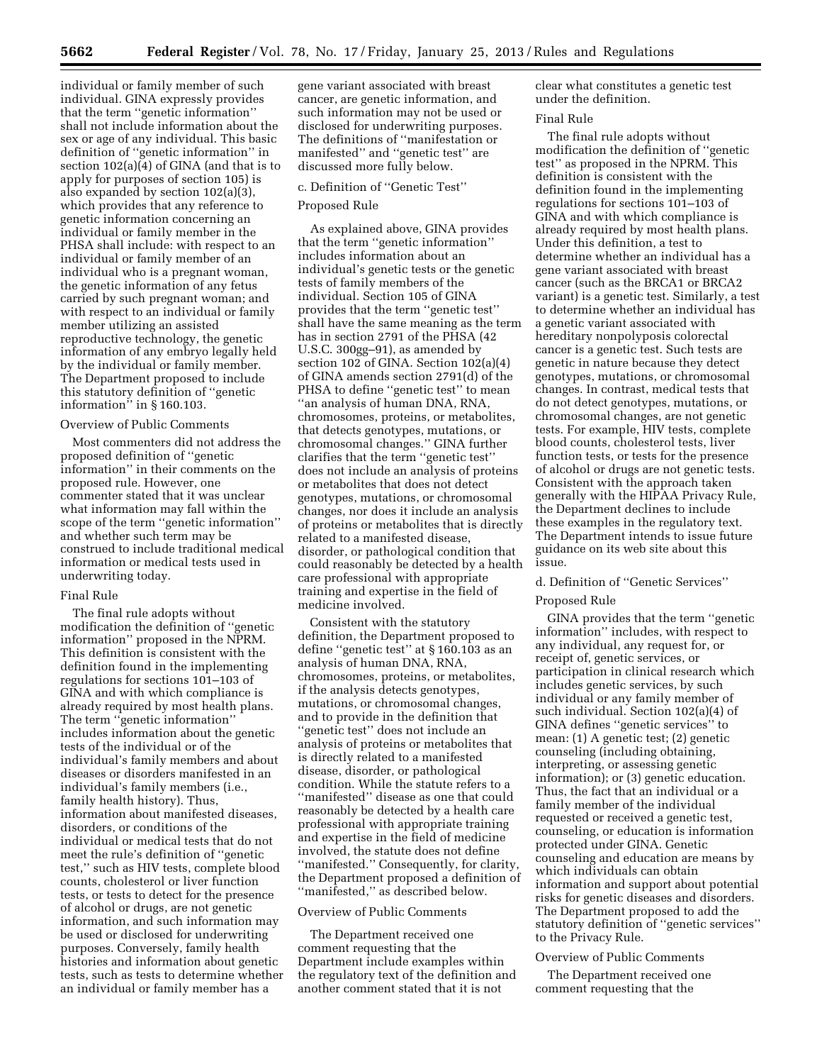individual or family member of such individual. GINA expressly provides that the term ''genetic information'' shall not include information about the sex or age of any individual. This basic definition of ''genetic information'' in section 102(a)(4) of GINA (and that is to apply for purposes of section 105) is also expanded by section 102(a)(3), which provides that any reference to genetic information concerning an individual or family member in the PHSA shall include: with respect to an individual or family member of an individual who is a pregnant woman, the genetic information of any fetus carried by such pregnant woman; and with respect to an individual or family member utilizing an assisted reproductive technology, the genetic information of any embryo legally held by the individual or family member. The Department proposed to include this statutory definition of ''genetic information'' in § 160.103.

Overview of Public Comments

Most commenters did not address the proposed definition of ''genetic information'' in their comments on the proposed rule. However, one commenter stated that it was unclear what information may fall within the scope of the term ''genetic information'' and whether such term may be construed to include traditional medical information or medical tests used in underwriting today.

Final Rule

The final rule adopts without modification the definition of ''genetic information'' proposed in the NPRM. This definition is consistent with the definition found in the implementing regulations for sections 101–103 of GINA and with which compliance is already required by most health plans. The term ''genetic information'' includes information about the genetic tests of the individual or of the individual's family members and about diseases or disorders manifested in an individual's family members (i.e., family health history). Thus, information about manifested diseases, disorders, or conditions of the individual or medical tests that do not meet the rule's definition of ''genetic test,'' such as HIV tests, complete blood counts, cholesterol or liver function tests, or tests to detect for the presence of alcohol or drugs, are not genetic information, and such information may be used or disclosed for underwriting purposes. Conversely, family health histories and information about genetic tests, such as tests to determine whether an individual or family member has a gene variant associated with breast cancer, are genetic information, and such information may not be used or disclosed for underwriting purposes. The definitions of ''manifestation or manifested'' and ''genetic test'' are discussed more fully below.

c. Definition of ''Genetic Test''

Proposed Rule

As explained above, GINA provides that the term ''genetic information'' includes information about an individual's genetic tests or the genetic tests of family members of the individual. Section 105 of GINA provides that the term ''genetic test'' shall have the same meaning as the term has in section 2791 of the PHSA (42 U.S.C. 300gg–91), as amended by section 102 of GINA. Section 102(a)(4) of GINA amends section 2791(d) of the PHSA to define ''genetic test'' to mean ''an analysis of human DNA, RNA, chromosomes, proteins, or metabolites, that detects genotypes, mutations, or chromosomal changes.'' GINA further clarifies that the term ''genetic test'' does not include an analysis of proteins or metabolites that does not detect genotypes, mutations, or chromosomal changes, nor does it include an analysis of proteins or metabolites that is directly related to a manifested disease, disorder, or pathological condition that could reasonably be detected by a health care professional with appropriate training and expertise in the field of medicine involved.

Consistent with the statutory definition, the Department proposed to define ''genetic test'' at § 160.103 as an analysis of human DNA, RNA, chromosomes, proteins, or metabolites, if the analysis detects genotypes, mutations, or chromosomal changes, and to provide in the definition that ''genetic test'' does not include an analysis of proteins or metabolites that is directly related to a manifested disease, disorder, or pathological condition. While the statute refers to a ''manifested'' disease as one that could reasonably be detected by a health care professional with appropriate training and expertise in the field of medicine involved, the statute does not define ''manifested.'' Consequently, for clarity, the Department proposed a definition of ''manifested,'' as described below.

Overview of Public Comments

The Department received one comment requesting that the Department include examples within the regulatory text of the definition and another comment stated that it is not clear what constitutes a genetic test under the definition.

Final Rule

The final rule adopts without modification the definition of ''genetic test'' as proposed in the NPRM. This definition is consistent with the definition found in the implementing regulations for sections 101–103 of GINA and with which compliance is already required by most health plans. Under this definition, a test to determine whether an individual has a gene variant associated with breast cancer (such as the BRCA1 or BRCA2 variant) is a genetic test. Similarly, a test to determine whether an individual has a genetic variant associated with hereditary nonpolyposis colorectal cancer is a genetic test. Such tests are genetic in nature because they detect genotypes, mutations, or chromosomal changes. In contrast, medical tests that do not detect genotypes, mutations, or chromosomal changes, are not genetic tests. For example, HIV tests, complete blood counts, cholesterol tests, liver function tests, or tests for the presence of alcohol or drugs are not genetic tests. Consistent with the approach taken generally with the HIPAA Privacy Rule, the Department declines to include these examples in the regulatory text. The Department intends to issue future guidance on its web site about this issue.

d. Definition of ''Genetic Services''

Proposed Rule

GINA provides that the term ''genetic information'' includes, with respect to any individual, any request for, or receipt of, genetic services, or participation in clinical research which includes genetic services, by such individual or any family member of such individual. Section 102(a)(4) of GINA defines ''genetic services'' to mean: (1) A genetic test; (2) genetic counseling (including obtaining, interpreting, or assessing genetic information); or (3) genetic education. Thus, the fact that an individual or a family member of the individual requested or received a genetic test, counseling, or education is information protected under GINA. Genetic counseling and education are means by which individuals can obtain information and support about potential risks for genetic diseases and disorders. The Department proposed to add the statutory definition of ''genetic services'' to the Privacy Rule.

Overview of Public Comments

The Department received one comment requesting that the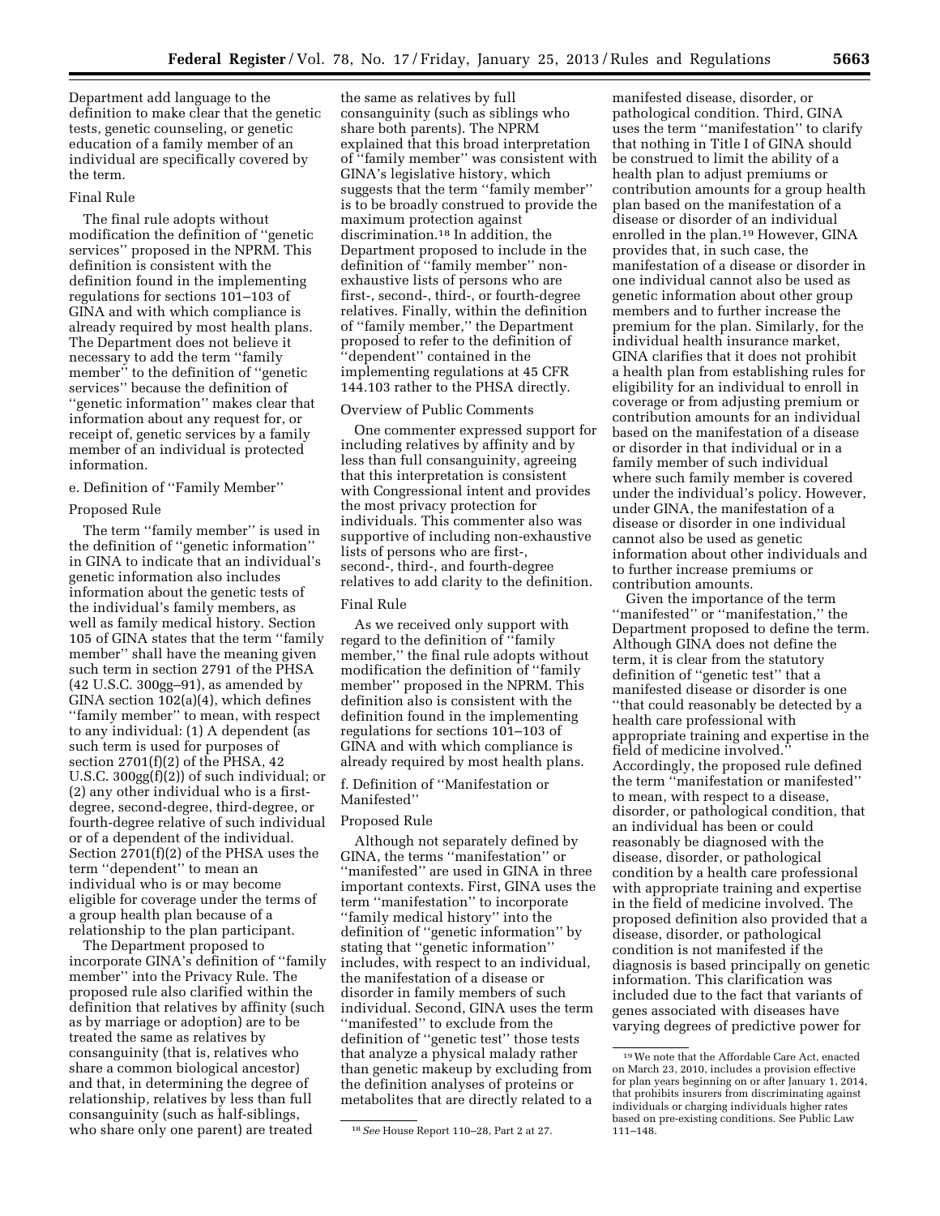Department add language to the definition to make clear that the genetic tests, genetic counseling, or genetic education of a family member of an individual are specifically covered by the term.

Final Rule

The final rule adopts without modification the definition of ''genetic services'' proposed in the NPRM. This definition is consistent with the definition found in the implementing regulations for sections 101–103 of GINA and with which compliance is already required by most health plans. The Department does not believe it necessary to add the term ''family member'' to the definition of ''genetic services'' because the definition of ''genetic information'' makes clear that information about any request for, or receipt of, genetic services by a family member of an individual is protected information.

e. Definition of ''Family Member''

Proposed Rule

The term ''family member'' is used in the definition of ''genetic information'' in GINA to indicate that an individual's genetic information also includes information about the genetic tests of the individual's family members, as well as family medical history. Section 105 of GINA states that the term ''family member'' shall have the meaning given such term in section 2791 of the PHSA (42 U.S.C. 300gg–91), as amended by GINA section 102(a)(4), which defines ''family member'' to mean, with respect to any individual: (1) A dependent (as such term is used for purposes of section 2701(f)(2) of the PHSA, 42 U.S.C. 300gg(f)(2)) of such individual; or (2) any other individual who is a first-degree, second-degree, third-degree, or fourth-degree relative of such individual or of a dependent of the individual. Section 2701(f)(2) of the PHSA uses the term ''dependent'' to mean an individual who is or may become eligible for coverage under the terms of a group health plan because of a relationship to the plan participant.

The Department proposed to incorporate GINA's definition of ''family member'' into the Privacy Rule. The proposed rule also clarified within the definition that relatives by affinity (such as by marriage or adoption) are to be treated the same as relatives by consanguinity (that is, relatives who share a common biological ancestor) and that, in determining the degree of relationship, relatives by less than full consanguinity (such as half-siblings, who share only one parent) are treated the same as relatives by full consanguinity (such as siblings who share both parents). The NPRM explained that this broad interpretation of ''family member'' was consistent with GINA's legislative history, which suggests that the term ''family member'' is to be broadly construed to provide the maximum protection against discrimination.[18] In addition, the Department proposed to include in the definition of ''family member'' non-exhaustive lists of persons who are first-, second-, third-, or fourth-degree relatives. Finally, within the definition of ''family member,'' the Department proposed to refer to the definition of ''dependent'' contained in the implementing regulations at 45 CFR 144.103 rather to the PHSA directly.

Overview of Public Comments

One commenter expressed support for including relatives by affinity and by less than full consanguinity, agreeing that this interpretation is consistent with Congressional intent and provides the most privacy protection for individuals. This commenter also was supportive of including non-exhaustive lists of persons who are first-, second-, third-, and fourth-degree relatives to add clarity to the definition.

Final Rule

As we received only support with regard to the definition of ''family member,'' the final rule adopts without modification the definition of ''family member'' proposed in the NPRM. This definition also is consistent with the definition found in the implementing regulations for sections 101–103 of GINA and with which compliance is already required by most health plans.

f. Definition of ''Manifestation or Manifested''

Proposed Rule

Although not separately defined by GINA, the terms ''manifestation'' or ''manifested'' are used in GINA in three important contexts. First, GINA uses the term ''manifestation'' to incorporate ''family medical history'' into the definition of ''genetic information'' by stating that ''genetic information'' includes, with respect to an individual, the manifestation of a disease or disorder in family members of such individual. Second, GINA uses the term ''manifested'' to exclude from the definition of ''genetic test'' those tests that analyze a physical malady rather than genetic makeup by excluding from the definition analyses of proteins or metabolites that are directly related to a manifested disease, disorder, or pathological condition. Third, GINA uses the term ''manifestation'' to clarify that nothing in Title I of GINA should be construed to limit the ability of a health plan to adjust premiums or contribution amounts for a group health plan based on the manifestation of a disease or disorder of an individual enrolled in the plan.[19] However, GINA provides that, in such case, the manifestation of a disease or disorder in one individual cannot also be used as genetic information about other group members and to further increase the premium for the plan. Similarly, for the individual health insurance market, GINA clarifies that it does not prohibit a health plan from establishing rules for eligibility for an individual to enroll in coverage or from adjusting premium or contribution amounts for an individual based on the manifestation of a disease or disorder in that individual or in a family member of such individual where such family member is covered under the individual's policy. However, under GINA, the manifestation of a disease or disorder in one individual cannot also be used as genetic information about other individuals and to further increase premiums or contribution amounts.

Given the importance of the term ''manifested'' or ''manifestation,'' the Department proposed to define the term. Although GINA does not define the term, it is clear from the statutory definition of ''genetic test'' that a manifested disease or disorder is one ''that could reasonably be detected by a health care professional with appropriate training and expertise in the field of medicine involved.'' Accordingly, the proposed rule defined the term ''manifestation or manifested'' to mean, with respect to a disease, disorder, or pathological condition, that an individual has been or could reasonably be diagnosed with the disease, disorder, or pathological condition by a health care professional with appropriate training and expertise in the field of medicine involved. The proposed definition also provided that a disease, disorder, or pathological condition is not manifested if the diagnosis is based principally on genetic information. This clarification was included due to the fact that variants of genes associated with diseases have varying degrees of predictive power for

[18] *See* House Report 110–28, Part 2 at 27.

[19] We note that the Affordable Care Act, enacted on March 23, 2010, includes a provision effective for plan years beginning on or after January 1, 2014, that prohibits insurers from discriminating against individuals or charging individuals higher rates based on pre-existing conditions. See Public Law 111–148.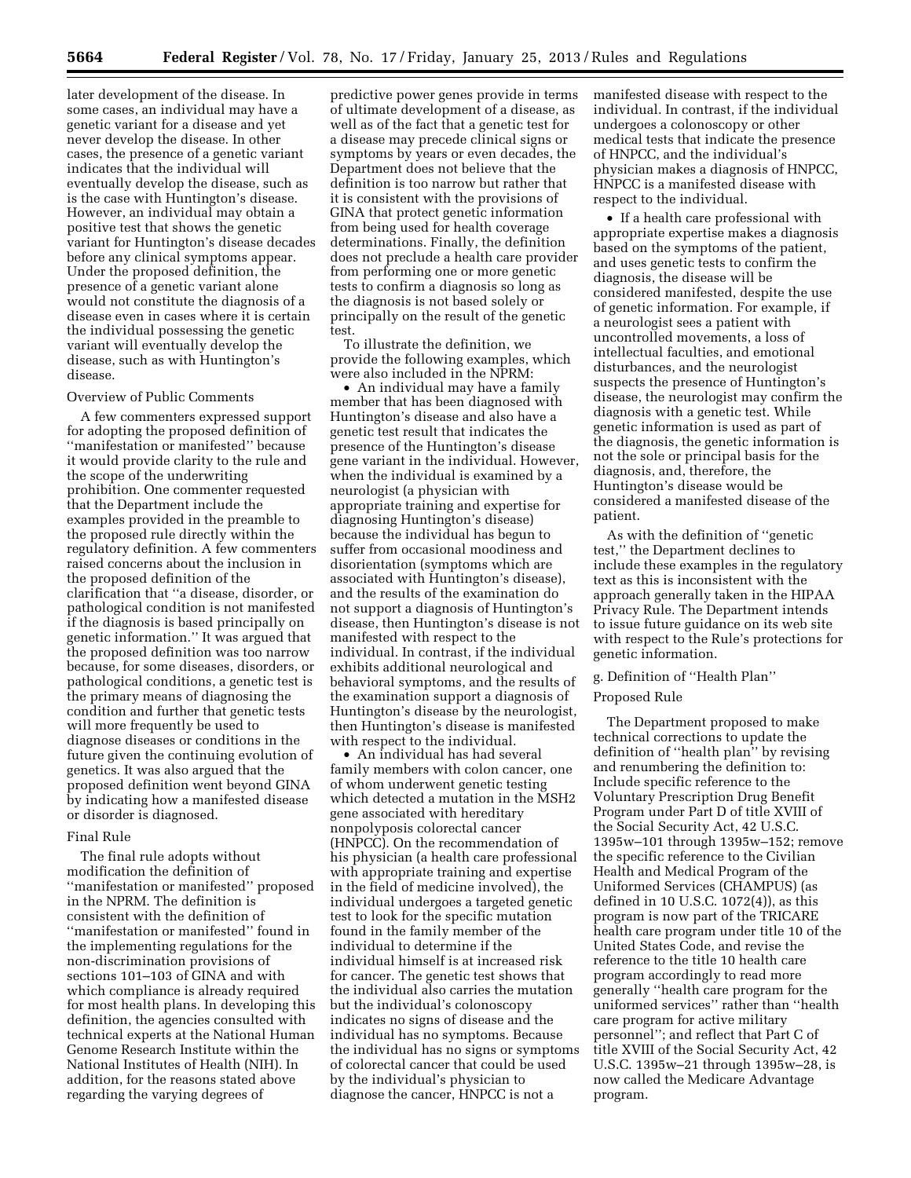later development of the disease. In some cases, an individual may have a genetic variant for a disease and yet never develop the disease. In other cases, the presence of a genetic variant indicates that the individual will eventually develop the disease, such as is the case with Huntington's disease. However, an individual may obtain a positive test that shows the genetic variant for Huntington's disease decades before any clinical symptoms appear. Under the proposed definition, the presence of a genetic variant alone would not constitute the diagnosis of a disease even in cases where it is certain the individual possessing the genetic variant will eventually develop the disease, such as with Huntington's disease.

Overview of Public Comments

A few commenters expressed support for adopting the proposed definition of ''manifestation or manifested'' because it would provide clarity to the rule and the scope of the underwriting prohibition. One commenter requested that the Department include the examples provided in the preamble to the proposed rule directly within the regulatory definition. A few commenters raised concerns about the inclusion in the proposed definition of the clarification that ''a disease, disorder, or pathological condition is not manifested if the diagnosis is based principally on genetic information.'' It was argued that the proposed definition was too narrow because, for some diseases, disorders, or pathological conditions, a genetic test is the primary means of diagnosing the condition and further that genetic tests will more frequently be used to diagnose diseases or conditions in the future given the continuing evolution of genetics. It was also argued that the proposed definition went beyond GINA by indicating how a manifested disease or disorder is diagnosed.

Final Rule

The final rule adopts without modification the definition of ''manifestation or manifested'' proposed in the NPRM. The definition is consistent with the definition of ''manifestation or manifested'' found in the implementing regulations for the non-discrimination provisions of sections 101–103 of GINA and with which compliance is already required for most health plans. In developing this definition, the agencies consulted with technical experts at the National Human Genome Research Institute within the National Institutes of Health (NIH). In addition, for the reasons stated above regarding the varying degrees of predictive power genes provide in terms of ultimate development of a disease, as well as of the fact that a genetic test for a disease may precede clinical signs or symptoms by years or even decades, the Department does not believe that the definition is too narrow but rather that it is consistent with the provisions of GINA that protect genetic information from being used for health coverage determinations. Finally, the definition does not preclude a health care provider from performing one or more genetic tests to confirm a diagnosis so long as the diagnosis is not based solely or principally on the result of the genetic test.

To illustrate the definition, we provide the following examples, which were also included in the NPRM:

- An individual may have a family member that has been diagnosed with Huntington's disease and also have a genetic test result that indicates the presence of the Huntington's disease gene variant in the individual. However, when the individual is examined by a neurologist (a physician with appropriate training and expertise for diagnosing Huntington's disease) because the individual has begun to suffer from occasional moodiness and disorientation (symptoms which are associated with Huntington's disease), and the results of the examination do not support a diagnosis of Huntington's disease, then Huntington's disease is not manifested with respect to the individual. In contrast, if the individual exhibits additional neurological and behavioral symptoms, and the results of the examination support a diagnosis of Huntington's disease by the neurologist, then Huntington's disease is manifested with respect to the individual.
- An individual has had several family members with colon cancer, one of whom underwent genetic testing which detected a mutation in the MSH2 gene associated with hereditary nonpolyposis colorectal cancer (HNPCC). On the recommendation of his physician (a health care professional with appropriate training and expertise in the field of medicine involved), the individual undergoes a targeted genetic test to look for the specific mutation found in the family member of the individual to determine if the individual himself is at increased risk for cancer. The genetic test shows that the individual also carries the mutation but the individual's colonoscopy indicates no signs of disease and the individual has no symptoms. Because the individual has no signs or symptoms of colorectal cancer that could be used by the individual's physician to diagnose the cancer, HNPCC is not a manifested disease with respect to the individual. In contrast, if the individual undergoes a colonoscopy or other medical tests that indicate the presence of HNPCC, and the individual's physician makes a diagnosis of HNPCC, HNPCC is a manifested disease with respect to the individual.
- If a health care professional with appropriate expertise makes a diagnosis based on the symptoms of the patient, and uses genetic tests to confirm the diagnosis, the disease will be considered manifested, despite the use of genetic information. For example, if a neurologist sees a patient with uncontrolled movements, a loss of intellectual faculties, and emotional disturbances, and the neurologist suspects the presence of Huntington's disease, the neurologist may confirm the diagnosis with a genetic test. While genetic information is used as part of the diagnosis, the genetic information is not the sole or principal basis for the diagnosis, and, therefore, the Huntington's disease would be considered a manifested disease of the patient.

As with the definition of ''genetic test,'' the Department declines to include these examples in the regulatory text as this is inconsistent with the approach generally taken in the HIPAA Privacy Rule. The Department intends to issue future guidance on its web site with respect to the Rule's protections for genetic information.

g. Definition of ''Health Plan''

Proposed Rule

The Department proposed to make technical corrections to update the definition of ''health plan'' by revising and renumbering the definition to: Include specific reference to the Voluntary Prescription Drug Benefit Program under Part D of title XVIII of the Social Security Act, 42 U.S.C. 1395w–101 through 1395w–152; remove the specific reference to the Civilian Health and Medical Program of the Uniformed Services (CHAMPUS) (as defined in 10 U.S.C. 1072(4)), as this program is now part of the TRICARE health care program under title 10 of the United States Code, and revise the reference to the title 10 health care program accordingly to read more generally ''health care program for the uniformed services'' rather than ''health care program for active military personnel''; and reflect that Part C of title XVIII of the Social Security Act, 42 U.S.C. 1395w–21 through 1395w–28, is now called the Medicare Advantage program.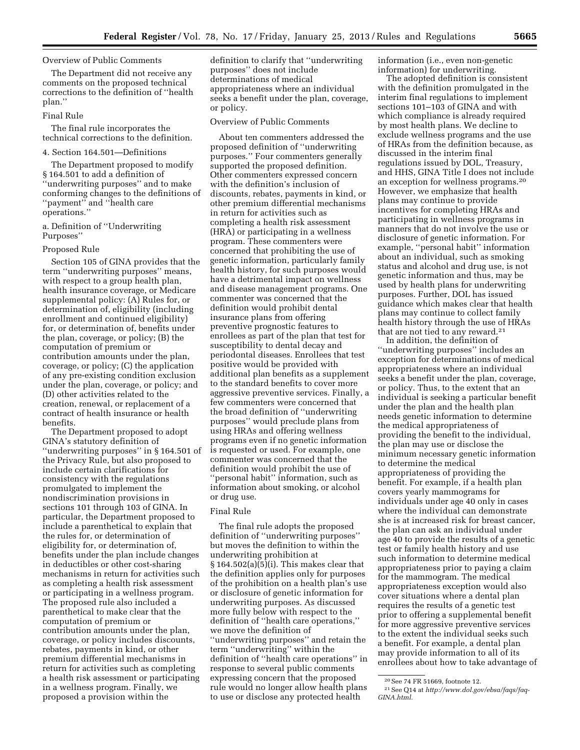Overview of Public Comments

The Department did not receive any comments on the proposed technical corrections to the definition of ''health plan.''

Final Rule

The final rule incorporates the technical corrections to the definition.

4. Section 164.501—Definitions

The Department proposed to modify § 164.501 to add a definition of ''underwriting purposes'' and to make conforming changes to the definitions of ''payment'' and ''health care operations.''

a. Definition of ''Underwriting Purposes''

Proposed Rule

Section 105 of GINA provides that the term ''underwriting purposes'' means, with respect to a group health plan, health insurance coverage, or Medicare supplemental policy: (A) Rules for, or determination of, eligibility (including enrollment and continued eligibility) for, or determination of, benefits under the plan, coverage, or policy; (B) the computation of premium or contribution amounts under the plan, coverage, or policy; (C) the application of any pre-existing condition exclusion under the plan, coverage, or policy; and (D) other activities related to the creation, renewal, or replacement of a contract of health insurance or health benefits.

The Department proposed to adopt GINA's statutory definition of ''underwriting purposes'' in § 164.501 of the Privacy Rule, but also proposed to include certain clarifications for consistency with the regulations promulgated to implement the nondiscrimination provisions in sections 101 through 103 of GINA. In particular, the Department proposed to include a parenthetical to explain that the rules for, or determination of eligibility for, or determination of, benefits under the plan include changes in deductibles or other cost-sharing mechanisms in return for activities such as completing a health risk assessment or participating in a wellness program. The proposed rule also included a parenthetical to make clear that the computation of premium or contribution amounts under the plan, coverage, or policy includes discounts, rebates, payments in kind, or other premium differential mechanisms in return for activities such as completing a health risk assessment or participating in a wellness program. Finally, we proposed a provision within the definition to clarify that ''underwriting purposes'' does not include determinations of medical appropriateness where an individual seeks a benefit under the plan, coverage, or policy.

Overview of Public Comments

About ten commenters addressed the proposed definition of ''underwriting purposes.'' Four commenters generally supported the proposed definition. Other commenters expressed concern with the definition's inclusion of discounts, rebates, payments in kind, or other premium differential mechanisms in return for activities such as completing a health risk assessment (HRA) or participating in a wellness program. These commenters were concerned that prohibiting the use of genetic information, particularly family health history, for such purposes would have a detrimental impact on wellness and disease management programs. One commenter was concerned that the definition would prohibit dental insurance plans from offering preventive prognostic features to enrollees as part of the plan that test for susceptibility to dental decay and periodontal diseases. Enrollees that test positive would be provided with additional plan benefits as a supplement to the standard benefits to cover more aggressive preventive services. Finally, a few commenters were concerned that the broad definition of ''underwriting purposes'' would preclude plans from using HRAs and offering wellness programs even if no genetic information is requested or used. For example, one commenter was concerned that the definition would prohibit the use of ''personal habit'' information, such as information about smoking, or alcohol or drug use.

Final Rule

The final rule adopts the proposed definition of ''underwriting purposes'' but moves the definition to within the underwriting prohibition at § 164.502(a)(5)(i). This makes clear that the definition applies only for purposes of the prohibition on a health plan's use or disclosure of genetic information for underwriting purposes. As discussed more fully below with respect to the definition of ''health care operations,'' we move the definition of ''underwriting purposes'' and retain the term ''underwriting'' within the definition of ''health care operations'' in response to several public comments expressing concern that the proposed rule would no longer allow health plans to use or disclose any protected health information (i.e., even non-genetic information) for underwriting.

The adopted definition is consistent with the definition promulgated in the interim final regulations to implement sections 101–103 of GINA and with which compliance is already required by most health plans. We decline to exclude wellness programs and the use of HRAs from the definition because, as discussed in the interim final regulations issued by DOL, Treasury, and HHS, GINA Title I does not include an exception for wellness programs.[20] However, we emphasize that health plans may continue to provide incentives for completing HRAs and participating in wellness programs in manners that do not involve the use or disclosure of genetic information. For example, ''personal habit'' information about an individual, such as smoking status and alcohol and drug use, is not genetic information and thus, may be used by health plans for underwriting purposes. Further, DOL has issued guidance which makes clear that health plans may continue to collect family health history through the use of HRAs that are not tied to any reward.[21]

In addition, the definition of ''underwriting purposes'' includes an exception for determinations of medical appropriateness where an individual seeks a benefit under the plan, coverage, or policy. Thus, to the extent that an individual is seeking a particular benefit under the plan and the health plan needs genetic information to determine the medical appropriateness of providing the benefit to the individual, the plan may use or disclose the minimum necessary genetic information to determine the medical appropriateness of providing the benefit. For example, if a health plan covers yearly mammograms for individuals under age 40 only in cases where the individual can demonstrate she is at increased risk for breast cancer, the plan can ask an individual under age 40 to provide the results of a genetic test or family health history and use such information to determine medical appropriateness prior to paying a claim for the mammogram. The medical appropriateness exception would also cover situations where a dental plan requires the results of a genetic test prior to offering a supplemental benefit for more aggressive preventive services to the extent the individual seeks such a benefit. For example, a dental plan may provide information to all of its enrollees about how to take advantage of

[20] See 74 FR 51669, footnote 12.

[21] See Q14 at *http://www.dol.gov/ebsa/faqs/faq-GINA.html.*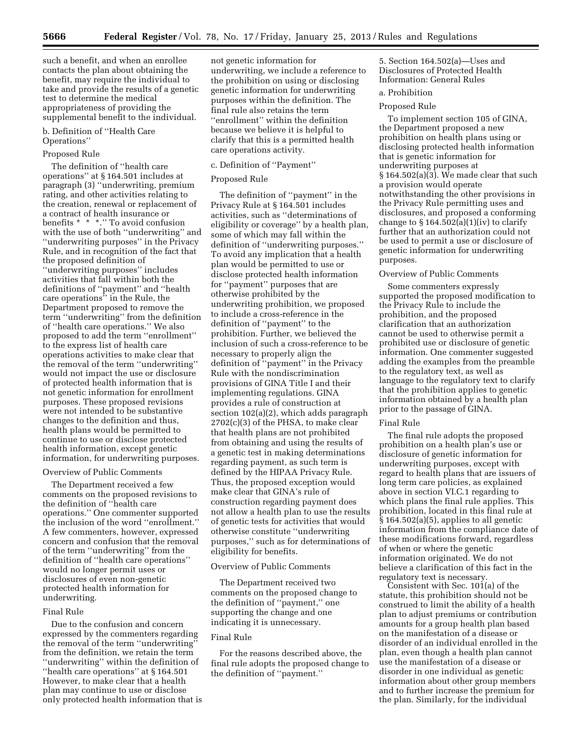such a benefit, and when an enrollee contacts the plan about obtaining the benefit, may require the individual to take and provide the results of a genetic test to determine the medical appropriateness of providing the supplemental benefit to the individual.

b. Definition of ''Health Care Operations''

Proposed Rule

The definition of ''health care operations'' at § 164.501 includes at paragraph (3) ''underwriting, premium rating, and other activities relating to the creation, renewal or replacement of a contract of health insurance or benefits * * *.'' To avoid confusion with the use of both ''underwriting'' and ''underwriting purposes'' in the Privacy Rule, and in recognition of the fact that the proposed definition of ''underwriting purposes'' includes activities that fall within both the definitions of ''payment'' and ''health care operations'' in the Rule, the Department proposed to remove the term ''underwriting'' from the definition of ''health care operations.'' We also proposed to add the term ''enrollment'' to the express list of health care operations activities to make clear that the removal of the term ''underwriting'' would not impact the use or disclosure of protected health information that is not genetic information for enrollment purposes. These proposed revisions were not intended to be substantive changes to the definition and thus, health plans would be permitted to continue to use or disclose protected health information, except genetic information, for underwriting purposes.

Overview of Public Comments

The Department received a few comments on the proposed revisions to the definition of ''health care operations.'' One commenter supported the inclusion of the word ''enrollment.'' A few commenters, however, expressed concern and confusion that the removal of the term ''underwriting'' from the definition of ''health care operations'' would no longer permit uses or disclosures of even non-genetic protected health information for underwriting.

Final Rule

Due to the confusion and concern expressed by the commenters regarding the removal of the term ''underwriting'' from the definition, we retain the term ''underwriting'' within the definition of ''health care operations'' at § 164.501 However, to make clear that a health plan may continue to use or disclose only protected health information that is not genetic information for underwriting, we include a reference to the prohibition on using or disclosing genetic information for underwriting purposes within the definition. The final rule also retains the term ''enrollment'' within the definition because we believe it is helpful to clarify that this is a permitted health care operations activity.

c. Definition of ''Payment''

Proposed Rule

The definition of ''payment'' in the Privacy Rule at § 164.501 includes activities, such as ''determinations of eligibility or coverage'' by a health plan, some of which may fall within the definition of ''underwriting purposes.'' To avoid any implication that a health plan would be permitted to use or disclose protected health information for ''payment'' purposes that are otherwise prohibited by the underwriting prohibition, we proposed to include a cross-reference in the definition of ''payment'' to the prohibition. Further, we believed the inclusion of such a cross-reference to be necessary to properly align the definition of ''payment'' in the Privacy Rule with the nondiscrimination provisions of GINA Title I and their implementing regulations. GINA provides a rule of construction at section 102(a)(2), which adds paragraph 2702(c)(3) of the PHSA, to make clear that health plans are not prohibited from obtaining and using the results of a genetic test in making determinations regarding payment, as such term is defined by the HIPAA Privacy Rule. Thus, the proposed exception would make clear that GINA's rule of construction regarding payment does not allow a health plan to use the results of genetic tests for activities that would otherwise constitute ''underwriting purposes,'' such as for determinations of eligibility for benefits.

Overview of Public Comments

The Department received two comments on the proposed change to the definition of ''payment,'' one supporting the change and one indicating it is unnecessary.

Final Rule

For the reasons described above, the final rule adopts the proposed change to the definition of ''payment.''

5. Section 164.502(a)—Uses and Disclosures of Protected Health Information: General Rules

a. Prohibition

Proposed Rule

To implement section 105 of GINA, the Department proposed a new prohibition on health plans using or disclosing protected health information that is genetic information for underwriting purposes at § 164.502(a)(3). We made clear that such a provision would operate notwithstanding the other provisions in the Privacy Rule permitting uses and disclosures, and proposed a conforming change to § 164.502(a)(1)(iv) to clarify further that an authorization could not be used to permit a use or disclosure of genetic information for underwriting purposes.

Overview of Public Comments

Some commenters expressly supported the proposed modification to the Privacy Rule to include the prohibition, and the proposed clarification that an authorization cannot be used to otherwise permit a prohibited use or disclosure of genetic information. One commenter suggested adding the examples from the preamble to the regulatory text, as well as language to the regulatory text to clarify that the prohibition applies to genetic information obtained by a health plan prior to the passage of GINA.

Final Rule

The final rule adopts the proposed prohibition on a health plan's use or disclosure of genetic information for underwriting purposes, except with regard to health plans that are issuers of long term care policies, as explained above in section VI.C.1 regarding to which plans the final rule applies. This prohibition, located in this final rule at § 164.502(a)(5), applies to all genetic information from the compliance date of these modifications forward, regardless of when or where the genetic information originated. We do not believe a clarification of this fact in the regulatory text is necessary.

Consistent with Sec. 101(a) of the statute, this prohibition should not be construed to limit the ability of a health plan to adjust premiums or contribution amounts for a group health plan based on the manifestation of a disease or disorder of an individual enrolled in the plan, even though a health plan cannot use the manifestation of a disease or disorder in one individual as genetic information about other group members and to further increase the premium for the plan. Similarly, for the individual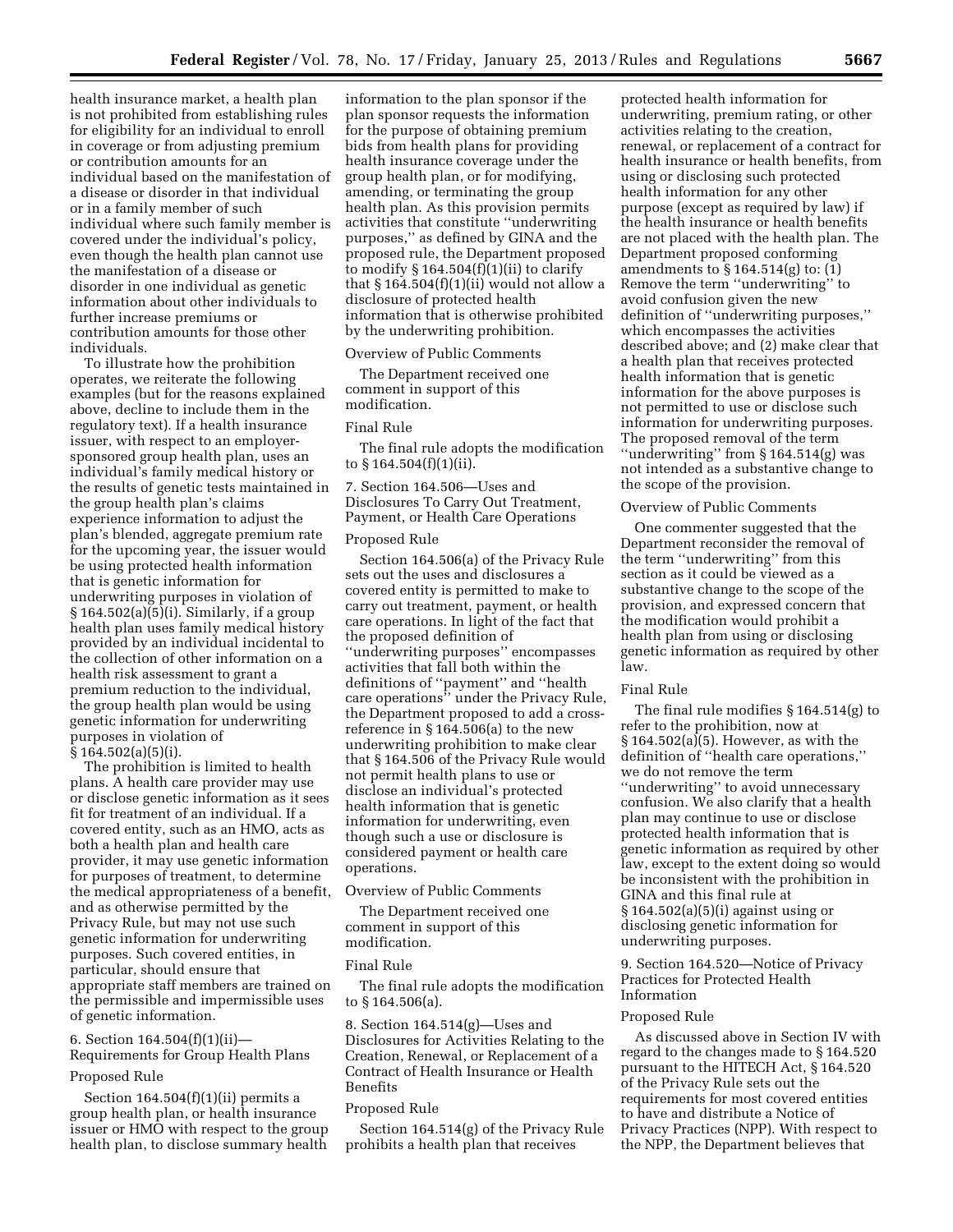health insurance market, a health plan is not prohibited from establishing rules for eligibility for an individual to enroll in coverage or from adjusting premium or contribution amounts for an individual based on the manifestation of a disease or disorder in that individual or in a family member of such individual where such family member is covered under the individual's policy, even though the health plan cannot use the manifestation of a disease or disorder in one individual as genetic information about other individuals to further increase premiums or contribution amounts for those other individuals.

To illustrate how the prohibition operates, we reiterate the following examples (but for the reasons explained above, decline to include them in the regulatory text). If a health insurance issuer, with respect to an employer-sponsored group health plan, uses an individual's family medical history or the results of genetic tests maintained in the group health plan's claims experience information to adjust the plan's blended, aggregate premium rate for the upcoming year, the issuer would be using protected health information that is genetic information for underwriting purposes in violation of § 164.502(a)(5)(i). Similarly, if a group health plan uses family medical history provided by an individual incidental to the collection of other information on a health risk assessment to grant a premium reduction to the individual, the group health plan would be using genetic information for underwriting purposes in violation of § 164.502(a)(5)(i).

The prohibition is limited to health plans. A health care provider may use or disclose genetic information as it sees fit for treatment of an individual. If a covered entity, such as an HMO, acts as both a health plan and health care provider, it may use genetic information for purposes of treatment, to determine the medical appropriateness of a benefit, and as otherwise permitted by the Privacy Rule, but may not use such genetic information for underwriting purposes. Such covered entities, in particular, should ensure that appropriate staff members are trained on the permissible and impermissible uses of genetic information.

6. Section 164.504(f)(1)(ii)—Requirements for Group Health Plans

Proposed Rule

Section 164.504(f)(1)(ii) permits a group health plan, or health insurance issuer or HMO with respect to the group health plan, to disclose summary health information to the plan sponsor if the plan sponsor requests the information for the purpose of obtaining premium bids from health plans for providing health insurance coverage under the group health plan, or for modifying, amending, or terminating the group health plan. As this provision permits activities that constitute "underwriting purposes," as defined by GINA and the proposed rule, the Department proposed to modify § 164.504(f)(1)(ii) to clarify that § 164.504(f)(1)(ii) would not allow a disclosure of protected health information that is otherwise prohibited by the underwriting prohibition.

Overview of Public Comments

The Department received one comment in support of this modification.

Final Rule

The final rule adopts the modification to § 164.504(f)(1)(ii).

7. Section 164.506—Uses and Disclosures To Carry Out Treatment, Payment, or Health Care Operations

Proposed Rule

Section 164.506(a) of the Privacy Rule sets out the uses and disclosures a covered entity is permitted to make to carry out treatment, payment, or health care operations. In light of the fact that the proposed definition of "underwriting purposes" encompasses activities that fall both within the definitions of "payment" and "health care operations" under the Privacy Rule, the Department proposed to add a cross-reference in § 164.506(a) to the new underwriting prohibition to make clear that § 164.506 of the Privacy Rule would not permit health plans to use or disclose an individual's protected health information that is genetic information for underwriting, even though such a use or disclosure is considered payment or health care operations.

Overview of Public Comments

The Department received one comment in support of this modification.

Final Rule

The final rule adopts the modification to § 164.506(a).

8. Section 164.514(g)—Uses and Disclosures for Activities Relating to the Creation, Renewal, or Replacement of a Contract of Health Insurance or Health Benefits

Proposed Rule

Section 164.514(g) of the Privacy Rule prohibits a health plan that receives protected health information for underwriting, premium rating, or other activities relating to the creation, renewal, or replacement of a contract for health insurance or health benefits, from using or disclosing such protected health information for any other purpose (except as required by law) if the health insurance or health benefits are not placed with the health plan. The Department proposed conforming amendments to § 164.514(g) to: (1) Remove the term "underwriting" to avoid confusion given the new definition of "underwriting purposes," which encompasses the activities described above; and (2) make clear that a health plan that receives protected health information that is genetic information for the above purposes is not permitted to use or disclose such information for underwriting purposes. The proposed removal of the term "underwriting" from § 164.514(g) was not intended as a substantive change to the scope of the provision.

Overview of Public Comments

One commenter suggested that the Department reconsider the removal of the term "underwriting" from this section as it could be viewed as a substantive change to the scope of the provision, and expressed concern that the modification would prohibit a health plan from using or disclosing genetic information as required by other law.

Final Rule

The final rule modifies § 164.514(g) to refer to the prohibition, now at § 164.502(a)(5). However, as with the definition of "health care operations," we do not remove the term "underwriting" to avoid unnecessary confusion. We also clarify that a health plan may continue to use or disclose protected health information that is genetic information as required by other law, except to the extent doing so would be inconsistent with the prohibition in GINA and this final rule at § 164.502(a)(5)(i) against using or disclosing genetic information for underwriting purposes.

9. Section 164.520—Notice of Privacy Practices for Protected Health Information

Proposed Rule

As discussed above in Section IV with regard to the changes made to § 164.520 pursuant to the HITECH Act, § 164.520 of the Privacy Rule sets out the requirements for most covered entities to have and distribute a Notice of Privacy Practices (NPP). With respect to the NPP, the Department believes that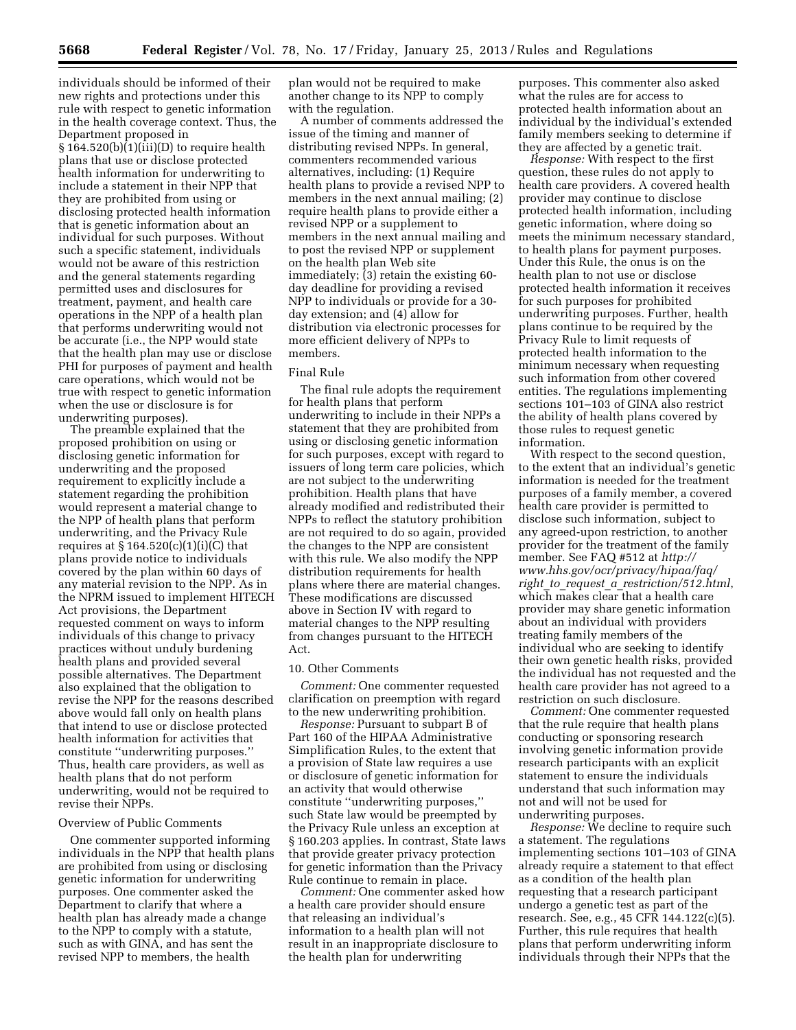individuals should be informed of their new rights and protections under this rule with respect to genetic information in the health coverage context. Thus, the Department proposed in § 164.520(b)(1)(iii)(D) to require health plans that use or disclose protected health information for underwriting to include a statement in their NPP that they are prohibited from using or disclosing protected health information that is genetic information about an individual for such purposes. Without such a specific statement, individuals would not be aware of this restriction and the general statements regarding permitted uses and disclosures for treatment, payment, and health care operations in the NPP of a health plan that performs underwriting would not be accurate (i.e., the NPP would state that the health plan may use or disclose PHI for purposes of payment and health care operations, which would not be true with respect to genetic information when the use or disclosure is for underwriting purposes).

The preamble explained that the proposed prohibition on using or disclosing genetic information for underwriting and the proposed requirement to explicitly include a statement regarding the prohibition would represent a material change to the NPP of health plans that perform underwriting, and the Privacy Rule requires at § 164.520(c)(1)(i)(C) that plans provide notice to individuals covered by the plan within 60 days of any material revision to the NPP. As in the NPRM issued to implement HITECH Act provisions, the Department requested comment on ways to inform individuals of this change to privacy practices without unduly burdening health plans and provided several possible alternatives. The Department also explained that the obligation to revise the NPP for the reasons described above would fall only on health plans that intend to use or disclose protected health information for activities that constitute ''underwriting purposes.'' Thus, health care providers, as well as health plans that do not perform underwriting, would not be required to revise their NPPs.

Overview of Public Comments

One commenter supported informing individuals in the NPP that health plans are prohibited from using or disclosing genetic information for underwriting purposes. One commenter asked the Department to clarify that where a health plan has already made a change to the NPP to comply with a statute, such as with GINA, and has sent the revised NPP to members, the health plan would not be required to make another change to its NPP to comply with the regulation.

A number of comments addressed the issue of the timing and manner of distributing revised NPPs. In general, commenters recommended various alternatives, including: (1) Require health plans to provide a revised NPP to members in the next annual mailing; (2) require health plans to provide either a revised NPP or a supplement to members in the next annual mailing and to post the revised NPP or supplement on the health plan Web site immediately; (3) retain the existing 60-day deadline for providing a revised NPP to individuals or provide for a 30-day extension; and (4) allow for distribution via electronic processes for more efficient delivery of NPPs to members.

Final Rule

The final rule adopts the requirement for health plans that perform underwriting to include in their NPPs a statement that they are prohibited from using or disclosing genetic information for such purposes, except with regard to issuers of long term care policies, which are not subject to the underwriting prohibition. Health plans that have already modified and redistributed their NPPs to reflect the statutory prohibition are not required to do so again, provided the changes to the NPP are consistent with this rule. We also modify the NPP distribution requirements for health plans where there are material changes. These modifications are discussed above in Section IV with regard to material changes to the NPP resulting from changes pursuant to the HITECH Act.

10. Other Comments

*Comment:* One commenter requested clarification on preemption with regard to the new underwriting prohibition.

*Response:* Pursuant to subpart B of Part 160 of the HIPAA Administrative Simplification Rules, to the extent that a provision of State law requires a use or disclosure of genetic information for an activity that would otherwise constitute ''underwriting purposes,'' such State law would be preempted by the Privacy Rule unless an exception at § 160.203 applies. In contrast, State laws that provide greater privacy protection for genetic information than the Privacy Rule continue to remain in place.

*Comment:* One commenter asked how a health care provider should ensure that releasing an individual's information to a health plan will not result in an inappropriate disclosure to the health plan for underwriting purposes. This commenter also asked what the rules are for access to protected health information about an individual by the individual's extended family members seeking to determine if they are affected by a genetic trait.

*Response:* With respect to the first question, these rules do not apply to health care providers. A covered health provider may continue to disclose protected health information, including genetic information, where doing so meets the minimum necessary standard, to health plans for payment purposes. Under this Rule, the onus is on the health plan to not use or disclose protected health information it receives for such purposes for prohibited underwriting purposes. Further, health plans continue to be required by the Privacy Rule to limit requests of protected health information to the minimum necessary when requesting such information from other covered entities. The regulations implementing sections 101–103 of GINA also restrict the ability of health plans covered by those rules to request genetic information.

With respect to the second question, to the extent that an individual's genetic information is needed for the treatment purposes of a family member, a covered health care provider is permitted to disclose such information, subject to any agreed-upon restriction, to another provider for the treatment of the family member. See FAQ #512 at *http://www.hhs.gov/ocr/privacy/hipaa/faq/right_to_request_a_restriction/512.html*, which makes clear that a health care provider may share genetic information about an individual with providers treating family members of the individual who are seeking to identify their own genetic health risks, provided the individual has not requested and the health care provider has not agreed to a restriction on such disclosure.

*Comment:* One commenter requested that the rule require that health plans conducting or sponsoring research involving genetic information provide research participants with an explicit statement to ensure the individuals understand that such information may not and will not be used for underwriting purposes.

*Response:* We decline to require such a statement. The regulations implementing sections 101–103 of GINA already require a statement to that effect as a condition of the health plan requesting that a research participant undergo a genetic test as part of the research. See, e.g., 45 CFR 144.122(c)(5). Further, this rule requires that health plans that perform underwriting inform individuals through their NPPs that the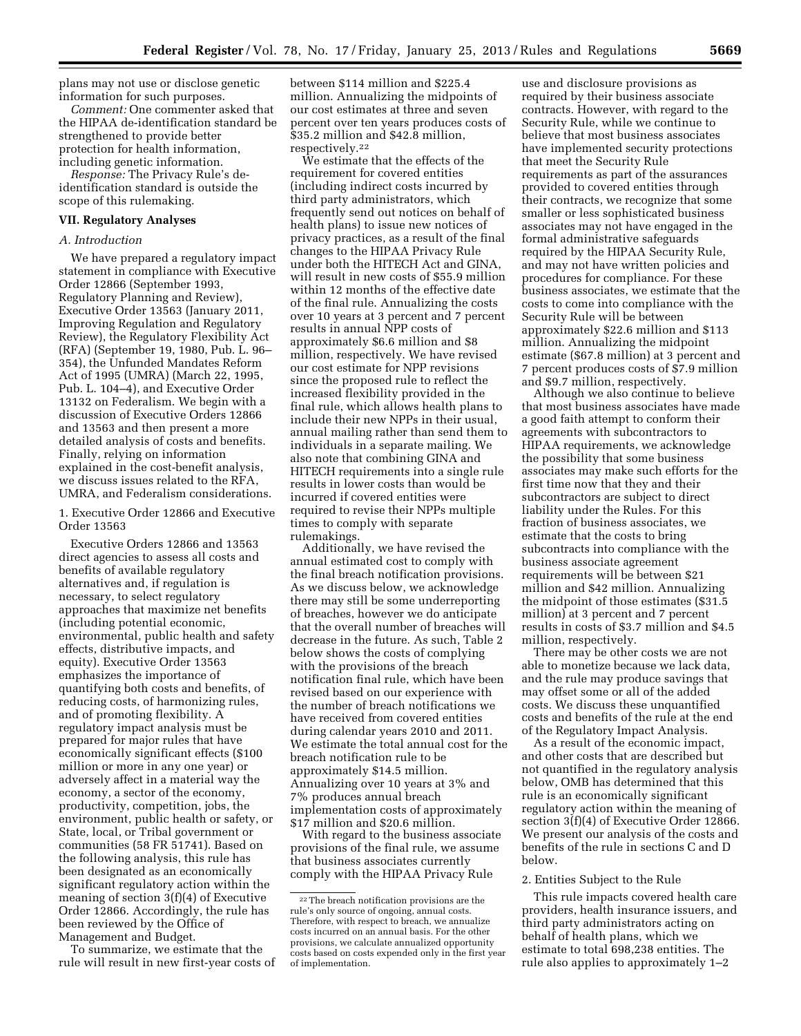plans may not use or disclose genetic information for such purposes.

*Comment:* One commenter asked that the HIPAA de-identification standard be strengthened to provide better protection for health information, including genetic information.

*Response:* The Privacy Rule's de-identification standard is outside the scope of this rulemaking.

## VII. Regulatory Analyses

### *A. Introduction*

We have prepared a regulatory impact statement in compliance with Executive Order 12866 (September 1993, Regulatory Planning and Review), Executive Order 13563 (January 2011, Improving Regulation and Regulatory Review), the Regulatory Flexibility Act (RFA) (September 19, 1980, Pub. L. 96–354), the Unfunded Mandates Reform Act of 1995 (UMRA) (March 22, 1995, Pub. L. 104–4), and Executive Order 13132 on Federalism. We begin with a discussion of Executive Orders 12866 and 13563 and then present a more detailed analysis of costs and benefits. Finally, relying on information explained in the cost-benefit analysis, we discuss issues related to the RFA, UMRA, and Federalism considerations.

1. Executive Order 12866 and Executive Order 13563

Executive Orders 12866 and 13563 direct agencies to assess all costs and benefits of available regulatory alternatives and, if regulation is necessary, to select regulatory approaches that maximize net benefits (including potential economic, environmental, public health and safety effects, distributive impacts, and equity). Executive Order 13563 emphasizes the importance of quantifying both costs and benefits, of reducing costs, of harmonizing rules, and of promoting flexibility. A regulatory impact analysis must be prepared for major rules that have economically significant effects ($100 million or more in any one year) or adversely affect in a material way the economy, a sector of the economy, productivity, competition, jobs, the environment, public health or safety, or State, local, or Tribal government or communities (58 FR 51741). Based on the following analysis, this rule has been designated as an economically significant regulatory action within the meaning of section 3(f)(4) of Executive Order 12866. Accordingly, the rule has been reviewed by the Office of Management and Budget.

To summarize, we estimate that the rule will result in new first-year costs of between $114 million and $225.4 million. Annualizing the midpoints of our cost estimates at three and seven percent over ten years produces costs of $35.2 million and $42.8 million, respectively.[22]

We estimate that the effects of the requirement for covered entities (including indirect costs incurred by third party administrators, which frequently send out notices on behalf of health plans) to issue new notices of privacy practices, as a result of the final changes to the HIPAA Privacy Rule under both the HITECH Act and GINA, will result in new costs of $55.9 million within 12 months of the effective date of the final rule. Annualizing the costs over 10 years at 3 percent and 7 percent results in annual NPP costs of approximately $6.6 million and $8 million, respectively. We have revised our cost estimate for NPP revisions since the proposed rule to reflect the increased flexibility provided in the final rule, which allows health plans to include their new NPPs in their usual, annual mailing rather than send them to individuals in a separate mailing. We also note that combining GINA and HITECH requirements into a single rule results in lower costs than would be incurred if covered entities were required to revise their NPPs multiple times to comply with separate rulemakings.

Additionally, we have revised the annual estimated cost to comply with the final breach notification provisions. As we discuss below, we acknowledge there may still be some underreporting of breaches, however we do anticipate that the overall number of breaches will decrease in the future. As such, Table 2 below shows the costs of complying with the provisions of the breach notification final rule, which have been revised based on our experience with the number of breach notifications we have received from covered entities during calendar years 2010 and 2011. We estimate the total annual cost for the breach notification rule to be approximately $14.5 million. Annualizing over 10 years at 3% and 7% produces annual breach implementation costs of approximately $17 million and $20.6 million.

With regard to the business associate provisions of the final rule, we assume that business associates currently comply with the HIPAA Privacy Rule use and disclosure provisions as required by their business associate contracts. However, with regard to the Security Rule, while we continue to believe that most business associates have implemented security protections that meet the Security Rule requirements as part of the assurances provided to covered entities through their contracts, we recognize that some smaller or less sophisticated business associates may not have engaged in the formal administrative safeguards required by the HIPAA Security Rule, and may not have written policies and procedures for compliance. For these business associates, we estimate that the costs to come into compliance with the Security Rule will be between approximately $22.6 million and $113 million. Annualizing the midpoint estimate ($67.8 million) at 3 percent and 7 percent produces costs of $7.9 million and $9.7 million, respectively.

Although we also continue to believe that most business associates have made a good faith attempt to conform their agreements with subcontractors to HIPAA requirements, we acknowledge the possibility that some business associates may make such efforts for the first time now that they and their subcontractors are subject to direct liability under the Rules. For this fraction of business associates, we estimate that the costs to bring subcontracts into compliance with the business associate agreement requirements will be between $21 million and $42 million. Annualizing the midpoint of those estimates ($31.5 million) at 3 percent and 7 percent results in costs of $3.7 million and $4.5 million, respectively.

There may be other costs we are not able to monetize because we lack data, and the rule may produce savings that may offset some or all of the added costs. We discuss these unquantified costs and benefits of the rule at the end of the Regulatory Impact Analysis.

As a result of the economic impact, and other costs that are described but not quantified in the regulatory analysis below, OMB has determined that this rule is an economically significant regulatory action within the meaning of section 3(f)(4) of Executive Order 12866. We present our analysis of the costs and benefits of the rule in sections C and D below.

2. Entities Subject to the Rule

This rule impacts covered health care providers, health insurance issuers, and third party administrators acting on behalf of health plans, which we estimate to total 698,238 entities. The rule also applies to approximately 1–2

[22] The breach notification provisions are the rule's only source of ongoing, annual costs. Therefore, with respect to breach, we annualize costs incurred on an annual basis. For the other provisions, we calculate annualized opportunity costs based on costs expended only in the first year of implementation.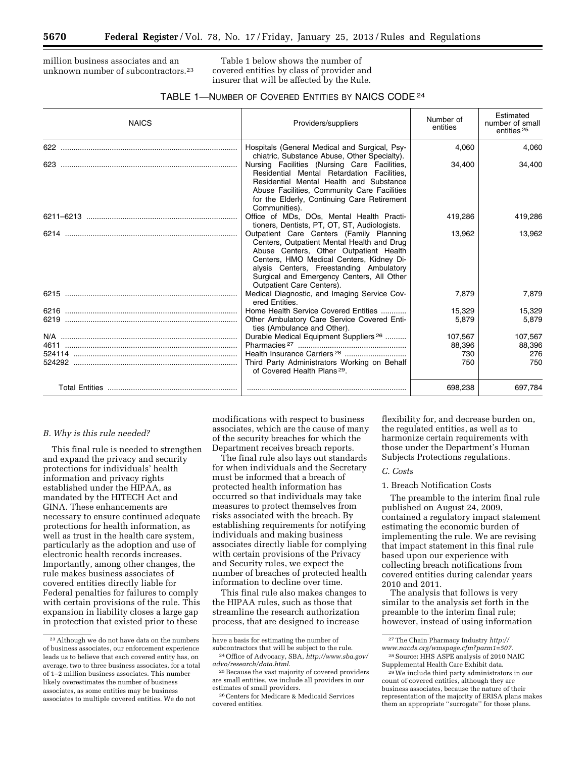million business associates and an unknown number of subcontractors.[23]

Table 1 below shows the number of covered entities by class of provider and insurer that will be affected by the Rule.

TABLE 1—NUMBER OF COVERED ENTITIES BY NAICS CODE [24]

| NAICS | Providers/suppliers | Number of entities | Estimated number of small entities [25] |
|---|---|---|---|
| 622 | Hospitals (General Medical and Surgical, Psychiatric, Substance Abuse, Other Specialty). | 4,060 | 4,060 |
| 623 | Nursing Facilities (Nursing Care Facilities, Residential Mental Retardation Facilities, Residential Mental Health and Substance Abuse Facilities, Community Care Facilities for the Elderly, Continuing Care Retirement Communities). | 34,400 | 34,400 |
| 6211–6213 | Office of MDs, DOs, Mental Health Practitioners, Dentists, PT, OT, ST, Audiologists. | 419,286 | 419,286 |
| 6214 | Outpatient Care Centers (Family Planning Centers, Outpatient Mental Health and Drug Abuse Centers, Other Outpatient Health Centers, HMO Medical Centers, Kidney Dialysis Centers, Freestanding Ambulatory Surgical and Emergency Centers, All Other Outpatient Care Centers). | 13,962 | 13,962 |
| 6215 | Medical Diagnostic, and Imaging Service Covered Entities. | 7,879 | 7,879 |
| 6216 | Home Health Service Covered Entities | 15,329 | 15,329 |
| 6219 | Other Ambulatory Care Service Covered Entities (Ambulance and Other). | 5,879 | 5,879 |
| N/A | Durable Medical Equipment Suppliers [26] | 107,567 | 107,567 |
| 4611 | Pharmacies [27] | 88,396 | 88,396 |
| 524114 | Health Insurance Carriers [28] | 730 | 276 |
| 524292 | Third Party Administrators Working on Behalf of Covered Health Plans [29]. | 750 | 750 |
| Total Entities | | 698,238 | 697,784 |

### B. Why is this rule needed?

This final rule is needed to strengthen and expand the privacy and security protections for individuals' health information and privacy rights established under the HIPAA, as mandated by the HITECH Act and GINA. These enhancements are necessary to ensure continued adequate protections for health information, as well as trust in the health care system, particularly as the adoption and use of electronic health records increases. Importantly, among other changes, the rule makes business associates of covered entities directly liable for Federal penalties for failures to comply with certain provisions of the rule. This expansion in liability closes a large gap in protection that existed prior to these modifications with respect to business associates, which are the cause of many of the security breaches for which the Department receives breach reports.

The final rule also lays out standards for when individuals and the Secretary must be informed that a breach of protected health information has occurred so that individuals may take measures to protect themselves from risks associated with the breach. By establishing requirements for notifying individuals and making business associates directly liable for complying with certain provisions of the Privacy and Security rules, we expect the number of breaches of protected health information to decline over time.

This final rule also makes changes to the HIPAA rules, such as those that streamline the research authorization process, that are designed to increase flexibility for, and decrease burden on, the regulated entities, as well as to harmonize certain requirements with those under the Department's Human Subjects Protections regulations.

### C. Costs

#### 1. Breach Notification Costs

The preamble to the interim final rule published on August 24, 2009, contained a regulatory impact statement estimating the economic burden of implementing the rule. We are revising that impact statement in this final rule based upon our experience with collecting breach notifications from covered entities during calendar years 2010 and 2011.

The analysis that follows is very similar to the analysis set forth in the preamble to the interim final rule; however, instead of using information

---

[23] Although we do not have data on the numbers of business associates, our enforcement experience leads us to believe that each covered entity has, on average, two to three business associates, for a total of 1–2 million business associates. This number likely overestimates the number of business associates, as some entities may be business associates to multiple covered entities. We do not have a basis for estimating the number of subcontractors that will be subject to the rule.

[24] Office of Advocacy, SBA, *http://www.sba.gov/advo/research/data.html.*

[25] Because the vast majority of covered providers are small entities, we include all providers in our estimates of small providers.

[26] Centers for Medicare & Medicaid Services covered entities.

[27] The Chain Pharmacy Industry *http://www.nacds.org/wmspage.cfm?parm1=507.*

[28] Source: HHS ASPE analysis of 2010 NAIC Supplemental Health Care Exhibit data.

[29] We include third party administrators in our count of covered entities, although they are business associates, because the nature of their representation of the majority of ERISA plans makes them an appropriate "surrogate" for those plans.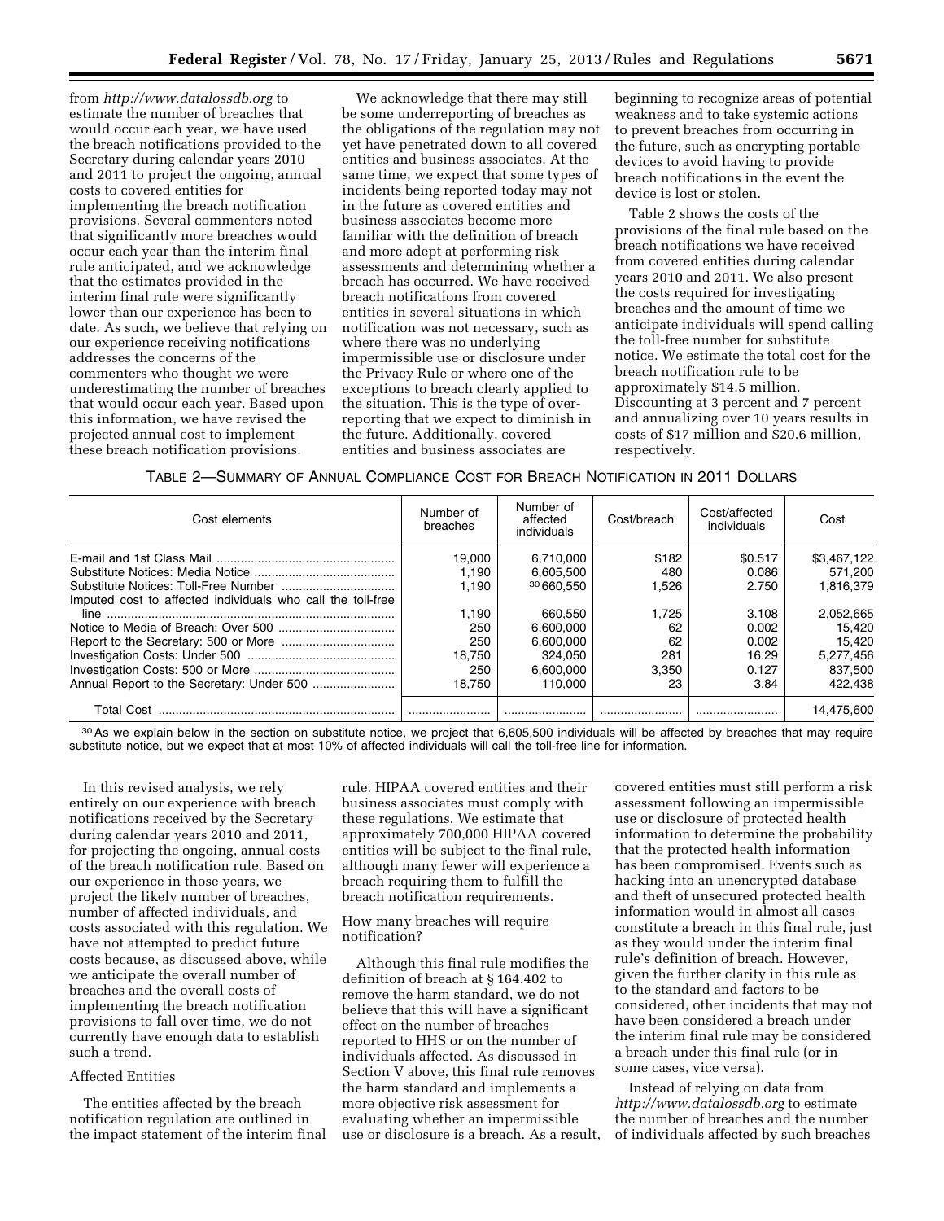from *http://www.datalossdb.org* to estimate the number of breaches that would occur each year, we have used the breach notifications provided to the Secretary during calendar years 2010 and 2011 to project the ongoing, annual costs to covered entities for implementing the breach notification provisions. Several commenters noted that significantly more breaches would occur each year than the interim final rule anticipated, and we acknowledge that the estimates provided in the interim final rule were significantly lower than our experience has been to date. As such, we believe that relying on our experience receiving notifications addresses the concerns of the commenters who thought we were underestimating the number of breaches that would occur each year. Based upon this information, we have revised the projected annual cost to implement these breach notification provisions.

We acknowledge that there may still be some underreporting of breaches as the obligations of the regulation may not yet have penetrated down to all covered entities and business associates. At the same time, we expect that some types of incidents being reported today may not in the future as covered entities and business associates become more familiar with the definition of breach and more adept at performing risk assessments and determining whether a breach has occurred. We have received breach notifications from covered entities in several situations in which notification was not necessary, such as where there was no underlying impermissible use or disclosure under the Privacy Rule or where one of the exceptions to breach clearly applied to the situation. This is the type of over-reporting that we expect to diminish in the future. Additionally, covered entities and business associates are beginning to recognize areas of potential weakness and to take systemic actions to prevent breaches from occurring in the future, such as encrypting portable devices to avoid having to provide breach notifications in the event the device is lost or stolen.

Table 2 shows the costs of the provisions of the final rule based on the breach notifications we have received from covered entities during calendar years 2010 and 2011. We also present the costs required for investigating breaches and the amount of time we anticipate individuals will spend calling the toll-free number for substitute notice. We estimate the total cost for the breach notification rule to be approximately $14.5 million. Discounting at 3 percent and 7 percent and annualizing over 10 years results in costs of $17 million and $20.6 million, respectively.

TABLE 2—SUMMARY OF ANNUAL COMPLIANCE COST FOR BREACH NOTIFICATION IN 2011 DOLLARS

| Cost elements | Number of breaches | Number of affected individuals | Cost/breach | Cost/affected individuals | Cost |
|---|---|---|---|---|---|
| E-mail and 1st Class Mail | 19,000 | 6,710,000 | $182 | $0.517 | $3,467,122 |
| Substitute Notices: Media Notice | 1,190 | 6,605,500 | 480 | 0.086 | 571,200 |
| Substitute Notices: Toll-Free Number | 1,190 | [30] 660,550 | 1,526 | 2.750 | 1,816,379 |
| Imputed cost to affected individuals who call the toll-free line | 1,190 | 660,550 | 1,725 | 3.108 | 2,052,665 |
| Notice to Media of Breach: Over 500 | 250 | 6,600,000 | 62 | 0.002 | 15,420 |
| Report to the Secretary: 500 or More | 250 | 6,600,000 | 62 | 0.002 | 15,420 |
| Investigation Costs: Under 500 | 18,750 | 324,050 | 281 | 16.29 | 5,277,456 |
| Investigation Costs: 500 or More | 250 | 6,600,000 | 3,350 | 0.127 | 837,500 |
| Annual Report to the Secretary: Under 500 | 18,750 | 110,000 | 23 | 3.84 | 422,438 |
| Total Cost | | | | | 14,475,600 |

[30] As we explain below in the section on substitute notice, we project that 6,605,500 individuals will be affected by breaches that may require substitute notice, but we expect that at most 10% of affected individuals will call the toll-free line for information.

In this revised analysis, we rely entirely on our experience with breach notifications received by the Secretary during calendar years 2010 and 2011, for projecting the ongoing, annual costs of the breach notification rule. Based on our experience in those years, we project the likely number of breaches, number of affected individuals, and costs associated with this regulation. We have not attempted to predict future costs because, as discussed above, while we anticipate the overall number of breaches and the overall costs of implementing the breach notification provisions to fall over time, we do not currently have enough data to establish such a trend.

Affected Entities

The entities affected by the breach notification regulation are outlined in the impact statement of the interim final rule. HIPAA covered entities and their business associates must comply with these regulations. We estimate that approximately 700,000 HIPAA covered entities will be subject to the final rule, although many fewer will experience a breach requiring them to fulfill the breach notification requirements.

How many breaches will require notification?

Although this final rule modifies the definition of breach at § 164.402 to remove the harm standard, we do not believe that this will have a significant effect on the number of breaches reported to HHS or on the number of individuals affected. As discussed in Section V above, this final rule removes the harm standard and implements a more objective risk assessment for evaluating whether an impermissible use or disclosure is a breach. As a result, covered entities must still perform a risk assessment following an impermissible use or disclosure of protected health information to determine the probability that the protected health information has been compromised. Events such as hacking into an unencrypted database and theft of unsecured protected health information would in almost all cases constitute a breach in this final rule, just as they would under the interim final rule's definition of breach. However, given the further clarity in this rule as to the standard and factors to be considered, other incidents that may not have been considered a breach under the interim final rule may be considered a breach under this final rule (or in some cases, vice versa).

Instead of relying on data from *http://www.datalossdb.org* to estimate the number of breaches and the number of individuals affected by such breaches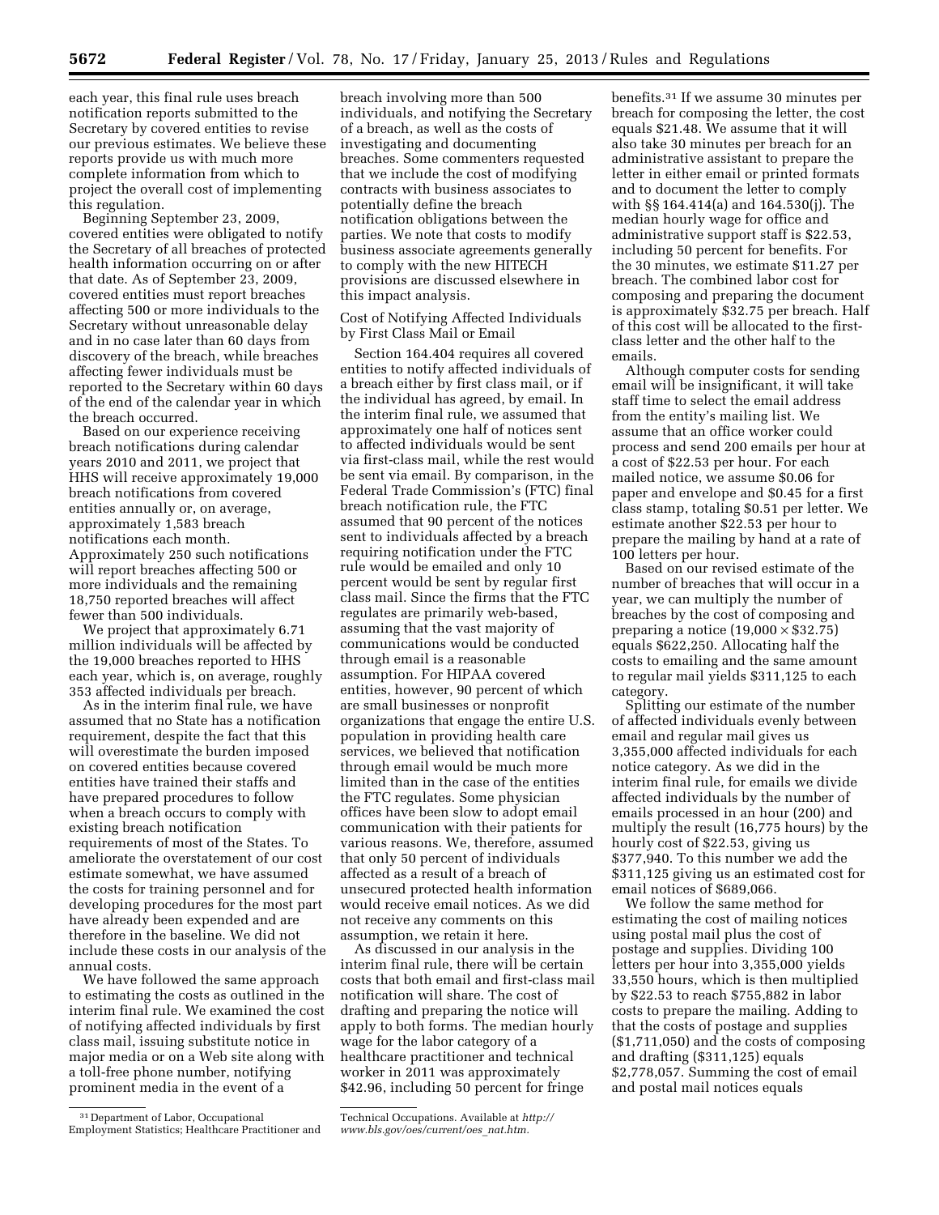each year, this final rule uses breach notification reports submitted to the Secretary by covered entities to revise our previous estimates. We believe these reports provide us with much more complete information from which to project the overall cost of implementing this regulation.

Beginning September 23, 2009, covered entities were obligated to notify the Secretary of all breaches of protected health information occurring on or after that date. As of September 23, 2009, covered entities must report breaches affecting 500 or more individuals to the Secretary without unreasonable delay and in no case later than 60 days from discovery of the breach, while breaches affecting fewer individuals must be reported to the Secretary within 60 days of the end of the calendar year in which the breach occurred.

Based on our experience receiving breach notifications during calendar years 2010 and 2011, we project that HHS will receive approximately 19,000 breach notifications from covered entities annually or, on average, approximately 1,583 breach notifications each month. Approximately 250 such notifications will report breaches affecting 500 or more individuals and the remaining 18,750 reported breaches will affect fewer than 500 individuals.

We project that approximately 6.71 million individuals will be affected by the 19,000 breaches reported to HHS each year, which is, on average, roughly 353 affected individuals per breach.

As in the interim final rule, we have assumed that no State has a notification requirement, despite the fact that this will overestimate the burden imposed on covered entities because covered entities have trained their staffs and have prepared procedures to follow when a breach occurs to comply with existing breach notification requirements of most of the States. To ameliorate the overstatement of our cost estimate somewhat, we have assumed the costs for training personnel and for developing procedures for the most part have already been expended and are therefore in the baseline. We did not include these costs in our analysis of the annual costs.

We have followed the same approach to estimating the costs as outlined in the interim final rule. We examined the cost of notifying affected individuals by first class mail, issuing substitute notice in major media or on a Web site along with a toll-free phone number, notifying prominent media in the event of a breach involving more than 500 individuals, and notifying the Secretary of a breach, as well as the costs of investigating and documenting breaches. Some commenters requested that we include the cost of modifying contracts with business associates to potentially define the breach notification obligations between the parties. We note that costs to modify business associate agreements generally to comply with the new HITECH provisions are discussed elsewhere in this impact analysis.

Cost of Notifying Affected Individuals by First Class Mail or Email

Section 164.404 requires all covered entities to notify affected individuals of a breach either by first class mail, or if the individual has agreed, by email. In the interim final rule, we assumed that approximately one half of notices sent to affected individuals would be sent via first-class mail, while the rest would be sent via email. By comparison, in the Federal Trade Commission's (FTC) final breach notification rule, the FTC assumed that 90 percent of the notices sent to individuals affected by a breach requiring notification under the FTC rule would be emailed and only 10 percent would be sent by regular first class mail. Since the firms that the FTC regulates are primarily web-based, assuming that the vast majority of communications would be conducted through email is a reasonable assumption. For HIPAA covered entities, however, 90 percent of which are small businesses or nonprofit organizations that engage the entire U.S. population in providing health care services, we believed that notification through email would be much more limited than in the case of the entities the FTC regulates. Some physician offices have been slow to adopt email communication with their patients for various reasons. We, therefore, assumed that only 50 percent of individuals affected as a result of a breach of unsecured protected health information would receive email notices. As we did not receive any comments on this assumption, we retain it here.

As discussed in our analysis in the interim final rule, there will be certain costs that both email and first-class mail notification will share. The cost of drafting and preparing the notice will apply to both forms. The median hourly wage for the labor category of a healthcare practitioner and technical worker in 2011 was approximately $42.96, including 50 percent for fringe benefits.[31] If we assume 30 minutes per breach for composing the letter, the cost equals $21.48. We assume that it will also take 30 minutes per breach for an administrative assistant to prepare the letter in either email or printed formats and to document the letter to comply with §§ 164.414(a) and 164.530(j). The median hourly wage for office and administrative support staff is $22.53, including 50 percent for benefits. For the 30 minutes, we estimate $11.27 per breach. The combined labor cost for composing and preparing the document is approximately $32.75 per breach. Half of this cost will be allocated to the first-class letter and the other half to the emails.

Although computer costs for sending email will be insignificant, it will take staff time to select the email address from the entity's mailing list. We assume that an office worker could process and send 200 emails per hour at a cost of $22.53 per hour. For each mailed notice, we assume $0.06 for paper and envelope and $0.45 for a first class stamp, totaling $0.51 per letter. We estimate another $22.53 per hour to prepare the mailing by hand at a rate of 100 letters per hour.

Based on our revised estimate of the number of breaches that will occur in a year, we can multiply the number of breaches by the cost of composing and preparing a notice ($19,000 \times \$32.75$) equals $622,250. Allocating half the costs to emailing and the same amount to regular mail yields $311,125 to each category.

Splitting our estimate of the number of affected individuals evenly between email and regular mail gives us 3,355,000 affected individuals for each notice category. As we did in the interim final rule, for emails we divide affected individuals by the number of emails processed in an hour (200) and multiply the result (16,775 hours) by the hourly cost of $22.53, giving us $377,940. To this number we add the $311,125 giving us an estimated cost for email notices of $689,066.

We follow the same method for estimating the cost of mailing notices using postal mail plus the cost of postage and supplies. Dividing 100 letters per hour into 3,355,000 yields 33,550 hours, which is then multiplied by $22.53 to reach $755,882 in labor costs to prepare the mailing. Adding to that the costs of postage and supplies ($1,711,050) and the costs of composing and drafting ($311,125) equals $2,778,057. Summing the cost of email and postal mail notices equals

[31] Department of Labor, Occupational Employment Statistics; Healthcare Practitioner and Technical Occupations. Available at *http://www.bls.gov/oes/current/oes_nat.htm.*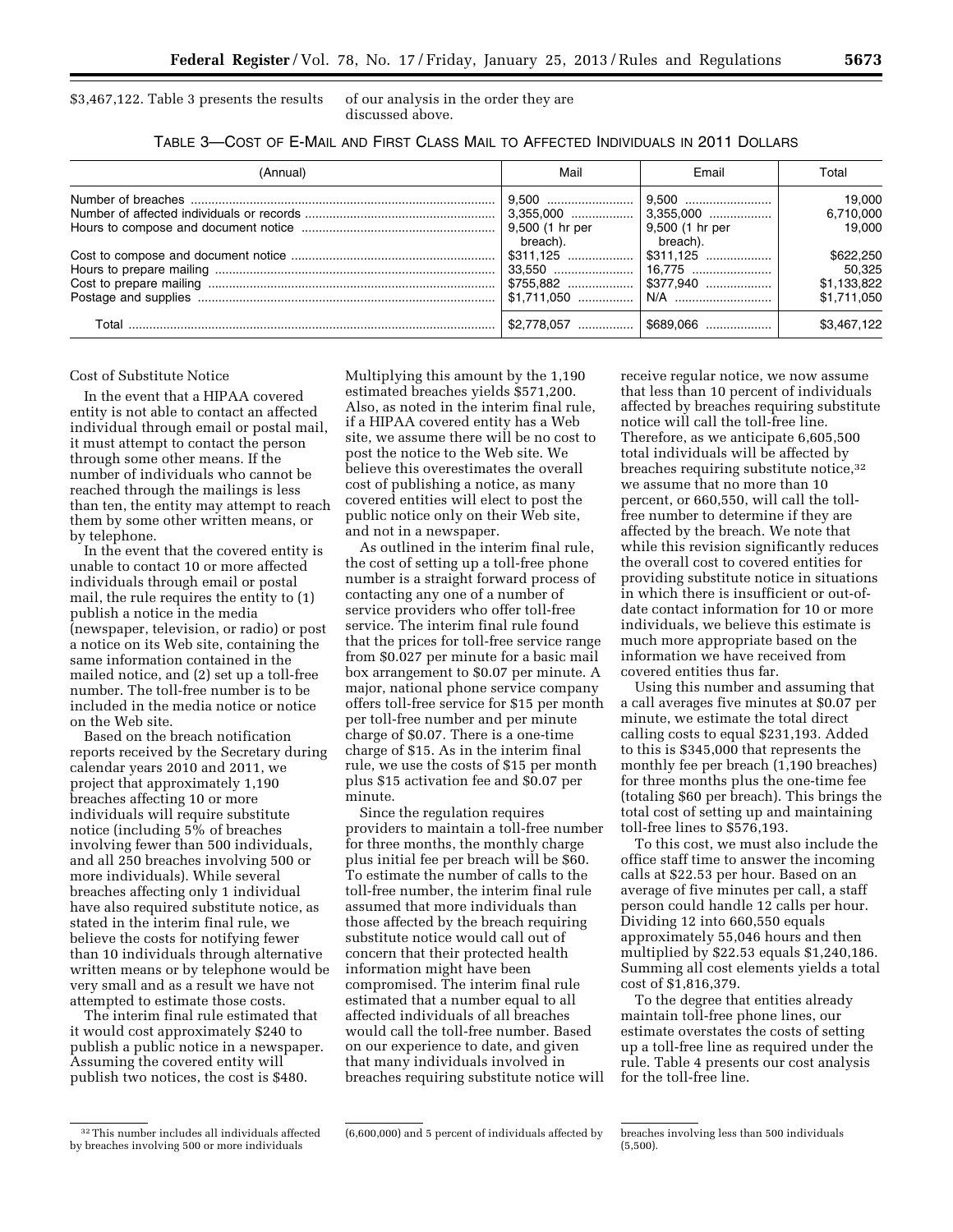$3,467,122. Table 3 presents the results of our analysis in the order they are discussed above.

TABLE 3—COST OF E-MAIL AND FIRST CLASS MAIL TO AFFECTED INDIVIDUALS IN 2011 DOLLARS

| (Annual) | Mail | Email | Total |
|---|---|---|---|
| Number of breaches | 9,500 | 9,500 | 19,000 |
| Number of affected individuals or records | 3,355,000 | 3,355,000 | 6,710,000 |
| Hours to compose and document notice | 9,500 (1 hr per breach). | 9,500 (1 hr per breach). | 19,000 |
| Cost to compose and document notice | $311,125 | $311,125 | $622,250 |
| Hours to prepare mailing | 33,550 | 16,775 | 50,325 |
| Cost to prepare mailing | $755,882 | $377,940 | $1,133,822 |
| Postage and supplies | $1,711,050 | N/A | $1,711,050 |
| Total | $2,778,057 | $689,066 | $3,467,122 |

Cost of Substitute Notice

In the event that a HIPAA covered entity is not able to contact an affected individual through email or postal mail, it must attempt to contact the person through some other means. If the number of individuals who cannot be reached through the mailings is less than ten, the entity may attempt to reach them by some other written means, or by telephone.

In the event that the covered entity is unable to contact 10 or more affected individuals through email or postal mail, the rule requires the entity to (1) publish a notice in the media (newspaper, television, or radio) or post a notice on its Web site, containing the same information contained in the mailed notice, and (2) set up a toll-free number. The toll-free number is to be included in the media notice or notice on the Web site.

Based on the breach notification reports received by the Secretary during calendar years 2010 and 2011, we project that approximately 1,190 breaches affecting 10 or more individuals will require substitute notice (including 5% of breaches involving fewer than 500 individuals, and all 250 breaches involving 500 or more individuals). While several breaches affecting only 1 individual have also required substitute notice, as stated in the interim final rule, we believe the costs for notifying fewer than 10 individuals through alternative written means or by telephone would be very small and as a result we have not attempted to estimate those costs.

The interim final rule estimated that it would cost approximately $240 to publish a public notice in a newspaper. Assuming the covered entity will publish two notices, the cost is $480. Multiplying this amount by the 1,190 estimated breaches yields $571,200. Also, as noted in the interim final rule, if a HIPAA covered entity has a Web site, we assume there will be no cost to post the notice to the Web site. We believe this overestimates the overall cost of publishing a notice, as many covered entities will elect to post the public notice only on their Web site, and not in a newspaper.

As outlined in the interim final rule, the cost of setting up a toll-free phone number is a straight forward process of contacting any one of a number of service providers who offer toll-free service. The interim final rule found that the prices for toll-free service range from $0.027 per minute for a basic mail box arrangement to $0.07 per minute. A major, national phone service company offers toll-free service for $15 per month per toll-free number and per minute charge of $0.07. There is a one-time charge of $15. As in the interim final rule, we use the costs of $15 per month plus $15 activation fee and $0.07 per minute.

Since the regulation requires providers to maintain a toll-free number for three months, the monthly charge plus initial fee per breach will be $60. To estimate the number of calls to the toll-free number, the interim final rule assumed that more individuals than those affected by the breach requiring substitute notice would call out of concern that their protected health information might have been compromised. The interim final rule estimated that a number equal to all affected individuals of all breaches would call the toll-free number. Based on our experience to date, and given that many individuals involved in breaches requiring substitute notice will receive regular notice, we now assume that less than 10 percent of individuals affected by breaches requiring substitute notice will call the toll-free line. Therefore, as we anticipate 6,605,500 total individuals will be affected by breaches requiring substitute notice,[32] we assume that no more than 10 percent, or 660,550, will call the toll-free number to determine if they are affected by the breach. We note that while this revision significantly reduces the overall cost to covered entities for providing substitute notice in situations in which there is insufficient or out-of-date contact information for 10 or more individuals, we believe this estimate is much more appropriate based on the information we have received from covered entities thus far.

Using this number and assuming that a call averages five minutes at $0.07 per minute, we estimate the total direct calling costs to equal $231,193. Added to this is $345,000 that represents the monthly fee per breach (1,190 breaches) for three months plus the one-time fee (totaling $60 per breach). This brings the total cost of setting up and maintaining toll-free lines to $576,193.

To this cost, we must also include the office staff time to answer the incoming calls at $22.53 per hour. Based on an average of five minutes per call, a staff person could handle 12 calls per hour. Dividing 12 into 660,550 equals approximately 55,046 hours and then multiplied by $22.53 equals $1,240,186. Summing all cost elements yields a total cost of $1,816,379.

To the degree that entities already maintain toll-free phone lines, our estimate overstates the costs of setting up a toll-free line as required under the rule. Table 4 presents our cost analysis for the toll-free line.

[32] This number includes all individuals affected by breaches involving 500 or more individuals (6,600,000) and 5 percent of individuals affected by breaches involving less than 500 individuals (5,500).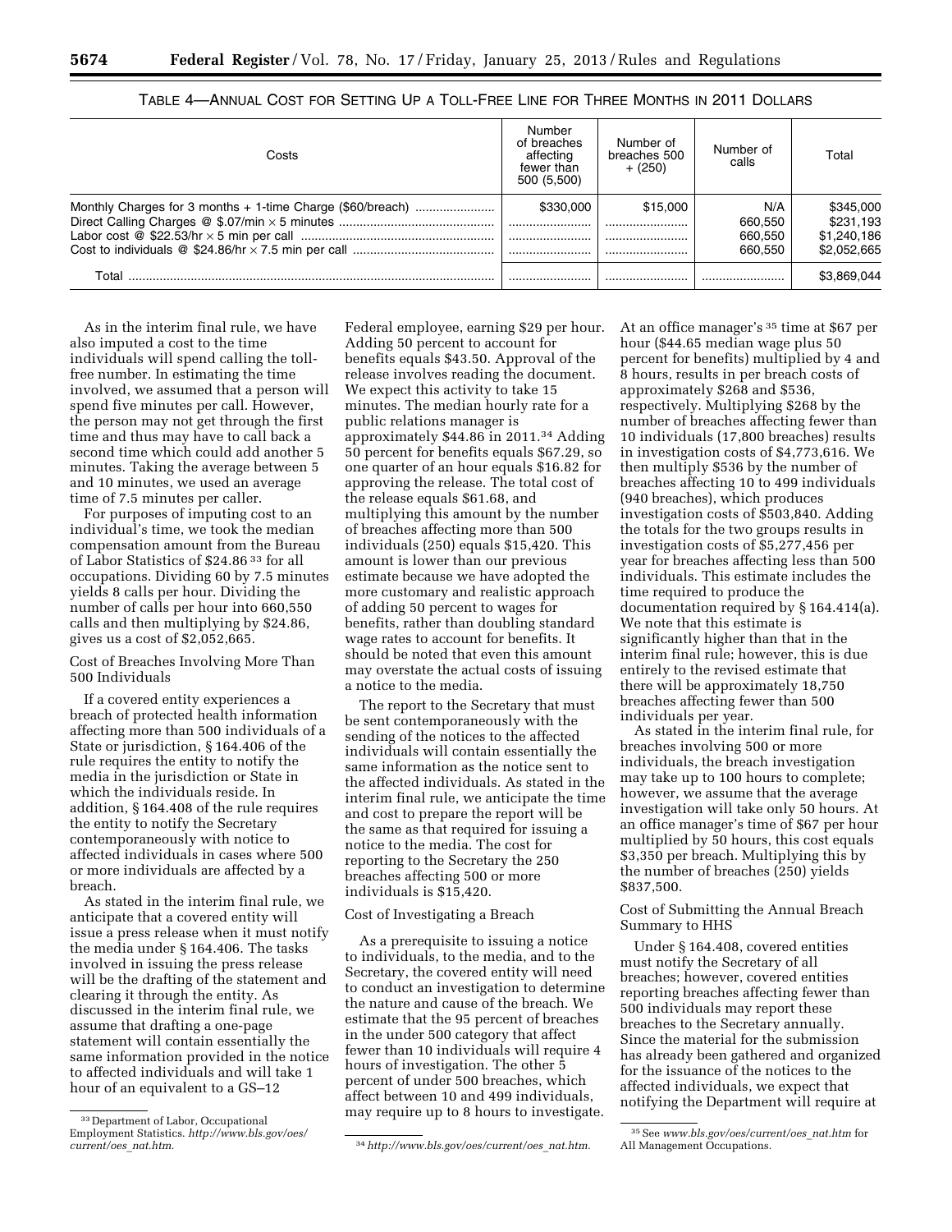TABLE 4—ANNUAL COST FOR SETTING UP A TOLL-FREE LINE FOR THREE MONTHS IN 2011 DOLLARS

| Costs | Number of breaches affecting fewer than 500 (5,500) | Number of breaches 500 + (250) | Number of calls | Total |
|---|---|---|---|---|
| Monthly Charges for 3 months + 1-time Charge ($60/breach) | $330,000 | $15,000 | N/A | $345,000 |
| Direct Calling Charges @ $.07/min × 5 minutes | | | 660,550 | $231,193 |
| Labor cost @ $22.53/hr × 5 min per call | | | 660,550 | $1,240,186 |
| Cost to individuals @ $24.86/hr × 7.5 min per call | | | 660,550 | $2,052,665 |
| Total | | | | $3,869,044 |

As in the interim final rule, we have also imputed a cost to the time individuals will spend calling the toll-free number. In estimating the time involved, we assumed that a person will spend five minutes per call. However, the person may not get through the first time and thus may have to call back a second time which could add another 5 minutes. Taking the average between 5 and 10 minutes, we used an average time of 7.5 minutes per caller.

For purposes of imputing cost to an individual's time, we took the median compensation amount from the Bureau of Labor Statistics of $24.86 [33] for all occupations. Dividing 60 by 7.5 minutes yields 8 calls per hour. Dividing the number of calls per hour into 660,550 calls and then multiplying by $24.86, gives us a cost of $2,052,665.

Cost of Breaches Involving More Than 500 Individuals

If a covered entity experiences a breach of protected health information affecting more than 500 individuals of a State or jurisdiction, § 164.406 of the rule requires the entity to notify the media in the jurisdiction or State in which the individuals reside. In addition, § 164.408 of the rule requires the entity to notify the Secretary contemporaneously with notice to affected individuals in cases where 500 or more individuals are affected by a breach.

As stated in the interim final rule, we anticipate that a covered entity will issue a press release when it must notify the media under § 164.406. The tasks involved in issuing the press release will be the drafting of the statement and clearing it through the entity. As discussed in the interim final rule, we assume that drafting a one-page statement will contain essentially the same information provided in the notice to affected individuals and will take 1 hour of an equivalent to a GS–12 Federal employee, earning $29 per hour. Adding 50 percent to account for benefits equals $43.50. Approval of the release involves reading the document. We expect this activity to take 15 minutes. The median hourly rate for a public relations manager is approximately $44.86 in 2011.[34] Adding 50 percent for benefits equals $67.29, so one quarter of an hour equals $16.82 for approving the release. The total cost of the release equals $61.68, and multiplying this amount by the number of breaches affecting more than 500 individuals (250) equals $15,420. This amount is lower than our previous estimate because we have adopted the more customary and realistic approach of adding 50 percent to wages for benefits, rather than doubling standard wage rates to account for benefits. It should be noted that even this amount may overstate the actual costs of issuing a notice to the media.

The report to the Secretary that must be sent contemporaneously with the sending of the notices to the affected individuals will contain essentially the same information as the notice sent to the affected individuals. As stated in the interim final rule, we anticipate the time and cost to prepare the report will be the same as that required for issuing a notice to the media. The cost for reporting to the Secretary the 250 breaches affecting 500 or more individuals is $15,420.

Cost of Investigating a Breach

As a prerequisite to issuing a notice to individuals, to the media, and to the Secretary, the covered entity will need to conduct an investigation to determine the nature and cause of the breach. We estimate that the 95 percent of breaches in the under 500 category that affect fewer than 10 individuals will require 4 hours of investigation. The other 5 percent of under 500 breaches, which affect between 10 and 499 individuals, may require up to 8 hours to investigate. At an office manager's [35] time at $67 per hour ($44.65 median wage plus 50 percent for benefits) multiplied by 4 and 8 hours, results in per breach costs of approximately $268 and $536, respectively. Multiplying $268 by the number of breaches affecting fewer than 10 individuals (17,800 breaches) results in investigation costs of $4,773,616. We then multiply $536 by the number of breaches affecting 10 to 499 individuals (940 breaches), which produces investigation costs of $503,840. Adding the totals for the two groups results in investigation costs of $5,277,456 per year for breaches affecting less than 500 individuals. This estimate includes the time required to produce the documentation required by § 164.414(a). We note that this estimate is significantly higher than that in the interim final rule; however, this is due entirely to the revised estimate that there will be approximately 18,750 breaches affecting fewer than 500 individuals per year.

As stated in the interim final rule, for breaches involving 500 or more individuals, the breach investigation may take up to 100 hours to complete; however, we assume that the average investigation will take only 50 hours. At an office manager's time of $67 per hour multiplied by 50 hours, this cost equals $3,350 per breach. Multiplying this by the number of breaches (250) yields $837,500.

Cost of Submitting the Annual Breach Summary to HHS

Under § 164.408, covered entities must notify the Secretary of all breaches; however, covered entities reporting breaches affecting fewer than 500 individuals may report these breaches to the Secretary annually. Since the material for the submission has already been gathered and organized for the issuance of the notices to the affected individuals, we expect that notifying the Department will require at

[33] Department of Labor, Occupational Employment Statistics. *http://www.bls.gov/oes/current/oes_nat.htm.*

[34] *http://www.bls.gov/oes/current/oes_nat.htm.*

[35] See *www.bls.gov/oes/current/oes_nat.htm* for All Management Occupations.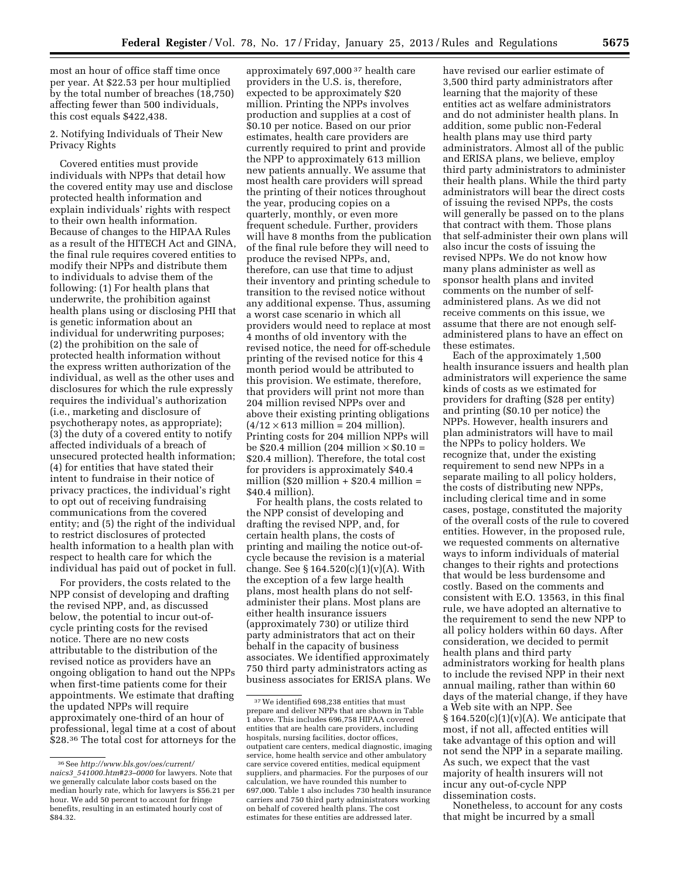most an hour of office staff time once per year. At $22.53 per hour multiplied by the total number of breaches (18,750) affecting fewer than 500 individuals, this cost equals $422,438.

2. Notifying Individuals of Their New Privacy Rights

Covered entities must provide individuals with NPPs that detail how the covered entity may use and disclose protected health information and explain individuals' rights with respect to their own health information. Because of changes to the HIPAA Rules as a result of the HITECH Act and GINA, the final rule requires covered entities to modify their NPPs and distribute them to individuals to advise them of the following: (1) For health plans that underwrite, the prohibition against health plans using or disclosing PHI that is genetic information about an individual for underwriting purposes; (2) the prohibition on the sale of protected health information without the express written authorization of the individual, as well as the other uses and disclosures for which the rule expressly requires the individual's authorization (i.e., marketing and disclosure of psychotherapy notes, as appropriate); (3) the duty of a covered entity to notify affected individuals of a breach of unsecured protected health information; (4) for entities that have stated their intent to fundraise in their notice of privacy practices, the individual's right to opt out of receiving fundraising communications from the covered entity; and (5) the right of the individual to restrict disclosures of protected health information to a health plan with respect to health care for which the individual has paid out of pocket in full.

For providers, the costs related to the NPP consist of developing and drafting the revised NPP, and, as discussed below, the potential to incur out-of-cycle printing costs for the revised notice. There are no new costs attributable to the distribution of the revised notice as providers have an ongoing obligation to hand out the NPPs when first-time patients come for their appointments. We estimate that drafting the updated NPPs will require approximately one-third of an hour of professional, legal time at a cost of about $28.[36] The total cost for attorneys for the approximately 697,000[37] health care providers in the U.S. is, therefore, expected to be approximately $20 million. Printing the NPPs involves production and supplies at a cost of $0.10 per notice. Based on our prior estimates, health care providers are currently required to print and provide the NPP to approximately 613 million new patients annually. We assume that most health care providers will spread the printing of their notices throughout the year, producing copies on a quarterly, monthly, or even more frequent schedule. Further, providers will have 8 months from the publication of the final rule before they will need to produce the revised NPPs, and, therefore, can use that time to adjust their inventory and printing schedule to transition to the revised notice without any additional expense. Thus, assuming a worst case scenario in which all providers would need to replace at most 4 months of old inventory with the revised notice, the need for off-schedule printing of the revised notice for this 4 month period would be attributed to this provision. We estimate, therefore, that providers will print not more than 204 million revised NPPs over and above their existing printing obligations ($4/12 \times 613$ million = 204 million). Printing costs for 204 million NPPs will be $20.4 million (204 million × $0.10 = $20.4 million). Therefore, the total cost for providers is approximately $40.4 million ($20 million + $20.4 million = $40.4 million).

For health plans, the costs related to the NPP consist of developing and drafting the revised NPP, and, for certain health plans, the costs of printing and mailing the notice out-of-cycle because the revision is a material change. See § 164.520(c)(1)(v)(A). With the exception of a few large health plans, most health plans do not self-administer their plans. Most plans are either health insurance issuers (approximately 730) or utilize third party administrators that act on their behalf in the capacity of business associates. We identified approximately 750 third party administrators acting as business associates for ERISA plans. We have revised our earlier estimate of 3,500 third party administrators after learning that the majority of these entities act as welfare administrators and do not administer health plans. In addition, some public non-Federal health plans may use third party administrators. Almost all of the public and ERISA plans, we believe, employ third party administrators to administer their health plans. While the third party administrators will bear the direct costs of issuing the revised NPPs, the costs will generally be passed on to the plans that contract with them. Those plans that self-administer their own plans will also incur the costs of issuing the revised NPPs. We do not know how many plans administer as well as sponsor health plans and invited comments on the number of self-administered plans. As we did not receive comments on this issue, we assume that there are not enough self-administered plans to have an effect on these estimates.

Each of the approximately 1,500 health insurance issuers and health plan administrators will experience the same kinds of costs as we estimated for providers for drafting ($28 per entity) and printing ($0.10 per notice) the NPPs. However, health insurers and plan administrators will have to mail the NPPs to policy holders. We recognize that, under the existing requirement to send new NPPs in a separate mailing to all policy holders, the costs of distributing new NPPs, including clerical time and in some cases, postage, constituted the majority of the overall costs of the rule to covered entities. However, in the proposed rule, we requested comments on alternative ways to inform individuals of material changes to their rights and protections that would be less burdensome and costly. Based on the comments and consistent with E.O. 13563, in this final rule, we have adopted an alternative to the requirement to send the new NPP to all policy holders within 60 days. After consideration, we decided to permit health plans and third party administrators working for health plans to include the revised NPP in their next annual mailing, rather than within 60 days of the material change, if they have a Web site with an NPP. See § 164.520(c)(1)(v)(A). We anticipate that most, if not all, affected entities will take advantage of this option and will not send the NPP in a separate mailing. As such, we expect that the vast majority of health insurers will not incur any out-of-cycle NPP dissemination costs.

Nonetheless, to account for any costs that might be incurred by a small

---

[36] See *http://www.bls.gov/oes/current/naics3_541000.htm#23–0000* for lawyers. Note that we generally calculate labor costs based on the median hourly rate, which for lawyers is $56.21 per hour. We add 50 percent to account for fringe benefits, resulting in an estimated hourly cost of $84.32.

[37] We identified 698,238 entities that must prepare and deliver NPPs that are shown in Table 1 above. This includes 696,758 HIPAA covered entities that are health care providers, including hospitals, nursing facilities, doctor offices, outpatient care centers, medical diagnostic, imaging service, home health service and other ambulatory care service covered entities, medical equipment suppliers, and pharmacies. For the purposes of our calculation, we have rounded this number to 697,000. Table 1 also includes 730 health insurance carriers and 750 third party administrators working on behalf of covered health plans. The cost estimates for these entities are addressed later.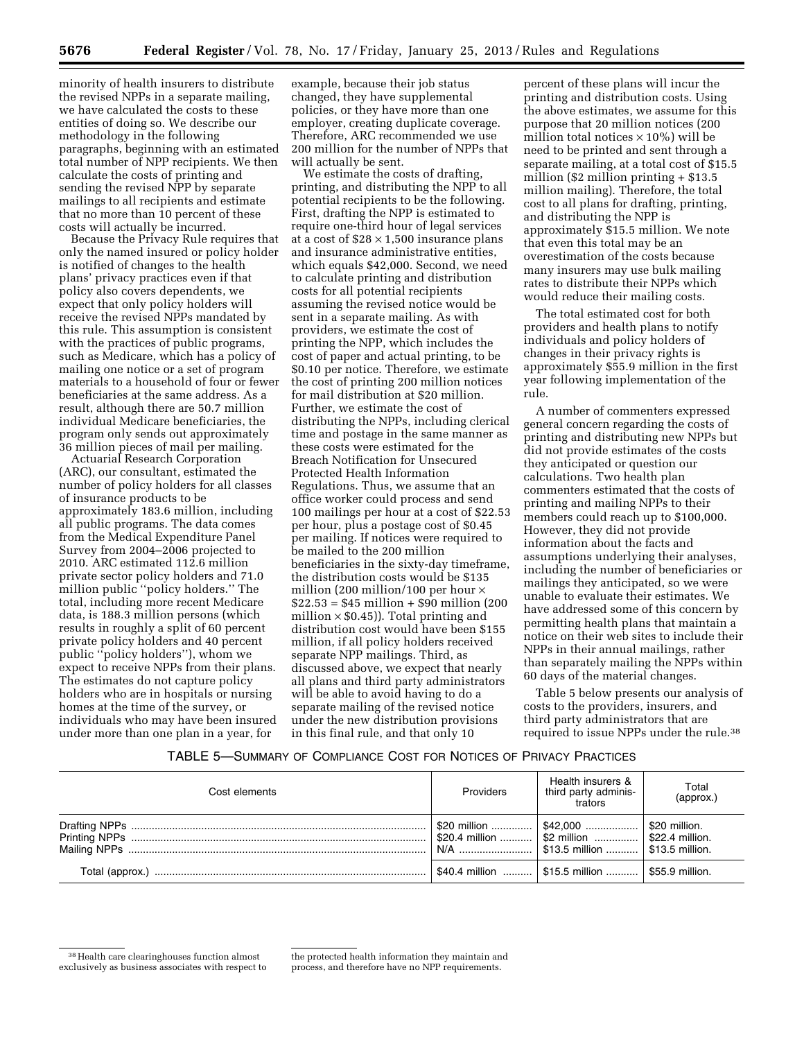minority of health insurers to distribute the revised NPPs in a separate mailing, we have calculated the costs to these entities of doing so. We describe our methodology in the following paragraphs, beginning with an estimated total number of NPP recipients. We then calculate the costs of printing and sending the revised NPP by separate mailings to all recipients and estimate that no more than 10 percent of these costs will actually be incurred.

Because the Privacy Rule requires that only the named insured or policy holder is notified of changes to the health plans' privacy practices even if that policy also covers dependents, we expect that only policy holders will receive the revised NPPs mandated by this rule. This assumption is consistent with the practices of public programs, such as Medicare, which has a policy of mailing one notice or a set of program materials to a household of four or fewer beneficiaries at the same address. As a result, although there are 50.7 million individual Medicare beneficiaries, the program only sends out approximately 36 million pieces of mail per mailing.

Actuarial Research Corporation (ARC), our consultant, estimated the number of policy holders for all classes of insurance products to be approximately 183.6 million, including all public programs. The data comes from the Medical Expenditure Panel Survey from 2004–2006 projected to 2010. ARC estimated 112.6 million private sector policy holders and 71.0 million public "policy holders." The total, including more recent Medicare data, is 188.3 million persons (which results in roughly a split of 60 percent private policy holders and 40 percent public "policy holders"), whom we expect to receive NPPs from their plans. The estimates do not capture policy holders who are in hospitals or nursing homes at the time of the survey, or individuals who may have been insured under more than one plan in a year, for example, because their job status changed, they have supplemental policies, or they have more than one employer, creating duplicate coverage. Therefore, ARC recommended we use 200 million for the number of NPPs that will actually be sent.

We estimate the costs of drafting, printing, and distributing the NPP to all potential recipients to be the following. First, drafting the NPP is estimated to require one-third hour of legal services at a cost of $28 × 1,500 insurance plans and insurance administrative entities, which equals $42,000. Second, we need to calculate printing and distribution costs for all potential recipients assuming the revised notice would be sent in a separate mailing. As with providers, we estimate the cost of printing the NPP, which includes the cost of paper and actual printing, to be $0.10 per notice. Therefore, we estimate the cost of printing 200 million notices for mail distribution at $20 million. Further, we estimate the cost of distributing the NPPs, including clerical time and postage in the same manner as these costs were estimated for the Breach Notification for Unsecured Protected Health Information Regulations. Thus, we assume that an office worker could process and send 100 mailings per hour at a cost of $22.53 per hour, plus a postage cost of $0.45 per mailing. If notices were required to be mailed to the 200 million beneficiaries in the sixty-day timeframe, the distribution costs would be $135 million (200 million/100 per hour × $22.53 = $45 million + $90 million (200 million × $0.45)). Total printing and distribution cost would have been $155 million, if all policy holders received separate NPP mailings. Third, as discussed above, we expect that nearly all plans and third party administrators will be able to avoid having to do a separate mailing of the revised notice under the new distribution provisions in this final rule, and that only 10 percent of these plans will incur the printing and distribution costs. Using the above estimates, we assume for this purpose that 20 million notices (200 million total notices × 10%) will be need to be printed and sent through a separate mailing, at a total cost of $15.5 million ($2 million printing + $13.5 million mailing). Therefore, the total cost to all plans for drafting, printing, and distributing the NPP is approximately $15.5 million. We note that even this total may be an overestimation of the costs because many insurers may use bulk mailing rates to distribute their NPPs which would reduce their mailing costs.

The total estimated cost for both providers and health plans to notify individuals and policy holders of changes in their privacy rights is approximately $55.9 million in the first year following implementation of the rule.

A number of commenters expressed general concern regarding the costs of printing and distributing new NPPs but did not provide estimates of the costs they anticipated or question our calculations. Two health plan commenters estimated that the costs of printing and mailing NPPs to their members could reach up to $100,000. However, they did not provide information about the facts and assumptions underlying their analyses, including the number of beneficiaries or mailings they anticipated, so we were unable to evaluate their estimates. We have addressed some of this concern by permitting health plans that maintain a notice on their web sites to include their NPPs in their annual mailings, rather than separately mailing the NPPs within 60 days of the material changes.

Table 5 below presents our analysis of costs to the providers, insurers, and third party administrators that are required to issue NPPs under the rule.[38]

TABLE 5—SUMMARY OF COMPLIANCE COST FOR NOTICES OF PRIVACY PRACTICES

| Cost elements | Providers | Health insurers & third party administrators | Total (approx.) |
|---|---|---|---|
| Drafting NPPs | $20 million | $42,000 | $20 million. |
| Printing NPPs | $20.4 million | $2 million | $22.4 million. |
| Mailing NPPs | N/A | $13.5 million | $13.5 million. |
| Total (approx.) | $40.4 million | $15.5 million | $55.9 million. |

[38] Health care clearinghouses function almost exclusively as business associates with respect to the protected health information they maintain and process, and therefore have no NPP requirements.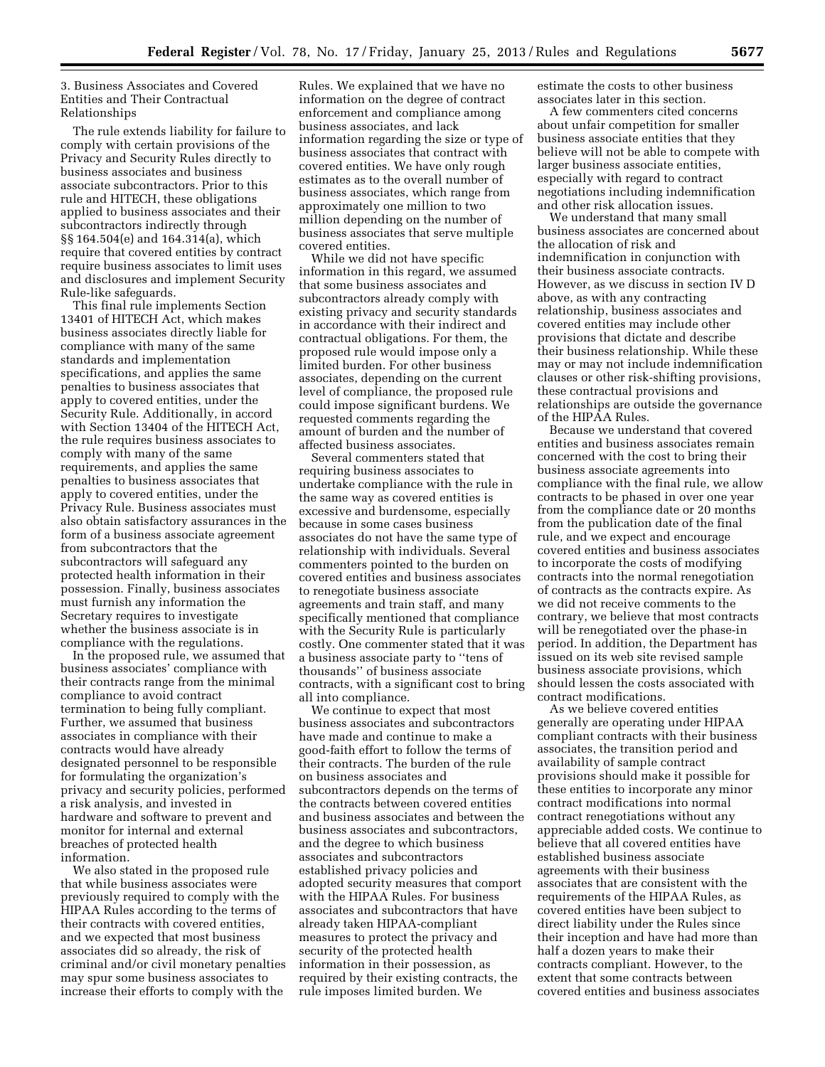3. Business Associates and Covered Entities and Their Contractual Relationships

The rule extends liability for failure to comply with certain provisions of the Privacy and Security Rules directly to business associates and business associate subcontractors. Prior to this rule and HITECH, these obligations applied to business associates and their subcontractors indirectly through §§ 164.504(e) and 164.314(a), which require that covered entities by contract require business associates to limit uses and disclosures and implement Security Rule-like safeguards.

This final rule implements Section 13401 of HITECH Act, which makes business associates directly liable for compliance with many of the same standards and implementation specifications, and applies the same penalties to business associates that apply to covered entities, under the Security Rule. Additionally, in accord with Section 13404 of the HITECH Act, the rule requires business associates to comply with many of the same requirements, and applies the same penalties to business associates that apply to covered entities, under the Privacy Rule. Business associates must also obtain satisfactory assurances in the form of a business associate agreement from subcontractors that the subcontractors will safeguard any protected health information in their possession. Finally, business associates must furnish any information the Secretary requires to investigate whether the business associate is in compliance with the regulations.

In the proposed rule, we assumed that business associates' compliance with their contracts range from the minimal compliance to avoid contract termination to being fully compliant. Further, we assumed that business associates in compliance with their contracts would have already designated personnel to be responsible for formulating the organization's privacy and security policies, performed a risk analysis, and invested in hardware and software to prevent and monitor for internal and external breaches of protected health information.

We also stated in the proposed rule that while business associates were previously required to comply with the HIPAA Rules according to the terms of their contracts with covered entities, and we expected that most business associates did so already, the risk of criminal and/or civil monetary penalties may spur some business associates to increase their efforts to comply with the Rules. We explained that we have no information on the degree of contract enforcement and compliance among business associates, and lack information regarding the size or type of business associates that contract with covered entities. We have only rough estimates as to the overall number of business associates, which range from approximately one million to two million depending on the number of business associates that serve multiple covered entities.

While we did not have specific information in this regard, we assumed that some business associates and subcontractors already comply with existing privacy and security standards in accordance with their indirect and contractual obligations. For them, the proposed rule would impose only a limited burden. For other business associates, depending on the current level of compliance, the proposed rule could impose significant burdens. We requested comments regarding the amount of burden and the number of affected business associates.

Several commenters stated that requiring business associates to undertake compliance with the rule in the same way as covered entities is excessive and burdensome, especially because in some cases business associates do not have the same type of relationship with individuals. Several commenters pointed to the burden on covered entities and business associates to renegotiate business associate agreements and train staff, and many specifically mentioned that compliance with the Security Rule is particularly costly. One commenter stated that it was a business associate party to ''tens of thousands'' of business associate contracts, with a significant cost to bring all into compliance.

We continue to expect that most business associates and subcontractors have made and continue to make a good-faith effort to follow the terms of their contracts. The burden of the rule on business associates and subcontractors depends on the terms of the contracts between covered entities and business associates and between the business associates and subcontractors, and the degree to which business associates and subcontractors established privacy policies and adopted security measures that comport with the HIPAA Rules. For business associates and subcontractors that have already taken HIPAA-compliant measures to protect the privacy and security of the protected health information in their possession, as required by their existing contracts, the rule imposes limited burden. We estimate the costs to other business associates later in this section.

A few commenters cited concerns about unfair competition for smaller business associate entities that they believe will not be able to compete with larger business associate entities, especially with regard to contract negotiations including indemnification and other risk allocation issues.

We understand that many small business associates are concerned about the allocation of risk and indemnification in conjunction with their business associate contracts. However, as we discuss in section IV D above, as with any contracting relationship, business associates and covered entities may include other provisions that dictate and describe their business relationship. While these may or may not include indemnification clauses or other risk-shifting provisions, these contractual provisions and relationships are outside the governance of the HIPAA Rules.

Because we understand that covered entities and business associates remain concerned with the cost to bring their business associate agreements into compliance with the final rule, we allow contracts to be phased in over one year from the compliance date or 20 months from the publication date of the final rule, and we expect and encourage covered entities and business associates to incorporate the costs of modifying contracts into the normal renegotiation of contracts as the contracts expire. As we did not receive comments to the contrary, we believe that most contracts will be renegotiated over the phase-in period. In addition, the Department has issued on its web site revised sample business associate provisions, which should lessen the costs associated with contract modifications.

As we believe covered entities generally are operating under HIPAA compliant contracts with their business associates, the transition period and availability of sample contract provisions should make it possible for these entities to incorporate any minor contract modifications into normal contract renegotiations without any appreciable added costs. We continue to believe that all covered entities have established business associate agreements with their business associates that are consistent with the requirements of the HIPAA Rules, as covered entities have been subject to direct liability under the Rules since their inception and have had more than half a dozen years to make their contracts compliant. However, to the extent that some contracts between covered entities and business associates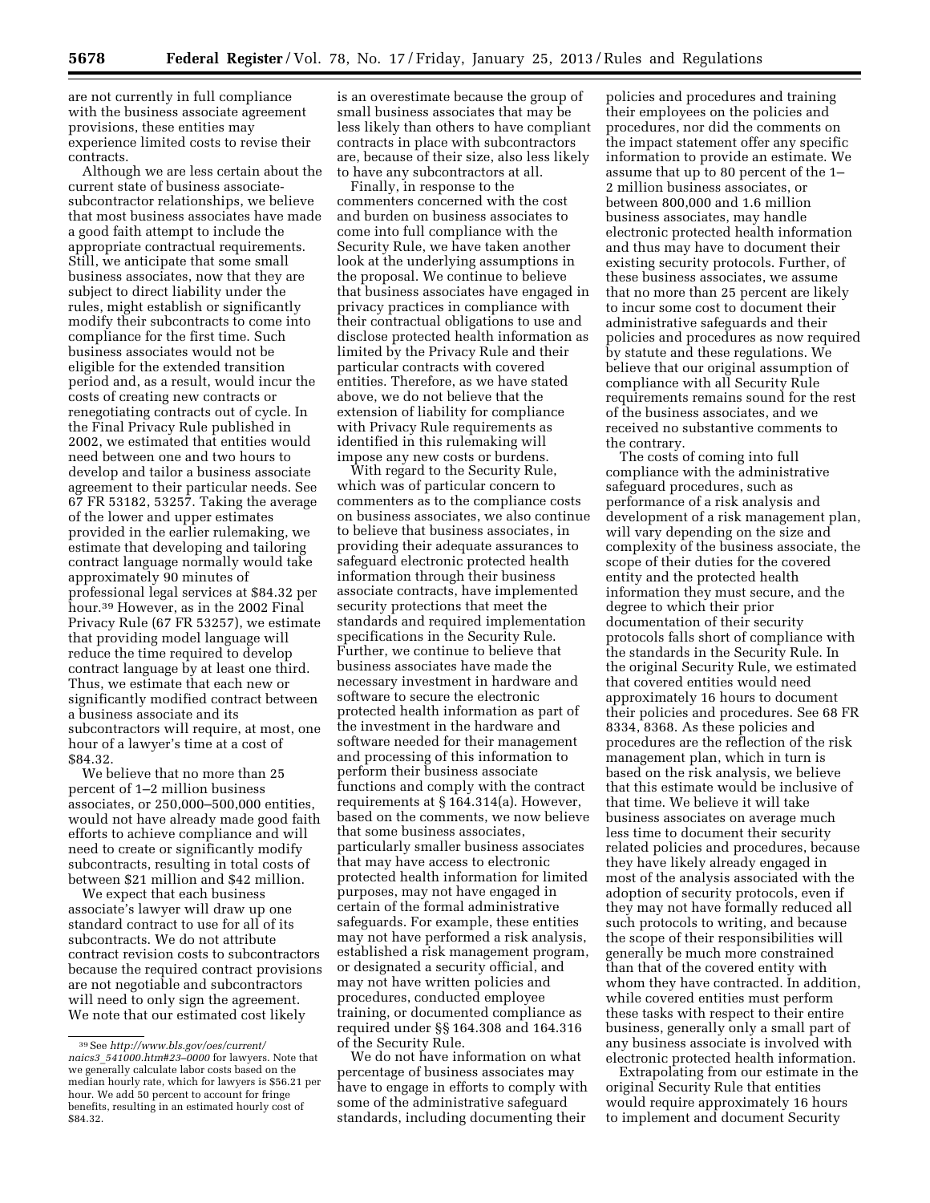are not currently in full compliance with the business associate agreement provisions, these entities may experience limited costs to revise their contracts.

Although we are less certain about the current state of business associate-subcontractor relationships, we believe that most business associates have made a good faith attempt to include the appropriate contractual requirements. Still, we anticipate that some small business associates, now that they are subject to direct liability under the rules, might establish or significantly modify their subcontracts to come into compliance for the first time. Such business associates would not be eligible for the extended transition period and, as a result, would incur the costs of creating new contracts or renegotiating contracts out of cycle. In the Final Privacy Rule published in 2002, we estimated that entities would need between one and two hours to develop and tailor a business associate agreement to their particular needs. See 67 FR 53182, 53257. Taking the average of the lower and upper estimates provided in the earlier rulemaking, we estimate that developing and tailoring contract language normally would take approximately 90 minutes of professional legal services at $84.32 per hour.[39] However, as in the 2002 Final Privacy Rule (67 FR 53257), we estimate that providing model language will reduce the time required to develop contract language by at least one third. Thus, we estimate that each new or significantly modified contract between a business associate and its subcontractors will require, at most, one hour of a lawyer's time at a cost of $84.32.

We believe that no more than 25 percent of 1–2 million business associates, or 250,000–500,000 entities, would not have already made good faith efforts to achieve compliance and will need to create or significantly modify subcontracts, resulting in total costs of between $21 million and $42 million.

We expect that each business associate's lawyer will draw up one standard contract to use for all of its subcontracts. We do not attribute contract revision costs to subcontractors because the required contract provisions are not negotiable and subcontractors will need to only sign the agreement. We note that our estimated cost likely is an overestimate because the group of small business associates that may be less likely than others to have compliant contracts in place with subcontractors are, because of their size, also less likely to have any subcontractors at all.

Finally, in response to the commenters concerned with the cost and burden on business associates to come into full compliance with the Security Rule, we have taken another look at the underlying assumptions in the proposal. We continue to believe that business associates have engaged in privacy practices in compliance with their contractual obligations to use and disclose protected health information as limited by the Privacy Rule and their particular contracts with covered entities. Therefore, as we have stated above, we do not believe that the extension of liability for compliance with Privacy Rule requirements as identified in this rulemaking will impose any new costs or burdens.

With regard to the Security Rule, which was of particular concern to commenters as to the compliance costs on business associates, we also continue to believe that business associates, in providing their adequate assurances to safeguard electronic protected health information through their business associate contracts, have implemented security protections that meet the standards and required implementation specifications in the Security Rule. Further, we continue to believe that business associates have made the necessary investment in hardware and software to secure the electronic protected health information as part of the investment in the hardware and software needed for their management and processing of this information to perform their business associate functions and comply with the contract requirements at § 164.314(a). However, based on the comments, we now believe that some business associates, particularly smaller business associates that may have access to electronic protected health information for limited purposes, may not have engaged in certain of the formal administrative safeguards. For example, these entities may not have performed a risk analysis, established a risk management program, or designated a security official, and may not have written policies and procedures, conducted employee training, or documented compliance as required under §§ 164.308 and 164.316 of the Security Rule.

We do not have information on what percentage of business associates may have to engage in efforts to comply with some of the administrative safeguard standards, including documenting their policies and procedures and training their employees on the policies and procedures, nor did the comments on the impact statement offer any specific information to provide an estimate. We assume that up to 80 percent of the 1–2 million business associates, or between 800,000 and 1.6 million business associates, may handle electronic protected health information and thus may have to document their existing security protocols. Further, of these business associates, we assume that no more than 25 percent are likely to incur some cost to document their administrative safeguards and their policies and procedures as now required by statute and these regulations. We believe that our original assumption of compliance with all Security Rule requirements remains sound for the rest of the business associates, and we received no substantive comments to the contrary.

The costs of coming into full compliance with the administrative safeguard procedures, such as performance of a risk analysis and development of a risk management plan, will vary depending on the size and complexity of the business associate, the scope of their duties for the covered entity and the protected health information they must secure, and the degree to which their prior documentation of their security protocols falls short of compliance with the standards in the Security Rule. In the original Security Rule, we estimated that covered entities would need approximately 16 hours to document their policies and procedures. See 68 FR 8334, 8368. As these policies and procedures are the reflection of the risk management plan, which in turn is based on the risk analysis, we believe that this estimate would be inclusive of that time. We believe it will take business associates on average much less time to document their security related policies and procedures, because they have likely already engaged in most of the analysis associated with the adoption of security protocols, even if they may not have formally reduced all such protocols to writing, and because the scope of their responsibilities will generally be much more constrained than that of the covered entity with whom they have contracted. In addition, while covered entities must perform these tasks with respect to their entire business, generally only a small part of any business associate is involved with electronic protected health information.

Extrapolating from our estimate in the original Security Rule that entities would require approximately 16 hours to implement and document Security

---

[39] See *http://www.bls.gov/oes/current/naics3_541000.htm#23–0000* for lawyers. Note that we generally calculate labor costs based on the median hourly rate, which for lawyers is $56.21 per hour. We add 50 percent to account for fringe benefits, resulting in an estimated hourly cost of $84.32.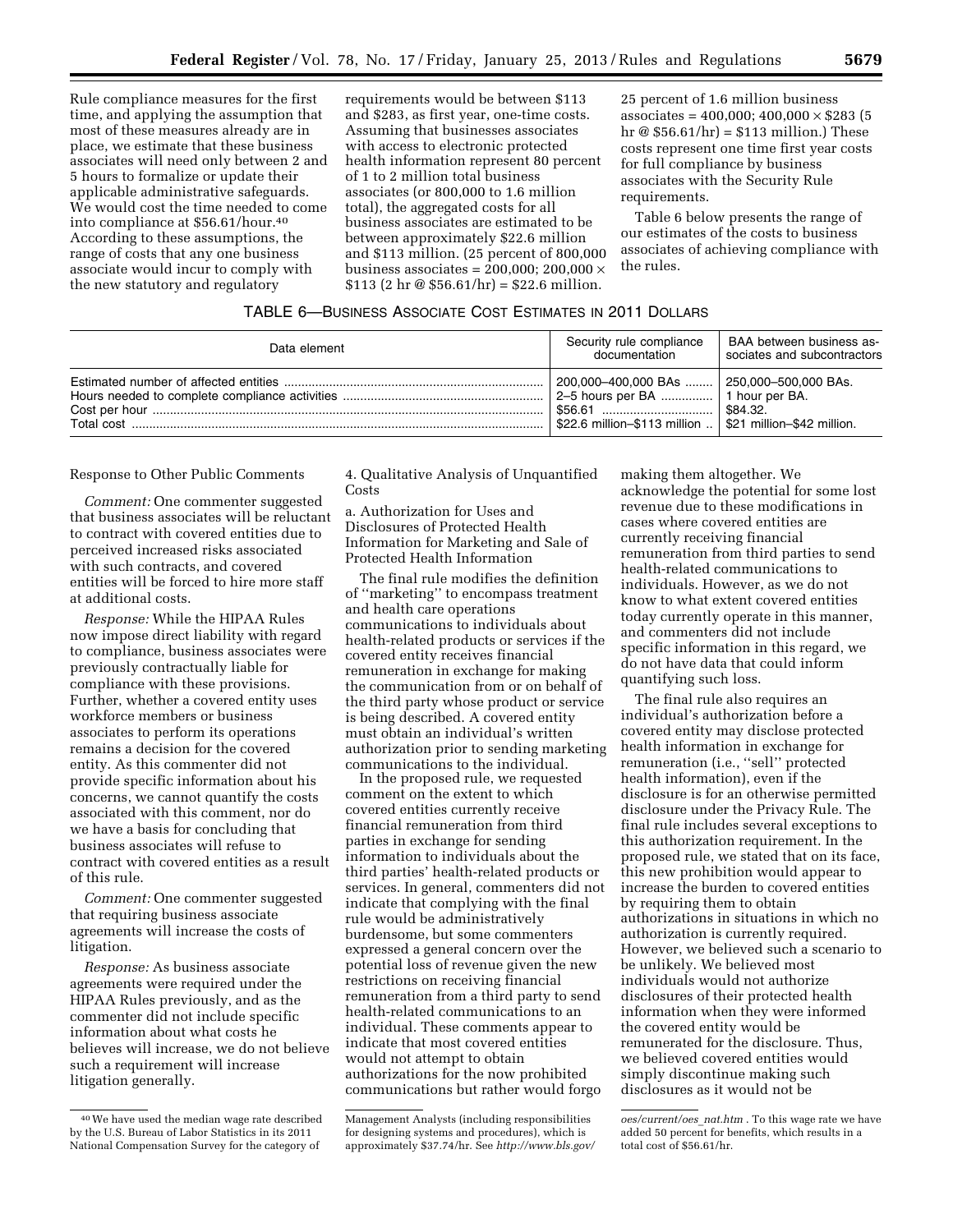Rule compliance measures for the first time, and applying the assumption that most of these measures already are in place, we estimate that these business associates will need only between 2 and 5 hours to formalize or update their applicable administrative safeguards. We would cost the time needed to come into compliance at $56.61/hour.[40] According to these assumptions, the range of costs that any one business associate would incur to comply with the new statutory and regulatory requirements would be between $113 and $283, as first year, one-time costs. Assuming that businesses associates with access to electronic protected health information represent 80 percent of 1 to 2 million total business associates (or 800,000 to 1.6 million total), the aggregated costs for all business associates are estimated to be between approximately $22.6 million and $113 million. (25 percent of 800,000 business associates = 200,000; 200,000 × $113 (2 hr @ $56.61/hr) = $22.6 million. 25 percent of 1.6 million business associates = 400,000; 400,000 × $283 (5 hr @ $56.61/hr) = $113 million.) These costs represent one time first year costs for full compliance by business associates with the Security Rule requirements.

Table 6 below presents the range of our estimates of the costs to business associates of achieving compliance with the rules.

TABLE 6—BUSINESS ASSOCIATE COST ESTIMATES IN 2011 DOLLARS

| Data element | Security rule compliance documentation | BAA between business associates and subcontractors |
|---|---|---|
| Estimated number of affected entities | 200,000–400,000 BAs | 250,000–500,000 BAs. |
| Hours needed to complete compliance activities | 2–5 hours per BA | 1 hour per BA. |
| Cost per hour | $56.61 | $84.32. |
| Total cost | $22.6 million–$113 million | $21 million–$42 million. |

Response to Other Public Comments

*Comment:* One commenter suggested that business associates will be reluctant to contract with covered entities due to perceived increased risks associated with such contracts, and covered entities will be forced to hire more staff at additional costs.

*Response:* While the HIPAA Rules now impose direct liability with regard to compliance, business associates were previously contractually liable for compliance with these provisions. Further, whether a covered entity uses workforce members or business associates to perform its operations remains a decision for the covered entity. As this commenter did not provide specific information about his concerns, we cannot quantify the costs associated with this comment, nor do we have a basis for concluding that business associates will refuse to contract with covered entities as a result of this rule.

*Comment:* One commenter suggested that requiring business associate agreements will increase the costs of litigation.

*Response:* As business associate agreements were required under the HIPAA Rules previously, and as the commenter did not include specific information about what costs he believes will increase, we do not believe such a requirement will increase litigation generally.

4. Qualitative Analysis of Unquantified Costs

a. Authorization for Uses and Disclosures of Protected Health Information for Marketing and Sale of Protected Health Information

The final rule modifies the definition of ''marketing'' to encompass treatment and health care operations communications to individuals about health-related products or services if the covered entity receives financial remuneration in exchange for making the communication from or on behalf of the third party whose product or service is being described. A covered entity must obtain an individual's written authorization prior to sending marketing communications to the individual.

In the proposed rule, we requested comment on the extent to which covered entities currently receive financial remuneration from third parties in exchange for sending information to individuals about the third parties' health-related products or services. In general, commenters did not indicate that complying with the final rule would be administratively burdensome, but some commenters expressed a general concern over the potential loss of revenue given the new restrictions on receiving financial remuneration from a third party to send health-related communications to an individual. These comments appear to indicate that most covered entities would not attempt to obtain authorizations for the now prohibited communications but rather would forgo making them altogether. We acknowledge the potential for some lost revenue due to these modifications in cases where covered entities are currently receiving financial remuneration from third parties to send health-related communications to individuals. However, as we do not know to what extent covered entities today currently operate in this manner, and commenters did not include specific information in this regard, we do not have data that could inform quantifying such loss.

The final rule also requires an individual's authorization before a covered entity may disclose protected health information in exchange for remuneration (i.e., ''sell'' protected health information), even if the disclosure is for an otherwise permitted disclosure under the Privacy Rule. The final rule includes several exceptions to this authorization requirement. In the proposed rule, we stated that on its face, this new prohibition would appear to increase the burden to covered entities by requiring them to obtain authorizations in situations in which no authorization is currently required. However, we believed such a scenario to be unlikely. We believed most individuals would not authorize disclosures of their protected health information when they were informed the covered entity would be remunerated for the disclosure. Thus, we believed covered entities would simply discontinue making such disclosures as it would not be

[40] We have used the median wage rate described by the U.S. Bureau of Labor Statistics in its 2011 National Compensation Survey for the category of Management Analysts (including responsibilities for designing systems and procedures), which is approximately $37.74/hr. See *http://www.bls.gov/oes/current/oes_nat.htm* . To this wage rate we have added 50 percent for benefits, which results in a total cost of $56.61/hr.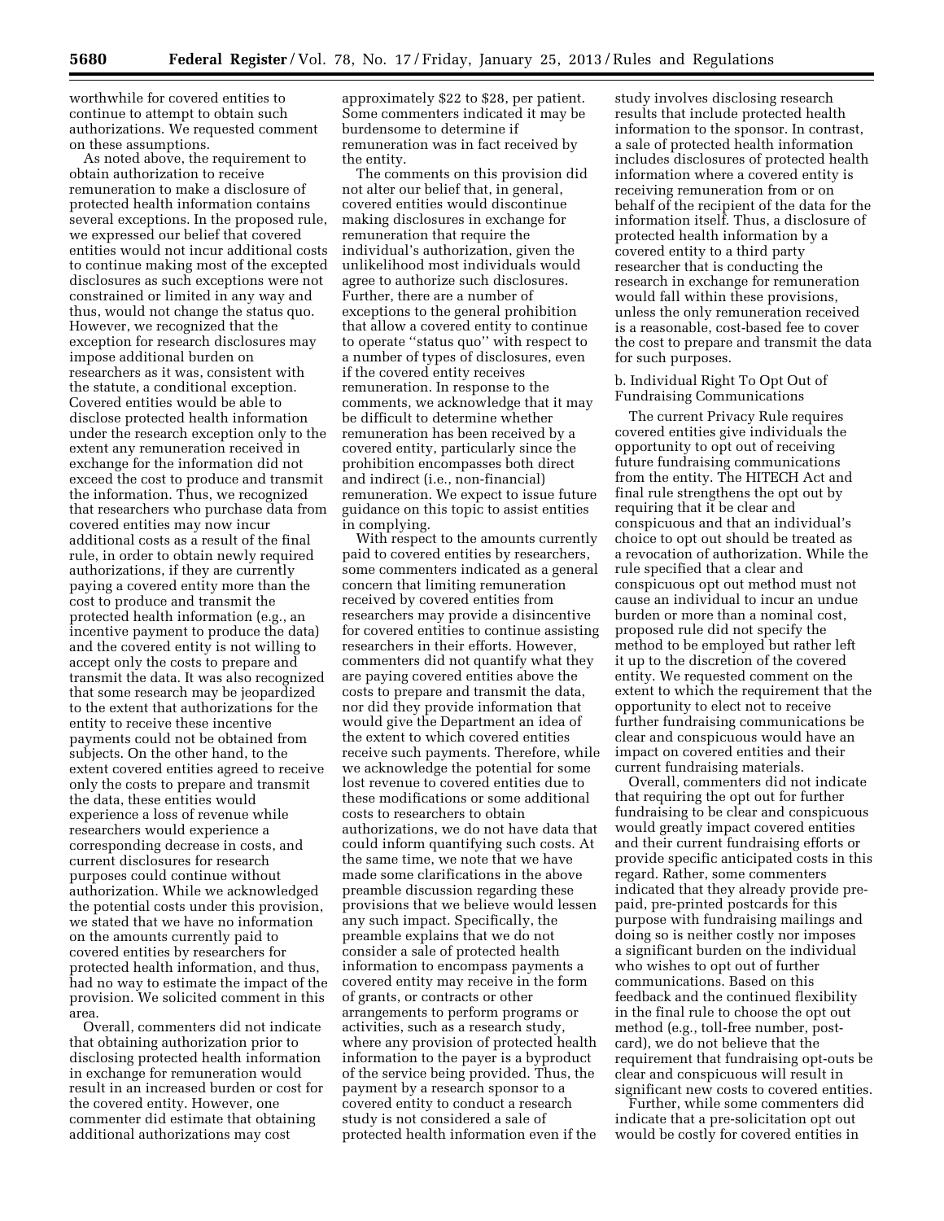worthwhile for covered entities to continue to attempt to obtain such authorizations. We requested comment on these assumptions.

As noted above, the requirement to obtain authorization to receive remuneration to make a disclosure of protected health information contains several exceptions. In the proposed rule, we expressed our belief that covered entities would not incur additional costs to continue making most of the excepted disclosures as such exceptions were not constrained or limited in any way and thus, would not change the status quo. However, we recognized that the exception for research disclosures may impose additional burden on researchers as it was, consistent with the statute, a conditional exception. Covered entities would be able to disclose protected health information under the research exception only to the extent any remuneration received in exchange for the information did not exceed the cost to produce and transmit the information. Thus, we recognized that researchers who purchase data from covered entities may now incur additional costs as a result of the final rule, in order to obtain newly required authorizations, if they are currently paying a covered entity more than the cost to produce and transmit the protected health information (e.g., an incentive payment to produce the data) and the covered entity is not willing to accept only the costs to prepare and transmit the data. It was also recognized that some research may be jeopardized to the extent that authorizations for the entity to receive these incentive payments could not be obtained from subjects. On the other hand, to the extent covered entities agreed to receive only the costs to prepare and transmit the data, these entities would experience a loss of revenue while researchers would experience a corresponding decrease in costs, and current disclosures for research purposes could continue without authorization. While we acknowledged the potential costs under this provision, we stated that we have no information on the amounts currently paid to covered entities by researchers for protected health information, and thus, had no way to estimate the impact of the provision. We solicited comment in this area.

Overall, commenters did not indicate that obtaining authorization prior to disclosing protected health information in exchange for remuneration would result in an increased burden or cost for the covered entity. However, one commenter did estimate that obtaining additional authorizations may cost approximately $22 to $28, per patient. Some commenters indicated it may be burdensome to determine if remuneration was in fact received by the entity.

The comments on this provision did not alter our belief that, in general, covered entities would discontinue making disclosures in exchange for remuneration that require the individual's authorization, given the unlikelihood most individuals would agree to authorize such disclosures. Further, there are a number of exceptions to the general prohibition that allow a covered entity to continue to operate "status quo" with respect to a number of types of disclosures, even if the covered entity receives remuneration. In response to the comments, we acknowledge that it may be difficult to determine whether remuneration has been received by a covered entity, particularly since the prohibition encompasses both direct and indirect (i.e., non-financial) remuneration. We expect to issue future guidance on this topic to assist entities in complying.

With respect to the amounts currently paid to covered entities by researchers, some commenters indicated as a general concern that limiting remuneration received by covered entities from researchers may provide a disincentive for covered entities to continue assisting researchers in their efforts. However, commenters did not quantify what they are paying covered entities above the costs to prepare and transmit the data, nor did they provide information that would give the Department an idea of the extent to which covered entities receive such payments. Therefore, while we acknowledge the potential for some lost revenue to covered entities due to these modifications or some additional costs to researchers to obtain authorizations, we do not have data that could inform quantifying such costs. At the same time, we note that we have made some clarifications in the above preamble discussion regarding these provisions that we believe would lessen any such impact. Specifically, the preamble explains that we do not consider a sale of protected health information to encompass payments a covered entity may receive in the form of grants, or contracts or other arrangements to perform programs or activities, such as a research study, where any provision of protected health information to the payer is a byproduct of the service being provided. Thus, the payment by a research sponsor to a covered entity to conduct a research study is not considered a sale of protected health information even if the study involves disclosing research results that include protected health information to the sponsor. In contrast, a sale of protected health information includes disclosures of protected health information where a covered entity is receiving remuneration from or on behalf of the recipient of the data for the information itself. Thus, a disclosure of protected health information by a covered entity to a third party researcher that is conducting the research in exchange for remuneration would fall within these provisions, unless the only remuneration received is a reasonable, cost-based fee to cover the cost to prepare and transmit the data for such purposes.

b. Individual Right To Opt Out of Fundraising Communications

The current Privacy Rule requires covered entities give individuals the opportunity to opt out of receiving future fundraising communications from the entity. The HITECH Act and final rule strengthens the opt out by requiring that it be clear and conspicuous and that an individual's choice to opt out should be treated as a revocation of authorization. While the rule specified that a clear and conspicuous opt out method must not cause an individual to incur an undue burden or more than a nominal cost, proposed rule did not specify the method to be employed but rather left it up to the discretion of the covered entity. We requested comment on the extent to which the requirement that the opportunity to elect not to receive further fundraising communications be clear and conspicuous would have an impact on covered entities and their current fundraising materials.

Overall, commenters did not indicate that requiring the opt out for further fundraising to be clear and conspicuous would greatly impact covered entities and their current fundraising efforts or provide specific anticipated costs in this regard. Rather, some commenters indicated that they already provide pre-paid, pre-printed postcards for this purpose with fundraising mailings and doing so is neither costly nor imposes a significant burden on the individual who wishes to opt out of further communications. Based on this feedback and the continued flexibility in the final rule to choose the opt out method (e.g., toll-free number, post-card), we do not believe that the requirement that fundraising opt-outs be clear and conspicuous will result in significant new costs to covered entities.

Further, while some commenters did indicate that a pre-solicitation opt out would be costly for covered entities in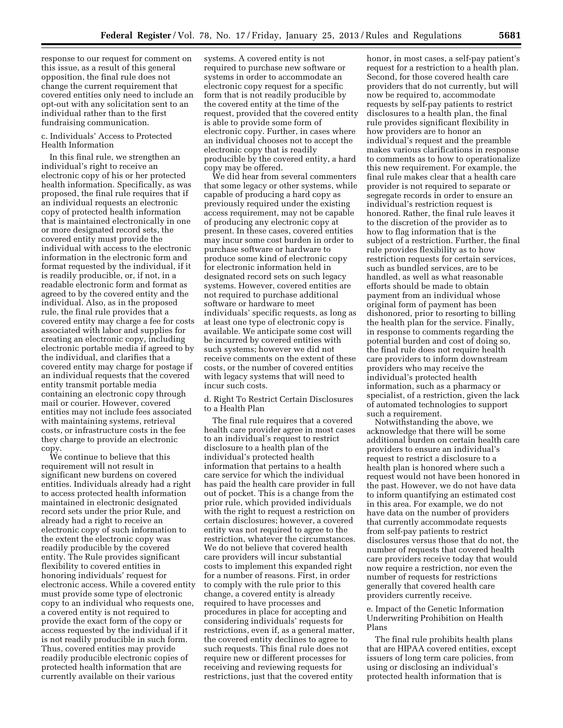response to our request for comment on this issue, as a result of this general opposition, the final rule does not change the current requirement that covered entities only need to include an opt-out with any solicitation sent to an individual rather than to the first fundraising communication.

c. Individuals' Access to Protected Health Information

In this final rule, we strengthen an individual's right to receive an electronic copy of his or her protected health information. Specifically, as was proposed, the final rule requires that if an individual requests an electronic copy of protected health information that is maintained electronically in one or more designated record sets, the covered entity must provide the individual with access to the electronic information in the electronic form and format requested by the individual, if it is readily producible, or, if not, in a readable electronic form and format as agreed to by the covered entity and the individual. Also, as in the proposed rule, the final rule provides that a covered entity may charge a fee for costs associated with labor and supplies for creating an electronic copy, including electronic portable media if agreed to by the individual, and clarifies that a covered entity may charge for postage if an individual requests that the covered entity transmit portable media containing an electronic copy through mail or courier. However, covered entities may not include fees associated with maintaining systems, retrieval costs, or infrastructure costs in the fee they charge to provide an electronic copy.

We continue to believe that this requirement will not result in significant new burdens on covered entities. Individuals already had a right to access protected health information maintained in electronic designated record sets under the prior Rule, and already had a right to receive an electronic copy of such information to the extent the electronic copy was readily producible by the covered entity. The Rule provides significant flexibility to covered entities in honoring individuals' request for electronic access. While a covered entity must provide some type of electronic copy to an individual who requests one, a covered entity is not required to provide the exact form of the copy or access requested by the individual if it is not readily producible in such form. Thus, covered entities may provide readily producible electronic copies of protected health information that are currently available on their various systems. A covered entity is not required to purchase new software or systems in order to accommodate an electronic copy request for a specific form that is not readily producible by the covered entity at the time of the request, provided that the covered entity is able to provide some form of electronic copy. Further, in cases where an individual chooses not to accept the electronic copy that is readily producible by the covered entity, a hard copy may be offered.

We did hear from several commenters that some legacy or other systems, while capable of producing a hard copy as previously required under the existing access requirement, may not be capable of producing any electronic copy at present. In these cases, covered entities may incur some cost burden in order to purchase software or hardware to produce some kind of electronic copy for electronic information held in designated record sets on such legacy systems. However, covered entities are not required to purchase additional software or hardware to meet individuals' specific requests, as long as at least one type of electronic copy is available. We anticipate some cost will be incurred by covered entities with such systems; however we did not receive comments on the extent of these costs, or the number of covered entities with legacy systems that will need to incur such costs.

d. Right To Restrict Certain Disclosures to a Health Plan

The final rule requires that a covered health care provider agree in most cases to an individual's request to restrict disclosure to a health plan of the individual's protected health information that pertains to a health care service for which the individual has paid the health care provider in full out of pocket. This is a change from the prior rule, which provided individuals with the right to request a restriction on certain disclosures; however, a covered entity was not required to agree to the restriction, whatever the circumstances. We do not believe that covered health care providers will incur substantial costs to implement this expanded right for a number of reasons. First, in order to comply with the rule prior to this change, a covered entity is already required to have processes and procedures in place for accepting and considering individuals' requests for restrictions, even if, as a general matter, the covered entity declines to agree to such requests. This final rule does not require new or different processes for receiving and reviewing requests for restrictions, just that the covered entity honor, in most cases, a self-pay patient's request for a restriction to a health plan. Second, for those covered health care providers that do not currently, but will now be required to, accommodate requests by self-pay patients to restrict disclosures to a health plan, the final rule provides significant flexibility in how providers are to honor an individual's request and the preamble makes various clarifications in response to comments as to how to operationalize this new requirement. For example, the final rule makes clear that a health care provider is not required to separate or segregate records in order to ensure an individual's restriction request is honored. Rather, the final rule leaves it to the discretion of the provider as to how to flag information that is the subject of a restriction. Further, the final rule provides flexibility as to how restriction requests for certain services, such as bundled services, are to be handled, as well as what reasonable efforts should be made to obtain payment from an individual whose original form of payment has been dishonored, prior to resorting to billing the health plan for the service. Finally, in response to comments regarding the potential burden and cost of doing so, the final rule does not require health care providers to inform downstream providers who may receive the individual's protected health information, such as a pharmacy or specialist, of a restriction, given the lack of automated technologies to support such a requirement.

Notwithstanding the above, we acknowledge that there will be some additional burden on certain health care providers to ensure an individual's request to restrict a disclosure to a health plan is honored where such a request would not have been honored in the past. However, we do not have data to inform quantifying an estimated cost in this area. For example, we do not have data on the number of providers that currently accommodate requests from self-pay patients to restrict disclosures versus those that do not, the number of requests that covered health care providers receive today that would now require a restriction, nor even the number of requests for restrictions generally that covered health care providers currently receive.

e. Impact of the Genetic Information Underwriting Prohibition on Health Plans

The final rule prohibits health plans that are HIPAA covered entities, except issuers of long term care policies, from using or disclosing an individual's protected health information that is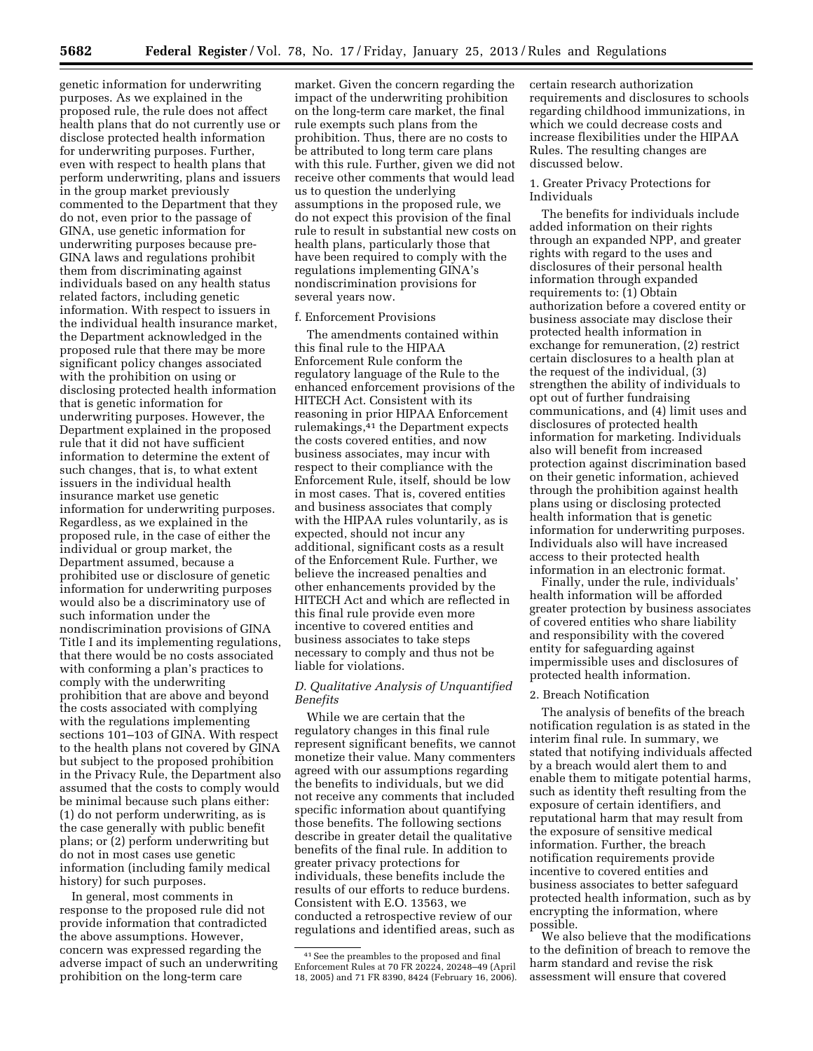genetic information for underwriting purposes. As we explained in the proposed rule, the rule does not affect health plans that do not currently use or disclose protected health information for underwriting purposes. Further, even with respect to health plans that perform underwriting, plans and issuers in the group market previously commented to the Department that they do not, even prior to the passage of GINA, use genetic information for underwriting purposes because pre-GINA laws and regulations prohibit them from discriminating against individuals based on any health status related factors, including genetic information. With respect to issuers in the individual health insurance market, the Department acknowledged in the proposed rule that there may be more significant policy changes associated with the prohibition on using or disclosing protected health information that is genetic information for underwriting purposes. However, the Department explained in the proposed rule that it did not have sufficient information to determine the extent of such changes, that is, to what extent issuers in the individual health insurance market use genetic information for underwriting purposes. Regardless, as we explained in the proposed rule, in the case of either the individual or group market, the Department assumed, because a prohibited use or disclosure of genetic information for underwriting purposes would also be a discriminatory use of such information under the nondiscrimination provisions of GINA Title I and its implementing regulations, that there would be no costs associated with conforming a plan's practices to comply with the underwriting prohibition that are above and beyond the costs associated with complying with the regulations implementing sections 101–103 of GINA. With respect to the health plans not covered by GINA but subject to the proposed prohibition in the Privacy Rule, the Department also assumed that the costs to comply would be minimal because such plans either: (1) do not perform underwriting, as is the case generally with public benefit plans; or (2) perform underwriting but do not in most cases use genetic information (including family medical history) for such purposes.

In general, most comments in response to the proposed rule did not provide information that contradicted the above assumptions. However, concern was expressed regarding the adverse impact of such an underwriting prohibition on the long-term care market. Given the concern regarding the impact of the underwriting prohibition on the long-term care market, the final rule exempts such plans from the prohibition. Thus, there are no costs to be attributed to long term care plans with this rule. Further, given we did not receive other comments that would lead us to question the underlying assumptions in the proposed rule, we do not expect this provision of the final rule to result in substantial new costs on health plans, particularly those that have been required to comply with the regulations implementing GINA's nondiscrimination provisions for several years now.

f. Enforcement Provisions

The amendments contained within this final rule to the HIPAA Enforcement Rule conform the regulatory language of the Rule to the enhanced enforcement provisions of the HITECH Act. Consistent with its reasoning in prior HIPAA Enforcement rulemakings,[41] the Department expects the costs covered entities, and now business associates, may incur with respect to their compliance with the Enforcement Rule, itself, should be low in most cases. That is, covered entities and business associates that comply with the HIPAA rules voluntarily, as is expected, should not incur any additional, significant costs as a result of the Enforcement Rule. Further, we believe the increased penalties and other enhancements provided by the HITECH Act and which are reflected in this final rule provide even more incentive to covered entities and business associates to take steps necessary to comply and thus not be liable for violations.

### *D. Qualitative Analysis of Unquantified Benefits*

While we are certain that the regulatory changes in this final rule represent significant benefits, we cannot monetize their value. Many commenters agreed with our assumptions regarding the benefits to individuals, but we did not receive any comments that included specific information about quantifying those benefits. The following sections describe in greater detail the qualitative benefits of the final rule. In addition to greater privacy protections for individuals, these benefits include the results of our efforts to reduce burdens. Consistent with E.O. 13563, we conducted a retrospective review of our regulations and identified areas, such as certain research authorization requirements and disclosures to schools regarding childhood immunizations, in which we could decrease costs and increase flexibilities under the HIPAA Rules. The resulting changes are discussed below.

1. Greater Privacy Protections for Individuals

The benefits for individuals include added information on their rights through an expanded NPP, and greater rights with regard to the uses and disclosures of their personal health information through expanded requirements to: (1) Obtain authorization before a covered entity or business associate may disclose their protected health information in exchange for remuneration, (2) restrict certain disclosures to a health plan at the request of the individual, (3) strengthen the ability of individuals to opt out of further fundraising communications, and (4) limit uses and disclosures of protected health information for marketing. Individuals also will benefit from increased protection against discrimination based on their genetic information, achieved through the prohibition against health plans using or disclosing protected health information that is genetic information for underwriting purposes. Individuals also will have increased access to their protected health information in an electronic format.

Finally, under the rule, individuals' health information will be afforded greater protection by business associates of covered entities who share liability and responsibility with the covered entity for safeguarding against impermissible uses and disclosures of protected health information.

2. Breach Notification

The analysis of benefits of the breach notification regulation is as stated in the interim final rule. In summary, we stated that notifying individuals affected by a breach would alert them to and enable them to mitigate potential harms, such as identity theft resulting from the exposure of certain identifiers, and reputational harm that may result from the exposure of sensitive medical information. Further, the breach notification requirements provide incentive to covered entities and business associates to better safeguard protected health information, such as by encrypting the information, where possible.

We also believe that the modifications to the definition of breach to remove the harm standard and revise the risk assessment will ensure that covered

[41] See the preambles to the proposed and final Enforcement Rules at 70 FR 20224, 20248–49 (April 18, 2005) and 71 FR 8390, 8424 (February 16, 2006).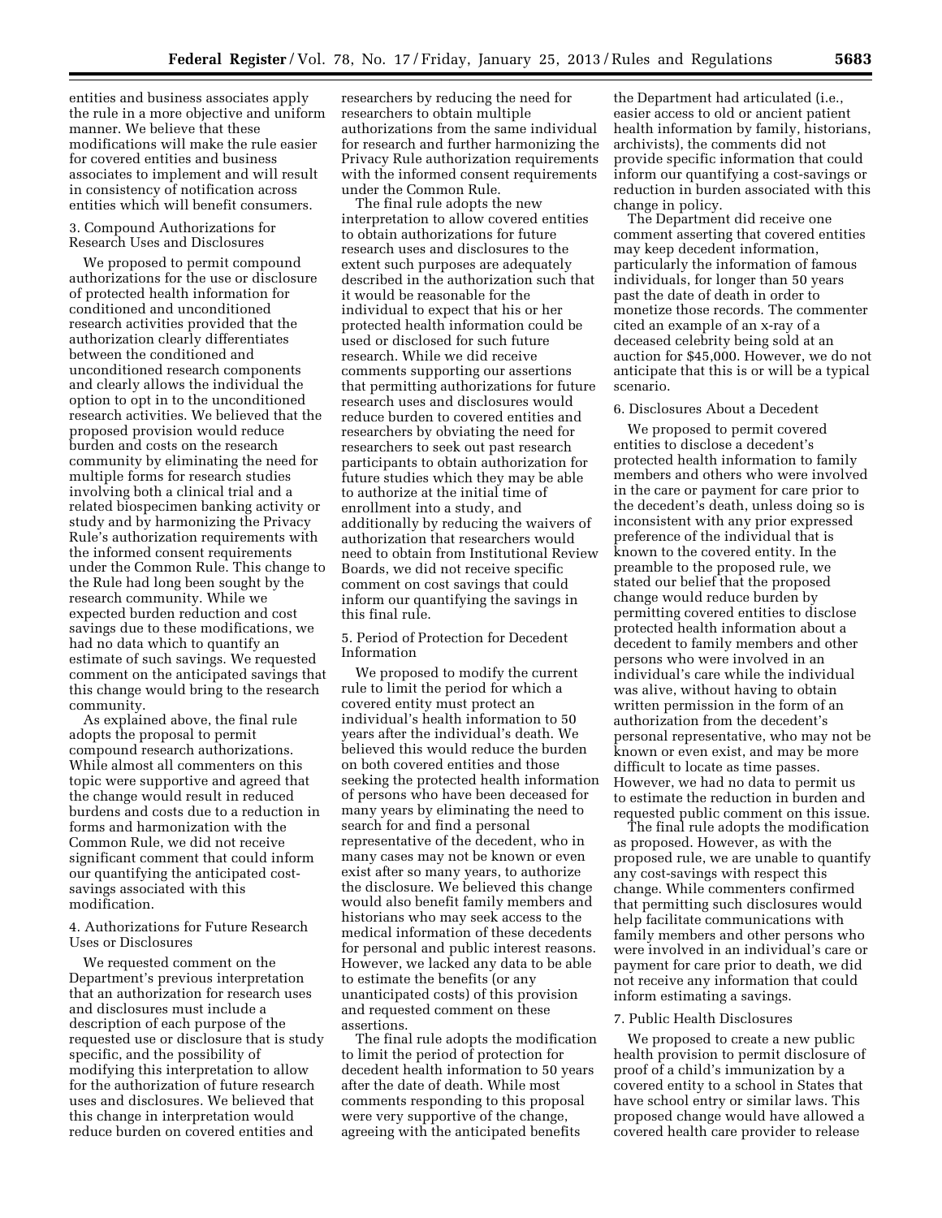entities and business associates apply the rule in a more objective and uniform manner. We believe that these modifications will make the rule easier for covered entities and business associates to implement and will result in consistency of notification across entities which will benefit consumers.

3. Compound Authorizations for Research Uses and Disclosures

We proposed to permit compound authorizations for the use or disclosure of protected health information for conditioned and unconditioned research activities provided that the authorization clearly differentiates between the conditioned and unconditioned research components and clearly allows the individual the option to opt in to the unconditioned research activities. We believed that the proposed provision would reduce burden and costs on the research community by eliminating the need for multiple forms for research studies involving both a clinical trial and a related biospecimen banking activity or study and by harmonizing the Privacy Rule's authorization requirements with the informed consent requirements under the Common Rule. This change to the Rule had long been sought by the research community. While we expected burden reduction and cost savings due to these modifications, we had no data which to quantify an estimate of such savings. We requested comment on the anticipated savings that this change would bring to the research community.

As explained above, the final rule adopts the proposal to permit compound research authorizations. While almost all commenters on this topic were supportive and agreed that the change would result in reduced burdens and costs due to a reduction in forms and harmonization with the Common Rule, we did not receive significant comment that could inform our quantifying the anticipated cost-savings associated with this modification.

4. Authorizations for Future Research Uses or Disclosures

We requested comment on the Department's previous interpretation that an authorization for research uses and disclosures must include a description of each purpose of the requested use or disclosure that is study specific, and the possibility of modifying this interpretation to allow for the authorization of future research uses and disclosures. We believed that this change in interpretation would reduce burden on covered entities and researchers by reducing the need for researchers to obtain multiple authorizations from the same individual for research and further harmonizing the Privacy Rule authorization requirements with the informed consent requirements under the Common Rule.

The final rule adopts the new interpretation to allow covered entities to obtain authorizations for future research uses and disclosures to the extent such purposes are adequately described in the authorization such that it would be reasonable for the individual to expect that his or her protected health information could be used or disclosed for such future research. While we did receive comments supporting our assertions that permitting authorizations for future research uses and disclosures would reduce burden to covered entities and researchers by obviating the need for researchers to seek out past research participants to obtain authorization for future studies which they may be able to authorize at the initial time of enrollment into a study, and additionally by reducing the waivers of authorization that researchers would need to obtain from Institutional Review Boards, we did not receive specific comment on cost savings that could inform our quantifying the savings in this final rule.

5. Period of Protection for Decedent Information

We proposed to modify the current rule to limit the period for which a covered entity must protect an individual's health information to 50 years after the individual's death. We believed this would reduce the burden on both covered entities and those seeking the protected health information of persons who have been deceased for many years by eliminating the need to search for and find a personal representative of the decedent, who in many cases may not be known or even exist after so many years, to authorize the disclosure. We believed this change would also benefit family members and historians who may seek access to the medical information of these decedents for personal and public interest reasons. However, we lacked any data to be able to estimate the benefits (or any unanticipated costs) of this provision and requested comment on these assertions.

The final rule adopts the modification to limit the period of protection for decedent health information to 50 years after the date of death. While most comments responding to this proposal were very supportive of the change, agreeing with the anticipated benefits the Department had articulated (i.e., easier access to old or ancient patient health information by family, historians, archivists), the comments did not provide specific information that could inform our quantifying a cost-savings or reduction in burden associated with this change in policy.

The Department did receive one comment asserting that covered entities may keep decedent information, particularly the information of famous individuals, for longer than 50 years past the date of death in order to monetize those records. The commenter cited an example of an x-ray of a deceased celebrity being sold at an auction for $45,000. However, we do not anticipate that this is or will be a typical scenario.

6. Disclosures About a Decedent

We proposed to permit covered entities to disclose a decedent's protected health information to family members and others who were involved in the care or payment for care prior to the decedent's death, unless doing so is inconsistent with any prior expressed preference of the individual that is known to the covered entity. In the preamble to the proposed rule, we stated our belief that the proposed change would reduce burden by permitting covered entities to disclose protected health information about a decedent to family members and other persons who were involved in an individual's care while the individual was alive, without having to obtain written permission in the form of an authorization from the decedent's personal representative, who may not be known or even exist, and may be more difficult to locate as time passes. However, we had no data to permit us to estimate the reduction in burden and requested public comment on this issue.

The final rule adopts the modification as proposed. However, as with the proposed rule, we are unable to quantify any cost-savings with respect this change. While commenters confirmed that permitting such disclosures would help facilitate communications with family members and other persons who were involved in an individual's care or payment for care prior to death, we did not receive any information that could inform estimating a savings.

7. Public Health Disclosures

We proposed to create a new public health provision to permit disclosure of proof of a child's immunization by a covered entity to a school in States that have school entry or similar laws. This proposed change would have allowed a covered health care provider to release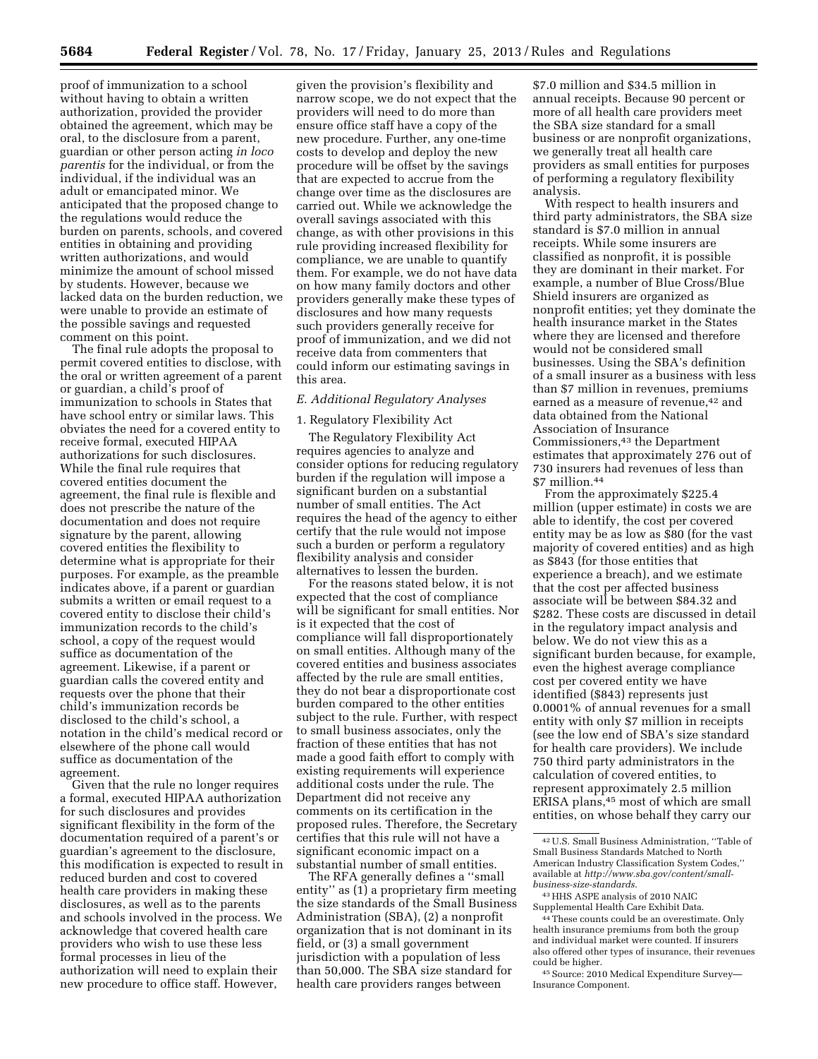proof of immunization to a school without having to obtain a written authorization, provided the provider obtained the agreement, which may be oral, to the disclosure from a parent, guardian or other person acting *in loco parentis* for the individual, or from the individual, if the individual was an adult or emancipated minor. We anticipated that the proposed change to the regulations would reduce the burden on parents, schools, and covered entities in obtaining and providing written authorizations, and would minimize the amount of school missed by students. However, because we lacked data on the burden reduction, we were unable to provide an estimate of the possible savings and requested comment on this point.

The final rule adopts the proposal to permit covered entities to disclose, with the oral or written agreement of a parent or guardian, a child's proof of immunization to schools in States that have school entry or similar laws. This obviates the need for a covered entity to receive formal, executed HIPAA authorizations for such disclosures. While the final rule requires that covered entities document the agreement, the final rule is flexible and does not prescribe the nature of the documentation and does not require signature by the parent, allowing covered entities the flexibility to determine what is appropriate for their purposes. For example, as the preamble indicates above, if a parent or guardian submits a written or email request to a covered entity to disclose their child's immunization records to the child's school, a copy of the request would suffice as documentation of the agreement. Likewise, if a parent or guardian calls the covered entity and requests over the phone that their child's immunization records be disclosed to the child's school, a notation in the child's medical record or elsewhere of the phone call would suffice as documentation of the agreement.

Given that the rule no longer requires a formal, executed HIPAA authorization for such disclosures and provides significant flexibility in the form of the documentation required of a parent's or guardian's agreement to the disclosure, this modification is expected to result in reduced burden and cost to covered health care providers in making these disclosures, as well as to the parents and schools involved in the process. We acknowledge that covered health care providers who wish to use these less formal processes in lieu of the authorization will need to explain their new procedure to office staff. However, given the provision's flexibility and narrow scope, we do not expect that the providers will need to do more than ensure office staff have a copy of the new procedure. Further, any one-time costs to develop and deploy the new procedure will be offset by the savings that are expected to accrue from the change over time as the disclosures are carried out. While we acknowledge the overall savings associated with this change, as with other provisions in this rule providing increased flexibility for compliance, we are unable to quantify them. For example, we do not have data on how many family doctors and other providers generally make these types of disclosures and how many requests such providers generally receive for proof of immunization, and we did not receive data from commenters that could inform our estimating savings in this area.

### E. Additional Regulatory Analyses

#### 1. Regulatory Flexibility Act

The Regulatory Flexibility Act requires agencies to analyze and consider options for reducing regulatory burden if the regulation will impose a significant burden on a substantial number of small entities. The Act requires the head of the agency to either certify that the rule would not impose such a burden or perform a regulatory flexibility analysis and consider alternatives to lessen the burden.

For the reasons stated below, it is not expected that the cost of compliance will be significant for small entities. Nor is it expected that the cost of compliance will fall disproportionately on small entities. Although many of the covered entities and business associates affected by the rule are small entities, they do not bear a disproportionate cost burden compared to the other entities subject to the rule. Further, with respect to small business associates, only the fraction of these entities that has not made a good faith effort to comply with existing requirements will experience additional costs under the rule. The Department did not receive any comments on its certification in the proposed rules. Therefore, the Secretary certifies that this rule will not have a significant economic impact on a substantial number of small entities.

The RFA generally defines a "small entity" as (1) a proprietary firm meeting the size standards of the Small Business Administration (SBA), (2) a nonprofit organization that is not dominant in its field, or (3) a small government jurisdiction with a population of less than 50,000. The SBA size standard for health care providers ranges between $7.0 million and $34.5 million in annual receipts. Because 90 percent or more of all health care providers meet the SBA size standard for a small business or are nonprofit organizations, we generally treat all health care providers as small entities for purposes of performing a regulatory flexibility analysis.

With respect to health insurers and third party administrators, the SBA size standard is $7.0 million in annual receipts. While some insurers are classified as nonprofit, it is possible they are dominant in their market. For example, a number of Blue Cross/Blue Shield insurers are organized as nonprofit entities; yet they dominate the health insurance market in the States where they are licensed and therefore would not be considered small businesses. Using the SBA's definition of a small insurer as a business with less than $7 million in revenues, premiums earned as a measure of revenue,[42] and data obtained from the National Association of Insurance Commissioners,[43] the Department estimates that approximately 276 out of 730 insurers had revenues of less than $7 million.[44]

From the approximately $225.4 million (upper estimate) in costs we are able to identify, the cost per covered entity may be as low as $80 (for the vast majority of covered entities) and as high as $843 (for those entities that experience a breach), and we estimate that the cost per affected business associate will be between $84.32 and $282. These costs are discussed in detail in the regulatory impact analysis and below. We do not view this as a significant burden because, for example, even the highest average compliance cost per covered entity we have identified ($843) represents just 0.0001% of annual revenues for a small entity with only $7 million in receipts (see the low end of SBA's size standard for health care providers). We include 750 third party administrators in the calculation of covered entities, to represent approximately 2.5 million ERISA plans,[45] most of which are small entities, on whose behalf they carry our

---

[42] U.S. Small Business Administration, "Table of Small Business Standards Matched to North American Industry Classification System Codes," available at *http://www.sba.gov/content/small-business-size-standards.*

[43] HHS ASPE analysis of 2010 NAIC Supplemental Health Care Exhibit Data.

[44] These counts could be an overestimate. Only health insurance premiums from both the group and individual market were counted. If insurers also offered other types of insurance, their revenues could be higher.

[45] Source: 2010 Medical Expenditure Survey—Insurance Component.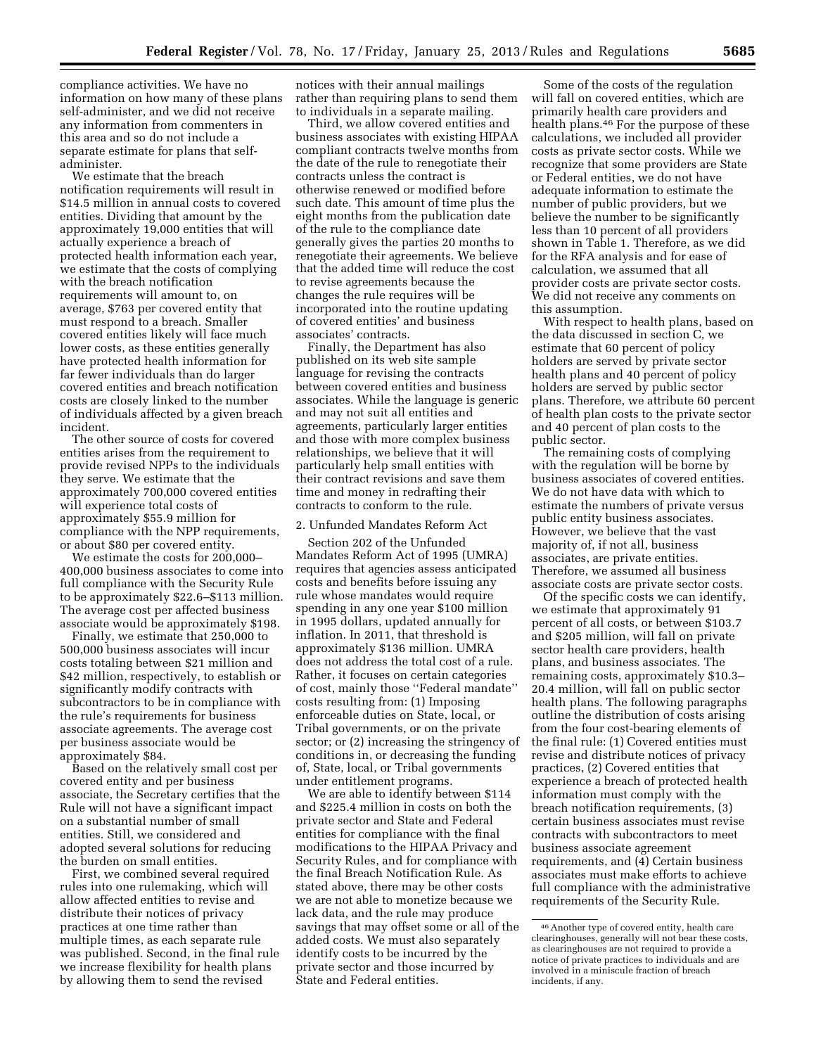compliance activities. We have no information on how many of these plans self-administer, and we did not receive any information from commenters in this area and so do not include a separate estimate for plans that self-administer.

We estimate that the breach notification requirements will result in $14.5 million in annual costs to covered entities. Dividing that amount by the approximately 19,000 entities that will actually experience a breach of protected health information each year, we estimate that the costs of complying with the breach notification requirements will amount to, on average, $763 per covered entity that must respond to a breach. Smaller covered entities likely will face much lower costs, as these entities generally have protected health information for far fewer individuals than do larger covered entities and breach notification costs are closely linked to the number of individuals affected by a given breach incident.

The other source of costs for covered entities arises from the requirement to provide revised NPPs to the individuals they serve. We estimate that the approximately 700,000 covered entities will experience total costs of approximately $55.9 million for compliance with the NPP requirements, or about $80 per covered entity.

We estimate the costs for 200,000–400,000 business associates to come into full compliance with the Security Rule to be approximately $22.6–$113 million. The average cost per affected business associate would be approximately $198.

Finally, we estimate that 250,000 to 500,000 business associates will incur costs totaling between $21 million and $42 million, respectively, to establish or significantly modify contracts with subcontractors to be in compliance with the rule's requirements for business associate agreements. The average cost per business associate would be approximately $84.

Based on the relatively small cost per covered entity and per business associate, the Secretary certifies that the Rule will not have a significant impact on a substantial number of small entities. Still, we considered and adopted several solutions for reducing the burden on small entities.

First, we combined several required rules into one rulemaking, which will allow affected entities to revise and distribute their notices of privacy practices at one time rather than multiple times, as each separate rule was published. Second, in the final rule we increase flexibility for health plans by allowing them to send the revised notices with their annual mailings rather than requiring plans to send them to individuals in a separate mailing.

Third, we allow covered entities and business associates with existing HIPAA compliant contracts twelve months from the date of the rule to renegotiate their contracts unless the contract is otherwise renewed or modified before such date. This amount of time plus the eight months from the publication date of the rule to the compliance date generally gives the parties 20 months to renegotiate their agreements. We believe that the added time will reduce the cost to revise agreements because the changes the rule requires will be incorporated into the routine updating of covered entities' and business associates' contracts.

Finally, the Department has also published on its web site sample language for revising the contracts between covered entities and business associates. While the language is generic and may not suit all entities and agreements, particularly larger entities and those with more complex business relationships, we believe that it will particularly help small entities with their contract revisions and save them time and money in redrafting their contracts to conform to the rule.

2. Unfunded Mandates Reform Act

Section 202 of the Unfunded Mandates Reform Act of 1995 (UMRA) requires that agencies assess anticipated costs and benefits before issuing any rule whose mandates would require spending in any one year $100 million in 1995 dollars, updated annually for inflation. In 2011, that threshold is approximately $136 million. UMRA does not address the total cost of a rule. Rather, it focuses on certain categories of cost, mainly those ''Federal mandate'' costs resulting from: (1) Imposing enforceable duties on State, local, or Tribal governments, or on the private sector; or (2) increasing the stringency of conditions in, or decreasing the funding of, State, local, or Tribal governments under entitlement programs.

We are able to identify between $114 and $225.4 million in costs on both the private sector and State and Federal entities for compliance with the final modifications to the HIPAA Privacy and Security Rules, and for compliance with the final Breach Notification Rule. As stated above, there may be other costs we are not able to monetize because we lack data, and the rule may produce savings that may offset some or all of the added costs. We must also separately identify costs to be incurred by the private sector and those incurred by State and Federal entities.

Some of the costs of the regulation will fall on covered entities, which are primarily health care providers and health plans.[46] For the purpose of these calculations, we included all provider costs as private sector costs. While we recognize that some providers are State or Federal entities, we do not have adequate information to estimate the number of public providers, but we believe the number to be significantly less than 10 percent of all providers shown in Table 1. Therefore, as we did for the RFA analysis and for ease of calculation, we assumed that all provider costs are private sector costs. We did not receive any comments on this assumption.

With respect to health plans, based on the data discussed in section C, we estimate that 60 percent of policy holders are served by private sector health plans and 40 percent of policy holders are served by public sector plans. Therefore, we attribute 60 percent of health plan costs to the private sector and 40 percent of plan costs to the public sector.

The remaining costs of complying with the regulation will be borne by business associates of covered entities. We do not have data with which to estimate the numbers of private versus public entity business associates. However, we believe that the vast majority of, if not all, business associates, are private entities. Therefore, we assumed all business associate costs are private sector costs.

Of the specific costs we can identify, we estimate that approximately 91 percent of all costs, or between $103.7 and $205 million, will fall on private sector health care providers, health plans, and business associates. The remaining costs, approximately $10.3–20.4 million, will fall on public sector health plans. The following paragraphs outline the distribution of costs arising from the four cost-bearing elements of the final rule: (1) Covered entities must revise and distribute notices of privacy practices, (2) Covered entities that experience a breach of protected health information must comply with the breach notification requirements, (3) certain business associates must revise contracts with subcontractors to meet business associate agreement requirements, and (4) Certain business associates must make efforts to achieve full compliance with the administrative requirements of the Security Rule.

[46] Another type of covered entity, health care clearinghouses, generally will not bear these costs, as clearinghouses are not required to provide a notice of private practices to individuals and are involved in a miniscule fraction of breach incidents, if any.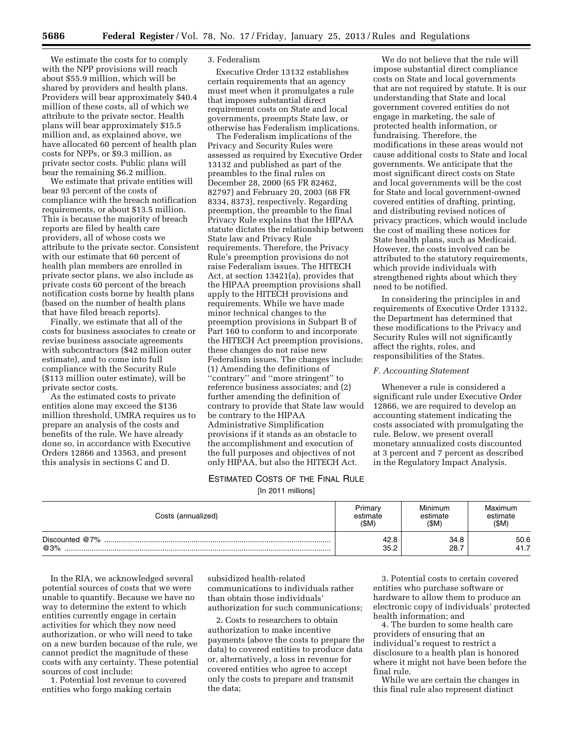We estimate the costs for to comply with the NPP provisions will reach about $55.9 million, which will be shared by providers and health plans. Providers will bear approximately $40.4 million of these costs, all of which we attribute to the private sector. Health plans will bear approximately $15.5 million and, as explained above, we have allocated 60 percent of health plan costs for NPPs, or $9.3 million, as private sector costs. Public plans will bear the remaining $6.2 million.

We estimate that private entities will bear 93 percent of the costs of compliance with the breach notification requirements, or about $13.5 million. This is because the majority of breach reports are filed by health care providers, all of whose costs we attribute to the private sector. Consistent with our estimate that 60 percent of health plan members are enrolled in private sector plans, we also include as private costs 60 percent of the breach notification costs borne by health plans (based on the number of health plans that have filed breach reports).

Finally, we estimate that all of the costs for business associates to create or revise business associate agreements with subcontractors ($42 million outer estimate), and to come into full compliance with the Security Rule ($113 million outer estimate), will be private sector costs.

As the estimated costs to private entities alone may exceed the $136 million threshold, UMRA requires us to prepare an analysis of the costs and benefits of the rule. We have already done so, in accordance with Executive Orders 12866 and 13563, and present this analysis in sections C and D.

3. Federalism

Executive Order 13132 establishes certain requirements that an agency must meet when it promulgates a rule that imposes substantial direct requirement costs on State and local governments, preempts State law, or otherwise has Federalism implications.

The Federalism implications of the Privacy and Security Rules were assessed as required by Executive Order 13132 and published as part of the preambles to the final rules on December 28, 2000 (65 FR 82462, 82797) and February 20, 2003 (68 FR 8334, 8373), respectively. Regarding preemption, the preamble to the final Privacy Rule explains that the HIPAA statute dictates the relationship between State law and Privacy Rule requirements. Therefore, the Privacy Rule's preemption provisions do not raise Federalism issues. The HITECH Act, at section 13421(a), provides that the HIPAA preemption provisions shall apply to the HITECH provisions and requirements. While we have made minor technical changes to the preemption provisions in Subpart B of Part 160 to conform to and incorporate the HITECH Act preemption provisions, these changes do not raise new Federalism issues. The changes include: (1) Amending the definitions of "contrary" and "more stringent" to reference business associates; and (2) further amending the definition of contrary to provide that State law would be contrary to the HIPAA Administrative Simplification provisions if it stands as an obstacle to the accomplishment and execution of the full purposes and objectives of not only HIPAA, but also the HITECH Act.

We do not believe that the rule will impose substantial direct compliance costs on State and local governments that are not required by statute. It is our understanding that State and local government covered entities do not engage in marketing, the sale of protected health information, or fundraising. Therefore, the modifications in these areas would not cause additional costs to State and local governments. We anticipate that the most significant direct costs on State and local governments will be the cost for State and local government-owned covered entities of drafting, printing, and distributing revised notices of privacy practices, which would include the cost of mailing these notices for State health plans, such as Medicaid. However, the costs involved can be attributed to the statutory requirements, which provide individuals with strengthened rights about which they need to be notified.

In considering the principles in and requirements of Executive Order 13132, the Department has determined that these modifications to the Privacy and Security Rules will not significantly affect the rights, roles, and responsibilities of the States.

*F. Accounting Statement*

Whenever a rule is considered a significant rule under Executive Order 12866, we are required to develop an accounting statement indicating the costs associated with promulgating the rule. Below, we present overall monetary annualized costs discounted at 3 percent and 7 percent as described in the Regulatory Impact Analysis.

ESTIMATED COSTS OF THE FINAL RULE

[In 2011 millions]

| Costs (annualized) | Primary estimate ($M) | Minimum estimate ($M) | Maximum estimate ($M) |
|---|---|---|---|
| Discounted @7% | 42.8 | 34.8 | 50.6 |
| @3% | 35.2 | 28.7 | 41.7 |

In the RIA, we acknowledged several potential sources of costs that we were unable to quantify. Because we have no way to determine the extent to which entities currently engage in certain activities for which they now need authorization, or who will need to take on a new burden because of the rule, we cannot predict the magnitude of these costs with any certainty. These potential sources of cost include:

1. Potential lost revenue to covered entities who forgo making certain subsidized health-related communications to individuals rather than obtain those individuals' authorization for such communications;

2. Costs to researchers to obtain authorization to make incentive payments (above the costs to prepare the data) to covered entities to produce data or, alternatively, a loss in revenue for covered entities who agree to accept only the costs to prepare and transmit the data;

3. Potential costs to certain covered entities who purchase software or hardware to allow them to produce an electronic copy of individuals' protected health information; and

4. The burden to some health care providers of ensuring that an individual's request to restrict a disclosure to a health plan is honored where it might not have been before the final rule.

While we are certain the changes in this final rule also represent distinct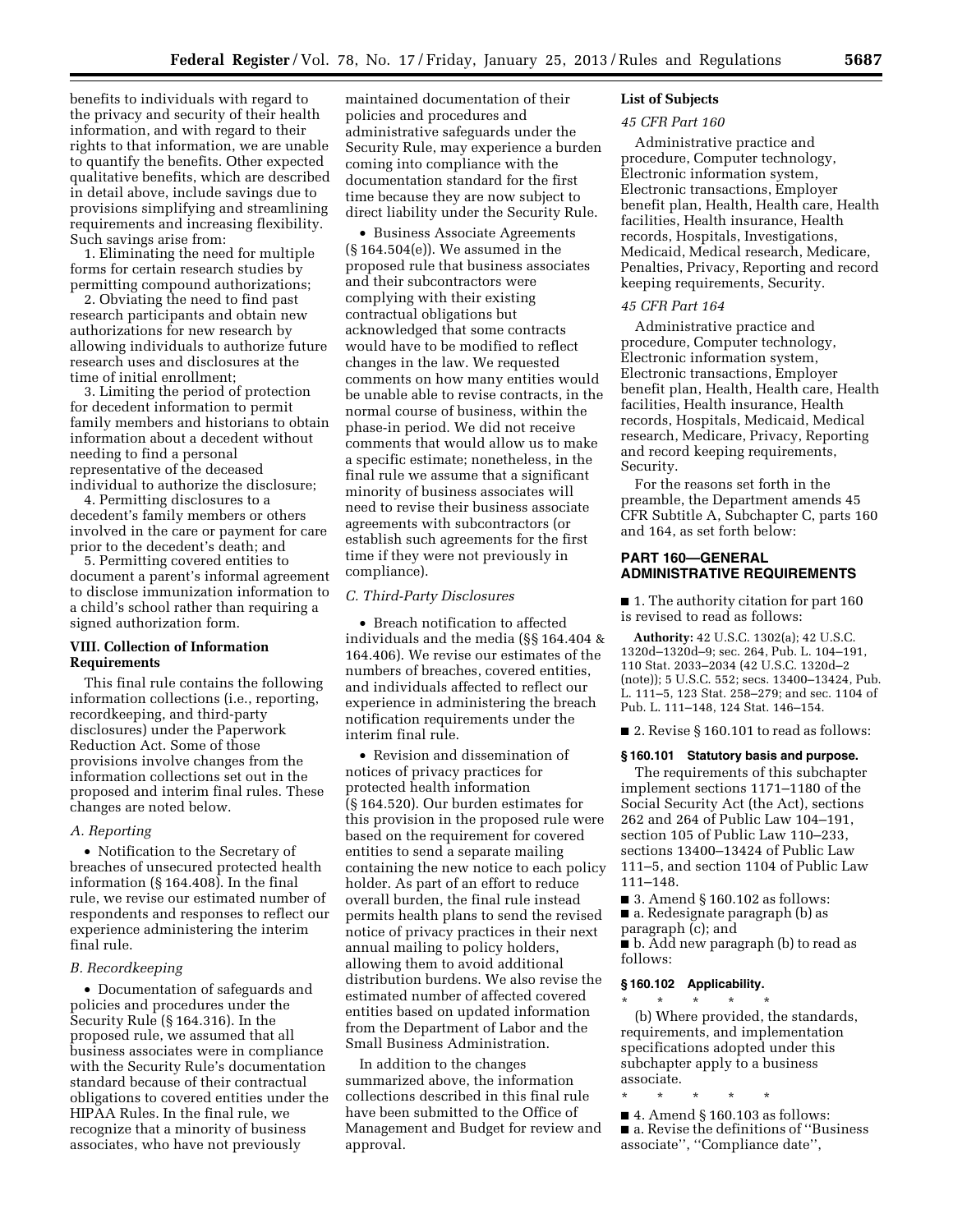benefits to individuals with regard to the privacy and security of their health information, and with regard to their rights to that information, we are unable to quantify the benefits. Other expected qualitative benefits, which are described in detail above, include savings due to provisions simplifying and streamlining requirements and increasing flexibility. Such savings arise from:

1. Eliminating the need for multiple forms for certain research studies by permitting compound authorizations;
2. Obviating the need to find past research participants and obtain new authorizations for new research by allowing individuals to authorize future research uses and disclosures at the time of initial enrollment;
3. Limiting the period of protection for decedent information to permit family members and historians to obtain information about a decedent without needing to find a personal representative of the deceased individual to authorize the disclosure;
4. Permitting disclosures to a decedent's family members or others involved in the care or payment for care prior to the decedent's death; and
5. Permitting covered entities to document a parent's informal agreement to disclose immunization information to a child's school rather than requiring a signed authorization form.

### VIII. Collection of Information Requirements

This final rule contains the following information collections (i.e., reporting, recordkeeping, and third-party disclosures) under the Paperwork Reduction Act. Some of those provisions involve changes from the information collections set out in the proposed and interim final rules. These changes are noted below.

*A. Reporting*

- Notification to the Secretary of breaches of unsecured protected health information (§ 164.408). In the final rule, we revise our estimated number of respondents and responses to reflect our experience administering the interim final rule.

*B. Recordkeeping*

- Documentation of safeguards and policies and procedures under the Security Rule (§ 164.316). In the proposed rule, we assumed that all business associates were in compliance with the Security Rule's documentation standard because of their contractual obligations to covered entities under the HIPAA Rules. In the final rule, we recognize that a minority of business associates, who have not previously maintained documentation of their policies and procedures and administrative safeguards under the Security Rule, may experience a burden coming into compliance with the documentation standard for the first time because they are now subject to direct liability under the Security Rule.

- Business Associate Agreements (§ 164.504(e)). We assumed in the proposed rule that business associates and their subcontractors were complying with their existing contractual obligations but acknowledged that some contracts would have to be modified to reflect changes in the law. We requested comments on how many entities would be unable able to revise contracts, in the normal course of business, within the phase-in period. We did not receive comments that would allow us to make a specific estimate; nonetheless, in the final rule we assume that a significant minority of business associates will need to revise their business associate agreements with subcontractors (or establish such agreements for the first time if they were not previously in compliance).

*C. Third-Party Disclosures*

- Breach notification to affected individuals and the media (§§ 164.404 & 164.406). We revise our estimates of the numbers of breaches, covered entities, and individuals affected to reflect our experience in administering the breach notification requirements under the interim final rule.

- Revision and dissemination of notices of privacy practices for protected health information (§ 164.520). Our burden estimates for this provision in the proposed rule were based on the requirement for covered entities to send a separate mailing containing the new notice to each policy holder. As part of an effort to reduce overall burden, the final rule instead permits health plans to send the revised notice of privacy practices in their next annual mailing to policy holders, allowing them to avoid additional distribution burdens. We also revise the estimated number of affected covered entities based on updated information from the Department of Labor and the Small Business Administration.

In addition to the changes summarized above, the information collections described in this final rule have been submitted to the Office of Management and Budget for review and approval.

### List of Subjects

*45 CFR Part 160*

Administrative practice and procedure, Computer technology, Electronic information system, Electronic transactions, Employer benefit plan, Health, Health care, Health facilities, Health insurance, Health records, Hospitals, Investigations, Medicaid, Medical research, Medicare, Penalties, Privacy, Reporting and record keeping requirements, Security.

*45 CFR Part 164*

Administrative practice and procedure, Computer technology, Electronic information system, Electronic transactions, Employer benefit plan, Health, Health care, Health facilities, Health insurance, Health records, Hospitals, Medicaid, Medical research, Medicare, Privacy, Reporting and record keeping requirements, Security.

For the reasons set forth in the preamble, the Department amends 45 CFR Subtitle A, Subchapter C, parts 160 and 164, as set forth below:

## PART 160—GENERAL ADMINISTRATIVE REQUIREMENTS

■ 1. The authority citation for part 160 is revised to read as follows:

**Authority:** 42 U.S.C. 1302(a); 42 U.S.C. 1320d–1320d–9; sec. 264, Pub. L. 104–191, 110 Stat. 2033–2034 (42 U.S.C. 1320d–2 (note)); 5 U.S.C. 552; secs. 13400–13424, Pub. L. 111–5, 123 Stat. 258–279; and sec. 1104 of Pub. L. 111–148, 124 Stat. 146–154.

■ 2. Revise § 160.101 to read as follows:

**§ 160.101 Statutory basis and purpose.**

The requirements of this subchapter implement sections 1171–1180 of the Social Security Act (the Act), sections 262 and 264 of Public Law 104–191, section 105 of Public Law 110–233, sections 13400–13424 of Public Law 111–5, and section 1104 of Public Law 111–148.

■ 3. Amend § 160.102 as follows:
■ a. Redesignate paragraph (b) as paragraph (c); and
■ b. Add new paragraph (b) to read as follows:

**§ 160.102 Applicability.**

\* \* \* \* \*

(b) Where provided, the standards, requirements, and implementation specifications adopted under this subchapter apply to a business associate.

\* \* \* \* \*

■ 4. Amend § 160.103 as follows:
■ a. Revise the definitions of ''Business associate'', ''Compliance date'',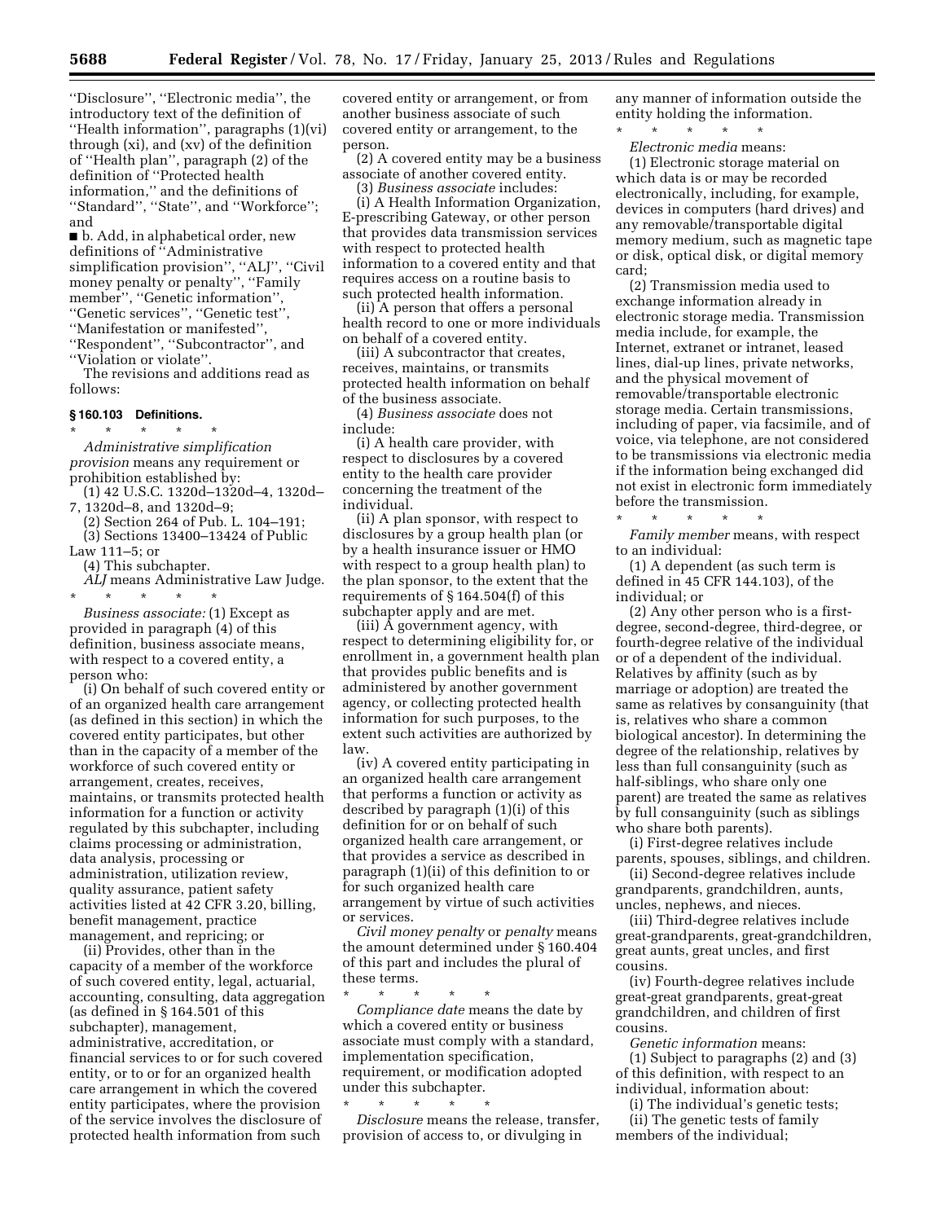''Disclosure'', ''Electronic media'', the introductory text of the definition of ''Health information'', paragraphs (1)(vi) through (xi), and (xv) of the definition of ''Health plan'', paragraph (2) of the definition of ''Protected health information,'' and the definitions of ''Standard'', ''State'', and ''Workforce''; and

■ b. Add, in alphabetical order, new definitions of ''Administrative simplification provision'', ''ALJ'', ''Civil money penalty or penalty'', ''Family member'', ''Genetic information'', ''Genetic services'', ''Genetic test'', ''Manifestation or manifested'', ''Respondent'', ''Subcontractor'', and ''Violation or violate''.

The revisions and additions read as follows:

### § 160.103 Definitions.

\* \* \* \* \*

*Administrative simplification provision* means any requirement or prohibition established by:

(1) 42 U.S.C. 1320d–1320d–4, 1320d–7, 1320d–8, and 1320d–9;

(2) Section 264 of Pub. L. 104–191;

(3) Sections 13400–13424 of Public Law 111–5; or

(4) This subchapter.

*ALJ* means Administrative Law Judge.

\* \* \* \* \*

*Business associate:* (1) Except as provided in paragraph (4) of this definition, business associate means, with respect to a covered entity, a person who:

(i) On behalf of such covered entity or of an organized health care arrangement (as defined in this section) in which the covered entity participates, but other than in the capacity of a member of the workforce of such covered entity or arrangement, creates, receives, maintains, or transmits protected health information for a function or activity regulated by this subchapter, including claims processing or administration, data analysis, processing or administration, utilization review, quality assurance, patient safety activities listed at 42 CFR 3.20, billing, benefit management, practice management, and repricing; or

(ii) Provides, other than in the capacity of a member of the workforce of such covered entity, legal, actuarial, accounting, consulting, data aggregation (as defined in § 164.501 of this subchapter), management, administrative, accreditation, or financial services to or for such covered entity, or to or for an organized health care arrangement in which the covered entity participates, where the provision of the service involves the disclosure of protected health information from such covered entity or arrangement, or from another business associate of such covered entity or arrangement, to the person.

(2) A covered entity may be a business associate of another covered entity.

(3) *Business associate* includes:

(i) A Health Information Organization, E-prescribing Gateway, or other person that provides data transmission services with respect to protected health information to a covered entity and that requires access on a routine basis to such protected health information.

(ii) A person that offers a personal health record to one or more individuals on behalf of a covered entity.

(iii) A subcontractor that creates, receives, maintains, or transmits protected health information on behalf of the business associate.

(4) *Business associate* does not include:

(i) A health care provider, with respect to disclosures by a covered entity to the health care provider concerning the treatment of the individual.

(ii) A plan sponsor, with respect to disclosures by a group health plan (or by a health insurance issuer or HMO with respect to a group health plan) to the plan sponsor, to the extent that the requirements of § 164.504(f) of this subchapter apply and are met.

(iii) A government agency, with respect to determining eligibility for, or enrollment in, a government health plan that provides public benefits and is administered by another government agency, or collecting protected health information for such purposes, to the extent such activities are authorized by law.

(iv) A covered entity participating in an organized health care arrangement that performs a function or activity as described by paragraph (1)(i) of this definition for or on behalf of such organized health care arrangement, or that provides a service as described in paragraph (1)(ii) of this definition to or for such organized health care arrangement by virtue of such activities or services.

*Civil money penalty* or *penalty* means the amount determined under § 160.404 of this part and includes the plural of these terms.

\* \* \* \* \*

*Compliance date* means the date by which a covered entity or business associate must comply with a standard, implementation specification, requirement, or modification adopted under this subchapter.

\* \* \* \* \*

*Disclosure* means the release, transfer, provision of access to, or divulging in any manner of information outside the entity holding the information.

\* \* \* \* \*

*Electronic media* means:

(1) Electronic storage material on which data is or may be recorded electronically, including, for example, devices in computers (hard drives) and any removable/transportable digital memory medium, such as magnetic tape or disk, optical disk, or digital memory card;

(2) Transmission media used to exchange information already in electronic storage media. Transmission media include, for example, the Internet, extranet or intranet, leased lines, dial-up lines, private networks, and the physical movement of removable/transportable electronic storage media. Certain transmissions, including of paper, via facsimile, and of voice, via telephone, are not considered to be transmissions via electronic media if the information being exchanged did not exist in electronic form immediately before the transmission.

\* \* \* \* \*

*Family member* means, with respect to an individual:

(1) A dependent (as such term is defined in 45 CFR 144.103), of the individual; or

(2) Any other person who is a first-degree, second-degree, third-degree, or fourth-degree relative of the individual or of a dependent of the individual. Relatives by affinity (such as by marriage or adoption) are treated the same as relatives by consanguinity (that is, relatives who share a common biological ancestor). In determining the degree of the relationship, relatives by less than full consanguinity (such as half-siblings, who share only one parent) are treated the same as relatives by full consanguinity (such as siblings who share both parents).

(i) First-degree relatives include parents, spouses, siblings, and children.

(ii) Second-degree relatives include grandparents, grandchildren, aunts, uncles, nephews, and nieces.

(iii) Third-degree relatives include great-grandparents, great-grandchildren, great aunts, great uncles, and first cousins.

(iv) Fourth-degree relatives include great-great grandparents, great-great grandchildren, and children of first cousins.

*Genetic information* means:

(1) Subject to paragraphs (2) and (3) of this definition, with respect to an individual, information about:

(i) The individual's genetic tests;

(ii) The genetic tests of family members of the individual;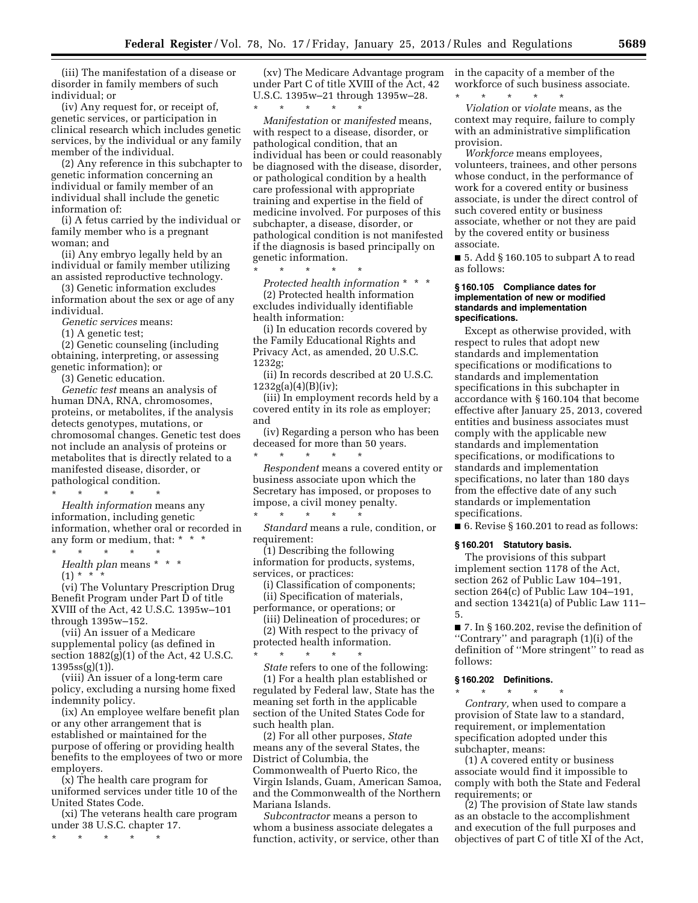(iii) The manifestation of a disease or disorder in family members of such individual; or

(iv) Any request for, or receipt of, genetic services, or participation in clinical research which includes genetic services, by the individual or any family member of the individual.

(2) Any reference in this subchapter to genetic information concerning an individual or family member of an individual shall include the genetic information of:

(i) A fetus carried by the individual or family member who is a pregnant woman; and

(ii) Any embryo legally held by an individual or family member utilizing an assisted reproductive technology.

(3) Genetic information excludes information about the sex or age of any individual.

*Genetic services* means:

(1) A genetic test;

(2) Genetic counseling (including obtaining, interpreting, or assessing genetic information); or

(3) Genetic education.

*Genetic test* means an analysis of human DNA, RNA, chromosomes, proteins, or metabolites, if the analysis detects genotypes, mutations, or chromosomal changes. Genetic test does not include an analysis of proteins or metabolites that is directly related to a manifested disease, disorder, or pathological condition.

\* \* \* \* \*

*Health information* means any information, including genetic information, whether oral or recorded in any form or medium, that: \* \* \*

\* \* \* \* \*

*Health plan* means \* \* \*

(1) \* \* \*

(vi) The Voluntary Prescription Drug Benefit Program under Part D of title XVIII of the Act, 42 U.S.C. 1395w–101 through 1395w–152.

(vii) An issuer of a Medicare supplemental policy (as defined in section 1882(g)(1) of the Act, 42 U.S.C. 1395ss(g)(1)).

(viii) An issuer of a long-term care policy, excluding a nursing home fixed indemnity policy.

(ix) An employee welfare benefit plan or any other arrangement that is established or maintained for the purpose of offering or providing health benefits to the employees of two or more employers.

(x) The health care program for uniformed services under title 10 of the United States Code.

(xi) The veterans health care program under 38 U.S.C. chapter 17.

\* \* \* \* \*

(xv) The Medicare Advantage program under Part C of title XVIII of the Act, 42 U.S.C. 1395w–21 through 1395w–28.

\* \* \* \* \*

*Manifestation* or *manifested* means, with respect to a disease, disorder, or pathological condition, that an individual has been or could reasonably be diagnosed with the disease, disorder, or pathological condition by a health care professional with appropriate training and expertise in the field of medicine involved. For purposes of this subchapter, a disease, disorder, or pathological condition is not manifested if the diagnosis is based principally on genetic information.

\* \* \* \* \*

*Protected health information* \* \* \*

(2) Protected health information excludes individually identifiable health information:

(i) In education records covered by the Family Educational Rights and Privacy Act, as amended, 20 U.S.C. 1232g;

(ii) In records described at 20 U.S.C. 1232g(a)(4)(B)(iv);

(iii) In employment records held by a covered entity in its role as employer; and

(iv) Regarding a person who has been deceased for more than 50 years.

\* \* \* \* \*

*Respondent* means a covered entity or business associate upon which the Secretary has imposed, or proposes to impose, a civil money penalty.

\* \* \* \* \*

*Standard* means a rule, condition, or requirement:

(1) Describing the following information for products, systems, services, or practices:

(i) Classification of components;

(ii) Specification of materials, performance, or operations; or

(iii) Delineation of procedures; or

(2) With respect to the privacy of protected health information.

\* \* \* \* \*

*State* refers to one of the following:

(1) For a health plan established or regulated by Federal law, State has the meaning set forth in the applicable section of the United States Code for such health plan.

(2) For all other purposes, *State* means any of the several States, the District of Columbia, the Commonwealth of Puerto Rico, the Virgin Islands, Guam, American Samoa, and the Commonwealth of the Northern Mariana Islands.

*Subcontractor* means a person to whom a business associate delegates a function, activity, or service, other than in the capacity of a member of the workforce of such business associate.

\* \* \* \* \*

*Violation* or *violate* means, as the context may require, failure to comply with an administrative simplification provision.

*Workforce* means employees, volunteers, trainees, and other persons whose conduct, in the performance of work for a covered entity or business associate, is under the direct control of such covered entity or business associate, whether or not they are paid by the covered entity or business associate.

■ 5. Add § 160.105 to subpart A to read as follows:

#### § 160.105 Compliance dates for implementation of new or modified standards and implementation specifications.

Except as otherwise provided, with respect to rules that adopt new standards and implementation specifications or modifications to standards and implementation specifications in this subchapter in accordance with § 160.104 that become effective after January 25, 2013, covered entities and business associates must comply with the applicable new standards and implementation specifications, or modifications to standards and implementation specifications, no later than 180 days from the effective date of any such standards or implementation specifications.

■ 6. Revise § 160.201 to read as follows:

#### § 160.201 Statutory basis.

The provisions of this subpart implement section 1178 of the Act, section 262 of Public Law 104–191, section 264(c) of Public Law 104–191, and section 13421(a) of Public Law 111–5.

■ 7. In § 160.202, revise the definition of ''Contrary'' and paragraph (1)(i) of the definition of ''More stringent'' to read as follows:

#### § 160.202 Definitions.

\* \* \* \* \*

*Contrary,* when used to compare a provision of State law to a standard, requirement, or implementation specification adopted under this subchapter, means:

(1) A covered entity or business associate would find it impossible to comply with both the State and Federal requirements; or

(2) The provision of State law stands as an obstacle to the accomplishment and execution of the full purposes and objectives of part C of title XI of the Act,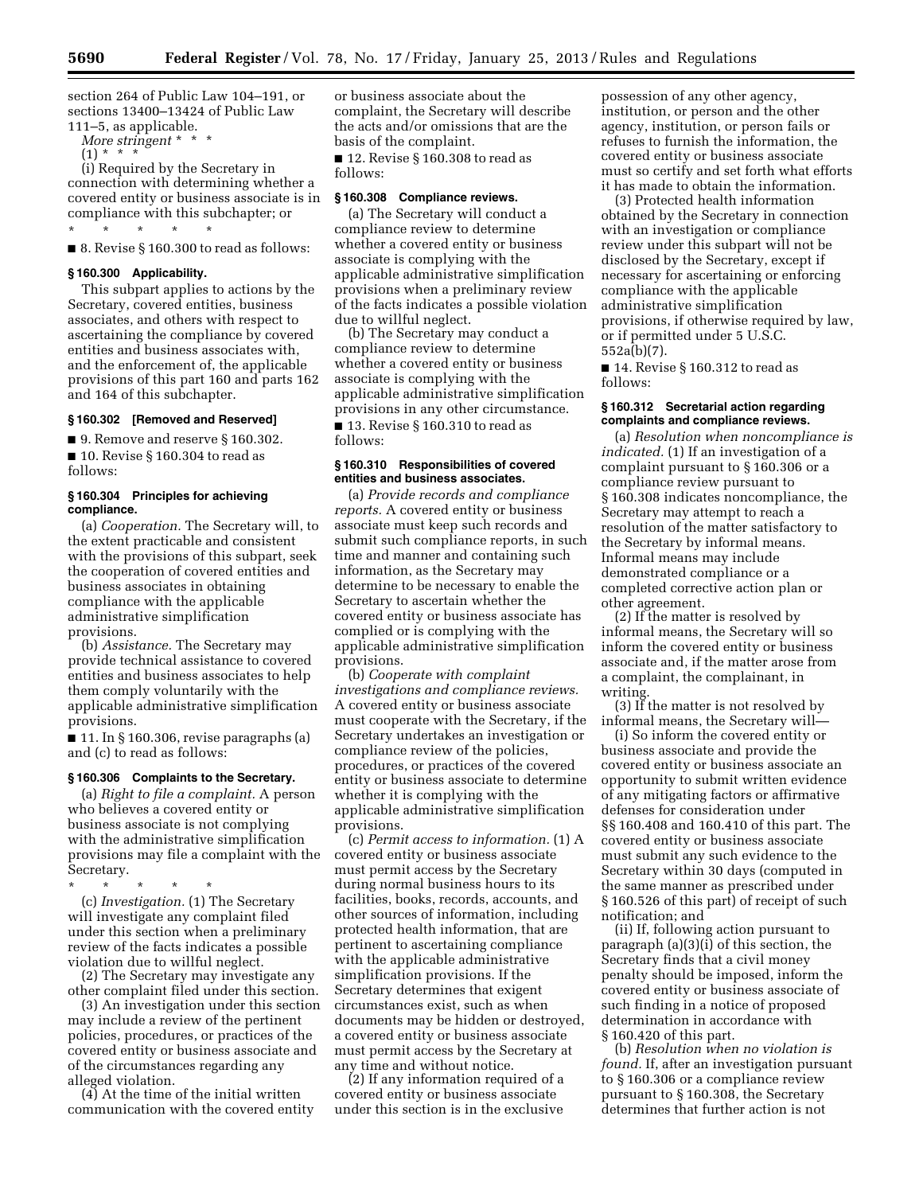section 264 of Public Law 104–191, or sections 13400–13424 of Public Law 111–5, as applicable.

*More stringent* * * *

(1) * * *

(i) Required by the Secretary in connection with determining whether a covered entity or business associate is in compliance with this subchapter; or

\* \* \* \* \*

■ 8. Revise § 160.300 to read as follows:

### § 160.300 Applicability.

This subpart applies to actions by the Secretary, covered entities, business associates, and others with respect to ascertaining the compliance by covered entities and business associates with, and the enforcement of, the applicable provisions of this part 160 and parts 162 and 164 of this subchapter.

### § 160.302 [Removed and Reserved]

■ 9. Remove and reserve § 160.302.

■ 10. Revise § 160.304 to read as follows:

### § 160.304 Principles for achieving compliance.

(a) *Cooperation.* The Secretary will, to the extent practicable and consistent with the provisions of this subpart, seek the cooperation of covered entities and business associates in obtaining compliance with the applicable administrative simplification provisions.

(b) *Assistance.* The Secretary may provide technical assistance to covered entities and business associates to help them comply voluntarily with the applicable administrative simplification provisions.

■ 11. In § 160.306, revise paragraphs (a) and (c) to read as follows:

### § 160.306 Complaints to the Secretary.

(a) *Right to file a complaint.* A person who believes a covered entity or business associate is not complying with the administrative simplification provisions may file a complaint with the Secretary.

\* \* \* \* \*

(c) *Investigation.* (1) The Secretary will investigate any complaint filed under this section when a preliminary review of the facts indicates a possible violation due to willful neglect.

(2) The Secretary may investigate any other complaint filed under this section.

(3) An investigation under this section may include a review of the pertinent policies, procedures, or practices of the covered entity or business associate and of the circumstances regarding any alleged violation.

(4) At the time of the initial written communication with the covered entity or business associate about the complaint, the Secretary will describe the acts and/or omissions that are the basis of the complaint.

■ 12. Revise § 160.308 to read as follows:

### § 160.308 Compliance reviews.

(a) The Secretary will conduct a compliance review to determine whether a covered entity or business associate is complying with the applicable administrative simplification provisions when a preliminary review of the facts indicates a possible violation due to willful neglect.

(b) The Secretary may conduct a compliance review to determine whether a covered entity or business associate is complying with the applicable administrative simplification provisions in any other circumstance.

■ 13. Revise § 160.310 to read as follows:

### § 160.310 Responsibilities of covered entities and business associates.

(a) *Provide records and compliance reports.* A covered entity or business associate must keep such records and submit such compliance reports, in such time and manner and containing such information, as the Secretary may determine to be necessary to enable the Secretary to ascertain whether the covered entity or business associate has complied or is complying with the applicable administrative simplification provisions.

(b) *Cooperate with complaint investigations and compliance reviews.* A covered entity or business associate must cooperate with the Secretary, if the Secretary undertakes an investigation or compliance review of the policies, procedures, or practices of the covered entity or business associate to determine whether it is complying with the applicable administrative simplification provisions.

(c) *Permit access to information.* (1) A covered entity or business associate must permit access by the Secretary during normal business hours to its facilities, books, records, accounts, and other sources of information, including protected health information, that are pertinent to ascertaining compliance with the applicable administrative simplification provisions. If the Secretary determines that exigent circumstances exist, such as when documents may be hidden or destroyed, a covered entity or business associate must permit access by the Secretary at any time and without notice.

(2) If any information required of a covered entity or business associate under this section is in the exclusive possession of any other agency, institution, or person and the other agency, institution, or person fails or refuses to furnish the information, the covered entity or business associate must so certify and set forth what efforts it has made to obtain the information.

(3) Protected health information obtained by the Secretary in connection with an investigation or compliance review under this subpart will not be disclosed by the Secretary, except if necessary for ascertaining or enforcing compliance with the applicable administrative simplification provisions, if otherwise required by law, or if permitted under 5 U.S.C. 552a(b)(7).

■ 14. Revise § 160.312 to read as follows:

### § 160.312 Secretarial action regarding complaints and compliance reviews.

(a) *Resolution when noncompliance is indicated.* (1) If an investigation of a complaint pursuant to § 160.306 or a compliance review pursuant to § 160.308 indicates noncompliance, the Secretary may attempt to reach a resolution of the matter satisfactory to the Secretary by informal means. Informal means may include demonstrated compliance or a completed corrective action plan or other agreement.

(2) If the matter is resolved by informal means, the Secretary will so inform the covered entity or business associate and, if the matter arose from a complaint, the complainant, in writing.

(3) If the matter is not resolved by informal means, the Secretary will—

(i) So inform the covered entity or business associate and provide the covered entity or business associate an opportunity to submit written evidence of any mitigating factors or affirmative defenses for consideration under §§ 160.408 and 160.410 of this part. The covered entity or business associate must submit any such evidence to the Secretary within 30 days (computed in the same manner as prescribed under § 160.526 of this part) of receipt of such notification; and

(ii) If, following action pursuant to paragraph (a)(3)(i) of this section, the Secretary finds that a civil money penalty should be imposed, inform the covered entity or business associate of such finding in a notice of proposed determination in accordance with § 160.420 of this part.

(b) *Resolution when no violation is found.* If, after an investigation pursuant to § 160.306 or a compliance review pursuant to § 160.308, the Secretary determines that further action is not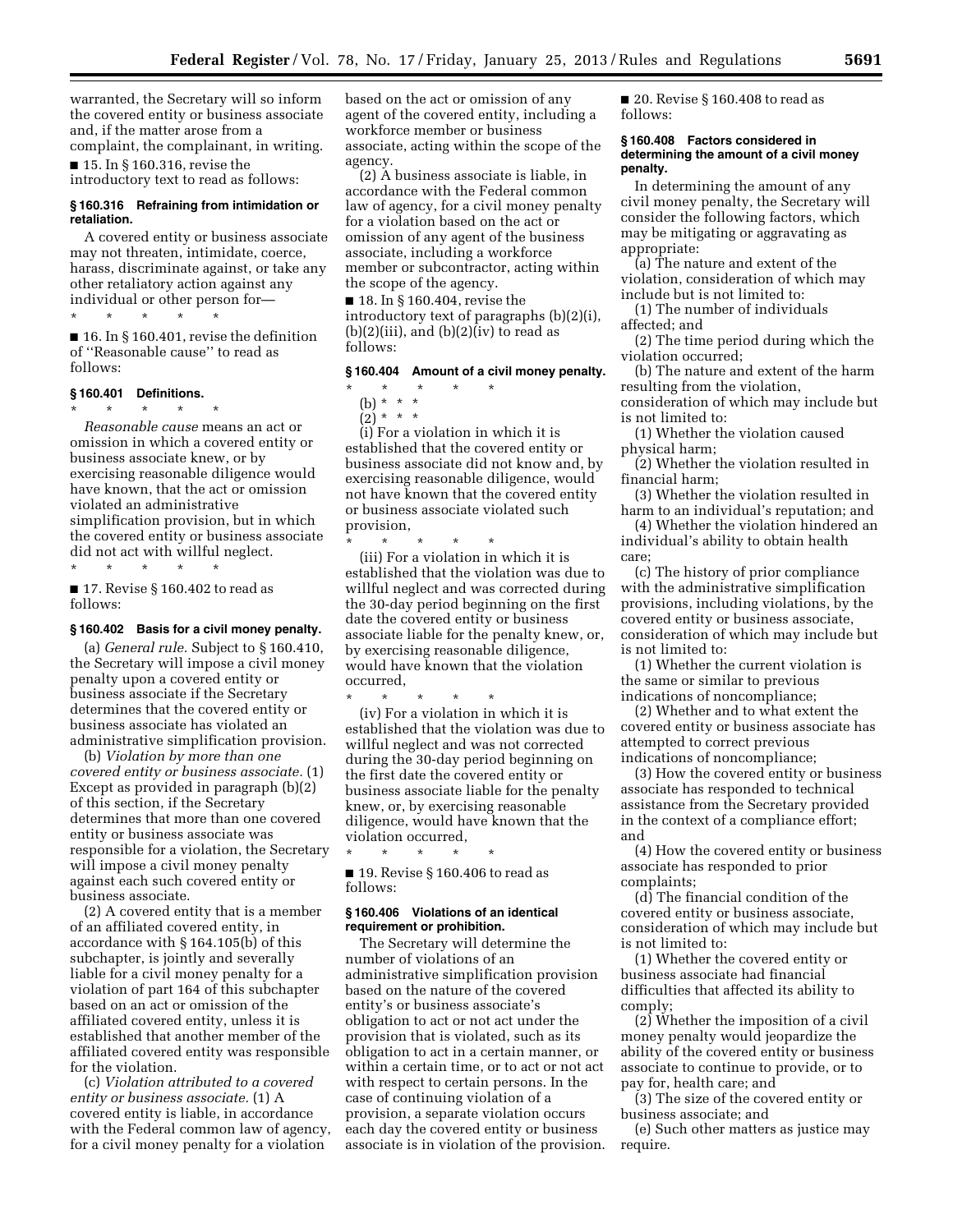warranted, the Secretary will so inform the covered entity or business associate and, if the matter arose from a complaint, the complainant, in writing.

■ 15. In § 160.316, revise the introductory text to read as follows:

### § 160.316 Refraining from intimidation or retaliation.

A covered entity or business associate may not threaten, intimidate, coerce, harass, discriminate against, or take any other retaliatory action against any individual or other person for—

\* \* \* \* \*

■ 16. In § 160.401, revise the definition of ''Reasonable cause'' to read as follows:

### § 160.401 Definitions.

\* \* \* \* \*

*Reasonable cause* means an act or omission in which a covered entity or business associate knew, or by exercising reasonable diligence would have known, that the act or omission violated an administrative simplification provision, but in which the covered entity or business associate did not act with willful neglect.

\* \* \* \* \*

■ 17. Revise § 160.402 to read as follows:

### § 160.402 Basis for a civil money penalty.

(a) *General rule.* Subject to § 160.410, the Secretary will impose a civil money penalty upon a covered entity or business associate if the Secretary determines that the covered entity or business associate has violated an administrative simplification provision.

(b) *Violation by more than one covered entity or business associate.* (1) Except as provided in paragraph (b)(2) of this section, if the Secretary determines that more than one covered entity or business associate was responsible for a violation, the Secretary will impose a civil money penalty against each such covered entity or business associate.

(2) A covered entity that is a member of an affiliated covered entity, in accordance with § 164.105(b) of this subchapter, is jointly and severally liable for a civil money penalty for a violation of part 164 of this subchapter based on an act or omission of the affiliated covered entity, unless it is established that another member of the affiliated covered entity was responsible for the violation.

(c) *Violation attributed to a covered entity or business associate.* (1) A covered entity is liable, in accordance with the Federal common law of agency, for a civil money penalty for a violation based on the act or omission of any agent of the covered entity, including a workforce member or business associate, acting within the scope of the agency.

(2) A business associate is liable, in accordance with the Federal common law of agency, for a civil money penalty for a violation based on the act or omission of any agent of the business associate, including a workforce member or subcontractor, acting within the scope of the agency.

■ 18. In § 160.404, revise the introductory text of paragraphs (b)(2)(i), (b)(2)(iii), and (b)(2)(iv) to read as follows:

### § 160.404 Amount of a civil money penalty.

\* \* \* \* \*

(b) \* \* \*

(2) \* \* \*

(i) For a violation in which it is established that the covered entity or business associate did not know and, by exercising reasonable diligence, would not have known that the covered entity or business associate violated such provision,

\* \* \* \* \*

(iii) For a violation in which it is established that the violation was due to willful neglect and was corrected during the 30-day period beginning on the first date the covered entity or business associate liable for the penalty knew, or, by exercising reasonable diligence, would have known that the violation occurred,

\* \* \* \* \*

(iv) For a violation in which it is established that the violation was due to willful neglect and was not corrected during the 30-day period beginning on the first date the covered entity or business associate liable for the penalty knew, or, by exercising reasonable diligence, would have known that the violation occurred,

\* \* \* \* \*

■ 19. Revise § 160.406 to read as follows:

### § 160.406 Violations of an identical requirement or prohibition.

The Secretary will determine the number of violations of an administrative simplification provision based on the nature of the covered entity's or business associate's obligation to act or not act under the provision that is violated, such as its obligation to act in a certain manner, or within a certain time, or to act or not act with respect to certain persons. In the case of continuing violation of a provision, a separate violation occurs each day the covered entity or business associate is in violation of the provision.

■ 20. Revise § 160.408 to read as follows:

### § 160.408 Factors considered in determining the amount of a civil money penalty.

In determining the amount of any civil money penalty, the Secretary will consider the following factors, which may be mitigating or aggravating as appropriate:

(a) The nature and extent of the violation, consideration of which may include but is not limited to:

(1) The number of individuals affected; and

(2) The time period during which the violation occurred;

(b) The nature and extent of the harm resulting from the violation, consideration of which may include but is not limited to:

(1) Whether the violation caused physical harm;

(2) Whether the violation resulted in financial harm;

(3) Whether the violation resulted in harm to an individual's reputation; and

(4) Whether the violation hindered an individual's ability to obtain health care;

(c) The history of prior compliance with the administrative simplification provisions, including violations, by the covered entity or business associate, consideration of which may include but is not limited to:

(1) Whether the current violation is the same or similar to previous indications of noncompliance;

(2) Whether and to what extent the covered entity or business associate has attempted to correct previous indications of noncompliance;

(3) How the covered entity or business associate has responded to technical assistance from the Secretary provided in the context of a compliance effort; and

(4) How the covered entity or business associate has responded to prior complaints;

(d) The financial condition of the covered entity or business associate, consideration of which may include but is not limited to:

(1) Whether the covered entity or business associate had financial difficulties that affected its ability to comply;

(2) Whether the imposition of a civil money penalty would jeopardize the ability of the covered entity or business associate to continue to provide, or to pay for, health care; and

(3) The size of the covered entity or business associate; and

(e) Such other matters as justice may require.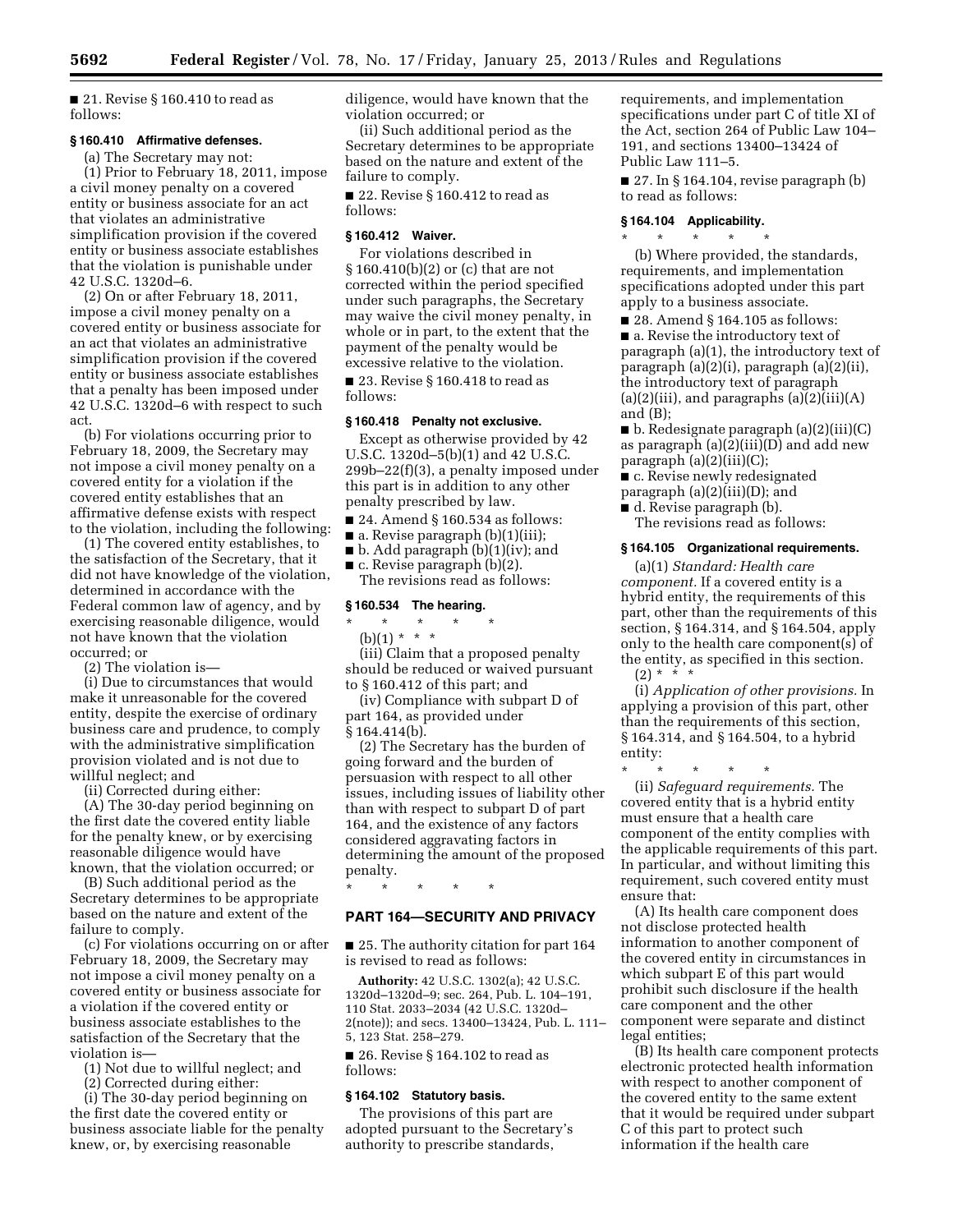■ 21. Revise § 160.410 to read as follows:

#### § 160.410 Affirmative defenses.

(a) The Secretary may not:

(1) Prior to February 18, 2011, impose a civil money penalty on a covered entity or business associate for an act that violates an administrative simplification provision if the covered entity or business associate establishes that the violation is punishable under 42 U.S.C. 1320d–6.

(2) On or after February 18, 2011, impose a civil money penalty on a covered entity or business associate for an act that violates an administrative simplification provision if the covered entity or business associate establishes that a penalty has been imposed under 42 U.S.C. 1320d–6 with respect to such act.

(b) For violations occurring prior to February 18, 2009, the Secretary may not impose a civil money penalty on a covered entity for a violation if the covered entity establishes that an affirmative defense exists with respect to the violation, including the following:

(1) The covered entity establishes, to the satisfaction of the Secretary, that it did not have knowledge of the violation, determined in accordance with the Federal common law of agency, and by exercising reasonable diligence, would not have known that the violation occurred; or

(2) The violation is—

(i) Due to circumstances that would make it unreasonable for the covered entity, despite the exercise of ordinary business care and prudence, to comply with the administrative simplification provision violated and is not due to willful neglect; and

(ii) Corrected during either:

(A) The 30-day period beginning on the first date the covered entity liable for the penalty knew, or by exercising reasonable diligence would have known, that the violation occurred; or

(B) Such additional period as the Secretary determines to be appropriate based on the nature and extent of the failure to comply.

(c) For violations occurring on or after February 18, 2009, the Secretary may not impose a civil money penalty on a covered entity or business associate for a violation if the covered entity or business associate establishes to the satisfaction of the Secretary that the violation is—

(1) Not due to willful neglect; and

(2) Corrected during either:

(i) The 30-day period beginning on the first date the covered entity or business associate liable for the penalty knew, or, by exercising reasonable diligence, would have known that the violation occurred; or

(ii) Such additional period as the Secretary determines to be appropriate based on the nature and extent of the failure to comply.

■ 22. Revise § 160.412 to read as follows:

#### § 160.412 Waiver.

For violations described in § 160.410(b)(2) or (c) that are not corrected within the period specified under such paragraphs, the Secretary may waive the civil money penalty, in whole or in part, to the extent that the payment of the penalty would be excessive relative to the violation.

■ 23. Revise § 160.418 to read as follows:

#### § 160.418 Penalty not exclusive.

Except as otherwise provided by 42 U.S.C. 1320d–5(b)(1) and 42 U.S.C. 299b–22(f)(3), a penalty imposed under this part is in addition to any other penalty prescribed by law.

■ 24. Amend § 160.534 as follows:

■ a. Revise paragraph (b)(1)(iii);

■ b. Add paragraph (b)(1)(iv); and

■ c. Revise paragraph (b)(2).

The revisions read as follows:

#### § 160.534 The hearing.

\* \* \* \* \*

(b)(1) \* \* \*

(iii) Claim that a proposed penalty should be reduced or waived pursuant to § 160.412 of this part; and

(iv) Compliance with subpart D of part 164, as provided under § 164.414(b).

(2) The Secretary has the burden of going forward and the burden of persuasion with respect to all other issues, including issues of liability other than with respect to subpart D of part 164, and the existence of any factors considered aggravating factors in determining the amount of the proposed penalty.

\* \* \* \* \*

### PART 164—SECURITY AND PRIVACY

■ 25. The authority citation for part 164 is revised to read as follows:

**Authority:** 42 U.S.C. 1302(a); 42 U.S.C. 1320d–1320d–9; sec. 264, Pub. L. 104–191, 110 Stat. 2033–2034 (42 U.S.C. 1320d–2(note)); and secs. 13400–13424, Pub. L. 111–5, 123 Stat. 258–279.

■ 26. Revise § 164.102 to read as follows:

#### § 164.102 Statutory basis.

The provisions of this part are adopted pursuant to the Secretary's authority to prescribe standards, requirements, and implementation specifications under part C of title XI of the Act, section 264 of Public Law 104–191, and sections 13400–13424 of Public Law 111–5.

■ 27. In § 164.104, revise paragraph (b) to read as follows:

#### § 164.104 Applicability.

\* \* \* \* \*

(b) Where provided, the standards, requirements, and implementation specifications adopted under this part apply to a business associate.

■ 28. Amend § 164.105 as follows:

■ a. Revise the introductory text of paragraph (a)(1), the introductory text of paragraph (a)(2)(i), paragraph (a)(2)(ii), the introductory text of paragraph (a)(2)(iii), and paragraphs (a)(2)(iii)(A) and (B);

■ b. Redesignate paragraph (a)(2)(iii)(C) as paragraph (a)(2)(iii)(D) and add new paragraph (a)(2)(iii)(C);

■ c. Revise newly redesignated paragraph (a)(2)(iii)(D); and

■ d. Revise paragraph (b).

The revisions read as follows:

#### § 164.105 Organizational requirements.

(a)(1) *Standard: Health care component.* If a covered entity is a hybrid entity, the requirements of this part, other than the requirements of this section, § 164.314, and § 164.504, apply only to the health care component(s) of the entity, as specified in this section.

(2) \* \* \*

(i) *Application of other provisions.* In applying a provision of this part, other than the requirements of this section, § 164.314, and § 164.504, to a hybrid entity:

\* \* \* \* \*

(ii) *Safeguard requirements.* The covered entity that is a hybrid entity must ensure that a health care component of the entity complies with the applicable requirements of this part. In particular, and without limiting this requirement, such covered entity must ensure that:

(A) Its health care component does not disclose protected health information to another component of the covered entity in circumstances in which subpart E of this part would prohibit such disclosure if the health care component and the other component were separate and distinct legal entities;

(B) Its health care component protects electronic protected health information with respect to another component of the covered entity to the same extent that it would be required under subpart C of this part to protect such information if the health care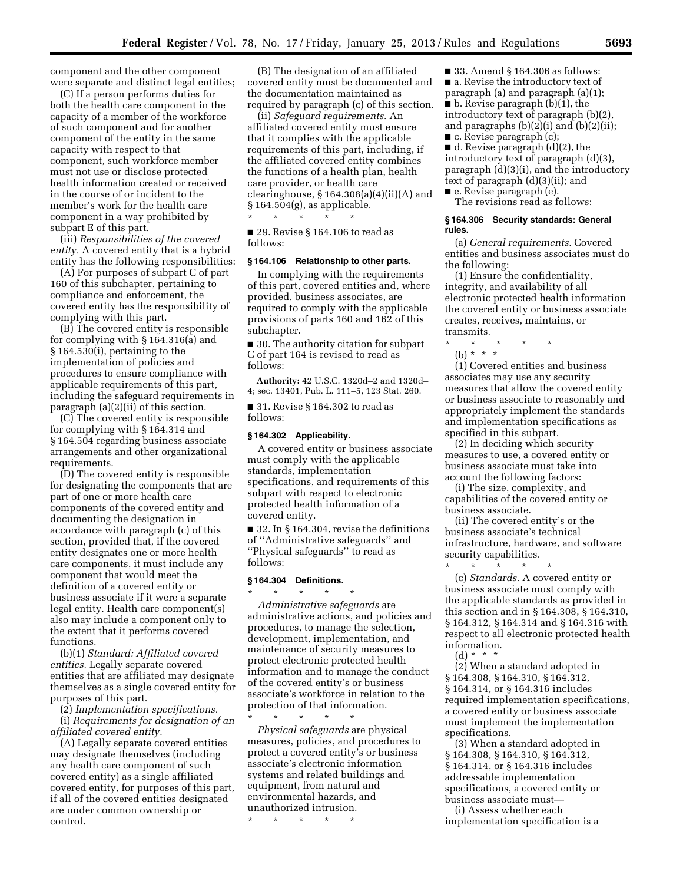component and the other component were separate and distinct legal entities;

(C) If a person performs duties for both the health care component in the capacity of a member of the workforce of such component and for another component of the entity in the same capacity with respect to that component, such workforce member must not use or disclose protected health information created or received in the course of or incident to the member's work for the health care component in a way prohibited by subpart E of this part.

(iii) *Responsibilities of the covered entity.* A covered entity that is a hybrid entity has the following responsibilities:

(A) For purposes of subpart C of part 160 of this subchapter, pertaining to compliance and enforcement, the covered entity has the responsibility of complying with this part.

(B) The covered entity is responsible for complying with § 164.316(a) and § 164.530(i), pertaining to the implementation of policies and procedures to ensure compliance with applicable requirements of this part, including the safeguard requirements in paragraph (a)(2)(ii) of this section.

(C) The covered entity is responsible for complying with § 164.314 and § 164.504 regarding business associate arrangements and other organizational requirements.

(D) The covered entity is responsible for designating the components that are part of one or more health care components of the covered entity and documenting the designation in accordance with paragraph (c) of this section, provided that, if the covered entity designates one or more health care components, it must include any component that would meet the definition of a covered entity or business associate if it were a separate legal entity. Health care component(s) also may include a component only to the extent that it performs covered functions.

(b)(1) *Standard: Affiliated covered entities.* Legally separate covered entities that are affiliated may designate themselves as a single covered entity for purposes of this part.

(2) *Implementation specifications.*

(i) *Requirements for designation of an affiliated covered entity.*

(A) Legally separate covered entities may designate themselves (including any health care component of such covered entity) as a single affiliated covered entity, for purposes of this part, if all of the covered entities designated are under common ownership or control.

(B) The designation of an affiliated covered entity must be documented and the documentation maintained as required by paragraph (c) of this section.

(ii) *Safeguard requirements.* An affiliated covered entity must ensure that it complies with the applicable requirements of this part, including, if the affiliated covered entity combines the functions of a health plan, health care provider, or health care clearinghouse, § 164.308(a)(4)(ii)(A) and § 164.504(g), as applicable.

\* \* \* \* \*

■ 29. Revise § 164.106 to read as follows:

**§ 164.106 Relationship to other parts.**

In complying with the requirements of this part, covered entities and, where provided, business associates, are required to comply with the applicable provisions of parts 160 and 162 of this subchapter.

■ 30. The authority citation for subpart C of part 164 is revised to read as follows:

**Authority:** 42 U.S.C. 1320d–2 and 1320d–4; sec. 13401, Pub. L. 111–5, 123 Stat. 260.

■ 31. Revise § 164.302 to read as follows:

**§ 164.302 Applicability.**

A covered entity or business associate must comply with the applicable standards, implementation specifications, and requirements of this subpart with respect to electronic protected health information of a covered entity.

■ 32. In § 164.304, revise the definitions of ''Administrative safeguards'' and ''Physical safeguards'' to read as follows:

**§ 164.304 Definitions.**

\* \* \* \* \*

*Administrative safeguards* are administrative actions, and policies and procedures, to manage the selection, development, implementation, and maintenance of security measures to protect electronic protected health information and to manage the conduct of the covered entity's or business associate's workforce in relation to the protection of that information.

\* \* \* \* \*

*Physical safeguards* are physical measures, policies, and procedures to protect a covered entity's or business associate's electronic information systems and related buildings and equipment, from natural and environmental hazards, and unauthorized intrusion.

\* \* \* \* \*

■ 33. Amend § 164.306 as follows:

■ a. Revise the introductory text of paragraph (a) and paragraph (a)(1);

■ b. Revise paragraph (b)(1), the introductory text of paragraph (b)(2), and paragraphs (b)(2)(i) and (b)(2)(ii);

■ c. Revise paragraph (c);

■ d. Revise paragraph (d)(2), the introductory text of paragraph (d)(3), paragraph (d)(3)(i), and the introductory text of paragraph (d)(3)(ii); and

■ e. Revise paragraph (e).

The revisions read as follows:

**§ 164.306 Security standards: General rules.**

(a) *General requirements.* Covered entities and business associates must do the following:

(1) Ensure the confidentiality, integrity, and availability of all electronic protected health information the covered entity or business associate creates, receives, maintains, or transmits.

\* \* \* \* \*

(b) \* \* \*

(1) Covered entities and business associates may use any security measures that allow the covered entity or business associate to reasonably and appropriately implement the standards and implementation specifications as specified in this subpart.

(2) In deciding which security measures to use, a covered entity or business associate must take into account the following factors:

(i) The size, complexity, and capabilities of the covered entity or business associate.

(ii) The covered entity's or the business associate's technical infrastructure, hardware, and software security capabilities.

\* \* \* \* \*

(c) *Standards.* A covered entity or business associate must comply with the applicable standards as provided in this section and in § 164.308, § 164.310, § 164.312, § 164.314 and § 164.316 with respect to all electronic protected health information.

(d) \* \* \*

(2) When a standard adopted in § 164.308, § 164.310, § 164.312, § 164.314, or § 164.316 includes required implementation specifications, a covered entity or business associate must implement the implementation specifications.

(3) When a standard adopted in § 164.308, § 164.310, § 164.312, § 164.314, or § 164.316 includes addressable implementation specifications, a covered entity or business associate must—

(i) Assess whether each implementation specification is a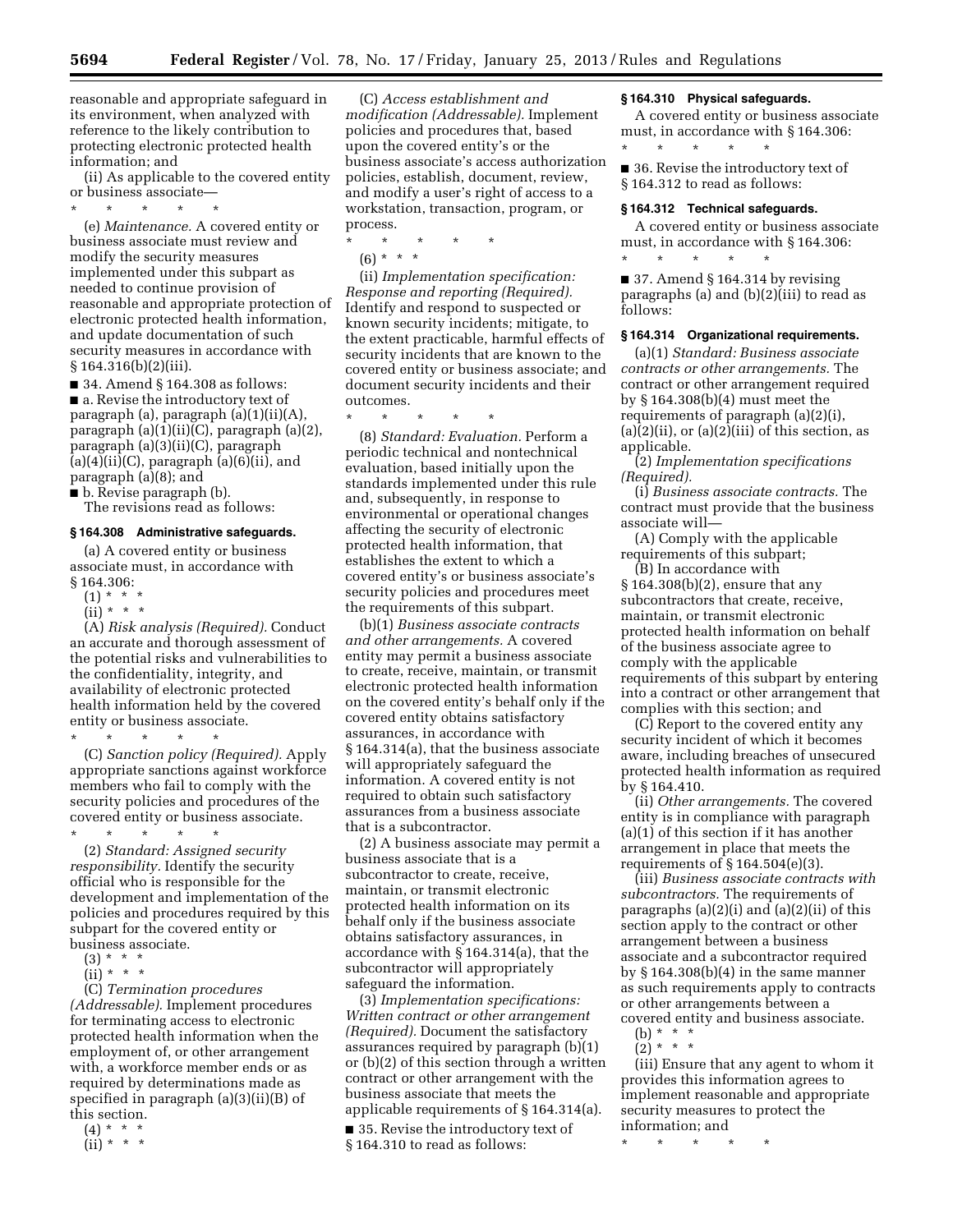reasonable and appropriate safeguard in its environment, when analyzed with reference to the likely contribution to protecting electronic protected health information; and

(ii) As applicable to the covered entity or business associate—

\* \* \* \* \*

(e) *Maintenance.* A covered entity or business associate must review and modify the security measures implemented under this subpart as needed to continue provision of reasonable and appropriate protection of electronic protected health information, and update documentation of such security measures in accordance with § 164.316(b)(2)(iii).

■ 34. Amend § 164.308 as follows:

■ a. Revise the introductory text of paragraph (a), paragraph (a)(1)(ii)(A), paragraph (a)(1)(ii)(C), paragraph (a)(2), paragraph (a)(3)(ii)(C), paragraph (a)(4)(ii)(C), paragraph (a)(6)(ii), and paragraph (a)(8); and

■ b. Revise paragraph (b).

The revisions read as follows:

### § 164.308 Administrative safeguards.

(a) A covered entity or business associate must, in accordance with § 164.306:

(1) \* \* \*

(ii) \* \* \*

(A) *Risk analysis (Required).* Conduct an accurate and thorough assessment of the potential risks and vulnerabilities to the confidentiality, integrity, and availability of electronic protected health information held by the covered entity or business associate.

\* \* \* \* \*

(C) *Sanction policy (Required).* Apply appropriate sanctions against workforce members who fail to comply with the security policies and procedures of the covered entity or business associate.

\* \* \* \* \*

(2) *Standard: Assigned security responsibility.* Identify the security official who is responsible for the development and implementation of the policies and procedures required by this subpart for the covered entity or business associate.

(3) \* \* \*

(ii) \* \* \*

(C) *Termination procedures (Addressable).* Implement procedures for terminating access to electronic protected health information when the employment of, or other arrangement with, a workforce member ends or as required by determinations made as specified in paragraph (a)(3)(ii)(B) of this section.

(4) \* \* \*

(ii) \* \* \*

(C) *Access establishment and modification (Addressable).* Implement policies and procedures that, based upon the covered entity's or the business associate's access authorization policies, establish, document, review, and modify a user's right of access to a workstation, transaction, program, or process.

\* \* \* \* \*

(6) \* \* \*

(ii) *Implementation specification: Response and reporting (Required).* Identify and respond to suspected or known security incidents; mitigate, to the extent practicable, harmful effects of security incidents that are known to the covered entity or business associate; and document security incidents and their outcomes.

\* \* \* \* \*

(8) *Standard: Evaluation.* Perform a periodic technical and nontechnical evaluation, based initially upon the standards implemented under this rule and, subsequently, in response to environmental or operational changes affecting the security of electronic protected health information, that establishes the extent to which a covered entity's or business associate's security policies and procedures meet the requirements of this subpart.

(b)(1) *Business associate contracts and other arrangements.* A covered entity may permit a business associate to create, receive, maintain, or transmit electronic protected health information on the covered entity's behalf only if the covered entity obtains satisfactory assurances, in accordance with § 164.314(a), that the business associate will appropriately safeguard the information. A covered entity is not required to obtain such satisfactory assurances from a business associate that is a subcontractor.

(2) A business associate may permit a business associate that is a subcontractor to create, receive, maintain, or transmit electronic protected health information on its behalf only if the business associate obtains satisfactory assurances, in accordance with § 164.314(a), that the subcontractor will appropriately safeguard the information.

(3) *Implementation specifications: Written contract or other arrangement (Required).* Document the satisfactory assurances required by paragraph (b)(1) or (b)(2) of this section through a written contract or other arrangement with the business associate that meets the applicable requirements of § 164.314(a).

■ 35. Revise the introductory text of § 164.310 to read as follows:

### § 164.310 Physical safeguards.

A covered entity or business associate must, in accordance with § 164.306:

\* \* \* \* \*

■ 36. Revise the introductory text of § 164.312 to read as follows:

### § 164.312 Technical safeguards.

A covered entity or business associate must, in accordance with § 164.306:

\* \* \* \* \*

■ 37. Amend § 164.314 by revising paragraphs (a) and (b)(2)(iii) to read as follows:

### § 164.314 Organizational requirements.

(a)(1) *Standard: Business associate contracts or other arrangements.* The contract or other arrangement required by § 164.308(b)(4) must meet the requirements of paragraph (a)(2)(i), (a)(2)(ii), or (a)(2)(iii) of this section, as applicable.

(2) *Implementation specifications (Required).*

(i) *Business associate contracts.* The contract must provide that the business associate will—

(A) Comply with the applicable requirements of this subpart;

(B) In accordance with § 164.308(b)(2), ensure that any subcontractors that create, receive, maintain, or transmit electronic protected health information on behalf of the business associate agree to comply with the applicable requirements of this subpart by entering into a contract or other arrangement that complies with this section; and

(C) Report to the covered entity any security incident of which it becomes aware, including breaches of unsecured protected health information as required by § 164.410.

(ii) *Other arrangements.* The covered entity is in compliance with paragraph (a)(1) of this section if it has another arrangement in place that meets the requirements of § 164.504(e)(3).

(iii) *Business associate contracts with subcontractors.* The requirements of paragraphs (a)(2)(i) and (a)(2)(ii) of this section apply to the contract or other arrangement between a business associate and a subcontractor required by § 164.308(b)(4) in the same manner as such requirements apply to contracts or other arrangements between a covered entity and business associate.

(b) \* \* \*

(2) \* \* \*

(iii) Ensure that any agent to whom it provides this information agrees to implement reasonable and appropriate security measures to protect the information; and

\* \* \* \* \*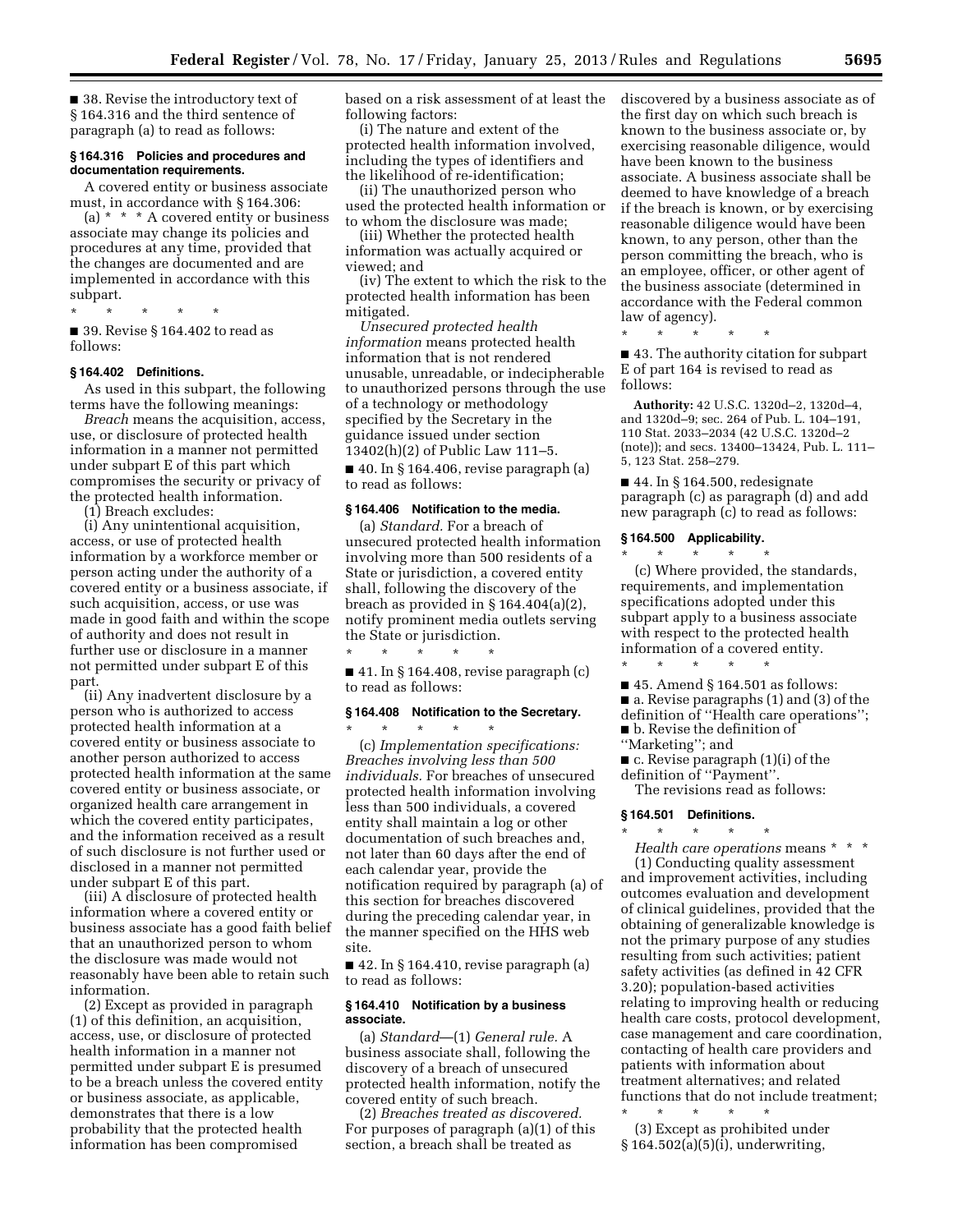■ 38. Revise the introductory text of § 164.316 and the third sentence of paragraph (a) to read as follows:

### § 164.316 Policies and procedures and documentation requirements.

A covered entity or business associate must, in accordance with § 164.306:

(a) * * * A covered entity or business associate may change its policies and procedures at any time, provided that the changes are documented and are implemented in accordance with this subpart.

\* \* \* \* \*

■ 39. Revise § 164.402 to read as follows:

### § 164.402 Definitions.

As used in this subpart, the following terms have the following meanings:

*Breach* means the acquisition, access, use, or disclosure of protected health information in a manner not permitted under subpart E of this part which compromises the security or privacy of the protected health information.

(1) Breach excludes:

(i) Any unintentional acquisition, access, or use of protected health information by a workforce member or person acting under the authority of a covered entity or a business associate, if such acquisition, access, or use was made in good faith and within the scope of authority and does not result in further use or disclosure in a manner not permitted under subpart E of this part.

(ii) Any inadvertent disclosure by a person who is authorized to access protected health information at a covered entity or business associate to another person authorized to access protected health information at the same covered entity or business associate, or organized health care arrangement in which the covered entity participates, and the information received as a result of such disclosure is not further used or disclosed in a manner not permitted under subpart E of this part.

(iii) A disclosure of protected health information where a covered entity or business associate has a good faith belief that an unauthorized person to whom the disclosure was made would not reasonably have been able to retain such information.

(2) Except as provided in paragraph (1) of this definition, an acquisition, access, use, or disclosure of protected health information in a manner not permitted under subpart E is presumed to be a breach unless the covered entity or business associate, as applicable, demonstrates that there is a low probability that the protected health information has been compromised based on a risk assessment of at least the following factors:

(i) The nature and extent of the protected health information involved, including the types of identifiers and the likelihood of re-identification;

(ii) The unauthorized person who used the protected health information or to whom the disclosure was made;

(iii) Whether the protected health information was actually acquired or viewed; and

(iv) The extent to which the risk to the protected health information has been mitigated.

*Unsecured protected health information* means protected health information that is not rendered unusable, unreadable, or indecipherable to unauthorized persons through the use of a technology or methodology specified by the Secretary in the guidance issued under section 13402(h)(2) of Public Law 111–5.

■ 40. In § 164.406, revise paragraph (a) to read as follows:

### § 164.406 Notification to the media.

(a) *Standard.* For a breach of unsecured protected health information involving more than 500 residents of a State or jurisdiction, a covered entity shall, following the discovery of the breach as provided in § 164.404(a)(2), notify prominent media outlets serving the State or jurisdiction.

\* \* \* \* \*

■ 41. In § 164.408, revise paragraph (c) to read as follows:

### § 164.408 Notification to the Secretary.

\* \* \* \* \*

(c) *Implementation specifications: Breaches involving less than 500 individuals.* For breaches of unsecured protected health information involving less than 500 individuals, a covered entity shall maintain a log or other documentation of such breaches and, not later than 60 days after the end of each calendar year, provide the notification required by paragraph (a) of this section for breaches discovered during the preceding calendar year, in the manner specified on the HHS web site.

■ 42. In § 164.410, revise paragraph (a) to read as follows:

### § 164.410 Notification by a business associate.

(a) *Standard*—(1) *General rule.* A business associate shall, following the discovery of a breach of unsecured protected health information, notify the covered entity of such breach.

(2) *Breaches treated as discovered.* For purposes of paragraph (a)(1) of this section, a breach shall be treated as discovered by a business associate as of the first day on which such breach is known to the business associate or, by exercising reasonable diligence, would have been known to the business associate. A business associate shall be deemed to have knowledge of a breach if the breach is known, or by exercising reasonable diligence would have been known, to any person, other than the person committing the breach, who is an employee, officer, or other agent of the business associate (determined in accordance with the Federal common law of agency).

\* \* \* \* \*

■ 43. The authority citation for subpart E of part 164 is revised to read as follows:

**Authority:** 42 U.S.C. 1320d–2, 1320d–4, and 1320d–9; sec. 264 of Pub. L. 104–191, 110 Stat. 2033–2034 (42 U.S.C. 1320d–2 (note)); and secs. 13400–13424, Pub. L. 111–5, 123 Stat. 258–279.

■ 44. In § 164.500, redesignate paragraph (c) as paragraph (d) and add new paragraph (c) to read as follows:

### § 164.500 Applicability.

\* \* \* \* \*

(c) Where provided, the standards, requirements, and implementation specifications adopted under this subpart apply to a business associate with respect to the protected health information of a covered entity.

\* \* \* \* \*

■ 45. Amend § 164.501 as follows:

■ a. Revise paragraphs (1) and (3) of the definition of ''Health care operations'';

■ b. Revise the definition of ''Marketing''; and

■ c. Revise paragraph (1)(i) of the definition of ''Payment''.

The revisions read as follows:

### § 164.501 Definitions.

\* \* \* \* \*

*Health care operations* means * * *

(1) Conducting quality assessment and improvement activities, including outcomes evaluation and development of clinical guidelines, provided that the obtaining of generalizable knowledge is not the primary purpose of any studies resulting from such activities; patient safety activities (as defined in 42 CFR 3.20); population-based activities relating to improving health or reducing health care costs, protocol development, case management and care coordination, contacting of health care providers and patients with information about treatment alternatives; and related functions that do not include treatment;

\* \* \* \* \*

(3) Except as prohibited under § 164.502(a)(5)(i), underwriting,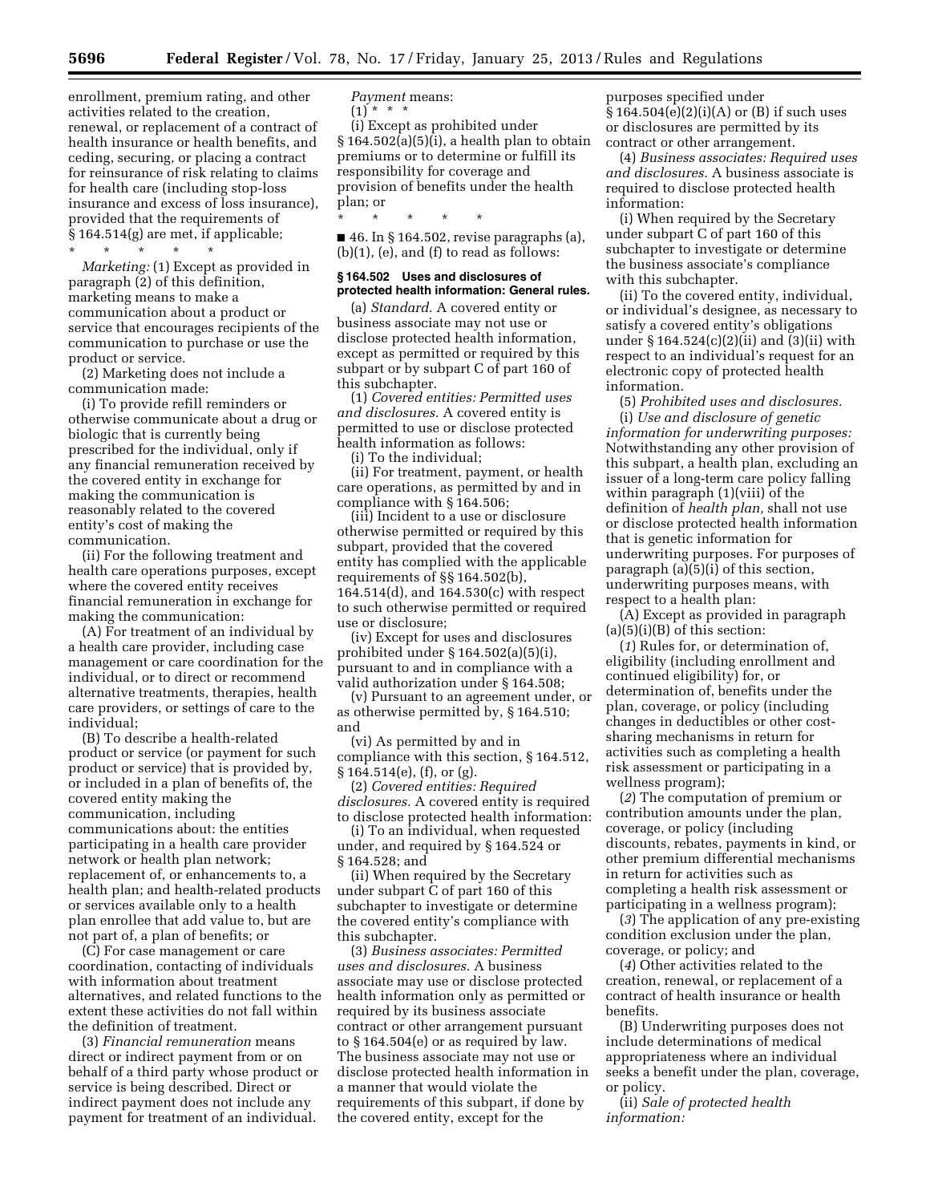enrollment, premium rating, and other activities related to the creation, renewal, or replacement of a contract of health insurance or health benefits, and ceding, securing, or placing a contract for reinsurance of risk relating to claims for health care (including stop-loss insurance and excess of loss insurance), provided that the requirements of § 164.514(g) are met, if applicable;

\* \* \* \* \*

*Marketing:* (1) Except as provided in paragraph (2) of this definition, marketing means to make a communication about a product or service that encourages recipients of the communication to purchase or use the product or service.

(2) Marketing does not include a communication made:

(i) To provide refill reminders or otherwise communicate about a drug or biologic that is currently being prescribed for the individual, only if any financial remuneration received by the covered entity in exchange for making the communication is reasonably related to the covered entity's cost of making the communication.

(ii) For the following treatment and health care operations purposes, except where the covered entity receives financial remuneration in exchange for making the communication:

(A) For treatment of an individual by a health care provider, including case management or care coordination for the individual, or to direct or recommend alternative treatments, therapies, health care providers, or settings of care to the individual;

(B) To describe a health-related product or service (or payment for such product or service) that is provided by, or included in a plan of benefits of, the covered entity making the communication, including communications about: the entities participating in a health care provider network or health plan network; replacement of, or enhancements to, a health plan; and health-related products or services available only to a health plan enrollee that add value to, but are not part of, a plan of benefits; or

(C) For case management or care coordination, contacting of individuals with information about treatment alternatives, and related functions to the extent these activities do not fall within the definition of treatment.

(3) *Financial remuneration* means direct or indirect payment from or on behalf of a third party whose product or service is being described. Direct or indirect payment does not include any payment for treatment of an individual.

*Payment* means:

(1) \* \* \*

(i) Except as prohibited under § 164.502(a)(5)(i), a health plan to obtain premiums or to determine or fulfill its responsibility for coverage and provision of benefits under the health plan; or

\* \* \* \* \*

■ 46. In § 164.502, revise paragraphs (a), (b)(1), (e), and (f) to read as follows:

**§ 164.502 Uses and disclosures of protected health information: General rules.**

(a) *Standard.* A covered entity or business associate may not use or disclose protected health information, except as permitted or required by this subpart or by subpart C of part 160 of this subchapter.

(1) *Covered entities: Permitted uses and disclosures.* A covered entity is permitted to use or disclose protected health information as follows:

(i) To the individual;

(ii) For treatment, payment, or health care operations, as permitted by and in compliance with § 164.506;

(iii) Incident to a use or disclosure otherwise permitted or required by this subpart, provided that the covered entity has complied with the applicable requirements of §§ 164.502(b), 164.514(d), and 164.530(c) with respect to such otherwise permitted or required use or disclosure;

(iv) Except for uses and disclosures prohibited under § 164.502(a)(5)(i), pursuant to and in compliance with a valid authorization under § 164.508;

(v) Pursuant to an agreement under, or as otherwise permitted by, § 164.510; and

(vi) As permitted by and in compliance with this section, § 164.512, § 164.514(e), (f), or (g).

(2) *Covered entities: Required disclosures.* A covered entity is required to disclose protected health information:

(i) To an individual, when requested under, and required by § 164.524 or § 164.528; and

(ii) When required by the Secretary under subpart C of part 160 of this subchapter to investigate or determine the covered entity's compliance with this subchapter.

(3) *Business associates: Permitted uses and disclosures.* A business associate may use or disclose protected health information only as permitted or required by its business associate contract or other arrangement pursuant to § 164.504(e) or as required by law. The business associate may not use or disclose protected health information in a manner that would violate the requirements of this subpart, if done by the covered entity, except for the purposes specified under § 164.504(e)(2)(i)(A) or (B) if such uses or disclosures are permitted by its contract or other arrangement.

(4) *Business associates: Required uses and disclosures.* A business associate is required to disclose protected health information:

(i) When required by the Secretary under subpart C of part 160 of this subchapter to investigate or determine the business associate's compliance with this subchapter.

(ii) To the covered entity, individual, or individual's designee, as necessary to satisfy a covered entity's obligations under § 164.524(c)(2)(ii) and (3)(ii) with respect to an individual's request for an electronic copy of protected health information.

(5) *Prohibited uses and disclosures.*

(i) *Use and disclosure of genetic information for underwriting purposes:* Notwithstanding any other provision of this subpart, a health plan, excluding an issuer of a long-term care policy falling within paragraph (1)(viii) of the definition of *health plan,* shall not use or disclose protected health information that is genetic information for underwriting purposes. For purposes of paragraph (a)(5)(i) of this section, underwriting purposes means, with respect to a health plan:

(A) Except as provided in paragraph (a)(5)(i)(B) of this section:

(*1*) Rules for, or determination of, eligibility (including enrollment and continued eligibility) for, or determination of, benefits under the plan, coverage, or policy (including changes in deductibles or other cost-sharing mechanisms in return for activities such as completing a health risk assessment or participating in a wellness program);

(*2*) The computation of premium or contribution amounts under the plan, coverage, or policy (including discounts, rebates, payments in kind, or other premium differential mechanisms in return for activities such as completing a health risk assessment or participating in a wellness program);

(*3*) The application of any pre-existing condition exclusion under the plan, coverage, or policy; and

(*4*) Other activities related to the creation, renewal, or replacement of a contract of health insurance or health benefits.

(B) Underwriting purposes does not include determinations of medical appropriateness where an individual seeks a benefit under the plan, coverage, or policy.

(ii) *Sale of protected health information:*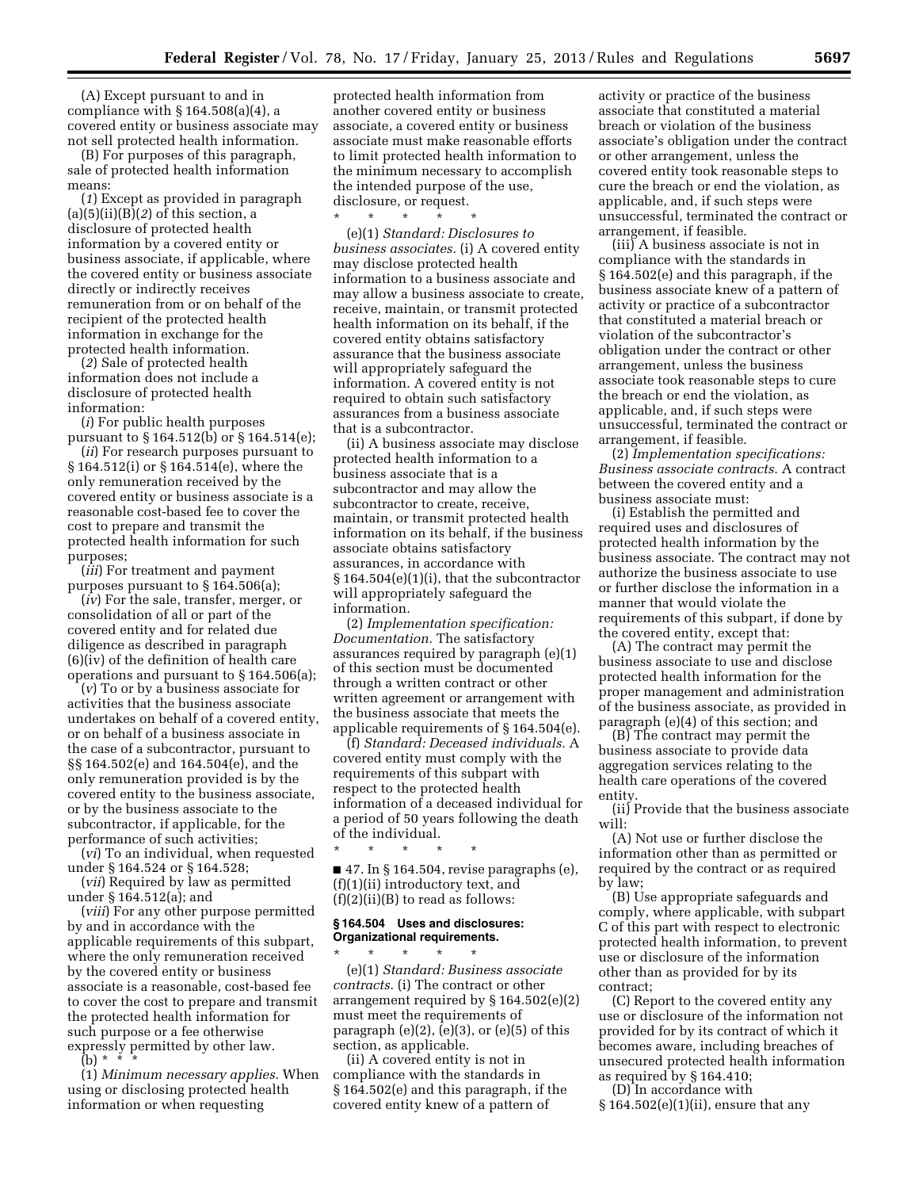(A) Except pursuant to and in compliance with § 164.508(a)(4), a covered entity or business associate may not sell protected health information.

(B) For purposes of this paragraph, sale of protected health information means:

(*1*) Except as provided in paragraph (a)(5)(ii)(B)(*2*) of this section, a disclosure of protected health information by a covered entity or business associate, if applicable, where the covered entity or business associate directly or indirectly receives remuneration from or on behalf of the recipient of the protected health information in exchange for the protected health information.

(*2*) Sale of protected health information does not include a disclosure of protected health information:

(*i*) For public health purposes pursuant to § 164.512(b) or § 164.514(e);

(*ii*) For research purposes pursuant to § 164.512(i) or § 164.514(e), where the only remuneration received by the covered entity or business associate is a reasonable cost-based fee to cover the cost to prepare and transmit the protected health information for such purposes;

(*iii*) For treatment and payment purposes pursuant to § 164.506(a);

(*iv*) For the sale, transfer, merger, or consolidation of all or part of the covered entity and for related due diligence as described in paragraph (6)(iv) of the definition of health care operations and pursuant to § 164.506(a);

(*v*) To or by a business associate for activities that the business associate undertakes on behalf of a covered entity, or on behalf of a business associate in the case of a subcontractor, pursuant to §§ 164.502(e) and 164.504(e), and the only remuneration provided is by the covered entity to the business associate, or by the business associate to the subcontractor, if applicable, for the performance of such activities;

(*vi*) To an individual, when requested under § 164.524 or § 164.528;

(*vii*) Required by law as permitted under § 164.512(a); and

(*viii*) For any other purpose permitted by and in accordance with the applicable requirements of this subpart, where the only remuneration received by the covered entity or business associate is a reasonable, cost-based fee to cover the cost to prepare and transmit the protected health information for such purpose or a fee otherwise expressly permitted by other law.

(b) * * *

(1) *Minimum necessary applies.* When using or disclosing protected health information or when requesting protected health information from another covered entity or business associate, a covered entity or business associate must make reasonable efforts to limit protected health information to the minimum necessary to accomplish the intended purpose of the use, disclosure, or request.

\* \* \* \* \*

(e)(1) *Standard: Disclosures to business associates.* (i) A covered entity may disclose protected health information to a business associate and may allow a business associate to create, receive, maintain, or transmit protected health information on its behalf, if the covered entity obtains satisfactory assurance that the business associate will appropriately safeguard the information. A covered entity is not required to obtain such satisfactory assurances from a business associate that is a subcontractor.

(ii) A business associate may disclose protected health information to a business associate that is a subcontractor and may allow the subcontractor to create, receive, maintain, or transmit protected health information on its behalf, if the business associate obtains satisfactory assurances, in accordance with § 164.504(e)(1)(i), that the subcontractor will appropriately safeguard the information.

(2) *Implementation specification: Documentation.* The satisfactory assurances required by paragraph (e)(1) of this section must be documented through a written contract or other written agreement or arrangement with the business associate that meets the applicable requirements of § 164.504(e).

(f) *Standard: Deceased individuals.* A covered entity must comply with the requirements of this subpart with respect to the protected health information of a deceased individual for a period of 50 years following the death of the individual.

\* \* \* \* \*

■ 47. In § 164.504, revise paragraphs (e), (f)(1)(ii) introductory text, and (f)(2)(ii)(B) to read as follows:

**§ 164.504 Uses and disclosures: Organizational requirements.**

\* \* \* \* \*

(e)(1) *Standard: Business associate contracts.* (i) The contract or other arrangement required by § 164.502(e)(2) must meet the requirements of paragraph (e)(2), (e)(3), or (e)(5) of this section, as applicable.

(ii) A covered entity is not in compliance with the standards in § 164.502(e) and this paragraph, if the covered entity knew of a pattern of activity or practice of the business associate that constituted a material breach or violation of the business associate's obligation under the contract or other arrangement, unless the covered entity took reasonable steps to cure the breach or end the violation, as applicable, and, if such steps were unsuccessful, terminated the contract or arrangement, if feasible.

(iii) A business associate is not in compliance with the standards in § 164.502(e) and this paragraph, if the business associate knew of a pattern of activity or practice of a subcontractor that constituted a material breach or violation of the subcontractor's obligation under the contract or other arrangement, unless the business associate took reasonable steps to cure the breach or end the violation, as applicable, and, if such steps were unsuccessful, terminated the contract or arrangement, if feasible.

(2) *Implementation specifications: Business associate contracts.* A contract between the covered entity and a business associate must:

(i) Establish the permitted and required uses and disclosures of protected health information by the business associate. The contract may not authorize the business associate to use or further disclose the information in a manner that would violate the requirements of this subpart, if done by the covered entity, except that:

(A) The contract may permit the business associate to use and disclose protected health information for the proper management and administration of the business associate, as provided in paragraph (e)(4) of this section; and

(B) The contract may permit the business associate to provide data aggregation services relating to the health care operations of the covered entity.

(ii) Provide that the business associate will:

(A) Not use or further disclose the information other than as permitted or required by the contract or as required by law;

(B) Use appropriate safeguards and comply, where applicable, with subpart C of this part with respect to electronic protected health information, to prevent use or disclosure of the information other than as provided for by its contract;

(C) Report to the covered entity any use or disclosure of the information not provided for by its contract of which it becomes aware, including breaches of unsecured protected health information as required by § 164.410;

(D) In accordance with § 164.502(e)(1)(ii), ensure that any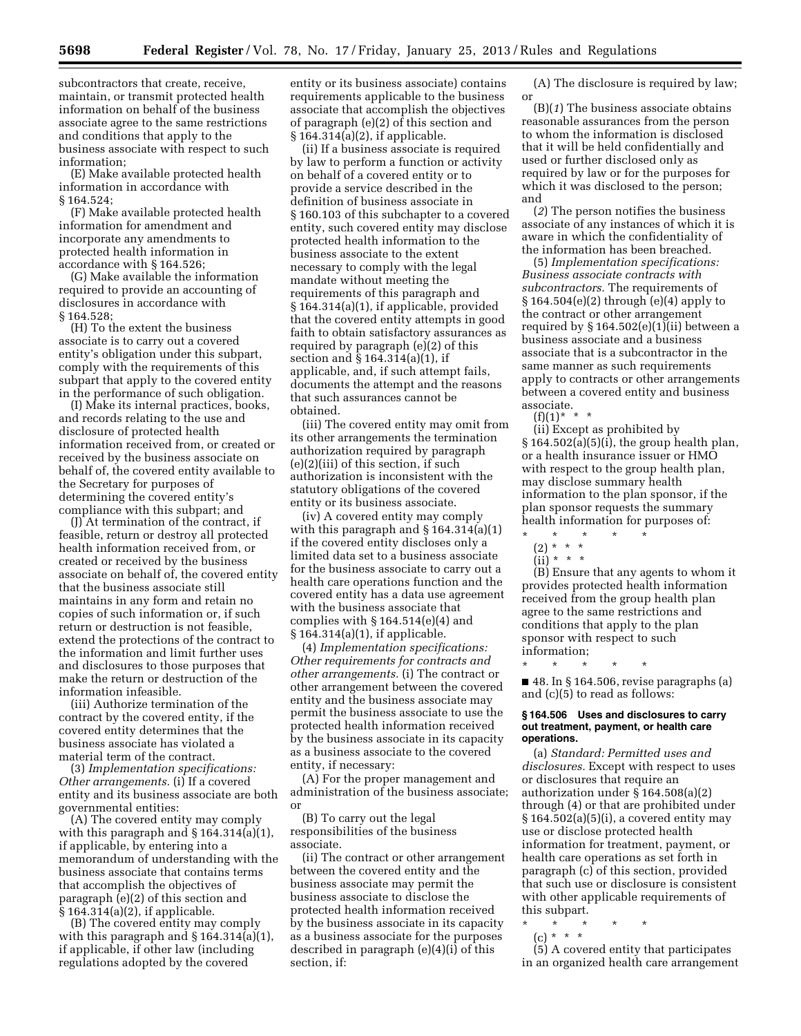subcontractors that create, receive, maintain, or transmit protected health information on behalf of the business associate agree to the same restrictions and conditions that apply to the business associate with respect to such information;

(E) Make available protected health information in accordance with § 164.524;

(F) Make available protected health information for amendment and incorporate any amendments to protected health information in accordance with § 164.526;

(G) Make available the information required to provide an accounting of disclosures in accordance with § 164.528;

(H) To the extent the business associate is to carry out a covered entity's obligation under this subpart, comply with the requirements of this subpart that apply to the covered entity in the performance of such obligation.

(I) Make its internal practices, books, and records relating to the use and disclosure of protected health information received from, or created or received by the business associate on behalf of, the covered entity available to the Secretary for purposes of determining the covered entity's compliance with this subpart; and

(J) At termination of the contract, if feasible, return or destroy all protected health information received from, or created or received by the business associate on behalf of, the covered entity that the business associate still maintains in any form and retain no copies of such information or, if such return or destruction is not feasible, extend the protections of the contract to the information and limit further uses and disclosures to those purposes that make the return or destruction of the information infeasible.

(iii) Authorize termination of the contract by the covered entity, if the covered entity determines that the business associate has violated a material term of the contract.

(3) *Implementation specifications: Other arrangements.* (i) If a covered entity and its business associate are both governmental entities:

(A) The covered entity may comply with this paragraph and § 164.314(a)(1), if applicable, by entering into a memorandum of understanding with the business associate that contains terms that accomplish the objectives of paragraph (e)(2) of this section and § 164.314(a)(2), if applicable.

(B) The covered entity may comply with this paragraph and § 164.314(a)(1), if applicable, if other law (including regulations adopted by the covered entity or its business associate) contains requirements applicable to the business associate that accomplish the objectives of paragraph (e)(2) of this section and § 164.314(a)(2), if applicable.

(ii) If a business associate is required by law to perform a function or activity on behalf of a covered entity or to provide a service described in the definition of business associate in § 160.103 of this subchapter to a covered entity, such covered entity may disclose protected health information to the business associate to the extent necessary to comply with the legal mandate without meeting the requirements of this paragraph and § 164.314(a)(1), if applicable, provided that the covered entity attempts in good faith to obtain satisfactory assurances as required by paragraph (e)(2) of this section and § 164.314(a)(1), if applicable, and, if such attempt fails, documents the attempt and the reasons that such assurances cannot be obtained.

(iii) The covered entity may omit from its other arrangements the termination authorization required by paragraph (e)(2)(iii) of this section, if such authorization is inconsistent with the statutory obligations of the covered entity or its business associate.

(iv) A covered entity may comply with this paragraph and § 164.314(a)(1) if the covered entity discloses only a limited data set to a business associate for the business associate to carry out a health care operations function and the covered entity has a data use agreement with the business associate that complies with § 164.514(e)(4) and § 164.314(a)(1), if applicable.

(4) *Implementation specifications: Other requirements for contracts and other arrangements.* (i) The contract or other arrangement between the covered entity and the business associate may permit the business associate to use the protected health information received by the business associate in its capacity as a business associate to the covered entity, if necessary:

(A) For the proper management and administration of the business associate; or

(B) To carry out the legal responsibilities of the business associate.

(ii) The contract or other arrangement between the covered entity and the business associate may permit the business associate to disclose the protected health information received by the business associate in its capacity as a business associate for the purposes described in paragraph (e)(4)(i) of this section, if:

(A) The disclosure is required by law; or

(B)(*1*) The business associate obtains reasonable assurances from the person to whom the information is disclosed that it will be held confidentially and used or further disclosed only as required by law or for the purposes for which it was disclosed to the person; and

(*2*) The person notifies the business associate of any instances of which it is aware in which the confidentiality of the information has been breached.

(5) *Implementation specifications: Business associate contracts with subcontractors.* The requirements of § 164.504(e)(2) through (e)(4) apply to the contract or other arrangement required by § 164.502(e)(1)(ii) between a business associate and a business associate that is a subcontractor in the same manner as such requirements apply to contracts or other arrangements between a covered entity and business associate.

(f)(1) * * *

(ii) Except as prohibited by § 164.502(a)(5)(i), the group health plan, or a health insurance issuer or HMO with respect to the group health plan, may disclose summary health information to the plan sponsor, if the plan sponsor requests the summary health information for purposes of:

\* \* \* \* \*

(2) * * *

(ii) * * *

(B) Ensure that any agents to whom it provides protected health information received from the group health plan agree to the same restrictions and conditions that apply to the plan sponsor with respect to such information;

\* \* \* \* \*

■ 48. In § 164.506, revise paragraphs (a) and (c)(5) to read as follows:

**§ 164.506 Uses and disclosures to carry out treatment, payment, or health care operations.**

(a) *Standard: Permitted uses and disclosures.* Except with respect to uses or disclosures that require an authorization under § 164.508(a)(2) through (4) or that are prohibited under § 164.502(a)(5)(i), a covered entity may use or disclose protected health information for treatment, payment, or health care operations as set forth in paragraph (c) of this section, provided that such use or disclosure is consistent with other applicable requirements of this subpart.

\* \* \* \* \*

(c) * * *

(5) A covered entity that participates in an organized health care arrangement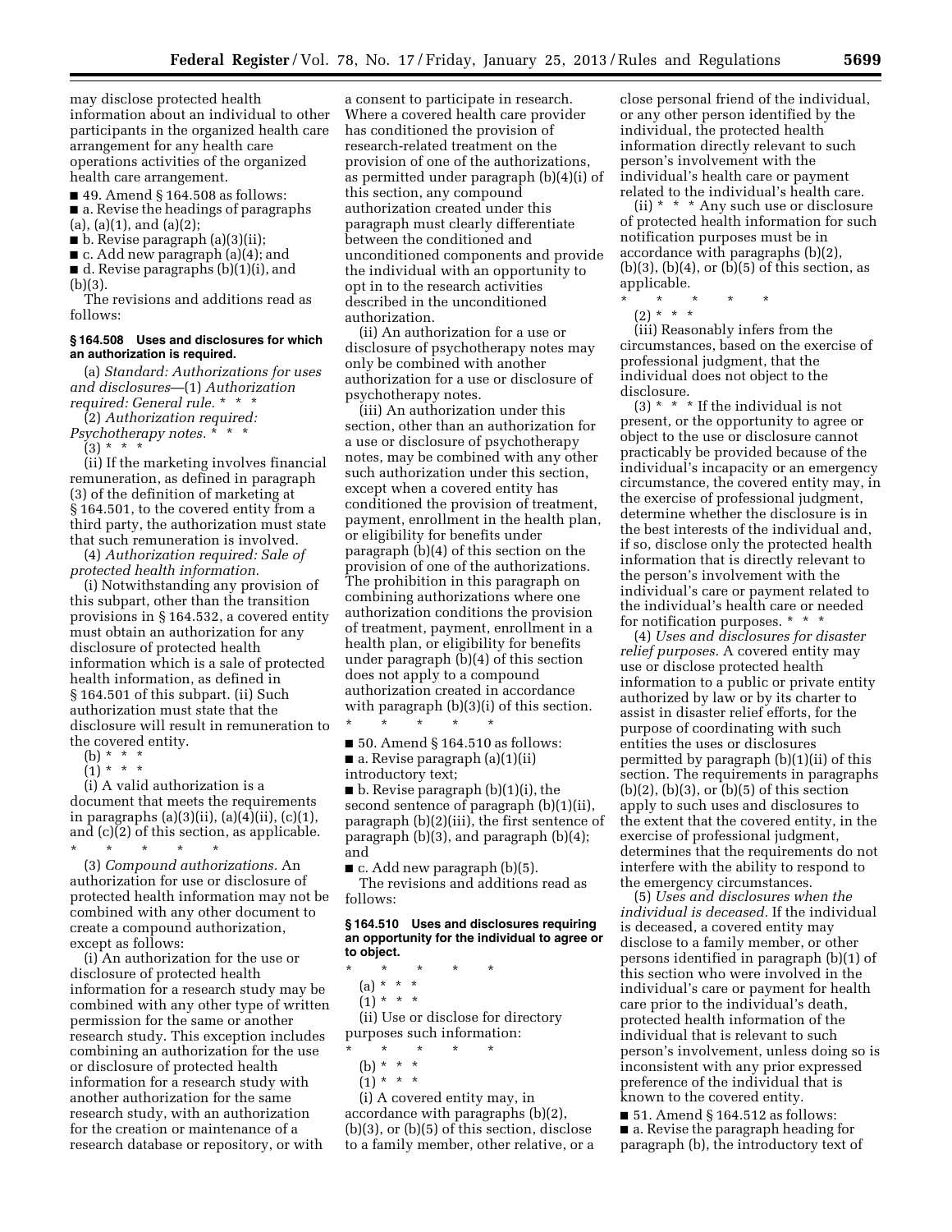may disclose protected health information about an individual to other participants in the organized health care arrangement for any health care operations activities of the organized health care arrangement.

■ 49. Amend § 164.508 as follows:

■ a. Revise the headings of paragraphs (a), (a)(1), and (a)(2);

■ b. Revise paragraph (a)(3)(ii);

■ c. Add new paragraph (a)(4); and

■ d. Revise paragraphs (b)(1)(i), and (b)(3).

The revisions and additions read as follows:

**§ 164.508 Uses and disclosures for which an authorization is required.**

(a) *Standard: Authorizations for uses and disclosures*—(1) *Authorization required: General rule.* * * *

(2) *Authorization required: Psychotherapy notes.* * * *

(3) * * *

(ii) If the marketing involves financial remuneration, as defined in paragraph (3) of the definition of marketing at § 164.501, to the covered entity from a third party, the authorization must state that such remuneration is involved.

(4) *Authorization required: Sale of protected health information.*

(i) Notwithstanding any provision of this subpart, other than the transition provisions in § 164.532, a covered entity must obtain an authorization for any disclosure of protected health information which is a sale of protected health information, as defined in § 164.501 of this subpart. (ii) Such authorization must state that the disclosure will result in remuneration to the covered entity.

(b) * * *

(1) * * *

(i) A valid authorization is a document that meets the requirements in paragraphs (a)(3)(ii), (a)(4)(ii), (c)(1), and (c)(2) of this section, as applicable.

\* \* \* \* \*

(3) *Compound authorizations.* An authorization for use or disclosure of protected health information may not be combined with any other document to create a compound authorization, except as follows:

(i) An authorization for the use or disclosure of protected health information for a research study may be combined with any other type of written permission for the same or another research study. This exception includes combining an authorization for the use or disclosure of protected health information for a research study with another authorization for the same research study, with an authorization for the creation or maintenance of a research database or repository, or with a consent to participate in research. Where a covered health care provider has conditioned the provision of research-related treatment on the provision of one of the authorizations, as permitted under paragraph (b)(4)(i) of this section, any compound authorization created under this paragraph must clearly differentiate between the conditioned and unconditioned components and provide the individual with an opportunity to opt in to the research activities described in the unconditioned authorization.

(ii) An authorization for a use or disclosure of psychotherapy notes may only be combined with another authorization for a use or disclosure of psychotherapy notes.

(iii) An authorization under this section, other than an authorization for a use or disclosure of psychotherapy notes, may be combined with any other such authorization under this section, except when a covered entity has conditioned the provision of treatment, payment, enrollment in the health plan, or eligibility for benefits under paragraph (b)(4) of this section on the provision of one of the authorizations. The prohibition in this paragraph on combining authorizations where one authorization conditions the provision of treatment, payment, enrollment in a health plan, or eligibility for benefits under paragraph (b)(4) of this section does not apply to a compound authorization created in accordance with paragraph (b)(3)(i) of this section.

\* \* \* \* \*

■ 50. Amend § 164.510 as follows:

■ a. Revise paragraph (a)(1)(ii) introductory text;

■ b. Revise paragraph (b)(1)(i), the second sentence of paragraph (b)(1)(ii), paragraph (b)(2)(iii), the first sentence of paragraph (b)(3), and paragraph (b)(4); and

■ c. Add new paragraph (b)(5).

The revisions and additions read as follows:

**§ 164.510 Uses and disclosures requiring an opportunity for the individual to agree or to object.**

\* \* \* \* \*

(a) * * *

(1) * * *

(ii) Use or disclose for directory purposes such information:

\* \* \* \* \*

(b) * * *

(1) * * *

(i) A covered entity may, in accordance with paragraphs (b)(2), (b)(3), or (b)(5) of this section, disclose to a family member, other relative, or a close personal friend of the individual, or any other person identified by the individual, the protected health information directly relevant to such person's involvement with the individual's health care or payment related to the individual's health care.

(ii) * * * Any such use or disclosure of protected health information for such notification purposes must be in accordance with paragraphs (b)(2), (b)(3), (b)(4), or (b)(5) of this section, as applicable.

\* \* \* \* \*

(2) * * *

(iii) Reasonably infers from the circumstances, based on the exercise of professional judgment, that the individual does not object to the disclosure.

(3) * * * If the individual is not present, or the opportunity to agree or object to the use or disclosure cannot practicably be provided because of the individual's incapacity or an emergency circumstance, the covered entity may, in the exercise of professional judgment, determine whether the disclosure is in the best interests of the individual and, if so, disclose only the protected health information that is directly relevant to the person's involvement with the individual's care or payment related to the individual's health care or needed for notification purposes. * * *

(4) *Uses and disclosures for disaster relief purposes.* A covered entity may use or disclose protected health information to a public or private entity authorized by law or by its charter to assist in disaster relief efforts, for the purpose of coordinating with such entities the uses or disclosures permitted by paragraph (b)(1)(ii) of this section. The requirements in paragraphs (b)(2), (b)(3), or (b)(5) of this section apply to such uses and disclosures to the extent that the covered entity, in the exercise of professional judgment, determines that the requirements do not interfere with the ability to respond to the emergency circumstances.

(5) *Uses and disclosures when the individual is deceased.* If the individual is deceased, a covered entity may disclose to a family member, or other persons identified in paragraph (b)(1) of this section who were involved in the individual's care or payment for health care prior to the individual's death, protected health information of the individual that is relevant to such person's involvement, unless doing so is inconsistent with any prior expressed preference of the individual that is known to the covered entity.

■ 51. Amend § 164.512 as follows:

■ a. Revise the paragraph heading for paragraph (b), the introductory text of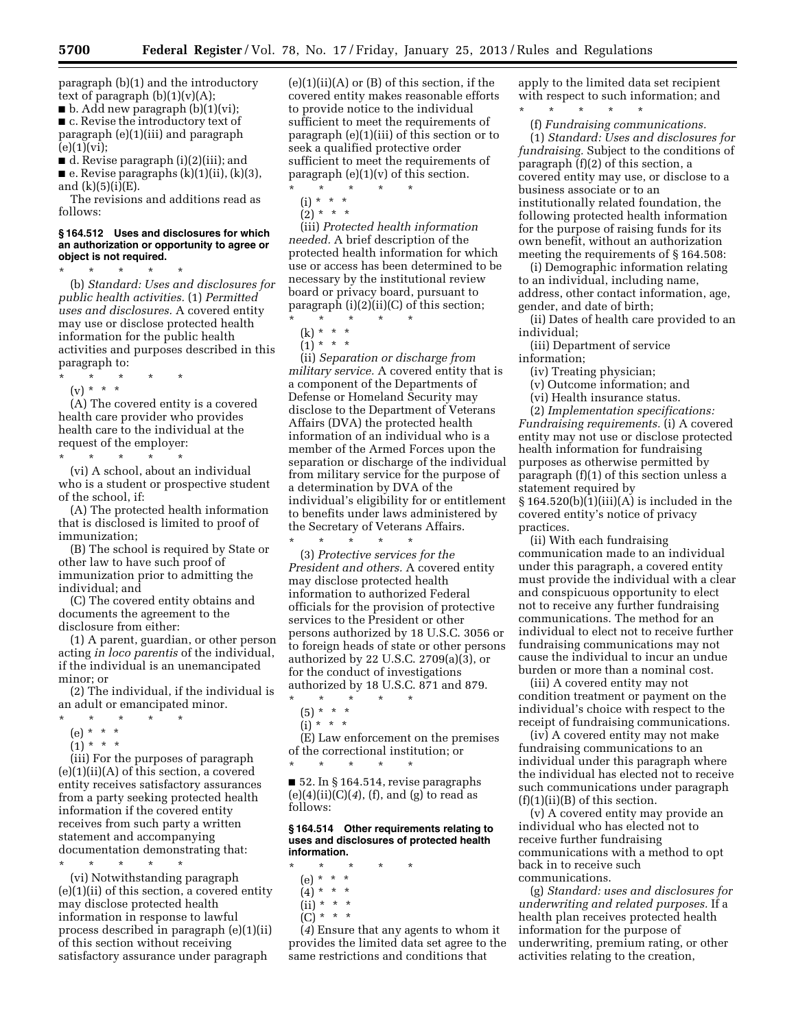paragraph (b)(1) and the introductory text of paragraph (b)(1)(v)(A);

■ b. Add new paragraph (b)(1)(vi);

■ c. Revise the introductory text of paragraph (e)(1)(iii) and paragraph (e)(1)(vi);

■ d. Revise paragraph (i)(2)(iii); and

■ e. Revise paragraphs (k)(1)(ii), (k)(3), and (k)(5)(i)(E).

The revisions and additions read as follows:

### § 164.512 Uses and disclosures for which an authorization or opportunity to agree or object is not required.

\* \* \* \* \*

(b) *Standard: Uses and disclosures for public health activities.* (1) *Permitted uses and disclosures.* A covered entity may use or disclose protected health information for the public health activities and purposes described in this paragraph to:

\* \* \* \* \*

(v) \* \* \*

(A) The covered entity is a covered health care provider who provides health care to the individual at the request of the employer:

\* \* \* \* \*

(vi) A school, about an individual who is a student or prospective student of the school, if:

(A) The protected health information that is disclosed is limited to proof of immunization;

(B) The school is required by State or other law to have such proof of immunization prior to admitting the individual; and

(C) The covered entity obtains and documents the agreement to the disclosure from either:

(*1*) A parent, guardian, or other person acting *in loco parentis* of the individual, if the individual is an unemancipated minor; or

(*2*) The individual, if the individual is an adult or emancipated minor.

\* \* \* \* \*

(e) \* \* \*

(1) \* \* \*

(iii) For the purposes of paragraph (e)(1)(ii)(A) of this section, a covered entity receives satisfactory assurances from a party seeking protected health information if the covered entity receives from such party a written statement and accompanying documentation demonstrating that:

\* \* \* \* \*

(vi) Notwithstanding paragraph (e)(1)(ii) of this section, a covered entity may disclose protected health information in response to lawful process described in paragraph (e)(1)(ii) of this section without receiving satisfactory assurance under paragraph (e)(1)(ii)(A) or (B) of this section, if the covered entity makes reasonable efforts to provide notice to the individual sufficient to meet the requirements of paragraph (e)(1)(iii) of this section or to seek a qualified protective order sufficient to meet the requirements of paragraph (e)(1)(v) of this section.

\* \* \* \* \*

(i) \* \* \*

(2) \* \* \*

(iii) *Protected health information needed.* A brief description of the protected health information for which use or access has been determined to be necessary by the institutional review board or privacy board, pursuant to paragraph (i)(2)(ii)(C) of this section;

\* \* \* \* \*

(k) \* \* \*

(1) \* \* \*

(ii) *Separation or discharge from military service.* A covered entity that is a component of the Departments of Defense or Homeland Security may disclose to the Department of Veterans Affairs (DVA) the protected health information of an individual who is a member of the Armed Forces upon the separation or discharge of the individual from military service for the purpose of a determination by DVA of the individual's eligibility for or entitlement to benefits under laws administered by the Secretary of Veterans Affairs.

\* \* \* \* \*

(3) *Protective services for the President and others.* A covered entity may disclose protected health information to authorized Federal officials for the provision of protective services to the President or other persons authorized by 18 U.S.C. 3056 or to foreign heads of state or other persons authorized by 22 U.S.C. 2709(a)(3), or for the conduct of investigations authorized by 18 U.S.C. 871 and 879.

\* \* \* \* \*

(5) \* \* \*

(i) \* \* \*

(E) Law enforcement on the premises of the correctional institution; or

\* \* \* \* \*

■ 52. In § 164.514, revise paragraphs (e)(4)(ii)(C)(*4*), (f), and (g) to read as follows:

### § 164.514 Other requirements relating to uses and disclosures of protected health information.

\* \* \* \* \*

(e) \* \* \*

(4) \* \* \*

(ii) \* \* \*

(C) \* \* \*

(*4*) Ensure that any agents to whom it provides the limited data set agree to the same restrictions and conditions that apply to the limited data set recipient with respect to such information; and

\* \* \* \* \*

(f) *Fundraising communications.*

(1) *Standard: Uses and disclosures for fundraising.* Subject to the conditions of paragraph (f)(2) of this section, a covered entity may use, or disclose to a business associate or to an institutionally related foundation, the following protected health information for the purpose of raising funds for its own benefit, without an authorization meeting the requirements of § 164.508:

(i) Demographic information relating to an individual, including name, address, other contact information, age, gender, and date of birth;

(ii) Dates of health care provided to an individual;

(iii) Department of service information;

(iv) Treating physician;

(v) Outcome information; and

(vi) Health insurance status.

(2) *Implementation specifications: Fundraising requirements.* (i) A covered entity may not use or disclose protected health information for fundraising purposes as otherwise permitted by paragraph (f)(1) of this section unless a statement required by § 164.520(b)(1)(iii)(A) is included in the covered entity's notice of privacy practices.

(ii) With each fundraising communication made to an individual under this paragraph, a covered entity must provide the individual with a clear and conspicuous opportunity to elect not to receive any further fundraising communications. The method for an individual to elect not to receive further fundraising communications may not cause the individual to incur an undue burden or more than a nominal cost.

(iii) A covered entity may not condition treatment or payment on the individual's choice with respect to the receipt of fundraising communications.

(iv) A covered entity may not make fundraising communications to an individual under this paragraph where the individual has elected not to receive such communications under paragraph (f)(1)(ii)(B) of this section.

(v) A covered entity may provide an individual who has elected not to receive further fundraising communications with a method to opt back in to receive such communications.

(g) *Standard: uses and disclosures for underwriting and related purposes.* If a health plan receives protected health information for the purpose of underwriting, premium rating, or other activities relating to the creation,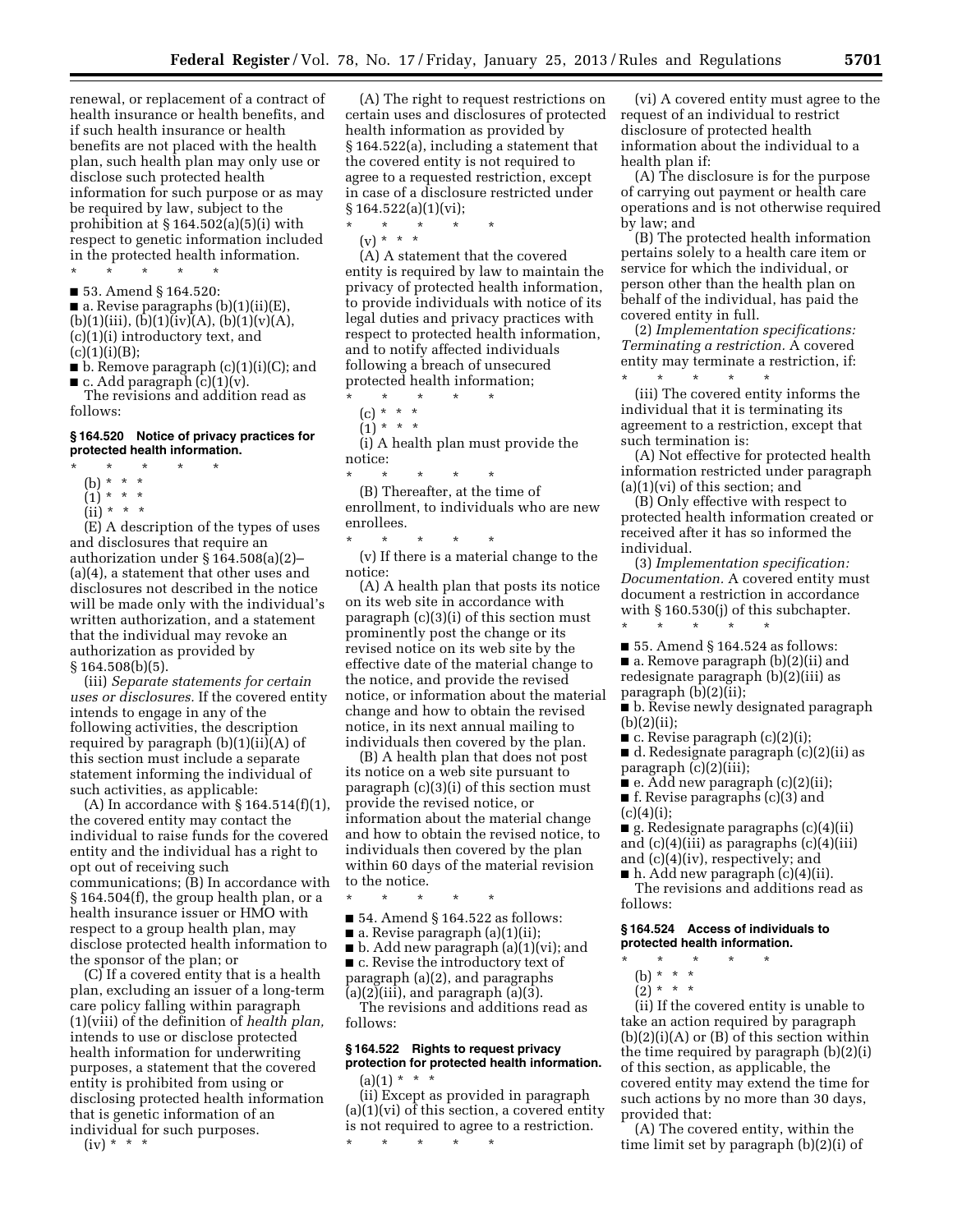renewal, or replacement of a contract of health insurance or health benefits, and if such health insurance or health benefits are not placed with the health plan, such health plan may only use or disclose such protected health information for such purpose or as may be required by law, subject to the prohibition at § 164.502(a)(5)(i) with respect to genetic information included in the protected health information.

\* \* \* \* \*

■ 53. Amend § 164.520:

■ a. Revise paragraphs (b)(1)(ii)(E), (b)(1)(iii), (b)(1)(iv)(A), (b)(1)(v)(A), (c)(1)(i) introductory text, and (c)(1)(i)(B);

■ b. Remove paragraph (c)(1)(i)(C); and

■ c. Add paragraph (c)(1)(v).

The revisions and addition read as follows:

### § 164.520 Notice of privacy practices for protected health information.

\* \* \* \* \*

(b) \* \* \*

(1) \* \* \*

(ii) \* \* \*

(E) A description of the types of uses and disclosures that require an authorization under § 164.508(a)(2)–(a)(4), a statement that other uses and disclosures not described in the notice will be made only with the individual's written authorization, and a statement that the individual may revoke an authorization as provided by § 164.508(b)(5).

(iii) *Separate statements for certain uses or disclosures.* If the covered entity intends to engage in any of the following activities, the description required by paragraph (b)(1)(ii)(A) of this section must include a separate statement informing the individual of such activities, as applicable:

(A) In accordance with § 164.514(f)(1), the covered entity may contact the individual to raise funds for the covered entity and the individual has a right to opt out of receiving such communications; (B) In accordance with § 164.504(f), the group health plan, or a health insurance issuer or HMO with respect to a group health plan, may disclose protected health information to the sponsor of the plan; or

(C) If a covered entity that is a health plan, excluding an issuer of a long-term care policy falling within paragraph (1)(viii) of the definition of *health plan,* intends to use or disclose protected health information for underwriting purposes, a statement that the covered entity is prohibited from using or disclosing protected health information that is genetic information of an individual for such purposes.

(iv) \* \* \*

(A) The right to request restrictions on certain uses and disclosures of protected health information as provided by § 164.522(a), including a statement that the covered entity is not required to agree to a requested restriction, except in case of a disclosure restricted under § 164.522(a)(1)(vi);

\* \* \* \* \*

(v) \* \* \*

(A) A statement that the covered entity is required by law to maintain the privacy of protected health information, to provide individuals with notice of its legal duties and privacy practices with respect to protected health information, and to notify affected individuals following a breach of unsecured protected health information;

\* \* \* \* \*

(c) \* \* \*

(1) \* \* \*

(i) A health plan must provide the notice:

\* \* \* \* \*

(B) Thereafter, at the time of enrollment, to individuals who are new enrollees.

\* \* \* \* \*

(v) If there is a material change to the notice:

(A) A health plan that posts its notice on its web site in accordance with paragraph (c)(3)(i) of this section must prominently post the change or its revised notice on its web site by the effective date of the material change to the notice, and provide the revised notice, or information about the material change and how to obtain the revised notice, in its next annual mailing to individuals then covered by the plan.

(B) A health plan that does not post its notice on a web site pursuant to paragraph (c)(3)(i) of this section must provide the revised notice, or information about the material change and how to obtain the revised notice, to individuals then covered by the plan within 60 days of the material revision to the notice.

\* \* \* \* \*

■ 54. Amend § 164.522 as follows:

■ a. Revise paragraph (a)(1)(ii);

■ b. Add new paragraph (a)(1)(vi); and

■ c. Revise the introductory text of paragraph (a)(2), and paragraphs (a)(2)(iii), and paragraph (a)(3).

The revisions and additions read as follows:

### § 164.522 Rights to request privacy protection for protected health information.

(a)(1) \* \* \*

(ii) Except as provided in paragraph (a)(1)(vi) of this section, a covered entity is not required to agree to a restriction.

\* \* \* \* \*

(vi) A covered entity must agree to the request of an individual to restrict disclosure of protected health information about the individual to a health plan if:

(A) The disclosure is for the purpose of carrying out payment or health care operations and is not otherwise required by law; and

(B) The protected health information pertains solely to a health care item or service for which the individual, or person other than the health plan on behalf of the individual, has paid the covered entity in full.

(2) *Implementation specifications: Terminating a restriction.* A covered entity may terminate a restriction, if:

\* \* \* \* \*

(iii) The covered entity informs the individual that it is terminating its agreement to a restriction, except that such termination is:

(A) Not effective for protected health information restricted under paragraph (a)(1)(vi) of this section; and

(B) Only effective with respect to protected health information created or received after it has so informed the individual.

(3) *Implementation specification: Documentation.* A covered entity must document a restriction in accordance with § 160.530(j) of this subchapter.

\* \* \* \* \*

■ 55. Amend § 164.524 as follows:

■ a. Remove paragraph (b)(2)(ii) and redesignate paragraph (b)(2)(iii) as paragraph (b)(2)(ii);

■ b. Revise newly designated paragraph (b)(2)(ii);

■ c. Revise paragraph (c)(2)(i);

■ d. Redesignate paragraph (c)(2)(ii) as paragraph (c)(2)(iii);

■ e. Add new paragraph (c)(2)(ii);

■ f. Revise paragraphs (c)(3) and (c)(4)(i);

■ g. Redesignate paragraphs (c)(4)(ii) and (c)(4)(iii) as paragraphs (c)(4)(iii) and (c)(4)(iv), respectively; and

■ h. Add new paragraph (c)(4)(ii).

The revisions and additions read as follows:

### § 164.524 Access of individuals to protected health information.

\* \* \* \* \*

(b) \* \* \*

(2) \* \* \*

(ii) If the covered entity is unable to take an action required by paragraph (b)(2)(i)(A) or (B) of this section within the time required by paragraph (b)(2)(i) of this section, as applicable, the covered entity may extend the time for such actions by no more than 30 days, provided that:

(A) The covered entity, within the time limit set by paragraph (b)(2)(i) of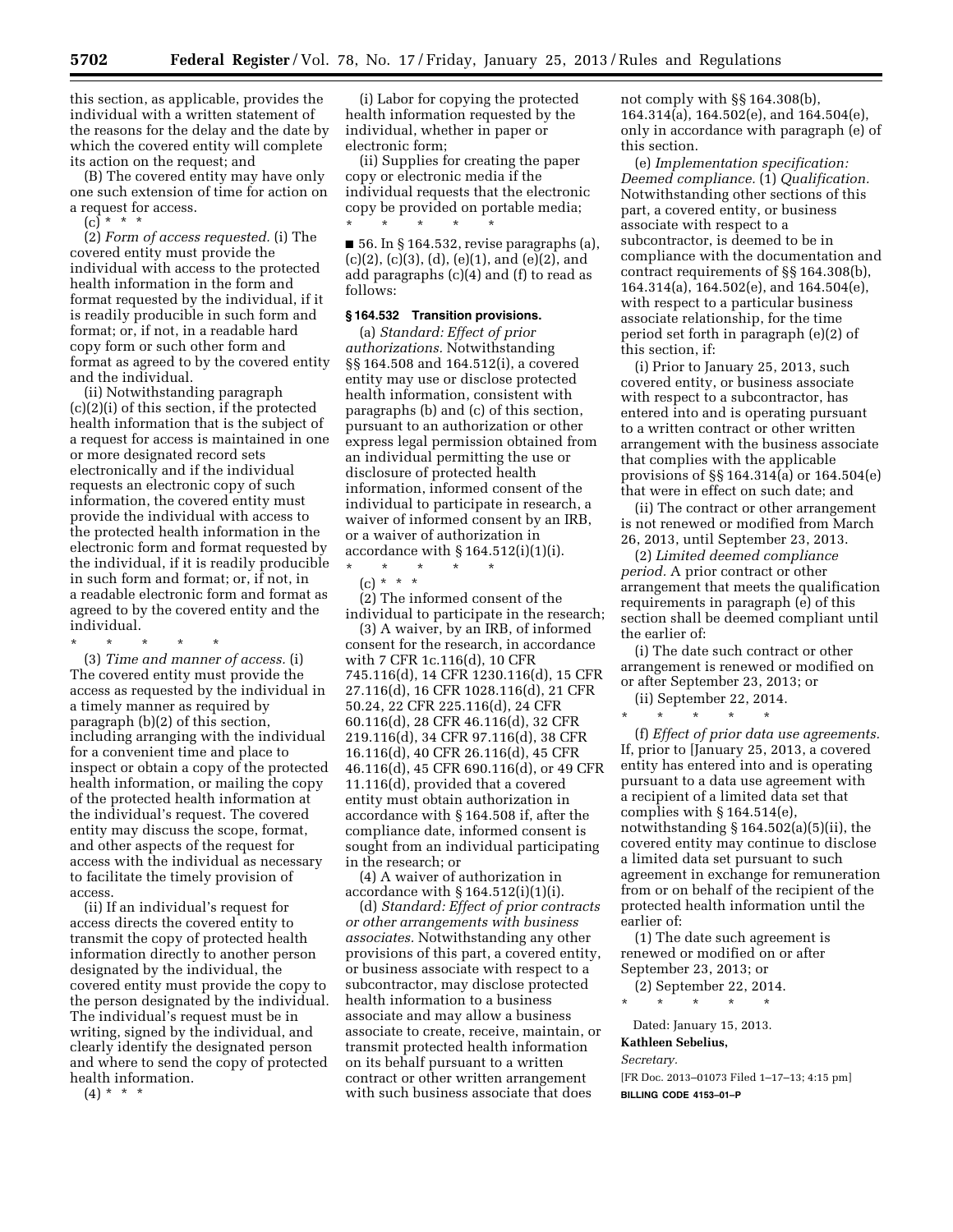this section, as applicable, provides the individual with a written statement of the reasons for the delay and the date by which the covered entity will complete its action on the request; and

(B) The covered entity may have only one such extension of time for action on a request for access.

(c) * * *

(2) *Form of access requested.* (i) The covered entity must provide the individual with access to the protected health information in the form and format requested by the individual, if it is readily producible in such form and format; or, if not, in a readable hard copy form or such other form and format as agreed to by the covered entity and the individual.

(ii) Notwithstanding paragraph (c)(2)(i) of this section, if the protected health information that is the subject of a request for access is maintained in one or more designated record sets electronically and if the individual requests an electronic copy of such information, the covered entity must provide the individual with access to the protected health information in the electronic form and format requested by the individual, if it is readily producible in such form and format; or, if not, in a readable electronic form and format as agreed to by the covered entity and the individual.

\* \* \* \* \*

(3) *Time and manner of access.* (i) The covered entity must provide the access as requested by the individual in a timely manner as required by paragraph (b)(2) of this section, including arranging with the individual for a convenient time and place to inspect or obtain a copy of the protected health information, or mailing the copy of the protected health information at the individual's request. The covered entity may discuss the scope, format, and other aspects of the request for access with the individual as necessary to facilitate the timely provision of access.

(ii) If an individual's request for access directs the covered entity to transmit the copy of protected health information directly to another person designated by the individual, the covered entity must provide the copy to the person designated by the individual. The individual's request must be in writing, signed by the individual, and clearly identify the designated person and where to send the copy of protected health information.

(4) * * *

(i) Labor for copying the protected health information requested by the individual, whether in paper or electronic form;

(ii) Supplies for creating the paper copy or electronic media if the individual requests that the electronic copy be provided on portable media;

\* \* \* \* \*

■ 56. In § 164.532, revise paragraphs (a), (c)(2), (c)(3), (d), (e)(1), and (e)(2), and add paragraphs (c)(4) and (f) to read as follows:

**§ 164.532 Transition provisions.**

(a) *Standard: Effect of prior authorizations.* Notwithstanding §§ 164.508 and 164.512(i), a covered entity may use or disclose protected health information, consistent with paragraphs (b) and (c) of this section, pursuant to an authorization or other express legal permission obtained from an individual permitting the use or disclosure of protected health information, informed consent of the individual to participate in research, a waiver of informed consent by an IRB, or a waiver of authorization in accordance with § 164.512(i)(1)(i).

\* \* \* \* \*

(c) * * *

(2) The informed consent of the individual to participate in the research;

(3) A waiver, by an IRB, of informed consent for the research, in accordance with 7 CFR 1c.116(d), 10 CFR 745.116(d), 14 CFR 1230.116(d), 15 CFR 27.116(d), 16 CFR 1028.116(d), 21 CFR 50.24, 22 CFR 225.116(d), 24 CFR 60.116(d), 28 CFR 46.116(d), 32 CFR 219.116(d), 34 CFR 97.116(d), 38 CFR 16.116(d), 40 CFR 26.116(d), 45 CFR 46.116(d), 45 CFR 690.116(d), or 49 CFR 11.116(d), provided that a covered entity must obtain authorization in accordance with § 164.508 if, after the compliance date, informed consent is sought from an individual participating in the research; or

(4) A waiver of authorization in accordance with § 164.512(i)(1)(i).

(d) *Standard: Effect of prior contracts or other arrangements with business associates.* Notwithstanding any other provisions of this part, a covered entity, or business associate with respect to a subcontractor, may disclose protected health information to a business associate and may allow a business associate to create, receive, maintain, or transmit protected health information on its behalf pursuant to a written contract or other written arrangement with such business associate that does not comply with §§ 164.308(b), 164.314(a), 164.502(e), and 164.504(e), only in accordance with paragraph (e) of this section.

(e) *Implementation specification: Deemed compliance.* (1) *Qualification.* Notwithstanding other sections of this part, a covered entity, or business associate with respect to a subcontractor, is deemed to be in compliance with the documentation and contract requirements of §§ 164.308(b), 164.314(a), 164.502(e), and 164.504(e), with respect to a particular business associate relationship, for the time period set forth in paragraph (e)(2) of this section, if:

(i) Prior to January 25, 2013, such covered entity, or business associate with respect to a subcontractor, has entered into and is operating pursuant to a written contract or other written arrangement with the business associate that complies with the applicable provisions of §§ 164.314(a) or 164.504(e) that were in effect on such date; and

(ii) The contract or other arrangement is not renewed or modified from March 26, 2013, until September 23, 2013.

(2) *Limited deemed compliance period.* A prior contract or other arrangement that meets the qualification requirements in paragraph (e) of this section shall be deemed compliant until the earlier of:

(i) The date such contract or other arrangement is renewed or modified on or after September 23, 2013; or

(ii) September 22, 2014.

\* \* \* \* \*

(f) *Effect of prior data use agreements.* If, prior to [January 25, 2013, a covered entity has entered into and is operating pursuant to a data use agreement with a recipient of a limited data set that complies with § 164.514(e), notwithstanding § 164.502(a)(5)(ii), the covered entity may continue to disclose a limited data set pursuant to such agreement in exchange for remuneration from or on behalf of the recipient of the protected health information until the earlier of:

(1) The date such agreement is renewed or modified on or after September 23, 2013; or

(2) September 22, 2014.

\* \* \* \* \*

Dated: January 15, 2013.

**Kathleen Sebelius,**

*Secretary.*

[FR Doc. 2013–01073 Filed 1–17–13; 4:15 pm]

**BILLING CODE 4153–01–P**